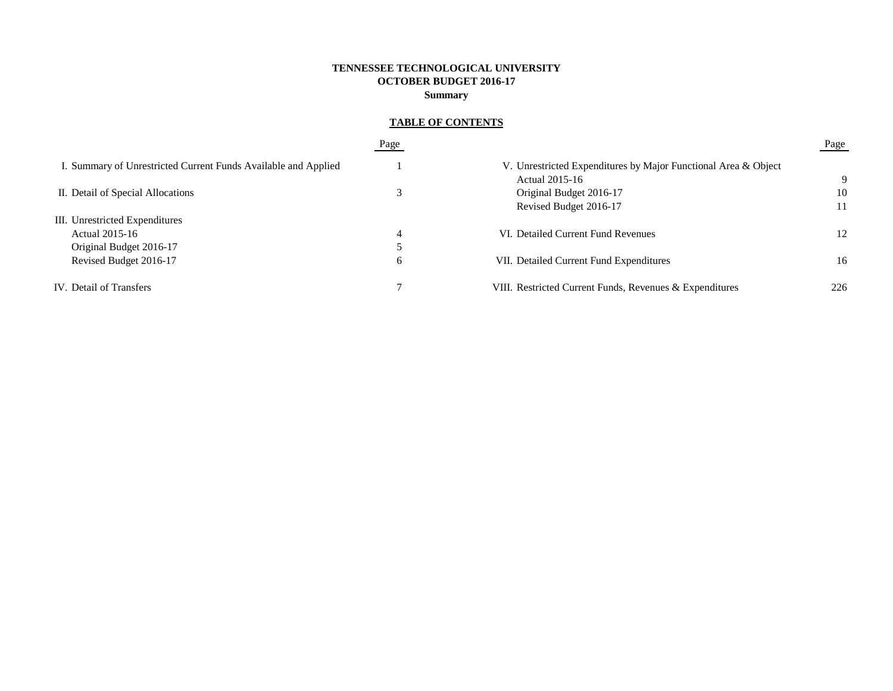**TENNESSEE TECHNOLOGICAL UNIVERSITY**
**OCTOBER BUDGET 2016-17**
**Summary**

## TABLE OF CONTENTS

| | Page |
|---|---|
| I. Summary of Unrestricted Current Funds Available and Applied | 1 |
| II. Detail of Special Allocations | 3 |
| III. Unrestricted Expenditures | |
| Actual 2015-16 | 4 |
| Original Budget 2016-17 | 5 |
| Revised Budget 2016-17 | 6 |
| IV. Detail of Transfers | 7 |
| V. Unrestricted Expenditures by Major Functional Area & Object | |
| Actual 2015-16 | 9 |
| Original Budget 2016-17 | 10 |
| Revised Budget 2016-17 | 11 |
| VI. Detailed Current Fund Revenues | 12 |
| VII. Detailed Current Fund Expenditures | 16 |
| VIII. Restricted Current Funds, Revenues & Expenditures | 226 |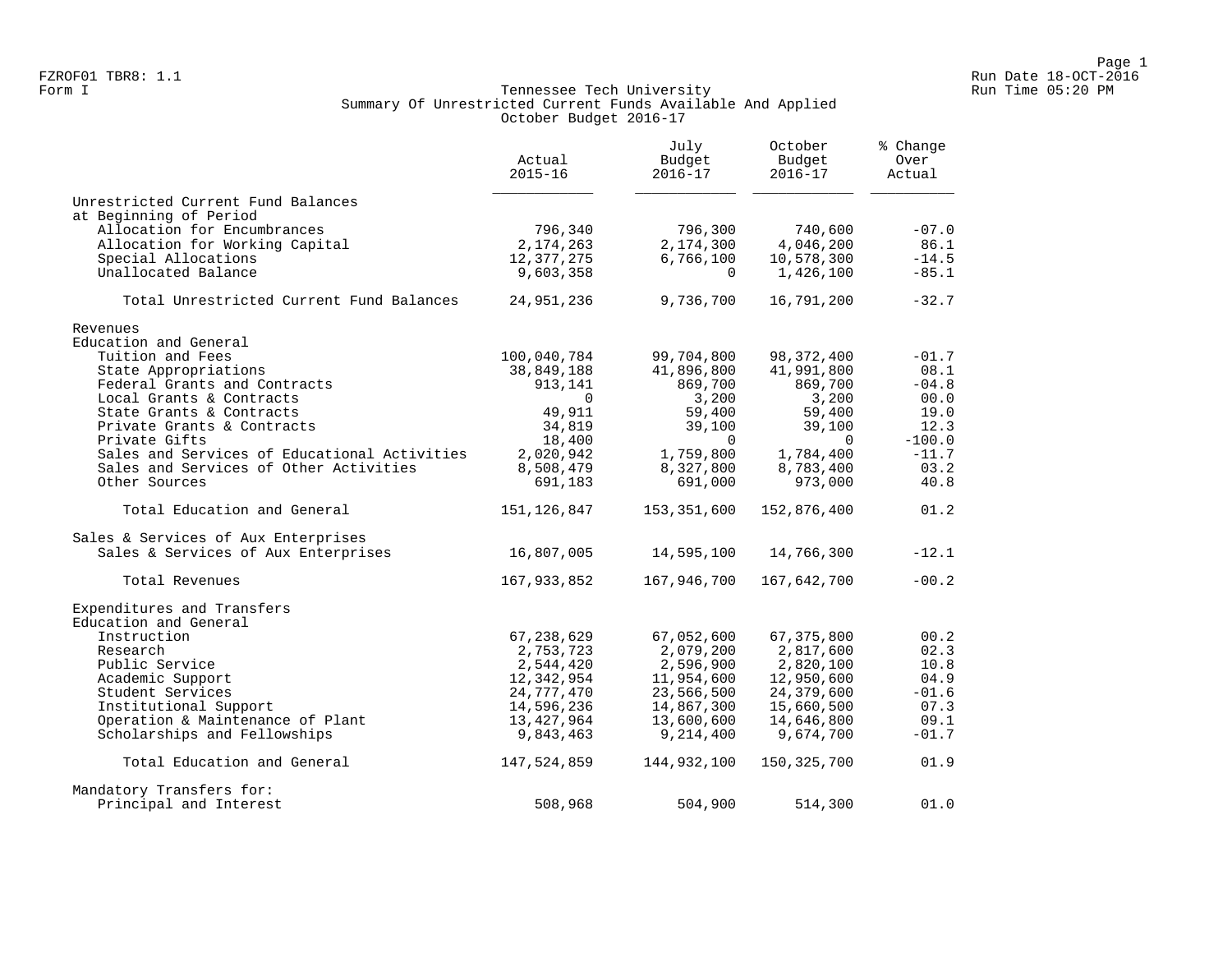FZROF01 TBR8: 1.1

Form I

# Tennessee Tech University
## Summary Of Unrestricted Current Funds Available And Applied
### October Budget 2016-17

Run Date 18-OCT-2016
Run Time 05:20 PM

| | Actual 2015-16 | July Budget 2016-17 | October Budget 2016-17 | % Change Over Actual |
|---|---|---|---|---|
| Unrestricted Current Fund Balances at Beginning of Period | | | | |
| Allocation for Encumbrances | 796,340 | 796,300 | 740,600 | -07.0 |
| Allocation for Working Capital | 2,174,263 | 2,174,300 | 4,046,200 | 86.1 |
| Special Allocations | 12,377,275 | 6,766,100 | 10,578,300 | -14.5 |
| Unallocated Balance | 9,603,358 | 0 | 1,426,100 | -85.1 |
| Total Unrestricted Current Fund Balances | 24,951,236 | 9,736,700 | 16,791,200 | -32.7 |
| Revenues | | | | |
| Education and General | | | | |
| Tuition and Fees | 100,040,784 | 99,704,800 | 98,372,400 | -01.7 |
| State Appropriations | 38,849,188 | 41,896,800 | 41,991,800 | 08.1 |
| Federal Grants and Contracts | 913,141 | 869,700 | 869,700 | -04.8 |
| Local Grants & Contracts | 0 | 3,200 | 3,200 | 00.0 |
| State Grants & Contracts | 49,911 | 59,400 | 59,400 | 19.0 |
| Private Grants & Contracts | 34,819 | 39,100 | 39,100 | 12.3 |
| Private Gifts | 18,400 | 0 | 0 | -100.0 |
| Sales and Services of Educational Activities | 2,020,942 | 1,759,800 | 1,784,400 | -11.7 |
| Sales and Services of Other Activities | 8,508,479 | 8,327,800 | 8,783,400 | 03.2 |
| Other Sources | 691,183 | 691,000 | 973,000 | 40.8 |
| Total Education and General | 151,126,847 | 153,351,600 | 152,876,400 | 01.2 |
| Sales & Services of Aux Enterprises | | | | |
| Sales & Services of Aux Enterprises | 16,807,005 | 14,595,100 | 14,766,300 | -12.1 |
| Total Revenues | 167,933,852 | 167,946,700 | 167,642,700 | -00.2 |
| Expenditures and Transfers | | | | |
| Education and General | | | | |
| Instruction | 67,238,629 | 67,052,600 | 67,375,800 | 00.2 |
| Research | 2,753,723 | 2,079,200 | 2,817,600 | 02.3 |
| Public Service | 2,544,420 | 2,596,900 | 2,820,100 | 10.8 |
| Academic Support | 12,342,954 | 11,954,600 | 12,950,600 | 04.9 |
| Student Services | 24,777,470 | 23,566,500 | 24,379,600 | -01.6 |
| Institutional Support | 14,596,236 | 14,867,300 | 15,660,500 | 07.3 |
| Operation & Maintenance of Plant | 13,427,964 | 13,600,600 | 14,646,800 | 09.1 |
| Scholarships and Fellowships | 9,843,463 | 9,214,400 | 9,674,700 | -01.7 |
| Total Education and General | 147,524,859 | 144,932,100 | 150,325,700 | 01.9 |
| Mandatory Transfers for: | | | | |
| Principal and Interest | 508,968 | 504,900 | 514,300 | 01.0 |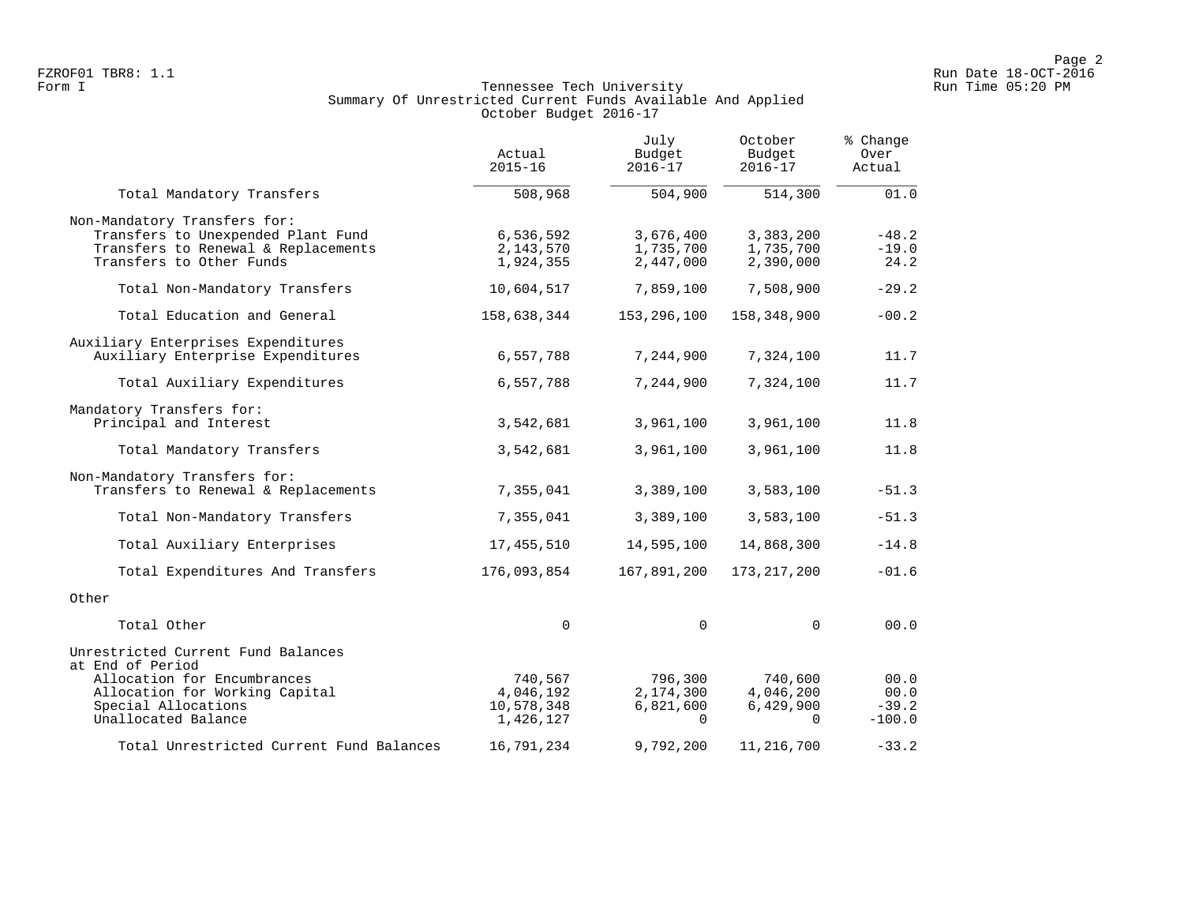FZROF01 TBR8: 1.1
Form I

# Tennessee Tech University
## Summary Of Unrestricted Current Funds Available And Applied
### October Budget 2016-17

Run Date 18-OCT-2016
Run Time 05:20 PM

| | Actual 2015-16 | July Budget 2016-17 | October Budget 2016-17 | % Change Over Actual |
|---|---|---|---|---|
| Total Mandatory Transfers | 508,968 | 504,900 | 514,300 | 01.0 |
| Non-Mandatory Transfers for: | | | | |
| Transfers to Unexpended Plant Fund | 6,536,592 | 3,676,400 | 3,383,200 | -48.2 |
| Transfers to Renewal & Replacements | 2,143,570 | 1,735,700 | 1,735,700 | -19.0 |
| Transfers to Other Funds | 1,924,355 | 2,447,000 | 2,390,000 | 24.2 |
| Total Non-Mandatory Transfers | 10,604,517 | 7,859,100 | 7,508,900 | -29.2 |
| Total Education and General | 158,638,344 | 153,296,100 | 158,348,900 | -00.2 |
| Auxiliary Enterprises Expenditures | | | | |
| Auxiliary Enterprise Expenditures | 6,557,788 | 7,244,900 | 7,324,100 | 11.7 |
| Total Auxiliary Expenditures | 6,557,788 | 7,244,900 | 7,324,100 | 11.7 |
| Mandatory Transfers for: | | | | |
| Principal and Interest | 3,542,681 | 3,961,100 | 3,961,100 | 11.8 |
| Total Mandatory Transfers | 3,542,681 | 3,961,100 | 3,961,100 | 11.8 |
| Non-Mandatory Transfers for: | | | | |
| Transfers to Renewal & Replacements | 7,355,041 | 3,389,100 | 3,583,100 | -51.3 |
| Total Non-Mandatory Transfers | 7,355,041 | 3,389,100 | 3,583,100 | -51.3 |
| Total Auxiliary Enterprises | 17,455,510 | 14,595,100 | 14,868,300 | -14.8 |
| Total Expenditures And Transfers | 176,093,854 | 167,891,200 | 173,217,200 | -01.6 |
| Other | | | | |
| Total Other | 0 | 0 | 0 | 00.0 |
| Unrestricted Current Fund Balances at End of Period | | | | |
| Allocation for Encumbrances | 740,567 | 796,300 | 740,600 | 00.0 |
| Allocation for Working Capital | 4,046,192 | 2,174,300 | 4,046,200 | 00.0 |
| Special Allocations | 10,578,348 | 6,821,600 | 6,429,900 | -39.2 |
| Unallocated Balance | 1,426,127 | 0 | 0 | -100.0 |
| Total Unrestricted Current Fund Balances | 16,791,234 | 9,792,200 | 11,216,700 | -33.2 |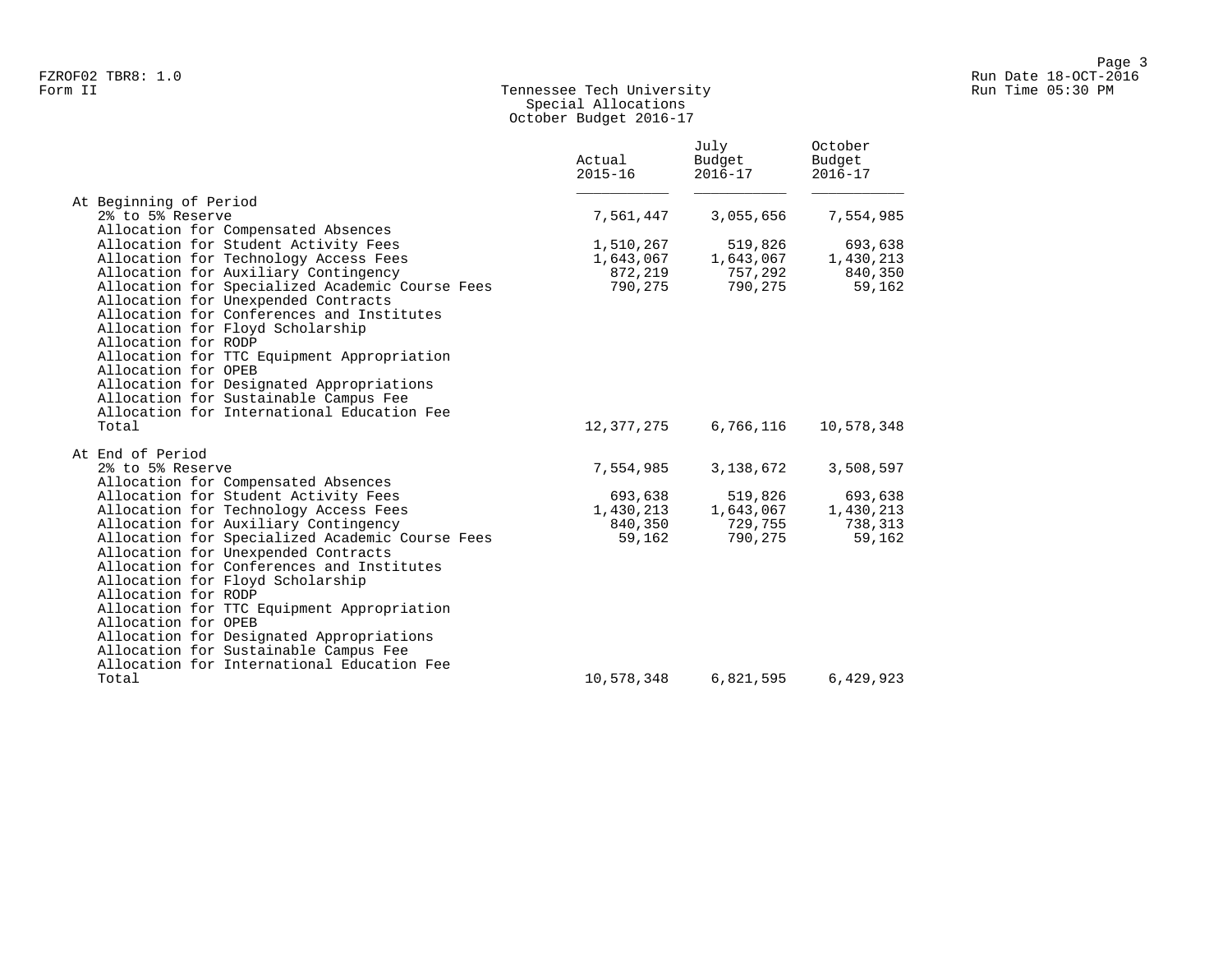FZROF02 TBR8: 1.0
Form II

# Tennessee Tech University
## Special Allocations
## October Budget 2016-17

| | Actual 2015-16 | July Budget 2016-17 | October Budget 2016-17 |
|---|---|---|---|
| At Beginning of Period | | | |
| 2% to 5% Reserve | 7,561,447 | 3,055,656 | 7,554,985 |
| Allocation for Compensated Absences | | | |
| Allocation for Student Activity Fees | 1,510,267 | 519,826 | 693,638 |
| Allocation for Technology Access Fees | 1,643,067 | 1,643,067 | 1,430,213 |
| Allocation for Auxiliary Contingency | 872,219 | 757,292 | 840,350 |
| Allocation for Specialized Academic Course Fees | 790,275 | 790,275 | 59,162 |
| Allocation for Unexpended Contracts | | | |
| Allocation for Conferences and Institutes | | | |
| Allocation for Floyd Scholarship | | | |
| Allocation for RODP | | | |
| Allocation for TTC Equipment Appropriation | | | |
| Allocation for OPEB | | | |
| Allocation for Designated Appropriations | | | |
| Allocation for Sustainable Campus Fee | | | |
| Allocation for International Education Fee | | | |
| Total | 12,377,275 | 6,766,116 | 10,578,348 |
| At End of Period | | | |
| 2% to 5% Reserve | 7,554,985 | 3,138,672 | 3,508,597 |
| Allocation for Compensated Absences | | | |
| Allocation for Student Activity Fees | 693,638 | 519,826 | 693,638 |
| Allocation for Technology Access Fees | 1,430,213 | 1,643,067 | 1,430,213 |
| Allocation for Auxiliary Contingency | 840,350 | 729,755 | 738,313 |
| Allocation for Specialized Academic Course Fees | 59,162 | 790,275 | 59,162 |
| Allocation for Unexpended Contracts | | | |
| Allocation for Conferences and Institutes | | | |
| Allocation for Floyd Scholarship | | | |
| Allocation for RODP | | | |
| Allocation for TTC Equipment Appropriation | | | |
| Allocation for OPEB | | | |
| Allocation for Designated Appropriations | | | |
| Allocation for Sustainable Campus Fee | | | |
| Allocation for International Education Fee | | | |
| Total | 10,578,348 | 6,821,595 | 6,429,923 |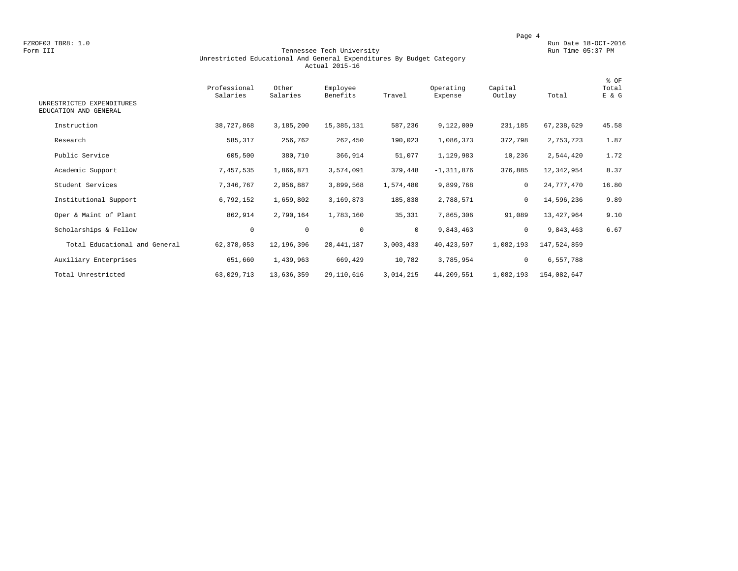FZROF03 TBR8: 1.0
Form III

Run Date 18-OCT-2016
Run Time 05:37 PM

# Tennessee Tech University
## Unrestricted Educational And General Expenditures By Budget Category
### Actual 2015-16

| UNRESTRICTED EXPENDITURES EDUCATION AND GENERAL | Professional Salaries | Other Salaries | Employee Benefits | Travel | Operating Expense | Capital Outlay | Total | % OF Total E & G |
|---|---|---|---|---|---|---|---|---|
| Instruction | 38,727,868 | 3,185,200 | 15,385,131 | 587,236 | 9,122,009 | 231,185 | 67,238,629 | 45.58 |
| Research | 585,317 | 256,762 | 262,450 | 190,023 | 1,086,373 | 372,798 | 2,753,723 | 1.87 |
| Public Service | 605,500 | 380,710 | 366,914 | 51,077 | 1,129,983 | 10,236 | 2,544,420 | 1.72 |
| Academic Support | 7,457,535 | 1,866,871 | 3,574,091 | 379,448 | -1,311,876 | 376,885 | 12,342,954 | 8.37 |
| Student Services | 7,346,767 | 2,056,887 | 3,899,568 | 1,574,480 | 9,899,768 | 0 | 24,777,470 | 16.80 |
| Institutional Support | 6,792,152 | 1,659,802 | 3,169,873 | 185,838 | 2,788,571 | 0 | 14,596,236 | 9.89 |
| Oper & Maint of Plant | 862,914 | 2,790,164 | 1,783,160 | 35,331 | 7,865,306 | 91,089 | 13,427,964 | 9.10 |
| Scholarships & Fellow | 0 | 0 | 0 | 0 | 9,843,463 | 0 | 9,843,463 | 6.67 |
| Total Educational and General | 62,378,053 | 12,196,396 | 28,441,187 | 3,003,433 | 40,423,597 | 1,082,193 | 147,524,859 | |
| Auxiliary Enterprises | 651,660 | 1,439,963 | 669,429 | 10,782 | 3,785,954 | 0 | 6,557,788 | |
| Total Unrestricted | 63,029,713 | 13,636,359 | 29,110,616 | 3,014,215 | 44,209,551 | 1,082,193 | 154,082,647 | |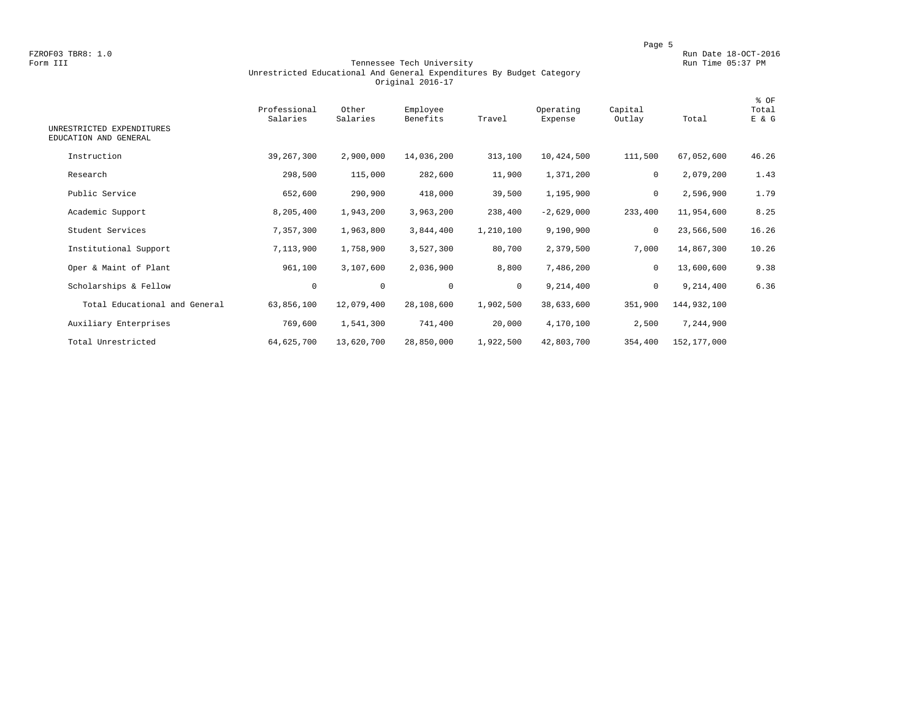FZROF03 TBR8: 1.0
Form III

Run Date 18-OCT-2016
Run Time 05:37 PM

# Tennessee Tech University
## Unrestricted Educational And General Expenditures By Budget Category
### Original 2016-17

| UNRESTRICTED EXPENDITURES EDUCATION AND GENERAL | Professional Salaries | Other Salaries | Employee Benefits | Travel | Operating Expense | Capital Outlay | Total | % OF Total E & G |
|---|---|---|---|---|---|---|---|---|
| Instruction | 39,267,300 | 2,900,000 | 14,036,200 | 313,100 | 10,424,500 | 111,500 | 67,052,600 | 46.26 |
| Research | 298,500 | 115,000 | 282,600 | 11,900 | 1,371,200 | 0 | 2,079,200 | 1.43 |
| Public Service | 652,600 | 290,900 | 418,000 | 39,500 | 1,195,900 | 0 | 2,596,900 | 1.79 |
| Academic Support | 8,205,400 | 1,943,200 | 3,963,200 | 238,400 | -2,629,000 | 233,400 | 11,954,600 | 8.25 |
| Student Services | 7,357,300 | 1,963,800 | 3,844,400 | 1,210,100 | 9,190,900 | 0 | 23,566,500 | 16.26 |
| Institutional Support | 7,113,900 | 1,758,900 | 3,527,300 | 80,700 | 2,379,500 | 7,000 | 14,867,300 | 10.26 |
| Oper & Maint of Plant | 961,100 | 3,107,600 | 2,036,900 | 8,800 | 7,486,200 | 0 | 13,600,600 | 9.38 |
| Scholarships & Fellow | 0 | 0 | 0 | 0 | 9,214,400 | 0 | 9,214,400 | 6.36 |
| Total Educational and General | 63,856,100 | 12,079,400 | 28,108,600 | 1,902,500 | 38,633,600 | 351,900 | 144,932,100 | |
| Auxiliary Enterprises | 769,600 | 1,541,300 | 741,400 | 20,000 | 4,170,100 | 2,500 | 7,244,900 | |
| Total Unrestricted | 64,625,700 | 13,620,700 | 28,850,000 | 1,922,500 | 42,803,700 | 354,400 | 152,177,000 | |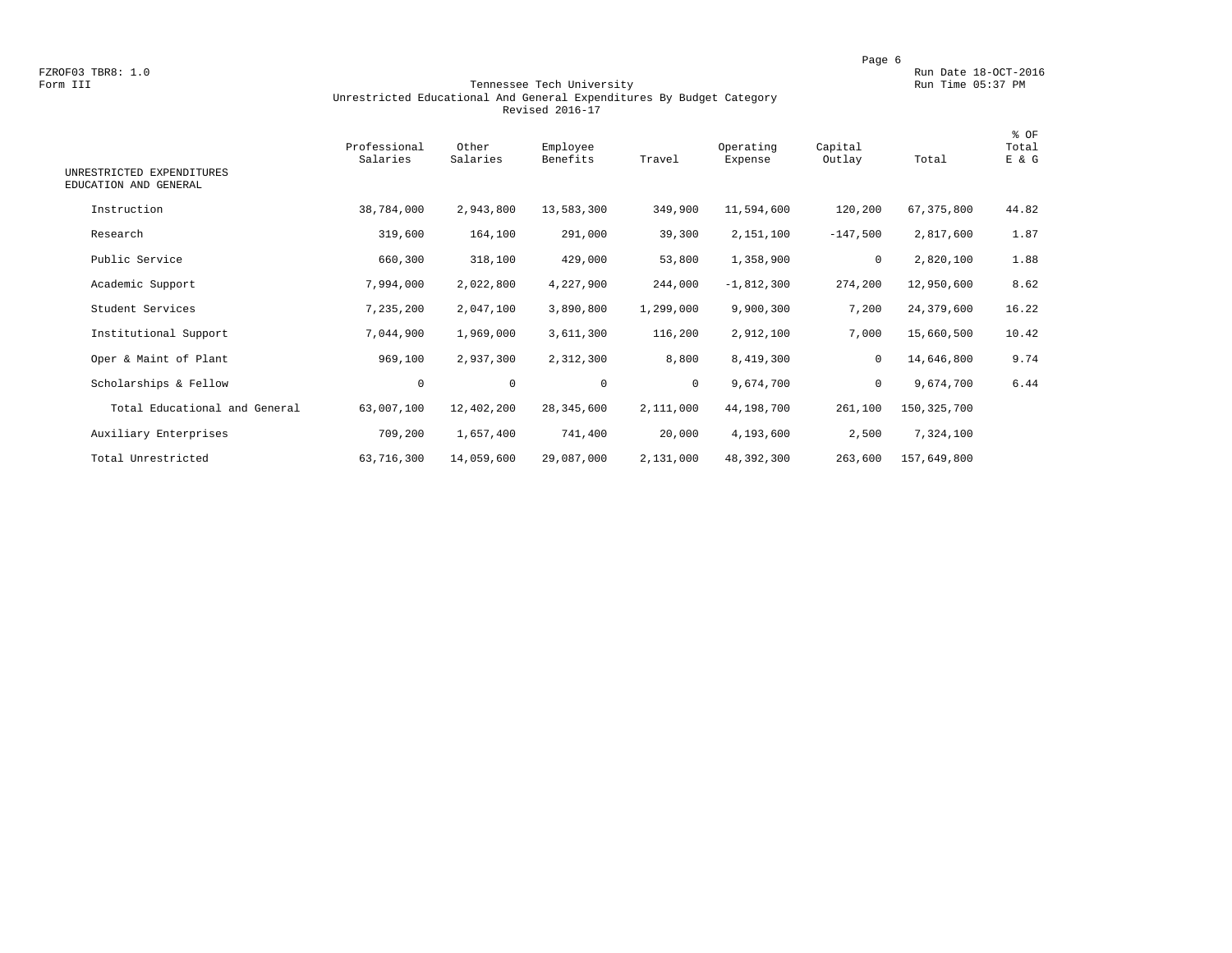FZROF03 TBR8: 1.0
Form III

Run Date 18-OCT-2016
Run Time 05:37 PM

## Tennessee Tech University
## Unrestricted Educational And General Expenditures By Budget Category
## Revised 2016-17

| UNRESTRICTED EXPENDITURES EDUCATION AND GENERAL | Professional Salaries | Other Salaries | Employee Benefits | Travel | Operating Expense | Capital Outlay | Total | % OF Total E & G |
|---|---|---|---|---|---|---|---|---|
| Instruction | 38,784,000 | 2,943,800 | 13,583,300 | 349,900 | 11,594,600 | 120,200 | 67,375,800 | 44.82 |
| Research | 319,600 | 164,100 | 291,000 | 39,300 | 2,151,100 | -147,500 | 2,817,600 | 1.87 |
| Public Service | 660,300 | 318,100 | 429,000 | 53,800 | 1,358,900 | 0 | 2,820,100 | 1.88 |
| Academic Support | 7,994,000 | 2,022,800 | 4,227,900 | 244,000 | -1,812,300 | 274,200 | 12,950,600 | 8.62 |
| Student Services | 7,235,200 | 2,047,100 | 3,890,800 | 1,299,000 | 9,900,300 | 7,200 | 24,379,600 | 16.22 |
| Institutional Support | 7,044,900 | 1,969,000 | 3,611,300 | 116,200 | 2,912,100 | 7,000 | 15,660,500 | 10.42 |
| Oper & Maint of Plant | 969,100 | 2,937,300 | 2,312,300 | 8,800 | 8,419,300 | 0 | 14,646,800 | 9.74 |
| Scholarships & Fellow | 0 | 0 | 0 | 0 | 9,674,700 | 0 | 9,674,700 | 6.44 |
| Total Educational and General | 63,007,100 | 12,402,200 | 28,345,600 | 2,111,000 | 44,198,700 | 261,100 | 150,325,700 | |
| Auxiliary Enterprises | 709,200 | 1,657,400 | 741,400 | 20,000 | 4,193,600 | 2,500 | 7,324,100 | |
| Total Unrestricted | 63,716,300 | 14,059,600 | 29,087,000 | 2,131,000 | 48,392,300 | 263,600 | 157,649,800 | |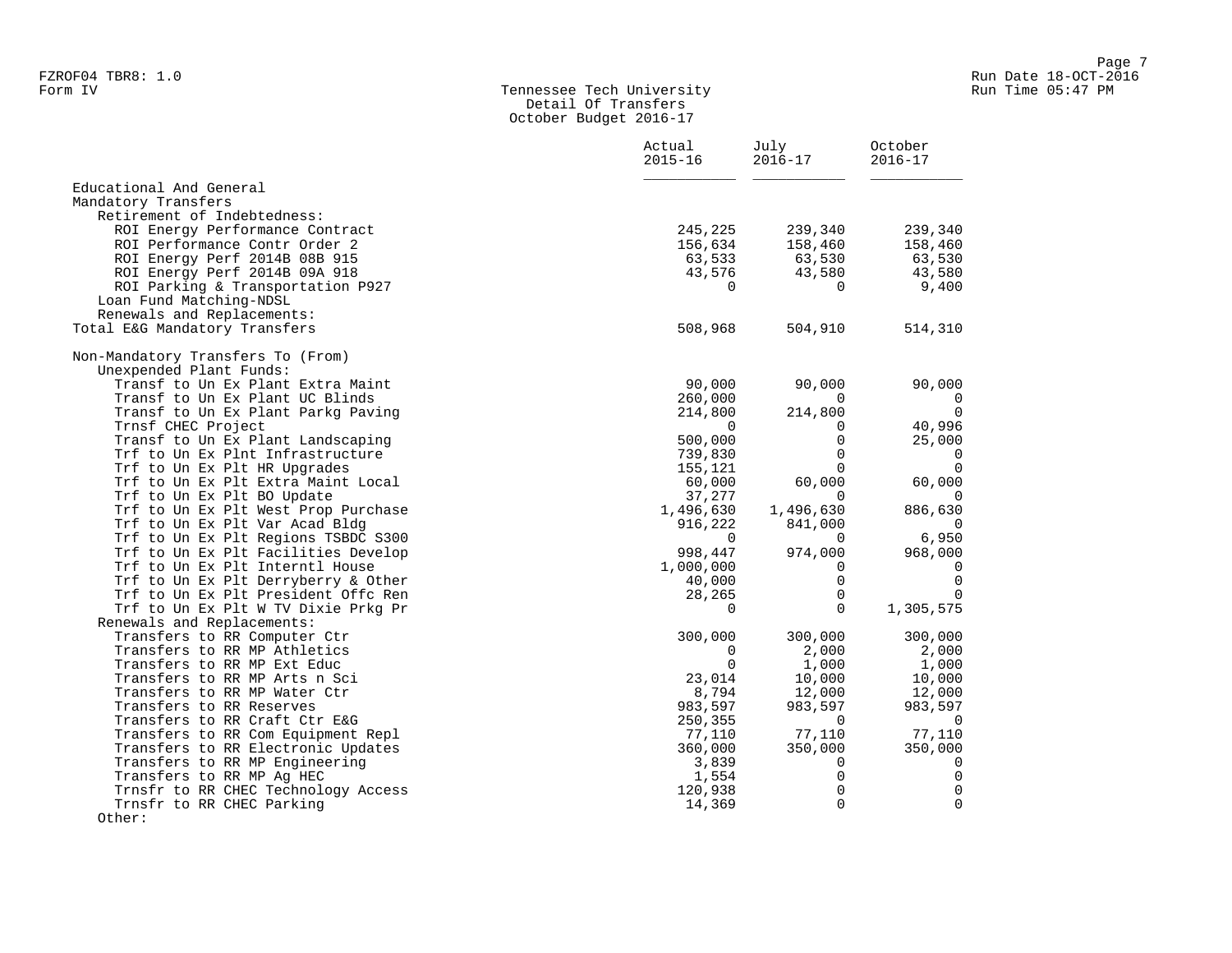FZROF04 TBR8: 1.0
Form IV

# Tennessee Tech University
## Detail Of Transfers
### October Budget 2016-17

Run Date 18-OCT-2016
Run Time 05:47 PM

| | Actual 2015-16 | July 2016-17 | October 2016-17 |
|---|---|---|---|
| Educational And General | | | |
| Mandatory Transfers | | | |
| Retirement of Indebtedness: | | | |
| ROI Energy Performance Contract | 245,225 | 239,340 | 239,340 |
| ROI Performance Contr Order 2 | 156,634 | 158,460 | 158,460 |
| ROI Energy Perf 2014B 08B 915 | 63,533 | 63,530 | 63,530 |
| ROI Energy Perf 2014B 09A 918 | 43,576 | 43,580 | 43,580 |
| ROI Parking & Transportation P927 | 0 | 0 | 9,400 |
| Loan Fund Matching-NDSL | | | |
| Renewals and Replacements: | | | |
| Total E&G Mandatory Transfers | 508,968 | 504,910 | 514,310 |
| | | | |
| Non-Mandatory Transfers To (From) | | | |
| Unexpended Plant Funds: | | | |
| Transf to Un Ex Plant Extra Maint | 90,000 | 90,000 | 90,000 |
| Transf to Un Ex Plant UC Blinds | 260,000 | 0 | 0 |
| Transf to Un Ex Plant Parkg Paving | 214,800 | 214,800 | 0 |
| Trnsf CHEC Project | 0 | 0 | 40,996 |
| Transf to Un Ex Plant Landscaping | 500,000 | 0 | 25,000 |
| Trf to Un Ex Plnt Infrastructure | 739,830 | 0 | 0 |
| Trf to Un Ex Plt HR Upgrades | 155,121 | 0 | 0 |
| Trf to Un Ex Plt Extra Maint Local | 60,000 | 60,000 | 60,000 |
| Trf to Un Ex Plt BO Update | 37,277 | 0 | 0 |
| Trf to Un Ex Plt West Prop Purchase | 1,496,630 | 1,496,630 | 886,630 |
| Trf to Un Ex Plt Var Acad Bldg | 916,222 | 841,000 | 0 |
| Trf to Un Ex Plt Regions TSBDC S300 | 0 | 0 | 6,950 |
| Trf to Un Ex Plt Facilities Develop | 998,447 | 974,000 | 968,000 |
| Trf to Un Ex Plt Interntl House | 1,000,000 | 0 | 0 |
| Trf to Un Ex Plt Derryberry & Other | 40,000 | 0 | 0 |
| Trf to Un Ex Plt President Offc Ren | 28,265 | 0 | 0 |
| Trf to Un Ex Plt W TV Dixie Prkg Pr | 0 | 0 | 1,305,575 |
| Renewals and Replacements: | | | |
| Transfers to RR Computer Ctr | 300,000 | 300,000 | 300,000 |
| Transfers to RR MP Athletics | 0 | 2,000 | 2,000 |
| Transfers to RR MP Ext Educ | 0 | 1,000 | 1,000 |
| Transfers to RR MP Arts n Sci | 23,014 | 10,000 | 10,000 |
| Transfers to RR MP Water Ctr | 8,794 | 12,000 | 12,000 |
| Transfers to RR Reserves | 983,597 | 983,597 | 983,597 |
| Transfers to RR Craft Ctr E&G | 250,355 | 0 | 0 |
| Transfers to RR Com Equipment Repl | 77,110 | 77,110 | 77,110 |
| Transfers to RR Electronic Updates | 360,000 | 350,000 | 350,000 |
| Transfers to RR MP Engineering | 3,839 | 0 | 0 |
| Transfers to RR MP Ag HEC | 1,554 | 0 | 0 |
| Trnsfr to RR CHEC Technology Access | 120,938 | 0 | 0 |
| Trnsfr to RR CHEC Parking | 14,369 | 0 | 0 |
| Other: | | | |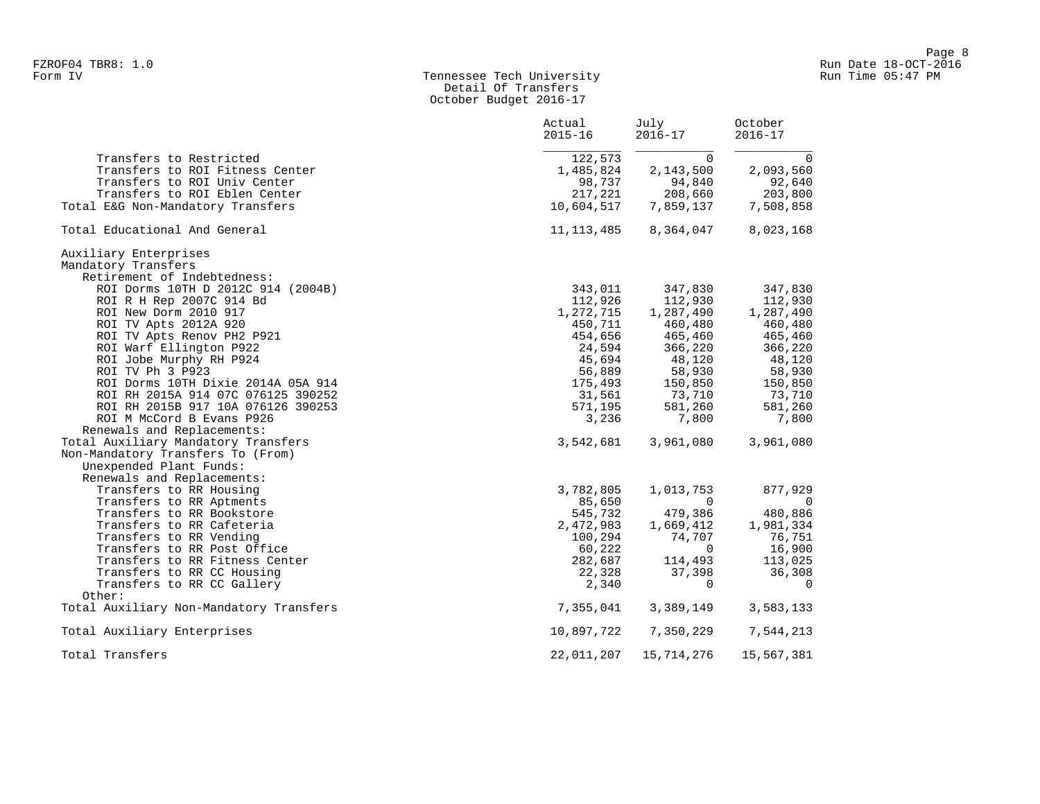FZROF04 TBR8: 1.0
Form IV

Tennessee Tech University
Detail Of Transfers
October Budget 2016-17

Run Date 18-OCT-2016
Run Time 05:47 PM

| | Actual 2015-16 | July 2016-17 | October 2016-17 |
|---|---|---|---|
| Transfers to Restricted | 122,573 | 0 | 0 |
| Transfers to ROI Fitness Center | 1,485,824 | 2,143,500 | 2,093,560 |
| Transfers to ROI Univ Center | 98,737 | 94,840 | 92,640 |
| Transfers to ROI Eblen Center | 217,221 | 208,660 | 203,800 |
| Total E&G Non-Mandatory Transfers | 10,604,517 | 7,859,137 | 7,508,858 |
| | | | |
| Total Educational And General | 11,113,485 | 8,364,047 | 8,023,168 |
| | | | |
| Auxiliary Enterprises | | | |
| Mandatory Transfers | | | |
| Retirement of Indebtedness: | | | |
| ROI Dorms 10TH D 2012C 914 (2004B) | 343,011 | 347,830 | 347,830 |
| ROI R H Rep 2007C 914 Bd | 112,926 | 112,930 | 112,930 |
| ROI New Dorm 2010 917 | 1,272,715 | 1,287,490 | 1,287,490 |
| ROI TV Apts 2012A 920 | 450,711 | 460,480 | 460,480 |
| ROI TV Apts Renov PH2 P921 | 454,656 | 465,460 | 465,460 |
| ROI Warf Ellington P922 | 24,594 | 366,220 | 366,220 |
| ROI Jobe Murphy RH P924 | 45,694 | 48,120 | 48,120 |
| ROI TV Ph 3 P923 | 56,889 | 58,930 | 58,930 |
| ROI Dorms 10TH Dixie 2014A 05A 914 | 175,493 | 150,850 | 150,850 |
| ROI RH 2015A 914 07C 076125 390252 | 31,561 | 73,710 | 73,710 |
| ROI RH 2015B 917 10A 076126 390253 | 571,195 | 581,260 | 581,260 |
| ROI M McCord B Evans P926 | 3,236 | 7,800 | 7,800 |
| Renewals and Replacements: | | | |
| Total Auxiliary Mandatory Transfers | 3,542,681 | 3,961,080 | 3,961,080 |
| Non-Mandatory Transfers To (From) | | | |
| Unexpended Plant Funds: | | | |
| Renewals and Replacements: | | | |
| Transfers to RR Housing | 3,782,805 | 1,013,753 | 877,929 |
| Transfers to RR Aptments | 85,650 | 0 | 0 |
| Transfers to RR Bookstore | 545,732 | 479,386 | 480,886 |
| Transfers to RR Cafeteria | 2,472,983 | 1,669,412 | 1,981,334 |
| Transfers to RR Vending | 100,294 | 74,707 | 76,751 |
| Transfers to RR Post Office | 60,222 | 0 | 16,900 |
| Transfers to RR Fitness Center | 282,687 | 114,493 | 113,025 |
| Transfers to RR CC Housing | 22,328 | 37,398 | 36,308 |
| Transfers to RR CC Gallery | 2,340 | 0 | 0 |
| Other: | | | |
| Total Auxiliary Non-Mandatory Transfers | 7,355,041 | 3,389,149 | 3,583,133 |
| | | | |
| Total Auxiliary Enterprises | 10,897,722 | 7,350,229 | 7,544,213 |
| | | | |
| Total Transfers | 22,011,207 | 15,714,276 | 15,567,381 |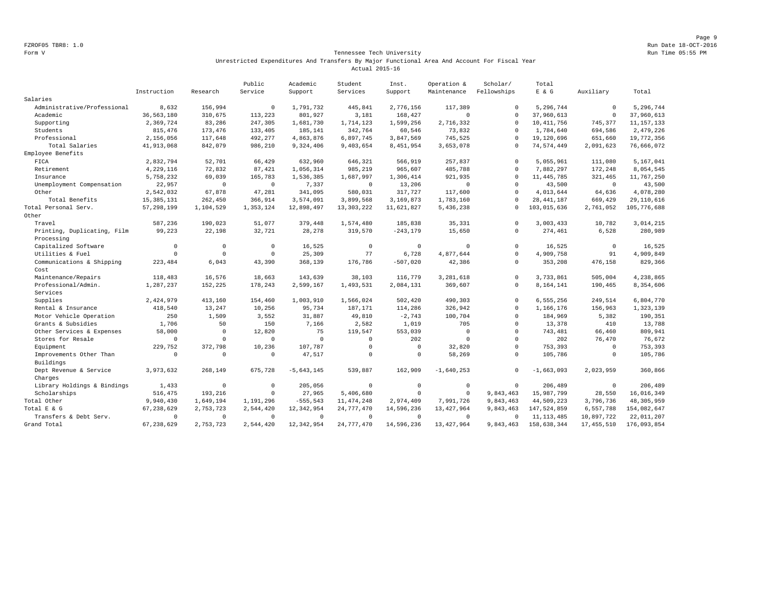FZROF05 TBR8: 1.0

Run Date 18-OCT-2016

Form V

Run Time 05:55 PM

Tennessee Tech University

Unrestricted Expenditures And Transfers By Major Functional Area And Account For Fiscal Year

Actual 2015-16

| | Instruction | Research | Public Service | Academic Support | Student Services | Inst. Support | Operation & Maintenance | Scholar/ Fellowships | Total E & G | Auxiliary | Total |
|---|---|---|---|---|---|---|---|---|---|---|---|
| Salaries | | | | | | | | | | | |
| Administrative/Professional | 8,632 | 156,994 | 0 | 1,791,732 | 445,841 | 2,776,156 | 117,389 | 0 | 5,296,744 | 0 | 5,296,744 |
| Academic | 36,563,180 | 310,675 | 113,223 | 801,927 | 3,181 | 168,427 | 0 | 0 | 37,960,613 | 0 | 37,960,613 |
| Supporting | 2,369,724 | 83,286 | 247,305 | 1,681,730 | 1,714,123 | 1,599,256 | 2,716,332 | 0 | 10,411,756 | 745,377 | 11,157,133 |
| Students | 815,476 | 173,476 | 133,405 | 185,141 | 342,764 | 60,546 | 73,832 | 0 | 1,784,640 | 694,586 | 2,479,226 |
| Professional | 2,156,056 | 117,648 | 492,277 | 4,863,876 | 6,897,745 | 3,847,569 | 745,525 | 0 | 19,120,696 | 651,660 | 19,772,356 |
| Total Salaries | 41,913,068 | 842,079 | 986,210 | 9,324,406 | 9,403,654 | 8,451,954 | 3,653,078 | 0 | 74,574,449 | 2,091,623 | 76,666,072 |
| Employee Benefits | | | | | | | | | | | |
| FICA | 2,832,794 | 52,701 | 66,429 | 632,960 | 646,321 | 566,919 | 257,837 | 0 | 5,055,961 | 111,080 | 5,167,041 |
| Retirement | 4,229,116 | 72,832 | 87,421 | 1,056,314 | 985,219 | 965,607 | 485,788 | 0 | 7,882,297 | 172,248 | 8,054,545 |
| Insurance | 5,758,232 | 69,039 | 165,783 | 1,536,385 | 1,687,997 | 1,306,414 | 921,935 | 0 | 11,445,785 | 321,465 | 11,767,250 |
| Unemployment Compensation | 22,957 | 0 | 0 | 7,337 | 0 | 13,206 | 0 | 0 | 43,500 | 0 | 43,500 |
| Other | 2,542,032 | 67,878 | 47,281 | 341,095 | 580,031 | 317,727 | 117,600 | 0 | 4,013,644 | 64,636 | 4,078,280 |
| Total Benefits | 15,385,131 | 262,450 | 366,914 | 3,574,091 | 3,899,568 | 3,169,873 | 1,783,160 | 0 | 28,441,187 | 669,429 | 29,110,616 |
| Total Personal Serv. | 57,298,199 | 1,104,529 | 1,353,124 | 12,898,497 | 13,303,222 | 11,621,827 | 5,436,238 | 0 | 103,015,636 | 2,761,052 | 105,776,688 |
| Other | | | | | | | | | | | |
| Travel | 587,236 | 190,023 | 51,077 | 379,448 | 1,574,480 | 185,838 | 35,331 | 0 | 3,003,433 | 10,782 | 3,014,215 |
| Printing, Duplicating, Film Processing | 99,223 | 22,198 | 32,721 | 28,278 | 319,570 | -243,179 | 15,650 | 0 | 274,461 | 6,528 | 280,989 |
| Capitalized Software | 0 | 0 | 0 | 16,525 | 0 | 0 | 0 | 0 | 16,525 | 0 | 16,525 |
| Utilities & Fuel | 0 | 0 | 0 | 25,309 | 77 | 6,728 | 4,877,644 | 0 | 4,909,758 | 91 | 4,909,849 |
| Communications & Shipping Cost | 223,484 | 6,043 | 43,390 | 368,139 | 176,786 | -507,020 | 42,386 | 0 | 353,208 | 476,158 | 829,366 |
| Maintenance/Repairs | 118,483 | 16,576 | 18,663 | 143,639 | 38,103 | 116,779 | 3,281,618 | 0 | 3,733,861 | 505,004 | 4,238,865 |
| Professional/Admin. Services | 1,287,237 | 152,225 | 178,243 | 2,599,167 | 1,493,531 | 2,084,131 | 369,607 | 0 | 8,164,141 | 190,465 | 8,354,606 |
| Supplies | 2,424,979 | 413,160 | 154,460 | 1,003,910 | 1,566,024 | 502,420 | 490,303 | 0 | 6,555,256 | 249,514 | 6,804,770 |
| Rental & Insurance | 418,540 | 13,247 | 10,256 | 95,734 | 187,171 | 114,286 | 326,942 | 0 | 1,166,176 | 156,963 | 1,323,139 |
| Motor Vehicle Operation | 250 | 1,509 | 3,552 | 31,887 | 49,810 | -2,743 | 100,704 | 0 | 184,969 | 5,382 | 190,351 |
| Grants & Subsidies | 1,706 | 50 | 150 | 7,166 | 2,582 | 1,019 | 705 | 0 | 13,378 | 410 | 13,788 |
| Other Services & Expenses | 58,000 | 0 | 12,820 | 75 | 119,547 | 553,039 | 0 | 0 | 743,481 | 66,460 | 809,941 |
| Stores for Resale | 0 | 0 | 0 | 0 | 0 | 202 | 0 | 0 | 202 | 76,470 | 76,672 |
| Equipment | 229,752 | 372,798 | 10,236 | 107,787 | 0 | 0 | 32,820 | 0 | 753,393 | 0 | 753,393 |
| Improvements Other Than Buildings | 0 | 0 | 0 | 47,517 | 0 | 0 | 58,269 | 0 | 105,786 | 0 | 105,786 |
| Dept Revenue & Service Charges | 3,973,632 | 268,149 | 675,728 | -5,643,145 | 539,887 | 162,909 | -1,640,253 | 0 | -1,663,093 | 2,023,959 | 360,866 |
| Library Holdings & Bindings | 1,433 | 0 | 0 | 205,056 | 0 | 0 | 0 | 0 | 206,489 | 0 | 206,489 |
| Scholarships | 516,475 | 193,216 | 0 | 27,965 | 5,406,680 | 0 | 0 | 9,843,463 | 15,987,799 | 28,550 | 16,016,349 |
| Total Other | 9,940,430 | 1,649,194 | 1,191,296 | -555,543 | 11,474,248 | 2,974,409 | 7,991,726 | 9,843,463 | 44,509,223 | 3,796,736 | 48,305,959 |
| Total E & G | 67,238,629 | 2,753,723 | 2,544,420 | 12,342,954 | 24,777,470 | 14,596,236 | 13,427,964 | 9,843,463 | 147,524,859 | 6,557,788 | 154,082,647 |
| Transfers & Debt Serv. | 0 | 0 | 0 | 0 | 0 | 0 | 0 | 0 | 11,113,485 | 10,897,722 | 22,011,207 |
| Grand Total | 67,238,629 | 2,753,723 | 2,544,420 | 12,342,954 | 24,777,470 | 14,596,236 | 13,427,964 | 9,843,463 | 158,638,344 | 17,455,510 | 176,093,854 |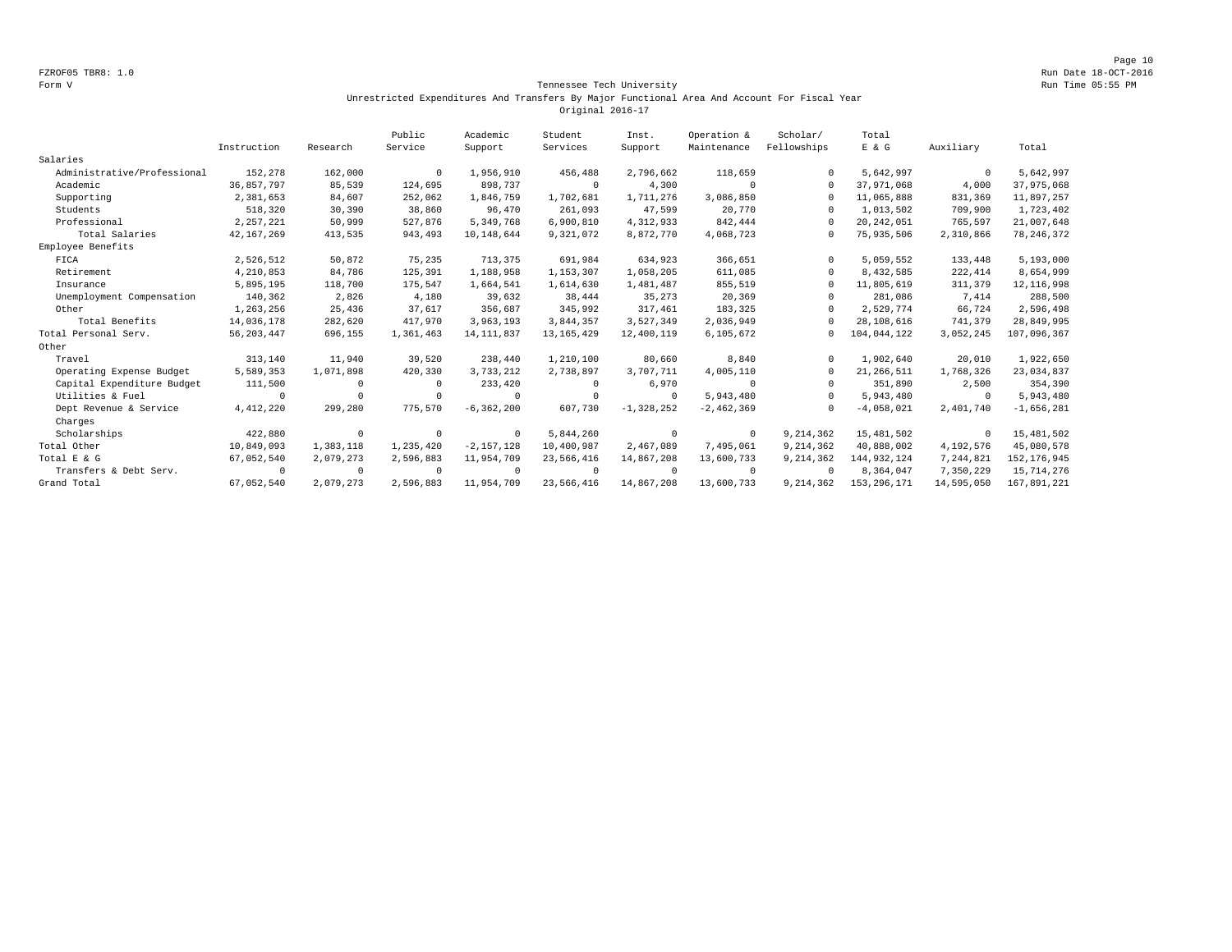FZROF05 TBR8: 1.0
Form V

Run Date 18-OCT-2016
Run Time 05:55 PM

Tennessee Tech University
Unrestricted Expenditures And Transfers By Major Functional Area And Account For Fiscal Year
Original 2016-17

| | Instruction | Research | Public Service | Academic Support | Student Services | Inst. Support | Operation & Maintenance | Scholar/ Fellowships | Total E & G | Auxiliary | Total |
|---|---|---|---|---|---|---|---|---|---|---|---|
| Salaries | | | | | | | | | | | |
| Administrative/Professional | 152,278 | 162,000 | 0 | 1,956,910 | 456,488 | 2,796,662 | 118,659 | 0 | 5,642,997 | 0 | 5,642,997 |
| Academic | 36,857,797 | 85,539 | 124,695 | 898,737 | 0 | 4,300 | 0 | 0 | 37,971,068 | 4,000 | 37,975,068 |
| Supporting | 2,381,653 | 84,607 | 252,062 | 1,846,759 | 1,702,681 | 1,711,276 | 3,086,850 | 0 | 11,065,888 | 831,369 | 11,897,257 |
| Students | 518,320 | 30,390 | 38,860 | 96,470 | 261,093 | 47,599 | 20,770 | 0 | 1,013,502 | 709,900 | 1,723,402 |
| Professional | 2,257,221 | 50,999 | 527,876 | 5,349,768 | 6,900,810 | 4,312,933 | 842,444 | 0 | 20,242,051 | 765,597 | 21,007,648 |
| Total Salaries | 42,167,269 | 413,535 | 943,493 | 10,148,644 | 9,321,072 | 8,872,770 | 4,068,723 | 0 | 75,935,506 | 2,310,866 | 78,246,372 |
| Employee Benefits | | | | | | | | | | | |
| FICA | 2,526,512 | 50,872 | 75,235 | 713,375 | 691,984 | 634,923 | 366,651 | 0 | 5,059,552 | 133,448 | 5,193,000 |
| Retirement | 4,210,853 | 84,786 | 125,391 | 1,188,958 | 1,153,307 | 1,058,205 | 611,085 | 0 | 8,432,585 | 222,414 | 8,654,999 |
| Insurance | 5,895,195 | 118,700 | 175,547 | 1,664,541 | 1,614,630 | 1,481,487 | 855,519 | 0 | 11,805,619 | 311,379 | 12,116,998 |
| Unemployment Compensation | 140,362 | 2,826 | 4,180 | 39,632 | 38,444 | 35,273 | 20,369 | 0 | 281,086 | 7,414 | 288,500 |
| Other | 1,263,256 | 25,436 | 37,617 | 356,687 | 345,992 | 317,461 | 183,325 | 0 | 2,529,774 | 66,724 | 2,596,498 |
| Total Benefits | 14,036,178 | 282,620 | 417,970 | 3,963,193 | 3,844,357 | 3,527,349 | 2,036,949 | 0 | 28,108,616 | 741,379 | 28,849,995 |
| Total Personal Serv. | 56,203,447 | 696,155 | 1,361,463 | 14,111,837 | 13,165,429 | 12,400,119 | 6,105,672 | 0 | 104,044,122 | 3,052,245 | 107,096,367 |
| Other | | | | | | | | | | | |
| Travel | 313,140 | 11,940 | 39,520 | 238,440 | 1,210,100 | 80,660 | 8,840 | 0 | 1,902,640 | 20,010 | 1,922,650 |
| Operating Expense Budget | 5,589,353 | 1,071,898 | 420,330 | 3,733,212 | 2,738,897 | 3,707,711 | 4,005,110 | 0 | 21,266,511 | 1,768,326 | 23,034,837 |
| Capital Expenditure Budget | 111,500 | 0 | 0 | 233,420 | 0 | 6,970 | 0 | 0 | 351,890 | 2,500 | 354,390 |
| Utilities & Fuel | 0 | 0 | 0 | 0 | 0 | 0 | 5,943,480 | 0 | 5,943,480 | 0 | 5,943,480 |
| Dept Revenue & Service Charges | 4,412,220 | 299,280 | 775,570 | -6,362,200 | 607,730 | -1,328,252 | -2,462,369 | 0 | -4,058,021 | 2,401,740 | -1,656,281 |
| Scholarships | 422,880 | 0 | 0 | 0 | 5,844,260 | 0 | 0 | 9,214,362 | 15,481,502 | 0 | 15,481,502 |
| Total Other | 10,849,093 | 1,383,118 | 1,235,420 | -2,157,128 | 10,400,987 | 2,467,089 | 7,495,061 | 9,214,362 | 40,888,002 | 4,192,576 | 45,080,578 |
| Total E & G | 67,052,540 | 2,079,273 | 2,596,883 | 11,954,709 | 23,566,416 | 14,867,208 | 13,600,733 | 9,214,362 | 144,932,124 | 7,244,821 | 152,176,945 |
| Transfers & Debt Serv. | 0 | 0 | 0 | 0 | 0 | 0 | 0 | 0 | 8,364,047 | 7,350,229 | 15,714,276 |
| Grand Total | 67,052,540 | 2,079,273 | 2,596,883 | 11,954,709 | 23,566,416 | 14,867,208 | 13,600,733 | 9,214,362 | 153,296,171 | 14,595,050 | 167,891,221 |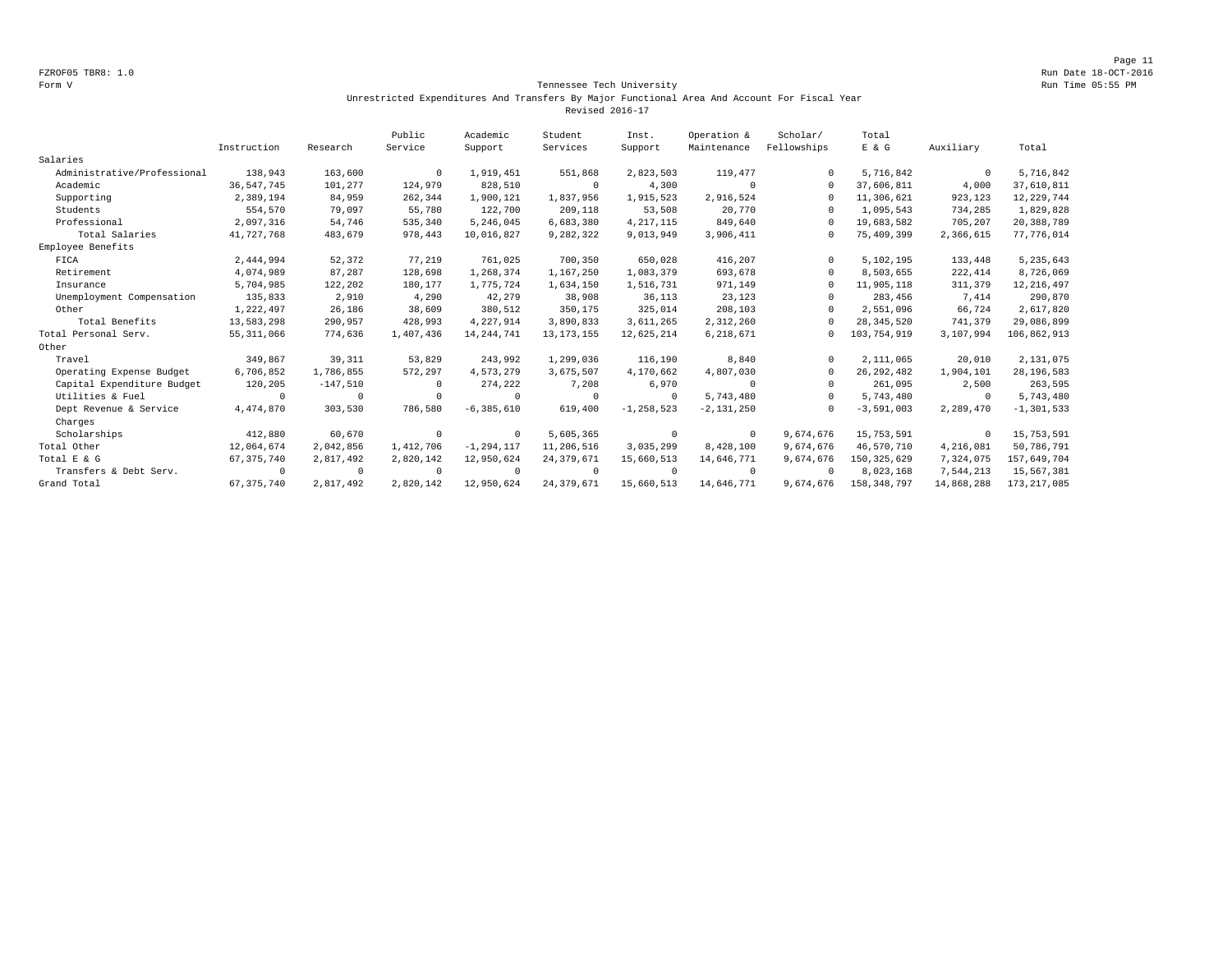FZROF05 TBR8: 1.0

Form V

# Tennessee Tech University

## Unrestricted Expenditures And Transfers By Major Functional Area And Account For Fiscal Year

### Revised 2016-17

| | Instruction | Research | Public Service | Academic Support | Student Services | Inst. Support | Operation & Maintenance | Scholar/ Fellowships | Total E & G | Auxiliary | Total |
|---|---|---|---|---|---|---|---|---|---|---|---|
| Salaries | | | | | | | | | | | |
| Administrative/Professional | 138,943 | 163,600 | 0 | 1,919,451 | 551,868 | 2,823,503 | 119,477 | 0 | 5,716,842 | 0 | 5,716,842 |
| Academic | 36,547,745 | 101,277 | 124,979 | 828,510 | 0 | 4,300 | 0 | 0 | 37,606,811 | 4,000 | 37,610,811 |
| Supporting | 2,389,194 | 84,959 | 262,344 | 1,900,121 | 1,837,956 | 1,915,523 | 2,916,524 | 0 | 11,306,621 | 923,123 | 12,229,744 |
| Students | 554,570 | 79,097 | 55,780 | 122,700 | 209,118 | 53,508 | 20,770 | 0 | 1,095,543 | 734,285 | 1,829,828 |
| Professional | 2,097,316 | 54,746 | 535,340 | 5,246,045 | 6,683,380 | 4,217,115 | 849,640 | 0 | 19,683,582 | 705,207 | 20,388,789 |
| Total Salaries | 41,727,768 | 483,679 | 978,443 | 10,016,827 | 9,282,322 | 9,013,949 | 3,906,411 | 0 | 75,409,399 | 2,366,615 | 77,776,014 |
| Employee Benefits | | | | | | | | | | | |
| FICA | 2,444,994 | 52,372 | 77,219 | 761,025 | 700,350 | 650,028 | 416,207 | 0 | 5,102,195 | 133,448 | 5,235,643 |
| Retirement | 4,074,989 | 87,287 | 128,698 | 1,268,374 | 1,167,250 | 1,083,379 | 693,678 | 0 | 8,503,655 | 222,414 | 8,726,069 |
| Insurance | 5,704,985 | 122,202 | 180,177 | 1,775,724 | 1,634,150 | 1,516,731 | 971,149 | 0 | 11,905,118 | 311,379 | 12,216,497 |
| Unemployment Compensation | 135,833 | 2,910 | 4,290 | 42,279 | 38,908 | 36,113 | 23,123 | 0 | 283,456 | 7,414 | 290,870 |
| Other | 1,222,497 | 26,186 | 38,609 | 380,512 | 350,175 | 325,014 | 208,103 | 0 | 2,551,096 | 66,724 | 2,617,820 |
| Total Benefits | 13,583,298 | 290,957 | 428,993 | 4,227,914 | 3,890,833 | 3,611,265 | 2,312,260 | 0 | 28,345,520 | 741,379 | 29,086,899 |
| Total Personal Serv. | 55,311,066 | 774,636 | 1,407,436 | 14,244,741 | 13,173,155 | 12,625,214 | 6,218,671 | 0 | 103,754,919 | 3,107,994 | 106,862,913 |
| Other | | | | | | | | | | | |
| Travel | 349,867 | 39,311 | 53,829 | 243,992 | 1,299,036 | 116,190 | 8,840 | 0 | 2,111,065 | 20,010 | 2,131,075 |
| Operating Expense Budget | 6,706,852 | 1,786,855 | 572,297 | 4,573,279 | 3,675,507 | 4,170,662 | 4,807,030 | 0 | 26,292,482 | 1,904,101 | 28,196,583 |
| Capital Expenditure Budget | 120,205 | -147,510 | 0 | 274,222 | 7,208 | 6,970 | 0 | 0 | 261,095 | 2,500 | 263,595 |
| Utilities & Fuel | 0 | 0 | 0 | 0 | 0 | 0 | 5,743,480 | 0 | 5,743,480 | 0 | 5,743,480 |
| Dept Revenue & Service Charges | 4,474,870 | 303,530 | 786,580 | -6,385,610 | 619,400 | -1,258,523 | -2,131,250 | 0 | -3,591,003 | 2,289,470 | -1,301,533 |
| Scholarships | 412,880 | 60,670 | 0 | 0 | 5,605,365 | 0 | 0 | 9,674,676 | 15,753,591 | 0 | 15,753,591 |
| Total Other | 12,064,674 | 2,042,856 | 1,412,706 | -1,294,117 | 11,206,516 | 3,035,299 | 8,428,100 | 9,674,676 | 46,570,710 | 4,216,081 | 50,786,791 |
| Total E & G | 67,375,740 | 2,817,492 | 2,820,142 | 12,950,624 | 24,379,671 | 15,660,513 | 14,646,771 | 9,674,676 | 150,325,629 | 7,324,075 | 157,649,704 |
| Transfers & Debt Serv. | 0 | 0 | 0 | 0 | 0 | 0 | 0 | 0 | 8,023,168 | 7,544,213 | 15,567,381 |
| Grand Total | 67,375,740 | 2,817,492 | 2,820,142 | 12,950,624 | 24,379,671 | 15,660,513 | 14,646,771 | 9,674,676 | 158,348,797 | 14,868,288 | 173,217,085 |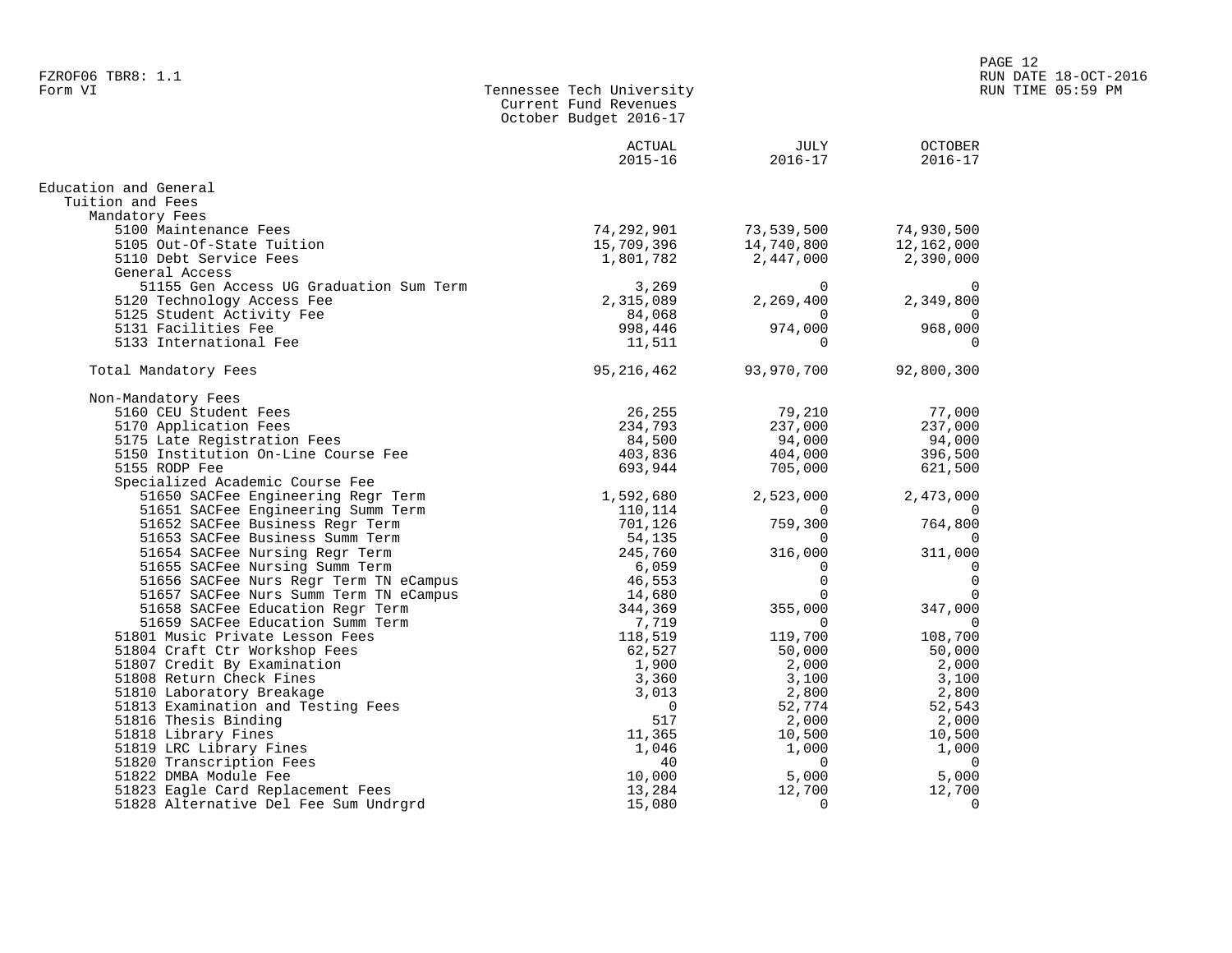FZROF06 TBR8: 1.1
Form VI

# Tennessee Tech University
## Current Fund Revenues
### October Budget 2016-17

RUN DATE 18-OCT-2016
RUN TIME 05:59 PM

| | ACTUAL 2015-16 | JULY 2016-17 | OCTOBER 2016-17 |
|---|---|---|---|
| **Education and General** | | | |
| Tuition and Fees | | | |
| Mandatory Fees | | | |
| 5100 Maintenance Fees | 74,292,901 | 73,539,500 | 74,930,500 |
| 5105 Out-Of-State Tuition | 15,709,396 | 14,740,800 | 12,162,000 |
| 5110 Debt Service Fees | 1,801,782 | 2,447,000 | 2,390,000 |
| General Access | | | |
| 51155 Gen Access UG Graduation Sum Term | 3,269 | 0 | 0 |
| 5120 Technology Access Fee | 2,315,089 | 2,269,400 | 2,349,800 |
| 5125 Student Activity Fee | 84,068 | 0 | 0 |
| 5131 Facilities Fee | 998,446 | 974,000 | 968,000 |
| 5133 International Fee | 11,511 | 0 | 0 |
| Total Mandatory Fees | 95,216,462 | 93,970,700 | 92,800,300 |
| Non-Mandatory Fees | | | |
| 5160 CEU Student Fees | 26,255 | 79,210 | 77,000 |
| 5170 Application Fees | 234,793 | 237,000 | 237,000 |
| 5175 Late Registration Fees | 84,500 | 94,000 | 94,000 |
| 5150 Institution On-Line Course Fee | 403,836 | 404,000 | 396,500 |
| 5155 RODP Fee | 693,944 | 705,000 | 621,500 |
| Specialized Academic Course Fee | | | |
| 51650 SACFee Engineering Regr Term | 1,592,680 | 2,523,000 | 2,473,000 |
| 51651 SACFee Engineering Summ Term | 110,114 | 0 | 0 |
| 51652 SACFee Business Regr Term | 701,126 | 759,300 | 764,800 |
| 51653 SACFee Business Summ Term | 54,135 | 0 | 0 |
| 51654 SACFee Nursing Regr Term | 245,760 | 316,000 | 311,000 |
| 51655 SACFee Nursing Summ Term | 6,059 | 0 | 0 |
| 51656 SACFee Nurs Regr Term TN eCampus | 46,553 | 0 | 0 |
| 51657 SACFee Nurs Summ Term TN eCampus | 14,680 | 0 | 0 |
| 51658 SACFee Education Regr Term | 344,369 | 355,000 | 347,000 |
| 51659 SACFee Education Summ Term | 7,719 | 0 | 0 |
| 51801 Music Private Lesson Fees | 118,519 | 119,700 | 108,700 |
| 51804 Craft Ctr Workshop Fees | 62,527 | 50,000 | 50,000 |
| 51807 Credit By Examination | 1,900 | 2,000 | 2,000 |
| 51808 Return Check Fines | 3,360 | 3,100 | 3,100 |
| 51810 Laboratory Breakage | 3,013 | 2,800 | 2,800 |
| 51813 Examination and Testing Fees | 0 | 52,774 | 52,543 |
| 51816 Thesis Binding | 517 | 2,000 | 2,000 |
| 51818 Library Fines | 11,365 | 10,500 | 10,500 |
| 51819 LRC Library Fines | 1,046 | 1,000 | 1,000 |
| 51820 Transcription Fees | 40 | 0 | 0 |
| 51822 DMBA Module Fee | 10,000 | 5,000 | 5,000 |
| 51823 Eagle Card Replacement Fees | 13,284 | 12,700 | 12,700 |
| 51828 Alternative Del Fee Sum Undrgrd | 15,080 | 0 | 0 |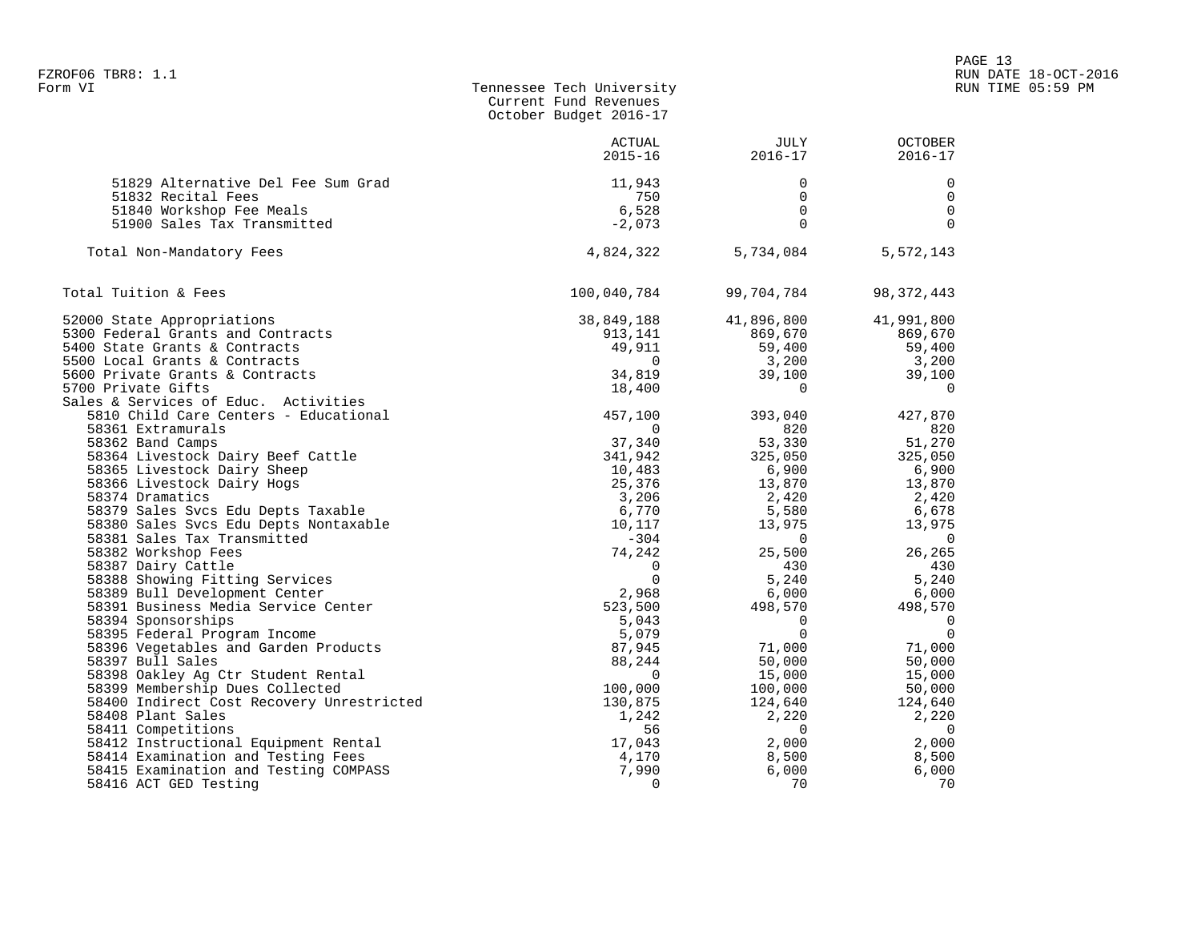# Tennessee Tech University
## Current Fund Revenues
### October Budget 2016-17

Form VI

| | ACTUAL 2015-16 | JULY 2016-17 | OCTOBER 2016-17 |
|---|---|---|---|
| 51829 Alternative Del Fee Sum Grad | 11,943 | 0 | 0 |
| 51832 Recital Fees | 750 | 0 | 0 |
| 51840 Workshop Fee Meals | 6,528 | 0 | 0 |
| 51900 Sales Tax Transmitted | -2,073 | 0 | 0 |
| Total Non-Mandatory Fees | 4,824,322 | 5,734,084 | 5,572,143 |
| Total Tuition & Fees | 100,040,784 | 99,704,784 | 98,372,443 |
| 52000 State Appropriations | 38,849,188 | 41,896,800 | 41,991,800 |
| 5300 Federal Grants and Contracts | 913,141 | 869,670 | 869,670 |
| 5400 State Grants & Contracts | 49,911 | 59,400 | 59,400 |
| 5500 Local Grants & Contracts | 0 | 3,200 | 3,200 |
| 5600 Private Grants & Contracts | 34,819 | 39,100 | 39,100 |
| 5700 Private Gifts | 18,400 | 0 | 0 |
| Sales & Services of Educ. Activities | | | |
| 5810 Child Care Centers - Educational | 457,100 | 393,040 | 427,870 |
| 58361 Extramurals | 0 | 820 | 820 |
| 58362 Band Camps | 37,340 | 53,330 | 51,270 |
| 58364 Livestock Dairy Beef Cattle | 341,942 | 325,050 | 325,050 |
| 58365 Livestock Dairy Sheep | 10,483 | 6,900 | 6,900 |
| 58366 Livestock Dairy Hogs | 25,376 | 13,870 | 13,870 |
| 58374 Dramatics | 3,206 | 2,420 | 2,420 |
| 58379 Sales Svcs Edu Depts Taxable | 6,770 | 5,580 | 6,678 |
| 58380 Sales Svcs Edu Depts Nontaxable | 10,117 | 13,975 | 13,975 |
| 58381 Sales Tax Transmitted | -304 | 0 | 0 |
| 58382 Workshop Fees | 74,242 | 25,500 | 26,265 |
| 58387 Dairy Cattle | 0 | 430 | 430 |
| 58388 Showing Fitting Services | 0 | 5,240 | 5,240 |
| 58389 Bull Development Center | 2,968 | 6,000 | 6,000 |
| 58391 Business Media Service Center | 523,500 | 498,570 | 498,570 |
| 58394 Sponsorships | 5,043 | 0 | 0 |
| 58395 Federal Program Income | 5,079 | 0 | 0 |
| 58396 Vegetables and Garden Products | 87,945 | 71,000 | 71,000 |
| 58397 Bull Sales | 88,244 | 50,000 | 50,000 |
| 58398 Oakley Ag Ctr Student Rental | 0 | 15,000 | 15,000 |
| 58399 Membership Dues Collected | 100,000 | 100,000 | 50,000 |
| 58400 Indirect Cost Recovery Unrestricted | 130,875 | 124,640 | 124,640 |
| 58408 Plant Sales | 1,242 | 2,220 | 2,220 |
| 58411 Competitions | 56 | 0 | 0 |
| 58412 Instructional Equipment Rental | 17,043 | 2,000 | 2,000 |
| 58414 Examination and Testing Fees | 4,170 | 8,500 | 8,500 |
| 58415 Examination and Testing COMPASS | 7,990 | 6,000 | 6,000 |
| 58416 ACT GED Testing | 0 | 70 | 70 |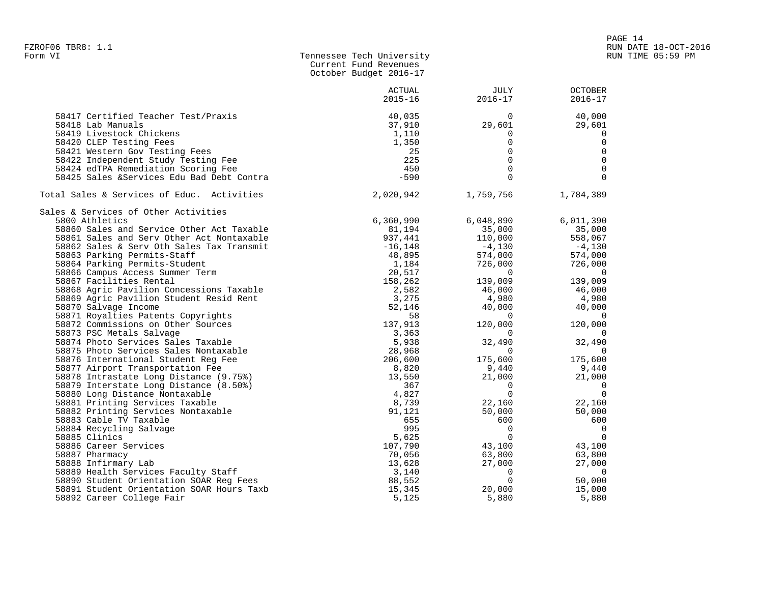FZROF06 TBR8: 1.1
Form VI

Tennessee Tech University
Current Fund Revenues
October Budget 2016-17

| | ACTUAL 2015-16 | JULY 2016-17 | OCTOBER 2016-17 |
|---|---|---|---|
| 58417 Certified Teacher Test/Praxis | 40,035 | 0 | 40,000 |
| 58418 Lab Manuals | 37,910 | 29,601 | 29,601 |
| 58419 Livestock Chickens | 1,110 | 0 | 0 |
| 58420 CLEP Testing Fees | 1,350 | 0 | 0 |
| 58421 Western Gov Testing Fees | 25 | 0 | 0 |
| 58422 Independent Study Testing Fee | 225 | 0 | 0 |
| 58424 edTPA Remediation Scoring Fee | 450 | 0 | 0 |
| 58425 Sales &Services Edu Bad Debt Contra | -590 | 0 | 0 |
| Total Sales & Services of Educ. Activities | 2,020,942 | 1,759,756 | 1,784,389 |
| Sales & Services of Other Activities | | | |
| 5800 Athletics | 6,360,990 | 6,048,890 | 6,011,390 |
| 58860 Sales and Service Other Act Taxable | 81,194 | 35,000 | 35,000 |
| 58861 Sales and Serv Other Act Nontaxable | 937,441 | 110,000 | 558,067 |
| 58862 Sales & Serv Oth Sales Tax Transmit | -16,148 | -4,130 | -4,130 |
| 58863 Parking Permits-Staff | 48,895 | 574,000 | 574,000 |
| 58864 Parking Permits-Student | 1,184 | 726,000 | 726,000 |
| 58866 Campus Access Summer Term | 20,517 | 0 | 0 |
| 58867 Facilities Rental | 158,262 | 139,009 | 139,009 |
| 58868 Agric Pavilion Concessions Taxable | 2,582 | 46,000 | 46,000 |
| 58869 Agric Pavilion Student Resid Rent | 3,275 | 4,980 | 4,980 |
| 58870 Salvage Income | 52,146 | 40,000 | 40,000 |
| 58871 Royalties Patents Copyrights | 58 | 0 | 0 |
| 58872 Commissions on Other Sources | 137,913 | 120,000 | 120,000 |
| 58873 PSC Metals Salvage | 3,363 | 0 | 0 |
| 58874 Photo Services Sales Taxable | 5,938 | 32,490 | 32,490 |
| 58875 Photo Services Sales Nontaxable | 28,968 | 0 | 0 |
| 58876 International Student Reg Fee | 206,600 | 175,600 | 175,600 |
| 58877 Airport Transportation Fee | 8,820 | 9,440 | 9,440 |
| 58878 Intrastate Long Distance (9.75%) | 13,550 | 21,000 | 21,000 |
| 58879 Interstate Long Distance (8.50%) | 367 | 0 | 0 |
| 58880 Long Distance Nontaxable | 4,827 | 0 | 0 |
| 58881 Printing Services Taxable | 8,739 | 22,160 | 22,160 |
| 58882 Printing Services Nontaxable | 91,121 | 50,000 | 50,000 |
| 58883 Cable TV Taxable | 655 | 600 | 600 |
| 58884 Recycling Salvage | 995 | 0 | 0 |
| 58885 Clinics | 5,625 | 0 | 0 |
| 58886 Career Services | 107,790 | 43,100 | 43,100 |
| 58887 Pharmacy | 70,056 | 63,800 | 63,800 |
| 58888 Infirmary Lab | 13,628 | 27,000 | 27,000 |
| 58889 Health Services Faculty Staff | 3,140 | 0 | 0 |
| 58890 Student Orientation SOAR Reg Fees | 88,552 | 0 | 50,000 |
| 58891 Student Orientation SOAR Hours Taxb | 15,345 | 20,000 | 15,000 |
| 58892 Career College Fair | 5,125 | 5,880 | 5,880 |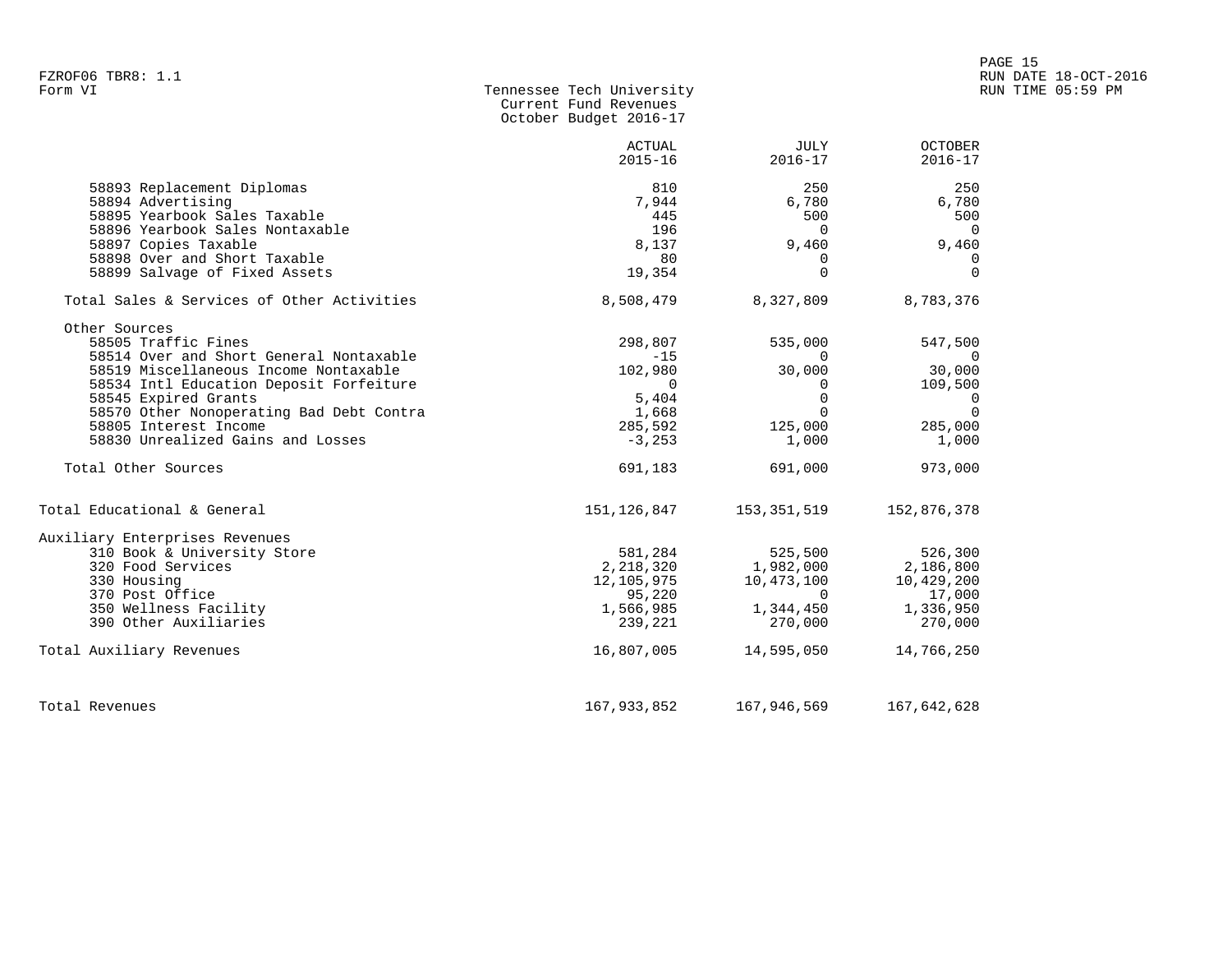FZROF06 TBR8: 1.1
Form VI

# Tennessee Tech University
## Current Fund Revenues
### October Budget 2016-17

RUN DATE 18-OCT-2016
RUN TIME 05:59 PM

| | ACTUAL 2015-16 | JULY 2016-17 | OCTOBER 2016-17 |
|---|---|---|---|
| 58893 Replacement Diplomas | 810 | 250 | 250 |
| 58894 Advertising | 7,944 | 6,780 | 6,780 |
| 58895 Yearbook Sales Taxable | 445 | 500 | 500 |
| 58896 Yearbook Sales Nontaxable | 196 | 0 | 0 |
| 58897 Copies Taxable | 8,137 | 9,460 | 9,460 |
| 58898 Over and Short Taxable | 80 | 0 | 0 |
| 58899 Salvage of Fixed Assets | 19,354 | 0 | 0 |
| Total Sales & Services of Other Activities | 8,508,479 | 8,327,809 | 8,783,376 |
| Other Sources | | | |
| 58505 Traffic Fines | 298,807 | 535,000 | 547,500 |
| 58514 Over and Short General Nontaxable | -15 | 0 | 0 |
| 58519 Miscellaneous Income Nontaxable | 102,980 | 30,000 | 30,000 |
| 58534 Intl Education Deposit Forfeiture | 0 | 0 | 109,500 |
| 58545 Expired Grants | 5,404 | 0 | 0 |
| 58570 Other Nonoperating Bad Debt Contra | 1,668 | 0 | 0 |
| 58805 Interest Income | 285,592 | 125,000 | 285,000 |
| 58830 Unrealized Gains and Losses | -3,253 | 1,000 | 1,000 |
| Total Other Sources | 691,183 | 691,000 | 973,000 |
| Total Educational & General | 151,126,847 | 153,351,519 | 152,876,378 |
| Auxiliary Enterprises Revenues | | | |
| 310 Book & University Store | 581,284 | 525,500 | 526,300 |
| 320 Food Services | 2,218,320 | 1,982,000 | 2,186,800 |
| 330 Housing | 12,105,975 | 10,473,100 | 10,429,200 |
| 370 Post Office | 95,220 | 0 | 17,000 |
| 350 Wellness Facility | 1,566,985 | 1,344,450 | 1,336,950 |
| 390 Other Auxiliaries | 239,221 | 270,000 | 270,000 |
| Total Auxiliary Revenues | 16,807,005 | 14,595,050 | 14,766,250 |
| Total Revenues | 167,933,852 | 167,946,569 | 167,642,628 |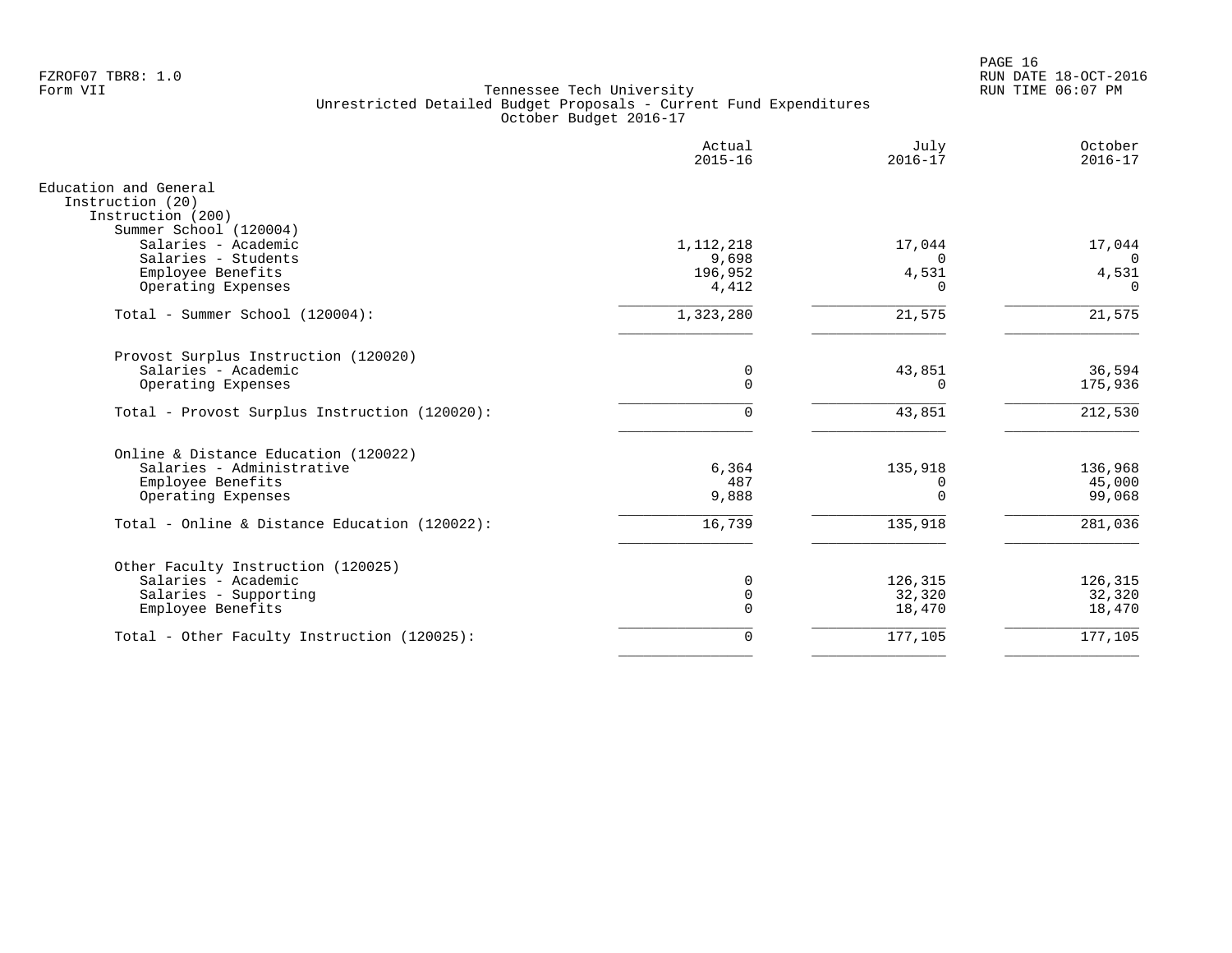FZROF07 TBR8: 1.0
Form VII

Tennessee Tech University
Unrestricted Detailed Budget Proposals - Current Fund Expenditures
October Budget 2016-17

RUN DATE 18-OCT-2016
RUN TIME 06:07 PM

| | Actual 2015-16 | July 2016-17 | October 2016-17 |
|---|---|---|---|
| Education and General | | | |
| Instruction (20) | | | |
| Instruction (200) | | | |
| Summer School (120004) | | | |
| Salaries - Academic | 1,112,218 | 17,044 | 17,044 |
| Salaries - Students | 9,698 | 0 | 0 |
| Employee Benefits | 196,952 | 4,531 | 4,531 |
| Operating Expenses | 4,412 | 0 | 0 |
| Total - Summer School (120004): | 1,323,280 | 21,575 | 21,575 |
| Provost Surplus Instruction (120020) | | | |
| Salaries - Academic | 0 | 43,851 | 36,594 |
| Operating Expenses | 0 | 0 | 175,936 |
| Total - Provost Surplus Instruction (120020): | 0 | 43,851 | 212,530 |
| Online & Distance Education (120022) | | | |
| Salaries - Administrative | 6,364 | 135,918 | 136,968 |
| Employee Benefits | 487 | 0 | 45,000 |
| Operating Expenses | 9,888 | 0 | 99,068 |
| Total - Online & Distance Education (120022): | 16,739 | 135,918 | 281,036 |
| Other Faculty Instruction (120025) | | | |
| Salaries - Academic | 0 | 126,315 | 126,315 |
| Salaries - Supporting | 0 | 32,320 | 32,320 |
| Employee Benefits | 0 | 18,470 | 18,470 |
| Total - Other Faculty Instruction (120025): | 0 | 177,105 | 177,105 |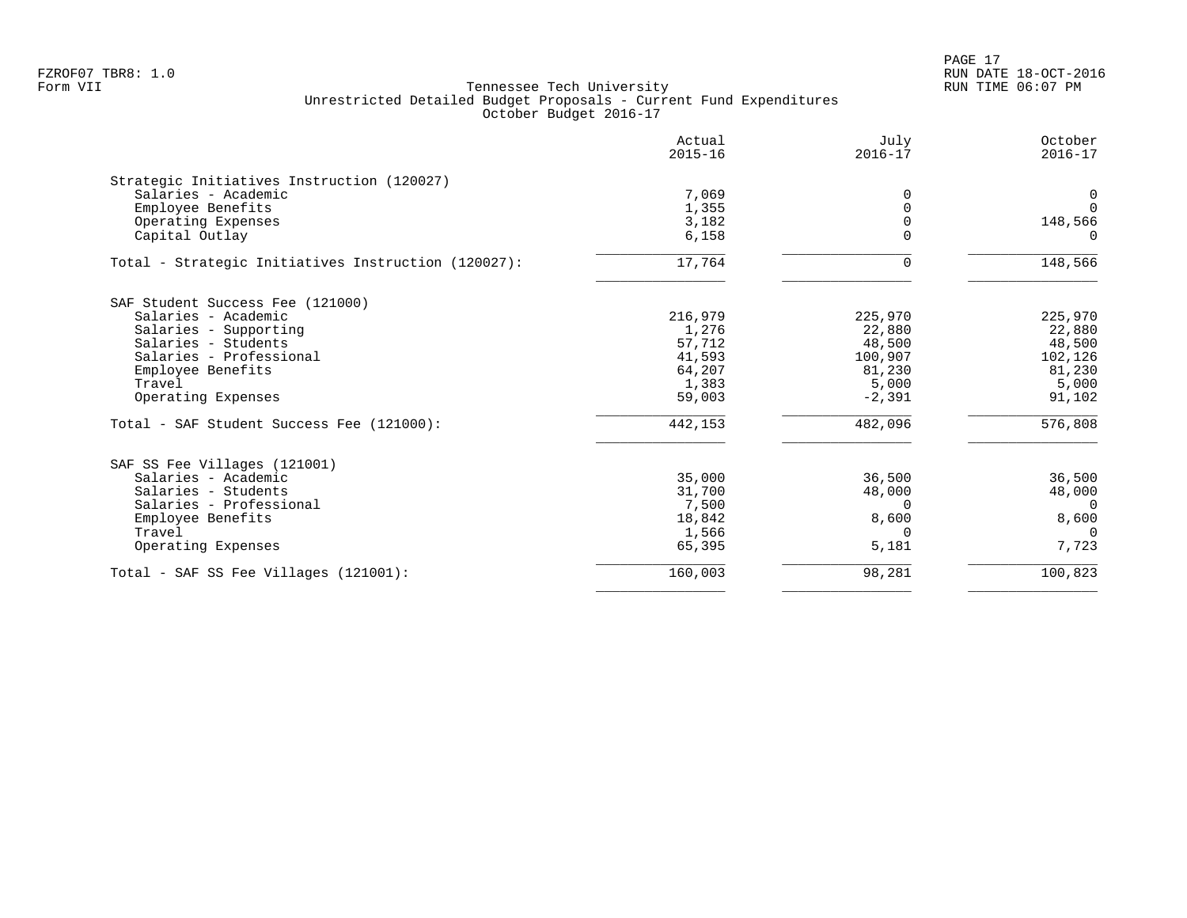FZROF07 TBR8: 1.0
Form VII

Tennessee Tech University
Unrestricted Detailed Budget Proposals - Current Fund Expenditures
October Budget 2016-17

RUN DATE 18-OCT-2016
RUN TIME 06:07 PM

| | Actual 2015-16 | July 2016-17 | October 2016-17 |
|---|---|---|---|
| **Strategic Initiatives Instruction (120027)** | | | |
| Salaries - Academic | 7,069 | 0 | 0 |
| Employee Benefits | 1,355 | 0 | 0 |
| Operating Expenses | 3,182 | 0 | 148,566 |
| Capital Outlay | 6,158 | 0 | 0 |
| Total - Strategic Initiatives Instruction (120027): | 17,764 | 0 | 148,566 |
| **SAF Student Success Fee (121000)** | | | |
| Salaries - Academic | 216,979 | 225,970 | 225,970 |
| Salaries - Supporting | 1,276 | 22,880 | 22,880 |
| Salaries - Students | 57,712 | 48,500 | 48,500 |
| Salaries - Professional | 41,593 | 100,907 | 102,126 |
| Employee Benefits | 64,207 | 81,230 | 81,230 |
| Travel | 1,383 | 5,000 | 5,000 |
| Operating Expenses | 59,003 | -2,391 | 91,102 |
| Total - SAF Student Success Fee (121000): | 442,153 | 482,096 | 576,808 |
| **SAF SS Fee Villages (121001)** | | | |
| Salaries - Academic | 35,000 | 36,500 | 36,500 |
| Salaries - Students | 31,700 | 48,000 | 48,000 |
| Salaries - Professional | 7,500 | 0 | 0 |
| Employee Benefits | 18,842 | 8,600 | 8,600 |
| Travel | 1,566 | 0 | 0 |
| Operating Expenses | 65,395 | 5,181 | 7,723 |
| Total - SAF SS Fee Villages (121001): | 160,003 | 98,281 | 100,823 |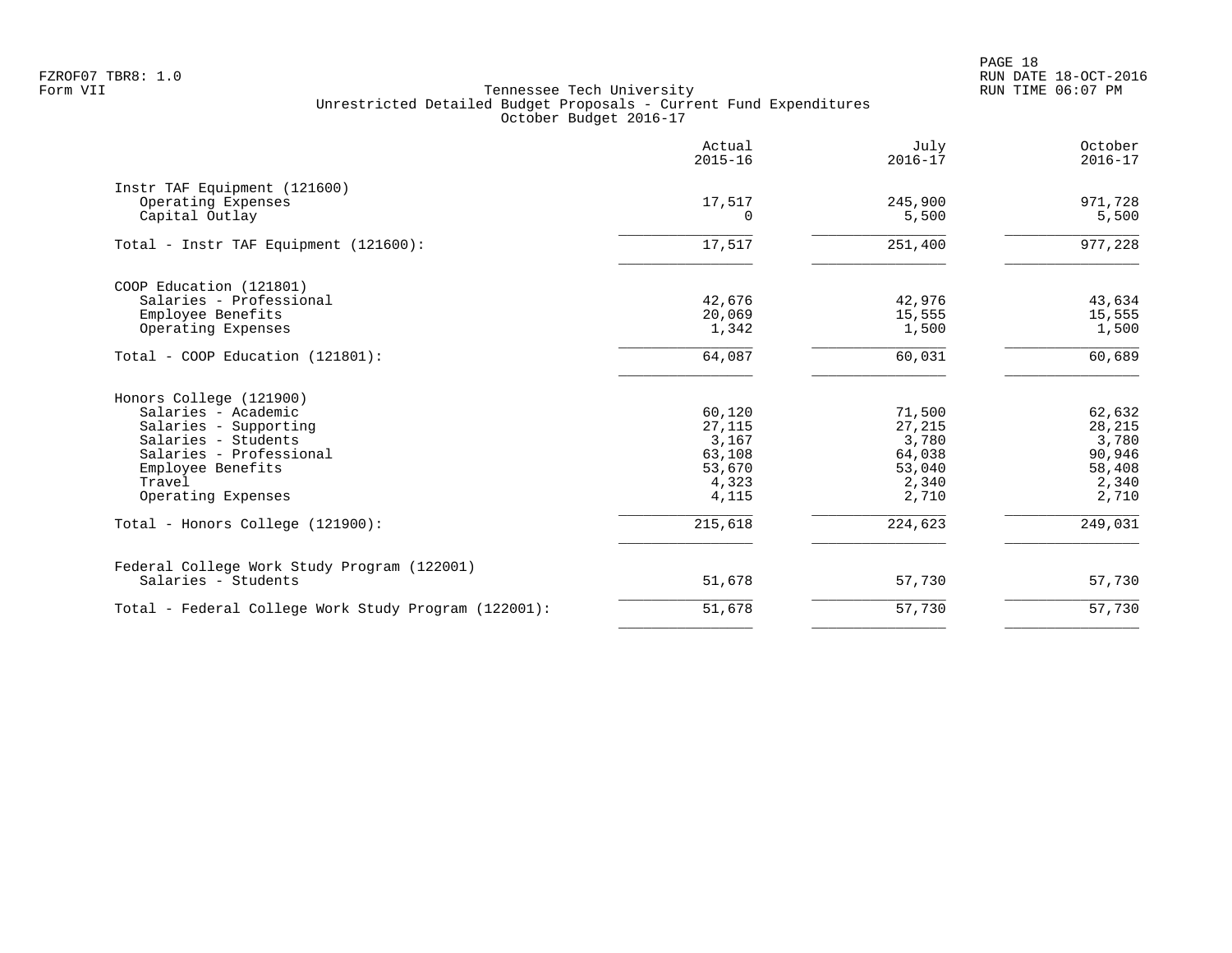FZROF07 TBR8: 1.0
Form VII

Tennessee Tech University
Unrestricted Detailed Budget Proposals - Current Fund Expenditures
October Budget 2016-17

RUN DATE 18-OCT-2016
RUN TIME 06:07 PM

| | Actual 2015-16 | July 2016-17 | October 2016-17 |
|---|---|---|---|
| **Instr TAF Equipment (121600)** | | | |
| Operating Expenses | 17,517 | 245,900 | 971,728 |
| Capital Outlay | 0 | 5,500 | 5,500 |
| Total - Instr TAF Equipment (121600): | 17,517 | 251,400 | 977,228 |
| **COOP Education (121801)** | | | |
| Salaries - Professional | 42,676 | 42,976 | 43,634 |
| Employee Benefits | 20,069 | 15,555 | 15,555 |
| Operating Expenses | 1,342 | 1,500 | 1,500 |
| Total - COOP Education (121801): | 64,087 | 60,031 | 60,689 |
| **Honors College (121900)** | | | |
| Salaries - Academic | 60,120 | 71,500 | 62,632 |
| Salaries - Supporting | 27,115 | 27,215 | 28,215 |
| Salaries - Students | 3,167 | 3,780 | 3,780 |
| Salaries - Professional | 63,108 | 64,038 | 90,946 |
| Employee Benefits | 53,670 | 53,040 | 58,408 |
| Travel | 4,323 | 2,340 | 2,340 |
| Operating Expenses | 4,115 | 2,710 | 2,710 |
| Total - Honors College (121900): | 215,618 | 224,623 | 249,031 |
| **Federal College Work Study Program (122001)** | | | |
| Salaries - Students | 51,678 | 57,730 | 57,730 |
| Total - Federal College Work Study Program (122001): | 51,678 | 57,730 | 57,730 |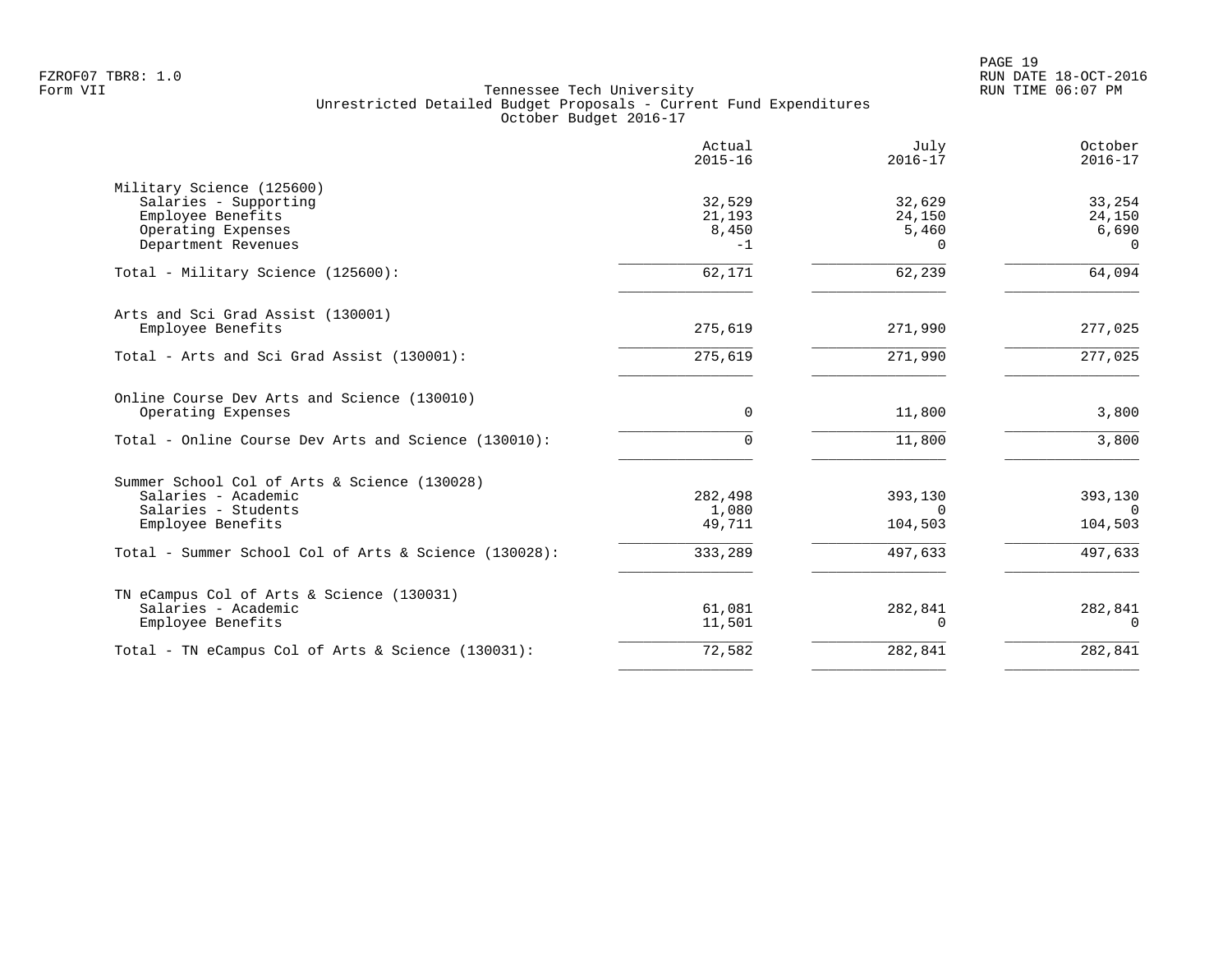FZROF07 TBR8: 1.0
Form VII

Tennessee Tech University
Unrestricted Detailed Budget Proposals - Current Fund Expenditures
October Budget 2016-17

| | Actual 2015-16 | July 2016-17 | October 2016-17 |
|---|---|---|---|
| **Military Science (125600)** | | | |
| Salaries - Supporting | 32,529 | 32,629 | 33,254 |
| Employee Benefits | 21,193 | 24,150 | 24,150 |
| Operating Expenses | 8,450 | 5,460 | 6,690 |
| Department Revenues | -1 | 0 | 0 |
| Total - Military Science (125600): | 62,171 | 62,239 | 64,094 |
| **Arts and Sci Grad Assist (130001)** | | | |
| Employee Benefits | 275,619 | 271,990 | 277,025 |
| Total - Arts and Sci Grad Assist (130001): | 275,619 | 271,990 | 277,025 |
| **Online Course Dev Arts and Science (130010)** | | | |
| Operating Expenses | 0 | 11,800 | 3,800 |
| Total - Online Course Dev Arts and Science (130010): | 0 | 11,800 | 3,800 |
| **Summer School Col of Arts & Science (130028)** | | | |
| Salaries - Academic | 282,498 | 393,130 | 393,130 |
| Salaries - Students | 1,080 | 0 | 0 |
| Employee Benefits | 49,711 | 104,503 | 104,503 |
| Total - Summer School Col of Arts & Science (130028): | 333,289 | 497,633 | 497,633 |
| **TN eCampus Col of Arts & Science (130031)** | | | |
| Salaries - Academic | 61,081 | 282,841 | 282,841 |
| Employee Benefits | 11,501 | 0 | 0 |
| Total - TN eCampus Col of Arts & Science (130031): | 72,582 | 282,841 | 282,841 |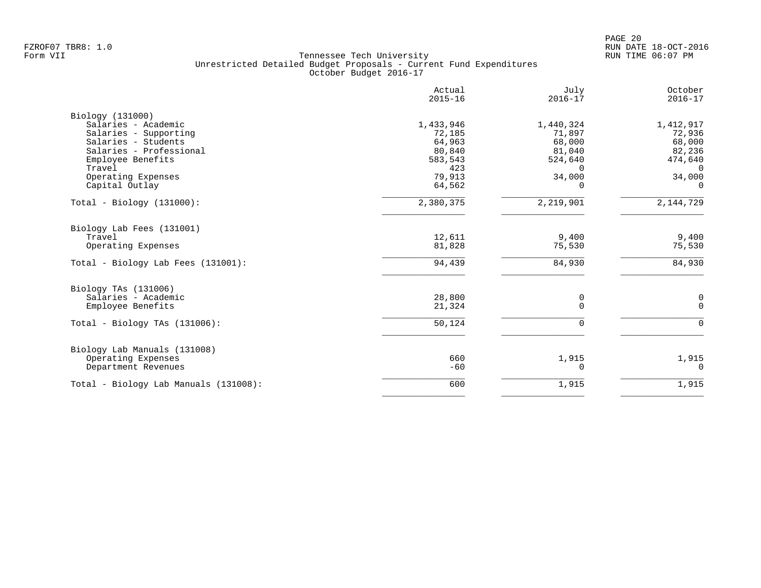FZROF07 TBR8: 1.0
Form VII

RUN DATE 18-OCT-2016
RUN TIME 06:07 PM

# Tennessee Tech University
## Unrestricted Detailed Budget Proposals - Current Fund Expenditures
### October Budget 2016-17

| | Actual 2015-16 | July 2016-17 | October 2016-17 |
|---|---|---|---|
| **Biology (131000)** | | | |
| Salaries - Academic | 1,433,946 | 1,440,324 | 1,412,917 |
| Salaries - Supporting | 72,185 | 71,897 | 72,936 |
| Salaries - Students | 64,963 | 68,000 | 68,000 |
| Salaries - Professional | 80,840 | 81,040 | 82,236 |
| Employee Benefits | 583,543 | 524,640 | 474,640 |
| Travel | 423 | 0 | 0 |
| Operating Expenses | 79,913 | 34,000 | 34,000 |
| Capital Outlay | 64,562 | 0 | 0 |
| Total - Biology (131000): | 2,380,375 | 2,219,901 | 2,144,729 |
| **Biology Lab Fees (131001)** | | | |
| Travel | 12,611 | 9,400 | 9,400 |
| Operating Expenses | 81,828 | 75,530 | 75,530 |
| Total - Biology Lab Fees (131001): | 94,439 | 84,930 | 84,930 |
| **Biology TAs (131006)** | | | |
| Salaries - Academic | 28,800 | 0 | 0 |
| Employee Benefits | 21,324 | 0 | 0 |
| Total - Biology TAs (131006): | 50,124 | 0 | 0 |
| **Biology Lab Manuals (131008)** | | | |
| Operating Expenses | 660 | 1,915 | 1,915 |
| Department Revenues | -60 | 0 | 0 |
| Total - Biology Lab Manuals (131008): | 600 | 1,915 | 1,915 |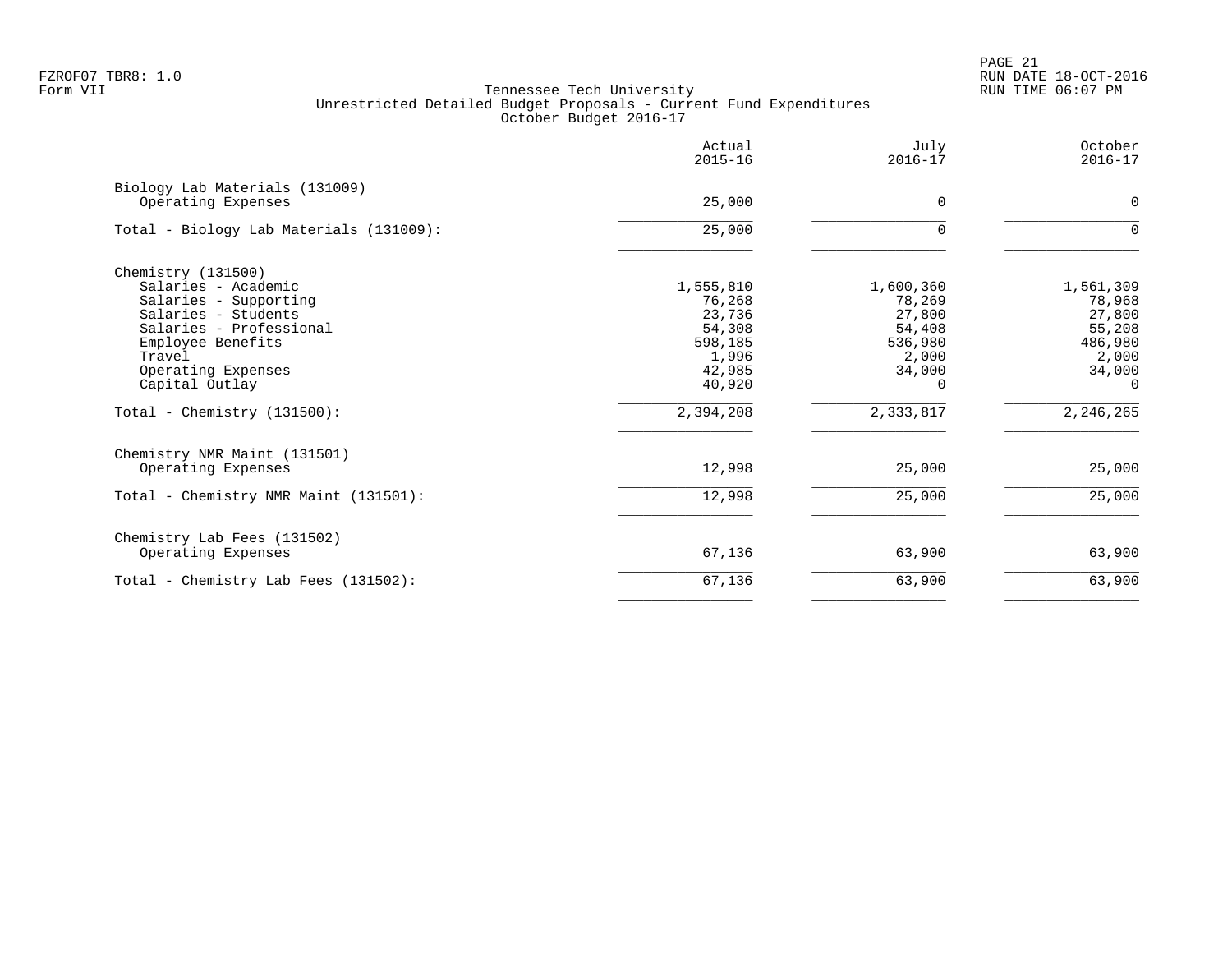FZROF07 TBR8: 1.0
Form VII

# Tennessee Tech University
## Unrestricted Detailed Budget Proposals - Current Fund Expenditures
### October Budget 2016-17

RUN DATE 18-OCT-2016
RUN TIME 06:07 PM

| | Actual 2015-16 | July 2016-17 | October 2016-17 |
|---|---:|---:|---:|
| **Biology Lab Materials (131009)** | | | |
| Operating Expenses | 25,000 | 0 | 0 |
| Total - Biology Lab Materials (131009): | 25,000 | 0 | 0 |
| **Chemistry (131500)** | | | |
| Salaries - Academic | 1,555,810 | 1,600,360 | 1,561,309 |
| Salaries - Supporting | 76,268 | 78,269 | 78,968 |
| Salaries - Students | 23,736 | 27,800 | 27,800 |
| Salaries - Professional | 54,308 | 54,408 | 55,208 |
| Employee Benefits | 598,185 | 536,980 | 486,980 |
| Travel | 1,996 | 2,000 | 2,000 |
| Operating Expenses | 42,985 | 34,000 | 34,000 |
| Capital Outlay | 40,920 | 0 | 0 |
| Total - Chemistry (131500): | 2,394,208 | 2,333,817 | 2,246,265 |
| **Chemistry NMR Maint (131501)** | | | |
| Operating Expenses | 12,998 | 25,000 | 25,000 |
| Total - Chemistry NMR Maint (131501): | 12,998 | 25,000 | 25,000 |
| **Chemistry Lab Fees (131502)** | | | |
| Operating Expenses | 67,136 | 63,900 | 63,900 |
| Total - Chemistry Lab Fees (131502): | 67,136 | 63,900 | 63,900 |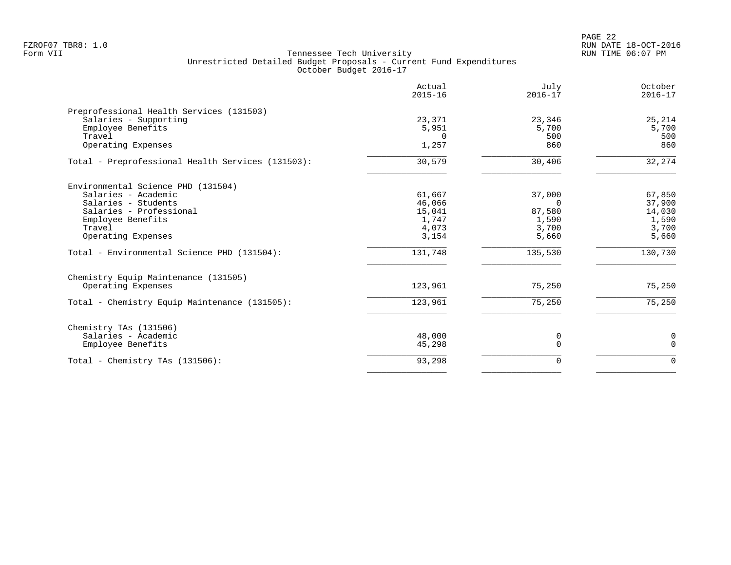Tennessee Tech University
Unrestricted Detailed Budget Proposals - Current Fund Expenditures
October Budget 2016-17

| | Actual 2015-16 | July 2016-17 | October 2016-17 |
|---|---|---|---|
| **Preprofessional Health Services (131503)** | | | |
| Salaries - Supporting | 23,371 | 23,346 | 25,214 |
| Employee Benefits | 5,951 | 5,700 | 5,700 |
| Travel | 0 | 500 | 500 |
| Operating Expenses | 1,257 | 860 | 860 |
| Total - Preprofessional Health Services (131503): | 30,579 | 30,406 | 32,274 |
| **Environmental Science PHD (131504)** | | | |
| Salaries - Academic | 61,667 | 37,000 | 67,850 |
| Salaries - Students | 46,066 | 0 | 37,900 |
| Salaries - Professional | 15,041 | 87,580 | 14,030 |
| Employee Benefits | 1,747 | 1,590 | 1,590 |
| Travel | 4,073 | 3,700 | 3,700 |
| Operating Expenses | 3,154 | 5,660 | 5,660 |
| Total - Environmental Science PHD (131504): | 131,748 | 135,530 | 130,730 |
| **Chemistry Equip Maintenance (131505)** | | | |
| Operating Expenses | 123,961 | 75,250 | 75,250 |
| Total - Chemistry Equip Maintenance (131505): | 123,961 | 75,250 | 75,250 |
| **Chemistry TAs (131506)** | | | |
| Salaries - Academic | 48,000 | 0 | 0 |
| Employee Benefits | 45,298 | 0 | 0 |
| Total - Chemistry TAs (131506): | 93,298 | 0 | 0 |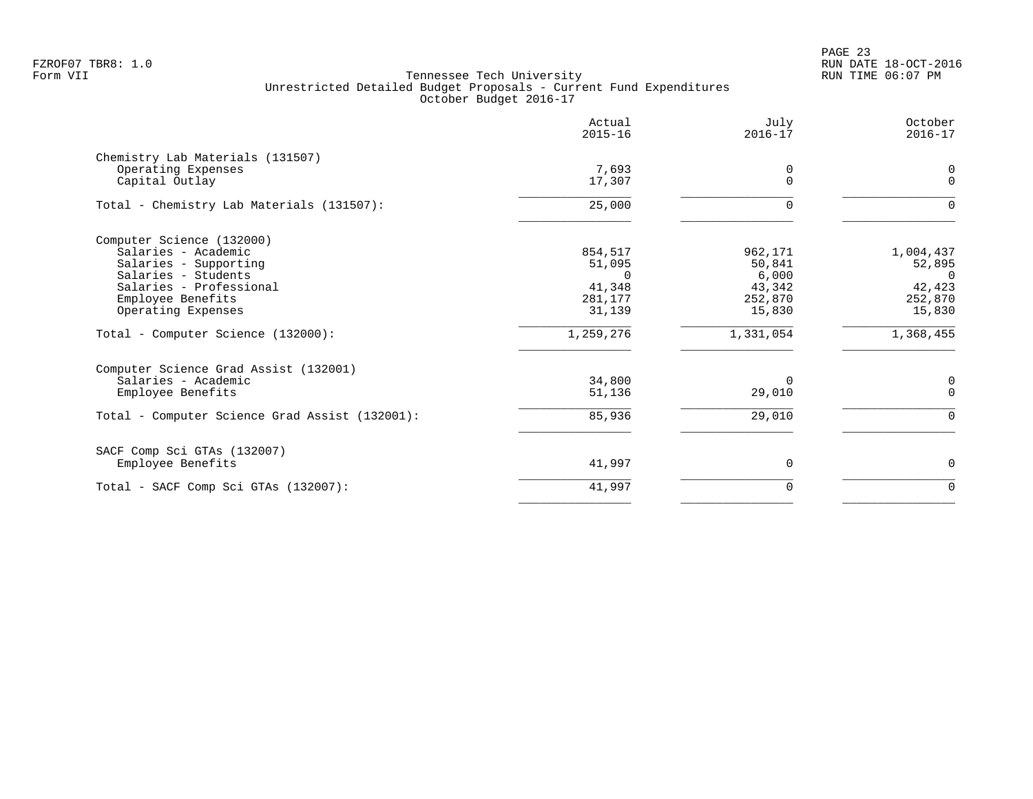FZROF07 TBR8: 1.0
Form VII

Tennessee Tech University
Unrestricted Detailed Budget Proposals - Current Fund Expenditures
October Budget 2016-17

RUN DATE 18-OCT-2016
RUN TIME 06:07 PM

| | Actual 2015-16 | July 2016-17 | October 2016-17 |
|---|---|---|---|
| **Chemistry Lab Materials (131507)** | | | |
| Operating Expenses | 7,693 | 0 | 0 |
| Capital Outlay | 17,307 | 0 | 0 |
| Total - Chemistry Lab Materials (131507): | 25,000 | 0 | 0 |
| **Computer Science (132000)** | | | |
| Salaries - Academic | 854,517 | 962,171 | 1,004,437 |
| Salaries - Supporting | 51,095 | 50,841 | 52,895 |
| Salaries - Students | 0 | 6,000 | 0 |
| Salaries - Professional | 41,348 | 43,342 | 42,423 |
| Employee Benefits | 281,177 | 252,870 | 252,870 |
| Operating Expenses | 31,139 | 15,830 | 15,830 |
| Total - Computer Science (132000): | 1,259,276 | 1,331,054 | 1,368,455 |
| **Computer Science Grad Assist (132001)** | | | |
| Salaries - Academic | 34,800 | 0 | 0 |
| Employee Benefits | 51,136 | 29,010 | 0 |
| Total - Computer Science Grad Assist (132001): | 85,936 | 29,010 | 0 |
| **SACF Comp Sci GTAs (132007)** | | | |
| Employee Benefits | 41,997 | 0 | 0 |
| Total - SACF Comp Sci GTAs (132007): | 41,997 | 0 | 0 |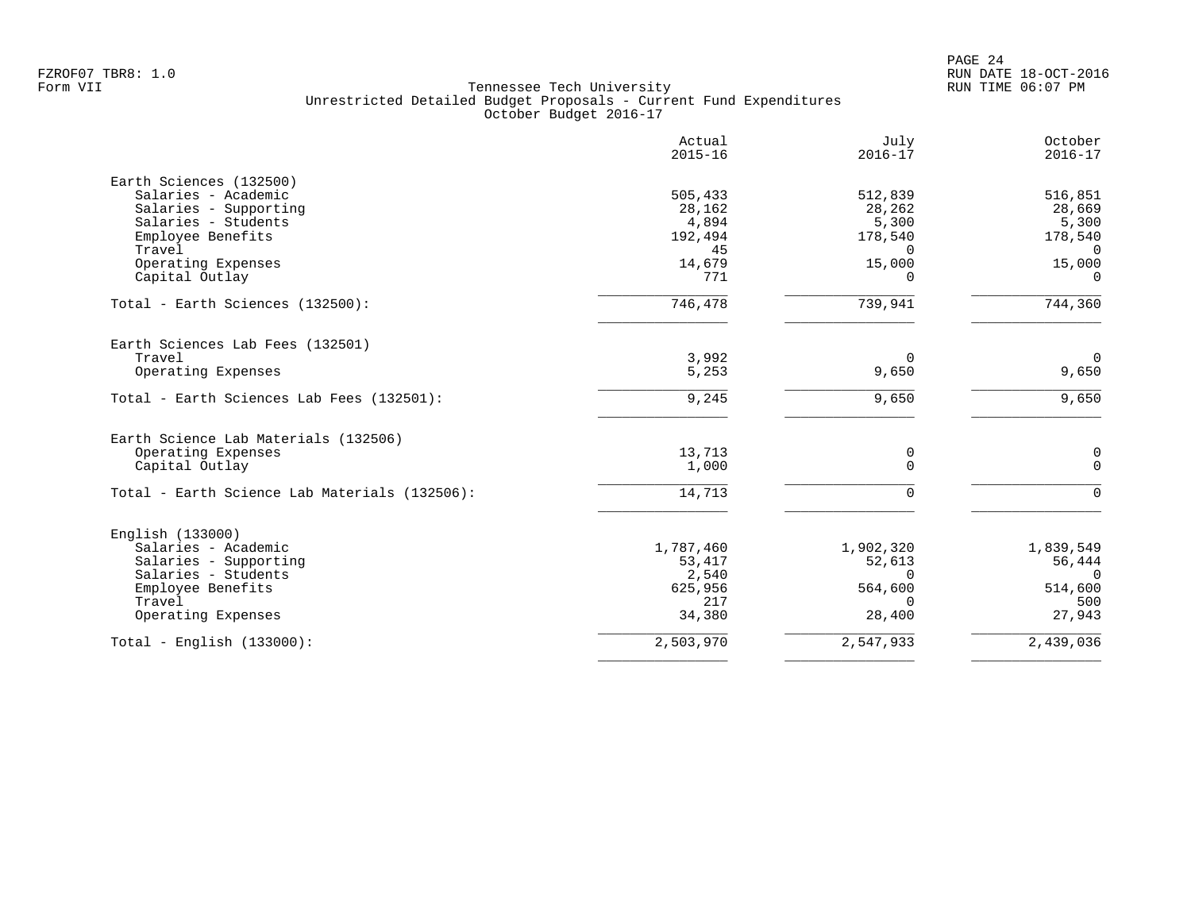FZROF07 TBR8: 1.0
Form VII

Tennessee Tech University
Unrestricted Detailed Budget Proposals - Current Fund Expenditures
October Budget 2016-17

RUN DATE 18-OCT-2016
RUN TIME 06:07 PM

| | Actual 2015-16 | July 2016-17 | October 2016-17 |
|---|---|---|---|
| **Earth Sciences (132500)** | | | |
| Salaries - Academic | 505,433 | 512,839 | 516,851 |
| Salaries - Supporting | 28,162 | 28,262 | 28,669 |
| Salaries - Students | 4,894 | 5,300 | 5,300 |
| Employee Benefits | 192,494 | 178,540 | 178,540 |
| Travel | 45 | 0 | 0 |
| Operating Expenses | 14,679 | 15,000 | 15,000 |
| Capital Outlay | 771 | 0 | 0 |
| Total - Earth Sciences (132500): | 746,478 | 739,941 | 744,360 |
| **Earth Sciences Lab Fees (132501)** | | | |
| Travel | 3,992 | 0 | 0 |
| Operating Expenses | 5,253 | 9,650 | 9,650 |
| Total - Earth Sciences Lab Fees (132501): | 9,245 | 9,650 | 9,650 |
| **Earth Science Lab Materials (132506)** | | | |
| Operating Expenses | 13,713 | 0 | 0 |
| Capital Outlay | 1,000 | 0 | 0 |
| Total - Earth Science Lab Materials (132506): | 14,713 | 0 | 0 |
| **English (133000)** | | | |
| Salaries - Academic | 1,787,460 | 1,902,320 | 1,839,549 |
| Salaries - Supporting | 53,417 | 52,613 | 56,444 |
| Salaries - Students | 2,540 | 0 | 0 |
| Employee Benefits | 625,956 | 564,600 | 514,600 |
| Travel | 217 | 0 | 500 |
| Operating Expenses | 34,380 | 28,400 | 27,943 |
| Total - English (133000): | 2,503,970 | 2,547,933 | 2,439,036 |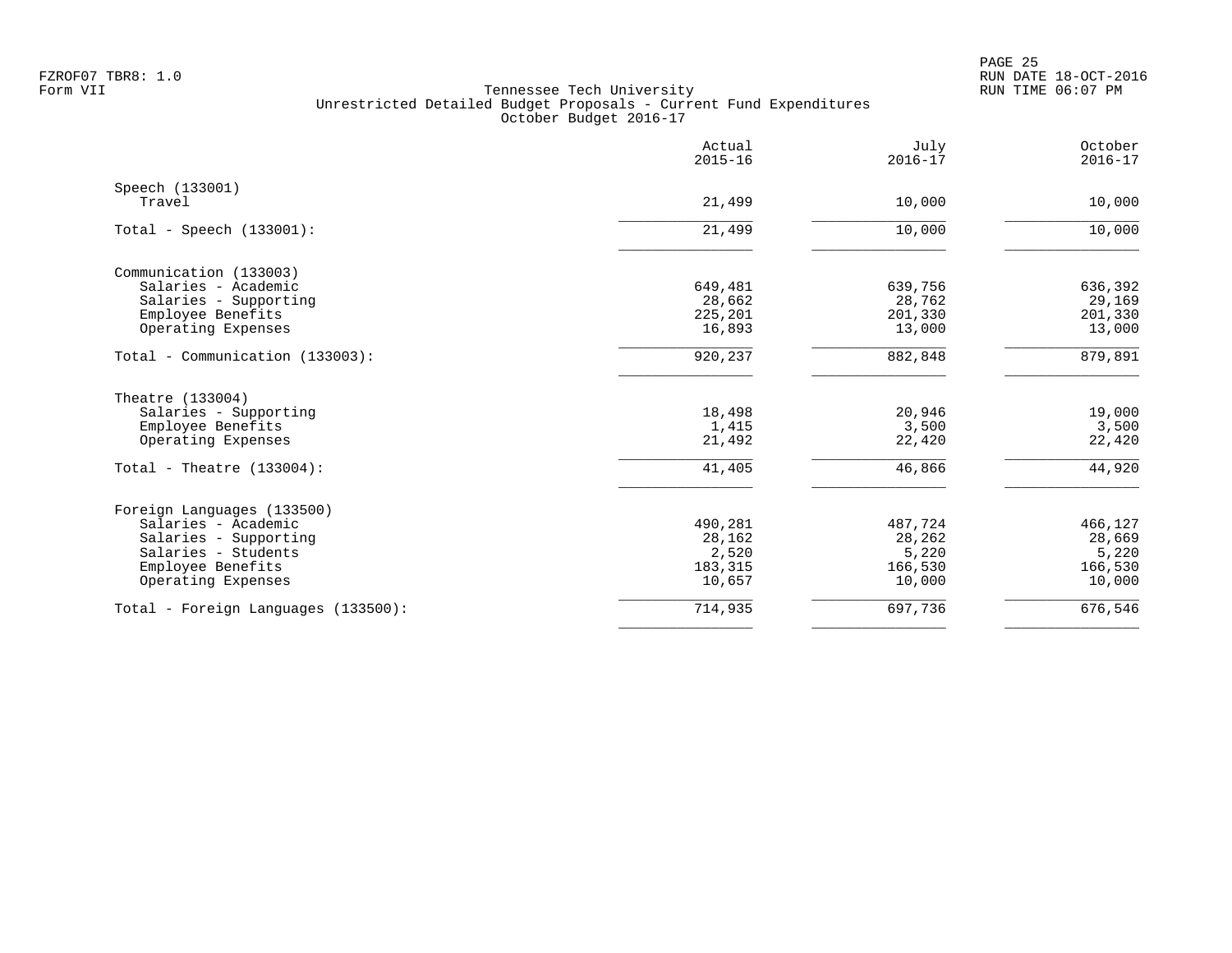FZROF07 TBR8: 1.0
Form VII

Tennessee Tech University
Unrestricted Detailed Budget Proposals - Current Fund Expenditures
October Budget 2016-17

RUN DATE 18-OCT-2016
RUN TIME 06:07 PM

| | Actual 2015-16 | July 2016-17 | October 2016-17 |
|---|---|---|---|
| **Speech (133001)** | | | |
| Travel | 21,499 | 10,000 | 10,000 |
| Total - Speech (133001): | 21,499 | 10,000 | 10,000 |
| **Communication (133003)** | | | |
| Salaries - Academic | 649,481 | 639,756 | 636,392 |
| Salaries - Supporting | 28,662 | 28,762 | 29,169 |
| Employee Benefits | 225,201 | 201,330 | 201,330 |
| Operating Expenses | 16,893 | 13,000 | 13,000 |
| Total - Communication (133003): | 920,237 | 882,848 | 879,891 |
| **Theatre (133004)** | | | |
| Salaries - Supporting | 18,498 | 20,946 | 19,000 |
| Employee Benefits | 1,415 | 3,500 | 3,500 |
| Operating Expenses | 21,492 | 22,420 | 22,420 |
| Total - Theatre (133004): | 41,405 | 46,866 | 44,920 |
| **Foreign Languages (133500)** | | | |
| Salaries - Academic | 490,281 | 487,724 | 466,127 |
| Salaries - Supporting | 28,162 | 28,262 | 28,669 |
| Salaries - Students | 2,520 | 5,220 | 5,220 |
| Employee Benefits | 183,315 | 166,530 | 166,530 |
| Operating Expenses | 10,657 | 10,000 | 10,000 |
| Total - Foreign Languages (133500): | 714,935 | 697,736 | 676,546 |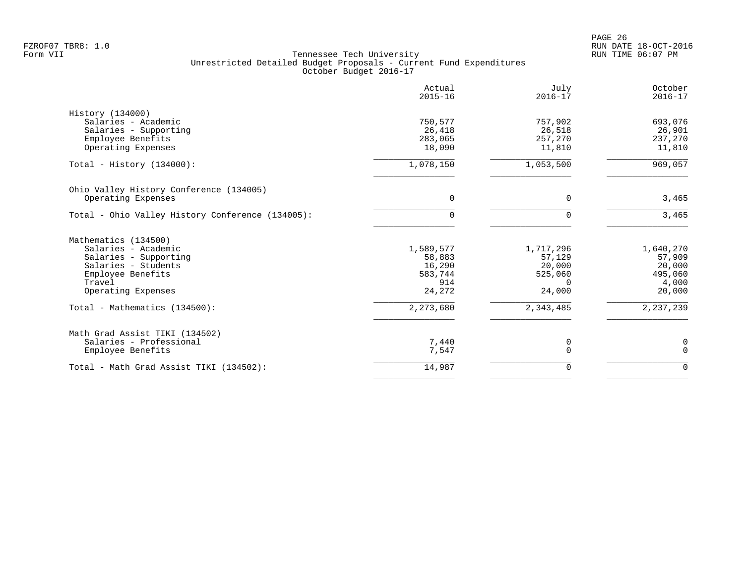FZROF07 TBR8: 1.0
Form VII

Tennessee Tech University
Unrestricted Detailed Budget Proposals - Current Fund Expenditures
October Budget 2016-17

RUN DATE 18-OCT-2016
RUN TIME 06:07 PM

| | Actual 2015-16 | July 2016-17 | October 2016-17 |
|---|---|---|---|
| **History (134000)** | | | |
| Salaries - Academic | 750,577 | 757,902 | 693,076 |
| Salaries - Supporting | 26,418 | 26,518 | 26,901 |
| Employee Benefits | 283,065 | 257,270 | 237,270 |
| Operating Expenses | 18,090 | 11,810 | 11,810 |
| Total - History (134000): | 1,078,150 | 1,053,500 | 969,057 |
| **Ohio Valley History Conference (134005)** | | | |
| Operating Expenses | 0 | 0 | 3,465 |
| Total - Ohio Valley History Conference (134005): | 0 | 0 | 3,465 |
| **Mathematics (134500)** | | | |
| Salaries - Academic | 1,589,577 | 1,717,296 | 1,640,270 |
| Salaries - Supporting | 58,883 | 57,129 | 57,909 |
| Salaries - Students | 16,290 | 20,000 | 20,000 |
| Employee Benefits | 583,744 | 525,060 | 495,060 |
| Travel | 914 | 0 | 4,000 |
| Operating Expenses | 24,272 | 24,000 | 20,000 |
| Total - Mathematics (134500): | 2,273,680 | 2,343,485 | 2,237,239 |
| **Math Grad Assist TIKI (134502)** | | | |
| Salaries - Professional | 7,440 | 0 | 0 |
| Employee Benefits | 7,547 | 0 | 0 |
| Total - Math Grad Assist TIKI (134502): | 14,987 | 0 | 0 |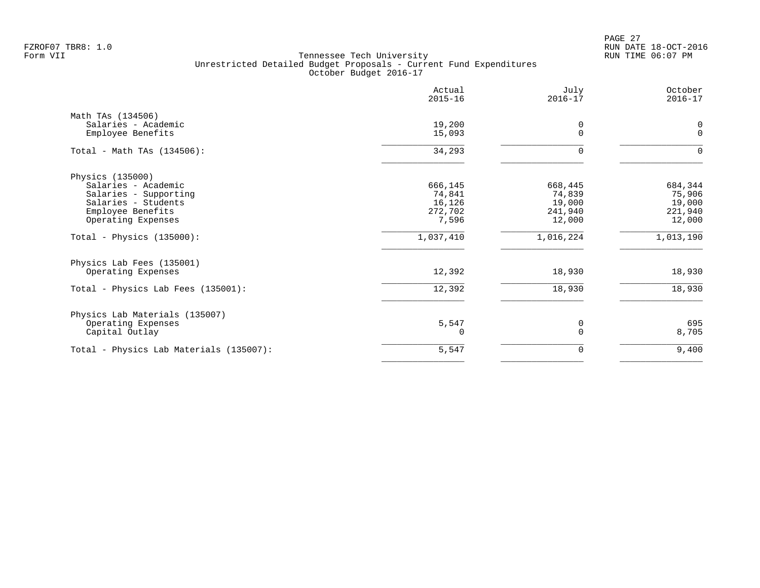Tennessee Tech University
Unrestricted Detailed Budget Proposals - Current Fund Expenditures
October Budget 2016-17

| | Actual 2015-16 | July 2016-17 | October 2016-17 |
|---|---|---|---|
| **Math TAs (134506)** | | | |
| Salaries - Academic | 19,200 | 0 | 0 |
| Employee Benefits | 15,093 | 0 | 0 |
| Total - Math TAs (134506): | 34,293 | 0 | 0 |
| **Physics (135000)** | | | |
| Salaries - Academic | 666,145 | 668,445 | 684,344 |
| Salaries - Supporting | 74,841 | 74,839 | 75,906 |
| Salaries - Students | 16,126 | 19,000 | 19,000 |
| Employee Benefits | 272,702 | 241,940 | 221,940 |
| Operating Expenses | 7,596 | 12,000 | 12,000 |
| Total - Physics (135000): | 1,037,410 | 1,016,224 | 1,013,190 |
| **Physics Lab Fees (135001)** | | | |
| Operating Expenses | 12,392 | 18,930 | 18,930 |
| Total - Physics Lab Fees (135001): | 12,392 | 18,930 | 18,930 |
| **Physics Lab Materials (135007)** | | | |
| Operating Expenses | 5,547 | 0 | 695 |
| Capital Outlay | 0 | 0 | 8,705 |
| Total - Physics Lab Materials (135007): | 5,547 | 0 | 9,400 |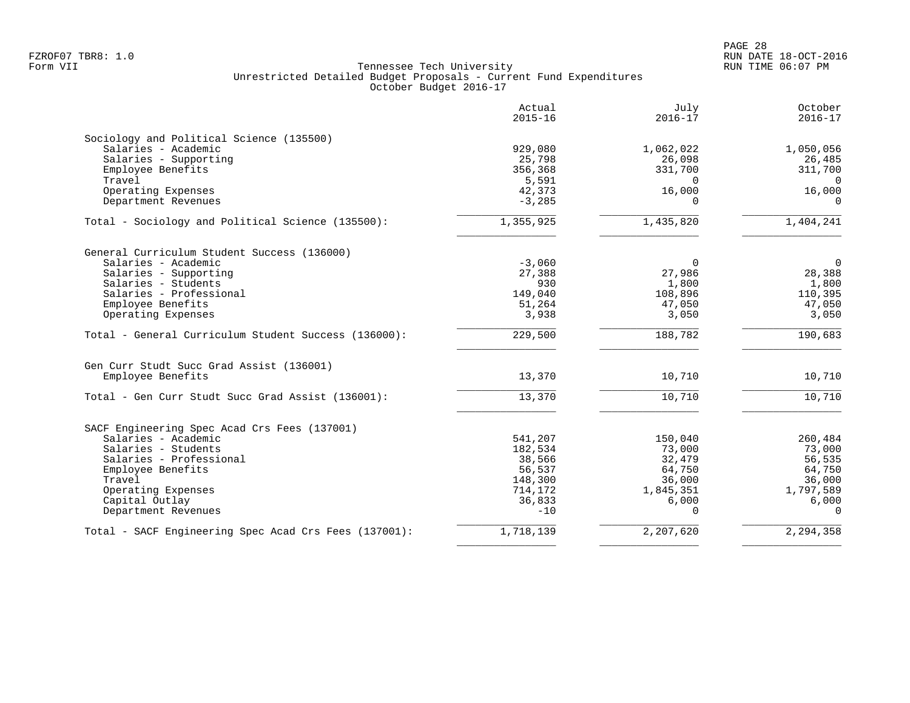FZROF07 TBR8: 1.0
Form VII

Tennessee Tech University
Unrestricted Detailed Budget Proposals - Current Fund Expenditures
October Budget 2016-17

RUN DATE 18-OCT-2016
RUN TIME 06:07 PM

| | Actual 2015-16 | July 2016-17 | October 2016-17 |
|---|---|---|---|
| **Sociology and Political Science (135500)** | | | |
| Salaries - Academic | 929,080 | 1,062,022 | 1,050,056 |
| Salaries - Supporting | 25,798 | 26,098 | 26,485 |
| Employee Benefits | 356,368 | 331,700 | 311,700 |
| Travel | 5,591 | 0 | 0 |
| Operating Expenses | 42,373 | 16,000 | 16,000 |
| Department Revenues | -3,285 | 0 | 0 |
| Total - Sociology and Political Science (135500): | 1,355,925 | 1,435,820 | 1,404,241 |
| **General Curriculum Student Success (136000)** | | | |
| Salaries - Academic | -3,060 | 0 | 0 |
| Salaries - Supporting | 27,388 | 27,986 | 28,388 |
| Salaries - Students | 930 | 1,800 | 1,800 |
| Salaries - Professional | 149,040 | 108,896 | 110,395 |
| Employee Benefits | 51,264 | 47,050 | 47,050 |
| Operating Expenses | 3,938 | 3,050 | 3,050 |
| Total - General Curriculum Student Success (136000): | 229,500 | 188,782 | 190,683 |
| **Gen Curr Studt Succ Grad Assist (136001)** | | | |
| Employee Benefits | 13,370 | 10,710 | 10,710 |
| Total - Gen Curr Studt Succ Grad Assist (136001): | 13,370 | 10,710 | 10,710 |
| **SACF Engineering Spec Acad Crs Fees (137001)** | | | |
| Salaries - Academic | 541,207 | 150,040 | 260,484 |
| Salaries - Students | 182,534 | 73,000 | 73,000 |
| Salaries - Professional | 38,566 | 32,479 | 56,535 |
| Employee Benefits | 56,537 | 64,750 | 64,750 |
| Travel | 148,300 | 36,000 | 36,000 |
| Operating Expenses | 714,172 | 1,845,351 | 1,797,589 |
| Capital Outlay | 36,833 | 6,000 | 6,000 |
| Department Revenues | -10 | 0 | 0 |
| Total - SACF Engineering Spec Acad Crs Fees (137001): | 1,718,139 | 2,207,620 | 2,294,358 |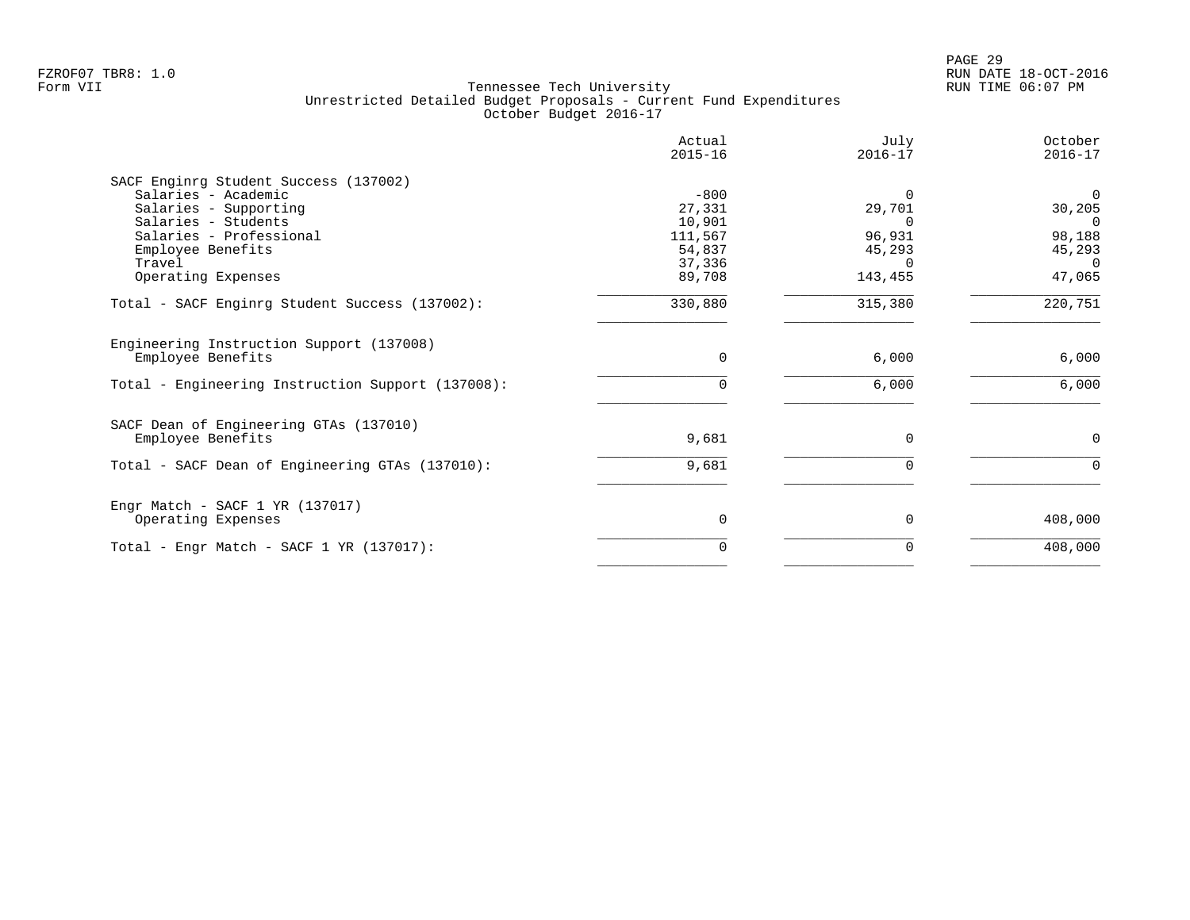FZROF07 TBR8: 1.0
Form VII

# Tennessee Tech University
## Unrestricted Detailed Budget Proposals - Current Fund Expenditures
### October Budget 2016-17

RUN DATE 18-OCT-2016
RUN TIME 06:07 PM

| | Actual 2015-16 | July 2016-17 | October 2016-17 |
|---|---|---|---|
| **SACF Enginrg Student Success (137002)** | | | |
| Salaries - Academic | -800 | 0 | 0 |
| Salaries - Supporting | 27,331 | 29,701 | 30,205 |
| Salaries - Students | 10,901 | 0 | 0 |
| Salaries - Professional | 111,567 | 96,931 | 98,188 |
| Employee Benefits | 54,837 | 45,293 | 45,293 |
| Travel | 37,336 | 0 | 0 |
| Operating Expenses | 89,708 | 143,455 | 47,065 |
| Total - SACF Enginrg Student Success (137002): | 330,880 | 315,380 | 220,751 |
| **Engineering Instruction Support (137008)** | | | |
| Employee Benefits | 0 | 6,000 | 6,000 |
| Total - Engineering Instruction Support (137008): | 0 | 6,000 | 6,000 |
| **SACF Dean of Engineering GTAs (137010)** | | | |
| Employee Benefits | 9,681 | 0 | 0 |
| Total - SACF Dean of Engineering GTAs (137010): | 9,681 | 0 | 0 |
| **Engr Match - SACF 1 YR (137017)** | | | |
| Operating Expenses | 0 | 0 | 408,000 |
| Total - Engr Match - SACF 1 YR (137017): | 0 | 0 | 408,000 |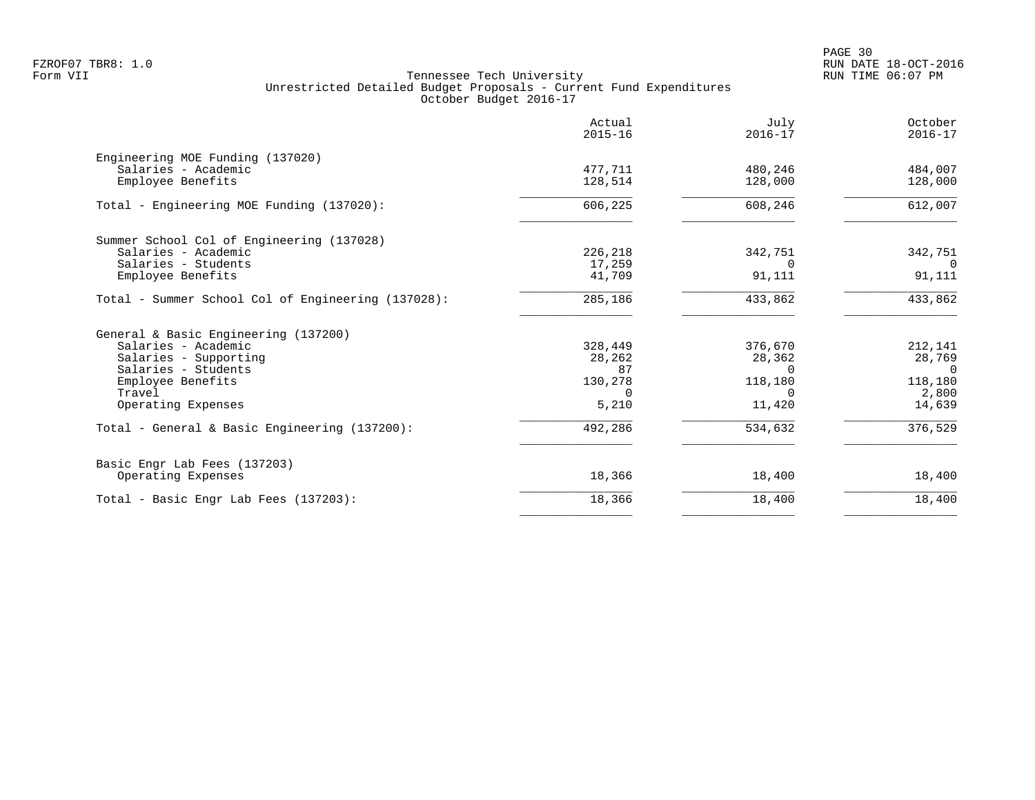Tennessee Tech University
Unrestricted Detailed Budget Proposals - Current Fund Expenditures
October Budget 2016-17

| | Actual 2015-16 | July 2016-17 | October 2016-17 |
|---|---|---|---|
| **Engineering MOE Funding (137020)** | | | |
| Salaries - Academic | 477,711 | 480,246 | 484,007 |
| Employee Benefits | 128,514 | 128,000 | 128,000 |
| Total - Engineering MOE Funding (137020): | 606,225 | 608,246 | 612,007 |
| **Summer School Col of Engineering (137028)** | | | |
| Salaries - Academic | 226,218 | 342,751 | 342,751 |
| Salaries - Students | 17,259 | 0 | 0 |
| Employee Benefits | 41,709 | 91,111 | 91,111 |
| Total - Summer School Col of Engineering (137028): | 285,186 | 433,862 | 433,862 |
| **General & Basic Engineering (137200)** | | | |
| Salaries - Academic | 328,449 | 376,670 | 212,141 |
| Salaries - Supporting | 28,262 | 28,362 | 28,769 |
| Salaries - Students | 87 | 0 | 0 |
| Employee Benefits | 130,278 | 118,180 | 118,180 |
| Travel | 0 | 0 | 2,800 |
| Operating Expenses | 5,210 | 11,420 | 14,639 |
| Total - General & Basic Engineering (137200): | 492,286 | 534,632 | 376,529 |
| **Basic Engr Lab Fees (137203)** | | | |
| Operating Expenses | 18,366 | 18,400 | 18,400 |
| Total - Basic Engr Lab Fees (137203): | 18,366 | 18,400 | 18,400 |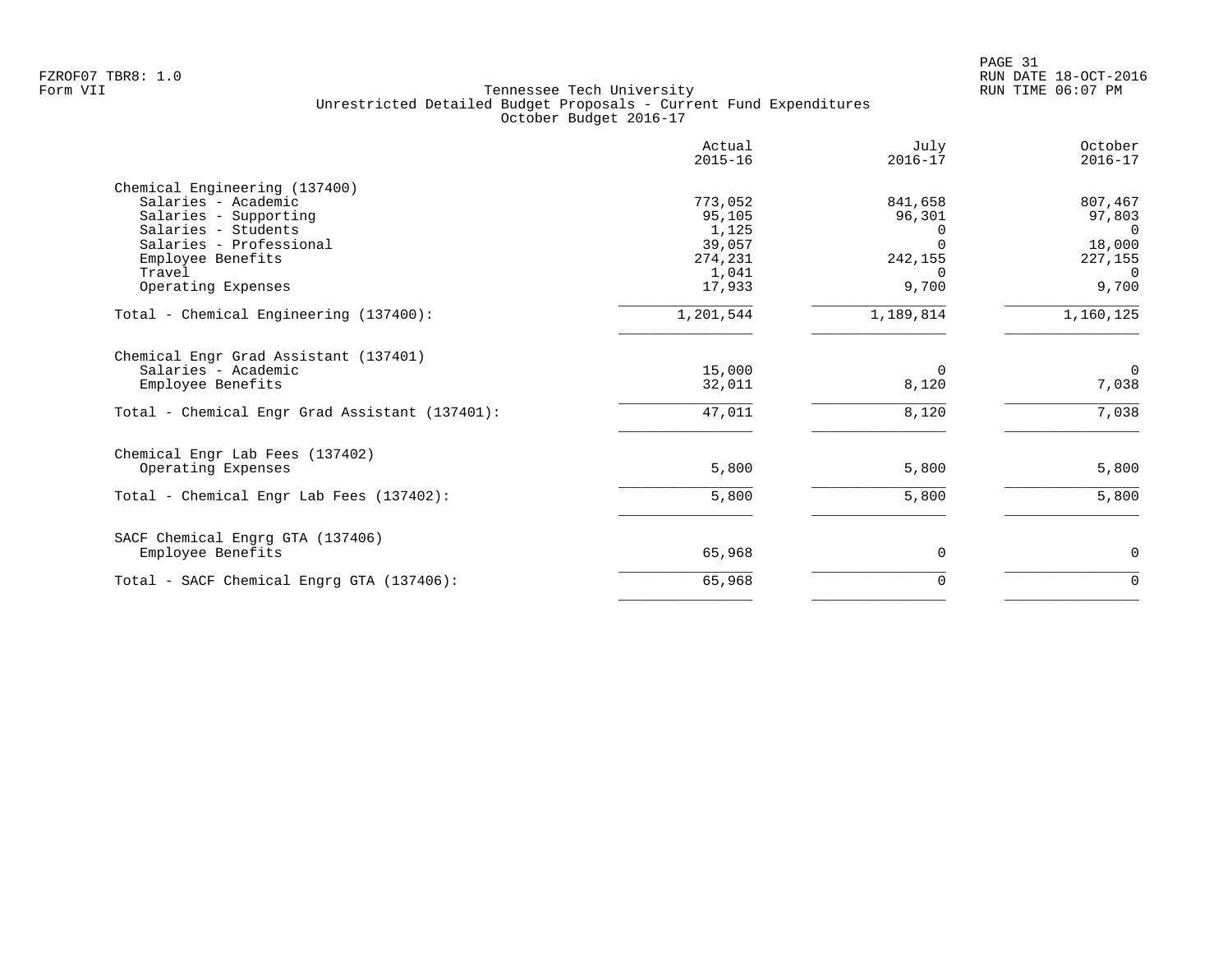FZROF07 TBR8: 1.0
Form VII

Tennessee Tech University
Unrestricted Detailed Budget Proposals - Current Fund Expenditures
October Budget 2016-17

RUN DATE 18-OCT-2016
RUN TIME 06:07 PM

| | Actual 2015-16 | July 2016-17 | October 2016-17 |
|---|---|---|---|
| Chemical Engineering (137400) | | | |
| Salaries - Academic | 773,052 | 841,658 | 807,467 |
| Salaries - Supporting | 95,105 | 96,301 | 97,803 |
| Salaries - Students | 1,125 | 0 | 0 |
| Salaries - Professional | 39,057 | 0 | 18,000 |
| Employee Benefits | 274,231 | 242,155 | 227,155 |
| Travel | 1,041 | 0 | 0 |
| Operating Expenses | 17,933 | 9,700 | 9,700 |
| Total - Chemical Engineering (137400): | 1,201,544 | 1,189,814 | 1,160,125 |
| Chemical Engr Grad Assistant (137401) | | | |
| Salaries - Academic | 15,000 | 0 | 0 |
| Employee Benefits | 32,011 | 8,120 | 7,038 |
| Total - Chemical Engr Grad Assistant (137401): | 47,011 | 8,120 | 7,038 |
| Chemical Engr Lab Fees (137402) | | | |
| Operating Expenses | 5,800 | 5,800 | 5,800 |
| Total - Chemical Engr Lab Fees (137402): | 5,800 | 5,800 | 5,800 |
| SACF Chemical Engrg GTA (137406) | | | |
| Employee Benefits | 65,968 | 0 | 0 |
| Total - SACF Chemical Engrg GTA (137406): | 65,968 | 0 | 0 |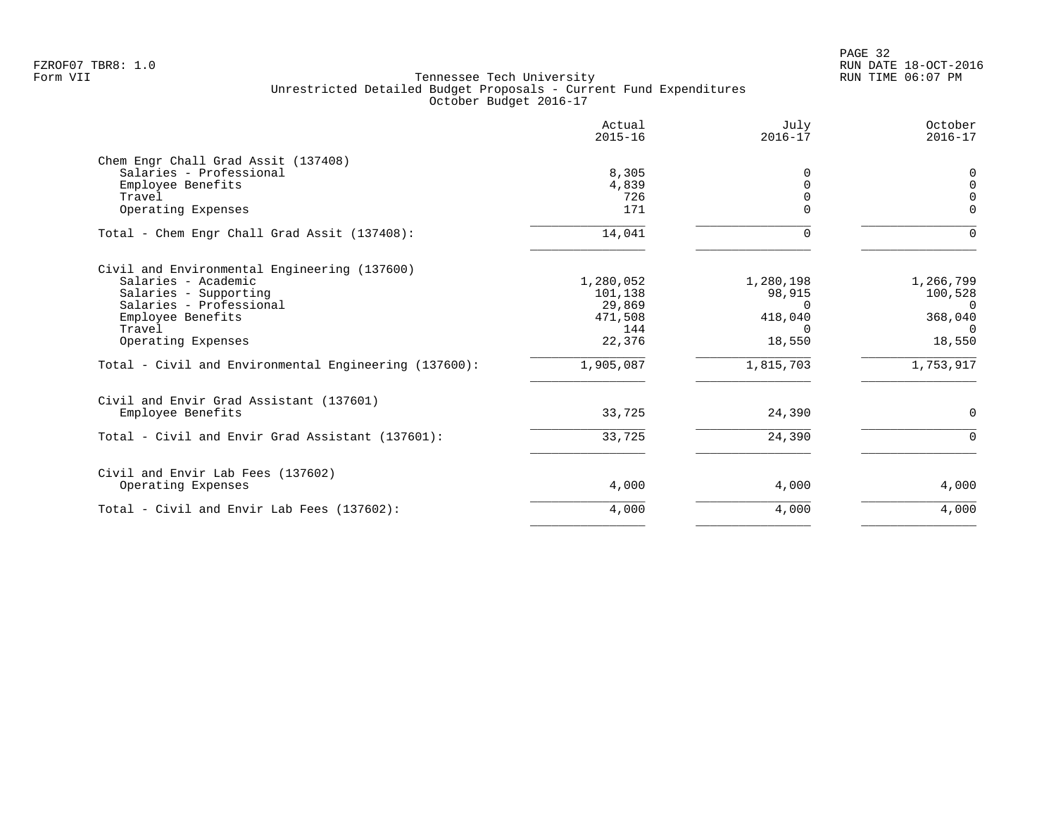Tennessee Tech University
Unrestricted Detailed Budget Proposals - Current Fund Expenditures
October Budget 2016-17

Form VII

| | Actual 2015-16 | July 2016-17 | October 2016-17 |
|---|---|---|---|
| **Chem Engr Chall Grad Assit (137408)** | | | |
| Salaries - Professional | 8,305 | 0 | 0 |
| Employee Benefits | 4,839 | 0 | 0 |
| Travel | 726 | 0 | 0 |
| Operating Expenses | 171 | 0 | 0 |
| Total - Chem Engr Chall Grad Assit (137408): | 14,041 | 0 | 0 |
| **Civil and Environmental Engineering (137600)** | | | |
| Salaries - Academic | 1,280,052 | 1,280,198 | 1,266,799 |
| Salaries - Supporting | 101,138 | 98,915 | 100,528 |
| Salaries - Professional | 29,869 | 0 | 0 |
| Employee Benefits | 471,508 | 418,040 | 368,040 |
| Travel | 144 | 0 | 0 |
| Operating Expenses | 22,376 | 18,550 | 18,550 |
| Total - Civil and Environmental Engineering (137600): | 1,905,087 | 1,815,703 | 1,753,917 |
| **Civil and Envir Grad Assistant (137601)** | | | |
| Employee Benefits | 33,725 | 24,390 | 0 |
| Total - Civil and Envir Grad Assistant (137601): | 33,725 | 24,390 | 0 |
| **Civil and Envir Lab Fees (137602)** | | | |
| Operating Expenses | 4,000 | 4,000 | 4,000 |
| Total - Civil and Envir Lab Fees (137602): | 4,000 | 4,000 | 4,000 |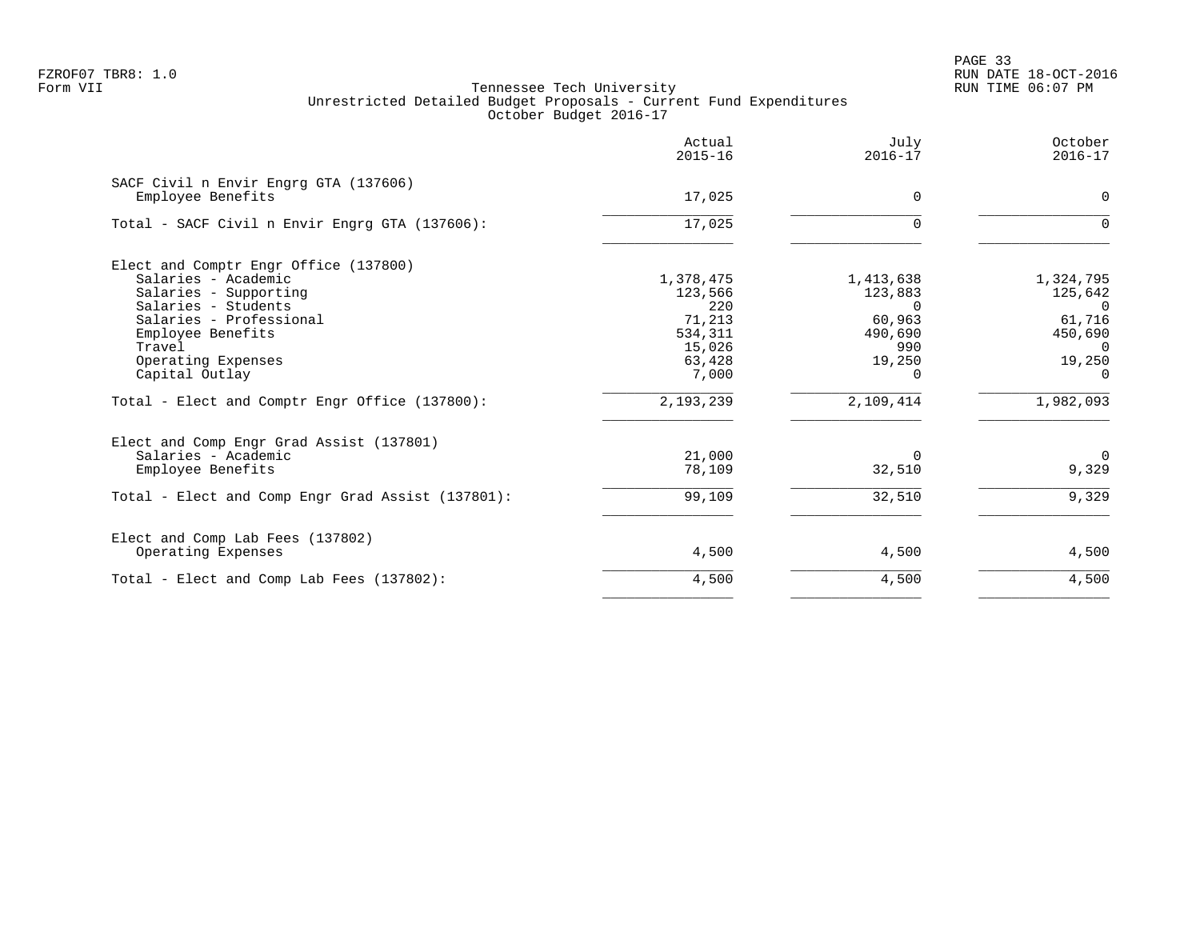FZROF07 TBR8: 1.0
Form VII

Tennessee Tech University
Unrestricted Detailed Budget Proposals - Current Fund Expenditures
October Budget 2016-17

RUN DATE 18-OCT-2016
RUN TIME 06:07 PM

| | Actual 2015-16 | July 2016-17 | October 2016-17 |
|---|---|---|---|
| **SACF Civil n Envir Engrg GTA (137606)** | | | |
| Employee Benefits | 17,025 | 0 | 0 |
| Total - SACF Civil n Envir Engrg GTA (137606): | 17,025 | 0 | 0 |
| **Elect and Comptr Engr Office (137800)** | | | |
| Salaries - Academic | 1,378,475 | 1,413,638 | 1,324,795 |
| Salaries - Supporting | 123,566 | 123,883 | 125,642 |
| Salaries - Students | 220 | 0 | 0 |
| Salaries - Professional | 71,213 | 60,963 | 61,716 |
| Employee Benefits | 534,311 | 490,690 | 450,690 |
| Travel | 15,026 | 990 | 0 |
| Operating Expenses | 63,428 | 19,250 | 19,250 |
| Capital Outlay | 7,000 | 0 | 0 |
| Total - Elect and Comptr Engr Office (137800): | 2,193,239 | 2,109,414 | 1,982,093 |
| **Elect and Comp Engr Grad Assist (137801)** | | | |
| Salaries - Academic | 21,000 | 0 | 0 |
| Employee Benefits | 78,109 | 32,510 | 9,329 |
| Total - Elect and Comp Engr Grad Assist (137801): | 99,109 | 32,510 | 9,329 |
| **Elect and Comp Lab Fees (137802)** | | | |
| Operating Expenses | 4,500 | 4,500 | 4,500 |
| Total - Elect and Comp Lab Fees (137802): | 4,500 | 4,500 | 4,500 |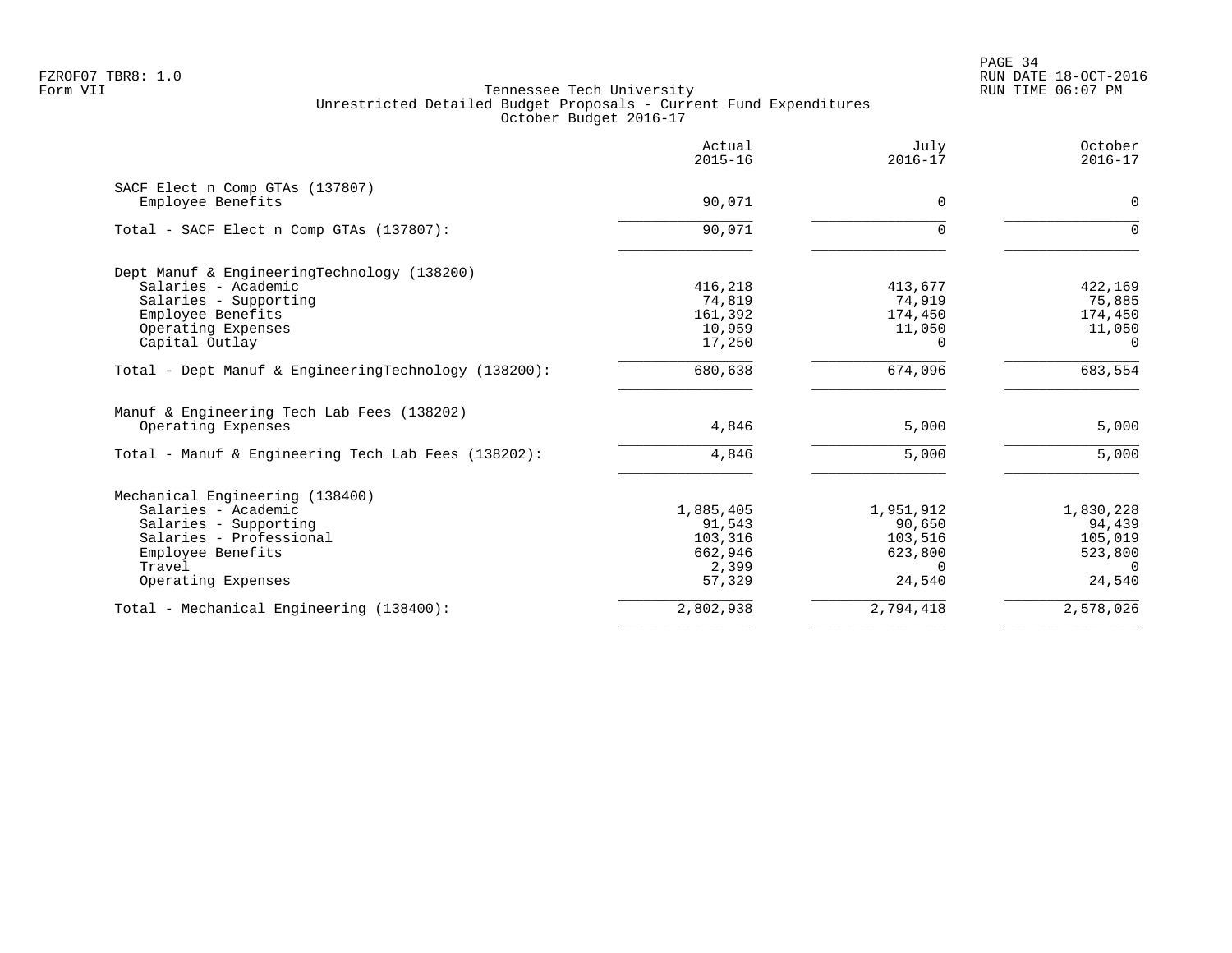Tennessee Tech University
Unrestricted Detailed Budget Proposals - Current Fund Expenditures
October Budget 2016-17

| | Actual 2015-16 | July 2016-17 | October 2016-17 |
|---|---|---|---|
| **SACF Elect n Comp GTAs (137807)** | | | |
| Employee Benefits | 90,071 | 0 | 0 |
| Total - SACF Elect n Comp GTAs (137807): | 90,071 | 0 | 0 |
| **Dept Manuf & EngineeringTechnology (138200)** | | | |
| Salaries - Academic | 416,218 | 413,677 | 422,169 |
| Salaries - Supporting | 74,819 | 74,919 | 75,885 |
| Employee Benefits | 161,392 | 174,450 | 174,450 |
| Operating Expenses | 10,959 | 11,050 | 11,050 |
| Capital Outlay | 17,250 | 0 | 0 |
| Total - Dept Manuf & EngineeringTechnology (138200): | 680,638 | 674,096 | 683,554 |
| **Manuf & Engineering Tech Lab Fees (138202)** | | | |
| Operating Expenses | 4,846 | 5,000 | 5,000 |
| Total - Manuf & Engineering Tech Lab Fees (138202): | 4,846 | 5,000 | 5,000 |
| **Mechanical Engineering (138400)** | | | |
| Salaries - Academic | 1,885,405 | 1,951,912 | 1,830,228 |
| Salaries - Supporting | 91,543 | 90,650 | 94,439 |
| Salaries - Professional | 103,316 | 103,516 | 105,019 |
| Employee Benefits | 662,946 | 623,800 | 523,800 |
| Travel | 2,399 | 0 | 0 |
| Operating Expenses | 57,329 | 24,540 | 24,540 |
| Total - Mechanical Engineering (138400): | 2,802,938 | 2,794,418 | 2,578,026 |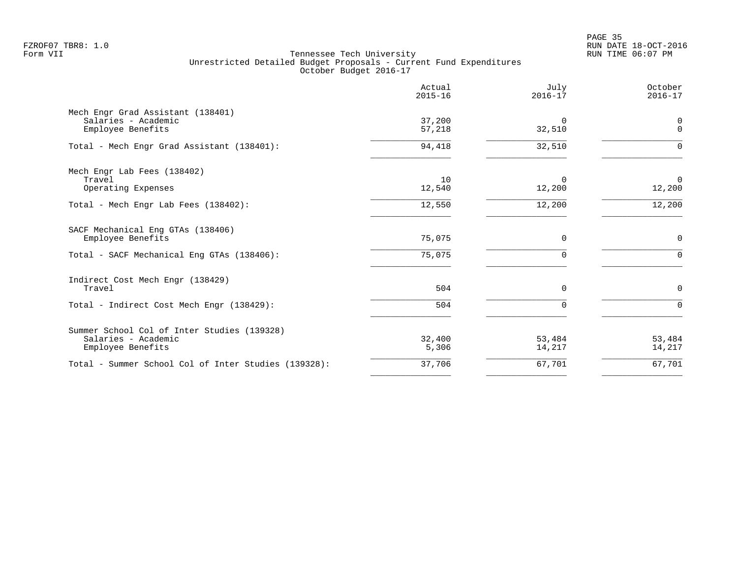FZROF07 TBR8: 1.0
Form VII

Tennessee Tech University
Unrestricted Detailed Budget Proposals - Current Fund Expenditures
October Budget 2016-17

RUN DATE 18-OCT-2016
RUN TIME 06:07 PM

| | Actual 2015-16 | July 2016-17 | October 2016-17 |
|---|---|---|---|
| **Mech Engr Grad Assistant (138401)** | | | |
| Salaries - Academic | 37,200 | 0 | 0 |
| Employee Benefits | 57,218 | 32,510 | 0 |
| Total - Mech Engr Grad Assistant (138401): | 94,418 | 32,510 | 0 |
| **Mech Engr Lab Fees (138402)** | | | |
| Travel | 10 | 0 | 0 |
| Operating Expenses | 12,540 | 12,200 | 12,200 |
| Total - Mech Engr Lab Fees (138402): | 12,550 | 12,200 | 12,200 |
| **SACF Mechanical Eng GTAs (138406)** | | | |
| Employee Benefits | 75,075 | 0 | 0 |
| Total - SACF Mechanical Eng GTAs (138406): | 75,075 | 0 | 0 |
| **Indirect Cost Mech Engr (138429)** | | | |
| Travel | 504 | 0 | 0 |
| Total - Indirect Cost Mech Engr (138429): | 504 | 0 | 0 |
| **Summer School Col of Inter Studies (139328)** | | | |
| Salaries - Academic | 32,400 | 53,484 | 53,484 |
| Employee Benefits | 5,306 | 14,217 | 14,217 |
| Total - Summer School Col of Inter Studies (139328): | 37,706 | 67,701 | 67,701 |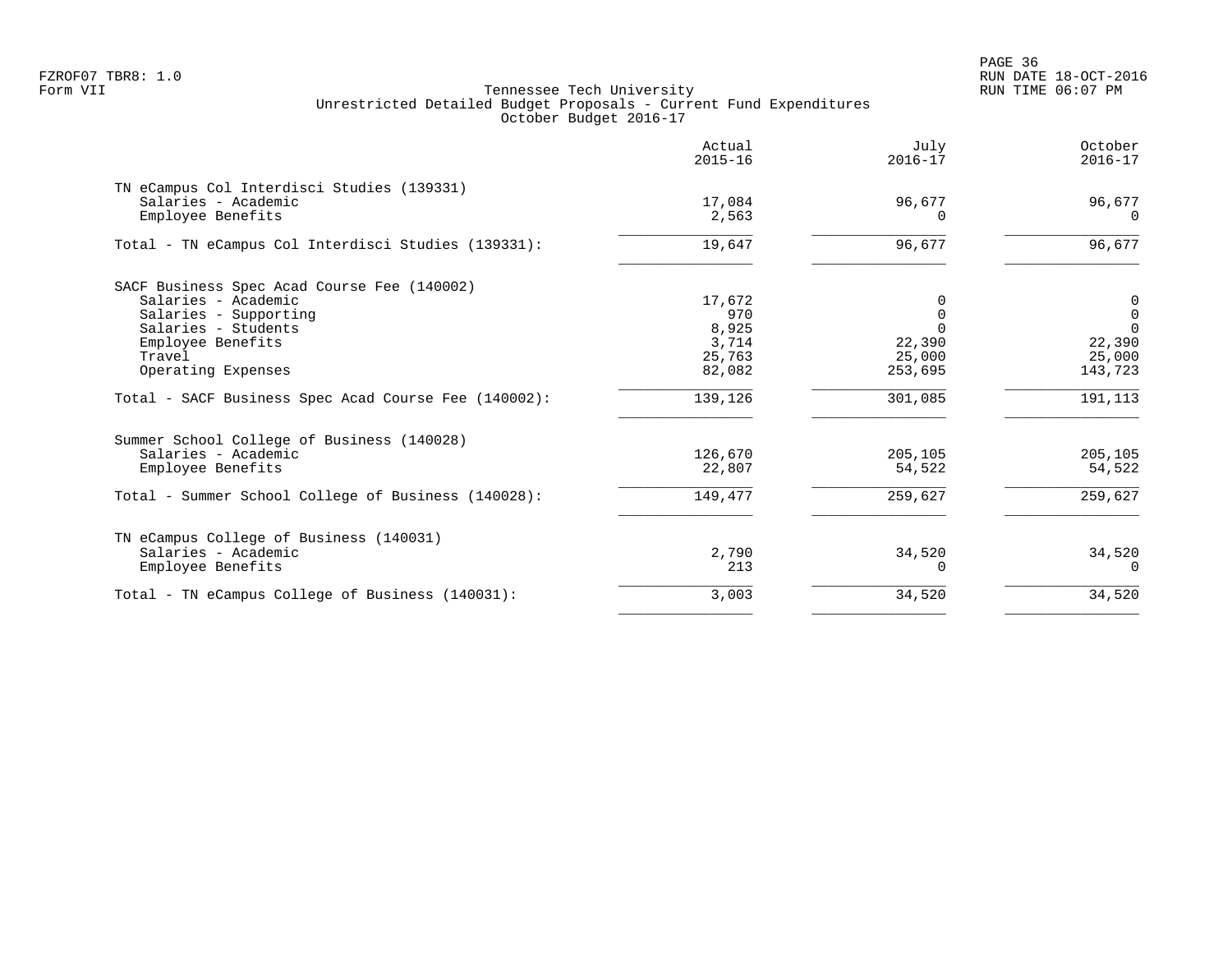# Tennessee Tech University

## Unrestricted Detailed Budget Proposals - Current Fund Expenditures

### October Budget 2016-17

| | Actual 2015-16 | July 2016-17 | October 2016-17 |
|---|---|---|---|
| **TN eCampus Col Interdisci Studies (139331)** | | | |
| Salaries - Academic | 17,084 | 96,677 | 96,677 |
| Employee Benefits | 2,563 | 0 | 0 |
| Total - TN eCampus Col Interdisci Studies (139331): | 19,647 | 96,677 | 96,677 |
| **SACF Business Spec Acad Course Fee (140002)** | | | |
| Salaries - Academic | 17,672 | 0 | 0 |
| Salaries - Supporting | 970 | 0 | 0 |
| Salaries - Students | 8,925 | 0 | 0 |
| Employee Benefits | 3,714 | 22,390 | 22,390 |
| Travel | 25,763 | 25,000 | 25,000 |
| Operating Expenses | 82,082 | 253,695 | 143,723 |
| Total - SACF Business Spec Acad Course Fee (140002): | 139,126 | 301,085 | 191,113 |
| **Summer School College of Business (140028)** | | | |
| Salaries - Academic | 126,670 | 205,105 | 205,105 |
| Employee Benefits | 22,807 | 54,522 | 54,522 |
| Total - Summer School College of Business (140028): | 149,477 | 259,627 | 259,627 |
| **TN eCampus College of Business (140031)** | | | |
| Salaries - Academic | 2,790 | 34,520 | 34,520 |
| Employee Benefits | 213 | 0 | 0 |
| Total - TN eCampus College of Business (140031): | 3,003 | 34,520 | 34,520 |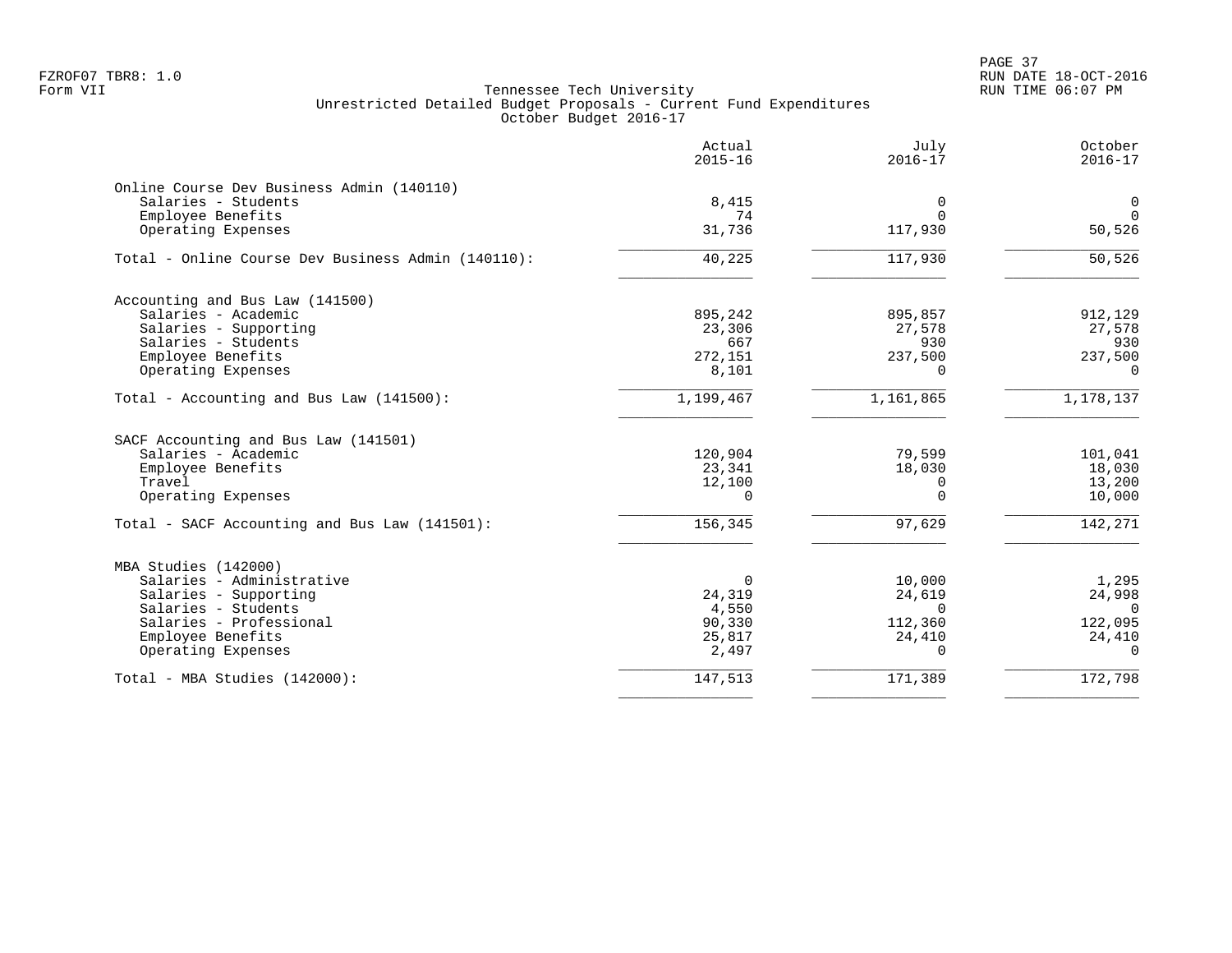FZROF07 TBR8: 1.0
Form VII

Tennessee Tech University
Unrestricted Detailed Budget Proposals - Current Fund Expenditures
October Budget 2016-17

RUN DATE 18-OCT-2016
RUN TIME 06:07 PM

| | Actual 2015-16 | July 2016-17 | October 2016-17 |
|---|---|---|---|
| **Online Course Dev Business Admin (140110)** | | | |
| Salaries - Students | 8,415 | 0 | 0 |
| Employee Benefits | 74 | 0 | 0 |
| Operating Expenses | 31,736 | 117,930 | 50,526 |
| Total - Online Course Dev Business Admin (140110): | 40,225 | 117,930 | 50,526 |
| **Accounting and Bus Law (141500)** | | | |
| Salaries - Academic | 895,242 | 895,857 | 912,129 |
| Salaries - Supporting | 23,306 | 27,578 | 27,578 |
| Salaries - Students | 667 | 930 | 930 |
| Employee Benefits | 272,151 | 237,500 | 237,500 |
| Operating Expenses | 8,101 | 0 | 0 |
| Total - Accounting and Bus Law (141500): | 1,199,467 | 1,161,865 | 1,178,137 |
| **SACF Accounting and Bus Law (141501)** | | | |
| Salaries - Academic | 120,904 | 79,599 | 101,041 |
| Employee Benefits | 23,341 | 18,030 | 18,030 |
| Travel | 12,100 | 0 | 13,200 |
| Operating Expenses | 0 | 0 | 10,000 |
| Total - SACF Accounting and Bus Law (141501): | 156,345 | 97,629 | 142,271 |
| **MBA Studies (142000)** | | | |
| Salaries - Administrative | 0 | 10,000 | 1,295 |
| Salaries - Supporting | 24,319 | 24,619 | 24,998 |
| Salaries - Students | 4,550 | 0 | 0 |
| Salaries - Professional | 90,330 | 112,360 | 122,095 |
| Employee Benefits | 25,817 | 24,410 | 24,410 |
| Operating Expenses | 2,497 | 0 | 0 |
| Total - MBA Studies (142000): | 147,513 | 171,389 | 172,798 |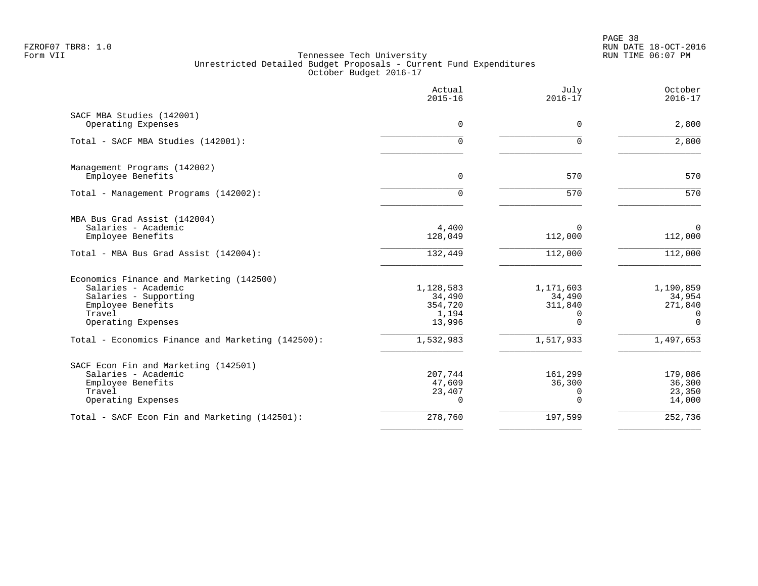FZROF07 TBR8: 1.0
Form VII

Tennessee Tech University
Unrestricted Detailed Budget Proposals - Current Fund Expenditures
October Budget 2016-17

RUN DATE 18-OCT-2016
RUN TIME 06:07 PM

| | Actual 2015-16 | July 2016-17 | October 2016-17 |
|---|---|---|---|
| **SACF MBA Studies (142001)** | | | |
| Operating Expenses | 0 | 0 | 2,800 |
| Total - SACF MBA Studies (142001): | 0 | 0 | 2,800 |
| **Management Programs (142002)** | | | |
| Employee Benefits | 0 | 570 | 570 |
| Total - Management Programs (142002): | 0 | 570 | 570 |
| **MBA Bus Grad Assist (142004)** | | | |
| Salaries - Academic | 4,400 | 0 | 0 |
| Employee Benefits | 128,049 | 112,000 | 112,000 |
| Total - MBA Bus Grad Assist (142004): | 132,449 | 112,000 | 112,000 |
| **Economics Finance and Marketing (142500)** | | | |
| Salaries - Academic | 1,128,583 | 1,171,603 | 1,190,859 |
| Salaries - Supporting | 34,490 | 34,490 | 34,954 |
| Employee Benefits | 354,720 | 311,840 | 271,840 |
| Travel | 1,194 | 0 | 0 |
| Operating Expenses | 13,996 | 0 | 0 |
| Total - Economics Finance and Marketing (142500): | 1,532,983 | 1,517,933 | 1,497,653 |
| **SACF Econ Fin and Marketing (142501)** | | | |
| Salaries - Academic | 207,744 | 161,299 | 179,086 |
| Employee Benefits | 47,609 | 36,300 | 36,300 |
| Travel | 23,407 | 0 | 23,350 |
| Operating Expenses | 0 | 0 | 14,000 |
| Total - SACF Econ Fin and Marketing (142501): | 278,760 | 197,599 | 252,736 |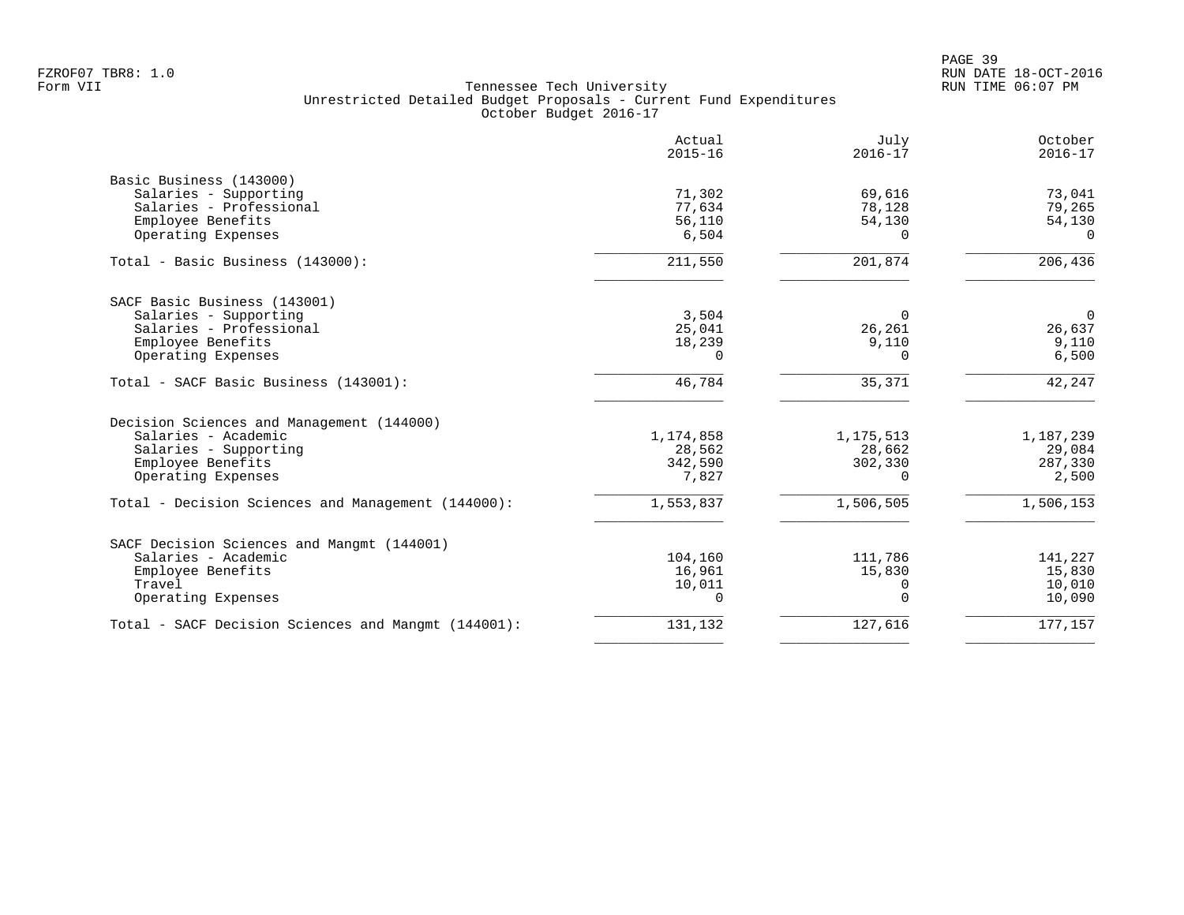FZROF07 TBR8: 1.0
Form VII

Tennessee Tech University
Unrestricted Detailed Budget Proposals - Current Fund Expenditures
October Budget 2016-17

RUN DATE 18-OCT-2016
RUN TIME 06:07 PM

| | Actual 2015-16 | July 2016-17 | October 2016-17 |
|---|---|---|---|
| **Basic Business (143000)** | | | |
| Salaries - Supporting | 71,302 | 69,616 | 73,041 |
| Salaries - Professional | 77,634 | 78,128 | 79,265 |
| Employee Benefits | 56,110 | 54,130 | 54,130 |
| Operating Expenses | 6,504 | 0 | 0 |
| Total - Basic Business (143000): | 211,550 | 201,874 | 206,436 |
| **SACF Basic Business (143001)** | | | |
| Salaries - Supporting | 3,504 | 0 | 0 |
| Salaries - Professional | 25,041 | 26,261 | 26,637 |
| Employee Benefits | 18,239 | 9,110 | 9,110 |
| Operating Expenses | 0 | 0 | 6,500 |
| Total - SACF Basic Business (143001): | 46,784 | 35,371 | 42,247 |
| **Decision Sciences and Management (144000)** | | | |
| Salaries - Academic | 1,174,858 | 1,175,513 | 1,187,239 |
| Salaries - Supporting | 28,562 | 28,662 | 29,084 |
| Employee Benefits | 342,590 | 302,330 | 287,330 |
| Operating Expenses | 7,827 | 0 | 2,500 |
| Total - Decision Sciences and Management (144000): | 1,553,837 | 1,506,505 | 1,506,153 |
| **SACF Decision Sciences and Mangmt (144001)** | | | |
| Salaries - Academic | 104,160 | 111,786 | 141,227 |
| Employee Benefits | 16,961 | 15,830 | 15,830 |
| Travel | 10,011 | 0 | 10,010 |
| Operating Expenses | 0 | 0 | 10,090 |
| Total - SACF Decision Sciences and Mangmt (144001): | 131,132 | 127,616 | 177,157 |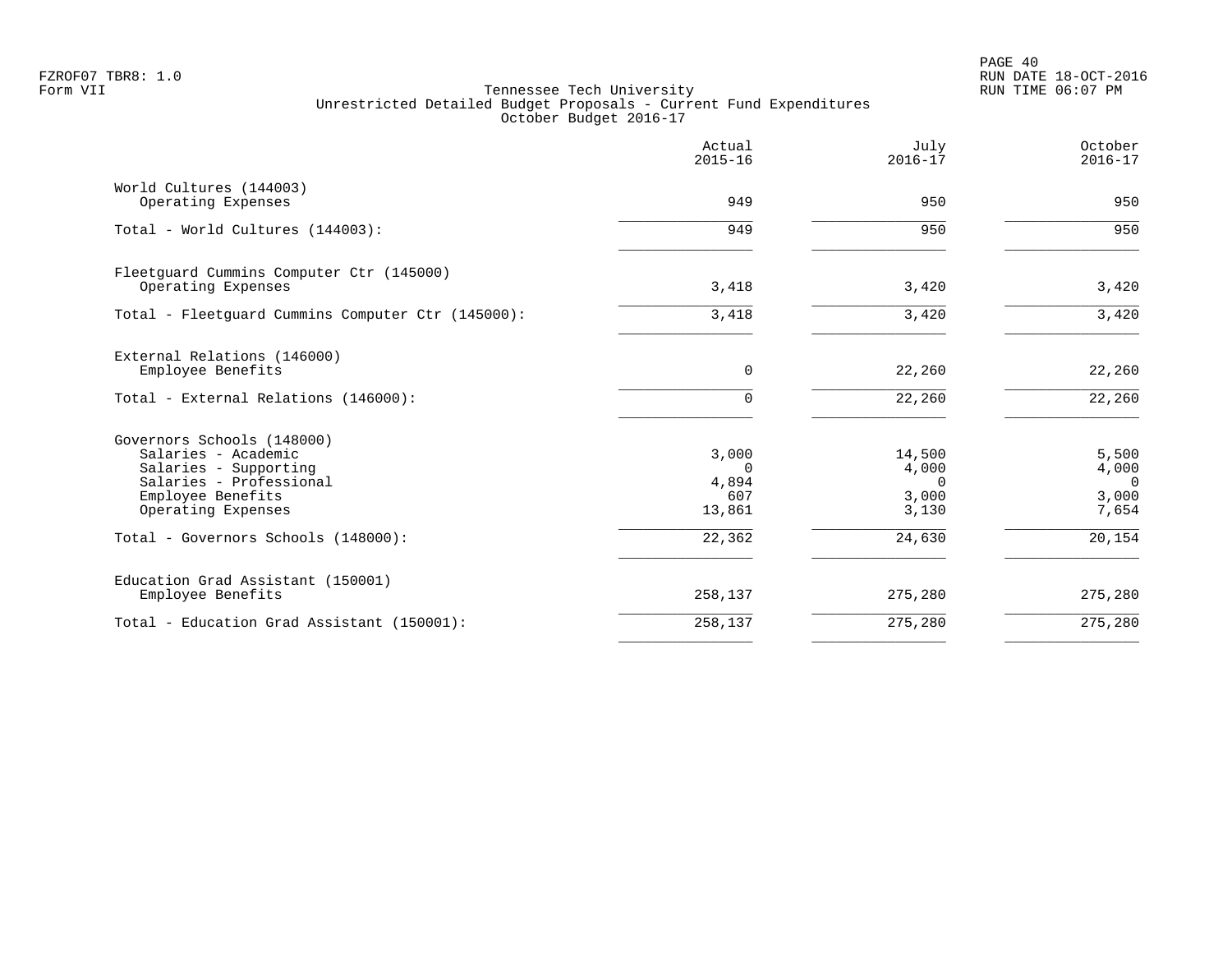FZROF07 TBR8: 1.0
Form VII

RUN DATE 18-OCT-2016
RUN TIME 06:07 PM

# Tennessee Tech University
## Unrestricted Detailed Budget Proposals - Current Fund Expenditures
### October Budget 2016-17

| | Actual 2015-16 | July 2016-17 | October 2016-17 |
|---|---|---|---|
| **World Cultures (144003)** | | | |
| Operating Expenses | 949 | 950 | 950 |
| Total - World Cultures (144003): | 949 | 950 | 950 |
| **Fleetguard Cummins Computer Ctr (145000)** | | | |
| Operating Expenses | 3,418 | 3,420 | 3,420 |
| Total - Fleetguard Cummins Computer Ctr (145000): | 3,418 | 3,420 | 3,420 |
| **External Relations (146000)** | | | |
| Employee Benefits | 0 | 22,260 | 22,260 |
| Total - External Relations (146000): | 0 | 22,260 | 22,260 |
| **Governors Schools (148000)** | | | |
| Salaries - Academic | 3,000 | 14,500 | 5,500 |
| Salaries - Supporting | 0 | 4,000 | 4,000 |
| Salaries - Professional | 4,894 | 0 | 0 |
| Employee Benefits | 607 | 3,000 | 3,000 |
| Operating Expenses | 13,861 | 3,130 | 7,654 |
| Total - Governors Schools (148000): | 22,362 | 24,630 | 20,154 |
| **Education Grad Assistant (150001)** | | | |
| Employee Benefits | 258,137 | 275,280 | 275,280 |
| Total - Education Grad Assistant (150001): | 258,137 | 275,280 | 275,280 |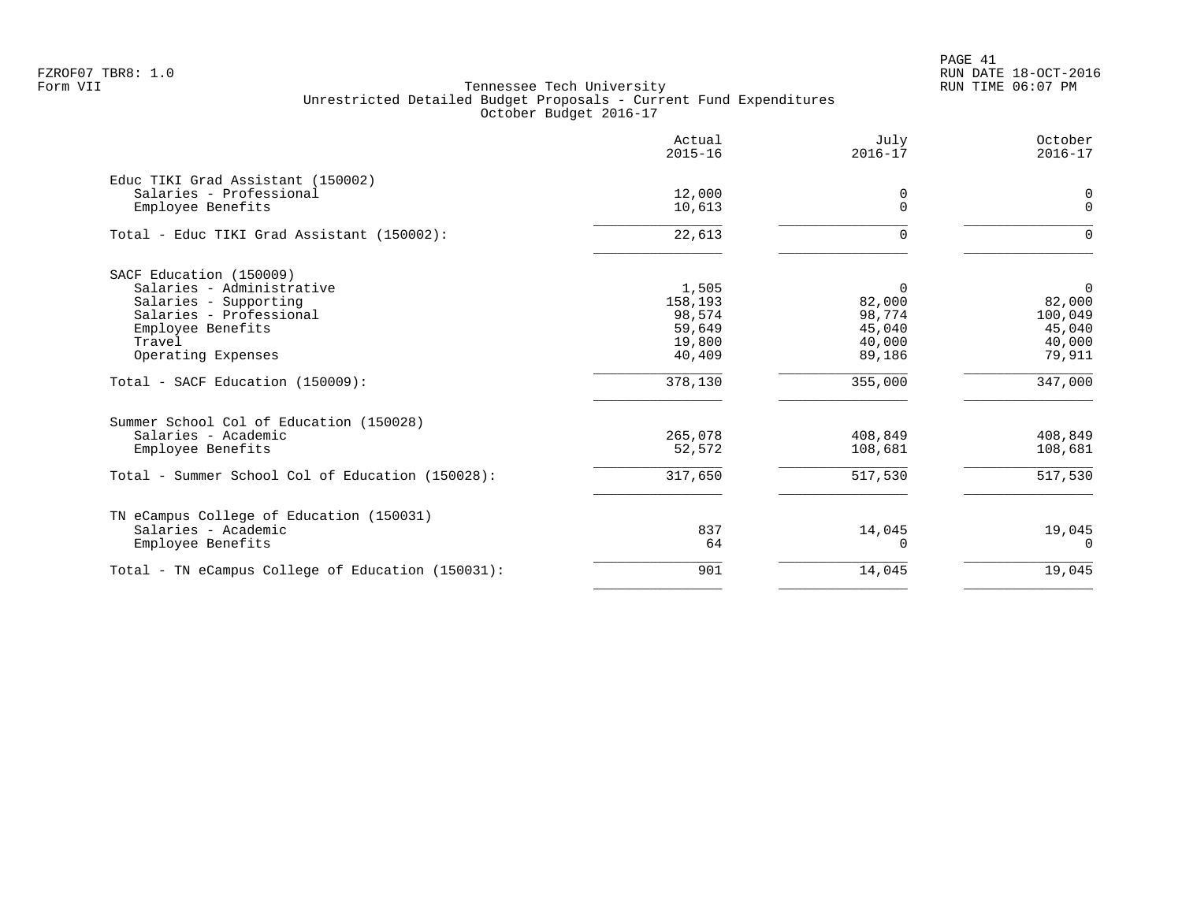FZROF07 TBR8: 1.0
Form VII

RUN DATE 18-OCT-2016
RUN TIME 06:07 PM

# Tennessee Tech University

## Unrestricted Detailed Budget Proposals - Current Fund Expenditures
### October Budget 2016-17

| | Actual 2015-16 | July 2016-17 | October 2016-17 |
|---|---|---|---|
| **Educ TIKI Grad Assistant (150002)** | | | |
| Salaries - Professional | 12,000 | 0 | 0 |
| Employee Benefits | 10,613 | 0 | 0 |
| Total - Educ TIKI Grad Assistant (150002): | 22,613 | 0 | 0 |
| **SACF Education (150009)** | | | |
| Salaries - Administrative | 1,505 | 0 | 0 |
| Salaries - Supporting | 158,193 | 82,000 | 82,000 |
| Salaries - Professional | 98,574 | 98,774 | 100,049 |
| Employee Benefits | 59,649 | 45,040 | 45,040 |
| Travel | 19,800 | 40,000 | 40,000 |
| Operating Expenses | 40,409 | 89,186 | 79,911 |
| Total - SACF Education (150009): | 378,130 | 355,000 | 347,000 |
| **Summer School Col of Education (150028)** | | | |
| Salaries - Academic | 265,078 | 408,849 | 408,849 |
| Employee Benefits | 52,572 | 108,681 | 108,681 |
| Total - Summer School Col of Education (150028): | 317,650 | 517,530 | 517,530 |
| **TN eCampus College of Education (150031)** | | | |
| Salaries - Academic | 837 | 14,045 | 19,045 |
| Employee Benefits | 64 | 0 | 0 |
| Total - TN eCampus College of Education (150031): | 901 | 14,045 | 19,045 |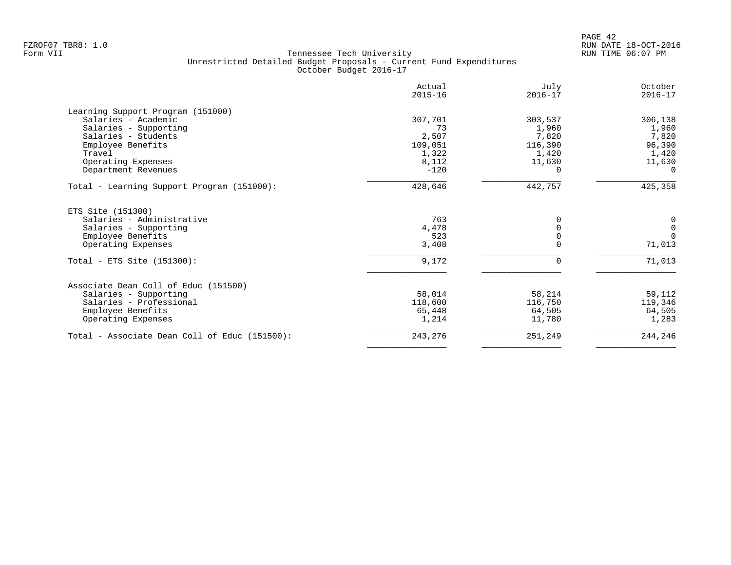Tennessee Tech University
Unrestricted Detailed Budget Proposals - Current Fund Expenditures
October Budget 2016-17

| | Actual 2015-16 | July 2016-17 | October 2016-17 |
|---|---|---|---|
| **Learning Support Program (151000)** | | | |
| Salaries - Academic | 307,701 | 303,537 | 306,138 |
| Salaries - Supporting | 73 | 1,960 | 1,960 |
| Salaries - Students | 2,507 | 7,820 | 7,820 |
| Employee Benefits | 109,051 | 116,390 | 96,390 |
| Travel | 1,322 | 1,420 | 1,420 |
| Operating Expenses | 8,112 | 11,630 | 11,630 |
| Department Revenues | -120 | 0 | 0 |
| Total - Learning Support Program (151000): | 428,646 | 442,757 | 425,358 |
| **ETS Site (151300)** | | | |
| Salaries - Administrative | 763 | 0 | 0 |
| Salaries - Supporting | 4,478 | 0 | 0 |
| Employee Benefits | 523 | 0 | 0 |
| Operating Expenses | 3,408 | 0 | 71,013 |
| Total - ETS Site (151300): | 9,172 | 0 | 71,013 |
| **Associate Dean Coll of Educ (151500)** | | | |
| Salaries - Supporting | 58,014 | 58,214 | 59,112 |
| Salaries - Professional | 118,600 | 116,750 | 119,346 |
| Employee Benefits | 65,448 | 64,505 | 64,505 |
| Operating Expenses | 1,214 | 11,780 | 1,283 |
| Total - Associate Dean Coll of Educ (151500): | 243,276 | 251,249 | 244,246 |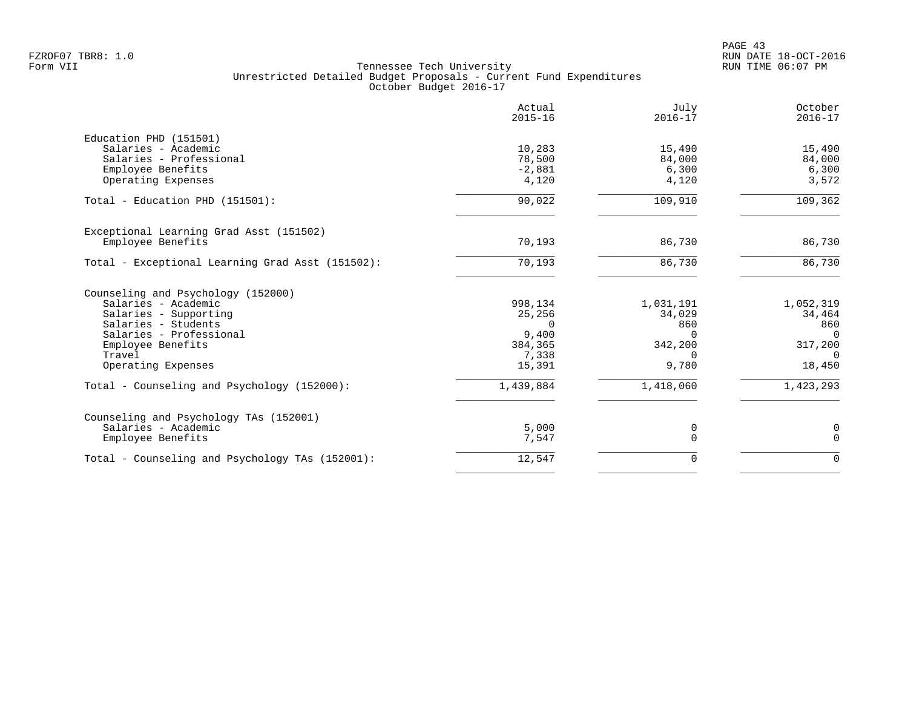FZROF07 TBR8: 1.0
Form VII

Tennessee Tech University
Unrestricted Detailed Budget Proposals - Current Fund Expenditures
October Budget 2016-17

RUN DATE 18-OCT-2016
RUN TIME 06:07 PM

| | Actual 2015-16 | July 2016-17 | October 2016-17 |
|---|---|---|---|
| **Education PHD (151501)** | | | |
| Salaries - Academic | 10,283 | 15,490 | 15,490 |
| Salaries - Professional | 78,500 | 84,000 | 84,000 |
| Employee Benefits | -2,881 | 6,300 | 6,300 |
| Operating Expenses | 4,120 | 4,120 | 3,572 |
| Total - Education PHD (151501): | 90,022 | 109,910 | 109,362 |
| **Exceptional Learning Grad Asst (151502)** | | | |
| Employee Benefits | 70,193 | 86,730 | 86,730 |
| Total - Exceptional Learning Grad Asst (151502): | 70,193 | 86,730 | 86,730 |
| **Counseling and Psychology (152000)** | | | |
| Salaries - Academic | 998,134 | 1,031,191 | 1,052,319 |
| Salaries - Supporting | 25,256 | 34,029 | 34,464 |
| Salaries - Students | 0 | 860 | 860 |
| Salaries - Professional | 9,400 | 0 | 0 |
| Employee Benefits | 384,365 | 342,200 | 317,200 |
| Travel | 7,338 | 0 | 0 |
| Operating Expenses | 15,391 | 9,780 | 18,450 |
| Total - Counseling and Psychology (152000): | 1,439,884 | 1,418,060 | 1,423,293 |
| **Counseling and Psychology TAs (152001)** | | | |
| Salaries - Academic | 5,000 | 0 | 0 |
| Employee Benefits | 7,547 | 0 | 0 |
| Total - Counseling and Psychology TAs (152001): | 12,547 | 0 | 0 |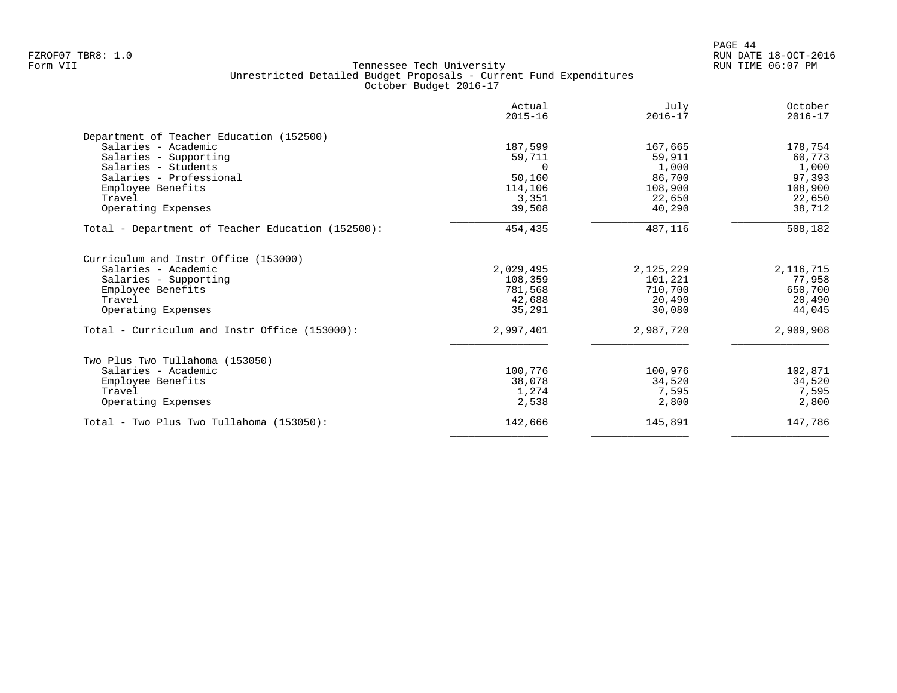FZROF07 TBR8: 1.0
Form VII

# Tennessee Tech University
## Unrestricted Detailed Budget Proposals - Current Fund Expenditures
### October Budget 2016-17

RUN DATE 18-OCT-2016
RUN TIME 06:07 PM

| | Actual 2015-16 | July 2016-17 | October 2016-17 |
|---|---|---|---|
| **Department of Teacher Education (152500)** | | | |
| Salaries - Academic | 187,599 | 167,665 | 178,754 |
| Salaries - Supporting | 59,711 | 59,911 | 60,773 |
| Salaries - Students | 0 | 1,000 | 1,000 |
| Salaries - Professional | 50,160 | 86,700 | 97,393 |
| Employee Benefits | 114,106 | 108,900 | 108,900 |
| Travel | 3,351 | 22,650 | 22,650 |
| Operating Expenses | 39,508 | 40,290 | 38,712 |
| Total - Department of Teacher Education (152500): | 454,435 | 487,116 | 508,182 |
| **Curriculum and Instr Office (153000)** | | | |
| Salaries - Academic | 2,029,495 | 2,125,229 | 2,116,715 |
| Salaries - Supporting | 108,359 | 101,221 | 77,958 |
| Employee Benefits | 781,568 | 710,700 | 650,700 |
| Travel | 42,688 | 20,490 | 20,490 |
| Operating Expenses | 35,291 | 30,080 | 44,045 |
| Total - Curriculum and Instr Office (153000): | 2,997,401 | 2,987,720 | 2,909,908 |
| **Two Plus Two Tullahoma (153050)** | | | |
| Salaries - Academic | 100,776 | 100,976 | 102,871 |
| Employee Benefits | 38,078 | 34,520 | 34,520 |
| Travel | 1,274 | 7,595 | 7,595 |
| Operating Expenses | 2,538 | 2,800 | 2,800 |
| Total - Two Plus Two Tullahoma (153050): | 142,666 | 145,891 | 147,786 |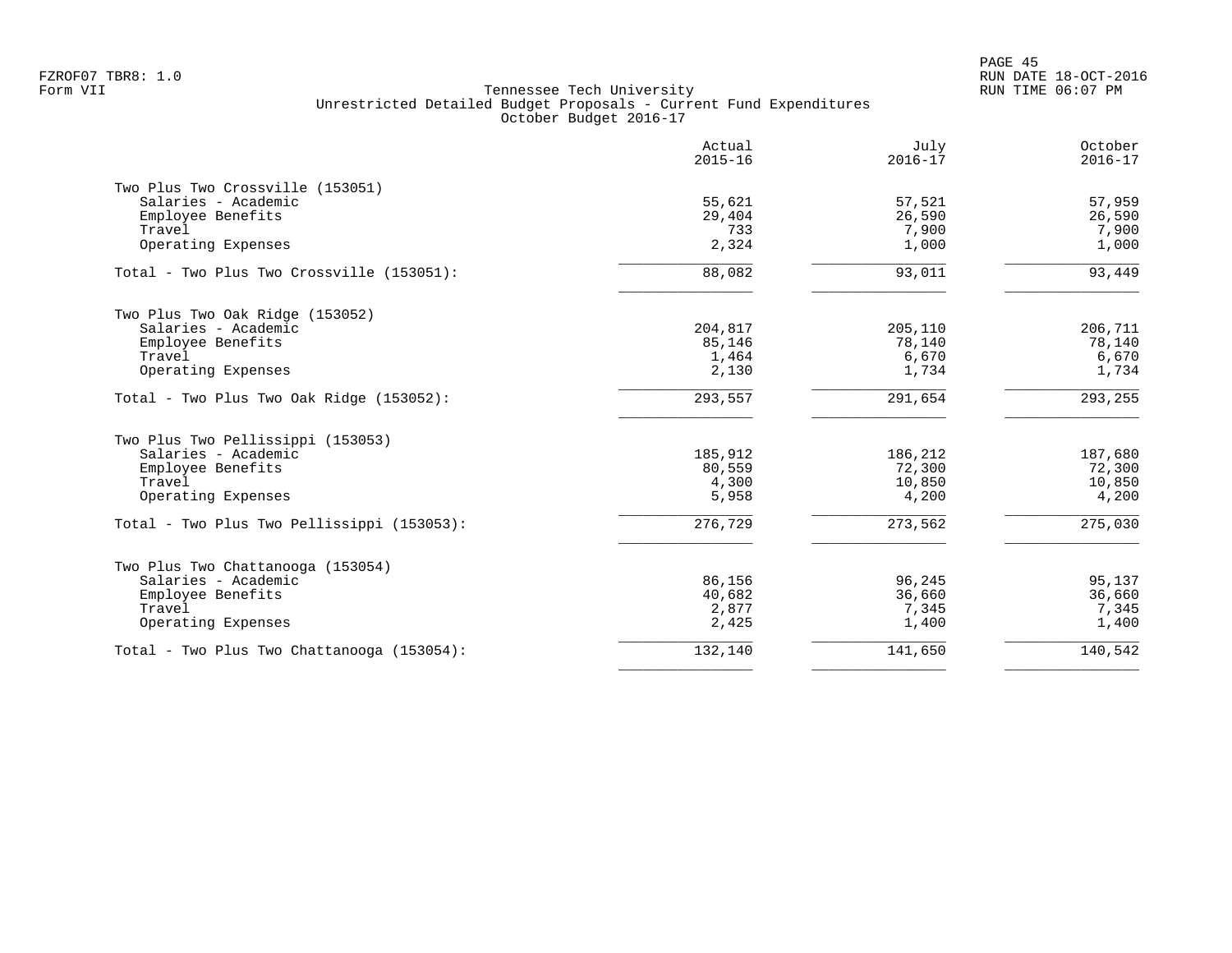Tennessee Tech University
Unrestricted Detailed Budget Proposals - Current Fund Expenditures
October Budget 2016-17

| | Actual 2015-16 | July 2016-17 | October 2016-17 |
|---|---|---|---|
| **Two Plus Two Crossville (153051)** | | | |
| Salaries - Academic | 55,621 | 57,521 | 57,959 |
| Employee Benefits | 29,404 | 26,590 | 26,590 |
| Travel | 733 | 7,900 | 7,900 |
| Operating Expenses | 2,324 | 1,000 | 1,000 |
| Total - Two Plus Two Crossville (153051): | 88,082 | 93,011 | 93,449 |
| **Two Plus Two Oak Ridge (153052)** | | | |
| Salaries - Academic | 204,817 | 205,110 | 206,711 |
| Employee Benefits | 85,146 | 78,140 | 78,140 |
| Travel | 1,464 | 6,670 | 6,670 |
| Operating Expenses | 2,130 | 1,734 | 1,734 |
| Total - Two Plus Two Oak Ridge (153052): | 293,557 | 291,654 | 293,255 |
| **Two Plus Two Pellissippi (153053)** | | | |
| Salaries - Academic | 185,912 | 186,212 | 187,680 |
| Employee Benefits | 80,559 | 72,300 | 72,300 |
| Travel | 4,300 | 10,850 | 10,850 |
| Operating Expenses | 5,958 | 4,200 | 4,200 |
| Total - Two Plus Two Pellissippi (153053): | 276,729 | 273,562 | 275,030 |
| **Two Plus Two Chattanooga (153054)** | | | |
| Salaries - Academic | 86,156 | 96,245 | 95,137 |
| Employee Benefits | 40,682 | 36,660 | 36,660 |
| Travel | 2,877 | 7,345 | 7,345 |
| Operating Expenses | 2,425 | 1,400 | 1,400 |
| Total - Two Plus Two Chattanooga (153054): | 132,140 | 141,650 | 140,542 |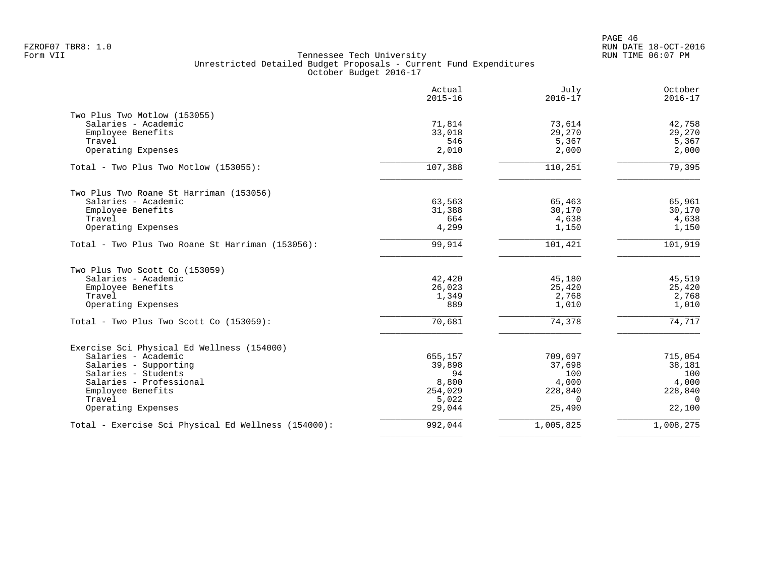Tennessee Tech University
Unrestricted Detailed Budget Proposals - Current Fund Expenditures
October Budget 2016-17

| | Actual 2015-16 | July 2016-17 | October 2016-17 |
|---|---|---|---|
| **Two Plus Two Motlow (153055)** | | | |
| Salaries - Academic | 71,814 | 73,614 | 42,758 |
| Employee Benefits | 33,018 | 29,270 | 29,270 |
| Travel | 546 | 5,367 | 5,367 |
| Operating Expenses | 2,010 | 2,000 | 2,000 |
| Total - Two Plus Two Motlow (153055): | 107,388 | 110,251 | 79,395 |
| **Two Plus Two Roane St Harriman (153056)** | | | |
| Salaries - Academic | 63,563 | 65,463 | 65,961 |
| Employee Benefits | 31,388 | 30,170 | 30,170 |
| Travel | 664 | 4,638 | 4,638 |
| Operating Expenses | 4,299 | 1,150 | 1,150 |
| Total - Two Plus Two Roane St Harriman (153056): | 99,914 | 101,421 | 101,919 |
| **Two Plus Two Scott Co (153059)** | | | |
| Salaries - Academic | 42,420 | 45,180 | 45,519 |
| Employee Benefits | 26,023 | 25,420 | 25,420 |
| Travel | 1,349 | 2,768 | 2,768 |
| Operating Expenses | 889 | 1,010 | 1,010 |
| Total - Two Plus Two Scott Co (153059): | 70,681 | 74,378 | 74,717 |
| **Exercise Sci Physical Ed Wellness (154000)** | | | |
| Salaries - Academic | 655,157 | 709,697 | 715,054 |
| Salaries - Supporting | 39,898 | 37,698 | 38,181 |
| Salaries - Students | 94 | 100 | 100 |
| Salaries - Professional | 8,800 | 4,000 | 4,000 |
| Employee Benefits | 254,029 | 228,840 | 228,840 |
| Travel | 5,022 | 0 | 0 |
| Operating Expenses | 29,044 | 25,490 | 22,100 |
| Total - Exercise Sci Physical Ed Wellness (154000): | 992,044 | 1,005,825 | 1,008,275 |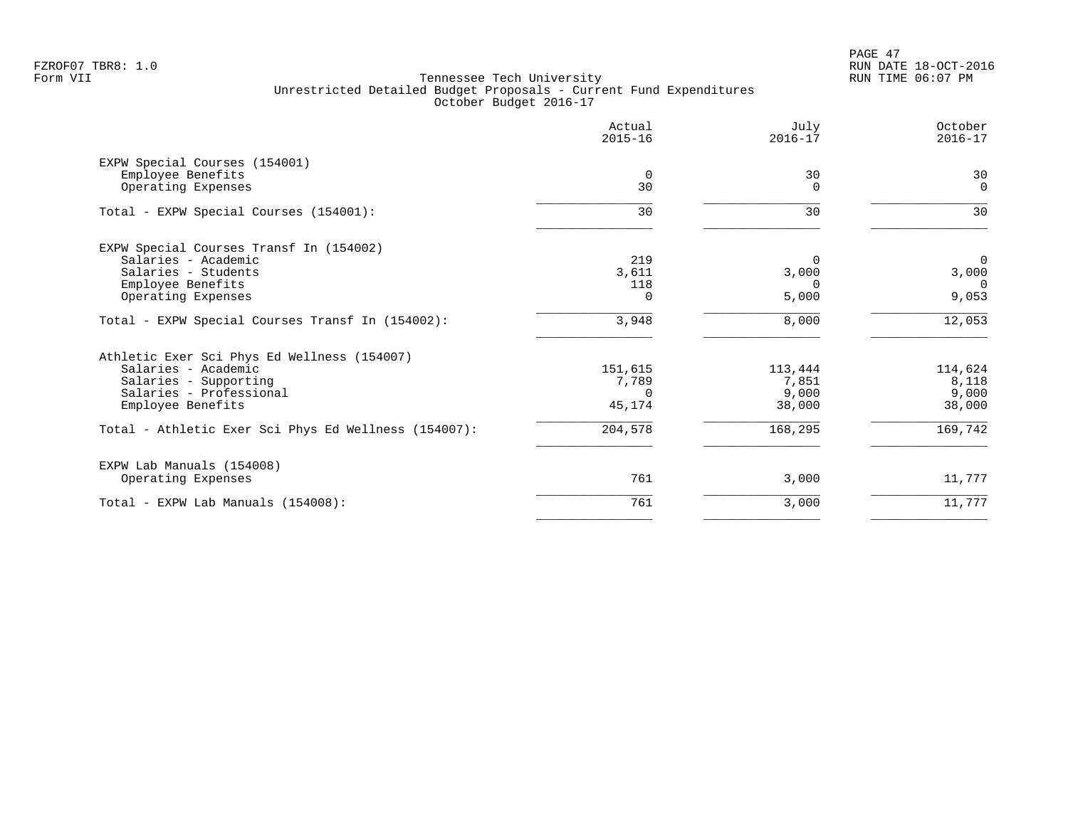FZROF07 TBR8: 1.0
Form VII

Tennessee Tech University
Unrestricted Detailed Budget Proposals - Current Fund Expenditures
October Budget 2016-17

RUN DATE 18-OCT-2016
RUN TIME 06:07 PM

| | Actual 2015-16 | July 2016-17 | October 2016-17 |
|---|---|---|---|
| EXPW Special Courses (154001) | | | |
| Employee Benefits | 0 | 30 | 30 |
| Operating Expenses | 30 | 0 | 0 |
| Total - EXPW Special Courses (154001): | 30 | 30 | 30 |
| EXPW Special Courses Transf In (154002) | | | |
| Salaries - Academic | 219 | 0 | 0 |
| Salaries - Students | 3,611 | 3,000 | 3,000 |
| Employee Benefits | 118 | 0 | 0 |
| Operating Expenses | 0 | 5,000 | 9,053 |
| Total - EXPW Special Courses Transf In (154002): | 3,948 | 8,000 | 12,053 |
| Athletic Exer Sci Phys Ed Wellness (154007) | | | |
| Salaries - Academic | 151,615 | 113,444 | 114,624 |
| Salaries - Supporting | 7,789 | 7,851 | 8,118 |
| Salaries - Professional | 0 | 9,000 | 9,000 |
| Employee Benefits | 45,174 | 38,000 | 38,000 |
| Total - Athletic Exer Sci Phys Ed Wellness (154007): | 204,578 | 168,295 | 169,742 |
| EXPW Lab Manuals (154008) | | | |
| Operating Expenses | 761 | 3,000 | 11,777 |
| Total - EXPW Lab Manuals (154008): | 761 | 3,000 | 11,777 |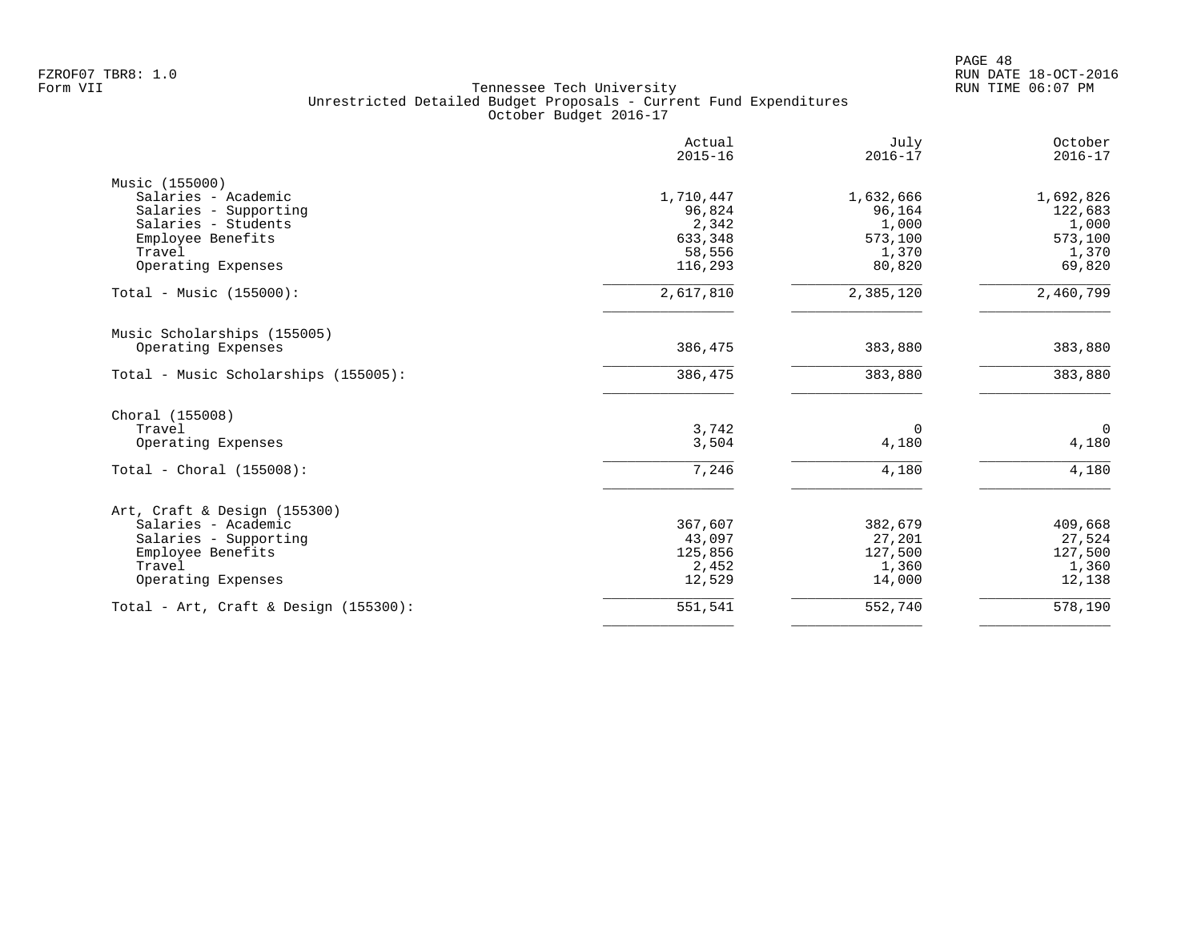FZROF07 TBR8: 1.0
Form VII

Tennessee Tech University
Unrestricted Detailed Budget Proposals - Current Fund Expenditures
October Budget 2016-17

RUN DATE 18-OCT-2016
RUN TIME 06:07 PM

| | Actual 2015-16 | July 2016-17 | October 2016-17 |
|---|---|---|---|
| **Music (155000)** | | | |
| Salaries - Academic | 1,710,447 | 1,632,666 | 1,692,826 |
| Salaries - Supporting | 96,824 | 96,164 | 122,683 |
| Salaries - Students | 2,342 | 1,000 | 1,000 |
| Employee Benefits | 633,348 | 573,100 | 573,100 |
| Travel | 58,556 | 1,370 | 1,370 |
| Operating Expenses | 116,293 | 80,820 | 69,820 |
| Total - Music (155000): | 2,617,810 | 2,385,120 | 2,460,799 |
| **Music Scholarships (155005)** | | | |
| Operating Expenses | 386,475 | 383,880 | 383,880 |
| Total - Music Scholarships (155005): | 386,475 | 383,880 | 383,880 |
| **Choral (155008)** | | | |
| Travel | 3,742 | 0 | 0 |
| Operating Expenses | 3,504 | 4,180 | 4,180 |
| Total - Choral (155008): | 7,246 | 4,180 | 4,180 |
| **Art, Craft & Design (155300)** | | | |
| Salaries - Academic | 367,607 | 382,679 | 409,668 |
| Salaries - Supporting | 43,097 | 27,201 | 27,524 |
| Employee Benefits | 125,856 | 127,500 | 127,500 |
| Travel | 2,452 | 1,360 | 1,360 |
| Operating Expenses | 12,529 | 14,000 | 12,138 |
| Total - Art, Craft & Design (155300): | 551,541 | 552,740 | 578,190 |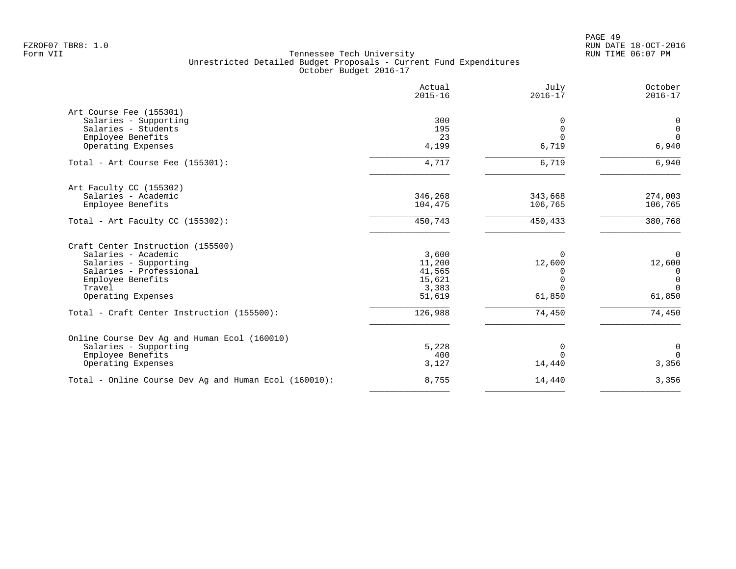Tennessee Tech University
Unrestricted Detailed Budget Proposals - Current Fund Expenditures
October Budget 2016-17

| | Actual 2015-16 | July 2016-17 | October 2016-17 |
|---|---|---|---|
| **Art Course Fee (155301)** | | | |
| Salaries - Supporting | 300 | 0 | 0 |
| Salaries - Students | 195 | 0 | 0 |
| Employee Benefits | 23 | 0 | 0 |
| Operating Expenses | 4,199 | 6,719 | 6,940 |
| Total - Art Course Fee (155301): | 4,717 | 6,719 | 6,940 |
| **Art Faculty CC (155302)** | | | |
| Salaries - Academic | 346,268 | 343,668 | 274,003 |
| Employee Benefits | 104,475 | 106,765 | 106,765 |
| Total - Art Faculty CC (155302): | 450,743 | 450,433 | 380,768 |
| **Craft Center Instruction (155500)** | | | |
| Salaries - Academic | 3,600 | 0 | 0 |
| Salaries - Supporting | 11,200 | 12,600 | 12,600 |
| Salaries - Professional | 41,565 | 0 | 0 |
| Employee Benefits | 15,621 | 0 | 0 |
| Travel | 3,383 | 0 | 0 |
| Operating Expenses | 51,619 | 61,850 | 61,850 |
| Total - Craft Center Instruction (155500): | 126,988 | 74,450 | 74,450 |
| **Online Course Dev Ag and Human Ecol (160010)** | | | |
| Salaries - Supporting | 5,228 | 0 | 0 |
| Employee Benefits | 400 | 0 | 0 |
| Operating Expenses | 3,127 | 14,440 | 3,356 |
| Total - Online Course Dev Ag and Human Ecol (160010): | 8,755 | 14,440 | 3,356 |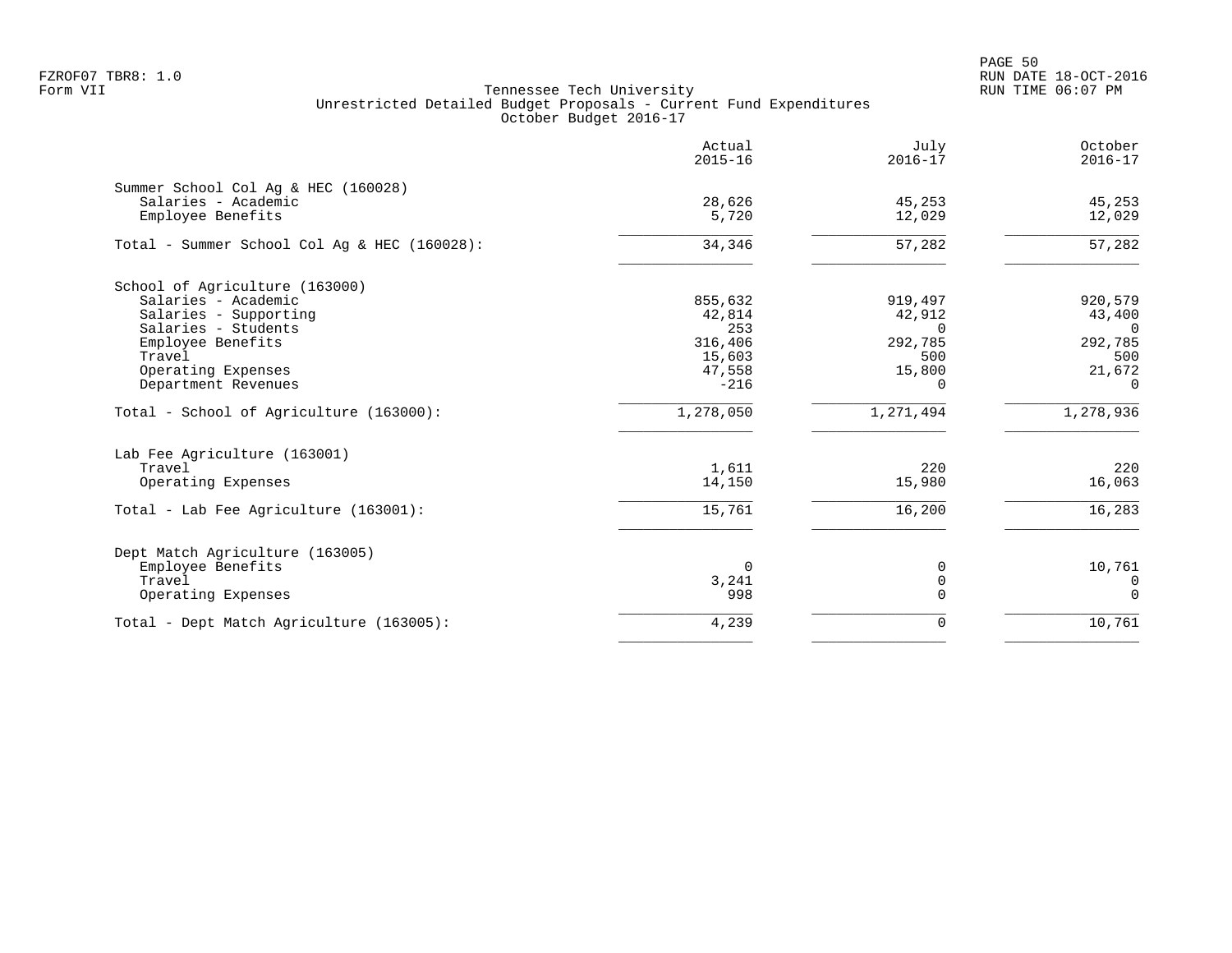FZROF07 TBR8: 1.0
Form VII

Tennessee Tech University
Unrestricted Detailed Budget Proposals - Current Fund Expenditures
October Budget 2016-17

RUN DATE 18-OCT-2016
RUN TIME 06:07 PM

| | Actual 2015-16 | July 2016-17 | October 2016-17 |
|---|---|---|---|
| **Summer School Col Ag & HEC (160028)** | | | |
| Salaries - Academic | 28,626 | 45,253 | 45,253 |
| Employee Benefits | 5,720 | 12,029 | 12,029 |
| Total - Summer School Col Ag & HEC (160028): | 34,346 | 57,282 | 57,282 |
| **School of Agriculture (163000)** | | | |
| Salaries - Academic | 855,632 | 919,497 | 920,579 |
| Salaries - Supporting | 42,814 | 42,912 | 43,400 |
| Salaries - Students | 253 | 0 | 0 |
| Employee Benefits | 316,406 | 292,785 | 292,785 |
| Travel | 15,603 | 500 | 500 |
| Operating Expenses | 47,558 | 15,800 | 21,672 |
| Department Revenues | -216 | 0 | 0 |
| Total - School of Agriculture (163000): | 1,278,050 | 1,271,494 | 1,278,936 |
| **Lab Fee Agriculture (163001)** | | | |
| Travel | 1,611 | 220 | 220 |
| Operating Expenses | 14,150 | 15,980 | 16,063 |
| Total - Lab Fee Agriculture (163001): | 15,761 | 16,200 | 16,283 |
| **Dept Match Agriculture (163005)** | | | |
| Employee Benefits | 0 | 0 | 10,761 |
| Travel | 3,241 | 0 | 0 |
| Operating Expenses | 998 | 0 | 0 |
| Total - Dept Match Agriculture (163005): | 4,239 | 0 | 10,761 |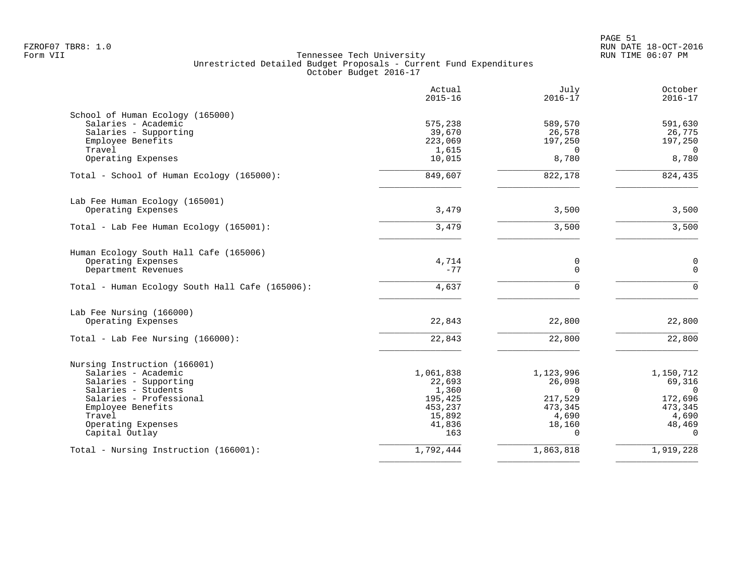# Tennessee Tech University

## Unrestricted Detailed Budget Proposals - Current Fund Expenditures

### October Budget 2016-17

Form VII

| | Actual 2015-16 | July 2016-17 | October 2016-17 |
|---|---|---|---|
| **School of Human Ecology (165000)** | | | |
| Salaries - Academic | 575,238 | 589,570 | 591,630 |
| Salaries - Supporting | 39,670 | 26,578 | 26,775 |
| Employee Benefits | 223,069 | 197,250 | 197,250 |
| Travel | 1,615 | 0 | 0 |
| Operating Expenses | 10,015 | 8,780 | 8,780 |
| Total - School of Human Ecology (165000): | 849,607 | 822,178 | 824,435 |
| **Lab Fee Human Ecology (165001)** | | | |
| Operating Expenses | 3,479 | 3,500 | 3,500 |
| Total - Lab Fee Human Ecology (165001): | 3,479 | 3,500 | 3,500 |
| **Human Ecology South Hall Cafe (165006)** | | | |
| Operating Expenses | 4,714 | 0 | 0 |
| Department Revenues | -77 | 0 | 0 |
| Total - Human Ecology South Hall Cafe (165006): | 4,637 | 0 | 0 |
| **Lab Fee Nursing (166000)** | | | |
| Operating Expenses | 22,843 | 22,800 | 22,800 |
| Total - Lab Fee Nursing (166000): | 22,843 | 22,800 | 22,800 |
| **Nursing Instruction (166001)** | | | |
| Salaries - Academic | 1,061,838 | 1,123,996 | 1,150,712 |
| Salaries - Supporting | 22,693 | 26,098 | 69,316 |
| Salaries - Students | 1,360 | 0 | 0 |
| Salaries - Professional | 195,425 | 217,529 | 172,696 |
| Employee Benefits | 453,237 | 473,345 | 473,345 |
| Travel | 15,892 | 4,690 | 4,690 |
| Operating Expenses | 41,836 | 18,160 | 48,469 |
| Capital Outlay | 163 | 0 | 0 |
| Total - Nursing Instruction (166001): | 1,792,444 | 1,863,818 | 1,919,228 |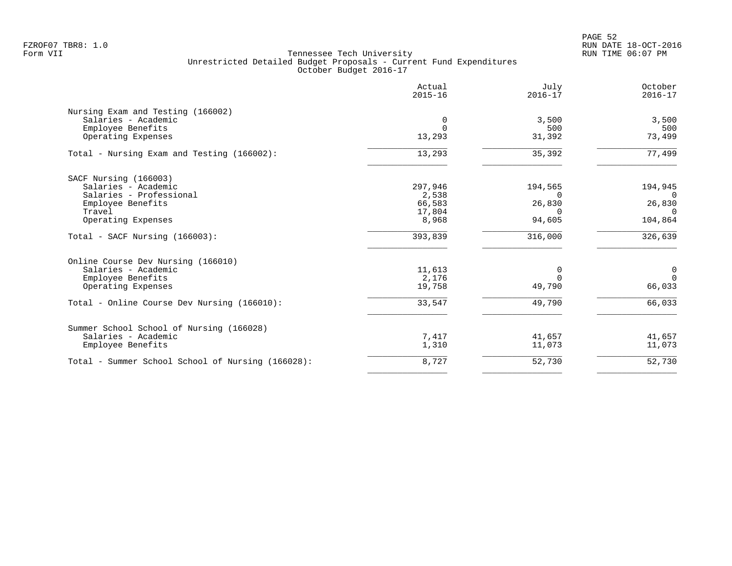Tennessee Tech University
Unrestricted Detailed Budget Proposals - Current Fund Expenditures
October Budget 2016-17

| | Actual 2015-16 | July 2016-17 | October 2016-17 |
|---|---|---|---|
| **Nursing Exam and Testing (166002)** | | | |
| Salaries - Academic | 0 | 3,500 | 3,500 |
| Employee Benefits | 0 | 500 | 500 |
| Operating Expenses | 13,293 | 31,392 | 73,499 |
| Total - Nursing Exam and Testing (166002): | 13,293 | 35,392 | 77,499 |
| **SACF Nursing (166003)** | | | |
| Salaries - Academic | 297,946 | 194,565 | 194,945 |
| Salaries - Professional | 2,538 | 0 | 0 |
| Employee Benefits | 66,583 | 26,830 | 26,830 |
| Travel | 17,804 | 0 | 0 |
| Operating Expenses | 8,968 | 94,605 | 104,864 |
| Total - SACF Nursing (166003): | 393,839 | 316,000 | 326,639 |
| **Online Course Dev Nursing (166010)** | | | |
| Salaries - Academic | 11,613 | 0 | 0 |
| Employee Benefits | 2,176 | 0 | 0 |
| Operating Expenses | 19,758 | 49,790 | 66,033 |
| Total - Online Course Dev Nursing (166010): | 33,547 | 49,790 | 66,033 |
| **Summer School School of Nursing (166028)** | | | |
| Salaries - Academic | 7,417 | 41,657 | 41,657 |
| Employee Benefits | 1,310 | 11,073 | 11,073 |
| Total - Summer School School of Nursing (166028): | 8,727 | 52,730 | 52,730 |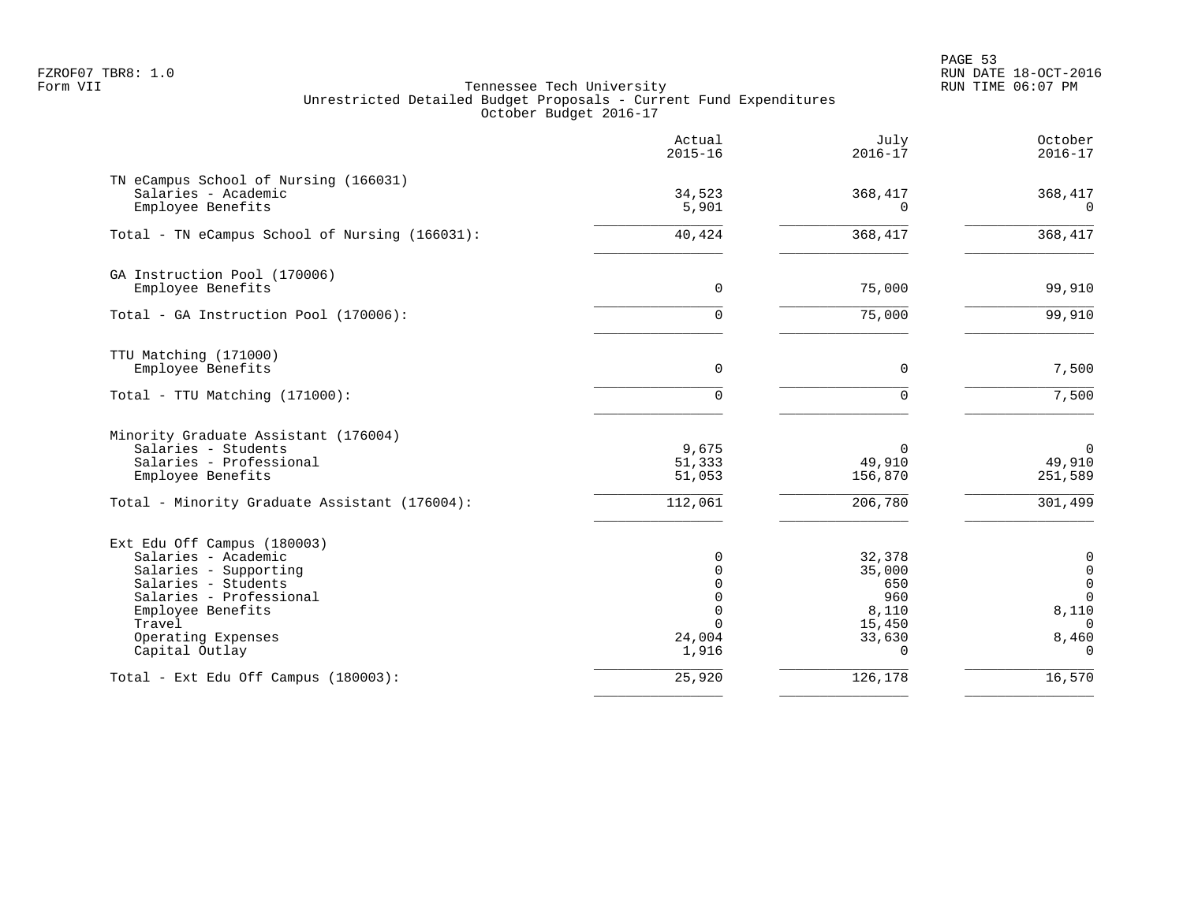FZROF07 TBR8: 1.0
Form VII

Tennessee Tech University
Unrestricted Detailed Budget Proposals - Current Fund Expenditures
October Budget 2016-17

RUN DATE 18-OCT-2016
RUN TIME 06:07 PM

| | Actual 2015-16 | July 2016-17 | October 2016-17 |
|---|---|---|---|
| **TN eCampus School of Nursing (166031)** | | | |
| Salaries - Academic | 34,523 | 368,417 | 368,417 |
| Employee Benefits | 5,901 | 0 | 0 |
| Total - TN eCampus School of Nursing (166031): | 40,424 | 368,417 | 368,417 |
| **GA Instruction Pool (170006)** | | | |
| Employee Benefits | 0 | 75,000 | 99,910 |
| Total - GA Instruction Pool (170006): | 0 | 75,000 | 99,910 |
| **TTU Matching (171000)** | | | |
| Employee Benefits | 0 | 0 | 7,500 |
| Total - TTU Matching (171000): | 0 | 0 | 7,500 |
| **Minority Graduate Assistant (176004)** | | | |
| Salaries - Students | 9,675 | 0 | 0 |
| Salaries - Professional | 51,333 | 49,910 | 49,910 |
| Employee Benefits | 51,053 | 156,870 | 251,589 |
| Total - Minority Graduate Assistant (176004): | 112,061 | 206,780 | 301,499 |
| **Ext Edu Off Campus (180003)** | | | |
| Salaries - Academic | 0 | 32,378 | 0 |
| Salaries - Supporting | 0 | 35,000 | 0 |
| Salaries - Students | 0 | 650 | 0 |
| Salaries - Professional | 0 | 960 | 0 |
| Employee Benefits | 0 | 8,110 | 8,110 |
| Travel | 0 | 15,450 | 0 |
| Operating Expenses | 24,004 | 33,630 | 8,460 |
| Capital Outlay | 1,916 | 0 | 0 |
| Total - Ext Edu Off Campus (180003): | 25,920 | 126,178 | 16,570 |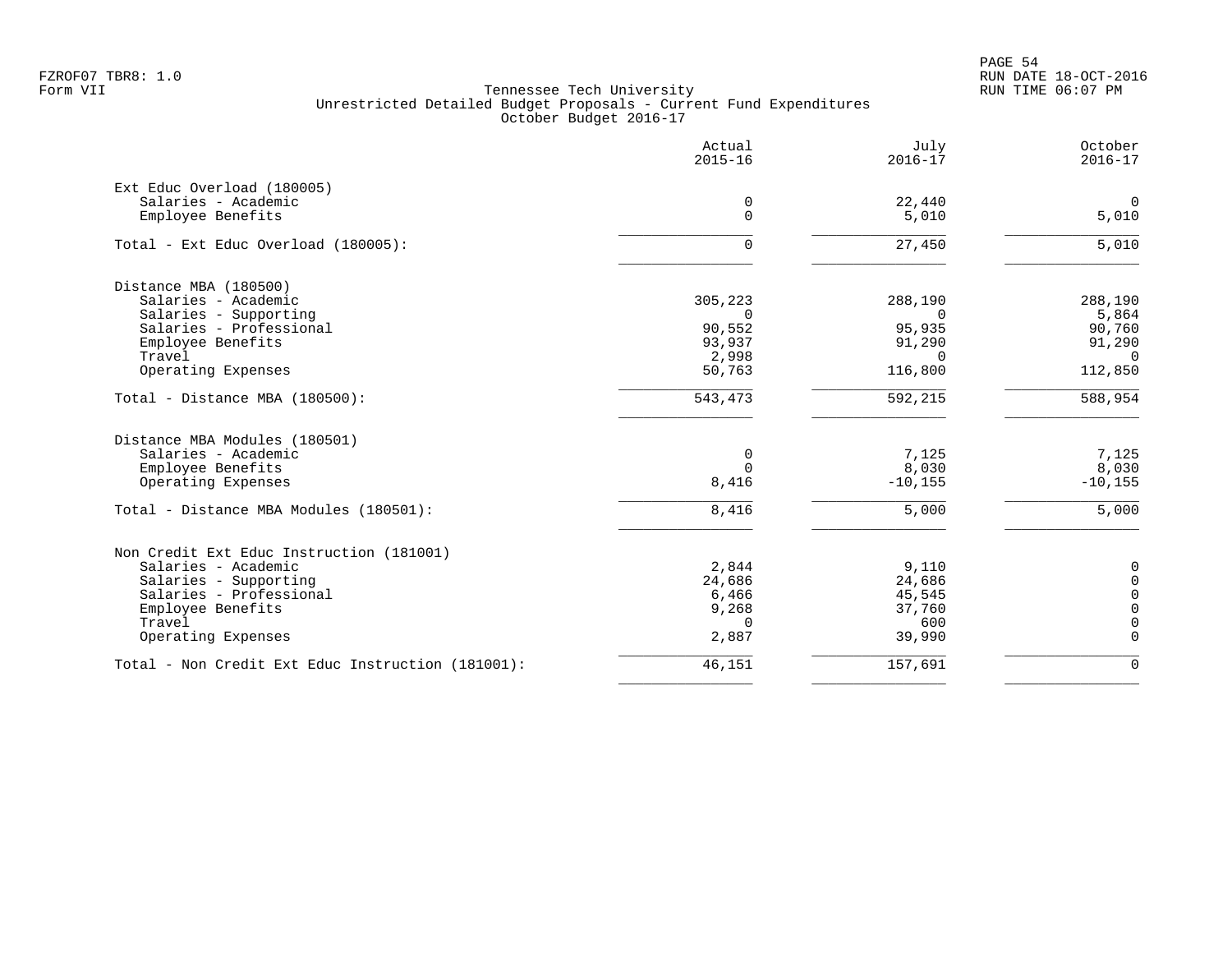FZROF07 TBR8: 1.0
Form VII

Tennessee Tech University
Unrestricted Detailed Budget Proposals - Current Fund Expenditures
October Budget 2016-17

PAGE 54
RUN DATE 18-OCT-2016
RUN TIME 06:07 PM

| | Actual 2015-16 | July 2016-17 | October 2016-17 |
|---|---|---|---|
| **Ext Educ Overload (180005)** | | | |
| Salaries - Academic | 0 | 22,440 | 0 |
| Employee Benefits | 0 | 5,010 | 5,010 |
| Total - Ext Educ Overload (180005): | 0 | 27,450 | 5,010 |
| **Distance MBA (180500)** | | | |
| Salaries - Academic | 305,223 | 288,190 | 288,190 |
| Salaries - Supporting | 0 | 0 | 5,864 |
| Salaries - Professional | 90,552 | 95,935 | 90,760 |
| Employee Benefits | 93,937 | 91,290 | 91,290 |
| Travel | 2,998 | 0 | 0 |
| Operating Expenses | 50,763 | 116,800 | 112,850 |
| Total - Distance MBA (180500): | 543,473 | 592,215 | 588,954 |
| **Distance MBA Modules (180501)** | | | |
| Salaries - Academic | 0 | 7,125 | 7,125 |
| Employee Benefits | 0 | 8,030 | 8,030 |
| Operating Expenses | 8,416 | -10,155 | -10,155 |
| Total - Distance MBA Modules (180501): | 8,416 | 5,000 | 5,000 |
| **Non Credit Ext Educ Instruction (181001)** | | | |
| Salaries - Academic | 2,844 | 9,110 | 0 |
| Salaries - Supporting | 24,686 | 24,686 | 0 |
| Salaries - Professional | 6,466 | 45,545 | 0 |
| Employee Benefits | 9,268 | 37,760 | 0 |
| Travel | 0 | 600 | 0 |
| Operating Expenses | 2,887 | 39,990 | 0 |
| Total - Non Credit Ext Educ Instruction (181001): | 46,151 | 157,691 | 0 |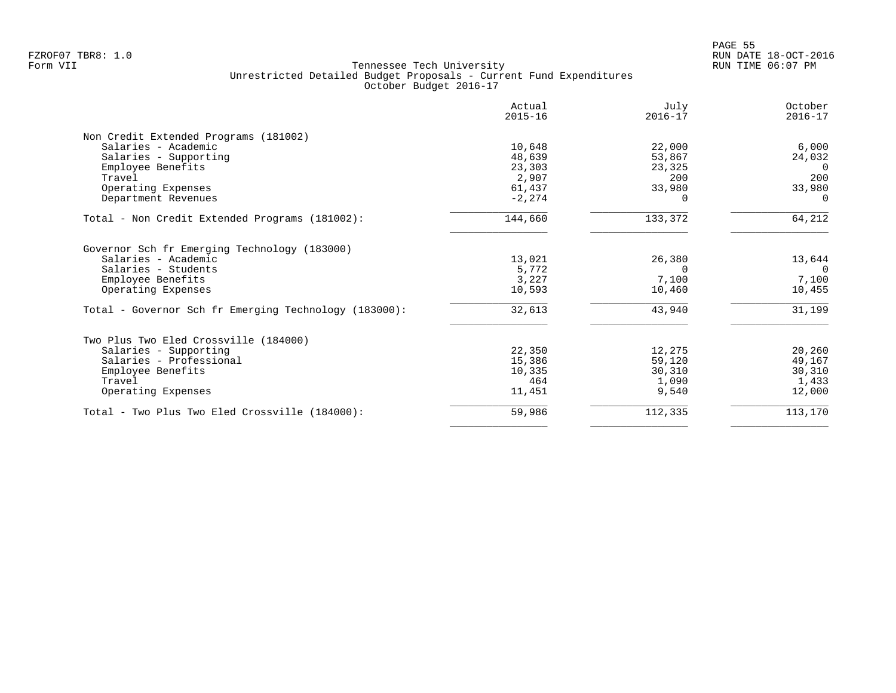FZROF07 TBR8: 1.0
Form VII

Tennessee Tech University
Unrestricted Detailed Budget Proposals - Current Fund Expenditures
October Budget 2016-17

RUN DATE 18-OCT-2016
RUN TIME 06:07 PM

| | Actual 2015-16 | July 2016-17 | October 2016-17 |
|---|---|---|---|
| **Non Credit Extended Programs (181002)** | | | |
| Salaries - Academic | 10,648 | 22,000 | 6,000 |
| Salaries - Supporting | 48,639 | 53,867 | 24,032 |
| Employee Benefits | 23,303 | 23,325 | 0 |
| Travel | 2,907 | 200 | 200 |
| Operating Expenses | 61,437 | 33,980 | 33,980 |
| Department Revenues | -2,274 | 0 | 0 |
| Total - Non Credit Extended Programs (181002): | 144,660 | 133,372 | 64,212 |
| **Governor Sch fr Emerging Technology (183000)** | | | |
| Salaries - Academic | 13,021 | 26,380 | 13,644 |
| Salaries - Students | 5,772 | 0 | 0 |
| Employee Benefits | 3,227 | 7,100 | 7,100 |
| Operating Expenses | 10,593 | 10,460 | 10,455 |
| Total - Governor Sch fr Emerging Technology (183000): | 32,613 | 43,940 | 31,199 |
| **Two Plus Two Eled Crossville (184000)** | | | |
| Salaries - Supporting | 22,350 | 12,275 | 20,260 |
| Salaries - Professional | 15,386 | 59,120 | 49,167 |
| Employee Benefits | 10,335 | 30,310 | 30,310 |
| Travel | 464 | 1,090 | 1,433 |
| Operating Expenses | 11,451 | 9,540 | 12,000 |
| Total - Two Plus Two Eled Crossville (184000): | 59,986 | 112,335 | 113,170 |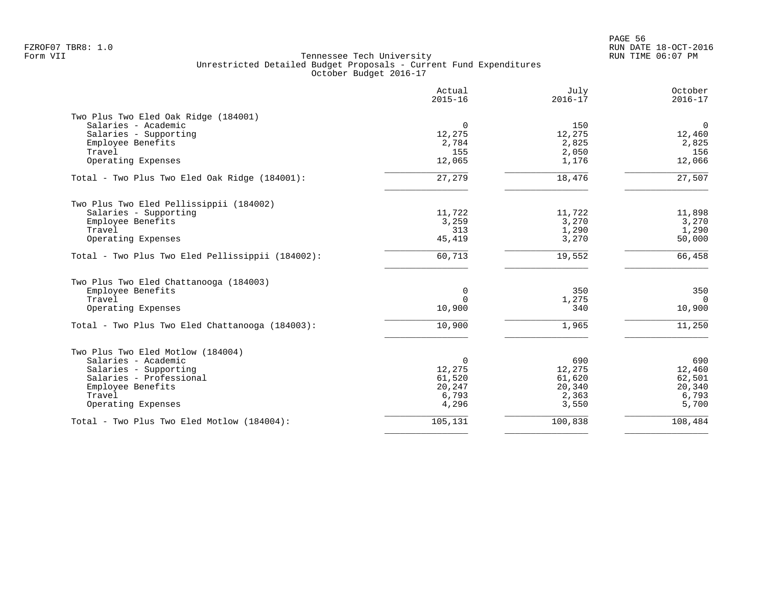FZROF07 TBR8: 1.0
Form VII

Tennessee Tech University
Unrestricted Detailed Budget Proposals - Current Fund Expenditures
October Budget 2016-17

RUN DATE 18-OCT-2016
RUN TIME 06:07 PM

| | Actual 2015-16 | July 2016-17 | October 2016-17 |
|---|---|---|---|
| **Two Plus Two Eled Oak Ridge (184001)** | | | |
| Salaries - Academic | 0 | 150 | 0 |
| Salaries - Supporting | 12,275 | 12,275 | 12,460 |
| Employee Benefits | 2,784 | 2,825 | 2,825 |
| Travel | 155 | 2,050 | 156 |
| Operating Expenses | 12,065 | 1,176 | 12,066 |
| Total - Two Plus Two Eled Oak Ridge (184001): | 27,279 | 18,476 | 27,507 |
| **Two Plus Two Eled Pellissippii (184002)** | | | |
| Salaries - Supporting | 11,722 | 11,722 | 11,898 |
| Employee Benefits | 3,259 | 3,270 | 3,270 |
| Travel | 313 | 1,290 | 1,290 |
| Operating Expenses | 45,419 | 3,270 | 50,000 |
| Total - Two Plus Two Eled Pellissippii (184002): | 60,713 | 19,552 | 66,458 |
| **Two Plus Two Eled Chattanooga (184003)** | | | |
| Employee Benefits | 0 | 350 | 350 |
| Travel | 0 | 1,275 | 0 |
| Operating Expenses | 10,900 | 340 | 10,900 |
| Total - Two Plus Two Eled Chattanooga (184003): | 10,900 | 1,965 | 11,250 |
| **Two Plus Two Eled Motlow (184004)** | | | |
| Salaries - Academic | 0 | 690 | 690 |
| Salaries - Supporting | 12,275 | 12,275 | 12,460 |
| Salaries - Professional | 61,520 | 61,620 | 62,501 |
| Employee Benefits | 20,247 | 20,340 | 20,340 |
| Travel | 6,793 | 2,363 | 6,793 |
| Operating Expenses | 4,296 | 3,550 | 5,700 |
| Total - Two Plus Two Eled Motlow (184004): | 105,131 | 100,838 | 108,484 |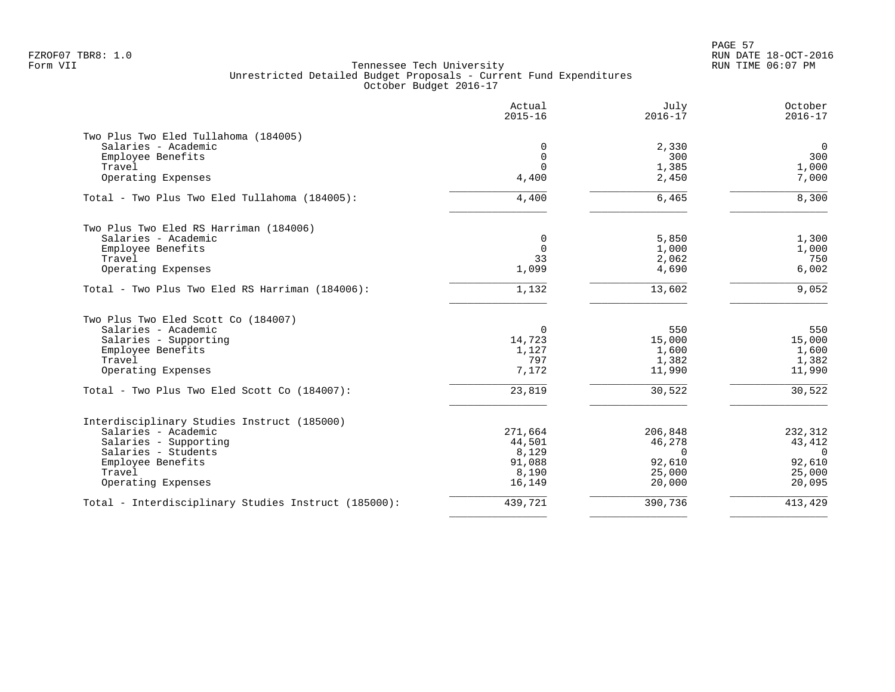FZROF07 TBR8: 1.0
Form VII

# Tennessee Tech University
## Unrestricted Detailed Budget Proposals - Current Fund Expenditures
### October Budget 2016-17

RUN DATE 18-OCT-2016
RUN TIME 06:07 PM

| | Actual 2015-16 | July 2016-17 | October 2016-17 |
|---|---|---|---|
| **Two Plus Two Eled Tullahoma (184005)** | | | |
| Salaries - Academic | 0 | 2,330 | 0 |
| Employee Benefits | 0 | 300 | 300 |
| Travel | 0 | 1,385 | 1,000 |
| Operating Expenses | 4,400 | 2,450 | 7,000 |
| Total - Two Plus Two Eled Tullahoma (184005): | 4,400 | 6,465 | 8,300 |
| **Two Plus Two Eled RS Harriman (184006)** | | | |
| Salaries - Academic | 0 | 5,850 | 1,300 |
| Employee Benefits | 0 | 1,000 | 1,000 |
| Travel | 33 | 2,062 | 750 |
| Operating Expenses | 1,099 | 4,690 | 6,002 |
| Total - Two Plus Two Eled RS Harriman (184006): | 1,132 | 13,602 | 9,052 |
| **Two Plus Two Eled Scott Co (184007)** | | | |
| Salaries - Academic | 0 | 550 | 550 |
| Salaries - Supporting | 14,723 | 15,000 | 15,000 |
| Employee Benefits | 1,127 | 1,600 | 1,600 |
| Travel | 797 | 1,382 | 1,382 |
| Operating Expenses | 7,172 | 11,990 | 11,990 |
| Total - Two Plus Two Eled Scott Co (184007): | 23,819 | 30,522 | 30,522 |
| **Interdisciplinary Studies Instruct (185000)** | | | |
| Salaries - Academic | 271,664 | 206,848 | 232,312 |
| Salaries - Supporting | 44,501 | 46,278 | 43,412 |
| Salaries - Students | 8,129 | 0 | 0 |
| Employee Benefits | 91,088 | 92,610 | 92,610 |
| Travel | 8,190 | 25,000 | 25,000 |
| Operating Expenses | 16,149 | 20,000 | 20,095 |
| Total - Interdisciplinary Studies Instruct (185000): | 439,721 | 390,736 | 413,429 |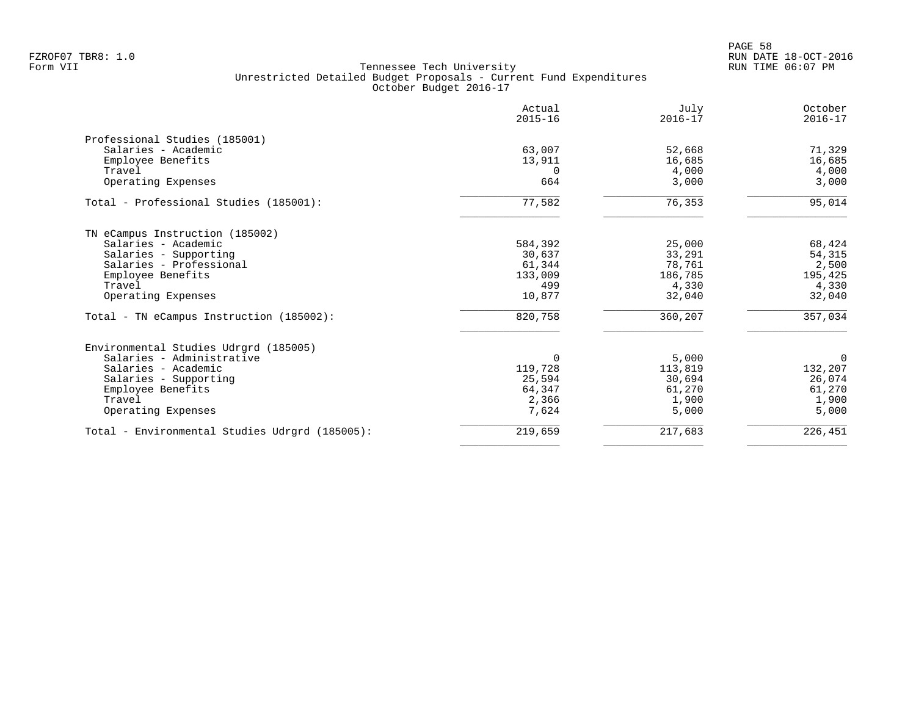FZROF07 TBR8: 1.0
Form VII

Tennessee Tech University
Unrestricted Detailed Budget Proposals - Current Fund Expenditures
October Budget 2016-17

RUN DATE 18-OCT-2016
RUN TIME 06:07 PM

| | Actual 2015-16 | July 2016-17 | October 2016-17 |
|---|---|---|---|
| **Professional Studies (185001)** | | | |
| Salaries - Academic | 63,007 | 52,668 | 71,329 |
| Employee Benefits | 13,911 | 16,685 | 16,685 |
| Travel | 0 | 4,000 | 4,000 |
| Operating Expenses | 664 | 3,000 | 3,000 |
| Total - Professional Studies (185001): | 77,582 | 76,353 | 95,014 |
| **TN eCampus Instruction (185002)** | | | |
| Salaries - Academic | 584,392 | 25,000 | 68,424 |
| Salaries - Supporting | 30,637 | 33,291 | 54,315 |
| Salaries - Professional | 61,344 | 78,761 | 2,500 |
| Employee Benefits | 133,009 | 186,785 | 195,425 |
| Travel | 499 | 4,330 | 4,330 |
| Operating Expenses | 10,877 | 32,040 | 32,040 |
| Total - TN eCampus Instruction (185002): | 820,758 | 360,207 | 357,034 |
| **Environmental Studies Udrgrd (185005)** | | | |
| Salaries - Administrative | 0 | 5,000 | 0 |
| Salaries - Academic | 119,728 | 113,819 | 132,207 |
| Salaries - Supporting | 25,594 | 30,694 | 26,074 |
| Employee Benefits | 64,347 | 61,270 | 61,270 |
| Travel | 2,366 | 1,900 | 1,900 |
| Operating Expenses | 7,624 | 5,000 | 5,000 |
| Total - Environmental Studies Udrgrd (185005): | 219,659 | 217,683 | 226,451 |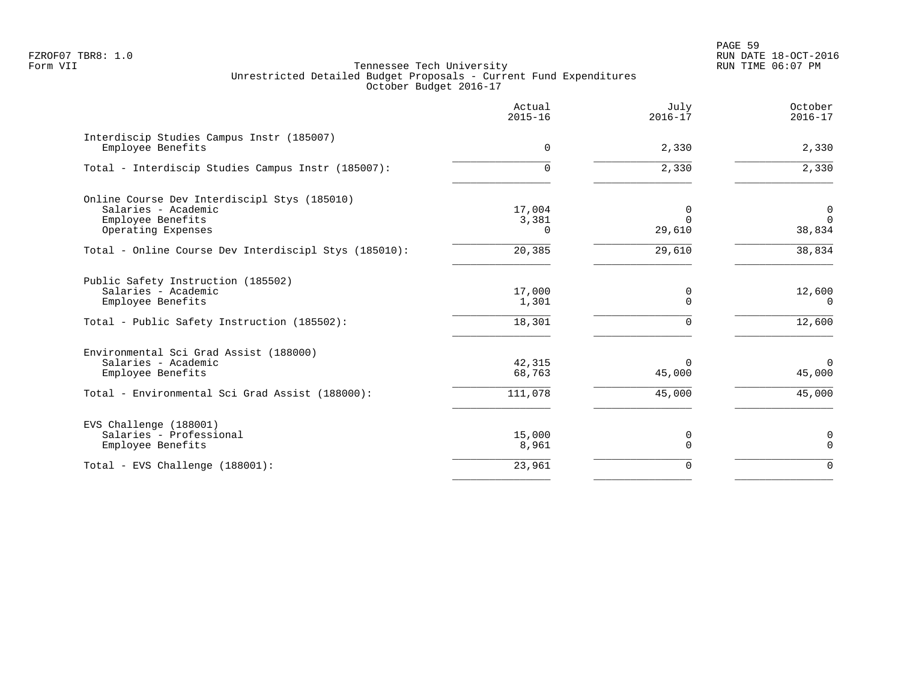FZROF07 TBR8: 1.0
Form VII

Tennessee Tech University
Unrestricted Detailed Budget Proposals - Current Fund Expenditures
October Budget 2016-17

RUN DATE 18-OCT-2016
RUN TIME 06:07 PM

| | Actual 2015-16 | July 2016-17 | October 2016-17 |
|---|---|---|---|
| **Interdiscip Studies Campus Instr (185007)** | | | |
| Employee Benefits | 0 | 2,330 | 2,330 |
| Total - Interdiscip Studies Campus Instr (185007): | 0 | 2,330 | 2,330 |
| **Online Course Dev Interdiscipl Stys (185010)** | | | |
| Salaries - Academic | 17,004 | 0 | 0 |
| Employee Benefits | 3,381 | 0 | 0 |
| Operating Expenses | 0 | 29,610 | 38,834 |
| Total - Online Course Dev Interdiscipl Stys (185010): | 20,385 | 29,610 | 38,834 |
| **Public Safety Instruction (185502)** | | | |
| Salaries - Academic | 17,000 | 0 | 12,600 |
| Employee Benefits | 1,301 | 0 | 0 |
| Total - Public Safety Instruction (185502): | 18,301 | 0 | 12,600 |
| **Environmental Sci Grad Assist (188000)** | | | |
| Salaries - Academic | 42,315 | 0 | 0 |
| Employee Benefits | 68,763 | 45,000 | 45,000 |
| Total - Environmental Sci Grad Assist (188000): | 111,078 | 45,000 | 45,000 |
| **EVS Challenge (188001)** | | | |
| Salaries - Professional | 15,000 | 0 | 0 |
| Employee Benefits | 8,961 | 0 | 0 |
| Total - EVS Challenge (188001): | 23,961 | 0 | 0 |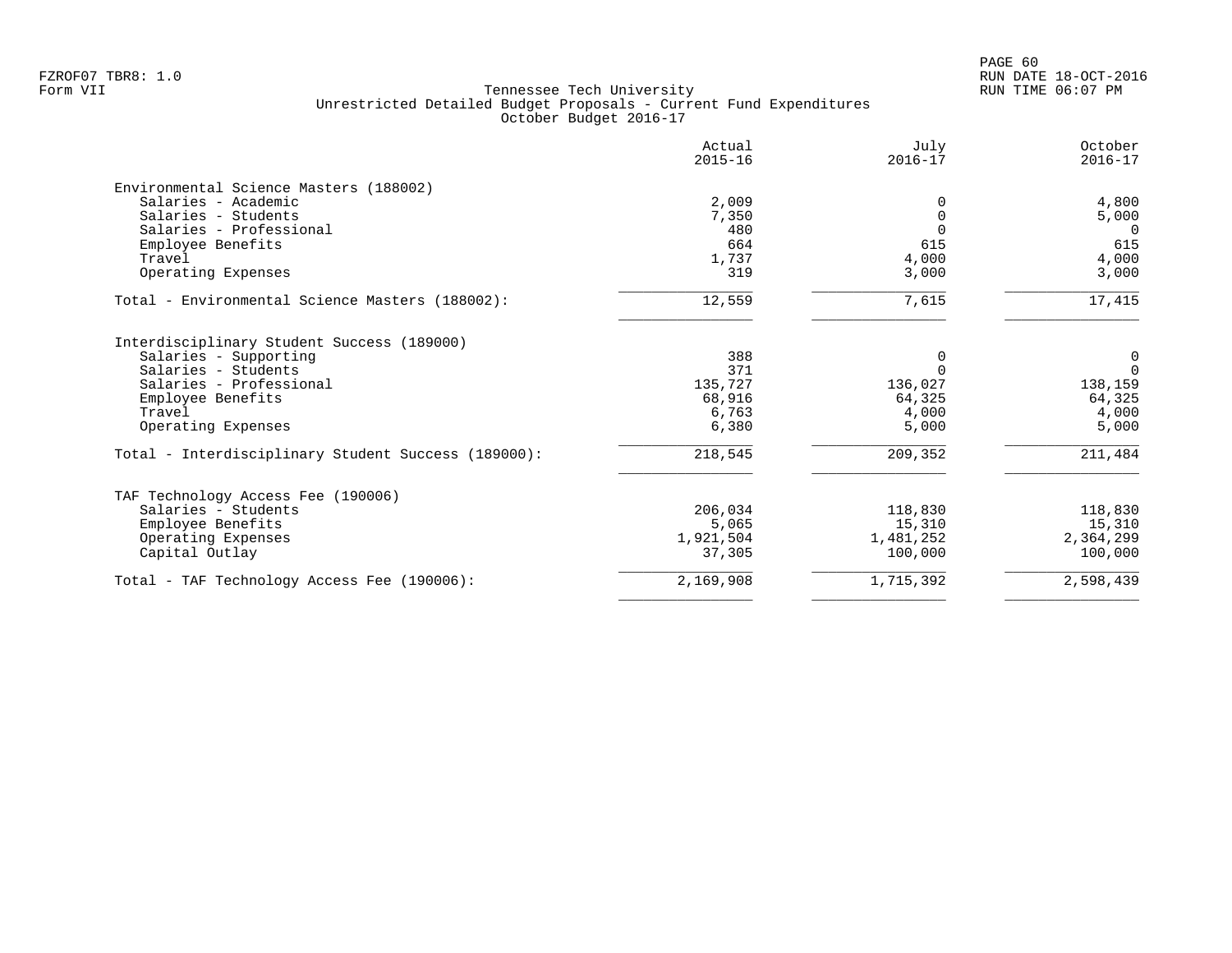Tennessee Tech University
Unrestricted Detailed Budget Proposals - Current Fund Expenditures
October Budget 2016-17

| | Actual 2015-16 | July 2016-17 | October 2016-17 |
|---|---|---|---|
| **Environmental Science Masters (188002)** | | | |
| Salaries - Academic | 2,009 | 0 | 4,800 |
| Salaries - Students | 7,350 | 0 | 5,000 |
| Salaries - Professional | 480 | 0 | 0 |
| Employee Benefits | 664 | 615 | 615 |
| Travel | 1,737 | 4,000 | 4,000 |
| Operating Expenses | 319 | 3,000 | 3,000 |
| Total - Environmental Science Masters (188002): | 12,559 | 7,615 | 17,415 |
| **Interdisciplinary Student Success (189000)** | | | |
| Salaries - Supporting | 388 | 0 | 0 |
| Salaries - Students | 371 | 0 | 0 |
| Salaries - Professional | 135,727 | 136,027 | 138,159 |
| Employee Benefits | 68,916 | 64,325 | 64,325 |
| Travel | 6,763 | 4,000 | 4,000 |
| Operating Expenses | 6,380 | 5,000 | 5,000 |
| Total - Interdisciplinary Student Success (189000): | 218,545 | 209,352 | 211,484 |
| **TAF Technology Access Fee (190006)** | | | |
| Salaries - Students | 206,034 | 118,830 | 118,830 |
| Employee Benefits | 5,065 | 15,310 | 15,310 |
| Operating Expenses | 1,921,504 | 1,481,252 | 2,364,299 |
| Capital Outlay | 37,305 | 100,000 | 100,000 |
| Total - TAF Technology Access Fee (190006): | 2,169,908 | 1,715,392 | 2,598,439 |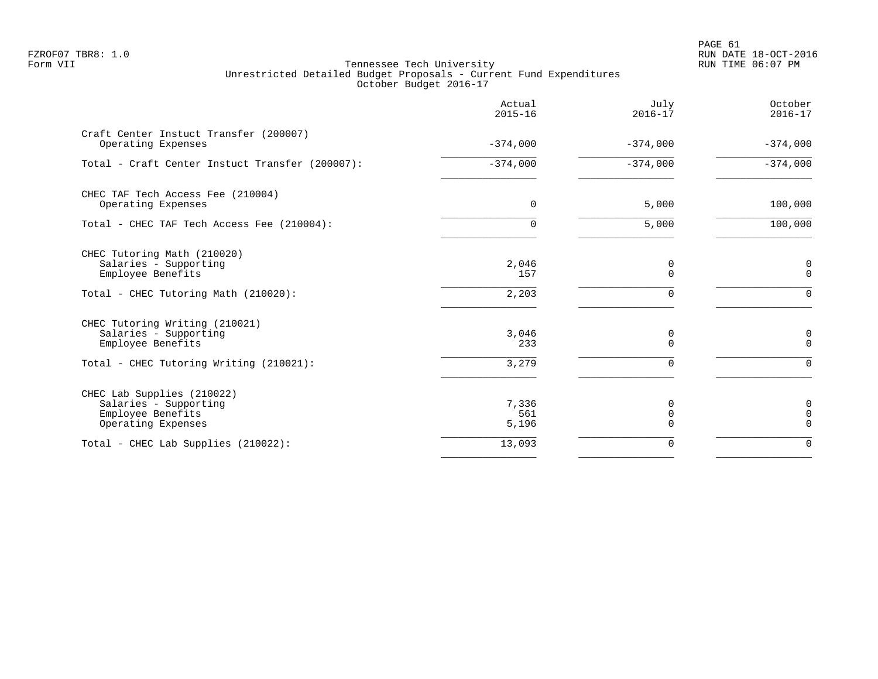FZROF07 TBR8: 1.0
Form VII

# Tennessee Tech University
## Unrestricted Detailed Budget Proposals - Current Fund Expenditures
### October Budget 2016-17

| | Actual 2015-16 | July 2016-17 | October 2016-17 |
|---|---|---|---|
| **Craft Center Instuct Transfer (200007)** | | | |
| Operating Expenses | -374,000 | -374,000 | -374,000 |
| Total - Craft Center Instuct Transfer (200007): | -374,000 | -374,000 | -374,000 |
| **CHEC TAF Tech Access Fee (210004)** | | | |
| Operating Expenses | 0 | 5,000 | 100,000 |
| Total - CHEC TAF Tech Access Fee (210004): | 0 | 5,000 | 100,000 |
| **CHEC Tutoring Math (210020)** | | | |
| Salaries - Supporting | 2,046 | 0 | 0 |
| Employee Benefits | 157 | 0 | 0 |
| Total - CHEC Tutoring Math (210020): | 2,203 | 0 | 0 |
| **CHEC Tutoring Writing (210021)** | | | |
| Salaries - Supporting | 3,046 | 0 | 0 |
| Employee Benefits | 233 | 0 | 0 |
| Total - CHEC Tutoring Writing (210021): | 3,279 | 0 | 0 |
| **CHEC Lab Supplies (210022)** | | | |
| Salaries - Supporting | 7,336 | 0 | 0 |
| Employee Benefits | 561 | 0 | 0 |
| Operating Expenses | 5,196 | 0 | 0 |
| Total - CHEC Lab Supplies (210022): | 13,093 | 0 | 0 |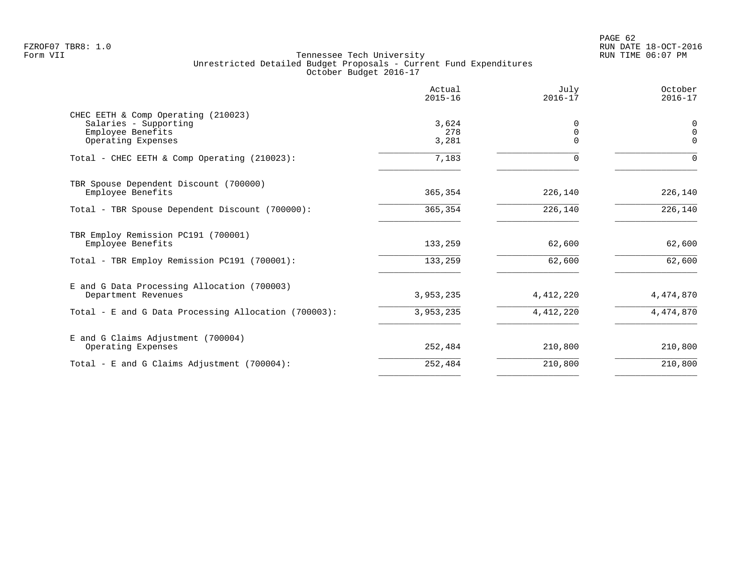Tennessee Tech University
Unrestricted Detailed Budget Proposals - Current Fund Expenditures
October Budget 2016-17

| | Actual 2015-16 | July 2016-17 | October 2016-17 |
|---|---|---|---|
| **CHEC EETH & Comp Operating (210023)** | | | |
| Salaries - Supporting | 3,624 | 0 | 0 |
| Employee Benefits | 278 | 0 | 0 |
| Operating Expenses | 3,281 | 0 | 0 |
| Total - CHEC EETH & Comp Operating (210023): | 7,183 | 0 | 0 |
| **TBR Spouse Dependent Discount (700000)** | | | |
| Employee Benefits | 365,354 | 226,140 | 226,140 |
| Total - TBR Spouse Dependent Discount (700000): | 365,354 | 226,140 | 226,140 |
| **TBR Employ Remission PC191 (700001)** | | | |
| Employee Benefits | 133,259 | 62,600 | 62,600 |
| Total - TBR Employ Remission PC191 (700001): | 133,259 | 62,600 | 62,600 |
| **E and G Data Processing Allocation (700003)** | | | |
| Department Revenues | 3,953,235 | 4,412,220 | 4,474,870 |
| Total - E and G Data Processing Allocation (700003): | 3,953,235 | 4,412,220 | 4,474,870 |
| **E and G Claims Adjustment (700004)** | | | |
| Operating Expenses | 252,484 | 210,800 | 210,800 |
| Total - E and G Claims Adjustment (700004): | 252,484 | 210,800 | 210,800 |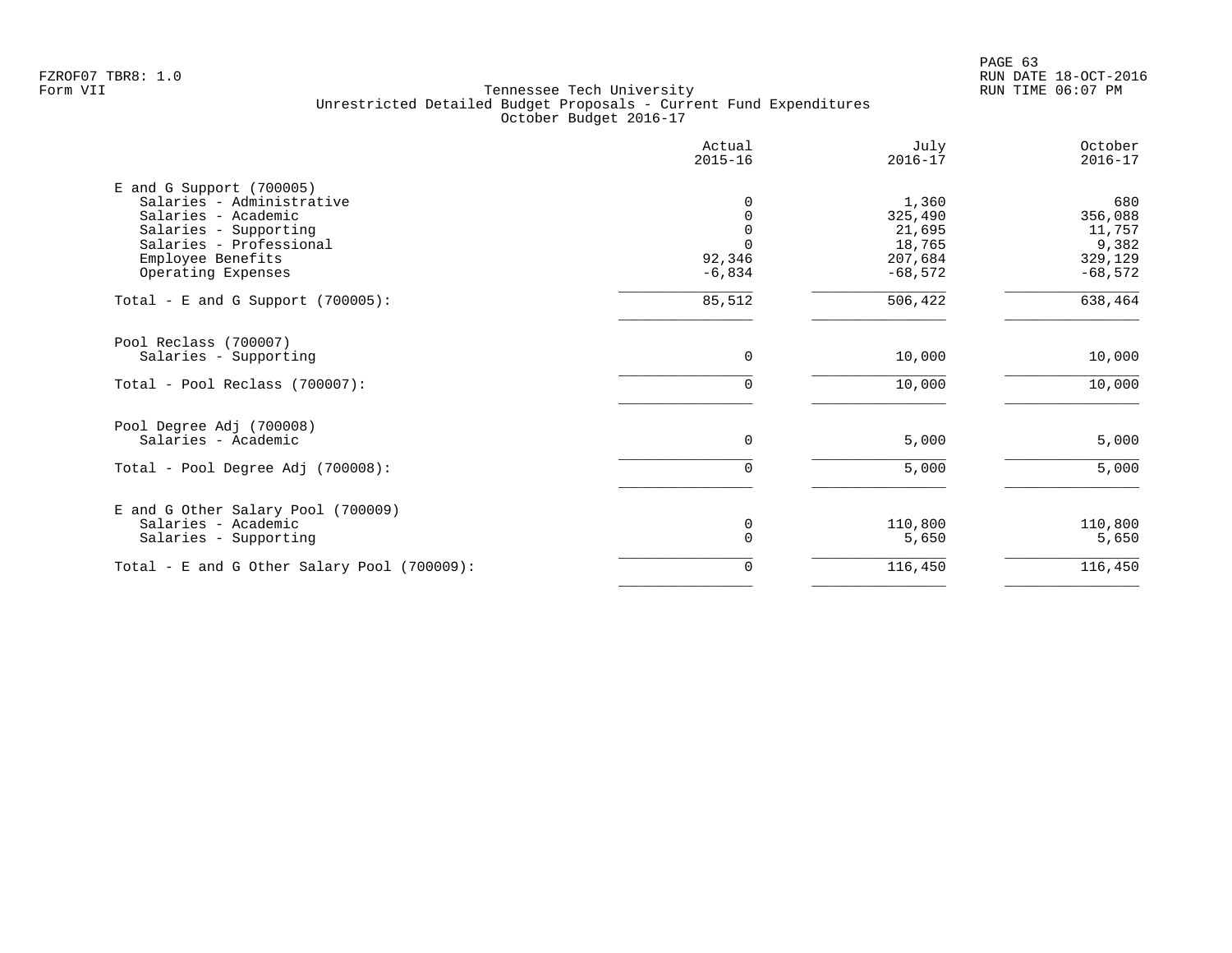FZROF07 TBR8: 1.0
Form VII

Tennessee Tech University
Unrestricted Detailed Budget Proposals - Current Fund Expenditures
October Budget 2016-17

RUN DATE 18-OCT-2016
RUN TIME 06:07 PM

| | Actual 2015-16 | July 2016-17 | October 2016-17 |
|---|---|---|---|
| **E and G Support (700005)** | | | |
| Salaries - Administrative | 0 | 1,360 | 680 |
| Salaries - Academic | 0 | 325,490 | 356,088 |
| Salaries - Supporting | 0 | 21,695 | 11,757 |
| Salaries - Professional | 0 | 18,765 | 9,382 |
| Employee Benefits | 92,346 | 207,684 | 329,129 |
| Operating Expenses | -6,834 | -68,572 | -68,572 |
| Total - E and G Support (700005): | 85,512 | 506,422 | 638,464 |
| **Pool Reclass (700007)** | | | |
| Salaries - Supporting | 0 | 10,000 | 10,000 |
| Total - Pool Reclass (700007): | 0 | 10,000 | 10,000 |
| **Pool Degree Adj (700008)** | | | |
| Salaries - Academic | 0 | 5,000 | 5,000 |
| Total - Pool Degree Adj (700008): | 0 | 5,000 | 5,000 |
| **E and G Other Salary Pool (700009)** | | | |
| Salaries - Academic | 0 | 110,800 | 110,800 |
| Salaries - Supporting | 0 | 5,650 | 5,650 |
| Total - E and G Other Salary Pool (700009): | 0 | 116,450 | 116,450 |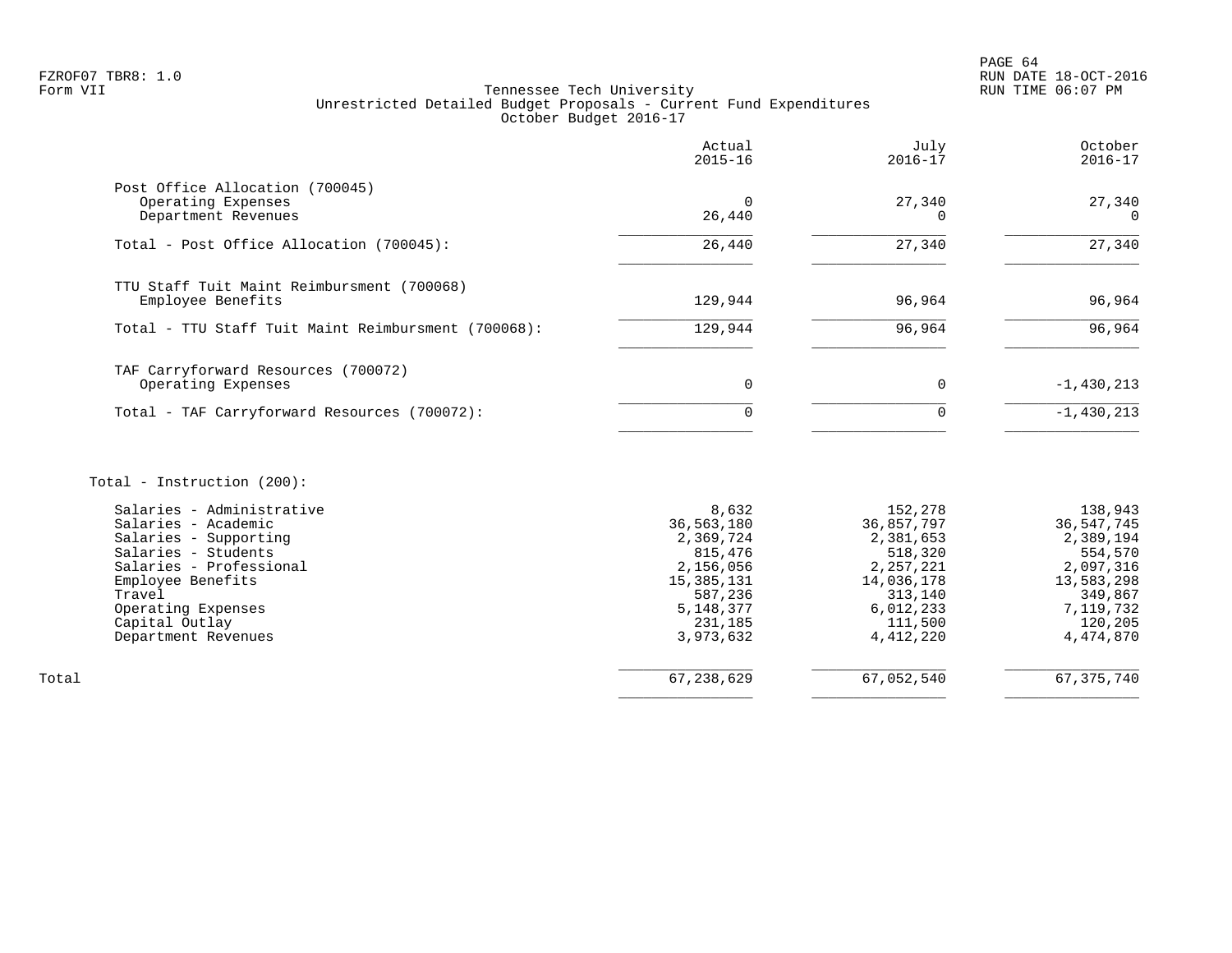FZROF07 TBR8: 1.0
Form VII

Tennessee Tech University
Unrestricted Detailed Budget Proposals - Current Fund Expenditures
October Budget 2016-17

RUN DATE 18-OCT-2016
RUN TIME 06:07 PM

| | Actual 2015-16 | July 2016-17 | October 2016-17 |
|---|---|---|---|
| **Post Office Allocation (700045)** | | | |
| Operating Expenses | 0 | 27,340 | 27,340 |
| Department Revenues | 26,440 | 0 | 0 |
| Total - Post Office Allocation (700045): | 26,440 | 27,340 | 27,340 |
| **TTU Staff Tuit Maint Reimbursment (700068)** | | | |
| Employee Benefits | 129,944 | 96,964 | 96,964 |
| Total - TTU Staff Tuit Maint Reimbursment (700068): | 129,944 | 96,964 | 96,964 |
| **TAF Carryforward Resources (700072)** | | | |
| Operating Expenses | 0 | 0 | -1,430,213 |
| Total - TAF Carryforward Resources (700072): | 0 | 0 | -1,430,213 |
| **Total - Instruction (200):** | | | |
| Salaries - Administrative | 8,632 | 152,278 | 138,943 |
| Salaries - Academic | 36,563,180 | 36,857,797 | 36,547,745 |
| Salaries - Supporting | 2,369,724 | 2,381,653 | 2,389,194 |
| Salaries - Students | 815,476 | 518,320 | 554,570 |
| Salaries - Professional | 2,156,056 | 2,257,221 | 2,097,316 |
| Employee Benefits | 15,385,131 | 14,036,178 | 13,583,298 |
| Travel | 587,236 | 313,140 | 349,867 |
| Operating Expenses | 5,148,377 | 6,012,233 | 7,119,732 |
| Capital Outlay | 231,185 | 111,500 | 120,205 |
| Department Revenues | 3,973,632 | 4,412,220 | 4,474,870 |
| Total | 67,238,629 | 67,052,540 | 67,375,740 |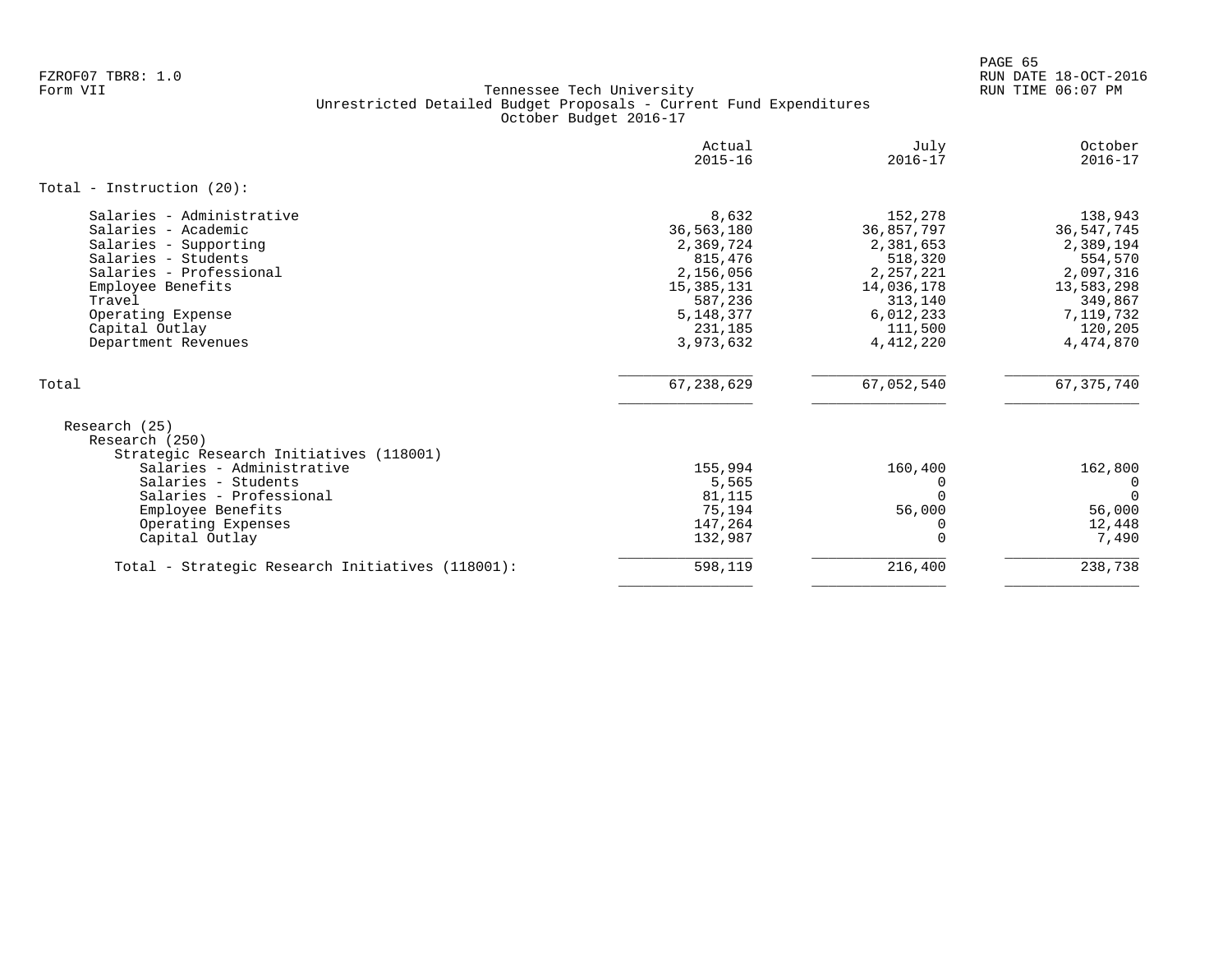FZROF07 TBR8: 1.0
Form VII

Tennessee Tech University
Unrestricted Detailed Budget Proposals - Current Fund Expenditures
October Budget 2016-17

RUN DATE 18-OCT-2016
RUN TIME 06:07 PM

| | Actual 2015-16 | July 2016-17 | October 2016-17 |
|---|---|---|---|
| Total - Instruction (20): | | | |
| Salaries - Administrative | 8,632 | 152,278 | 138,943 |
| Salaries - Academic | 36,563,180 | 36,857,797 | 36,547,745 |
| Salaries - Supporting | 2,369,724 | 2,381,653 | 2,389,194 |
| Salaries - Students | 815,476 | 518,320 | 554,570 |
| Salaries - Professional | 2,156,056 | 2,257,221 | 2,097,316 |
| Employee Benefits | 15,385,131 | 14,036,178 | 13,583,298 |
| Travel | 587,236 | 313,140 | 349,867 |
| Operating Expense | 5,148,377 | 6,012,233 | 7,119,732 |
| Capital Outlay | 231,185 | 111,500 | 120,205 |
| Department Revenues | 3,973,632 | 4,412,220 | 4,474,870 |
| Total | 67,238,629 | 67,052,540 | 67,375,740 |
| Research (25) | | | |
| Research (250) | | | |
| Strategic Research Initiatives (118001) | | | |
| Salaries - Administrative | 155,994 | 160,400 | 162,800 |
| Salaries - Students | 5,565 | 0 | 0 |
| Salaries - Professional | 81,115 | 0 | 0 |
| Employee Benefits | 75,194 | 56,000 | 56,000 |
| Operating Expenses | 147,264 | 0 | 12,448 |
| Capital Outlay | 132,987 | 0 | 7,490 |
| Total - Strategic Research Initiatives (118001): | 598,119 | 216,400 | 238,738 |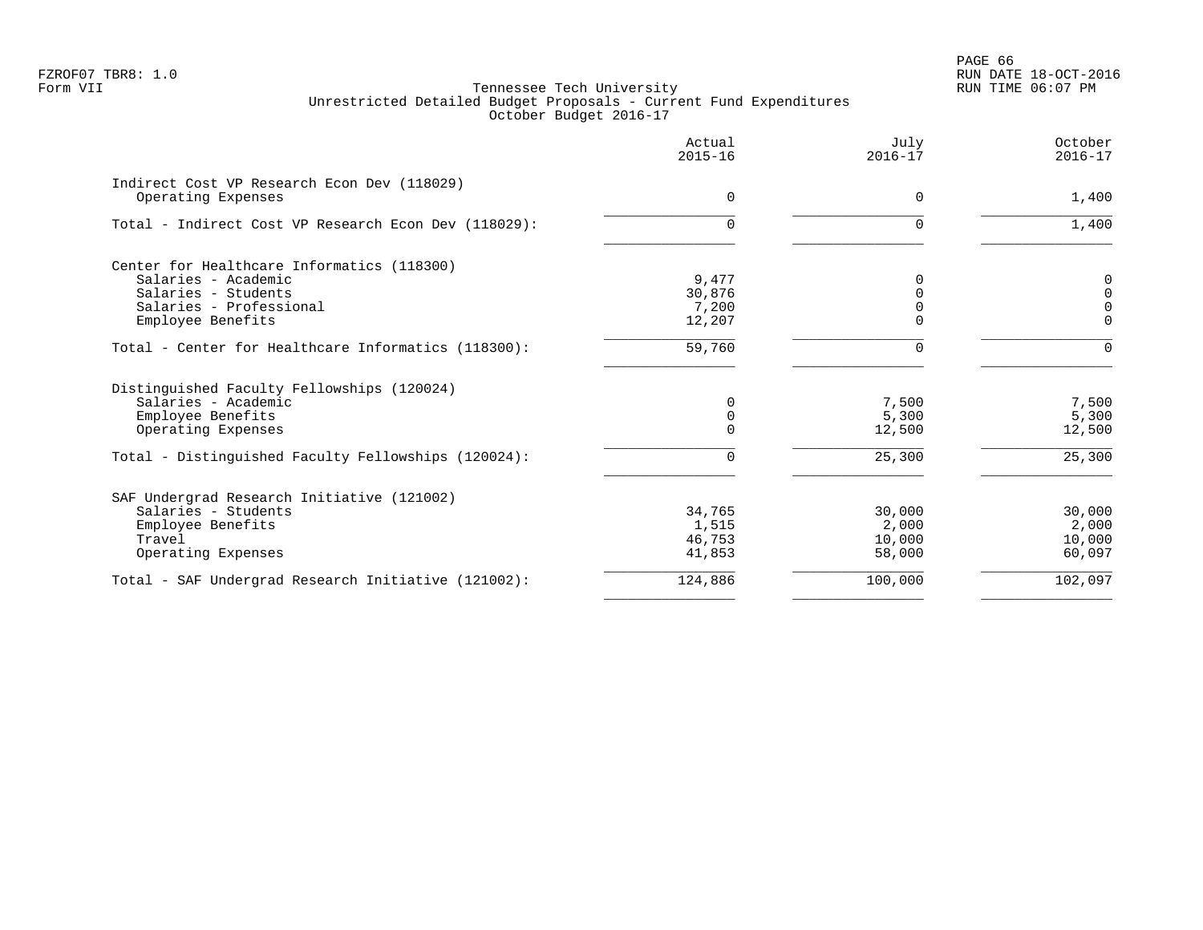Tennessee Tech University
Unrestricted Detailed Budget Proposals - Current Fund Expenditures
October Budget 2016-17

| | Actual 2015-16 | July 2016-17 | October 2016-17 |
|---|---|---|---|
| **Indirect Cost VP Research Econ Dev (118029)** | | | |
| Operating Expenses | 0 | 0 | 1,400 |
| Total - Indirect Cost VP Research Econ Dev (118029): | 0 | 0 | 1,400 |
| **Center for Healthcare Informatics (118300)** | | | |
| Salaries - Academic | 9,477 | 0 | 0 |
| Salaries - Students | 30,876 | 0 | 0 |
| Salaries - Professional | 7,200 | 0 | 0 |
| Employee Benefits | 12,207 | 0 | 0 |
| Total - Center for Healthcare Informatics (118300): | 59,760 | 0 | 0 |
| **Distinguished Faculty Fellowships (120024)** | | | |
| Salaries - Academic | 0 | 7,500 | 7,500 |
| Employee Benefits | 0 | 5,300 | 5,300 |
| Operating Expenses | 0 | 12,500 | 12,500 |
| Total - Distinguished Faculty Fellowships (120024): | 0 | 25,300 | 25,300 |
| **SAF Undergrad Research Initiative (121002)** | | | |
| Salaries - Students | 34,765 | 30,000 | 30,000 |
| Employee Benefits | 1,515 | 2,000 | 2,000 |
| Travel | 46,753 | 10,000 | 10,000 |
| Operating Expenses | 41,853 | 58,000 | 60,097 |
| Total - SAF Undergrad Research Initiative (121002): | 124,886 | 100,000 | 102,097 |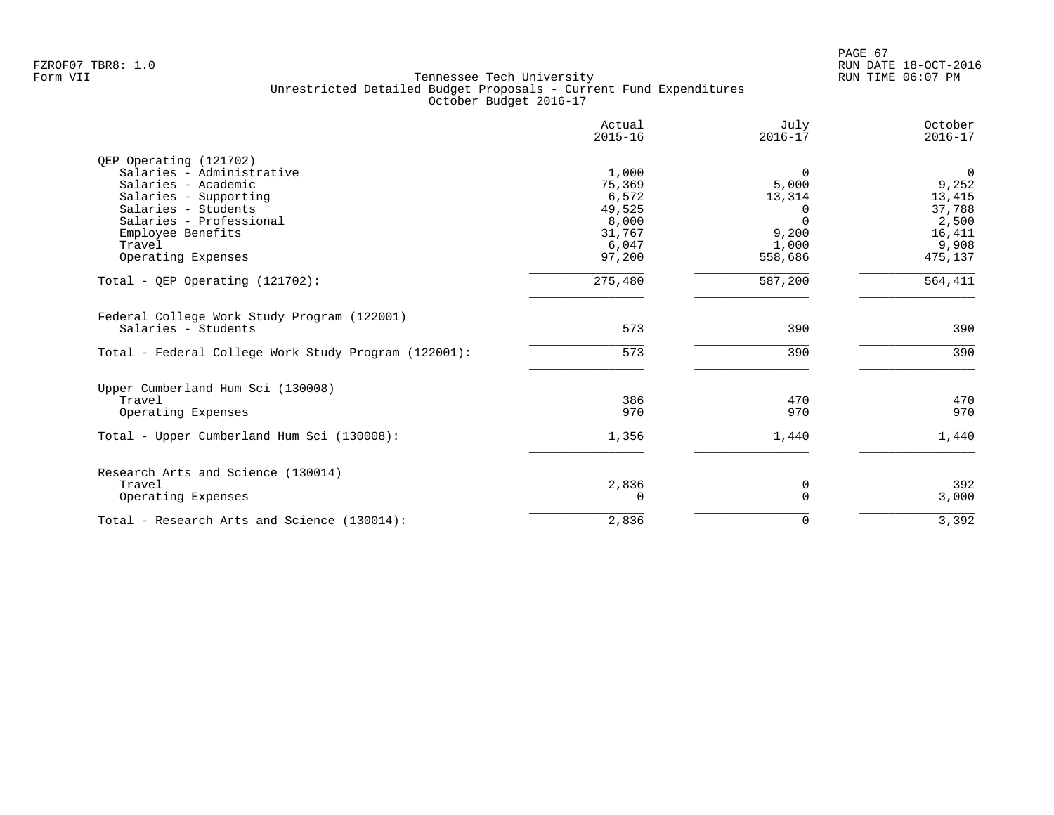Tennessee Tech University
Unrestricted Detailed Budget Proposals - Current Fund Expenditures
October Budget 2016-17

| | Actual 2015-16 | July 2016-17 | October 2016-17 |
|---|---|---|---|
| **QEP Operating (121702)** | | | |
| Salaries - Administrative | 1,000 | 0 | 0 |
| Salaries - Academic | 75,369 | 5,000 | 9,252 |
| Salaries - Supporting | 6,572 | 13,314 | 13,415 |
| Salaries - Students | 49,525 | 0 | 37,788 |
| Salaries - Professional | 8,000 | 0 | 2,500 |
| Employee Benefits | 31,767 | 9,200 | 16,411 |
| Travel | 6,047 | 1,000 | 9,908 |
| Operating Expenses | 97,200 | 558,686 | 475,137 |
| Total - QEP Operating (121702): | 275,480 | 587,200 | 564,411 |
| **Federal College Work Study Program (122001)** | | | |
| Salaries - Students | 573 | 390 | 390 |
| Total - Federal College Work Study Program (122001): | 573 | 390 | 390 |
| **Upper Cumberland Hum Sci (130008)** | | | |
| Travel | 386 | 470 | 470 |
| Operating Expenses | 970 | 970 | 970 |
| Total - Upper Cumberland Hum Sci (130008): | 1,356 | 1,440 | 1,440 |
| **Research Arts and Science (130014)** | | | |
| Travel | 2,836 | 0 | 392 |
| Operating Expenses | 0 | 0 | 3,000 |
| Total - Research Arts and Science (130014): | 2,836 | 0 | 3,392 |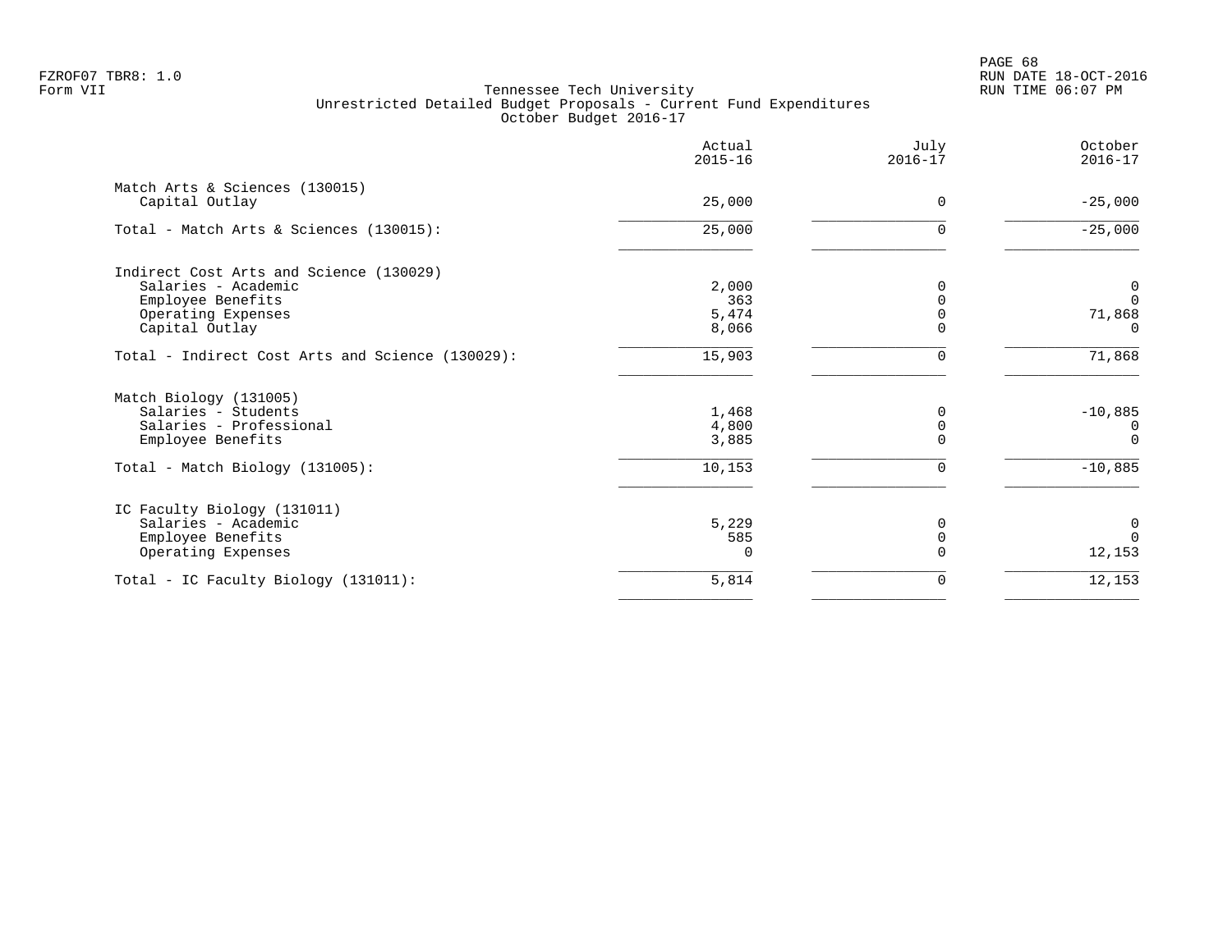FZROF07 TBR8: 1.0
Form VII

Tennessee Tech University
Unrestricted Detailed Budget Proposals - Current Fund Expenditures
October Budget 2016-17

RUN DATE 18-OCT-2016
RUN TIME 06:07 PM

| | Actual 2015-16 | July 2016-17 | October 2016-17 |
|---|---|---|---|
| **Match Arts & Sciences (130015)** | | | |
| Capital Outlay | 25,000 | 0 | -25,000 |
| Total - Match Arts & Sciences (130015): | 25,000 | 0 | -25,000 |
| **Indirect Cost Arts and Science (130029)** | | | |
| Salaries - Academic | 2,000 | 0 | 0 |
| Employee Benefits | 363 | 0 | 0 |
| Operating Expenses | 5,474 | 0 | 71,868 |
| Capital Outlay | 8,066 | 0 | 0 |
| Total - Indirect Cost Arts and Science (130029): | 15,903 | 0 | 71,868 |
| **Match Biology (131005)** | | | |
| Salaries - Students | 1,468 | 0 | -10,885 |
| Salaries - Professional | 4,800 | 0 | 0 |
| Employee Benefits | 3,885 | 0 | 0 |
| Total - Match Biology (131005): | 10,153 | 0 | -10,885 |
| **IC Faculty Biology (131011)** | | | |
| Salaries - Academic | 5,229 | 0 | 0 |
| Employee Benefits | 585 | 0 | 0 |
| Operating Expenses | 0 | 0 | 12,153 |
| Total - IC Faculty Biology (131011): | 5,814 | 0 | 12,153 |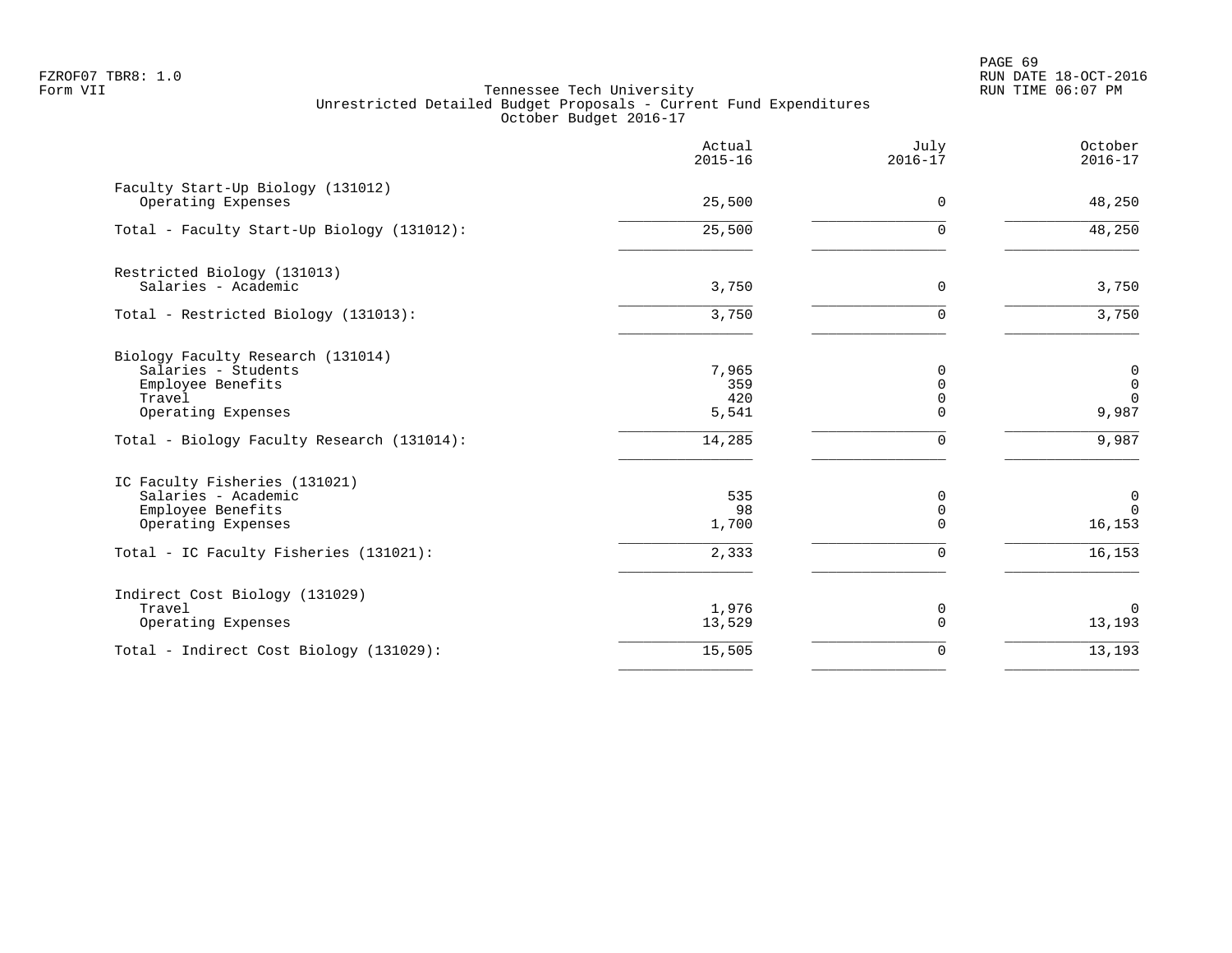FZROF07 TBR8: 1.0
Form VII

Tennessee Tech University
Unrestricted Detailed Budget Proposals - Current Fund Expenditures
October Budget 2016-17

RUN DATE 18-OCT-2016
RUN TIME 06:07 PM

| | Actual 2015-16 | July 2016-17 | October 2016-17 |
|---|---|---|---|
| **Faculty Start-Up Biology (131012)** | | | |
| Operating Expenses | 25,500 | 0 | 48,250 |
| Total - Faculty Start-Up Biology (131012): | 25,500 | 0 | 48,250 |
| **Restricted Biology (131013)** | | | |
| Salaries - Academic | 3,750 | 0 | 3,750 |
| Total - Restricted Biology (131013): | 3,750 | 0 | 3,750 |
| **Biology Faculty Research (131014)** | | | |
| Salaries - Students | 7,965 | 0 | 0 |
| Employee Benefits | 359 | 0 | 0 |
| Travel | 420 | 0 | 0 |
| Operating Expenses | 5,541 | 0 | 9,987 |
| Total - Biology Faculty Research (131014): | 14,285 | 0 | 9,987 |
| **IC Faculty Fisheries (131021)** | | | |
| Salaries - Academic | 535 | 0 | 0 |
| Employee Benefits | 98 | 0 | 0 |
| Operating Expenses | 1,700 | 0 | 16,153 |
| Total - IC Faculty Fisheries (131021): | 2,333 | 0 | 16,153 |
| **Indirect Cost Biology (131029)** | | | |
| Travel | 1,976 | 0 | 0 |
| Operating Expenses | 13,529 | 0 | 13,193 |
| Total - Indirect Cost Biology (131029): | 15,505 | 0 | 13,193 |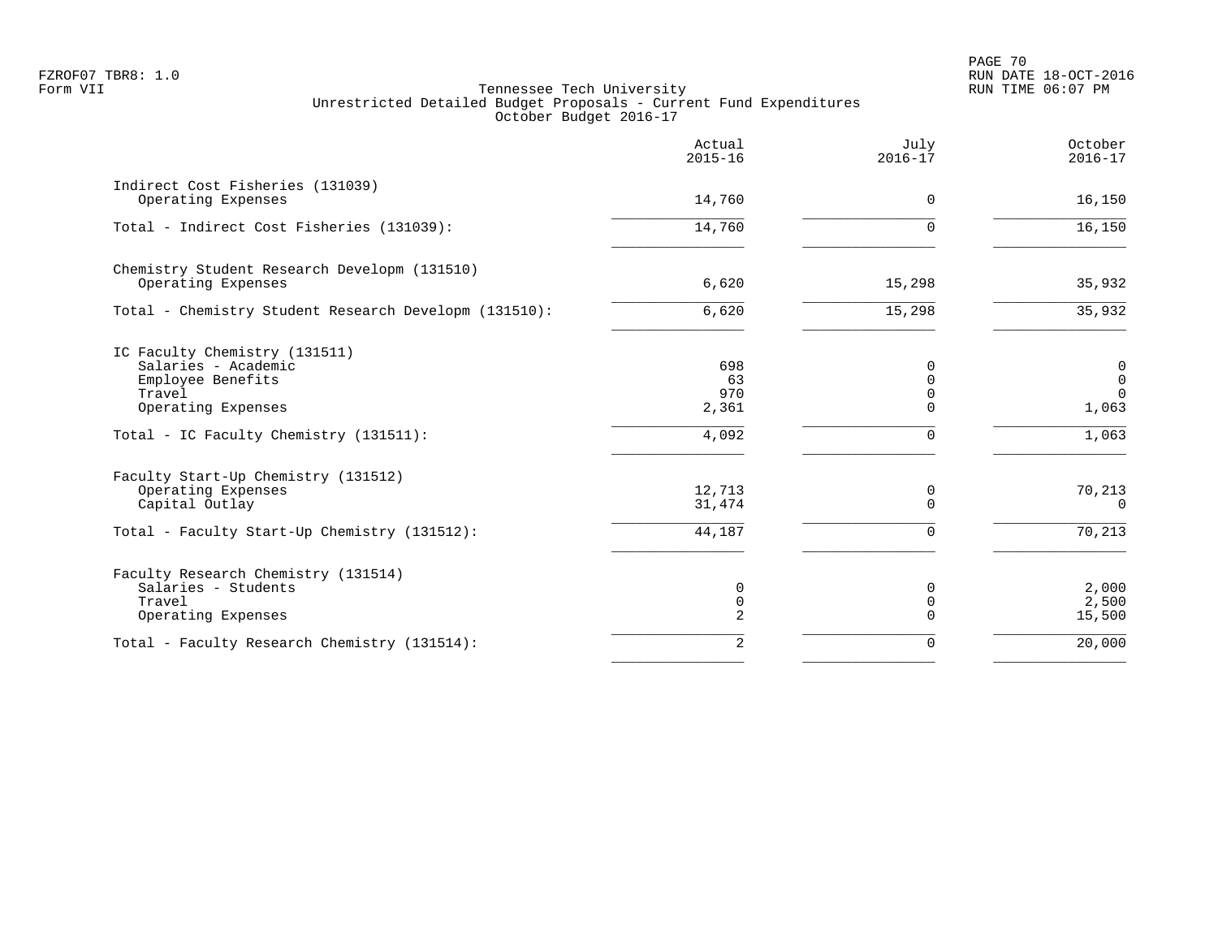FZROF07 TBR8: 1.0
Form VII

# Tennessee Tech University
## Unrestricted Detailed Budget Proposals - Current Fund Expenditures
### October Budget 2016-17

RUN DATE 18-OCT-2016
RUN TIME 06:07 PM

| | Actual 2015-16 | July 2016-17 | October 2016-17 |
|---|---:|---:|---:|
| **Indirect Cost Fisheries (131039)** | | | |
| Operating Expenses | 14,760 | 0 | 16,150 |
| Total - Indirect Cost Fisheries (131039): | 14,760 | 0 | 16,150 |
| **Chemistry Student Research Developm (131510)** | | | |
| Operating Expenses | 6,620 | 15,298 | 35,932 |
| Total - Chemistry Student Research Developm (131510): | 6,620 | 15,298 | 35,932 |
| **IC Faculty Chemistry (131511)** | | | |
| Salaries - Academic | 698 | 0 | 0 |
| Employee Benefits | 63 | 0 | 0 |
| Travel | 970 | 0 | 0 |
| Operating Expenses | 2,361 | 0 | 1,063 |
| Total - IC Faculty Chemistry (131511): | 4,092 | 0 | 1,063 |
| **Faculty Start-Up Chemistry (131512)** | | | |
| Operating Expenses | 12,713 | 0 | 70,213 |
| Capital Outlay | 31,474 | 0 | 0 |
| Total - Faculty Start-Up Chemistry (131512): | 44,187 | 0 | 70,213 |
| **Faculty Research Chemistry (131514)** | | | |
| Salaries - Students | 0 | 0 | 2,000 |
| Travel | 0 | 0 | 2,500 |
| Operating Expenses | 2 | 0 | 15,500 |
| Total - Faculty Research Chemistry (131514): | 2 | 0 | 20,000 |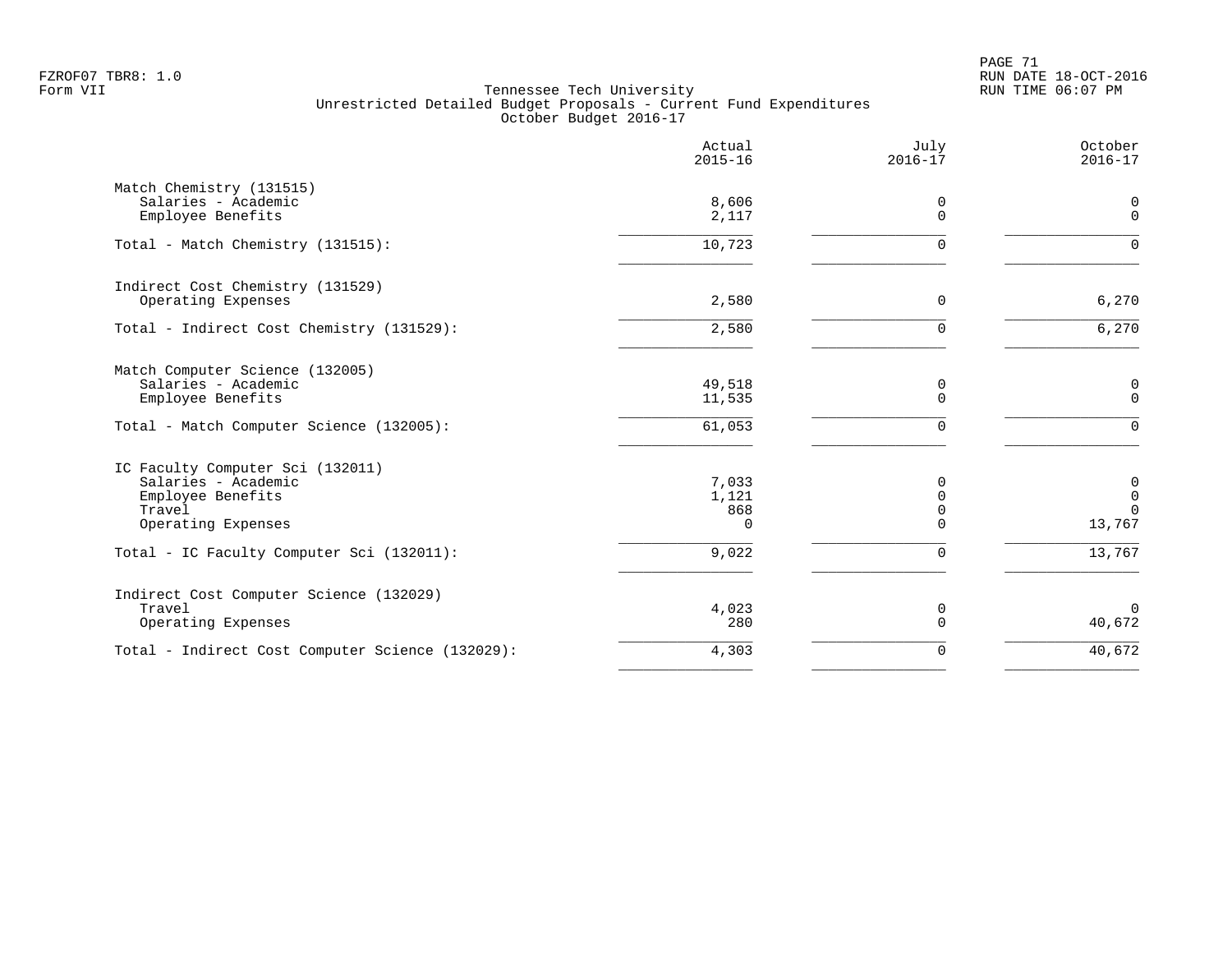# Tennessee Tech University

## Unrestricted Detailed Budget Proposals - Current Fund Expenditures

### October Budget 2016-17

| | Actual 2015-16 | July 2016-17 | October 2016-17 |
|---|---|---|---|
| **Match Chemistry (131515)** | | | |
| Salaries - Academic | 8,606 | 0 | 0 |
| Employee Benefits | 2,117 | 0 | 0 |
| Total - Match Chemistry (131515): | 10,723 | 0 | 0 |
| **Indirect Cost Chemistry (131529)** | | | |
| Operating Expenses | 2,580 | 0 | 6,270 |
| Total - Indirect Cost Chemistry (131529): | 2,580 | 0 | 6,270 |
| **Match Computer Science (132005)** | | | |
| Salaries - Academic | 49,518 | 0 | 0 |
| Employee Benefits | 11,535 | 0 | 0 |
| Total - Match Computer Science (132005): | 61,053 | 0 | 0 |
| **IC Faculty Computer Sci (132011)** | | | |
| Salaries - Academic | 7,033 | 0 | 0 |
| Employee Benefits | 1,121 | 0 | 0 |
| Travel | 868 | 0 | 0 |
| Operating Expenses | 0 | 0 | 13,767 |
| Total - IC Faculty Computer Sci (132011): | 9,022 | 0 | 13,767 |
| **Indirect Cost Computer Science (132029)** | | | |
| Travel | 4,023 | 0 | 0 |
| Operating Expenses | 280 | 0 | 40,672 |
| Total - Indirect Cost Computer Science (132029): | 4,303 | 0 | 40,672 |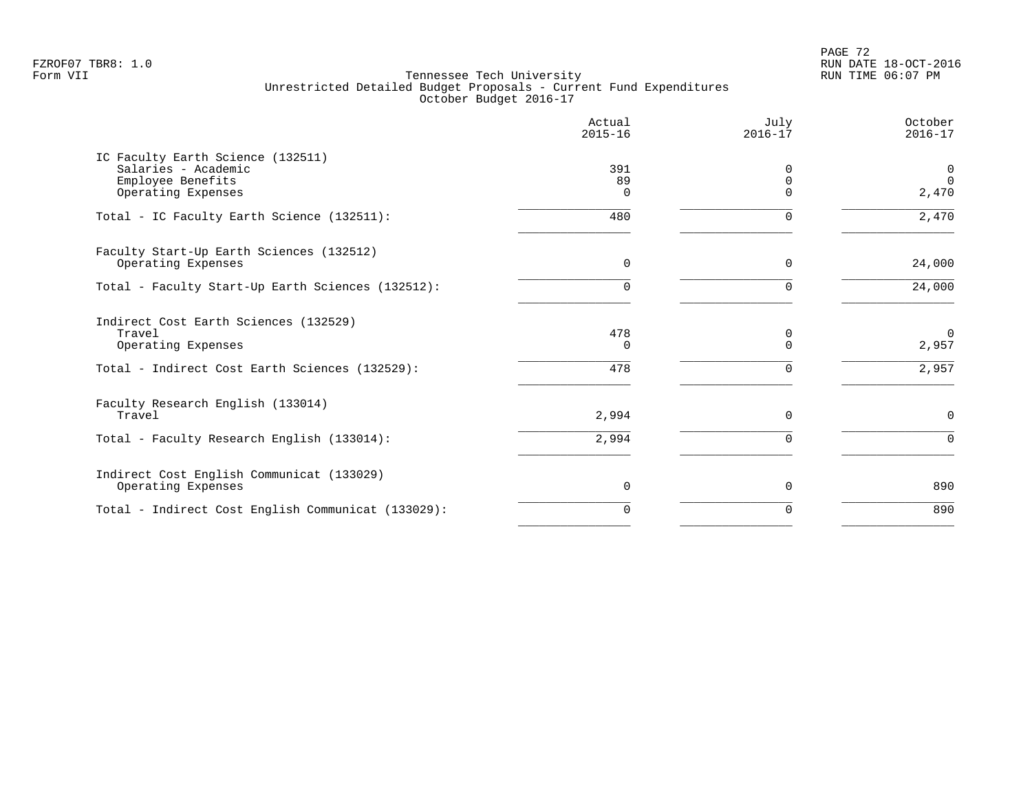FZROF07 TBR8: 1.0
Form VII

# Tennessee Tech University
## Unrestricted Detailed Budget Proposals - Current Fund Expenditures
### October Budget 2016-17

| | Actual 2015-16 | July 2016-17 | October 2016-17 |
|---|---|---|---|
| **IC Faculty Earth Science (132511)** | | | |
| Salaries - Academic | 391 | 0 | 0 |
| Employee Benefits | 89 | 0 | 0 |
| Operating Expenses | 0 | 0 | 2,470 |
| Total - IC Faculty Earth Science (132511): | 480 | 0 | 2,470 |
| **Faculty Start-Up Earth Sciences (132512)** | | | |
| Operating Expenses | 0 | 0 | 24,000 |
| Total - Faculty Start-Up Earth Sciences (132512): | 0 | 0 | 24,000 |
| **Indirect Cost Earth Sciences (132529)** | | | |
| Travel | 478 | 0 | 0 |
| Operating Expenses | 0 | 0 | 2,957 |
| Total - Indirect Cost Earth Sciences (132529): | 478 | 0 | 2,957 |
| **Faculty Research English (133014)** | | | |
| Travel | 2,994 | 0 | 0 |
| Total - Faculty Research English (133014): | 2,994 | 0 | 0 |
| **Indirect Cost English Communicat (133029)** | | | |
| Operating Expenses | 0 | 0 | 890 |
| Total - Indirect Cost English Communicat (133029): | 0 | 0 | 890 |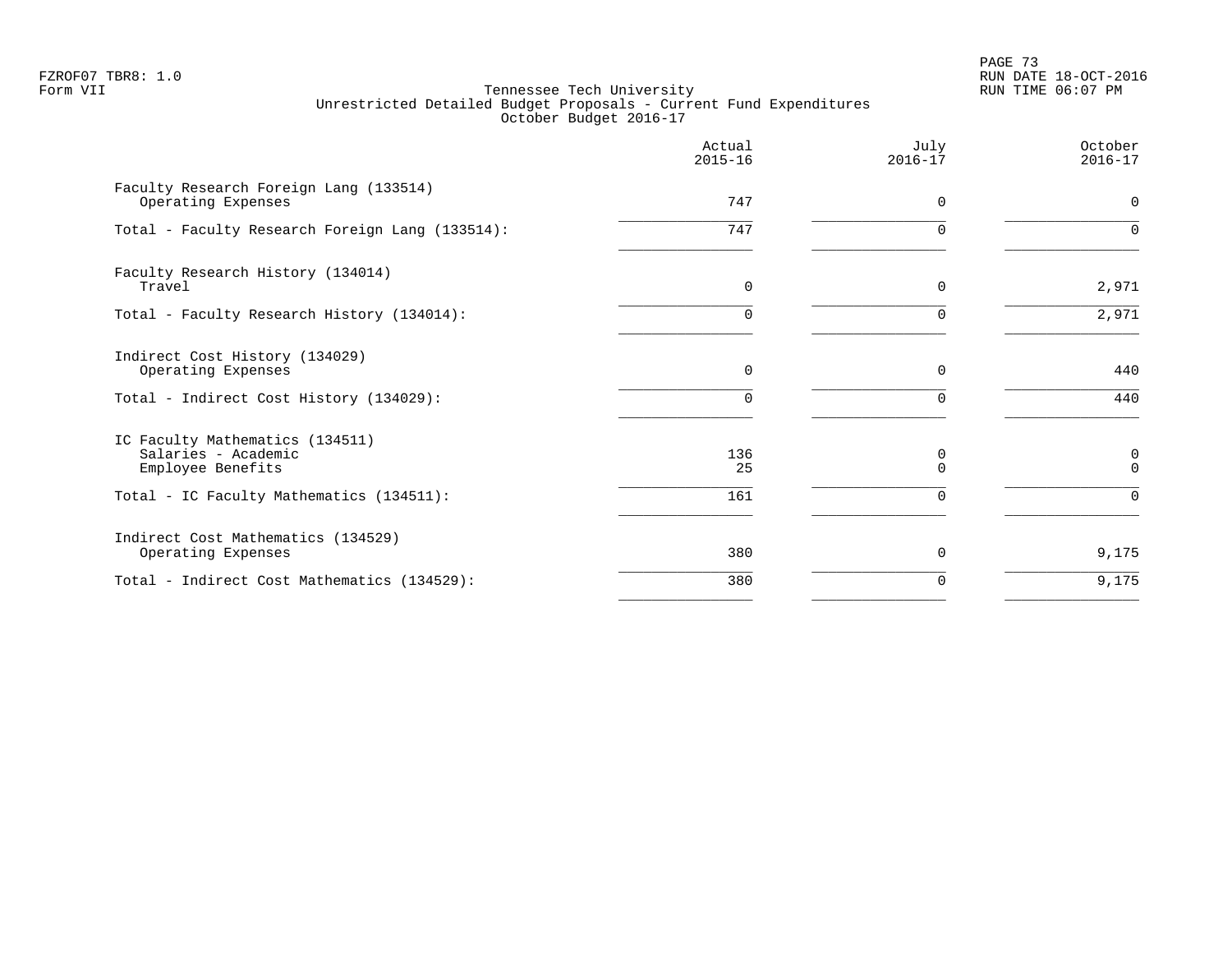FZROF07 TBR8: 1.0
Form VII

Tennessee Tech University
Unrestricted Detailed Budget Proposals - Current Fund Expenditures
October Budget 2016-17

| | Actual 2015-16 | July 2016-17 | October 2016-17 |
|---|---|---|---|
| **Faculty Research Foreign Lang (133514)** | | | |
| Operating Expenses | 747 | 0 | 0 |
| Total - Faculty Research Foreign Lang (133514): | 747 | 0 | 0 |
| **Faculty Research History (134014)** | | | |
| Travel | 0 | 0 | 2,971 |
| Total - Faculty Research History (134014): | 0 | 0 | 2,971 |
| **Indirect Cost History (134029)** | | | |
| Operating Expenses | 0 | 0 | 440 |
| Total - Indirect Cost History (134029): | 0 | 0 | 440 |
| **IC Faculty Mathematics (134511)** | | | |
| Salaries - Academic | 136 | 0 | 0 |
| Employee Benefits | 25 | 0 | 0 |
| Total - IC Faculty Mathematics (134511): | 161 | 0 | 0 |
| **Indirect Cost Mathematics (134529)** | | | |
| Operating Expenses | 380 | 0 | 9,175 |
| Total - Indirect Cost Mathematics (134529): | 380 | 0 | 9,175 |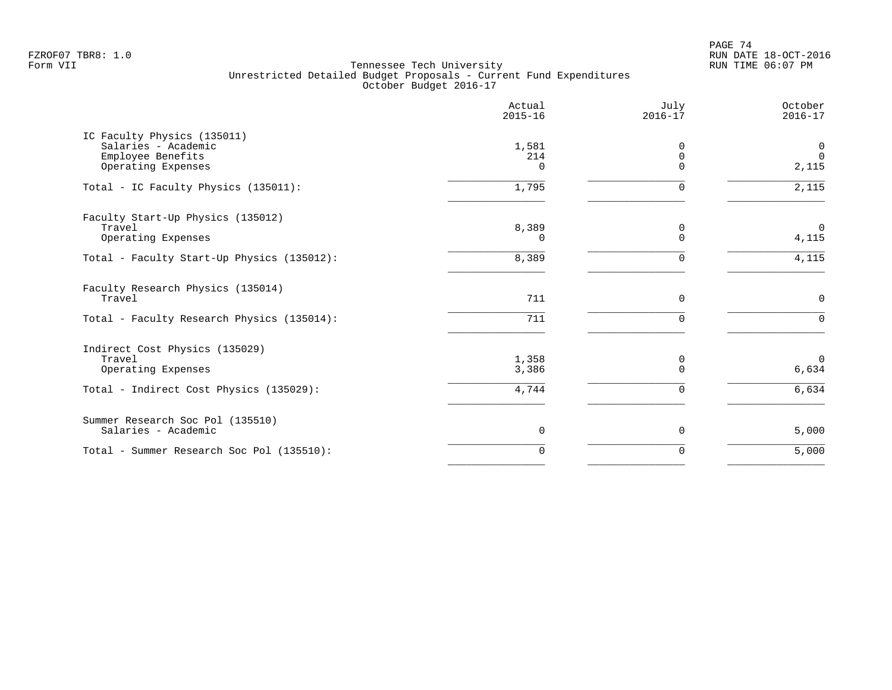FZROF07 TBR8: 1.0
Form VII

# Tennessee Tech University
## Unrestricted Detailed Budget Proposals - Current Fund Expenditures
### October Budget 2016-17

| | Actual 2015-16 | July 2016-17 | October 2016-17 |
|---|---|---|---|
| **IC Faculty Physics (135011)** | | | |
| Salaries - Academic | 1,581 | 0 | 0 |
| Employee Benefits | 214 | 0 | 0 |
| Operating Expenses | 0 | 0 | 2,115 |
| Total - IC Faculty Physics (135011): | 1,795 | 0 | 2,115 |
| **Faculty Start-Up Physics (135012)** | | | |
| Travel | 8,389 | 0 | 0 |
| Operating Expenses | 0 | 0 | 4,115 |
| Total - Faculty Start-Up Physics (135012): | 8,389 | 0 | 4,115 |
| **Faculty Research Physics (135014)** | | | |
| Travel | 711 | 0 | 0 |
| Total - Faculty Research Physics (135014): | 711 | 0 | 0 |
| **Indirect Cost Physics (135029)** | | | |
| Travel | 1,358 | 0 | 0 |
| Operating Expenses | 3,386 | 0 | 6,634 |
| Total - Indirect Cost Physics (135029): | 4,744 | 0 | 6,634 |
| **Summer Research Soc Pol (135510)** | | | |
| Salaries - Academic | 0 | 0 | 5,000 |
| Total - Summer Research Soc Pol (135510): | 0 | 0 | 5,000 |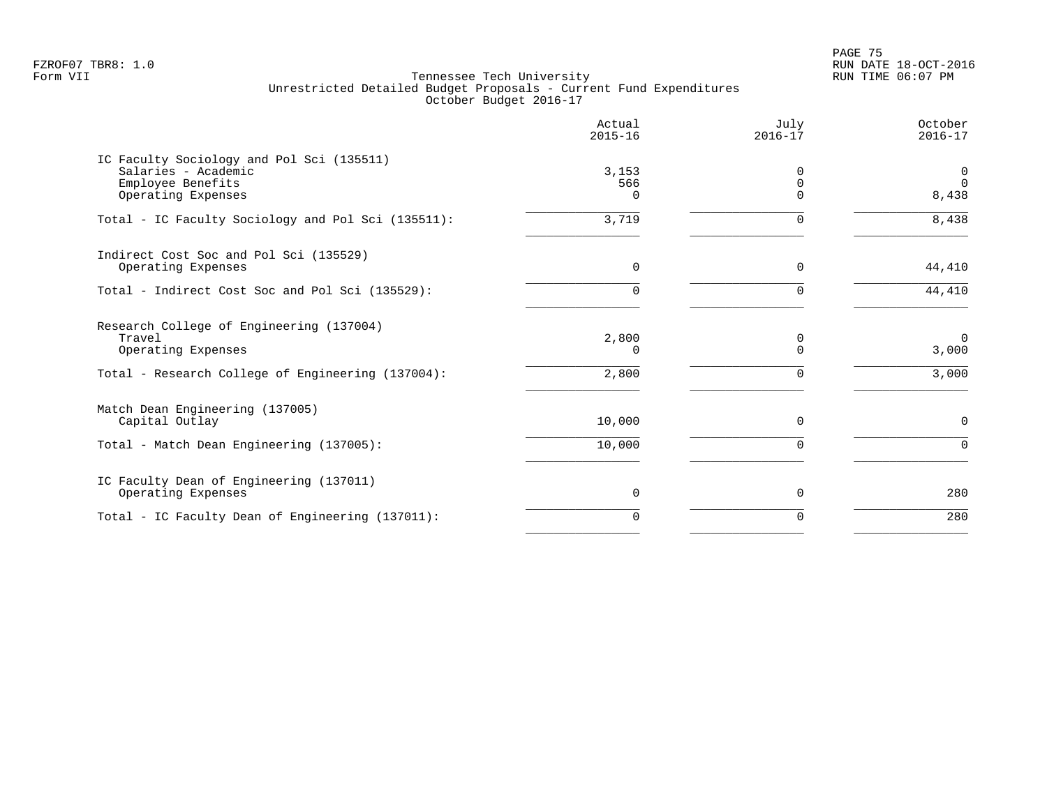FZROF07 TBR8: 1.0
Form VII

Tennessee Tech University
Unrestricted Detailed Budget Proposals - Current Fund Expenditures
October Budget 2016-17

RUN DATE 18-OCT-2016
RUN TIME 06:07 PM

| | Actual 2015-16 | July 2016-17 | October 2016-17 |
|---|---|---|---|
| **IC Faculty Sociology and Pol Sci (135511)** | | | |
| Salaries - Academic | 3,153 | 0 | 0 |
| Employee Benefits | 566 | 0 | 0 |
| Operating Expenses | 0 | 0 | 8,438 |
| Total - IC Faculty Sociology and Pol Sci (135511): | 3,719 | 0 | 8,438 |
| **Indirect Cost Soc and Pol Sci (135529)** | | | |
| Operating Expenses | 0 | 0 | 44,410 |
| Total - Indirect Cost Soc and Pol Sci (135529): | 0 | 0 | 44,410 |
| **Research College of Engineering (137004)** | | | |
| Travel | 2,800 | 0 | 0 |
| Operating Expenses | 0 | 0 | 3,000 |
| Total - Research College of Engineering (137004): | 2,800 | 0 | 3,000 |
| **Match Dean Engineering (137005)** | | | |
| Capital Outlay | 10,000 | 0 | 0 |
| Total - Match Dean Engineering (137005): | 10,000 | 0 | 0 |
| **IC Faculty Dean of Engineering (137011)** | | | |
| Operating Expenses | 0 | 0 | 280 |
| Total - IC Faculty Dean of Engineering (137011): | 0 | 0 | 280 |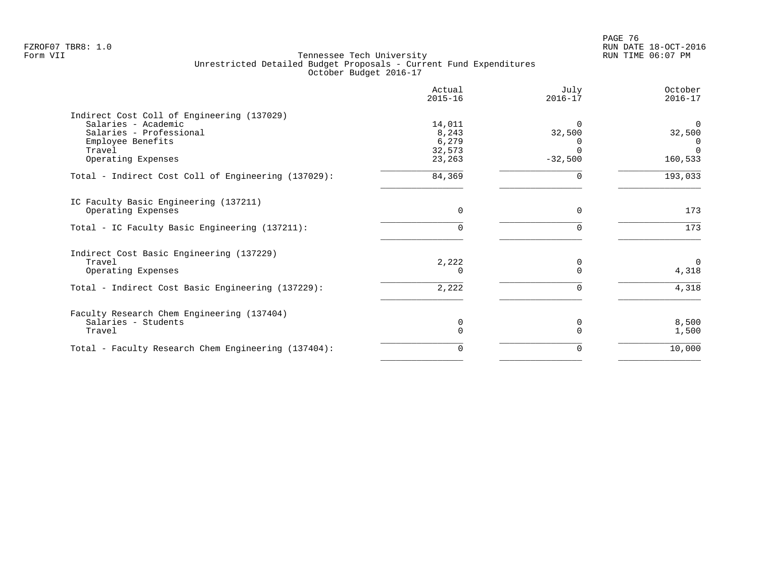FZROF07 TBR8: 1.0
Form VII

# Tennessee Tech University
## Unrestricted Detailed Budget Proposals - Current Fund Expenditures
### October Budget 2016-17

| | Actual 2015-16 | July 2016-17 | October 2016-17 |
|---|---|---|---|
| **Indirect Cost Coll of Engineering (137029)** | | | |
| Salaries - Academic | 14,011 | 0 | 0 |
| Salaries - Professional | 8,243 | 32,500 | 32,500 |
| Employee Benefits | 6,279 | 0 | 0 |
| Travel | 32,573 | 0 | 0 |
| Operating Expenses | 23,263 | -32,500 | 160,533 |
| Total - Indirect Cost Coll of Engineering (137029): | 84,369 | 0 | 193,033 |
| **IC Faculty Basic Engineering (137211)** | | | |
| Operating Expenses | 0 | 0 | 173 |
| Total - IC Faculty Basic Engineering (137211): | 0 | 0 | 173 |
| **Indirect Cost Basic Engineering (137229)** | | | |
| Travel | 2,222 | 0 | 0 |
| Operating Expenses | 0 | 0 | 4,318 |
| Total - Indirect Cost Basic Engineering (137229): | 2,222 | 0 | 4,318 |
| **Faculty Research Chem Engineering (137404)** | | | |
| Salaries - Students | 0 | 0 | 8,500 |
| Travel | 0 | 0 | 1,500 |
| Total - Faculty Research Chem Engineering (137404): | 0 | 0 | 10,000 |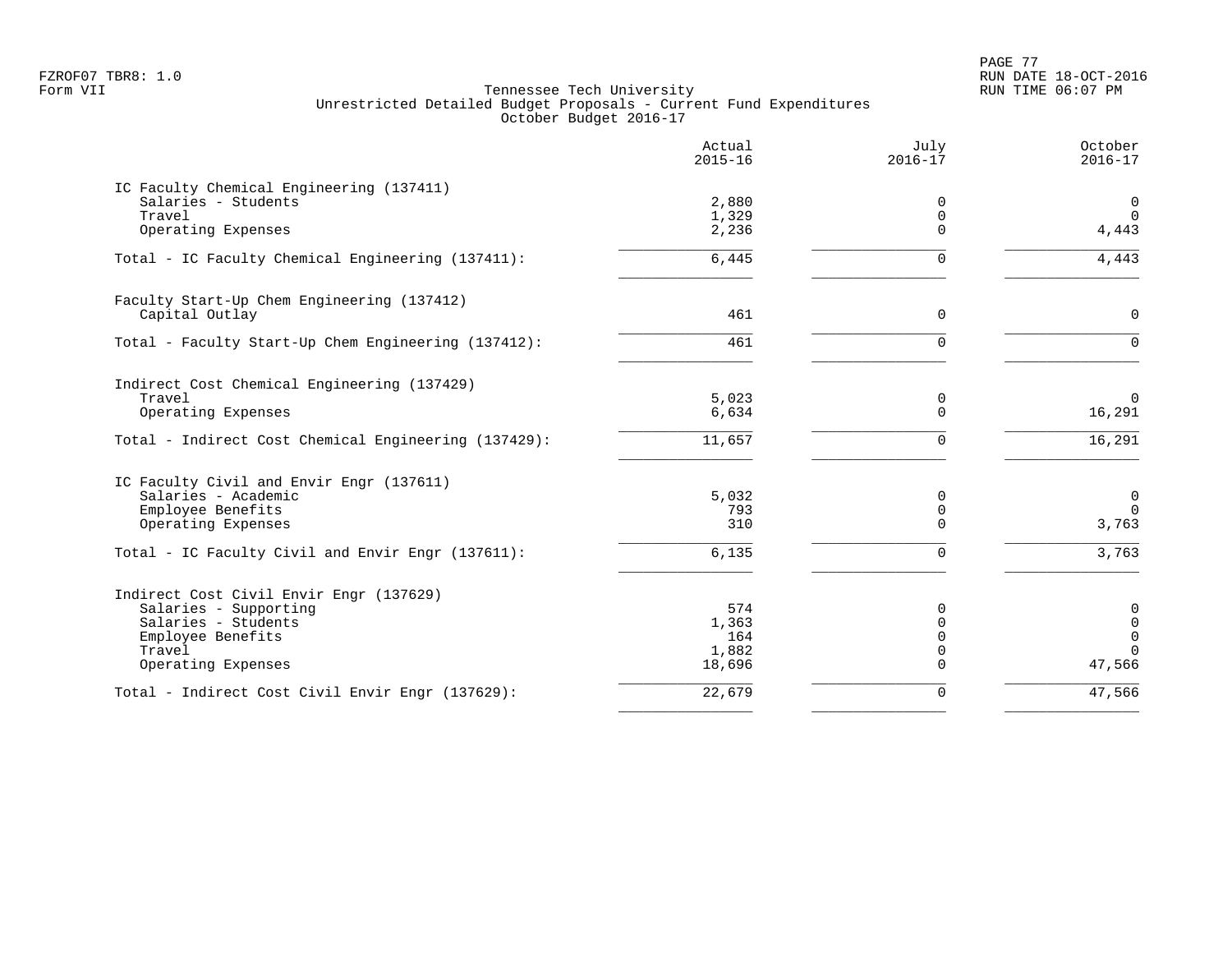FZROF07 TBR8: 1.0
Form VII

Tennessee Tech University
Unrestricted Detailed Budget Proposals - Current Fund Expenditures
October Budget 2016-17

RUN DATE 18-OCT-2016
RUN TIME 06:07 PM

| | Actual 2015-16 | July 2016-17 | October 2016-17 |
|---|---|---|---|
| **IC Faculty Chemical Engineering (137411)** | | | |
| Salaries - Students | 2,880 | 0 | 0 |
| Travel | 1,329 | 0 | 0 |
| Operating Expenses | 2,236 | 0 | 4,443 |
| Total - IC Faculty Chemical Engineering (137411): | 6,445 | 0 | 4,443 |
| **Faculty Start-Up Chem Engineering (137412)** | | | |
| Capital Outlay | 461 | 0 | 0 |
| Total - Faculty Start-Up Chem Engineering (137412): | 461 | 0 | 0 |
| **Indirect Cost Chemical Engineering (137429)** | | | |
| Travel | 5,023 | 0 | 0 |
| Operating Expenses | 6,634 | 0 | 16,291 |
| Total - Indirect Cost Chemical Engineering (137429): | 11,657 | 0 | 16,291 |
| **IC Faculty Civil and Envir Engr (137611)** | | | |
| Salaries - Academic | 5,032 | 0 | 0 |
| Employee Benefits | 793 | 0 | 0 |
| Operating Expenses | 310 | 0 | 3,763 |
| Total - IC Faculty Civil and Envir Engr (137611): | 6,135 | 0 | 3,763 |
| **Indirect Cost Civil Envir Engr (137629)** | | | |
| Salaries - Supporting | 574 | 0 | 0 |
| Salaries - Students | 1,363 | 0 | 0 |
| Employee Benefits | 164 | 0 | 0 |
| Travel | 1,882 | 0 | 0 |
| Operating Expenses | 18,696 | 0 | 47,566 |
| Total - Indirect Cost Civil Envir Engr (137629): | 22,679 | 0 | 47,566 |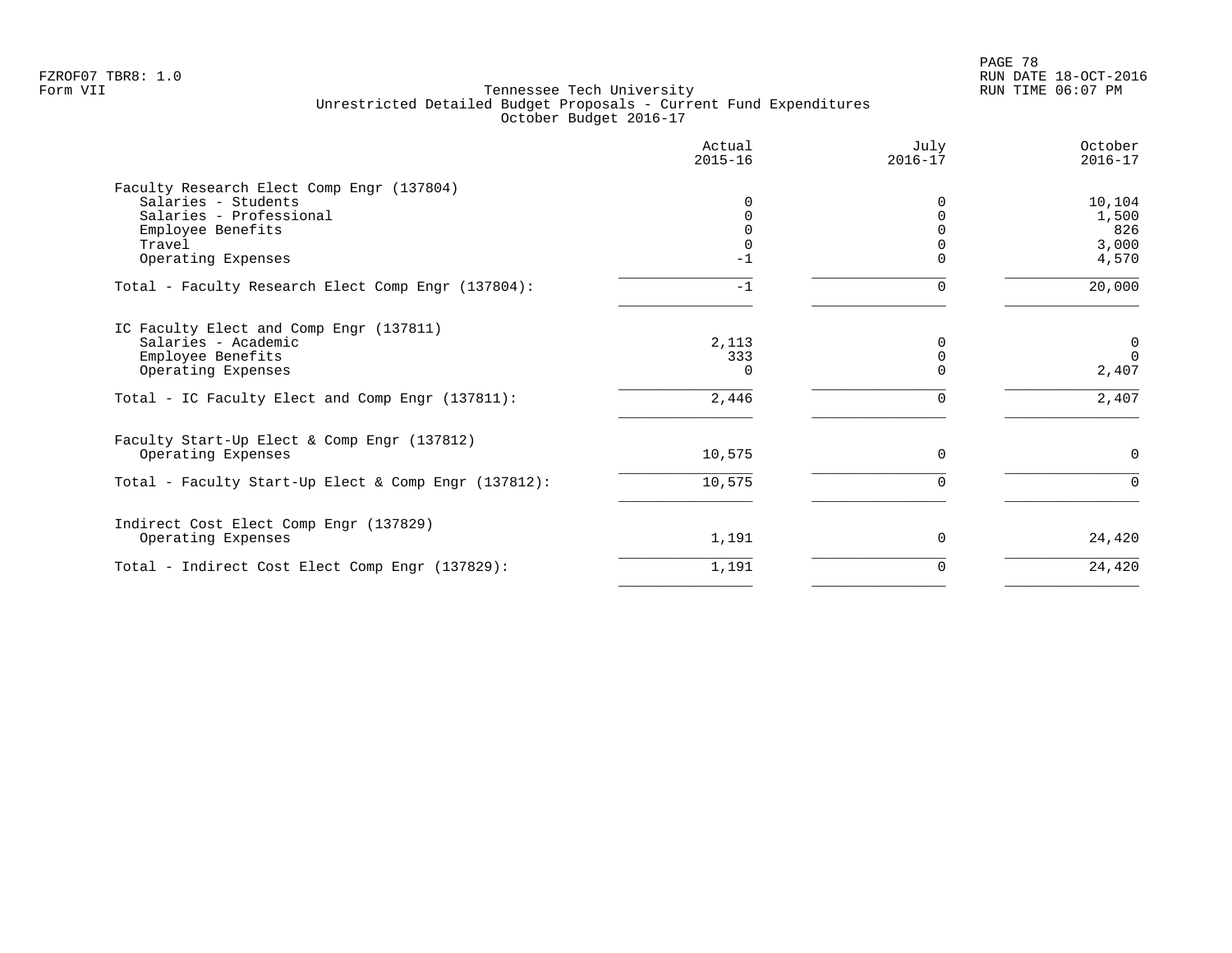FZROF07 TBR8: 1.0
Form VII

Tennessee Tech University
Unrestricted Detailed Budget Proposals - Current Fund Expenditures
October Budget 2016-17

RUN DATE 18-OCT-2016
RUN TIME 06:07 PM

| | Actual 2015-16 | July 2016-17 | October 2016-17 |
|---|---|---|---|
| **Faculty Research Elect Comp Engr (137804)** | | | |
| Salaries - Students | 0 | 0 | 10,104 |
| Salaries - Professional | 0 | 0 | 1,500 |
| Employee Benefits | 0 | 0 | 826 |
| Travel | 0 | 0 | 3,000 |
| Operating Expenses | -1 | 0 | 4,570 |
| Total - Faculty Research Elect Comp Engr (137804): | -1 | 0 | 20,000 |
| **IC Faculty Elect and Comp Engr (137811)** | | | |
| Salaries - Academic | 2,113 | 0 | 0 |
| Employee Benefits | 333 | 0 | 0 |
| Operating Expenses | 0 | 0 | 2,407 |
| Total - IC Faculty Elect and Comp Engr (137811): | 2,446 | 0 | 2,407 |
| **Faculty Start-Up Elect & Comp Engr (137812)** | | | |
| Operating Expenses | 10,575 | 0 | 0 |
| Total - Faculty Start-Up Elect & Comp Engr (137812): | 10,575 | 0 | 0 |
| **Indirect Cost Elect Comp Engr (137829)** | | | |
| Operating Expenses | 1,191 | 0 | 24,420 |
| Total - Indirect Cost Elect Comp Engr (137829): | 1,191 | 0 | 24,420 |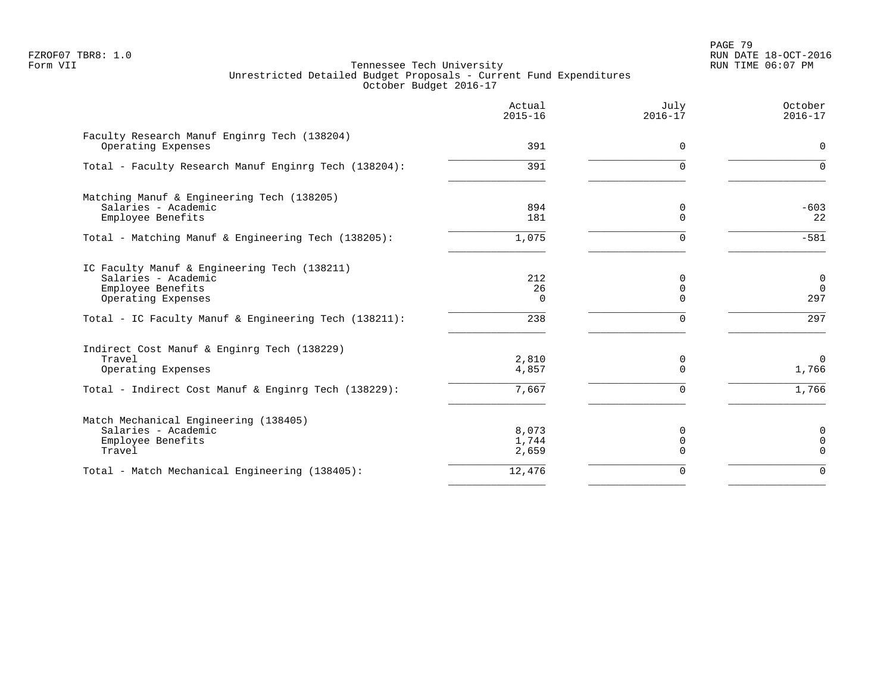FZROF07 TBR8: 1.0
Form VII

Tennessee Tech University
Unrestricted Detailed Budget Proposals - Current Fund Expenditures
October Budget 2016-17

RUN DATE 18-OCT-2016
RUN TIME 06:07 PM

| | Actual 2015-16 | July 2016-17 | October 2016-17 |
|---|---|---|---|
| Faculty Research Manuf Enginrg Tech (138204) | | | |
| Operating Expenses | 391 | 0 | 0 |
| Total - Faculty Research Manuf Enginrg Tech (138204): | 391 | 0 | 0 |
| Matching Manuf & Engineering Tech (138205) | | | |
| Salaries - Academic | 894 | 0 | -603 |
| Employee Benefits | 181 | 0 | 22 |
| Total - Matching Manuf & Engineering Tech (138205): | 1,075 | 0 | -581 |
| IC Faculty Manuf & Engineering Tech (138211) | | | |
| Salaries - Academic | 212 | 0 | 0 |
| Employee Benefits | 26 | 0 | 0 |
| Operating Expenses | 0 | 0 | 297 |
| Total - IC Faculty Manuf & Engineering Tech (138211): | 238 | 0 | 297 |
| Indirect Cost Manuf & Enginrg Tech (138229) | | | |
| Travel | 2,810 | 0 | 0 |
| Operating Expenses | 4,857 | 0 | 1,766 |
| Total - Indirect Cost Manuf & Enginrg Tech (138229): | 7,667 | 0 | 1,766 |
| Match Mechanical Engineering (138405) | | | |
| Salaries - Academic | 8,073 | 0 | 0 |
| Employee Benefits | 1,744 | 0 | 0 |
| Travel | 2,659 | 0 | 0 |
| Total - Match Mechanical Engineering (138405): | 12,476 | 0 | 0 |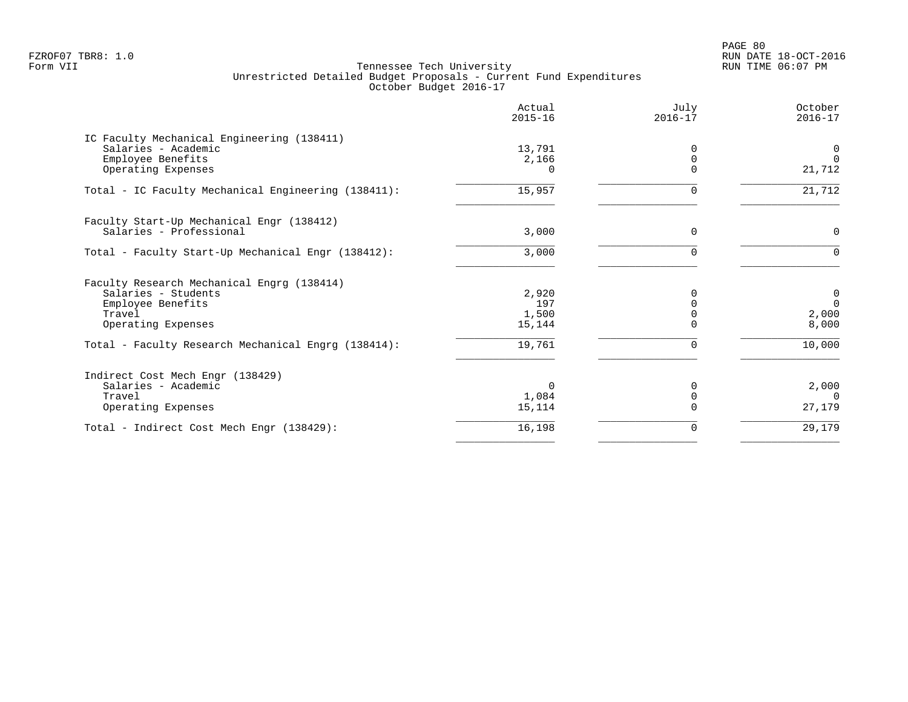FZROF07 TBR8: 1.0
Form VII

Tennessee Tech University
Unrestricted Detailed Budget Proposals - Current Fund Expenditures
October Budget 2016-17

RUN DATE 18-OCT-2016
RUN TIME 06:07 PM

| | Actual 2015-16 | July 2016-17 | October 2016-17 |
|---|---|---|---|
| IC Faculty Mechanical Engineering (138411) | | | |
| Salaries - Academic | 13,791 | 0 | 0 |
| Employee Benefits | 2,166 | 0 | 0 |
| Operating Expenses | 0 | 0 | 21,712 |
| Total - IC Faculty Mechanical Engineering (138411): | 15,957 | 0 | 21,712 |
| Faculty Start-Up Mechanical Engr (138412) | | | |
| Salaries - Professional | 3,000 | 0 | 0 |
| Total - Faculty Start-Up Mechanical Engr (138412): | 3,000 | 0 | 0 |
| Faculty Research Mechanical Engrg (138414) | | | |
| Salaries - Students | 2,920 | 0 | 0 |
| Employee Benefits | 197 | 0 | 0 |
| Travel | 1,500 | 0 | 2,000 |
| Operating Expenses | 15,144 | 0 | 8,000 |
| Total - Faculty Research Mechanical Engrg (138414): | 19,761 | 0 | 10,000 |
| Indirect Cost Mech Engr (138429) | | | |
| Salaries - Academic | 0 | 0 | 2,000 |
| Travel | 1,084 | 0 | 0 |
| Operating Expenses | 15,114 | 0 | 27,179 |
| Total - Indirect Cost Mech Engr (138429): | 16,198 | 0 | 29,179 |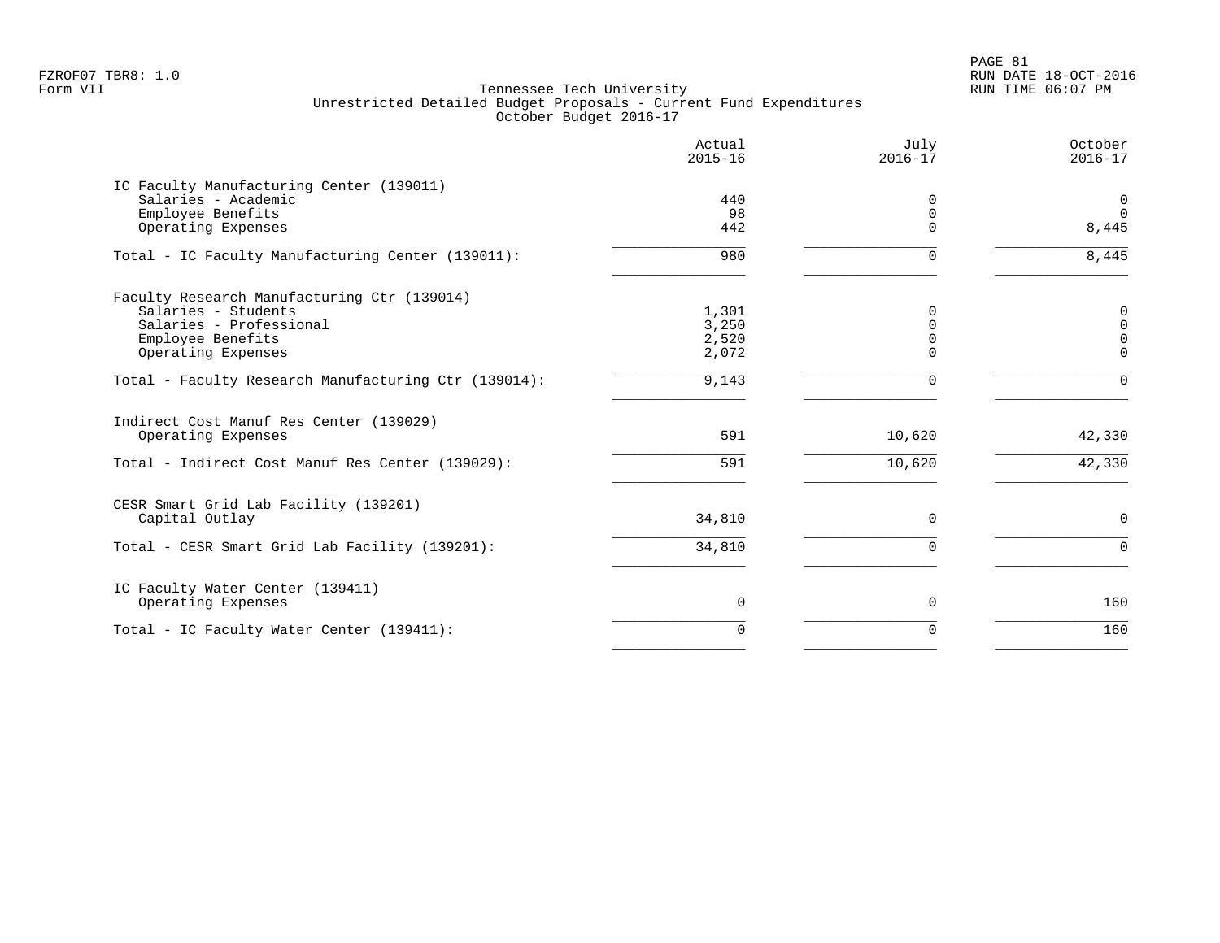FZROF07 TBR8: 1.0
Form VII

# Tennessee Tech University
## Unrestricted Detailed Budget Proposals - Current Fund Expenditures
### October Budget 2016-17

| | Actual 2015-16 | July 2016-17 | October 2016-17 |
|---|---|---|---|
| **IC Faculty Manufacturing Center (139011)** | | | |
| Salaries - Academic | 440 | 0 | 0 |
| Employee Benefits | 98 | 0 | 0 |
| Operating Expenses | 442 | 0 | 8,445 |
| Total - IC Faculty Manufacturing Center (139011): | 980 | 0 | 8,445 |
| **Faculty Research Manufacturing Ctr (139014)** | | | |
| Salaries - Students | 1,301 | 0 | 0 |
| Salaries - Professional | 3,250 | 0 | 0 |
| Employee Benefits | 2,520 | 0 | 0 |
| Operating Expenses | 2,072 | 0 | 0 |
| Total - Faculty Research Manufacturing Ctr (139014): | 9,143 | 0 | 0 |
| **Indirect Cost Manuf Res Center (139029)** | | | |
| Operating Expenses | 591 | 10,620 | 42,330 |
| Total - Indirect Cost Manuf Res Center (139029): | 591 | 10,620 | 42,330 |
| **CESR Smart Grid Lab Facility (139201)** | | | |
| Capital Outlay | 34,810 | 0 | 0 |
| Total - CESR Smart Grid Lab Facility (139201): | 34,810 | 0 | 0 |
| **IC Faculty Water Center (139411)** | | | |
| Operating Expenses | 0 | 0 | 160 |
| Total - IC Faculty Water Center (139411): | 0 | 0 | 160 |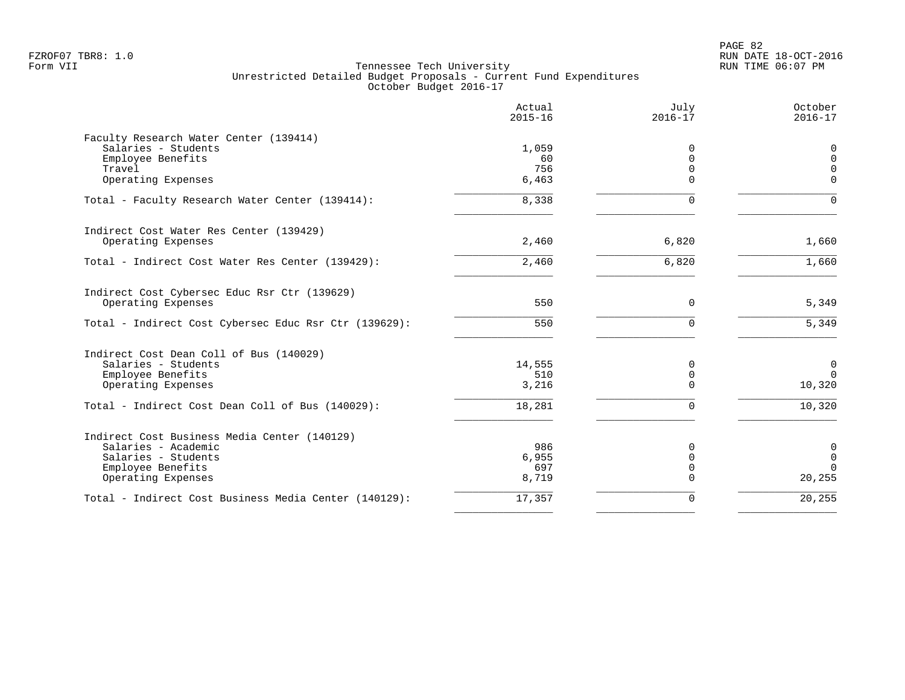FZROF07 TBR8: 1.0
Form VII

Tennessee Tech University
Unrestricted Detailed Budget Proposals - Current Fund Expenditures
October Budget 2016-17

RUN DATE 18-OCT-2016
RUN TIME 06:07 PM

| | Actual 2015-16 | July 2016-17 | October 2016-17 |
|---|---|---|---|
| **Faculty Research Water Center (139414)** | | | |
| Salaries - Students | 1,059 | 0 | 0 |
| Employee Benefits | 60 | 0 | 0 |
| Travel | 756 | 0 | 0 |
| Operating Expenses | 6,463 | 0 | 0 |
| Total - Faculty Research Water Center (139414): | 8,338 | 0 | 0 |
| **Indirect Cost Water Res Center (139429)** | | | |
| Operating Expenses | 2,460 | 6,820 | 1,660 |
| Total - Indirect Cost Water Res Center (139429): | 2,460 | 6,820 | 1,660 |
| **Indirect Cost Cybersec Educ Rsr Ctr (139629)** | | | |
| Operating Expenses | 550 | 0 | 5,349 |
| Total - Indirect Cost Cybersec Educ Rsr Ctr (139629): | 550 | 0 | 5,349 |
| **Indirect Cost Dean Coll of Bus (140029)** | | | |
| Salaries - Students | 14,555 | 0 | 0 |
| Employee Benefits | 510 | 0 | 0 |
| Operating Expenses | 3,216 | 0 | 10,320 |
| Total - Indirect Cost Dean Coll of Bus (140029): | 18,281 | 0 | 10,320 |
| **Indirect Cost Business Media Center (140129)** | | | |
| Salaries - Academic | 986 | 0 | 0 |
| Salaries - Students | 6,955 | 0 | 0 |
| Employee Benefits | 697 | 0 | 0 |
| Operating Expenses | 8,719 | 0 | 20,255 |
| Total - Indirect Cost Business Media Center (140129): | 17,357 | 0 | 20,255 |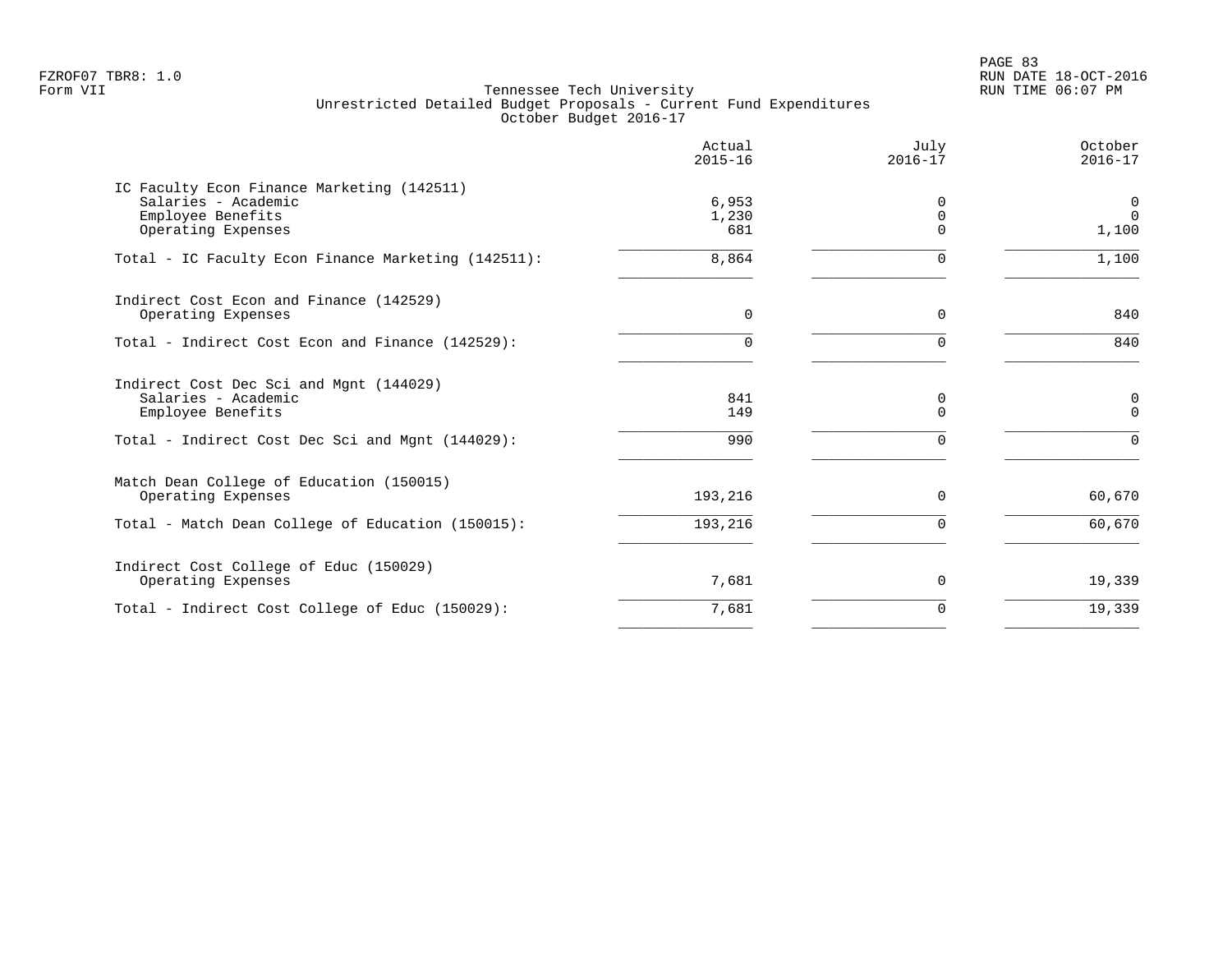FZROF07 TBR8: 1.0
Form VII

Tennessee Tech University
Unrestricted Detailed Budget Proposals - Current Fund Expenditures
October Budget 2016-17

RUN DATE 18-OCT-2016
RUN TIME 06:07 PM

| | Actual 2015-16 | July 2016-17 | October 2016-17 |
|---|---|---|---|
| IC Faculty Econ Finance Marketing (142511) | | | |
| Salaries - Academic | 6,953 | 0 | 0 |
| Employee Benefits | 1,230 | 0 | 0 |
| Operating Expenses | 681 | 0 | 1,100 |
| Total - IC Faculty Econ Finance Marketing (142511): | 8,864 | 0 | 1,100 |
| Indirect Cost Econ and Finance (142529) | | | |
| Operating Expenses | 0 | 0 | 840 |
| Total - Indirect Cost Econ and Finance (142529): | 0 | 0 | 840 |
| Indirect Cost Dec Sci and Mgnt (144029) | | | |
| Salaries - Academic | 841 | 0 | 0 |
| Employee Benefits | 149 | 0 | 0 |
| Total - Indirect Cost Dec Sci and Mgnt (144029): | 990 | 0 | 0 |
| Match Dean College of Education (150015) | | | |
| Operating Expenses | 193,216 | 0 | 60,670 |
| Total - Match Dean College of Education (150015): | 193,216 | 0 | 60,670 |
| Indirect Cost College of Educ (150029) | | | |
| Operating Expenses | 7,681 | 0 | 19,339 |
| Total - Indirect Cost College of Educ (150029): | 7,681 | 0 | 19,339 |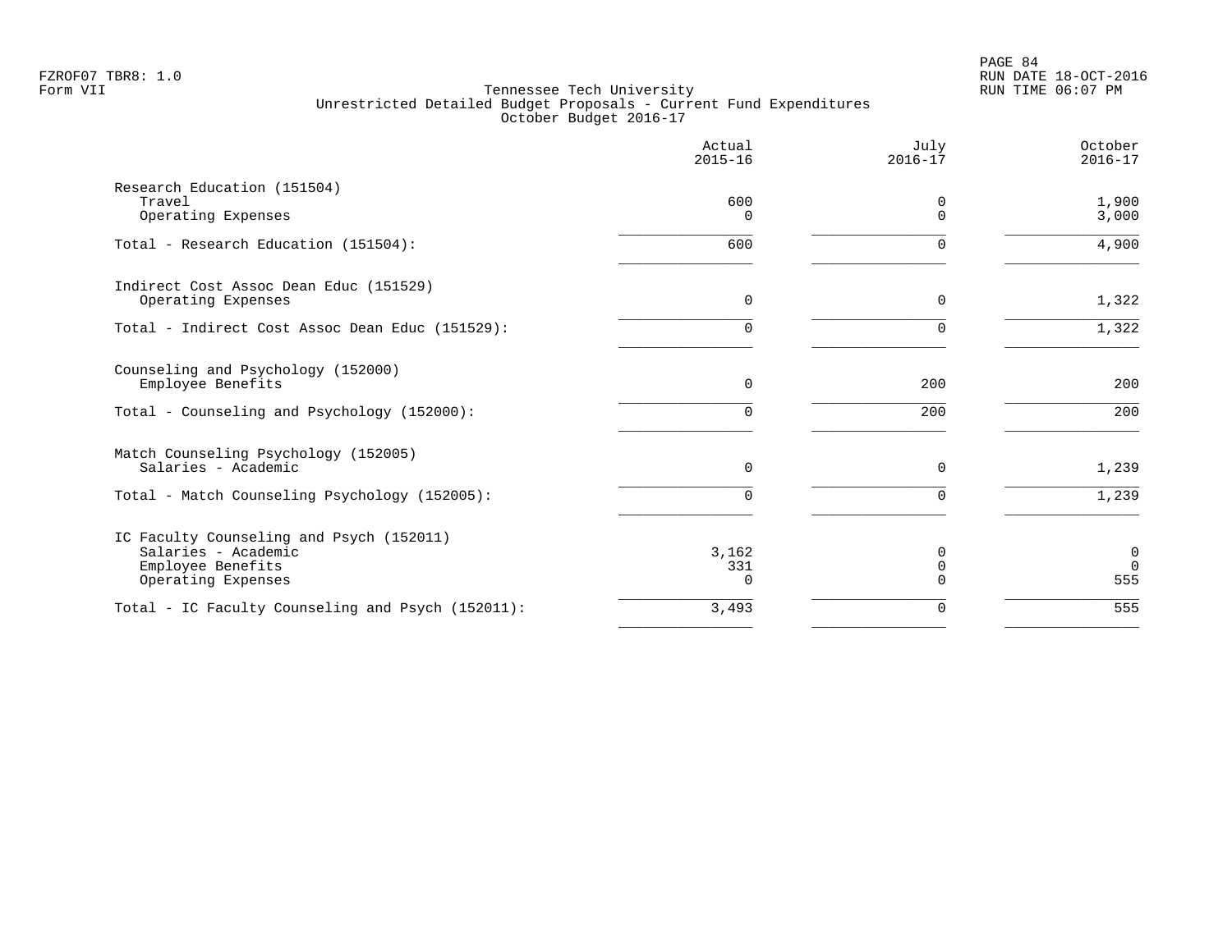FZROF07 TBR8: 1.0
Form VII

Tennessee Tech University
Unrestricted Detailed Budget Proposals - Current Fund Expenditures
October Budget 2016-17

| | Actual 2015-16 | July 2016-17 | October 2016-17 |
|---|---|---|---|
| **Research Education (151504)** | | | |
| Travel | 600 | 0 | 1,900 |
| Operating Expenses | 0 | 0 | 3,000 |
| Total - Research Education (151504): | 600 | 0 | 4,900 |
| **Indirect Cost Assoc Dean Educ (151529)** | | | |
| Operating Expenses | 0 | 0 | 1,322 |
| Total - Indirect Cost Assoc Dean Educ (151529): | 0 | 0 | 1,322 |
| **Counseling and Psychology (152000)** | | | |
| Employee Benefits | 0 | 200 | 200 |
| Total - Counseling and Psychology (152000): | 0 | 200 | 200 |
| **Match Counseling Psychology (152005)** | | | |
| Salaries - Academic | 0 | 0 | 1,239 |
| Total - Match Counseling Psychology (152005): | 0 | 0 | 1,239 |
| **IC Faculty Counseling and Psych (152011)** | | | |
| Salaries - Academic | 3,162 | 0 | 0 |
| Employee Benefits | 331 | 0 | 0 |
| Operating Expenses | 0 | 0 | 555 |
| Total - IC Faculty Counseling and Psych (152011): | 3,493 | 0 | 555 |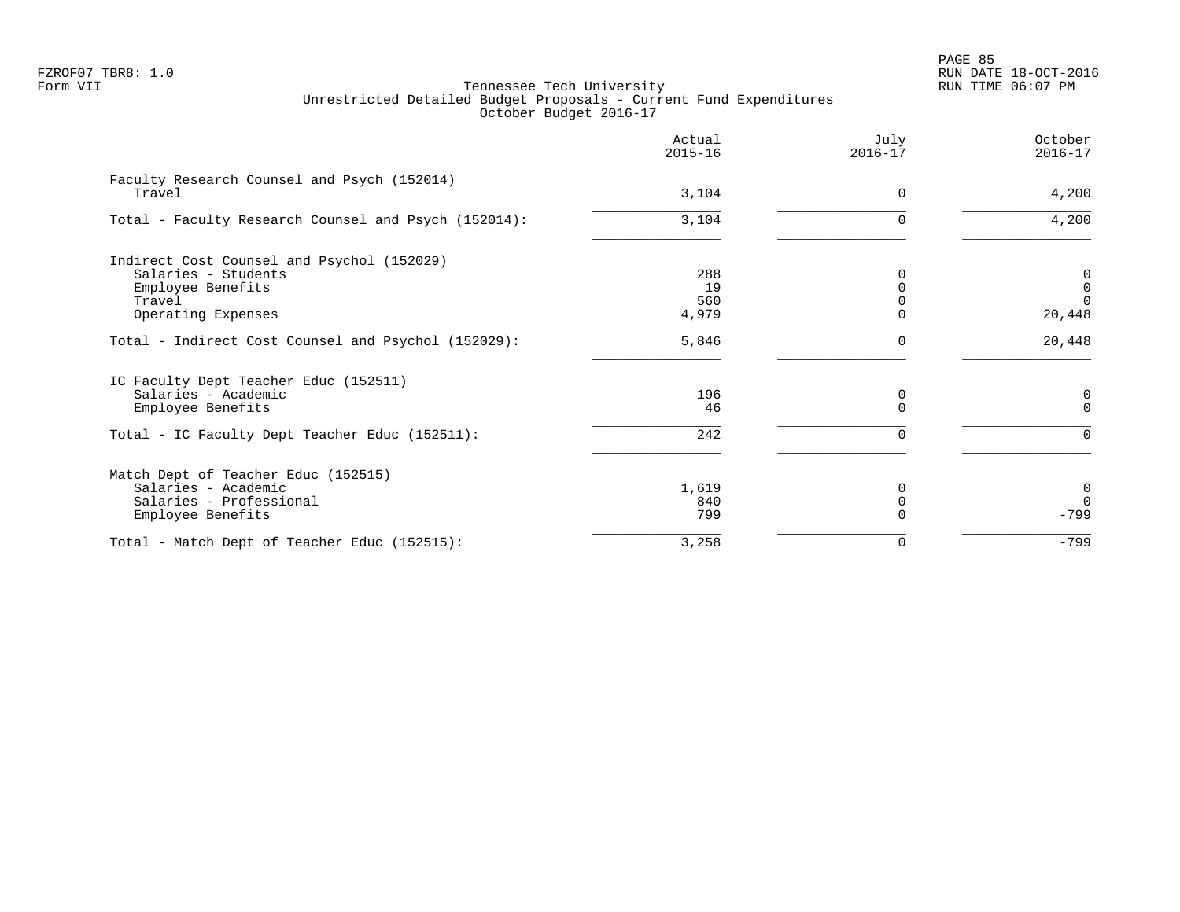FZROF07 TBR8: 1.0
Form VII

# Tennessee Tech University
## Unrestricted Detailed Budget Proposals - Current Fund Expenditures
### October Budget 2016-17

| | Actual 2015-16 | July 2016-17 | October 2016-17 |
|---|---|---|---|
| **Faculty Research Counsel and Psych (152014)** | | | |
| Travel | 3,104 | 0 | 4,200 |
| Total - Faculty Research Counsel and Psych (152014): | 3,104 | 0 | 4,200 |
| **Indirect Cost Counsel and Psychol (152029)** | | | |
| Salaries - Students | 288 | 0 | 0 |
| Employee Benefits | 19 | 0 | 0 |
| Travel | 560 | 0 | 0 |
| Operating Expenses | 4,979 | 0 | 20,448 |
| Total - Indirect Cost Counsel and Psychol (152029): | 5,846 | 0 | 20,448 |
| **IC Faculty Dept Teacher Educ (152511)** | | | |
| Salaries - Academic | 196 | 0 | 0 |
| Employee Benefits | 46 | 0 | 0 |
| Total - IC Faculty Dept Teacher Educ (152511): | 242 | 0 | 0 |
| **Match Dept of Teacher Educ (152515)** | | | |
| Salaries - Academic | 1,619 | 0 | 0 |
| Salaries - Professional | 840 | 0 | 0 |
| Employee Benefits | 799 | 0 | -799 |
| Total - Match Dept of Teacher Educ (152515): | 3,258 | 0 | -799 |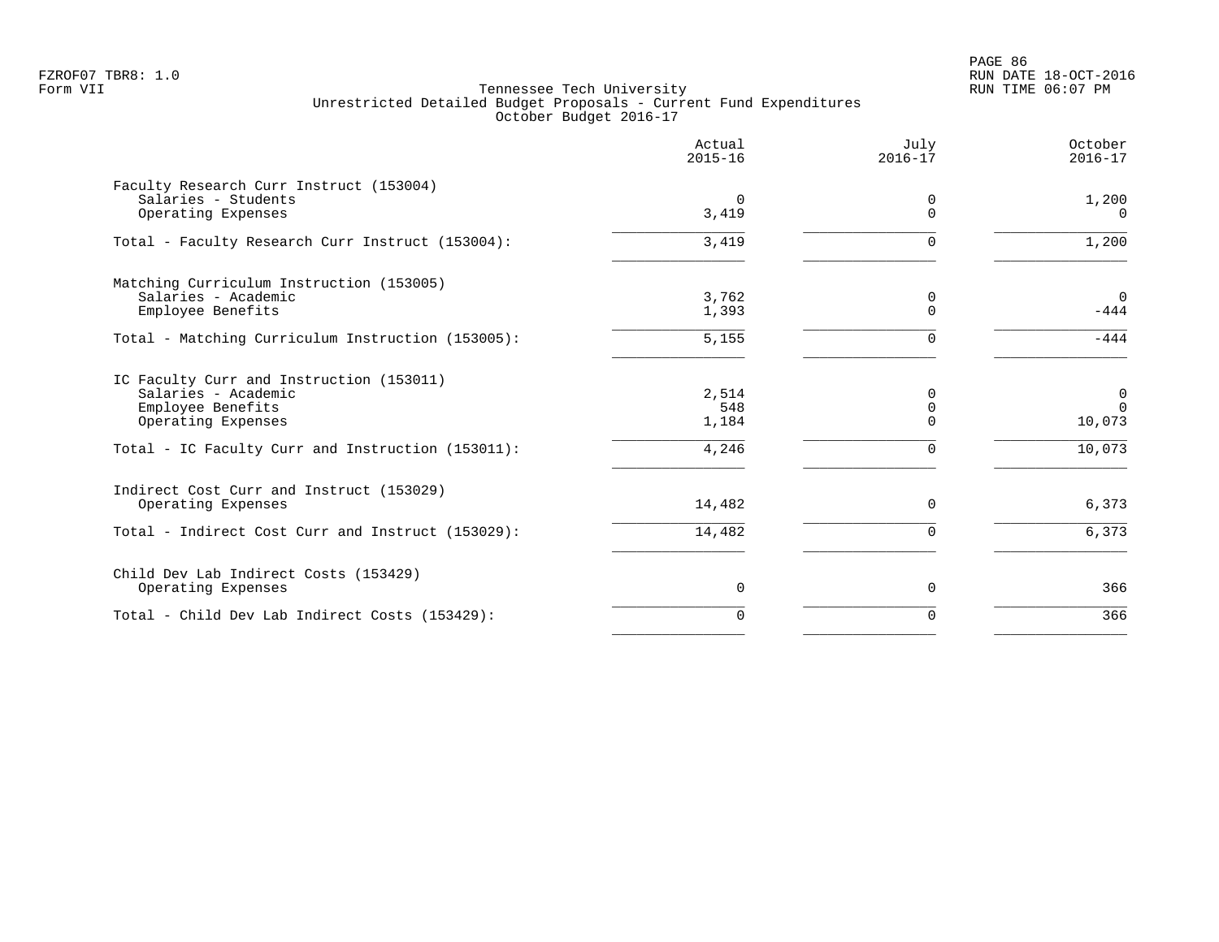Tennessee Tech University
Unrestricted Detailed Budget Proposals - Current Fund Expenditures
October Budget 2016-17

| | Actual 2015-16 | July 2016-17 | October 2016-17 |
|---|---|---|---|
| **Faculty Research Curr Instruct (153004)** | | | |
| Salaries - Students | 0 | 0 | 1,200 |
| Operating Expenses | 3,419 | 0 | 0 |
| Total - Faculty Research Curr Instruct (153004): | 3,419 | 0 | 1,200 |
| **Matching Curriculum Instruction (153005)** | | | |
| Salaries - Academic | 3,762 | 0 | 0 |
| Employee Benefits | 1,393 | 0 | -444 |
| Total - Matching Curriculum Instruction (153005): | 5,155 | 0 | -444 |
| **IC Faculty Curr and Instruction (153011)** | | | |
| Salaries - Academic | 2,514 | 0 | 0 |
| Employee Benefits | 548 | 0 | 0 |
| Operating Expenses | 1,184 | 0 | 10,073 |
| Total - IC Faculty Curr and Instruction (153011): | 4,246 | 0 | 10,073 |
| **Indirect Cost Curr and Instruct (153029)** | | | |
| Operating Expenses | 14,482 | 0 | 6,373 |
| Total - Indirect Cost Curr and Instruct (153029): | 14,482 | 0 | 6,373 |
| **Child Dev Lab Indirect Costs (153429)** | | | |
| Operating Expenses | 0 | 0 | 366 |
| Total - Child Dev Lab Indirect Costs (153429): | 0 | 0 | 366 |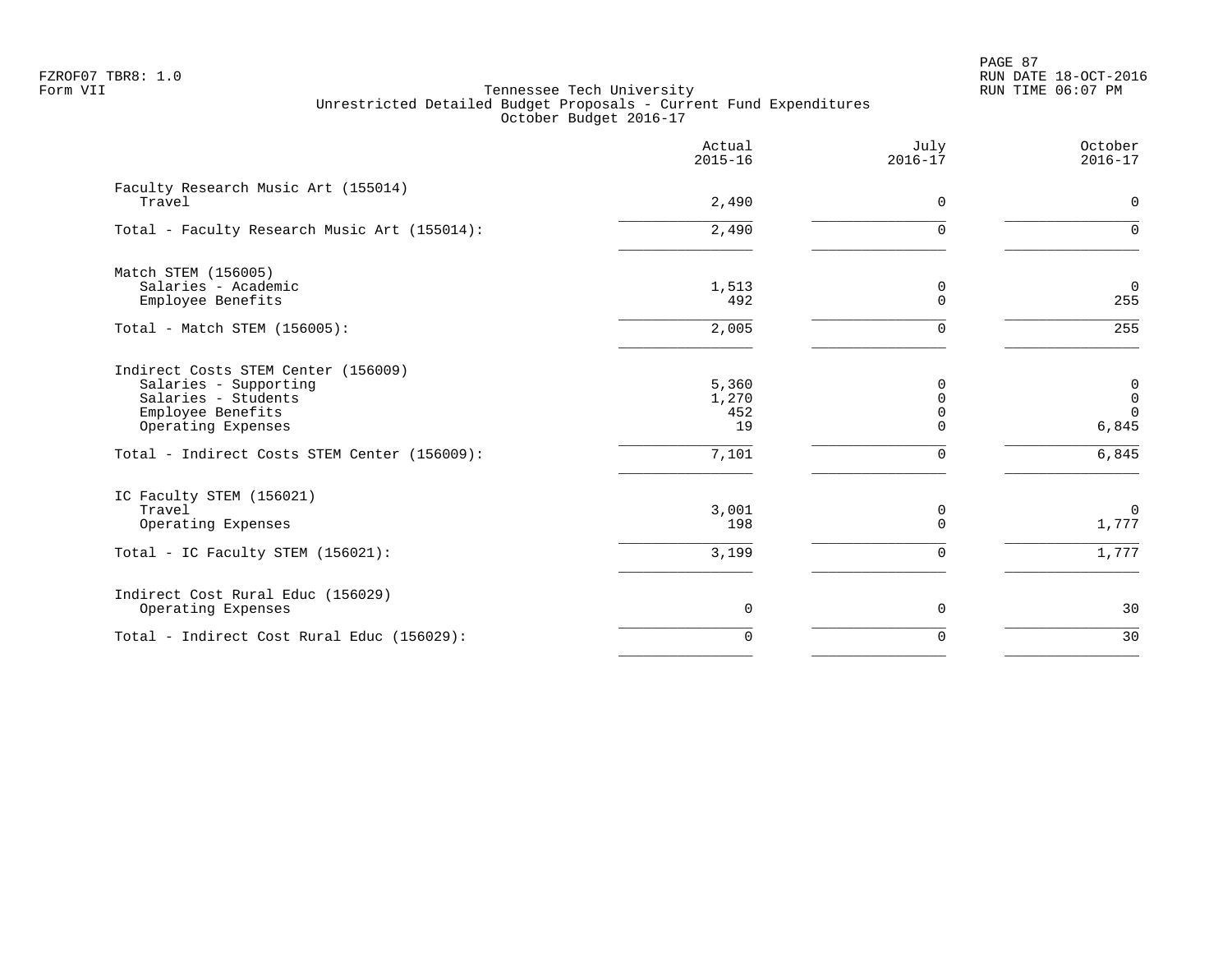FZROF07 TBR8: 1.0
Form VII

# Tennessee Tech University
## Unrestricted Detailed Budget Proposals - Current Fund Expenditures
### October Budget 2016-17

| | Actual 2015-16 | July 2016-17 | October 2016-17 |
|---|---|---|---|
| **Faculty Research Music Art (155014)** | | | |
| Travel | 2,490 | 0 | 0 |
| Total - Faculty Research Music Art (155014): | 2,490 | 0 | 0 |
| **Match STEM (156005)** | | | |
| Salaries - Academic | 1,513 | 0 | 0 |
| Employee Benefits | 492 | 0 | 255 |
| Total - Match STEM (156005): | 2,005 | 0 | 255 |
| **Indirect Costs STEM Center (156009)** | | | |
| Salaries - Supporting | 5,360 | 0 | 0 |
| Salaries - Students | 1,270 | 0 | 0 |
| Employee Benefits | 452 | 0 | 0 |
| Operating Expenses | 19 | 0 | 6,845 |
| Total - Indirect Costs STEM Center (156009): | 7,101 | 0 | 6,845 |
| **IC Faculty STEM (156021)** | | | |
| Travel | 3,001 | 0 | 0 |
| Operating Expenses | 198 | 0 | 1,777 |
| Total - IC Faculty STEM (156021): | 3,199 | 0 | 1,777 |
| **Indirect Cost Rural Educ (156029)** | | | |
| Operating Expenses | 0 | 0 | 30 |
| Total - Indirect Cost Rural Educ (156029): | 0 | 0 | 30 |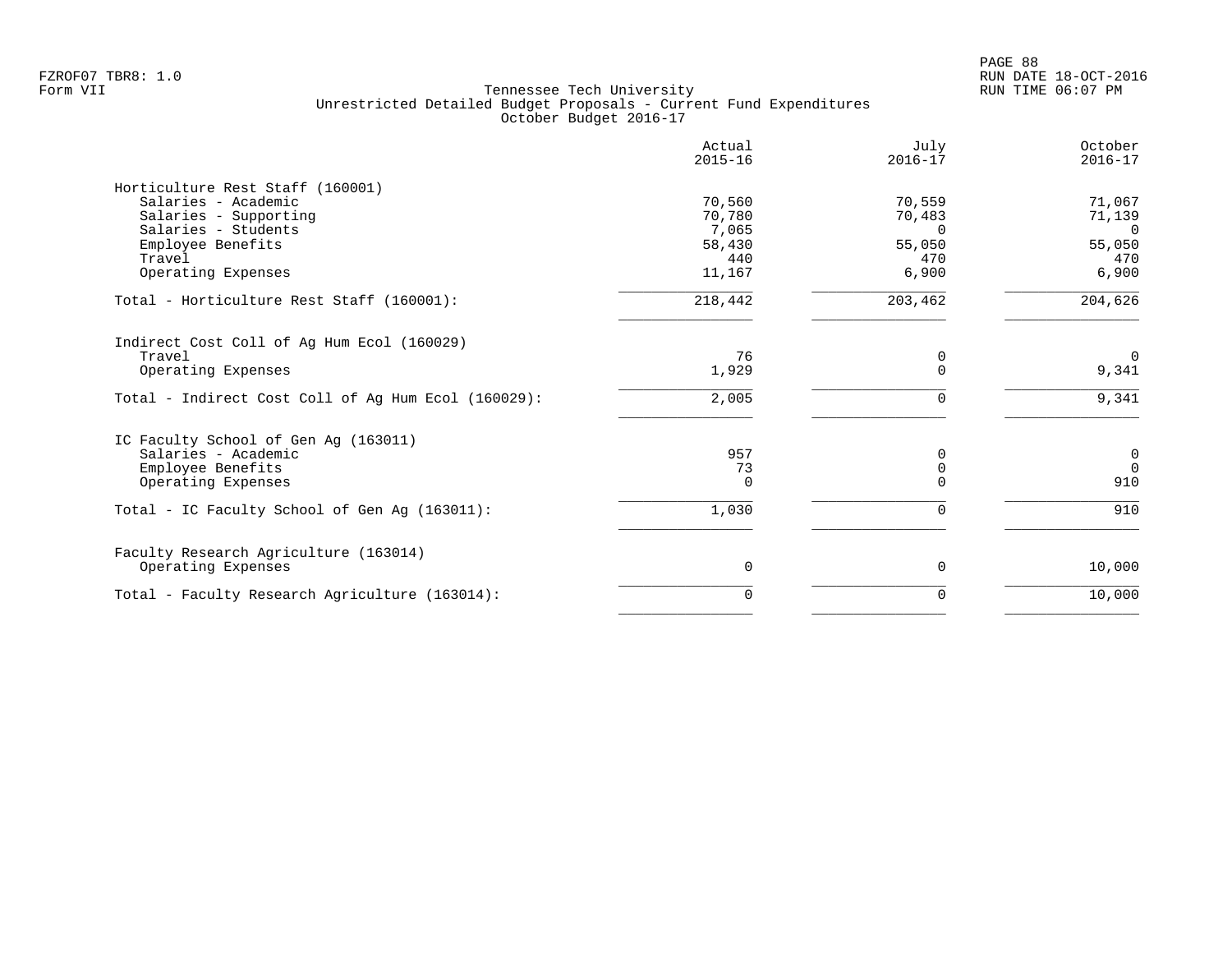FZROF07 TBR8: 1.0
Form VII

Tennessee Tech University
Unrestricted Detailed Budget Proposals - Current Fund Expenditures
October Budget 2016-17

| | Actual 2015-16 | July 2016-17 | October 2016-17 |
|---|---|---|---|
| **Horticulture Rest Staff (160001)** | | | |
| Salaries - Academic | 70,560 | 70,559 | 71,067 |
| Salaries - Supporting | 70,780 | 70,483 | 71,139 |
| Salaries - Students | 7,065 | 0 | 0 |
| Employee Benefits | 58,430 | 55,050 | 55,050 |
| Travel | 440 | 470 | 470 |
| Operating Expenses | 11,167 | 6,900 | 6,900 |
| Total - Horticulture Rest Staff (160001): | 218,442 | 203,462 | 204,626 |
| **Indirect Cost Coll of Ag Hum Ecol (160029)** | | | |
| Travel | 76 | 0 | 0 |
| Operating Expenses | 1,929 | 0 | 9,341 |
| Total - Indirect Cost Coll of Ag Hum Ecol (160029): | 2,005 | 0 | 9,341 |
| **IC Faculty School of Gen Ag (163011)** | | | |
| Salaries - Academic | 957 | 0 | 0 |
| Employee Benefits | 73 | 0 | 0 |
| Operating Expenses | 0 | 0 | 910 |
| Total - IC Faculty School of Gen Ag (163011): | 1,030 | 0 | 910 |
| **Faculty Research Agriculture (163014)** | | | |
| Operating Expenses | 0 | 0 | 10,000 |
| Total - Faculty Research Agriculture (163014): | 0 | 0 | 10,000 |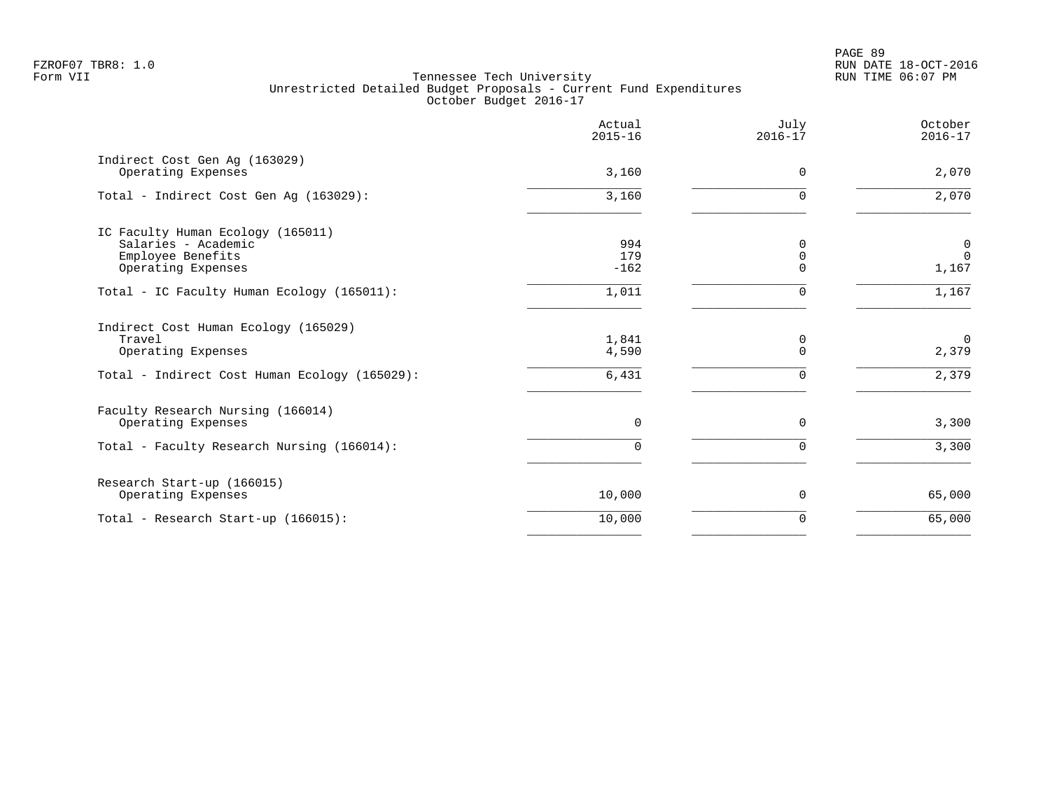FZROF07 TBR8: 1.0
Form VII

Tennessee Tech University
Unrestricted Detailed Budget Proposals - Current Fund Expenditures
October Budget 2016-17

RUN DATE 18-OCT-2016
RUN TIME 06:07 PM

| | Actual 2015-16 | July 2016-17 | October 2016-17 |
|---|---|---|---|
| **Indirect Cost Gen Ag (163029)** | | | |
| Operating Expenses | 3,160 | 0 | 2,070 |
| Total - Indirect Cost Gen Ag (163029): | 3,160 | 0 | 2,070 |
| **IC Faculty Human Ecology (165011)** | | | |
| Salaries - Academic | 994 | 0 | 0 |
| Employee Benefits | 179 | 0 | 0 |
| Operating Expenses | -162 | 0 | 1,167 |
| Total - IC Faculty Human Ecology (165011): | 1,011 | 0 | 1,167 |
| **Indirect Cost Human Ecology (165029)** | | | |
| Travel | 1,841 | 0 | 0 |
| Operating Expenses | 4,590 | 0 | 2,379 |
| Total - Indirect Cost Human Ecology (165029): | 6,431 | 0 | 2,379 |
| **Faculty Research Nursing (166014)** | | | |
| Operating Expenses | 0 | 0 | 3,300 |
| Total - Faculty Research Nursing (166014): | 0 | 0 | 3,300 |
| **Research Start-up (166015)** | | | |
| Operating Expenses | 10,000 | 0 | 65,000 |
| Total - Research Start-up (166015): | 10,000 | 0 | 65,000 |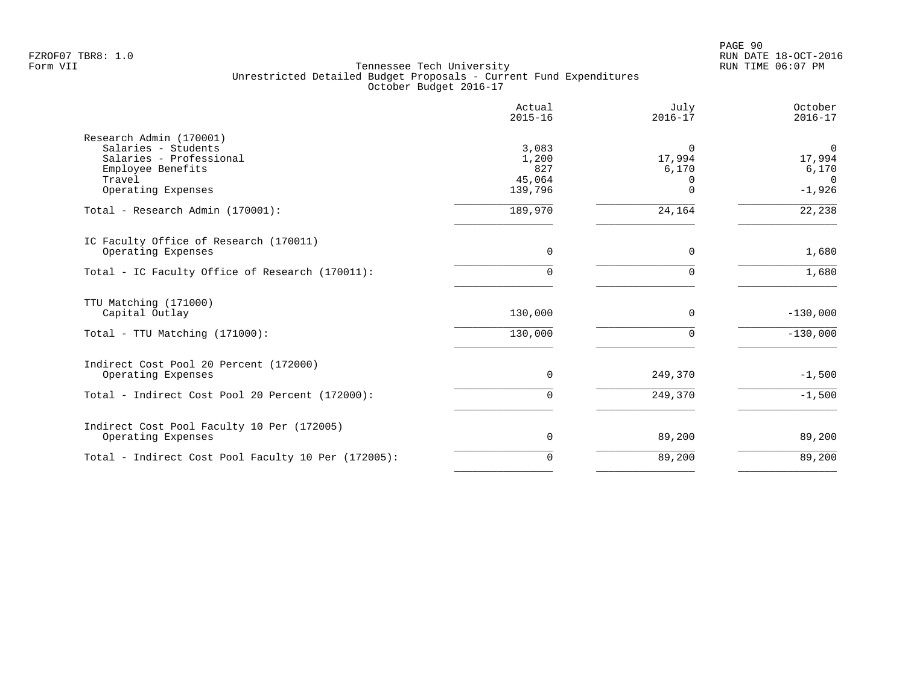FZROF07 TBR8: 1.0
Form VII

# Tennessee Tech University
## Unrestricted Detailed Budget Proposals - Current Fund Expenditures
### October Budget 2016-17

|  | Actual 2015-16 | July 2016-17 | October 2016-17 |
|---|---:|---:|---:|
| **Research Admin (170001)** | | | |
| Salaries - Students | 3,083 | 0 | 0 |
| Salaries - Professional | 1,200 | 17,994 | 17,994 |
| Employee Benefits | 827 | 6,170 | 6,170 |
| Travel | 45,064 | 0 | 0 |
| Operating Expenses | 139,796 | 0 | -1,926 |
| Total - Research Admin (170001): | 189,970 | 24,164 | 22,238 |
| **IC Faculty Office of Research (170011)** | | | |
| Operating Expenses | 0 | 0 | 1,680 |
| Total - IC Faculty Office of Research (170011): | 0 | 0 | 1,680 |
| **TTU Matching (171000)** | | | |
| Capital Outlay | 130,000 | 0 | -130,000 |
| Total - TTU Matching (171000): | 130,000 | 0 | -130,000 |
| **Indirect Cost Pool 20 Percent (172000)** | | | |
| Operating Expenses | 0 | 249,370 | -1,500 |
| Total - Indirect Cost Pool 20 Percent (172000): | 0 | 249,370 | -1,500 |
| **Indirect Cost Pool Faculty 10 Per (172005)** | | | |
| Operating Expenses | 0 | 89,200 | 89,200 |
| Total - Indirect Cost Pool Faculty 10 Per (172005): | 0 | 89,200 | 89,200 |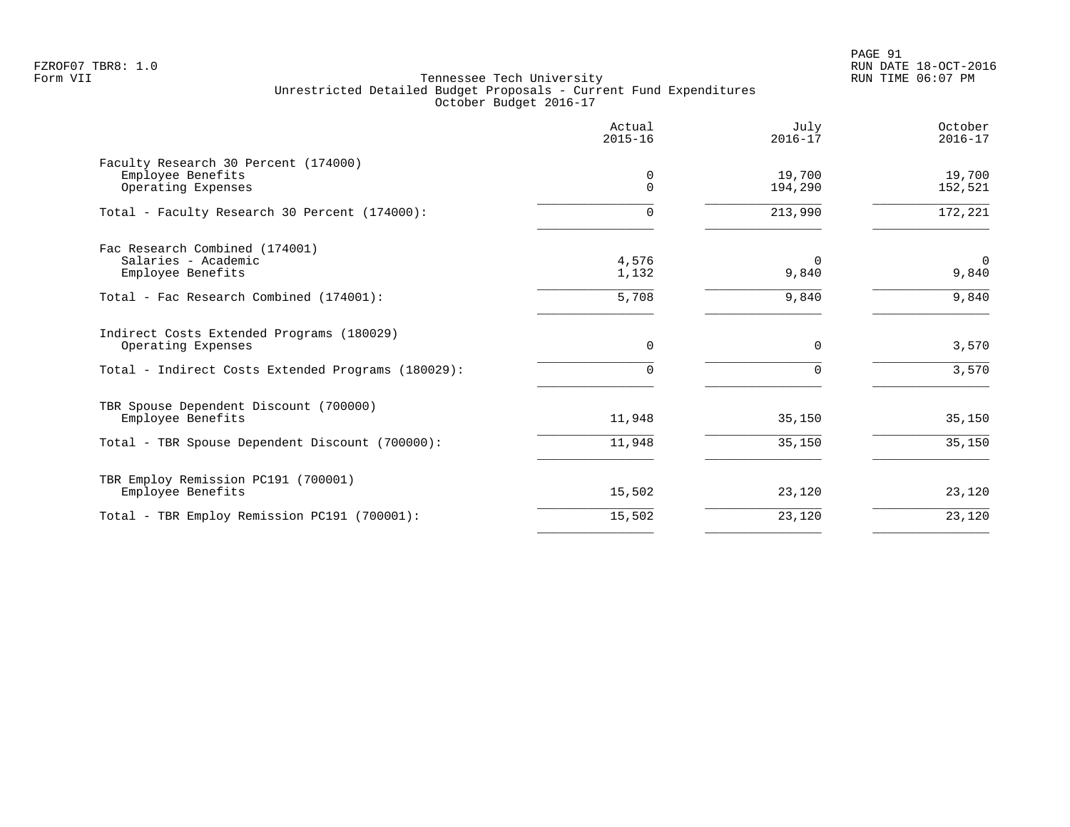FZROF07 TBR8: 1.0
Form VII

Tennessee Tech University
Unrestricted Detailed Budget Proposals - Current Fund Expenditures
October Budget 2016-17

RUN DATE 18-OCT-2016
RUN TIME 06:07 PM

| | Actual 2015-16 | July 2016-17 | October 2016-17 |
|---|---|---|---|
| **Faculty Research 30 Percent (174000)** | | | |
| Employee Benefits | 0 | 19,700 | 19,700 |
| Operating Expenses | 0 | 194,290 | 152,521 |
| Total - Faculty Research 30 Percent (174000): | 0 | 213,990 | 172,221 |
| **Fac Research Combined (174001)** | | | |
| Salaries - Academic | 4,576 | 0 | 0 |
| Employee Benefits | 1,132 | 9,840 | 9,840 |
| Total - Fac Research Combined (174001): | 5,708 | 9,840 | 9,840 |
| **Indirect Costs Extended Programs (180029)** | | | |
| Operating Expenses | 0 | 0 | 3,570 |
| Total - Indirect Costs Extended Programs (180029): | 0 | 0 | 3,570 |
| **TBR Spouse Dependent Discount (700000)** | | | |
| Employee Benefits | 11,948 | 35,150 | 35,150 |
| Total - TBR Spouse Dependent Discount (700000): | 11,948 | 35,150 | 35,150 |
| **TBR Employ Remission PC191 (700001)** | | | |
| Employee Benefits | 15,502 | 23,120 | 23,120 |
| Total - TBR Employ Remission PC191 (700001): | 15,502 | 23,120 | 23,120 |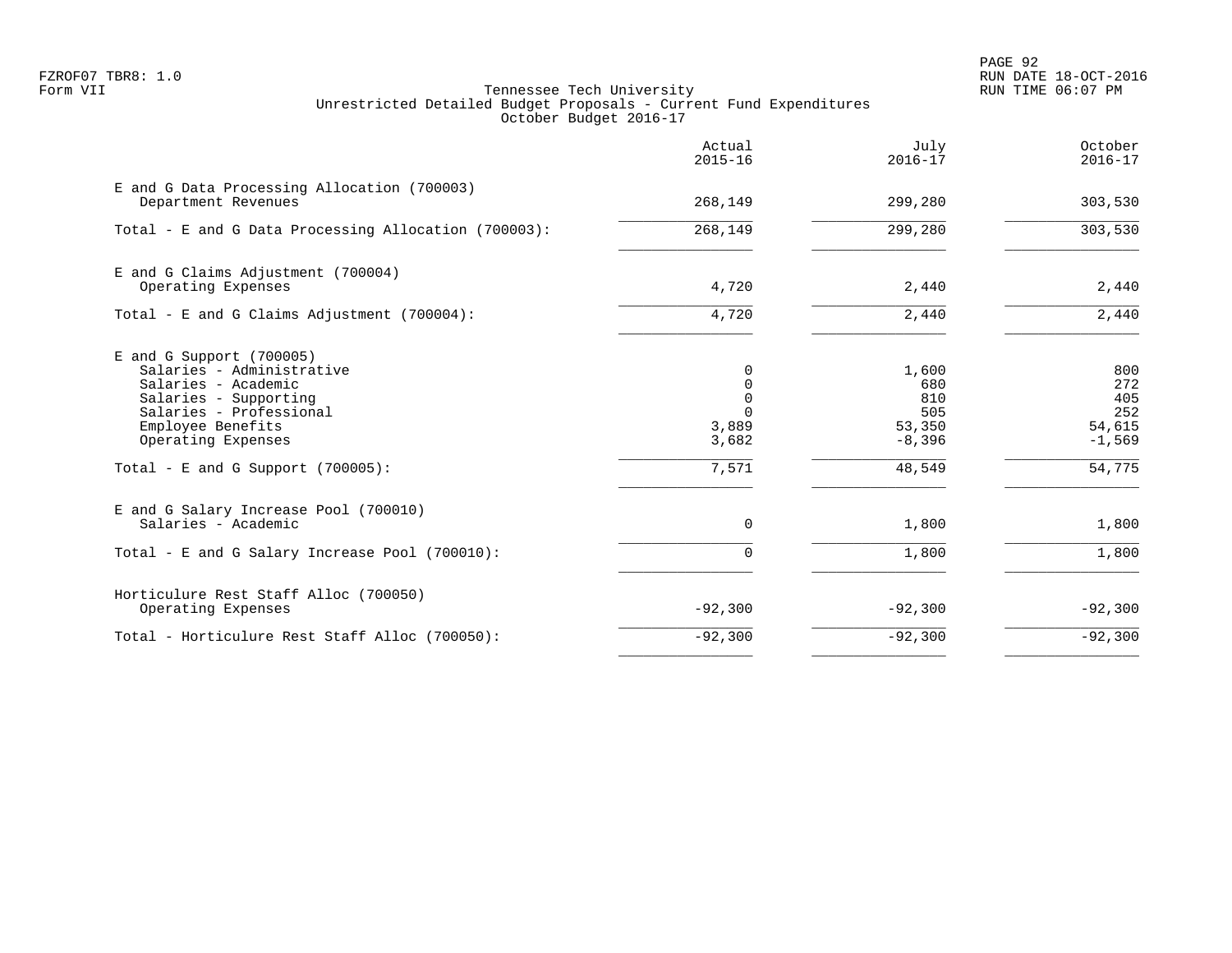FZROF07 TBR8: 1.0
Form VII

Tennessee Tech University
Unrestricted Detailed Budget Proposals - Current Fund Expenditures
October Budget 2016-17

RUN DATE 18-OCT-2016
RUN TIME 06:07 PM

| | Actual 2015-16 | July 2016-17 | October 2016-17 |
|---|---|---|---|
| **E and G Data Processing Allocation (700003)** | | | |
| Department Revenues | 268,149 | 299,280 | 303,530 |
| Total - E and G Data Processing Allocation (700003): | 268,149 | 299,280 | 303,530 |
| **E and G Claims Adjustment (700004)** | | | |
| Operating Expenses | 4,720 | 2,440 | 2,440 |
| Total - E and G Claims Adjustment (700004): | 4,720 | 2,440 | 2,440 |
| **E and G Support (700005)** | | | |
| Salaries - Administrative | 0 | 1,600 | 800 |
| Salaries - Academic | 0 | 680 | 272 |
| Salaries - Supporting | 0 | 810 | 405 |
| Salaries - Professional | 0 | 505 | 252 |
| Employee Benefits | 3,889 | 53,350 | 54,615 |
| Operating Expenses | 3,682 | -8,396 | -1,569 |
| Total - E and G Support (700005): | 7,571 | 48,549 | 54,775 |
| **E and G Salary Increase Pool (700010)** | | | |
| Salaries - Academic | 0 | 1,800 | 1,800 |
| Total - E and G Salary Increase Pool (700010): | 0 | 1,800 | 1,800 |
| **Horticulure Rest Staff Alloc (700050)** | | | |
| Operating Expenses | -92,300 | -92,300 | -92,300 |
| Total - Horticulure Rest Staff Alloc (700050): | -92,300 | -92,300 | -92,300 |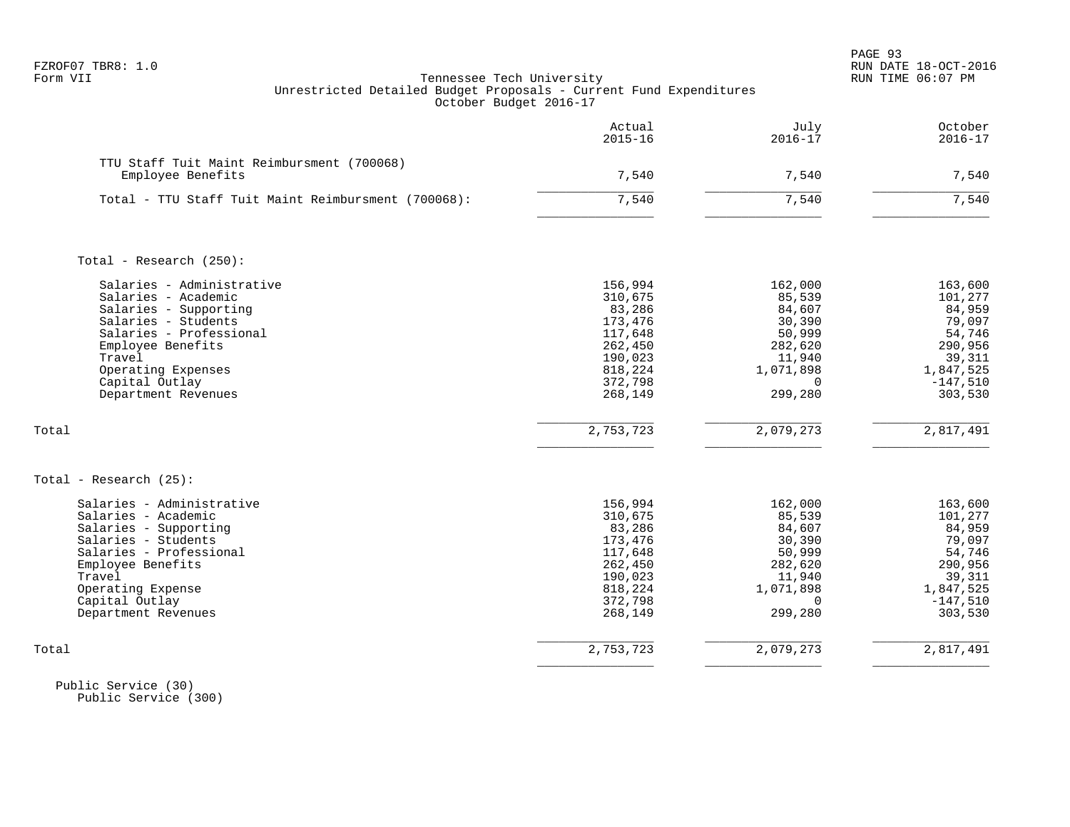FZROF07 TBR8: 1.0
Form VII

Tennessee Tech University
Unrestricted Detailed Budget Proposals - Current Fund Expenditures
October Budget 2016-17

| | Actual 2015-16 | July 2016-17 | October 2016-17 |
|---|---|---|---|
| TTU Staff Tuit Maint Reimbursment (700068) | | | |
| Employee Benefits | 7,540 | 7,540 | 7,540 |
| Total - TTU Staff Tuit Maint Reimbursment (700068): | 7,540 | 7,540 | 7,540 |
| | | | |
| Total - Research (250): | | | |
| Salaries - Administrative | 156,994 | 162,000 | 163,600 |
| Salaries - Academic | 310,675 | 85,539 | 101,277 |
| Salaries - Supporting | 83,286 | 84,607 | 84,959 |
| Salaries - Students | 173,476 | 30,390 | 79,097 |
| Salaries - Professional | 117,648 | 50,999 | 54,746 |
| Employee Benefits | 262,450 | 282,620 | 290,956 |
| Travel | 190,023 | 11,940 | 39,311 |
| Operating Expenses | 818,224 | 1,071,898 | 1,847,525 |
| Capital Outlay | 372,798 | 0 | -147,510 |
| Department Revenues | 268,149 | 299,280 | 303,530 |
| Total | 2,753,723 | 2,079,273 | 2,817,491 |
| | | | |
| Total - Research (25): | | | |
| Salaries - Administrative | 156,994 | 162,000 | 163,600 |
| Salaries - Academic | 310,675 | 85,539 | 101,277 |
| Salaries - Supporting | 83,286 | 84,607 | 84,959 |
| Salaries - Students | 173,476 | 30,390 | 79,097 |
| Salaries - Professional | 117,648 | 50,999 | 54,746 |
| Employee Benefits | 262,450 | 282,620 | 290,956 |
| Travel | 190,023 | 11,940 | 39,311 |
| Operating Expense | 818,224 | 1,071,898 | 1,847,525 |
| Capital Outlay | 372,798 | 0 | -147,510 |
| Department Revenues | 268,149 | 299,280 | 303,530 |
| Total | 2,753,723 | 2,079,273 | 2,817,491 |

Public Service (30)
Public Service (300)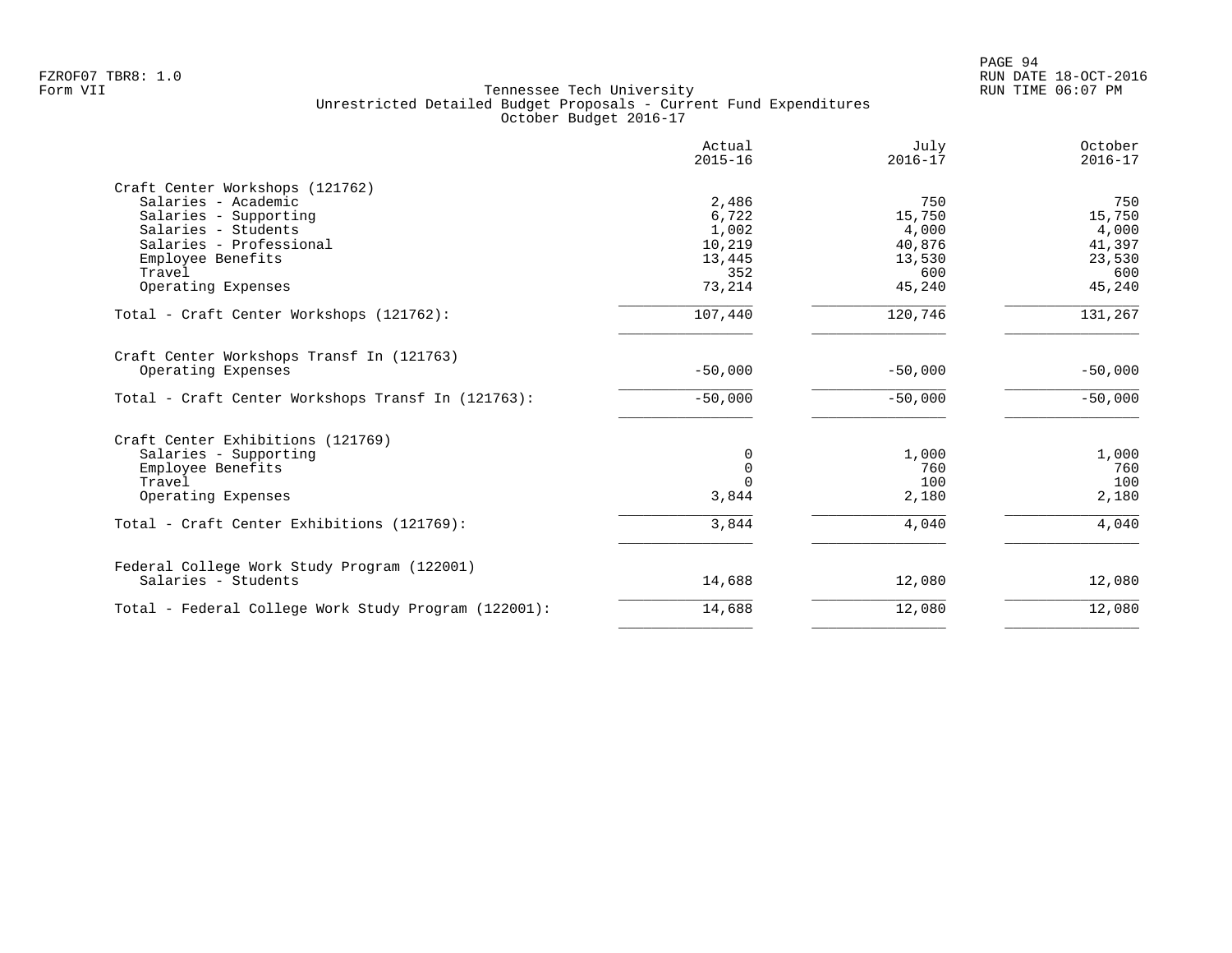FZROF07 TBR8: 1.0
Form VII

# Tennessee Tech University
## Unrestricted Detailed Budget Proposals - Current Fund Expenditures
### October Budget 2016-17

| | Actual 2015-16 | July 2016-17 | October 2016-17 |
|---|---:|---:|---:|
| **Craft Center Workshops (121762)** | | | |
| Salaries - Academic | 2,486 | 750 | 750 |
| Salaries - Supporting | 6,722 | 15,750 | 15,750 |
| Salaries - Students | 1,002 | 4,000 | 4,000 |
| Salaries - Professional | 10,219 | 40,876 | 41,397 |
| Employee Benefits | 13,445 | 13,530 | 23,530 |
| Travel | 352 | 600 | 600 |
| Operating Expenses | 73,214 | 45,240 | 45,240 |
| Total - Craft Center Workshops (121762): | 107,440 | 120,746 | 131,267 |
| **Craft Center Workshops Transf In (121763)** | | | |
| Operating Expenses | -50,000 | -50,000 | -50,000 |
| Total - Craft Center Workshops Transf In (121763): | -50,000 | -50,000 | -50,000 |
| **Craft Center Exhibitions (121769)** | | | |
| Salaries - Supporting | 0 | 1,000 | 1,000 |
| Employee Benefits | 0 | 760 | 760 |
| Travel | 0 | 100 | 100 |
| Operating Expenses | 3,844 | 2,180 | 2,180 |
| Total - Craft Center Exhibitions (121769): | 3,844 | 4,040 | 4,040 |
| **Federal College Work Study Program (122001)** | | | |
| Salaries - Students | 14,688 | 12,080 | 12,080 |
| Total - Federal College Work Study Program (122001): | 14,688 | 12,080 | 12,080 |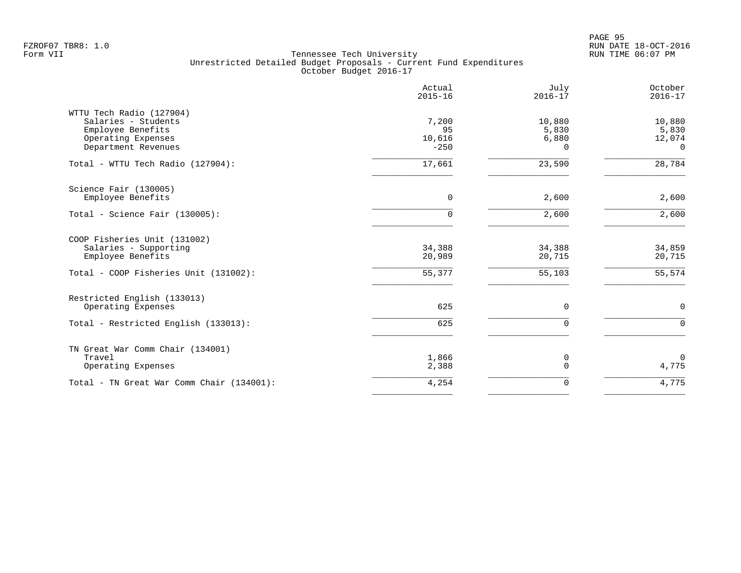Tennessee Tech University
Unrestricted Detailed Budget Proposals - Current Fund Expenditures
October Budget 2016-17

| | Actual 2015-16 | July 2016-17 | October 2016-17 |
|---|---|---|---|
| **WTTU Tech Radio (127904)** | | | |
| Salaries - Students | 7,200 | 10,880 | 10,880 |
| Employee Benefits | 95 | 5,830 | 5,830 |
| Operating Expenses | 10,616 | 6,880 | 12,074 |
| Department Revenues | -250 | 0 | 0 |
| Total - WTTU Tech Radio (127904): | 17,661 | 23,590 | 28,784 |
| **Science Fair (130005)** | | | |
| Employee Benefits | 0 | 2,600 | 2,600 |
| Total - Science Fair (130005): | 0 | 2,600 | 2,600 |
| **COOP Fisheries Unit (131002)** | | | |
| Salaries - Supporting | 34,388 | 34,388 | 34,859 |
| Employee Benefits | 20,989 | 20,715 | 20,715 |
| Total - COOP Fisheries Unit (131002): | 55,377 | 55,103 | 55,574 |
| **Restricted English (133013)** | | | |
| Operating Expenses | 625 | 0 | 0 |
| Total - Restricted English (133013): | 625 | 0 | 0 |
| **TN Great War Comm Chair (134001)** | | | |
| Travel | 1,866 | 0 | 0 |
| Operating Expenses | 2,388 | 0 | 4,775 |
| Total - TN Great War Comm Chair (134001): | 4,254 | 0 | 4,775 |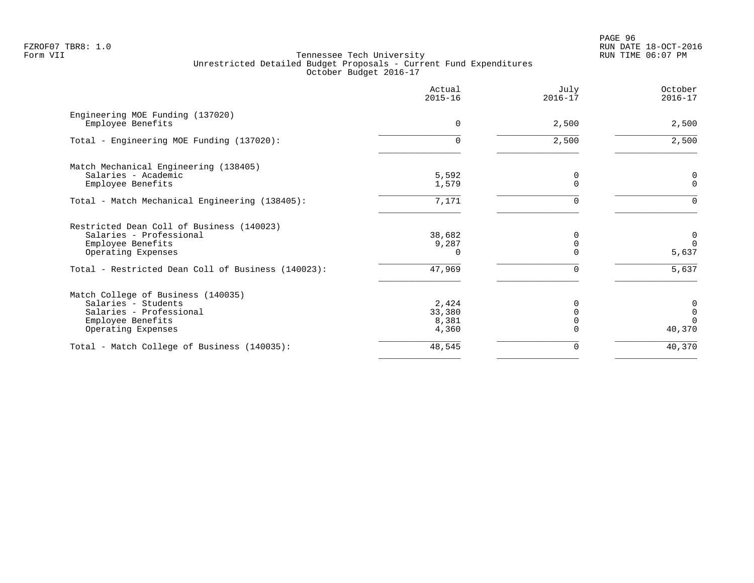FZROF07 TBR8: 1.0
Form VII

Tennessee Tech University
Unrestricted Detailed Budget Proposals - Current Fund Expenditures
October Budget 2016-17

RUN DATE 18-OCT-2016
RUN TIME 06:07 PM

| | Actual 2015-16 | July 2016-17 | October 2016-17 |
|---|---|---|---|
| Engineering MOE Funding (137020) | | | |
| Employee Benefits | 0 | 2,500 | 2,500 |
| Total - Engineering MOE Funding (137020): | 0 | 2,500 | 2,500 |
| Match Mechanical Engineering (138405) | | | |
| Salaries - Academic | 5,592 | 0 | 0 |
| Employee Benefits | 1,579 | 0 | 0 |
| Total - Match Mechanical Engineering (138405): | 7,171 | 0 | 0 |
| Restricted Dean Coll of Business (140023) | | | |
| Salaries - Professional | 38,682 | 0 | 0 |
| Employee Benefits | 9,287 | 0 | 0 |
| Operating Expenses | 0 | 0 | 5,637 |
| Total - Restricted Dean Coll of Business (140023): | 47,969 | 0 | 5,637 |
| Match College of Business (140035) | | | |
| Salaries - Students | 2,424 | 0 | 0 |
| Salaries - Professional | 33,380 | 0 | 0 |
| Employee Benefits | 8,381 | 0 | 0 |
| Operating Expenses | 4,360 | 0 | 40,370 |
| Total - Match College of Business (140035): | 48,545 | 0 | 40,370 |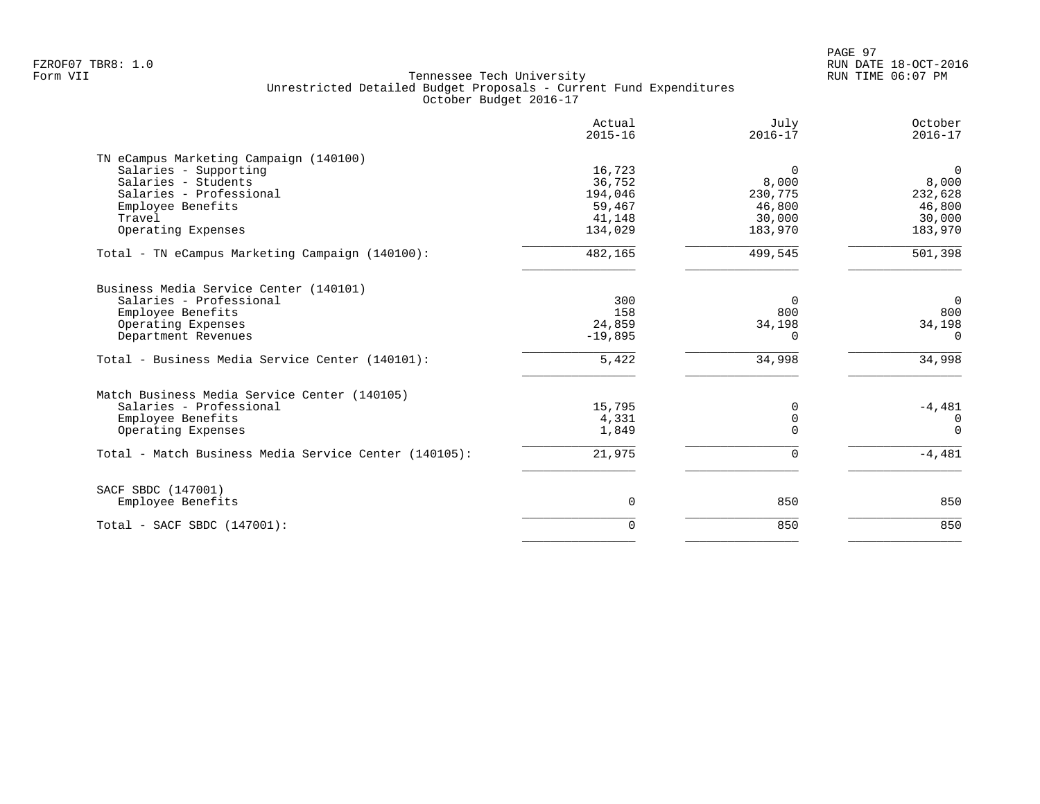FZROF07 TBR8: 1.0
Form VII

Tennessee Tech University
Unrestricted Detailed Budget Proposals - Current Fund Expenditures
October Budget 2016-17

RUN DATE 18-OCT-2016
RUN TIME 06:07 PM

| | Actual 2015-16 | July 2016-17 | October 2016-17 |
|---|---|---|---|
| **TN eCampus Marketing Campaign (140100)** | | | |
| Salaries - Supporting | 16,723 | 0 | 0 |
| Salaries - Students | 36,752 | 8,000 | 8,000 |
| Salaries - Professional | 194,046 | 230,775 | 232,628 |
| Employee Benefits | 59,467 | 46,800 | 46,800 |
| Travel | 41,148 | 30,000 | 30,000 |
| Operating Expenses | 134,029 | 183,970 | 183,970 |
| Total - TN eCampus Marketing Campaign (140100): | 482,165 | 499,545 | 501,398 |
| **Business Media Service Center (140101)** | | | |
| Salaries - Professional | 300 | 0 | 0 |
| Employee Benefits | 158 | 800 | 800 |
| Operating Expenses | 24,859 | 34,198 | 34,198 |
| Department Revenues | -19,895 | 0 | 0 |
| Total - Business Media Service Center (140101): | 5,422 | 34,998 | 34,998 |
| **Match Business Media Service Center (140105)** | | | |
| Salaries - Professional | 15,795 | 0 | -4,481 |
| Employee Benefits | 4,331 | 0 | 0 |
| Operating Expenses | 1,849 | 0 | 0 |
| Total - Match Business Media Service Center (140105): | 21,975 | 0 | -4,481 |
| **SACF SBDC (147001)** | | | |
| Employee Benefits | 0 | 850 | 850 |
| Total - SACF SBDC (147001): | 0 | 850 | 850 |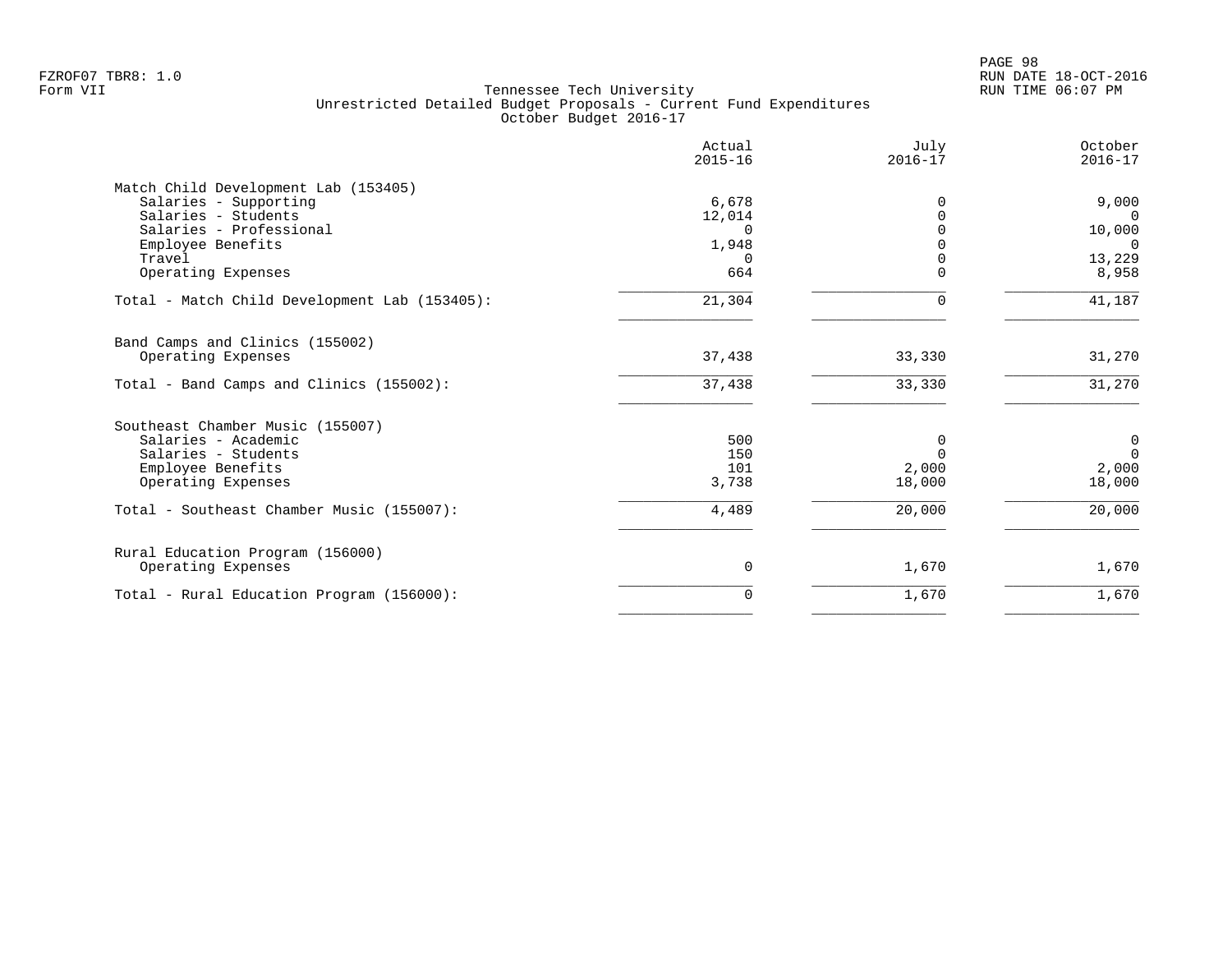Tennessee Tech University
Unrestricted Detailed Budget Proposals - Current Fund Expenditures
October Budget 2016-17

| | Actual 2015-16 | July 2016-17 | October 2016-17 |
|---|---|---|---|
| **Match Child Development Lab (153405)** | | | |
| Salaries - Supporting | 6,678 | 0 | 9,000 |
| Salaries - Students | 12,014 | 0 | 0 |
| Salaries - Professional | 0 | 0 | 10,000 |
| Employee Benefits | 1,948 | 0 | 0 |
| Travel | 0 | 0 | 13,229 |
| Operating Expenses | 664 | 0 | 8,958 |
| Total - Match Child Development Lab (153405): | 21,304 | 0 | 41,187 |
| **Band Camps and Clinics (155002)** | | | |
| Operating Expenses | 37,438 | 33,330 | 31,270 |
| Total - Band Camps and Clinics (155002): | 37,438 | 33,330 | 31,270 |
| **Southeast Chamber Music (155007)** | | | |
| Salaries - Academic | 500 | 0 | 0 |
| Salaries - Students | 150 | 0 | 0 |
| Employee Benefits | 101 | 2,000 | 2,000 |
| Operating Expenses | 3,738 | 18,000 | 18,000 |
| Total - Southeast Chamber Music (155007): | 4,489 | 20,000 | 20,000 |
| **Rural Education Program (156000)** | | | |
| Operating Expenses | 0 | 1,670 | 1,670 |
| Total - Rural Education Program (156000): | 0 | 1,670 | 1,670 |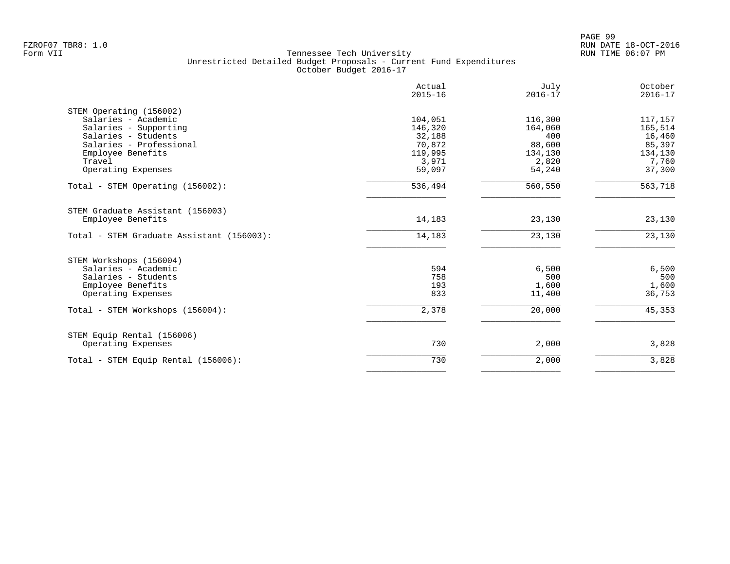Tennessee Tech University
Unrestricted Detailed Budget Proposals - Current Fund Expenditures
October Budget 2016-17

| | Actual 2015-16 | July 2016-17 | October 2016-17 |
|---|---|---|---|
| **STEM Operating (156002)** | | | |
| Salaries - Academic | 104,051 | 116,300 | 117,157 |
| Salaries - Supporting | 146,320 | 164,060 | 165,514 |
| Salaries - Students | 32,188 | 400 | 16,460 |
| Salaries - Professional | 70,872 | 88,600 | 85,397 |
| Employee Benefits | 119,995 | 134,130 | 134,130 |
| Travel | 3,971 | 2,820 | 7,760 |
| Operating Expenses | 59,097 | 54,240 | 37,300 |
| Total - STEM Operating (156002): | 536,494 | 560,550 | 563,718 |
| **STEM Graduate Assistant (156003)** | | | |
| Employee Benefits | 14,183 | 23,130 | 23,130 |
| Total - STEM Graduate Assistant (156003): | 14,183 | 23,130 | 23,130 |
| **STEM Workshops (156004)** | | | |
| Salaries - Academic | 594 | 6,500 | 6,500 |
| Salaries - Students | 758 | 500 | 500 |
| Employee Benefits | 193 | 1,600 | 1,600 |
| Operating Expenses | 833 | 11,400 | 36,753 |
| Total - STEM Workshops (156004): | 2,378 | 20,000 | 45,353 |
| **STEM Equip Rental (156006)** | | | |
| Operating Expenses | 730 | 2,000 | 3,828 |
| Total - STEM Equip Rental (156006): | 730 | 2,000 | 3,828 |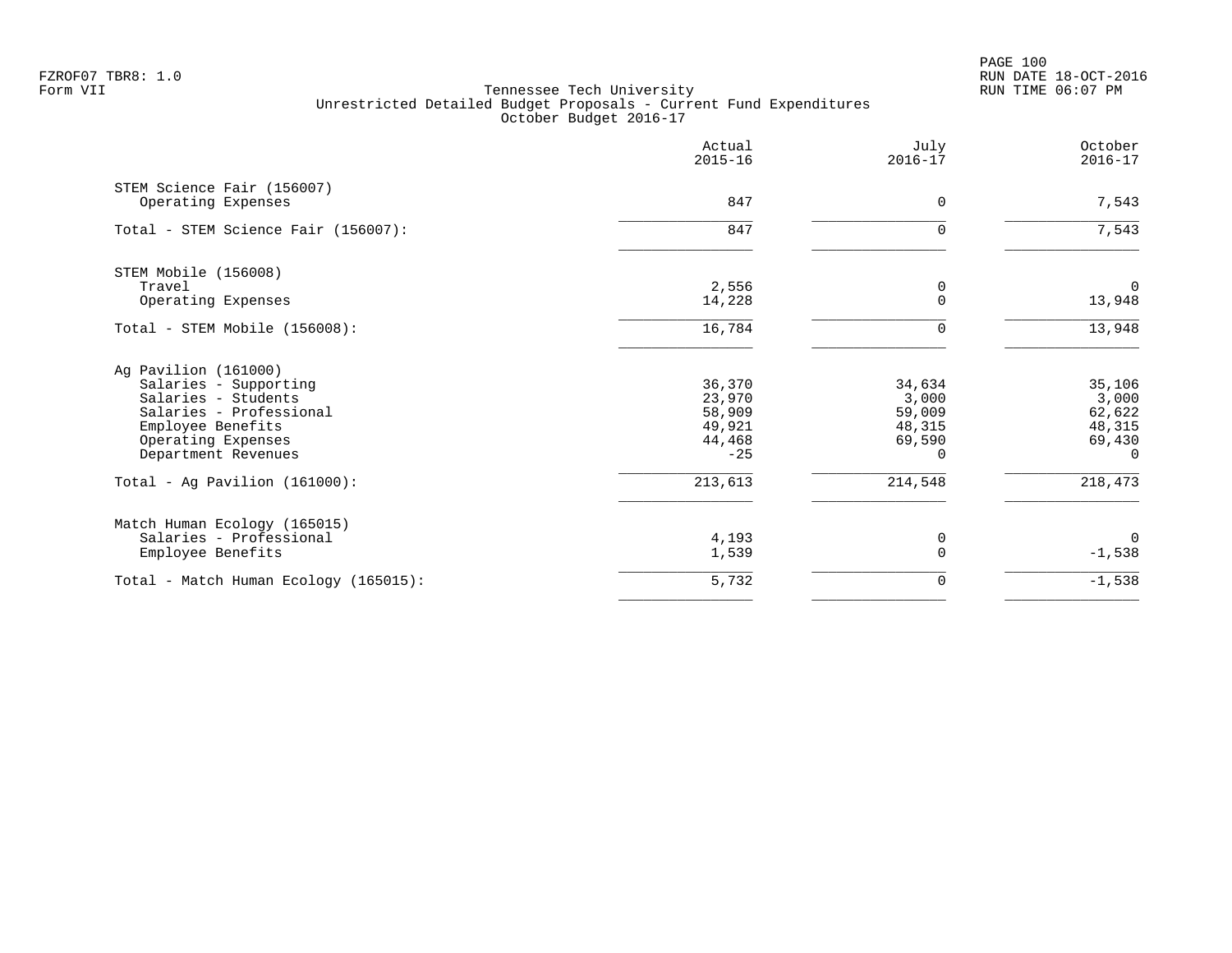FZROF07 TBR8: 1.0
Form VII

Tennessee Tech University
Unrestricted Detailed Budget Proposals - Current Fund Expenditures
October Budget 2016-17

RUN DATE 18-OCT-2016
RUN TIME 06:07 PM

| | Actual 2015-16 | July 2016-17 | October 2016-17 |
|---|---|---|---|
| **STEM Science Fair (156007)** | | | |
| Operating Expenses | 847 | 0 | 7,543 |
| Total - STEM Science Fair (156007): | 847 | 0 | 7,543 |
| **STEM Mobile (156008)** | | | |
| Travel | 2,556 | 0 | 0 |
| Operating Expenses | 14,228 | 0 | 13,948 |
| Total - STEM Mobile (156008): | 16,784 | 0 | 13,948 |
| **Ag Pavilion (161000)** | | | |
| Salaries - Supporting | 36,370 | 34,634 | 35,106 |
| Salaries - Students | 23,970 | 3,000 | 3,000 |
| Salaries - Professional | 58,909 | 59,009 | 62,622 |
| Employee Benefits | 49,921 | 48,315 | 48,315 |
| Operating Expenses | 44,468 | 69,590 | 69,430 |
| Department Revenues | -25 | 0 | 0 |
| Total - Ag Pavilion (161000): | 213,613 | 214,548 | 218,473 |
| **Match Human Ecology (165015)** | | | |
| Salaries - Professional | 4,193 | 0 | 0 |
| Employee Benefits | 1,539 | 0 | -1,538 |
| Total - Match Human Ecology (165015): | 5,732 | 0 | -1,538 |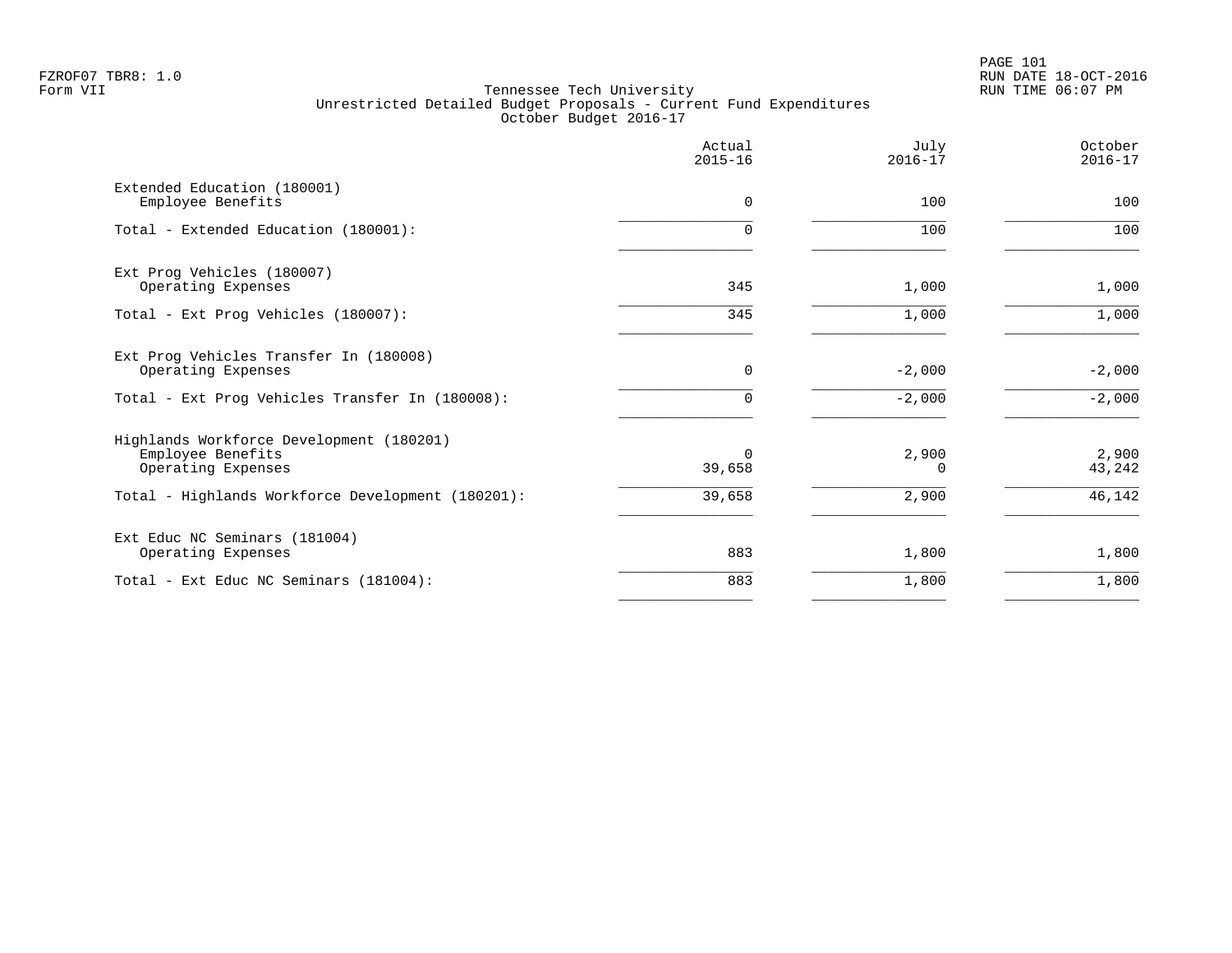FZROF07 TBR8: 1.0
Form VII

Tennessee Tech University
Unrestricted Detailed Budget Proposals - Current Fund Expenditures
October Budget 2016-17

RUN DATE 18-OCT-2016
RUN TIME 06:07 PM

| | Actual 2015-16 | July 2016-17 | October 2016-17 |
|---|---|---|---|
| Extended Education (180001) | | | |
| Employee Benefits | 0 | 100 | 100 |
| Total - Extended Education (180001): | 0 | 100 | 100 |
| Ext Prog Vehicles (180007) | | | |
| Operating Expenses | 345 | 1,000 | 1,000 |
| Total - Ext Prog Vehicles (180007): | 345 | 1,000 | 1,000 |
| Ext Prog Vehicles Transfer In (180008) | | | |
| Operating Expenses | 0 | -2,000 | -2,000 |
| Total - Ext Prog Vehicles Transfer In (180008): | 0 | -2,000 | -2,000 |
| Highlands Workforce Development (180201) | | | |
| Employee Benefits | 0 | 2,900 | 2,900 |
| Operating Expenses | 39,658 | 0 | 43,242 |
| Total - Highlands Workforce Development (180201): | 39,658 | 2,900 | 46,142 |
| Ext Educ NC Seminars (181004) | | | |
| Operating Expenses | 883 | 1,800 | 1,800 |
| Total - Ext Educ NC Seminars (181004): | 883 | 1,800 | 1,800 |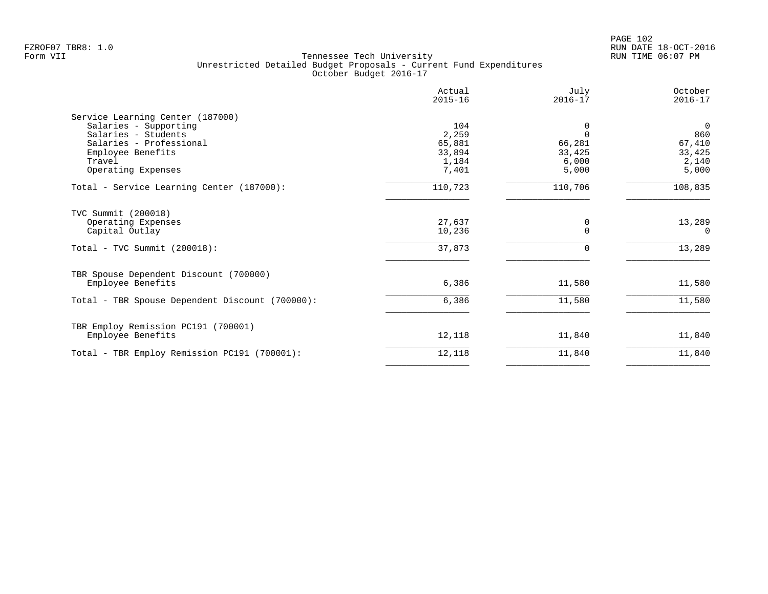Tennessee Tech University
Unrestricted Detailed Budget Proposals - Current Fund Expenditures
October Budget 2016-17

| | Actual 2015-16 | July 2016-17 | October 2016-17 |
|---|---|---|---|
| **Service Learning Center (187000)** | | | |
| Salaries - Supporting | 104 | 0 | 0 |
| Salaries - Students | 2,259 | 0 | 860 |
| Salaries - Professional | 65,881 | 66,281 | 67,410 |
| Employee Benefits | 33,894 | 33,425 | 33,425 |
| Travel | 1,184 | 6,000 | 2,140 |
| Operating Expenses | 7,401 | 5,000 | 5,000 |
| Total - Service Learning Center (187000): | 110,723 | 110,706 | 108,835 |
| **TVC Summit (200018)** | | | |
| Operating Expenses | 27,637 | 0 | 13,289 |
| Capital Outlay | 10,236 | 0 | 0 |
| Total - TVC Summit (200018): | 37,873 | 0 | 13,289 |
| **TBR Spouse Dependent Discount (700000)** | | | |
| Employee Benefits | 6,386 | 11,580 | 11,580 |
| Total - TBR Spouse Dependent Discount (700000): | 6,386 | 11,580 | 11,580 |
| **TBR Employ Remission PC191 (700001)** | | | |
| Employee Benefits | 12,118 | 11,840 | 11,840 |
| Total - TBR Employ Remission PC191 (700001): | 12,118 | 11,840 | 11,840 |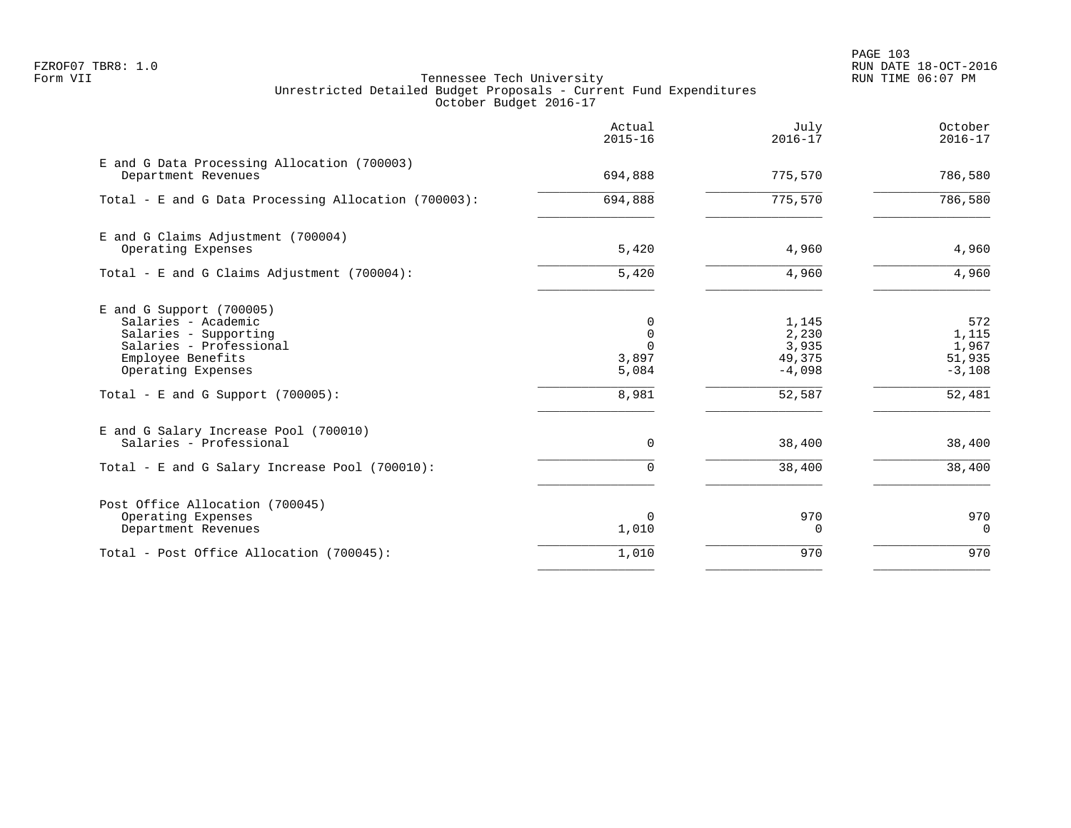Tennessee Tech University
Unrestricted Detailed Budget Proposals - Current Fund Expenditures
October Budget 2016-17

| | Actual 2015-16 | July 2016-17 | October 2016-17 |
|---|---|---|---|
| **E and G Data Processing Allocation (700003)** | | | |
| Department Revenues | 694,888 | 775,570 | 786,580 |
| Total - E and G Data Processing Allocation (700003): | 694,888 | 775,570 | 786,580 |
| **E and G Claims Adjustment (700004)** | | | |
| Operating Expenses | 5,420 | 4,960 | 4,960 |
| Total - E and G Claims Adjustment (700004): | 5,420 | 4,960 | 4,960 |
| **E and G Support (700005)** | | | |
| Salaries - Academic | 0 | 1,145 | 572 |
| Salaries - Supporting | 0 | 2,230 | 1,115 |
| Salaries - Professional | 0 | 3,935 | 1,967 |
| Employee Benefits | 3,897 | 49,375 | 51,935 |
| Operating Expenses | 5,084 | -4,098 | -3,108 |
| Total - E and G Support (700005): | 8,981 | 52,587 | 52,481 |
| **E and G Salary Increase Pool (700010)** | | | |
| Salaries - Professional | 0 | 38,400 | 38,400 |
| Total - E and G Salary Increase Pool (700010): | 0 | 38,400 | 38,400 |
| **Post Office Allocation (700045)** | | | |
| Operating Expenses | 0 | 970 | 970 |
| Department Revenues | 1,010 | 0 | 0 |
| Total - Post Office Allocation (700045): | 1,010 | 970 | 970 |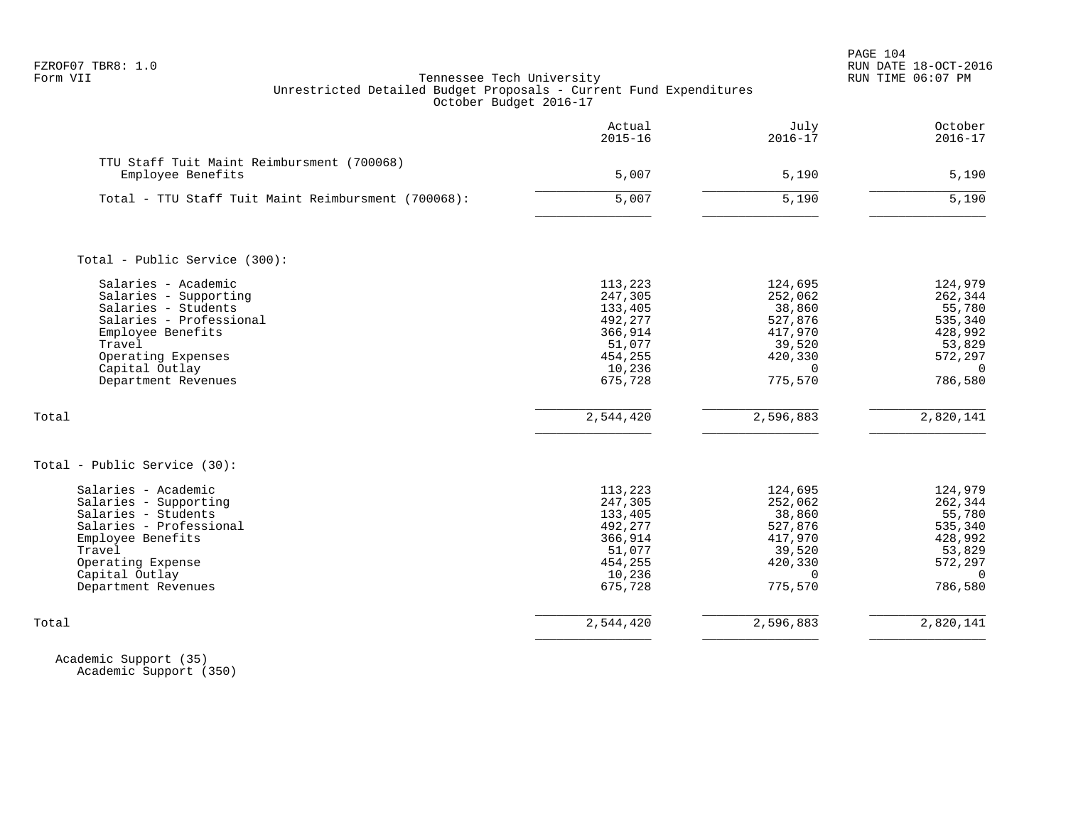FZROF07 TBR8: 1.0
Form VII

Tennessee Tech University
Unrestricted Detailed Budget Proposals - Current Fund Expenditures
October Budget 2016-17

RUN DATE 18-OCT-2016
RUN TIME 06:07 PM

| | Actual 2015-16 | July 2016-17 | October 2016-17 |
|---|---|---|---|
| TTU Staff Tuit Maint Reimbursment (700068) | | | |
| Employee Benefits | 5,007 | 5,190 | 5,190 |
| Total - TTU Staff Tuit Maint Reimbursment (700068): | 5,007 | 5,190 | 5,190 |
| | | | |
| Total - Public Service (300): | | | |
| Salaries - Academic | 113,223 | 124,695 | 124,979 |
| Salaries - Supporting | 247,305 | 252,062 | 262,344 |
| Salaries - Students | 133,405 | 38,860 | 55,780 |
| Salaries - Professional | 492,277 | 527,876 | 535,340 |
| Employee Benefits | 366,914 | 417,970 | 428,992 |
| Travel | 51,077 | 39,520 | 53,829 |
| Operating Expenses | 454,255 | 420,330 | 572,297 |
| Capital Outlay | 10,236 | 0 | 0 |
| Department Revenues | 675,728 | 775,570 | 786,580 |
| Total | 2,544,420 | 2,596,883 | 2,820,141 |
| | | | |
| Total - Public Service (30): | | | |
| Salaries - Academic | 113,223 | 124,695 | 124,979 |
| Salaries - Supporting | 247,305 | 252,062 | 262,344 |
| Salaries - Students | 133,405 | 38,860 | 55,780 |
| Salaries - Professional | 492,277 | 527,876 | 535,340 |
| Employee Benefits | 366,914 | 417,970 | 428,992 |
| Travel | 51,077 | 39,520 | 53,829 |
| Operating Expense | 454,255 | 420,330 | 572,297 |
| Capital Outlay | 10,236 | 0 | 0 |
| Department Revenues | 675,728 | 775,570 | 786,580 |
| Total | 2,544,420 | 2,596,883 | 2,820,141 |

Academic Support (35)
Academic Support (350)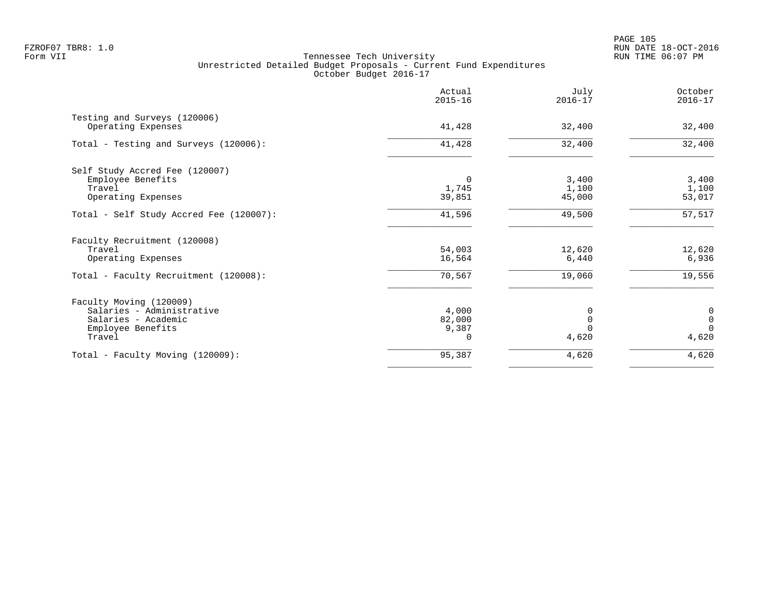Tennessee Tech University
Unrestricted Detailed Budget Proposals - Current Fund Expenditures
October Budget 2016-17

| | Actual 2015-16 | July 2016-17 | October 2016-17 |
|---|---|---|---|
| **Testing and Surveys (120006)** | | | |
| Operating Expenses | 41,428 | 32,400 | 32,400 |
| Total - Testing and Surveys (120006): | 41,428 | 32,400 | 32,400 |
| **Self Study Accred Fee (120007)** | | | |
| Employee Benefits | 0 | 3,400 | 3,400 |
| Travel | 1,745 | 1,100 | 1,100 |
| Operating Expenses | 39,851 | 45,000 | 53,017 |
| Total - Self Study Accred Fee (120007): | 41,596 | 49,500 | 57,517 |
| **Faculty Recruitment (120008)** | | | |
| Travel | 54,003 | 12,620 | 12,620 |
| Operating Expenses | 16,564 | 6,440 | 6,936 |
| Total - Faculty Recruitment (120008): | 70,567 | 19,060 | 19,556 |
| **Faculty Moving (120009)** | | | |
| Salaries - Administrative | 4,000 | 0 | 0 |
| Salaries - Academic | 82,000 | 0 | 0 |
| Employee Benefits | 9,387 | 0 | 0 |
| Travel | 0 | 4,620 | 4,620 |
| Total - Faculty Moving (120009): | 95,387 | 4,620 | 4,620 |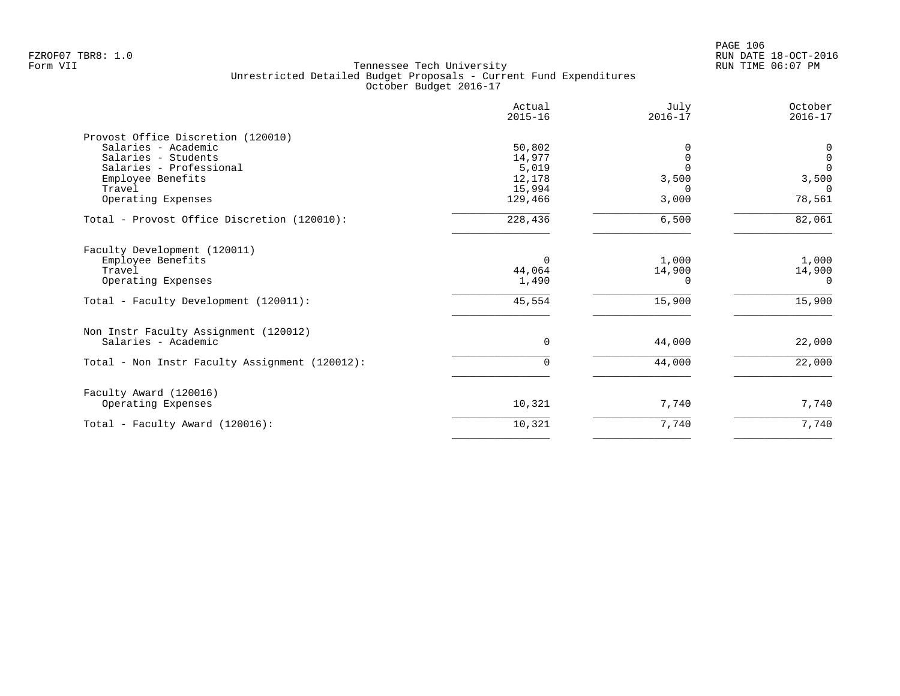FZROF07 TBR8: 1.0
Form VII

Tennessee Tech University
Unrestricted Detailed Budget Proposals - Current Fund Expenditures
October Budget 2016-17

RUN DATE 18-OCT-2016
RUN TIME 06:07 PM

| | Actual 2015-16 | July 2016-17 | October 2016-17 |
|---|---|---|---|
| **Provost Office Discretion (120010)** | | | |
| Salaries - Academic | 50,802 | 0 | 0 |
| Salaries - Students | 14,977 | 0 | 0 |
| Salaries - Professional | 5,019 | 0 | 0 |
| Employee Benefits | 12,178 | 3,500 | 3,500 |
| Travel | 15,994 | 0 | 0 |
| Operating Expenses | 129,466 | 3,000 | 78,561 |
| Total - Provost Office Discretion (120010): | 228,436 | 6,500 | 82,061 |
| **Faculty Development (120011)** | | | |
| Employee Benefits | 0 | 1,000 | 1,000 |
| Travel | 44,064 | 14,900 | 14,900 |
| Operating Expenses | 1,490 | 0 | 0 |
| Total - Faculty Development (120011): | 45,554 | 15,900 | 15,900 |
| **Non Instr Faculty Assignment (120012)** | | | |
| Salaries - Academic | 0 | 44,000 | 22,000 |
| Total - Non Instr Faculty Assignment (120012): | 0 | 44,000 | 22,000 |
| **Faculty Award (120016)** | | | |
| Operating Expenses | 10,321 | 7,740 | 7,740 |
| Total - Faculty Award (120016): | 10,321 | 7,740 | 7,740 |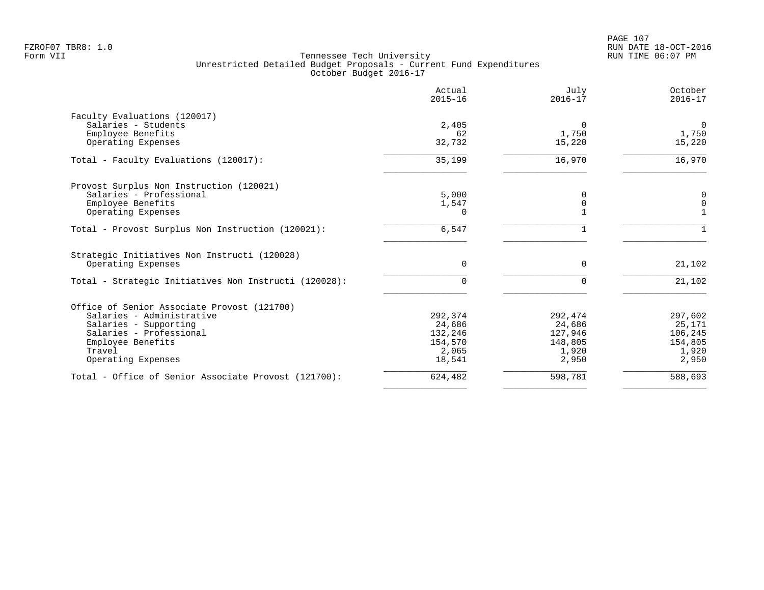FZROF07 TBR8: 1.0
Form VII

# Tennessee Tech University
## Unrestricted Detailed Budget Proposals - Current Fund Expenditures
### October Budget 2016-17

| | Actual 2015-16 | July 2016-17 | October 2016-17 |
|---|---|---|---|
| **Faculty Evaluations (120017)** | | | |
| Salaries - Students | 2,405 | 0 | 0 |
| Employee Benefits | 62 | 1,750 | 1,750 |
| Operating Expenses | 32,732 | 15,220 | 15,220 |
| Total - Faculty Evaluations (120017): | 35,199 | 16,970 | 16,970 |
| **Provost Surplus Non Instruction (120021)** | | | |
| Salaries - Professional | 5,000 | 0 | 0 |
| Employee Benefits | 1,547 | 0 | 0 |
| Operating Expenses | 0 | 1 | 1 |
| Total - Provost Surplus Non Instruction (120021): | 6,547 | 1 | 1 |
| **Strategic Initiatives Non Instructi (120028)** | | | |
| Operating Expenses | 0 | 0 | 21,102 |
| Total - Strategic Initiatives Non Instructi (120028): | 0 | 0 | 21,102 |
| **Office of Senior Associate Provost (121700)** | | | |
| Salaries - Administrative | 292,374 | 292,474 | 297,602 |
| Salaries - Supporting | 24,686 | 24,686 | 25,171 |
| Salaries - Professional | 132,246 | 127,946 | 106,245 |
| Employee Benefits | 154,570 | 148,805 | 154,805 |
| Travel | 2,065 | 1,920 | 1,920 |
| Operating Expenses | 18,541 | 2,950 | 2,950 |
| Total - Office of Senior Associate Provost (121700): | 624,482 | 598,781 | 588,693 |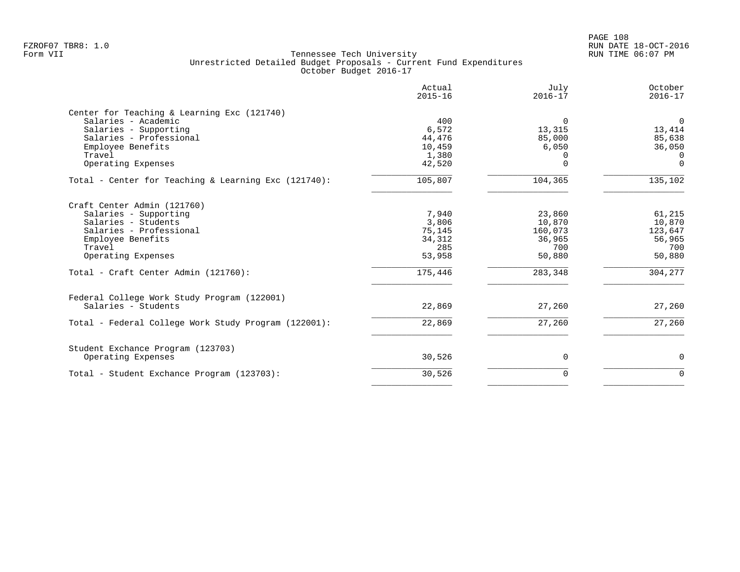FZROF07 TBR8: 1.0
Form VII

Tennessee Tech University
Unrestricted Detailed Budget Proposals - Current Fund Expenditures
October Budget 2016-17

RUN DATE 18-OCT-2016
RUN TIME 06:07 PM

| | Actual 2015-16 | July 2016-17 | October 2016-17 |
|---|---|---|---|
| **Center for Teaching & Learning Exc (121740)** | | | |
| Salaries - Academic | 400 | 0 | 0 |
| Salaries - Supporting | 6,572 | 13,315 | 13,414 |
| Salaries - Professional | 44,476 | 85,000 | 85,638 |
| Employee Benefits | 10,459 | 6,050 | 36,050 |
| Travel | 1,380 | 0 | 0 |
| Operating Expenses | 42,520 | 0 | 0 |
| Total - Center for Teaching & Learning Exc (121740): | 105,807 | 104,365 | 135,102 |
| **Craft Center Admin (121760)** | | | |
| Salaries - Supporting | 7,940 | 23,860 | 61,215 |
| Salaries - Students | 3,806 | 10,870 | 10,870 |
| Salaries - Professional | 75,145 | 160,073 | 123,647 |
| Employee Benefits | 34,312 | 36,965 | 56,965 |
| Travel | 285 | 700 | 700 |
| Operating Expenses | 53,958 | 50,880 | 50,880 |
| Total - Craft Center Admin (121760): | 175,446 | 283,348 | 304,277 |
| **Federal College Work Study Program (122001)** | | | |
| Salaries - Students | 22,869 | 27,260 | 27,260 |
| Total - Federal College Work Study Program (122001): | 22,869 | 27,260 | 27,260 |
| **Student Exchance Program (123703)** | | | |
| Operating Expenses | 30,526 | 0 | 0 |
| Total - Student Exchance Program (123703): | 30,526 | 0 | 0 |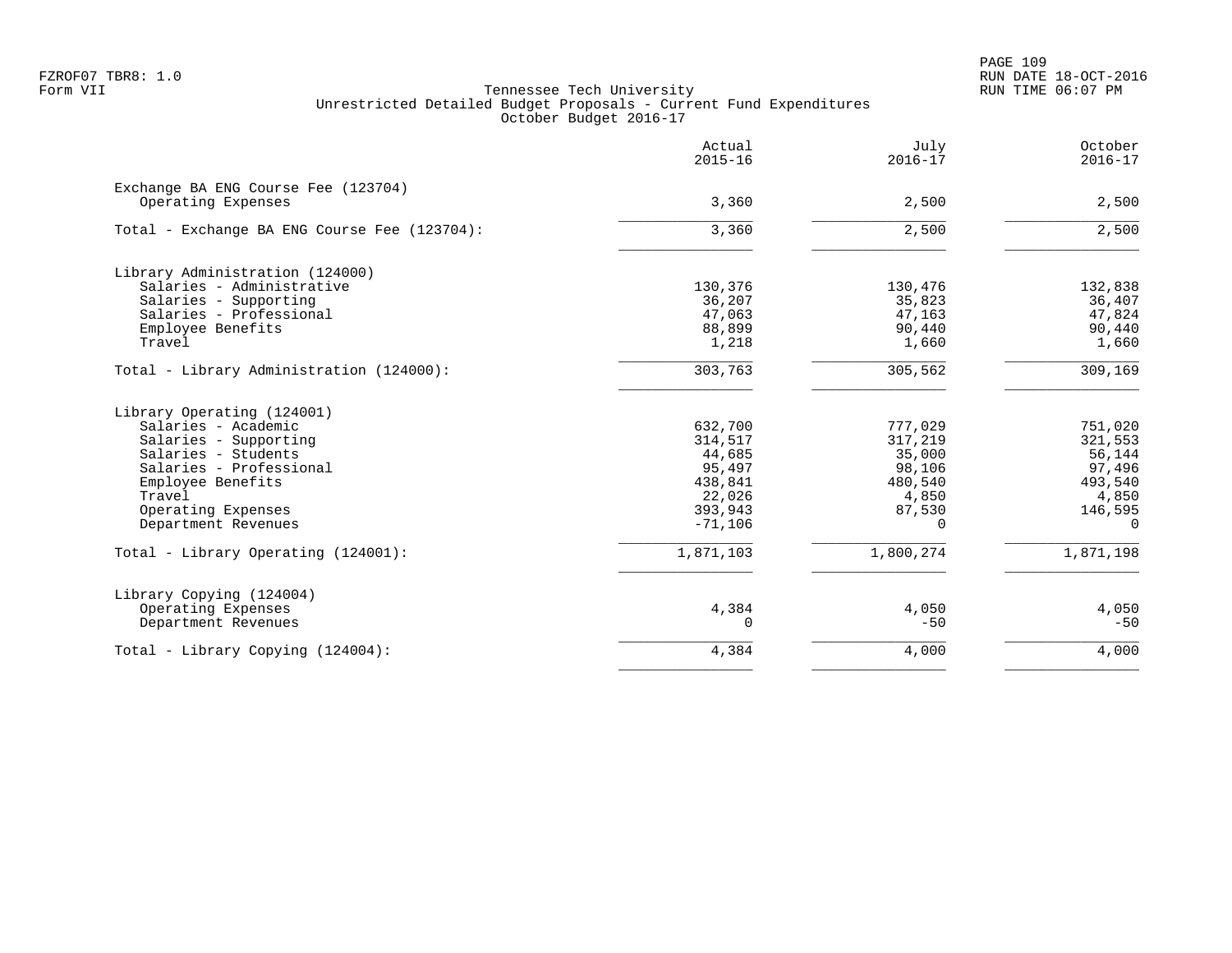FZROF07 TBR8: 1.0
Form VII

Tennessee Tech University
Unrestricted Detailed Budget Proposals - Current Fund Expenditures
October Budget 2016-17

RUN DATE 18-OCT-2016
RUN TIME 06:07 PM

| | Actual 2015-16 | July 2016-17 | October 2016-17 |
|---|---|---|---|
| **Exchange BA ENG Course Fee (123704)** | | | |
| Operating Expenses | 3,360 | 2,500 | 2,500 |
| Total - Exchange BA ENG Course Fee (123704): | 3,360 | 2,500 | 2,500 |
| **Library Administration (124000)** | | | |
| Salaries - Administrative | 130,376 | 130,476 | 132,838 |
| Salaries - Supporting | 36,207 | 35,823 | 36,407 |
| Salaries - Professional | 47,063 | 47,163 | 47,824 |
| Employee Benefits | 88,899 | 90,440 | 90,440 |
| Travel | 1,218 | 1,660 | 1,660 |
| Total - Library Administration (124000): | 303,763 | 305,562 | 309,169 |
| **Library Operating (124001)** | | | |
| Salaries - Academic | 632,700 | 777,029 | 751,020 |
| Salaries - Supporting | 314,517 | 317,219 | 321,553 |
| Salaries - Students | 44,685 | 35,000 | 56,144 |
| Salaries - Professional | 95,497 | 98,106 | 97,496 |
| Employee Benefits | 438,841 | 480,540 | 493,540 |
| Travel | 22,026 | 4,850 | 4,850 |
| Operating Expenses | 393,943 | 87,530 | 146,595 |
| Department Revenues | -71,106 | 0 | 0 |
| Total - Library Operating (124001): | 1,871,103 | 1,800,274 | 1,871,198 |
| **Library Copying (124004)** | | | |
| Operating Expenses | 4,384 | 4,050 | 4,050 |
| Department Revenues | 0 | -50 | -50 |
| Total - Library Copying (124004): | 4,384 | 4,000 | 4,000 |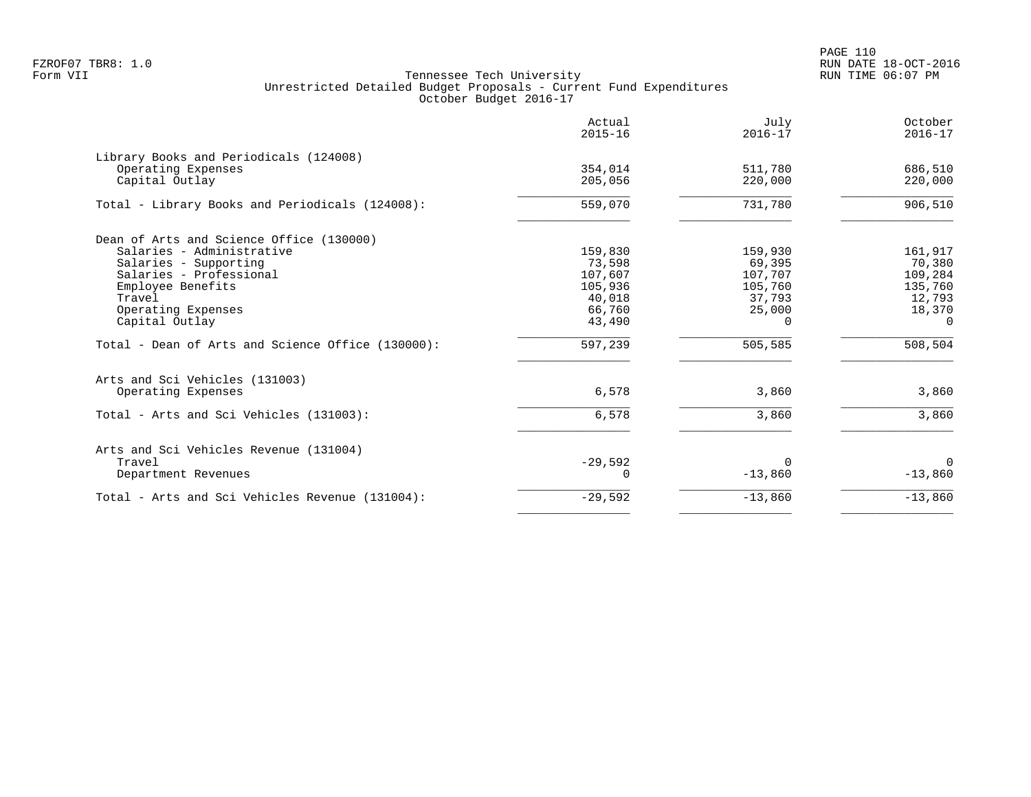Tennessee Tech University
Unrestricted Detailed Budget Proposals - Current Fund Expenditures
October Budget 2016-17

| | Actual 2015-16 | July 2016-17 | October 2016-17 |
|---|---|---|---|
| **Library Books and Periodicals (124008)** | | | |
| Operating Expenses | 354,014 | 511,780 | 686,510 |
| Capital Outlay | 205,056 | 220,000 | 220,000 |
| Total - Library Books and Periodicals (124008): | 559,070 | 731,780 | 906,510 |
| **Dean of Arts and Science Office (130000)** | | | |
| Salaries - Administrative | 159,830 | 159,930 | 161,917 |
| Salaries - Supporting | 73,598 | 69,395 | 70,380 |
| Salaries - Professional | 107,607 | 107,707 | 109,284 |
| Employee Benefits | 105,936 | 105,760 | 135,760 |
| Travel | 40,018 | 37,793 | 12,793 |
| Operating Expenses | 66,760 | 25,000 | 18,370 |
| Capital Outlay | 43,490 | 0 | 0 |
| Total - Dean of Arts and Science Office (130000): | 597,239 | 505,585 | 508,504 |
| **Arts and Sci Vehicles (131003)** | | | |
| Operating Expenses | 6,578 | 3,860 | 3,860 |
| Total - Arts and Sci Vehicles (131003): | 6,578 | 3,860 | 3,860 |
| **Arts and Sci Vehicles Revenue (131004)** | | | |
| Travel | -29,592 | 0 | 0 |
| Department Revenues | 0 | -13,860 | -13,860 |
| Total - Arts and Sci Vehicles Revenue (131004): | -29,592 | -13,860 | -13,860 |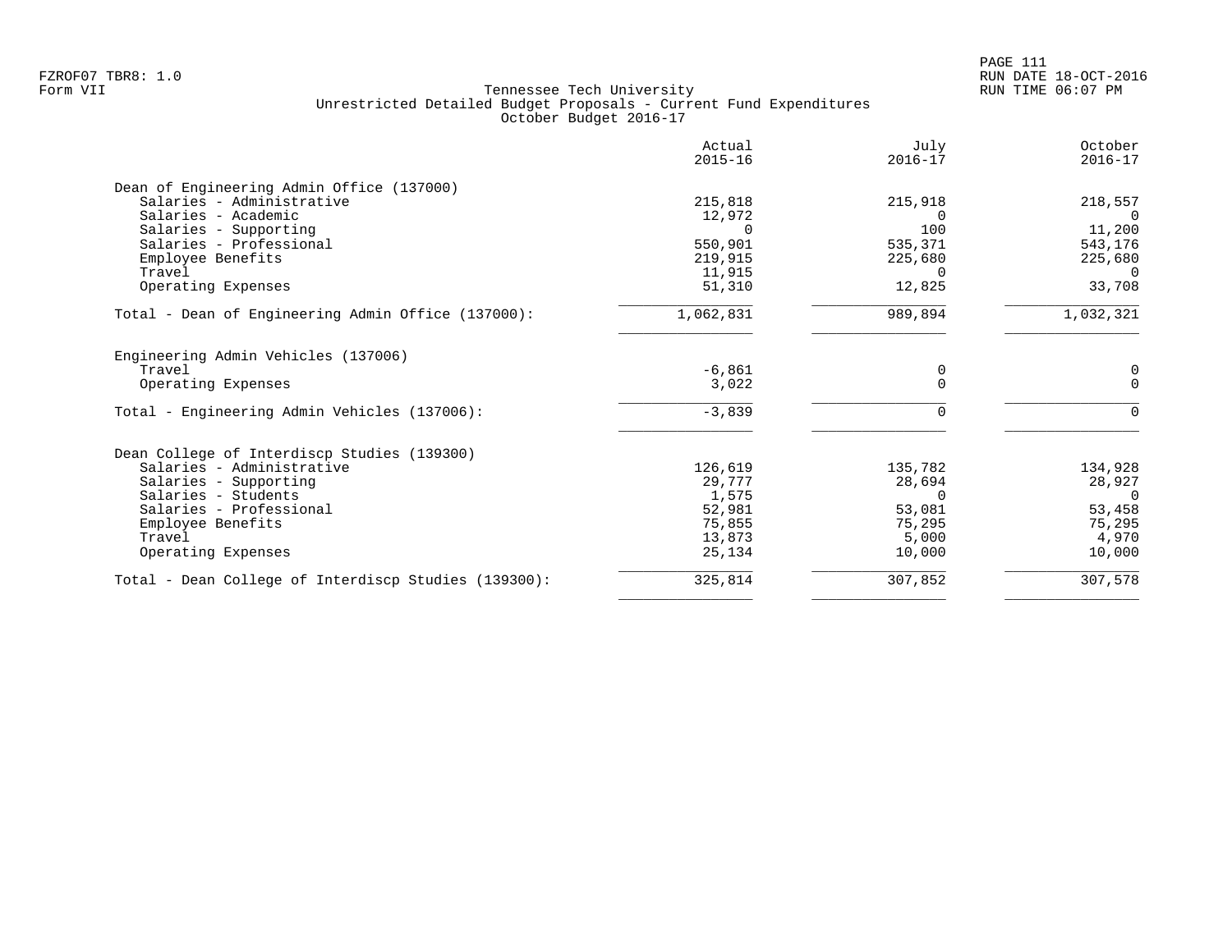FZROF07 TBR8: 1.0
Form VII

Tennessee Tech University
Unrestricted Detailed Budget Proposals - Current Fund Expenditures
October Budget 2016-17

RUN DATE 18-OCT-2016
RUN TIME 06:07 PM

| | Actual 2015-16 | July 2016-17 | October 2016-17 |
|---|---|---|---|
| **Dean of Engineering Admin Office (137000)** | | | |
| Salaries - Administrative | 215,818 | 215,918 | 218,557 |
| Salaries - Academic | 12,972 | 0 | 0 |
| Salaries - Supporting | 0 | 100 | 11,200 |
| Salaries - Professional | 550,901 | 535,371 | 543,176 |
| Employee Benefits | 219,915 | 225,680 | 225,680 |
| Travel | 11,915 | 0 | 0 |
| Operating Expenses | 51,310 | 12,825 | 33,708 |
| Total - Dean of Engineering Admin Office (137000): | 1,062,831 | 989,894 | 1,032,321 |
| **Engineering Admin Vehicles (137006)** | | | |
| Travel | -6,861 | 0 | 0 |
| Operating Expenses | 3,022 | 0 | 0 |
| Total - Engineering Admin Vehicles (137006): | -3,839 | 0 | 0 |
| **Dean College of Interdiscp Studies (139300)** | | | |
| Salaries - Administrative | 126,619 | 135,782 | 134,928 |
| Salaries - Supporting | 29,777 | 28,694 | 28,927 |
| Salaries - Students | 1,575 | 0 | 0 |
| Salaries - Professional | 52,981 | 53,081 | 53,458 |
| Employee Benefits | 75,855 | 75,295 | 75,295 |
| Travel | 13,873 | 5,000 | 4,970 |
| Operating Expenses | 25,134 | 10,000 | 10,000 |
| Total - Dean College of Interdiscp Studies (139300): | 325,814 | 307,852 | 307,578 |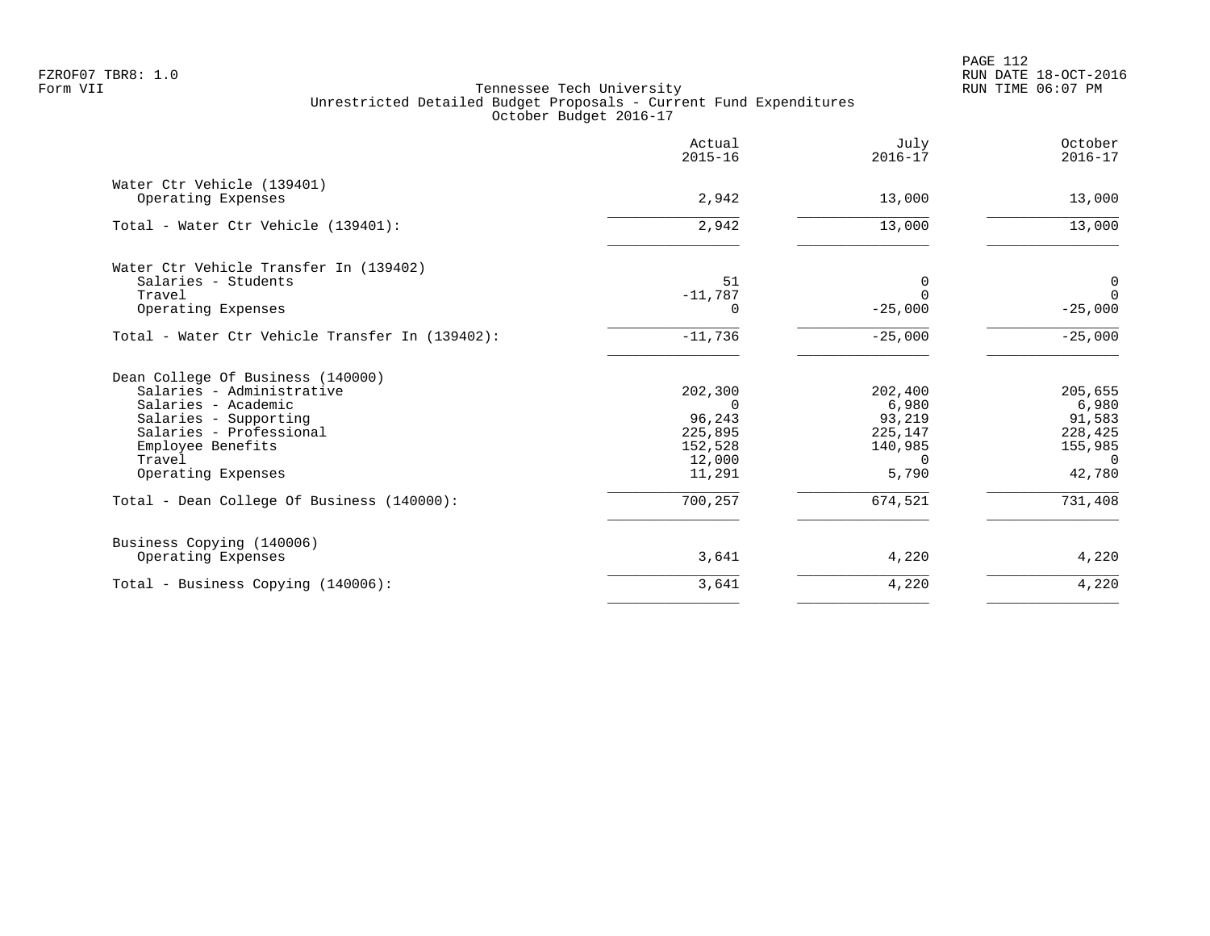Tennessee Tech University
Unrestricted Detailed Budget Proposals - Current Fund Expenditures
October Budget 2016-17

| | Actual 2015-16 | July 2016-17 | October 2016-17 |
|---|---|---|---|
| **Water Ctr Vehicle (139401)** | | | |
| Operating Expenses | 2,942 | 13,000 | 13,000 |
| Total - Water Ctr Vehicle (139401): | 2,942 | 13,000 | 13,000 |
| **Water Ctr Vehicle Transfer In (139402)** | | | |
| Salaries - Students | 51 | 0 | 0 |
| Travel | -11,787 | 0 | 0 |
| Operating Expenses | 0 | -25,000 | -25,000 |
| Total - Water Ctr Vehicle Transfer In (139402): | -11,736 | -25,000 | -25,000 |
| **Dean College Of Business (140000)** | | | |
| Salaries - Administrative | 202,300 | 202,400 | 205,655 |
| Salaries - Academic | 0 | 6,980 | 6,980 |
| Salaries - Supporting | 96,243 | 93,219 | 91,583 |
| Salaries - Professional | 225,895 | 225,147 | 228,425 |
| Employee Benefits | 152,528 | 140,985 | 155,985 |
| Travel | 12,000 | 0 | 0 |
| Operating Expenses | 11,291 | 5,790 | 42,780 |
| Total - Dean College Of Business (140000): | 700,257 | 674,521 | 731,408 |
| **Business Copying (140006)** | | | |
| Operating Expenses | 3,641 | 4,220 | 4,220 |
| Total - Business Copying (140006): | 3,641 | 4,220 | 4,220 |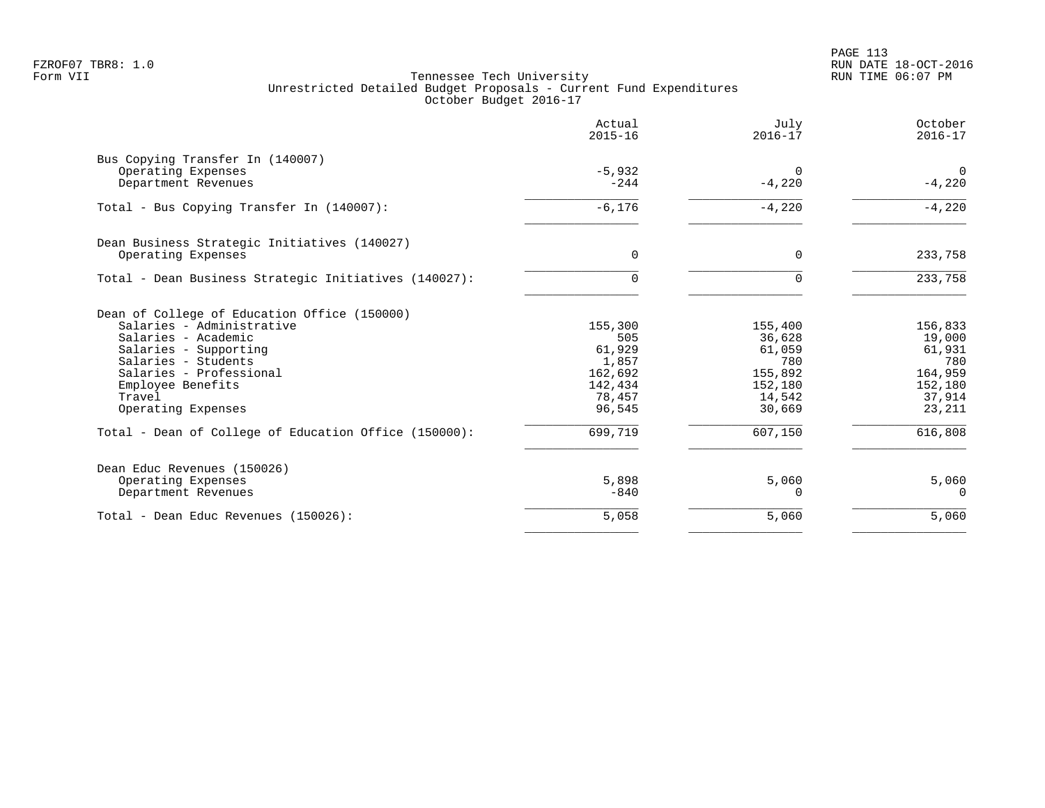Tennessee Tech University
Unrestricted Detailed Budget Proposals - Current Fund Expenditures
October Budget 2016-17

| | Actual 2015-16 | July 2016-17 | October 2016-17 |
|---|---|---|---|
| **Bus Copying Transfer In (140007)** | | | |
| Operating Expenses | -5,932 | 0 | 0 |
| Department Revenues | -244 | -4,220 | -4,220 |
| Total - Bus Copying Transfer In (140007): | -6,176 | -4,220 | -4,220 |
| **Dean Business Strategic Initiatives (140027)** | | | |
| Operating Expenses | 0 | 0 | 233,758 |
| Total - Dean Business Strategic Initiatives (140027): | 0 | 0 | 233,758 |
| **Dean of College of Education Office (150000)** | | | |
| Salaries - Administrative | 155,300 | 155,400 | 156,833 |
| Salaries - Academic | 505 | 36,628 | 19,000 |
| Salaries - Supporting | 61,929 | 61,059 | 61,931 |
| Salaries - Students | 1,857 | 780 | 780 |
| Salaries - Professional | 162,692 | 155,892 | 164,959 |
| Employee Benefits | 142,434 | 152,180 | 152,180 |
| Travel | 78,457 | 14,542 | 37,914 |
| Operating Expenses | 96,545 | 30,669 | 23,211 |
| Total - Dean of College of Education Office (150000): | 699,719 | 607,150 | 616,808 |
| **Dean Educ Revenues (150026)** | | | |
| Operating Expenses | 5,898 | 5,060 | 5,060 |
| Department Revenues | -840 | 0 | 0 |
| Total - Dean Educ Revenues (150026): | 5,058 | 5,060 | 5,060 |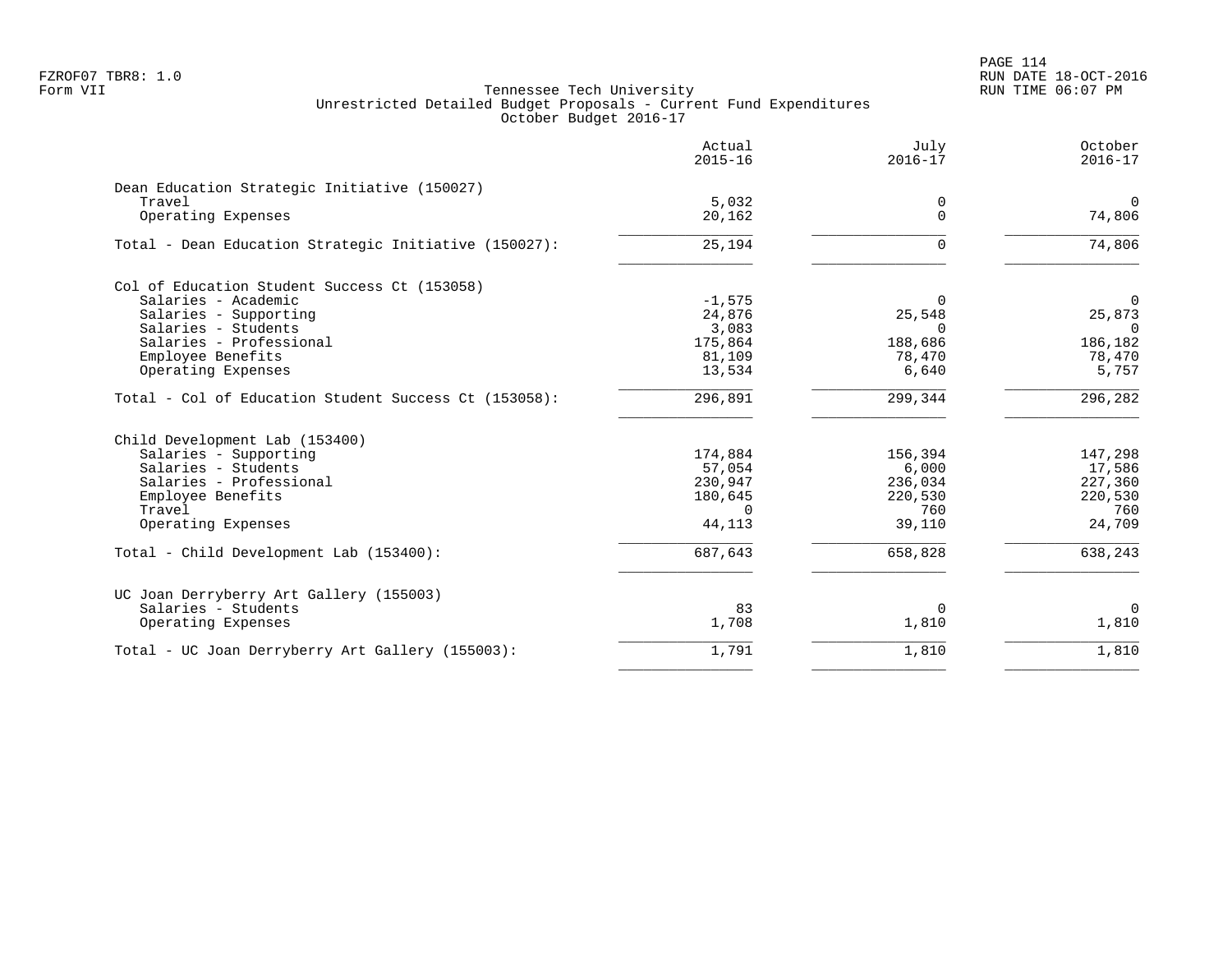FZROF07 TBR8: 1.0
Form VII

RUN DATE 18-OCT-2016
RUN TIME 06:07 PM

Tennessee Tech University
Unrestricted Detailed Budget Proposals - Current Fund Expenditures
October Budget 2016-17

| | Actual 2015-16 | July 2016-17 | October 2016-17 |
|---|---|---|---|
| **Dean Education Strategic Initiative (150027)** | | | |
| Travel | 5,032 | 0 | 0 |
| Operating Expenses | 20,162 | 0 | 74,806 |
| Total - Dean Education Strategic Initiative (150027): | 25,194 | 0 | 74,806 |
| **Col of Education Student Success Ct (153058)** | | | |
| Salaries - Academic | -1,575 | 0 | 0 |
| Salaries - Supporting | 24,876 | 25,548 | 25,873 |
| Salaries - Students | 3,083 | 0 | 0 |
| Salaries - Professional | 175,864 | 188,686 | 186,182 |
| Employee Benefits | 81,109 | 78,470 | 78,470 |
| Operating Expenses | 13,534 | 6,640 | 5,757 |
| Total - Col of Education Student Success Ct (153058): | 296,891 | 299,344 | 296,282 |
| **Child Development Lab (153400)** | | | |
| Salaries - Supporting | 174,884 | 156,394 | 147,298 |
| Salaries - Students | 57,054 | 6,000 | 17,586 |
| Salaries - Professional | 230,947 | 236,034 | 227,360 |
| Employee Benefits | 180,645 | 220,530 | 220,530 |
| Travel | 0 | 760 | 760 |
| Operating Expenses | 44,113 | 39,110 | 24,709 |
| Total - Child Development Lab (153400): | 687,643 | 658,828 | 638,243 |
| **UC Joan Derryberry Art Gallery (155003)** | | | |
| Salaries - Students | 83 | 0 | 0 |
| Operating Expenses | 1,708 | 1,810 | 1,810 |
| Total - UC Joan Derryberry Art Gallery (155003): | 1,791 | 1,810 | 1,810 |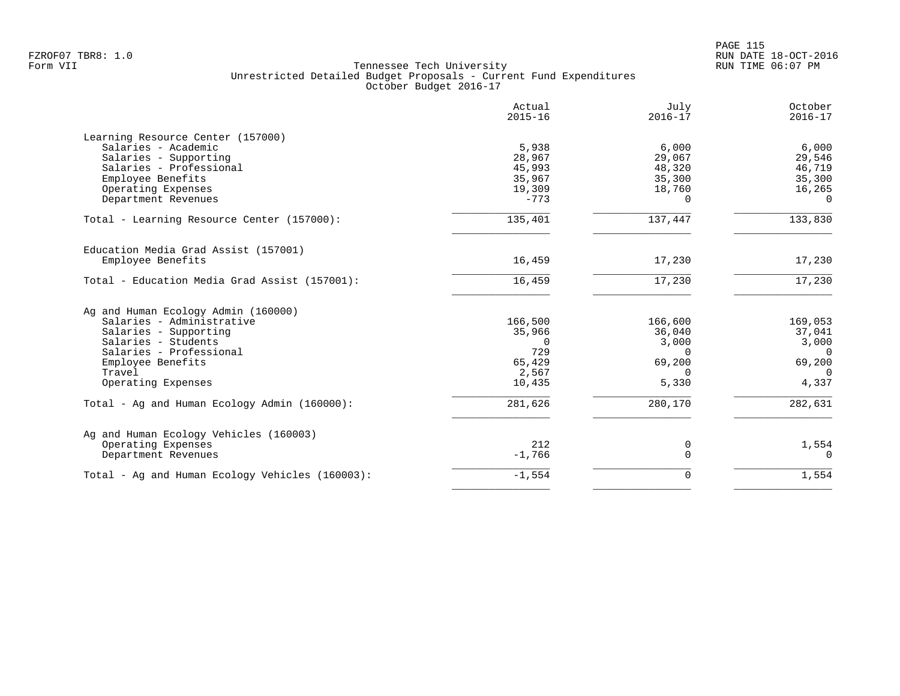FZROF07 TBR8: 1.0
Form VII

Tennessee Tech University
Unrestricted Detailed Budget Proposals - Current Fund Expenditures
October Budget 2016-17

RUN DATE 18-OCT-2016
RUN TIME 06:07 PM

| | Actual 2015-16 | July 2016-17 | October 2016-17 |
|---|---|---|---|
| **Learning Resource Center (157000)** | | | |
| Salaries - Academic | 5,938 | 6,000 | 6,000 |
| Salaries - Supporting | 28,967 | 29,067 | 29,546 |
| Salaries - Professional | 45,993 | 48,320 | 46,719 |
| Employee Benefits | 35,967 | 35,300 | 35,300 |
| Operating Expenses | 19,309 | 18,760 | 16,265 |
| Department Revenues | -773 | 0 | 0 |
| Total - Learning Resource Center (157000): | 135,401 | 137,447 | 133,830 |
| **Education Media Grad Assist (157001)** | | | |
| Employee Benefits | 16,459 | 17,230 | 17,230 |
| Total - Education Media Grad Assist (157001): | 16,459 | 17,230 | 17,230 |
| **Ag and Human Ecology Admin (160000)** | | | |
| Salaries - Administrative | 166,500 | 166,600 | 169,053 |
| Salaries - Supporting | 35,966 | 36,040 | 37,041 |
| Salaries - Students | 0 | 3,000 | 3,000 |
| Salaries - Professional | 729 | 0 | 0 |
| Employee Benefits | 65,429 | 69,200 | 69,200 |
| Travel | 2,567 | 0 | 0 |
| Operating Expenses | 10,435 | 5,330 | 4,337 |
| Total - Ag and Human Ecology Admin (160000): | 281,626 | 280,170 | 282,631 |
| **Ag and Human Ecology Vehicles (160003)** | | | |
| Operating Expenses | 212 | 0 | 1,554 |
| Department Revenues | -1,766 | 0 | 0 |
| Total - Ag and Human Ecology Vehicles (160003): | -1,554 | 0 | 1,554 |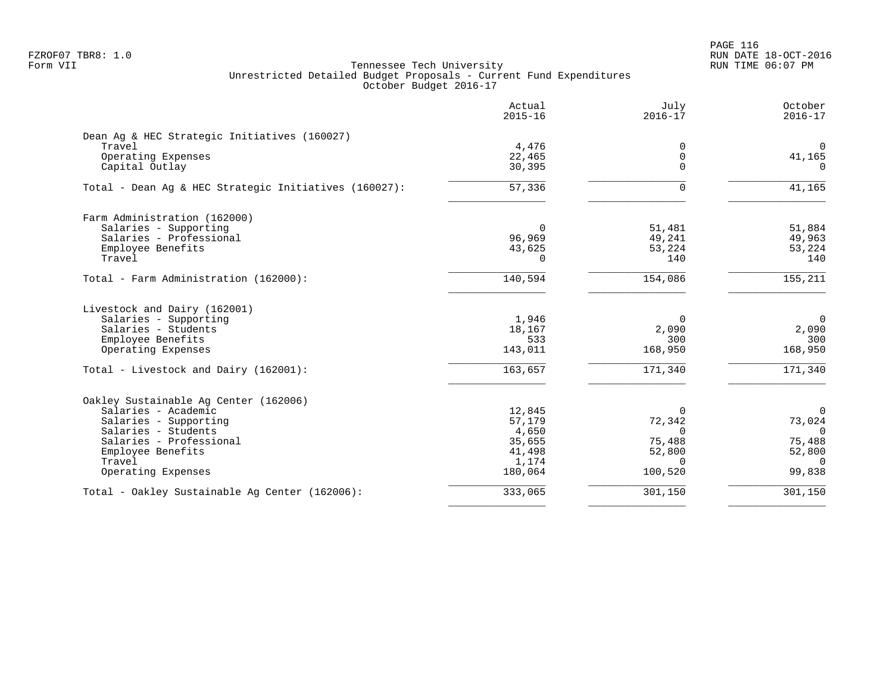FZROF07 TBR8: 1.0
Form VII

Tennessee Tech University
Unrestricted Detailed Budget Proposals - Current Fund Expenditures
October Budget 2016-17

RUN DATE 18-OCT-2016
RUN TIME 06:07 PM

| | Actual 2015-16 | July 2016-17 | October 2016-17 |
|---|---|---|---|
| **Dean Ag & HEC Strategic Initiatives (160027)** | | | |
| Travel | 4,476 | 0 | 0 |
| Operating Expenses | 22,465 | 0 | 41,165 |
| Capital Outlay | 30,395 | 0 | 0 |
| Total - Dean Ag & HEC Strategic Initiatives (160027): | 57,336 | 0 | 41,165 |
| **Farm Administration (162000)** | | | |
| Salaries - Supporting | 0 | 51,481 | 51,884 |
| Salaries - Professional | 96,969 | 49,241 | 49,963 |
| Employee Benefits | 43,625 | 53,224 | 53,224 |
| Travel | 0 | 140 | 140 |
| Total - Farm Administration (162000): | 140,594 | 154,086 | 155,211 |
| **Livestock and Dairy (162001)** | | | |
| Salaries - Supporting | 1,946 | 0 | 0 |
| Salaries - Students | 18,167 | 2,090 | 2,090 |
| Employee Benefits | 533 | 300 | 300 |
| Operating Expenses | 143,011 | 168,950 | 168,950 |
| Total - Livestock and Dairy (162001): | 163,657 | 171,340 | 171,340 |
| **Oakley Sustainable Ag Center (162006)** | | | |
| Salaries - Academic | 12,845 | 0 | 0 |
| Salaries - Supporting | 57,179 | 72,342 | 73,024 |
| Salaries - Students | 4,650 | 0 | 0 |
| Salaries - Professional | 35,655 | 75,488 | 75,488 |
| Employee Benefits | 41,498 | 52,800 | 52,800 |
| Travel | 1,174 | 0 | 0 |
| Operating Expenses | 180,064 | 100,520 | 99,838 |
| Total - Oakley Sustainable Ag Center (162006): | 333,065 | 301,150 | 301,150 |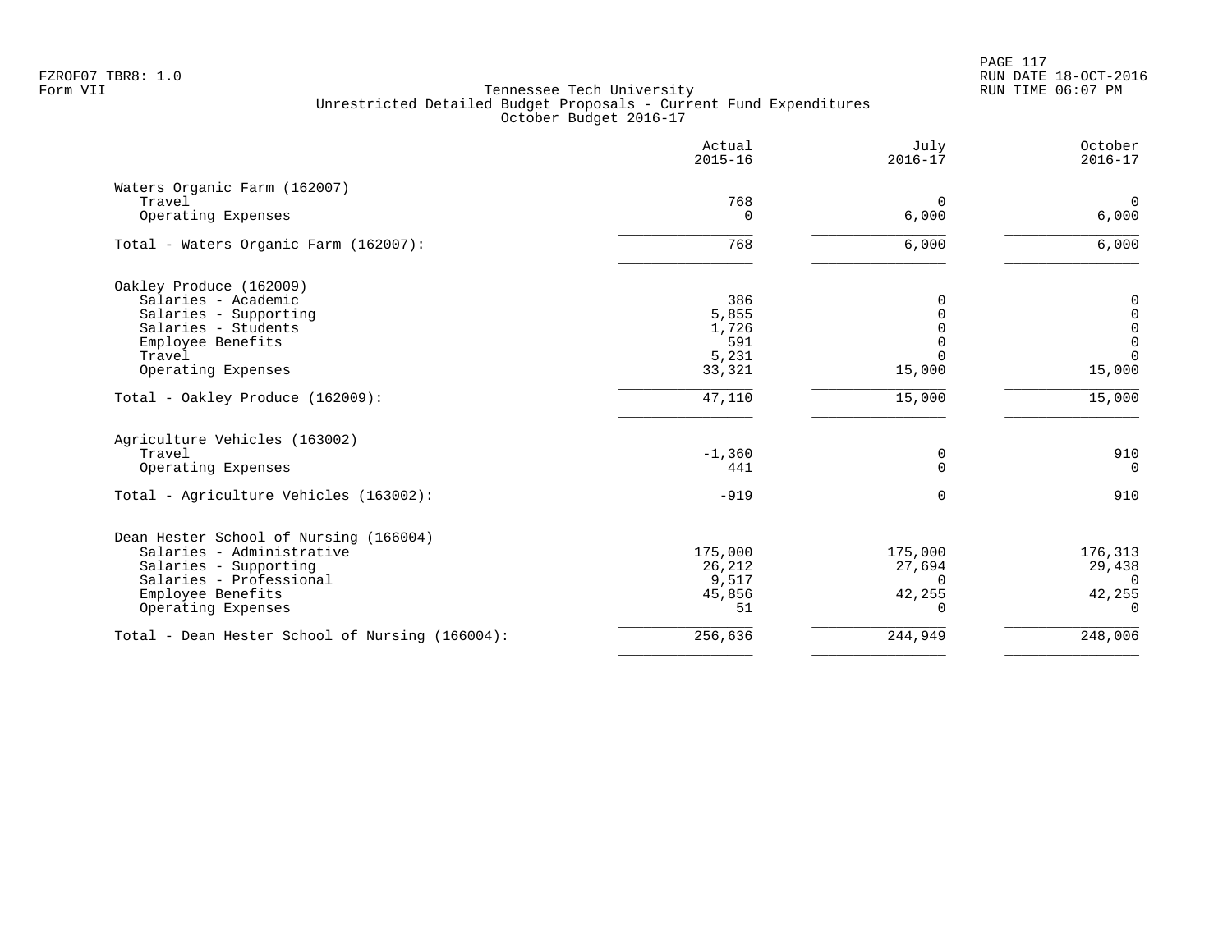Tennessee Tech University
Unrestricted Detailed Budget Proposals - Current Fund Expenditures
October Budget 2016-17

| | Actual 2015-16 | July 2016-17 | October 2016-17 |
|---|---|---|---|
| **Waters Organic Farm (162007)** | | | |
| Travel | 768 | 0 | 0 |
| Operating Expenses | 0 | 6,000 | 6,000 |
| Total - Waters Organic Farm (162007): | 768 | 6,000 | 6,000 |
| **Oakley Produce (162009)** | | | |
| Salaries - Academic | 386 | 0 | 0 |
| Salaries - Supporting | 5,855 | 0 | 0 |
| Salaries - Students | 1,726 | 0 | 0 |
| Employee Benefits | 591 | 0 | 0 |
| Travel | 5,231 | 0 | 0 |
| Operating Expenses | 33,321 | 15,000 | 15,000 |
| Total - Oakley Produce (162009): | 47,110 | 15,000 | 15,000 |
| **Agriculture Vehicles (163002)** | | | |
| Travel | -1,360 | 0 | 910 |
| Operating Expenses | 441 | 0 | 0 |
| Total - Agriculture Vehicles (163002): | -919 | 0 | 910 |
| **Dean Hester School of Nursing (166004)** | | | |
| Salaries - Administrative | 175,000 | 175,000 | 176,313 |
| Salaries - Supporting | 26,212 | 27,694 | 29,438 |
| Salaries - Professional | 9,517 | 0 | 0 |
| Employee Benefits | 45,856 | 42,255 | 42,255 |
| Operating Expenses | 51 | 0 | 0 |
| Total - Dean Hester School of Nursing (166004): | 256,636 | 244,949 | 248,006 |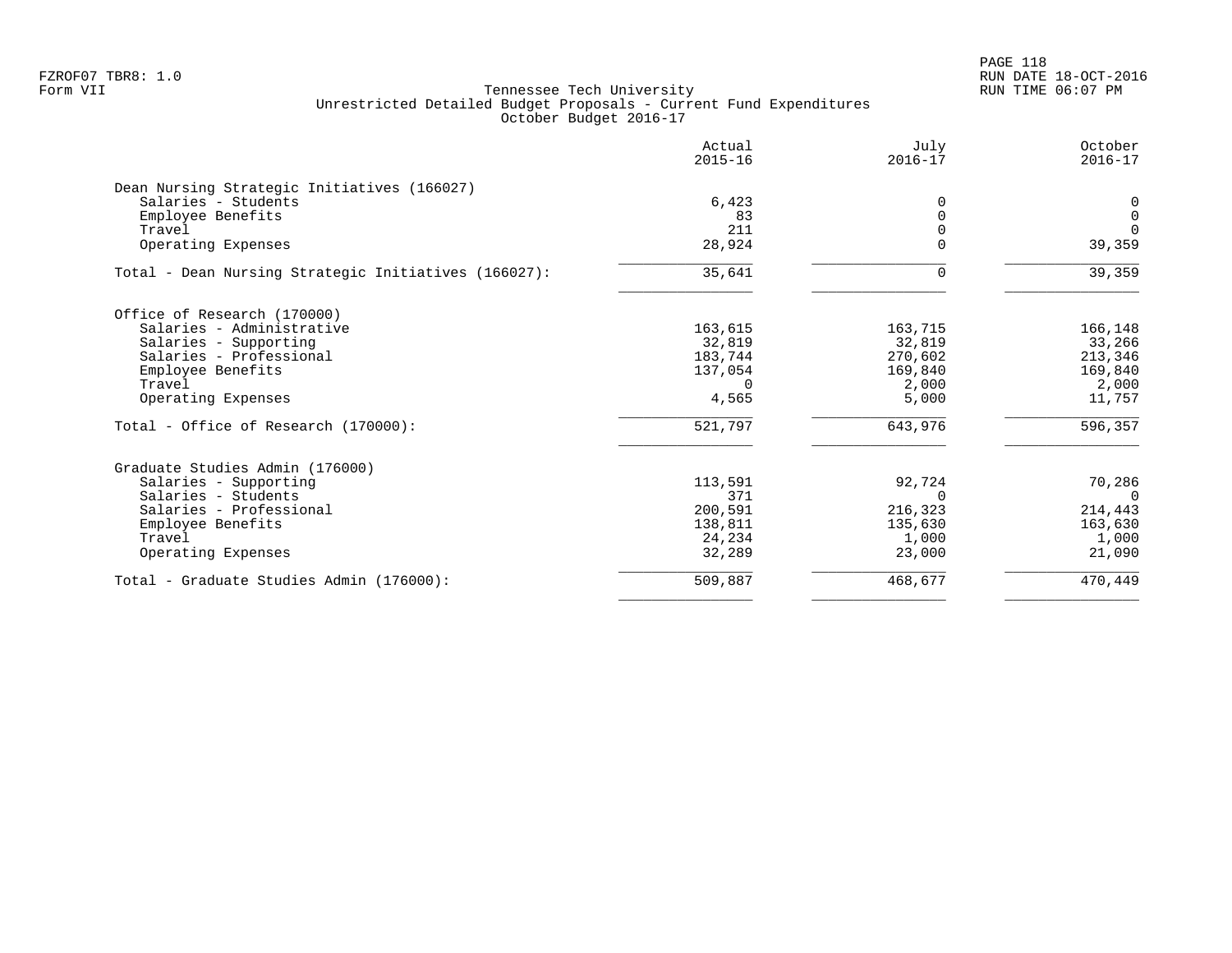# Tennessee Tech University

## Unrestricted Detailed Budget Proposals - Current Fund Expenditures

### October Budget 2016-17

| | Actual 2015-16 | July 2016-17 | October 2016-17 |
|---|---|---|---|
| **Dean Nursing Strategic Initiatives (166027)** | | | |
| Salaries - Students | 6,423 | 0 | 0 |
| Employee Benefits | 83 | 0 | 0 |
| Travel | 211 | 0 | 0 |
| Operating Expenses | 28,924 | 0 | 39,359 |
| Total - Dean Nursing Strategic Initiatives (166027): | 35,641 | 0 | 39,359 |
| **Office of Research (170000)** | | | |
| Salaries - Administrative | 163,615 | 163,715 | 166,148 |
| Salaries - Supporting | 32,819 | 32,819 | 33,266 |
| Salaries - Professional | 183,744 | 270,602 | 213,346 |
| Employee Benefits | 137,054 | 169,840 | 169,840 |
| Travel | 0 | 2,000 | 2,000 |
| Operating Expenses | 4,565 | 5,000 | 11,757 |
| Total - Office of Research (170000): | 521,797 | 643,976 | 596,357 |
| **Graduate Studies Admin (176000)** | | | |
| Salaries - Supporting | 113,591 | 92,724 | 70,286 |
| Salaries - Students | 371 | 0 | 0 |
| Salaries - Professional | 200,591 | 216,323 | 214,443 |
| Employee Benefits | 138,811 | 135,630 | 163,630 |
| Travel | 24,234 | 1,000 | 1,000 |
| Operating Expenses | 32,289 | 23,000 | 21,090 |
| Total - Graduate Studies Admin (176000): | 509,887 | 468,677 | 470,449 |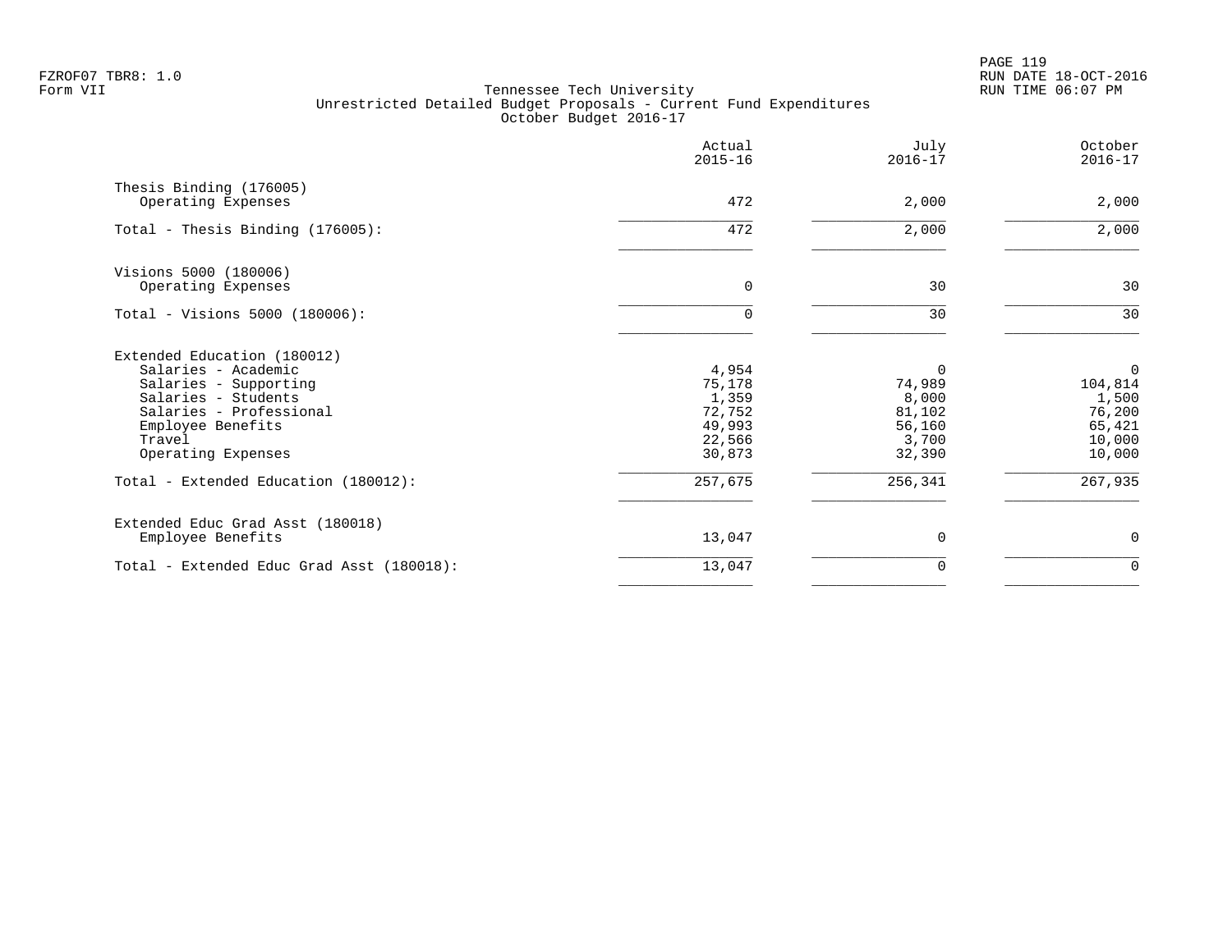Tennessee Tech University
Unrestricted Detailed Budget Proposals - Current Fund Expenditures
October Budget 2016-17

| | Actual 2015-16 | July 2016-17 | October 2016-17 |
|---|---|---|---|
| **Thesis Binding (176005)** | | | |
| Operating Expenses | 472 | 2,000 | 2,000 |
| Total - Thesis Binding (176005): | 472 | 2,000 | 2,000 |
| **Visions 5000 (180006)** | | | |
| Operating Expenses | 0 | 30 | 30 |
| Total - Visions 5000 (180006): | 0 | 30 | 30 |
| **Extended Education (180012)** | | | |
| Salaries - Academic | 4,954 | 0 | 0 |
| Salaries - Supporting | 75,178 | 74,989 | 104,814 |
| Salaries - Students | 1,359 | 8,000 | 1,500 |
| Salaries - Professional | 72,752 | 81,102 | 76,200 |
| Employee Benefits | 49,993 | 56,160 | 65,421 |
| Travel | 22,566 | 3,700 | 10,000 |
| Operating Expenses | 30,873 | 32,390 | 10,000 |
| Total - Extended Education (180012): | 257,675 | 256,341 | 267,935 |
| **Extended Educ Grad Asst (180018)** | | | |
| Employee Benefits | 13,047 | 0 | 0 |
| Total - Extended Educ Grad Asst (180018): | 13,047 | 0 | 0 |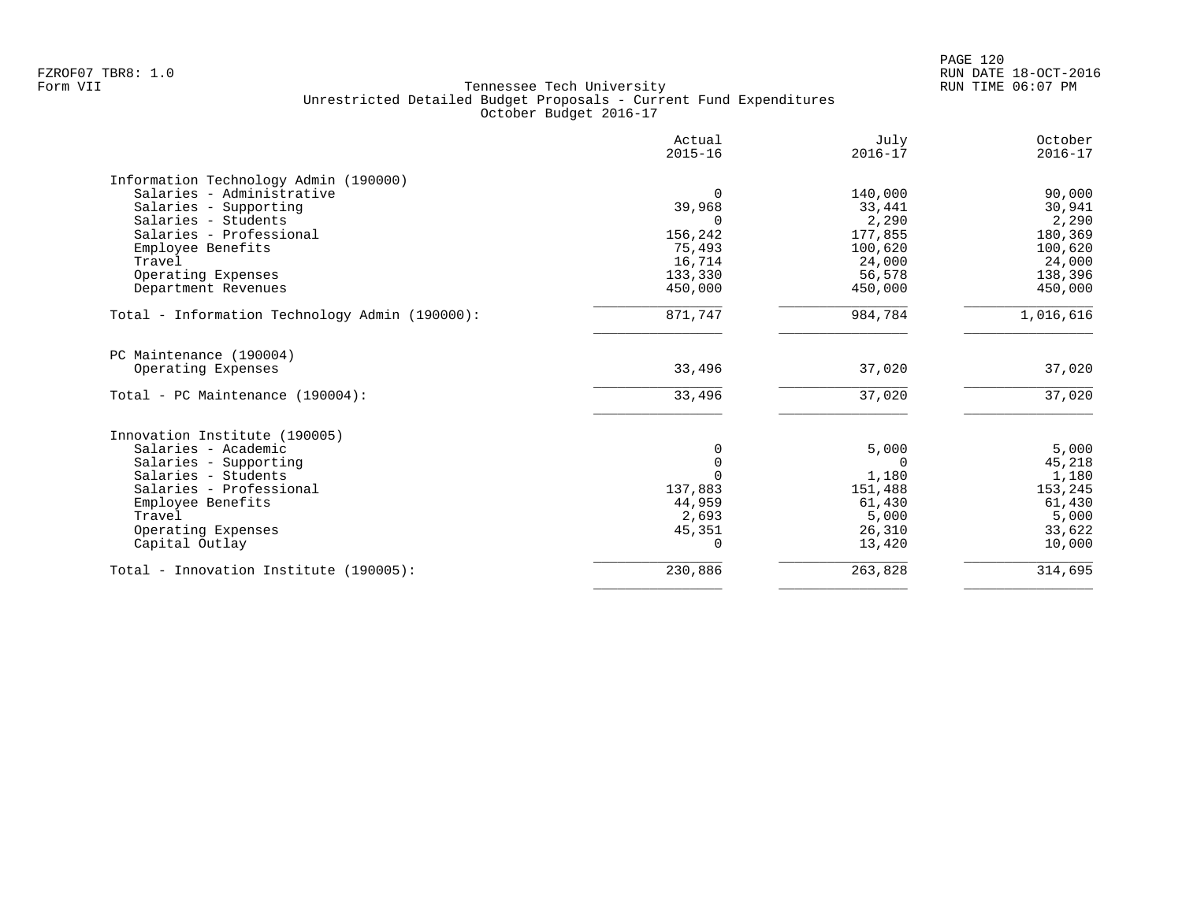FZROF07 TBR8: 1.0
Form VII

Tennessee Tech University
Unrestricted Detailed Budget Proposals - Current Fund Expenditures
October Budget 2016-17

RUN DATE 18-OCT-2016
RUN TIME 06:07 PM

| | Actual 2015-16 | July 2016-17 | October 2016-17 |
|---|---|---|---|
| **Information Technology Admin (190000)** | | | |
| Salaries - Administrative | 0 | 140,000 | 90,000 |
| Salaries - Supporting | 39,968 | 33,441 | 30,941 |
| Salaries - Students | 0 | 2,290 | 2,290 |
| Salaries - Professional | 156,242 | 177,855 | 180,369 |
| Employee Benefits | 75,493 | 100,620 | 100,620 |
| Travel | 16,714 | 24,000 | 24,000 |
| Operating Expenses | 133,330 | 56,578 | 138,396 |
| Department Revenues | 450,000 | 450,000 | 450,000 |
| Total - Information Technology Admin (190000): | 871,747 | 984,784 | 1,016,616 |
| **PC Maintenance (190004)** | | | |
| Operating Expenses | 33,496 | 37,020 | 37,020 |
| Total - PC Maintenance (190004): | 33,496 | 37,020 | 37,020 |
| **Innovation Institute (190005)** | | | |
| Salaries - Academic | 0 | 5,000 | 5,000 |
| Salaries - Supporting | 0 | 0 | 45,218 |
| Salaries - Students | 0 | 1,180 | 1,180 |
| Salaries - Professional | 137,883 | 151,488 | 153,245 |
| Employee Benefits | 44,959 | 61,430 | 61,430 |
| Travel | 2,693 | 5,000 | 5,000 |
| Operating Expenses | 45,351 | 26,310 | 33,622 |
| Capital Outlay | 0 | 13,420 | 10,000 |
| Total - Innovation Institute (190005): | 230,886 | 263,828 | 314,695 |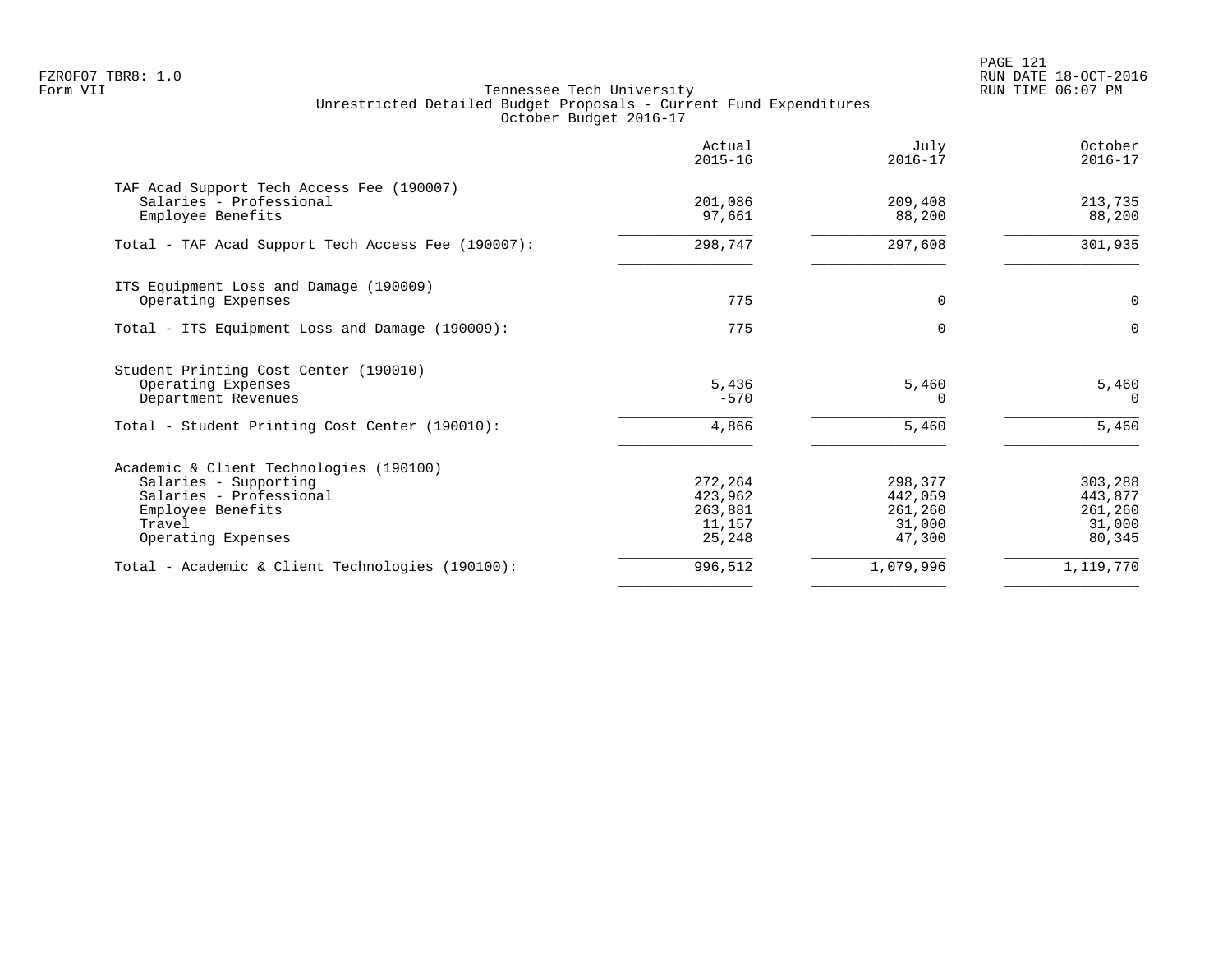Tennessee Tech University
Unrestricted Detailed Budget Proposals - Current Fund Expenditures
October Budget 2016-17

FZROF07 TBR8: 1.0
Form VII

RUN DATE 18-OCT-2016
RUN TIME 06:07 PM

| | Actual 2015-16 | July 2016-17 | October 2016-17 |
|---|---|---|---|
| **TAF Acad Support Tech Access Fee (190007)** | | | |
| Salaries - Professional | 201,086 | 209,408 | 213,735 |
| Employee Benefits | 97,661 | 88,200 | 88,200 |
| Total - TAF Acad Support Tech Access Fee (190007): | 298,747 | 297,608 | 301,935 |
| **ITS Equipment Loss and Damage (190009)** | | | |
| Operating Expenses | 775 | 0 | 0 |
| Total - ITS Equipment Loss and Damage (190009): | 775 | 0 | 0 |
| **Student Printing Cost Center (190010)** | | | |
| Operating Expenses | 5,436 | 5,460 | 5,460 |
| Department Revenues | -570 | 0 | 0 |
| Total - Student Printing Cost Center (190010): | 4,866 | 5,460 | 5,460 |
| **Academic & Client Technologies (190100)** | | | |
| Salaries - Supporting | 272,264 | 298,377 | 303,288 |
| Salaries - Professional | 423,962 | 442,059 | 443,877 |
| Employee Benefits | 263,881 | 261,260 | 261,260 |
| Travel | 11,157 | 31,000 | 31,000 |
| Operating Expenses | 25,248 | 47,300 | 80,345 |
| Total - Academic & Client Technologies (190100): | 996,512 | 1,079,996 | 1,119,770 |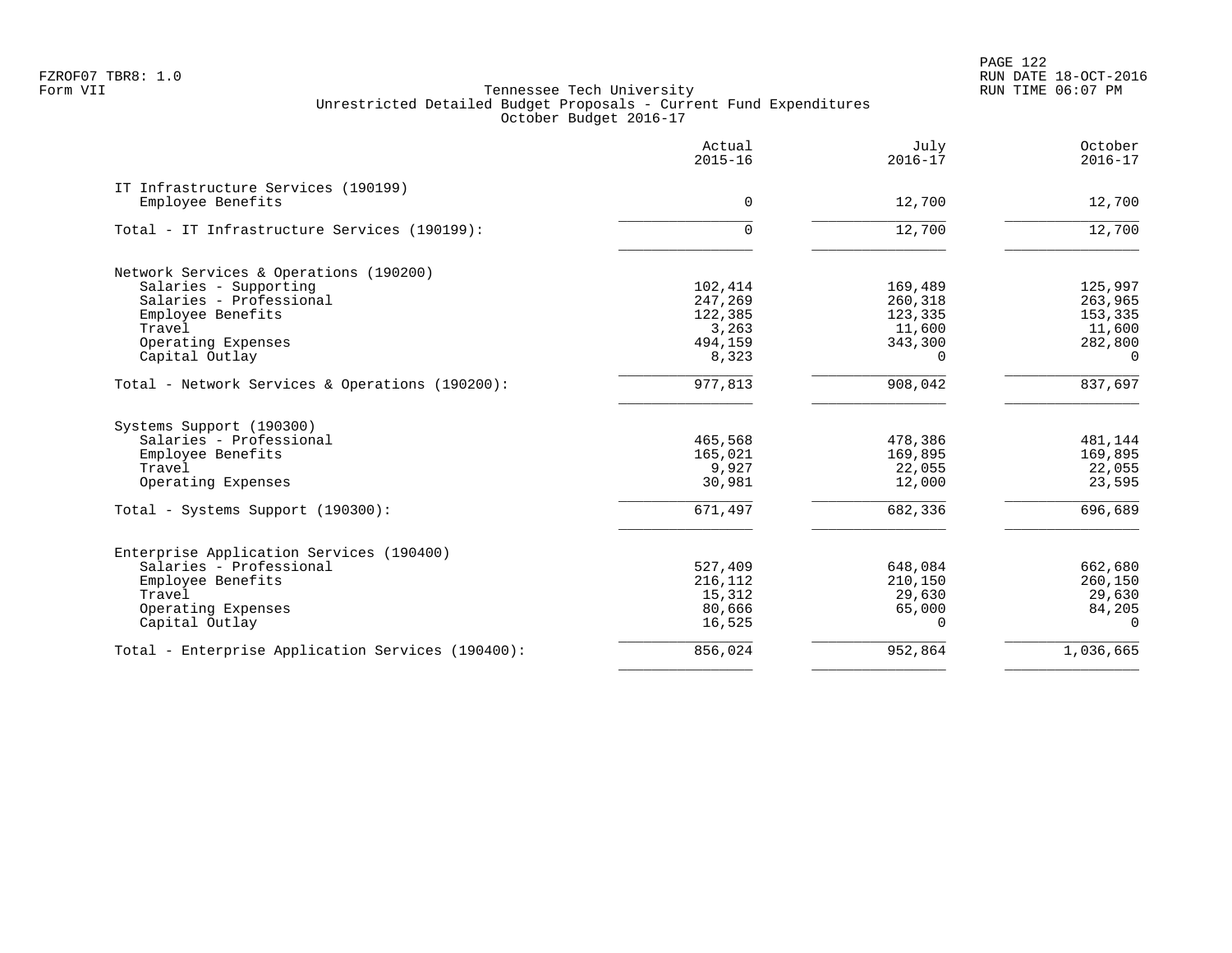Tennessee Tech University
Unrestricted Detailed Budget Proposals - Current Fund Expenditures
October Budget 2016-17

| | Actual 2015-16 | July 2016-17 | October 2016-17 |
|---|---|---|---|
| **IT Infrastructure Services (190199)** | | | |
| Employee Benefits | 0 | 12,700 | 12,700 |
| Total - IT Infrastructure Services (190199): | 0 | 12,700 | 12,700 |
| **Network Services & Operations (190200)** | | | |
| Salaries - Supporting | 102,414 | 169,489 | 125,997 |
| Salaries - Professional | 247,269 | 260,318 | 263,965 |
| Employee Benefits | 122,385 | 123,335 | 153,335 |
| Travel | 3,263 | 11,600 | 11,600 |
| Operating Expenses | 494,159 | 343,300 | 282,800 |
| Capital Outlay | 8,323 | 0 | 0 |
| Total - Network Services & Operations (190200): | 977,813 | 908,042 | 837,697 |
| **Systems Support (190300)** | | | |
| Salaries - Professional | 465,568 | 478,386 | 481,144 |
| Employee Benefits | 165,021 | 169,895 | 169,895 |
| Travel | 9,927 | 22,055 | 22,055 |
| Operating Expenses | 30,981 | 12,000 | 23,595 |
| Total - Systems Support (190300): | 671,497 | 682,336 | 696,689 |
| **Enterprise Application Services (190400)** | | | |
| Salaries - Professional | 527,409 | 648,084 | 662,680 |
| Employee Benefits | 216,112 | 210,150 | 260,150 |
| Travel | 15,312 | 29,630 | 29,630 |
| Operating Expenses | 80,666 | 65,000 | 84,205 |
| Capital Outlay | 16,525 | 0 | 0 |
| Total - Enterprise Application Services (190400): | 856,024 | 952,864 | 1,036,665 |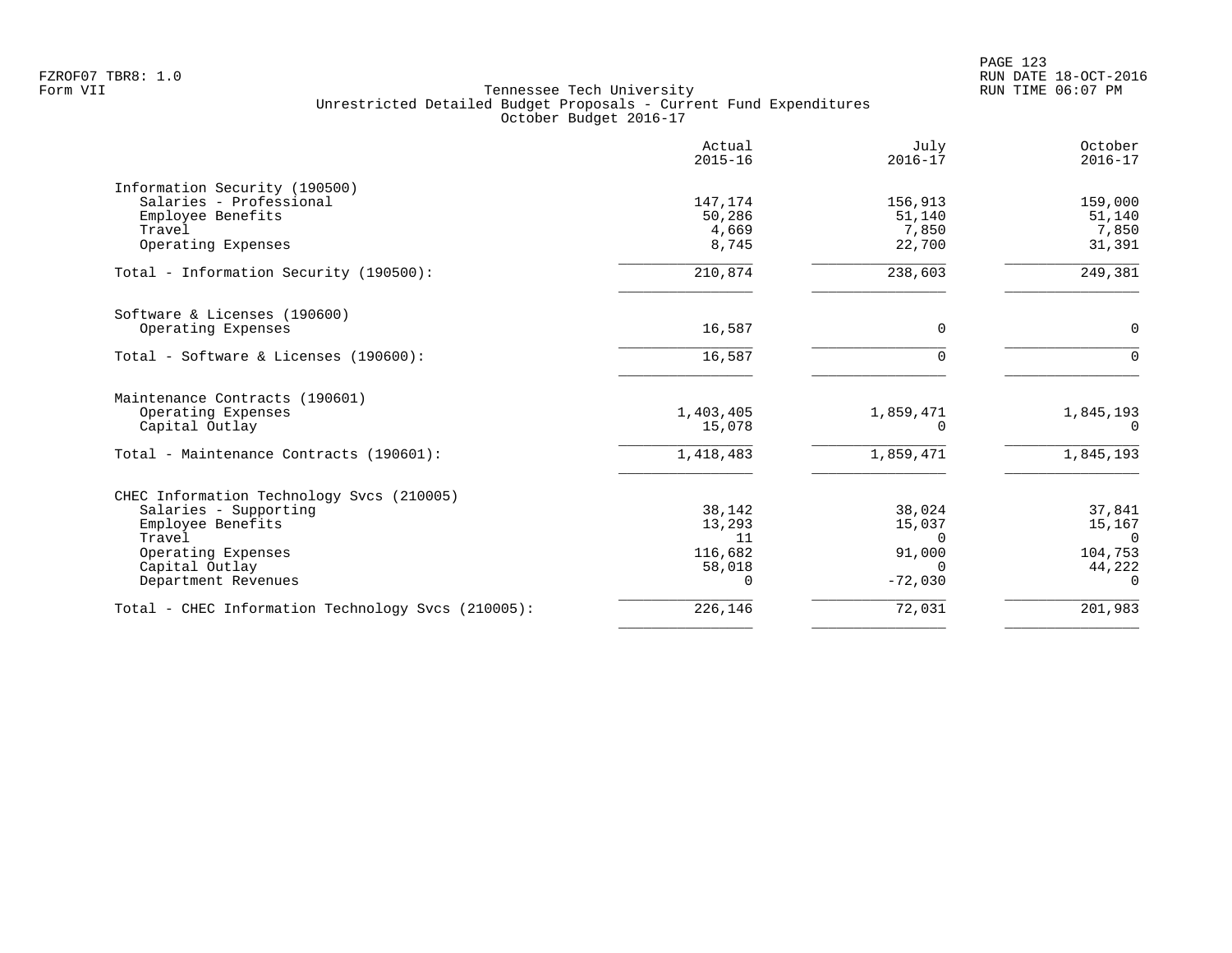Tennessee Tech University
Unrestricted Detailed Budget Proposals - Current Fund Expenditures
October Budget 2016-17

| | Actual 2015-16 | July 2016-17 | October 2016-17 |
|---|---|---|---|
| **Information Security (190500)** | | | |
| Salaries - Professional | 147,174 | 156,913 | 159,000 |
| Employee Benefits | 50,286 | 51,140 | 51,140 |
| Travel | 4,669 | 7,850 | 7,850 |
| Operating Expenses | 8,745 | 22,700 | 31,391 |
| Total - Information Security (190500): | 210,874 | 238,603 | 249,381 |
| **Software & Licenses (190600)** | | | |
| Operating Expenses | 16,587 | 0 | 0 |
| Total - Software & Licenses (190600): | 16,587 | 0 | 0 |
| **Maintenance Contracts (190601)** | | | |
| Operating Expenses | 1,403,405 | 1,859,471 | 1,845,193 |
| Capital Outlay | 15,078 | 0 | 0 |
| Total - Maintenance Contracts (190601): | 1,418,483 | 1,859,471 | 1,845,193 |
| **CHEC Information Technology Svcs (210005)** | | | |
| Salaries - Supporting | 38,142 | 38,024 | 37,841 |
| Employee Benefits | 13,293 | 15,037 | 15,167 |
| Travel | 11 | 0 | 0 |
| Operating Expenses | 116,682 | 91,000 | 104,753 |
| Capital Outlay | 58,018 | 0 | 44,222 |
| Department Revenues | 0 | -72,030 | 0 |
| Total - CHEC Information Technology Svcs (210005): | 226,146 | 72,031 | 201,983 |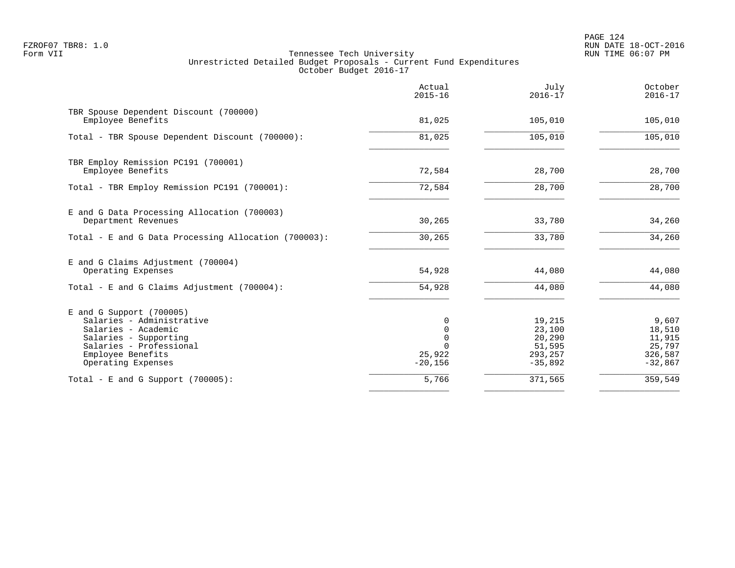Tennessee Tech University
Unrestricted Detailed Budget Proposals - Current Fund Expenditures
October Budget 2016-17

| | Actual 2015-16 | July 2016-17 | October 2016-17 |
|---|---|---|---|
| **TBR Spouse Dependent Discount (700000)** | | | |
| Employee Benefits | 81,025 | 105,010 | 105,010 |
| Total - TBR Spouse Dependent Discount (700000): | 81,025 | 105,010 | 105,010 |
| **TBR Employ Remission PC191 (700001)** | | | |
| Employee Benefits | 72,584 | 28,700 | 28,700 |
| Total - TBR Employ Remission PC191 (700001): | 72,584 | 28,700 | 28,700 |
| **E and G Data Processing Allocation (700003)** | | | |
| Department Revenues | 30,265 | 33,780 | 34,260 |
| Total - E and G Data Processing Allocation (700003): | 30,265 | 33,780 | 34,260 |
| **E and G Claims Adjustment (700004)** | | | |
| Operating Expenses | 54,928 | 44,080 | 44,080 |
| Total - E and G Claims Adjustment (700004): | 54,928 | 44,080 | 44,080 |
| **E and G Support (700005)** | | | |
| Salaries - Administrative | 0 | 19,215 | 9,607 |
| Salaries - Academic | 0 | 23,100 | 18,510 |
| Salaries - Supporting | 0 | 20,290 | 11,915 |
| Salaries - Professional | 0 | 51,595 | 25,797 |
| Employee Benefits | 25,922 | 293,257 | 326,587 |
| Operating Expenses | -20,156 | -35,892 | -32,867 |
| Total - E and G Support (700005): | 5,766 | 371,565 | 359,549 |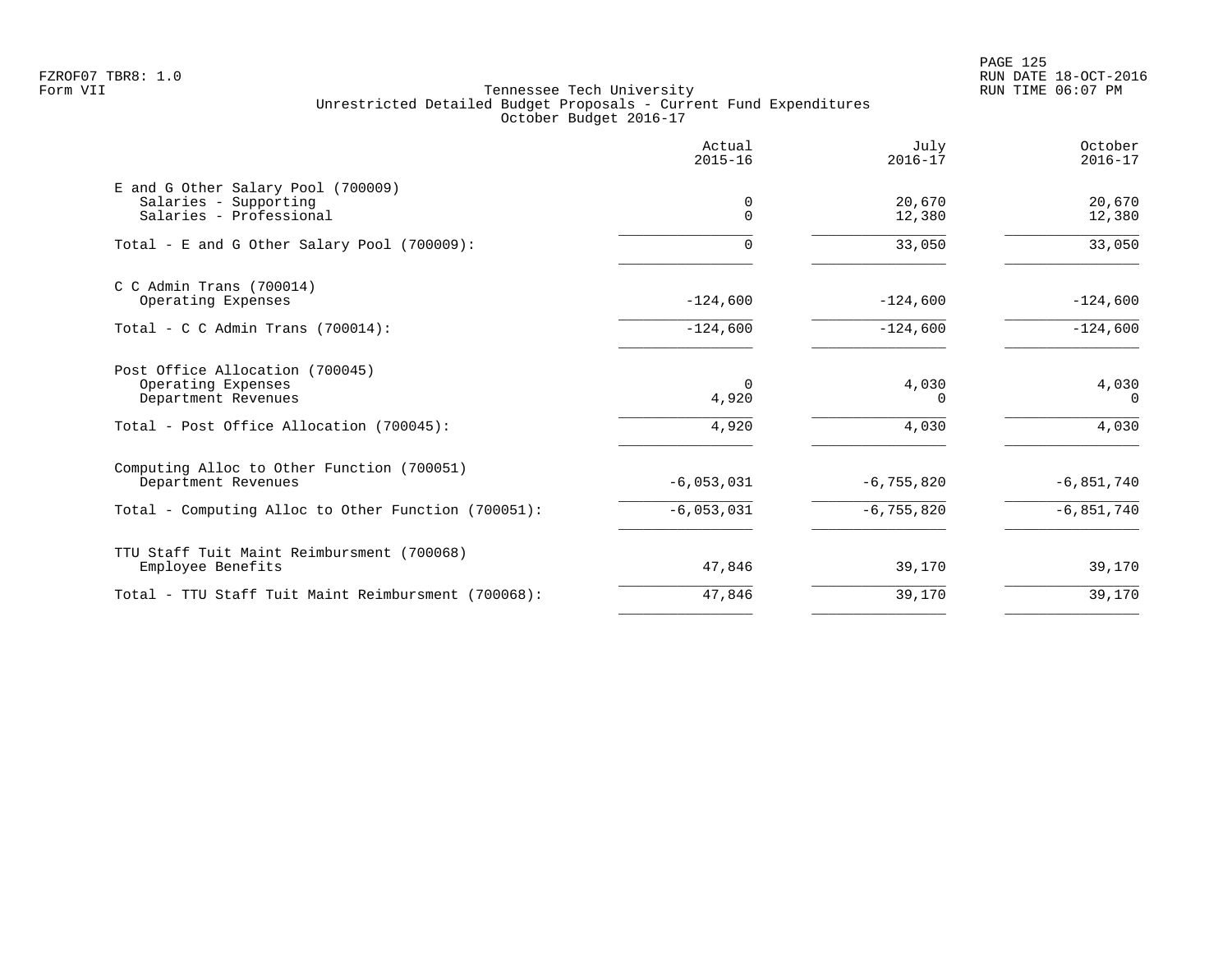FZROF07 TBR8: 1.0
Form VII

Tennessee Tech University
Unrestricted Detailed Budget Proposals - Current Fund Expenditures
October Budget 2016-17

RUN DATE 18-OCT-2016
RUN TIME 06:07 PM

| | Actual 2015-16 | July 2016-17 | October 2016-17 |
|---|---|---|---|
| **E and G Other Salary Pool (700009)** | | | |
| Salaries - Supporting | 0 | 20,670 | 20,670 |
| Salaries - Professional | 0 | 12,380 | 12,380 |
| Total - E and G Other Salary Pool (700009): | 0 | 33,050 | 33,050 |
| **C C Admin Trans (700014)** | | | |
| Operating Expenses | -124,600 | -124,600 | -124,600 |
| Total - C C Admin Trans (700014): | -124,600 | -124,600 | -124,600 |
| **Post Office Allocation (700045)** | | | |
| Operating Expenses | 0 | 4,030 | 4,030 |
| Department Revenues | 4,920 | 0 | 0 |
| Total - Post Office Allocation (700045): | 4,920 | 4,030 | 4,030 |
| **Computing Alloc to Other Function (700051)** | | | |
| Department Revenues | -6,053,031 | -6,755,820 | -6,851,740 |
| Total - Computing Alloc to Other Function (700051): | -6,053,031 | -6,755,820 | -6,851,740 |
| **TTU Staff Tuit Maint Reimbursment (700068)** | | | |
| Employee Benefits | 47,846 | 39,170 | 39,170 |
| Total - TTU Staff Tuit Maint Reimbursment (700068): | 47,846 | 39,170 | 39,170 |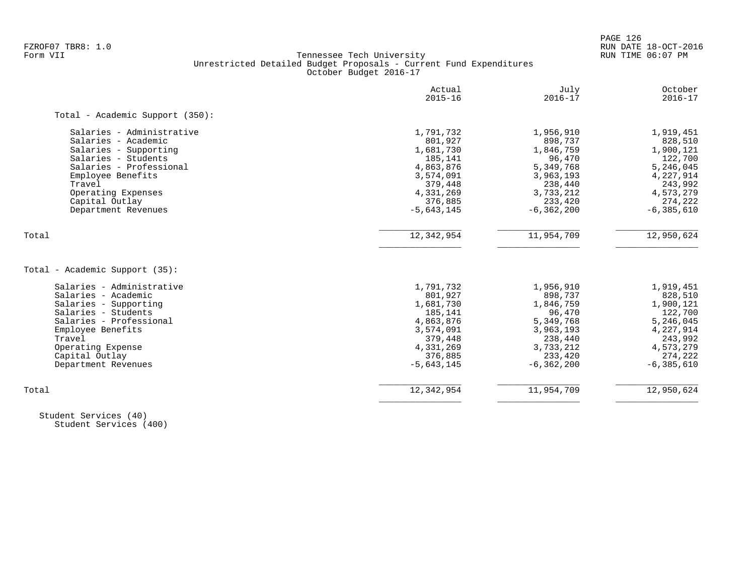FZROF07 TBR8: 1.0
Form VII

Tennessee Tech University
Unrestricted Detailed Budget Proposals - Current Fund Expenditures
October Budget 2016-17

RUN DATE 18-OCT-2016
RUN TIME 06:07 PM

| | Actual 2015-16 | July 2016-17 | October 2016-17 |
|---|---|---|---|
| **Total - Academic Support (350):** | | | |
| Salaries - Administrative | 1,791,732 | 1,956,910 | 1,919,451 |
| Salaries - Academic | 801,927 | 898,737 | 828,510 |
| Salaries - Supporting | 1,681,730 | 1,846,759 | 1,900,121 |
| Salaries - Students | 185,141 | 96,470 | 122,700 |
| Salaries - Professional | 4,863,876 | 5,349,768 | 5,246,045 |
| Employee Benefits | 3,574,091 | 3,963,193 | 4,227,914 |
| Travel | 379,448 | 238,440 | 243,992 |
| Operating Expenses | 4,331,269 | 3,733,212 | 4,573,279 |
| Capital Outlay | 376,885 | 233,420 | 274,222 |
| Department Revenues | -5,643,145 | -6,362,200 | -6,385,610 |
| Total | 12,342,954 | 11,954,709 | 12,950,624 |
| **Total - Academic Support (35):** | | | |
| Salaries - Administrative | 1,791,732 | 1,956,910 | 1,919,451 |
| Salaries - Academic | 801,927 | 898,737 | 828,510 |
| Salaries - Supporting | 1,681,730 | 1,846,759 | 1,900,121 |
| Salaries - Students | 185,141 | 96,470 | 122,700 |
| Salaries - Professional | 4,863,876 | 5,349,768 | 5,246,045 |
| Employee Benefits | 3,574,091 | 3,963,193 | 4,227,914 |
| Travel | 379,448 | 238,440 | 243,992 |
| Operating Expense | 4,331,269 | 3,733,212 | 4,573,279 |
| Capital Outlay | 376,885 | 233,420 | 274,222 |
| Department Revenues | -5,643,145 | -6,362,200 | -6,385,610 |
| Total | 12,342,954 | 11,954,709 | 12,950,624 |

Student Services (40)
Student Services (400)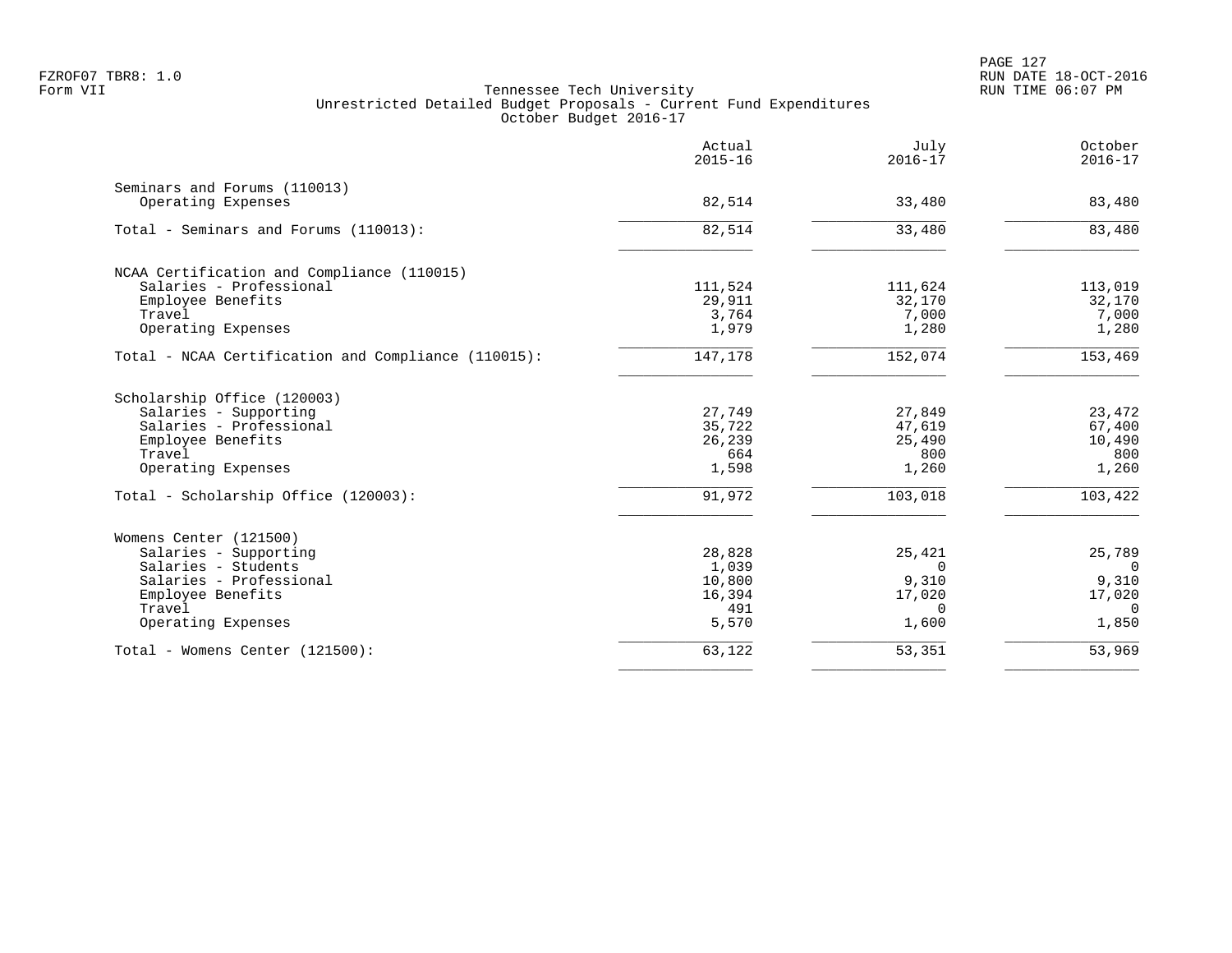FZROF07 TBR8: 1.0
Form VII

Tennessee Tech University
Unrestricted Detailed Budget Proposals - Current Fund Expenditures
October Budget 2016-17

RUN DATE 18-OCT-2016
RUN TIME 06:07 PM

| | Actual 2015-16 | July 2016-17 | October 2016-17 |
|---|---|---|---|
| **Seminars and Forums (110013)** | | | |
| Operating Expenses | 82,514 | 33,480 | 83,480 |
| Total - Seminars and Forums (110013): | 82,514 | 33,480 | 83,480 |
| **NCAA Certification and Compliance (110015)** | | | |
| Salaries - Professional | 111,524 | 111,624 | 113,019 |
| Employee Benefits | 29,911 | 32,170 | 32,170 |
| Travel | 3,764 | 7,000 | 7,000 |
| Operating Expenses | 1,979 | 1,280 | 1,280 |
| Total - NCAA Certification and Compliance (110015): | 147,178 | 152,074 | 153,469 |
| **Scholarship Office (120003)** | | | |
| Salaries - Supporting | 27,749 | 27,849 | 23,472 |
| Salaries - Professional | 35,722 | 47,619 | 67,400 |
| Employee Benefits | 26,239 | 25,490 | 10,490 |
| Travel | 664 | 800 | 800 |
| Operating Expenses | 1,598 | 1,260 | 1,260 |
| Total - Scholarship Office (120003): | 91,972 | 103,018 | 103,422 |
| **Womens Center (121500)** | | | |
| Salaries - Supporting | 28,828 | 25,421 | 25,789 |
| Salaries - Students | 1,039 | 0 | 0 |
| Salaries - Professional | 10,800 | 9,310 | 9,310 |
| Employee Benefits | 16,394 | 17,020 | 17,020 |
| Travel | 491 | 0 | 0 |
| Operating Expenses | 5,570 | 1,600 | 1,850 |
| Total - Womens Center (121500): | 63,122 | 53,351 | 53,969 |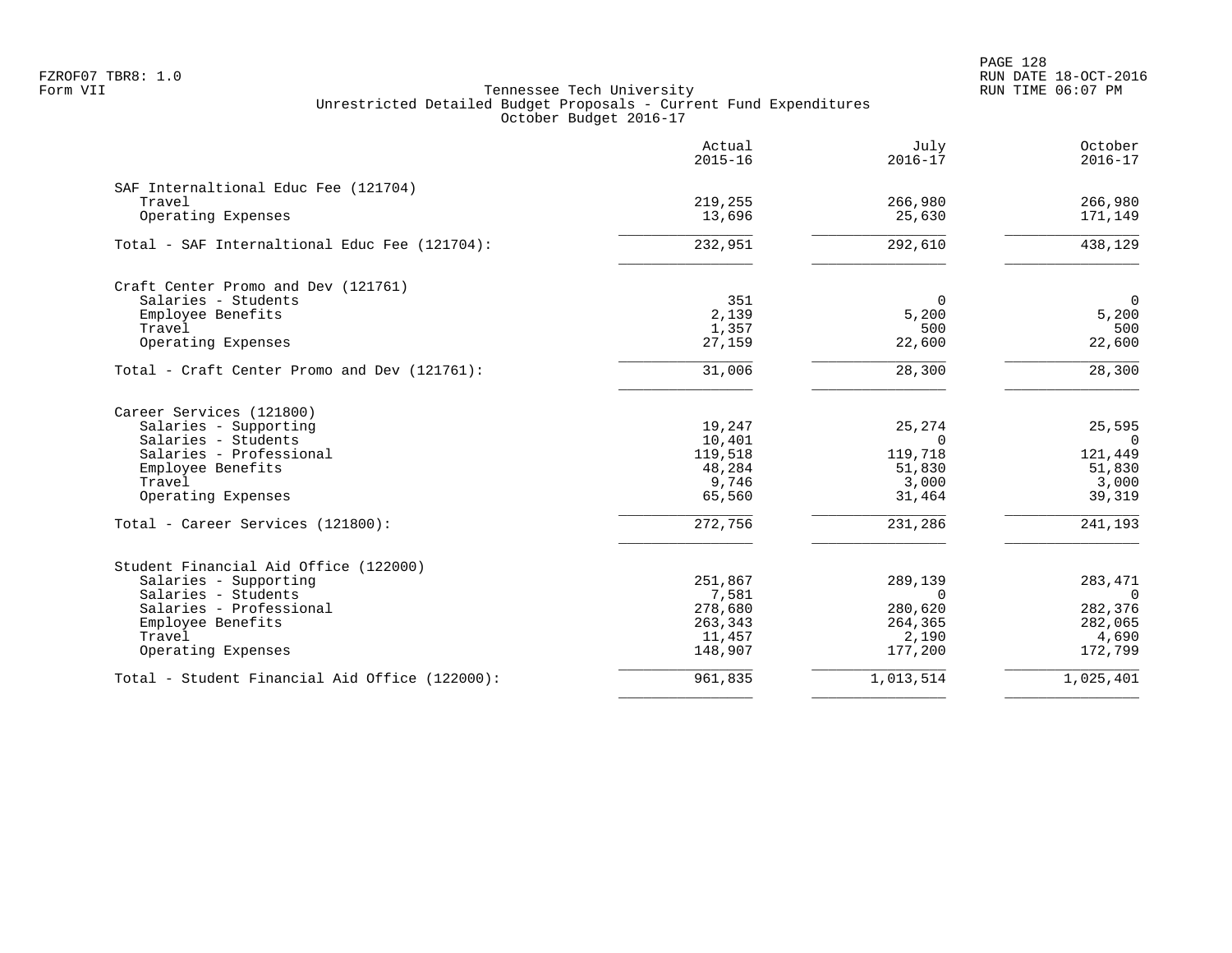FZROF07 TBR8: 1.0
Form VII

# Tennessee Tech University
## Unrestricted Detailed Budget Proposals - Current Fund Expenditures
### October Budget 2016-17

RUN DATE 18-OCT-2016
RUN TIME 06:07 PM

| | Actual 2015-16 | July 2016-17 | October 2016-17 |
|---|---|---|---|
| **SAF Internaltional Educ Fee (121704)** | | | |
| Travel | 219,255 | 266,980 | 266,980 |
| Operating Expenses | 13,696 | 25,630 | 171,149 |
| Total - SAF Internaltional Educ Fee (121704): | 232,951 | 292,610 | 438,129 |
| **Craft Center Promo and Dev (121761)** | | | |
| Salaries - Students | 351 | 0 | 0 |
| Employee Benefits | 2,139 | 5,200 | 5,200 |
| Travel | 1,357 | 500 | 500 |
| Operating Expenses | 27,159 | 22,600 | 22,600 |
| Total - Craft Center Promo and Dev (121761): | 31,006 | 28,300 | 28,300 |
| **Career Services (121800)** | | | |
| Salaries - Supporting | 19,247 | 25,274 | 25,595 |
| Salaries - Students | 10,401 | 0 | 0 |
| Salaries - Professional | 119,518 | 119,718 | 121,449 |
| Employee Benefits | 48,284 | 51,830 | 51,830 |
| Travel | 9,746 | 3,000 | 3,000 |
| Operating Expenses | 65,560 | 31,464 | 39,319 |
| Total - Career Services (121800): | 272,756 | 231,286 | 241,193 |
| **Student Financial Aid Office (122000)** | | | |
| Salaries - Supporting | 251,867 | 289,139 | 283,471 |
| Salaries - Students | 7,581 | 0 | 0 |
| Salaries - Professional | 278,680 | 280,620 | 282,376 |
| Employee Benefits | 263,343 | 264,365 | 282,065 |
| Travel | 11,457 | 2,190 | 4,690 |
| Operating Expenses | 148,907 | 177,200 | 172,799 |
| Total - Student Financial Aid Office (122000): | 961,835 | 1,013,514 | 1,025,401 |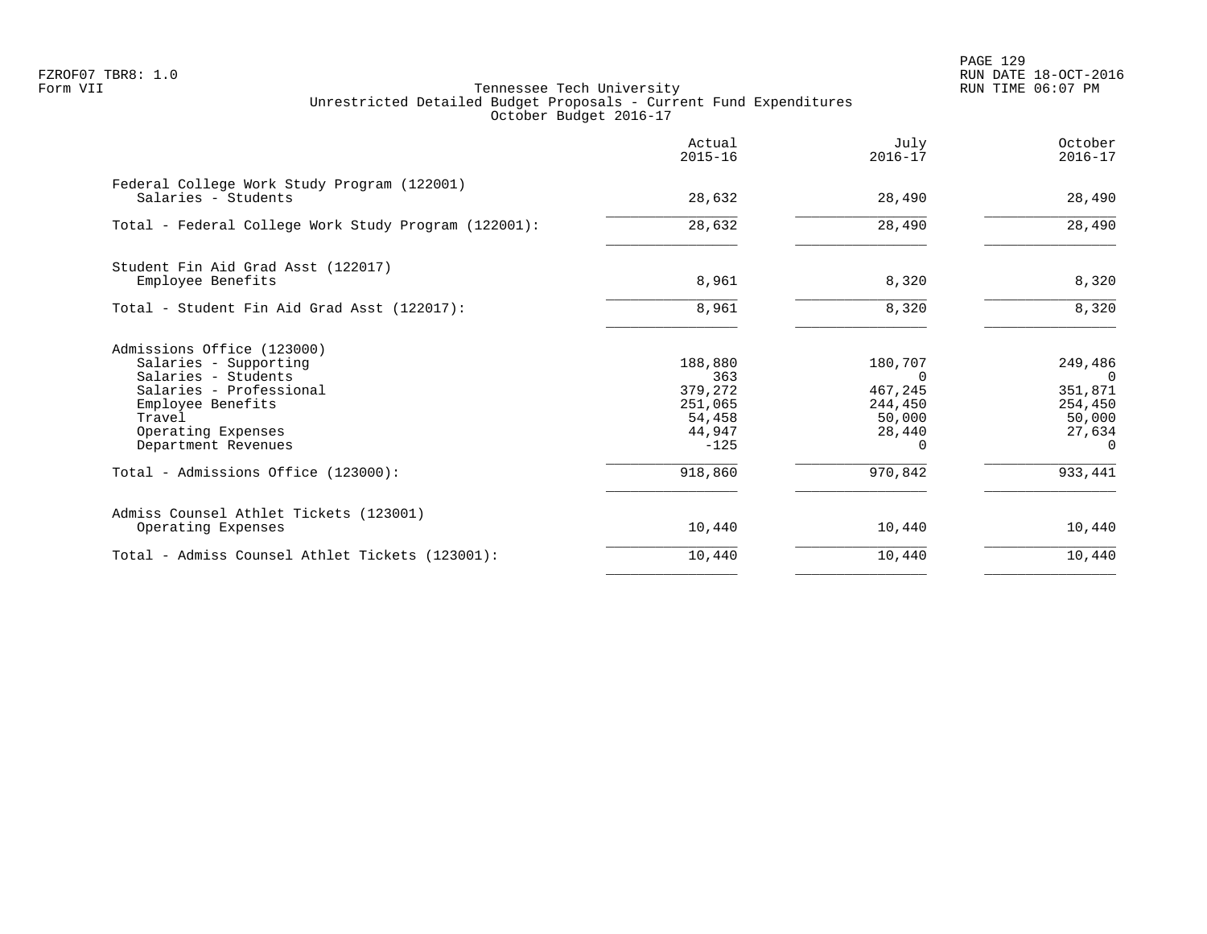FZROF07 TBR8: 1.0
Form VII

Tennessee Tech University
Unrestricted Detailed Budget Proposals - Current Fund Expenditures
October Budget 2016-17

RUN DATE 18-OCT-2016
RUN TIME 06:07 PM

| | Actual 2015-16 | July 2016-17 | October 2016-17 |
|---|---|---|---|
| **Federal College Work Study Program (122001)** | | | |
| Salaries - Students | 28,632 | 28,490 | 28,490 |
| Total - Federal College Work Study Program (122001): | 28,632 | 28,490 | 28,490 |
| **Student Fin Aid Grad Asst (122017)** | | | |
| Employee Benefits | 8,961 | 8,320 | 8,320 |
| Total - Student Fin Aid Grad Asst (122017): | 8,961 | 8,320 | 8,320 |
| **Admissions Office (123000)** | | | |
| Salaries - Supporting | 188,880 | 180,707 | 249,486 |
| Salaries - Students | 363 | 0 | 0 |
| Salaries - Professional | 379,272 | 467,245 | 351,871 |
| Employee Benefits | 251,065 | 244,450 | 254,450 |
| Travel | 54,458 | 50,000 | 50,000 |
| Operating Expenses | 44,947 | 28,440 | 27,634 |
| Department Revenues | -125 | 0 | 0 |
| Total - Admissions Office (123000): | 918,860 | 970,842 | 933,441 |
| **Admiss Counsel Athlet Tickets (123001)** | | | |
| Operating Expenses | 10,440 | 10,440 | 10,440 |
| Total - Admiss Counsel Athlet Tickets (123001): | 10,440 | 10,440 | 10,440 |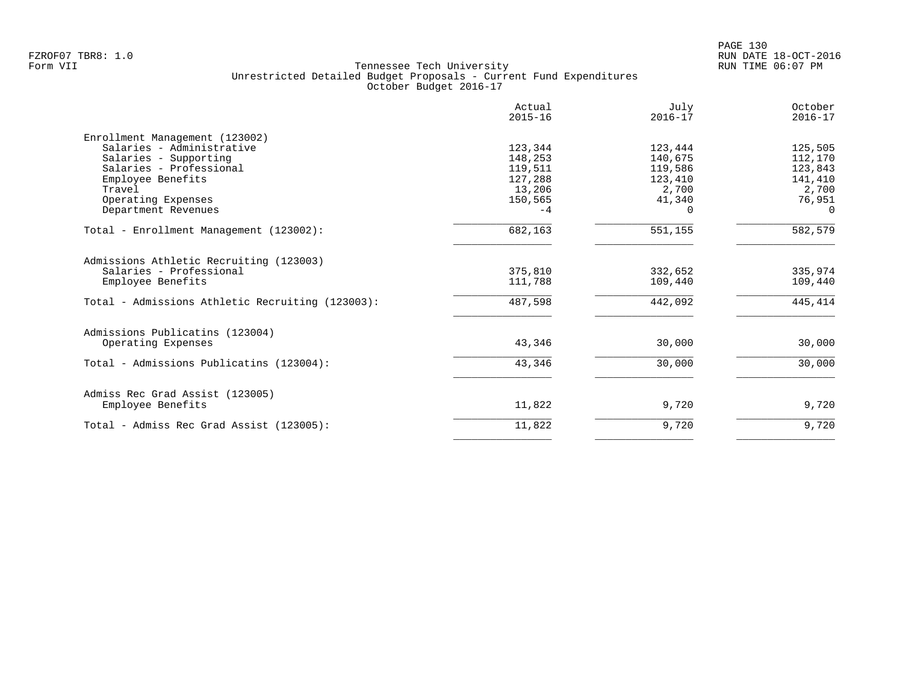Tennessee Tech University
Unrestricted Detailed Budget Proposals - Current Fund Expenditures
October Budget 2016-17

| | Actual 2015-16 | July 2016-17 | October 2016-17 |
|---|---|---|---|
| **Enrollment Management (123002)** | | | |
| Salaries - Administrative | 123,344 | 123,444 | 125,505 |
| Salaries - Supporting | 148,253 | 140,675 | 112,170 |
| Salaries - Professional | 119,511 | 119,586 | 123,843 |
| Employee Benefits | 127,288 | 123,410 | 141,410 |
| Travel | 13,206 | 2,700 | 2,700 |
| Operating Expenses | 150,565 | 41,340 | 76,951 |
| Department Revenues | -4 | 0 | 0 |
| Total - Enrollment Management (123002): | 682,163 | 551,155 | 582,579 |
| **Admissions Athletic Recruiting (123003)** | | | |
| Salaries - Professional | 375,810 | 332,652 | 335,974 |
| Employee Benefits | 111,788 | 109,440 | 109,440 |
| Total - Admissions Athletic Recruiting (123003): | 487,598 | 442,092 | 445,414 |
| **Admissions Publicatins (123004)** | | | |
| Operating Expenses | 43,346 | 30,000 | 30,000 |
| Total - Admissions Publicatins (123004): | 43,346 | 30,000 | 30,000 |
| **Admiss Rec Grad Assist (123005)** | | | |
| Employee Benefits | 11,822 | 9,720 | 9,720 |
| Total - Admiss Rec Grad Assist (123005): | 11,822 | 9,720 | 9,720 |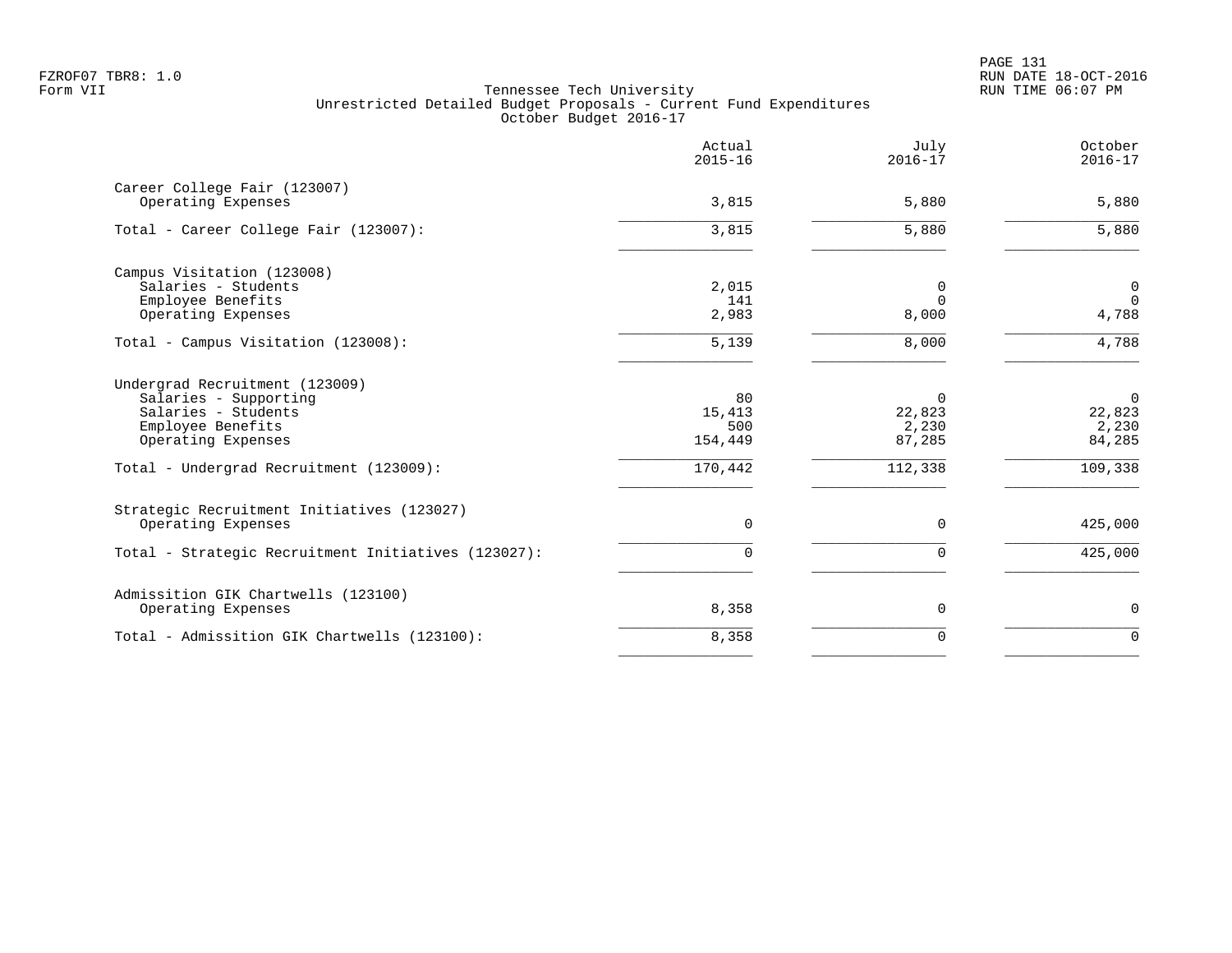FZROF07 TBR8: 1.0
Form VII

Tennessee Tech University
Unrestricted Detailed Budget Proposals - Current Fund Expenditures
October Budget 2016-17

RUN DATE 18-OCT-2016
RUN TIME 06:07 PM

| | Actual 2015-16 | July 2016-17 | October 2016-17 |
|---|---:|---:|---:|
| **Career College Fair (123007)** | | | |
| Operating Expenses | 3,815 | 5,880 | 5,880 |
| Total - Career College Fair (123007): | 3,815 | 5,880 | 5,880 |
| **Campus Visitation (123008)** | | | |
| Salaries - Students | 2,015 | 0 | 0 |
| Employee Benefits | 141 | 0 | 0 |
| Operating Expenses | 2,983 | 8,000 | 4,788 |
| Total - Campus Visitation (123008): | 5,139 | 8,000 | 4,788 |
| **Undergrad Recruitment (123009)** | | | |
| Salaries - Supporting | 80 | 0 | 0 |
| Salaries - Students | 15,413 | 22,823 | 22,823 |
| Employee Benefits | 500 | 2,230 | 2,230 |
| Operating Expenses | 154,449 | 87,285 | 84,285 |
| Total - Undergrad Recruitment (123009): | 170,442 | 112,338 | 109,338 |
| **Strategic Recruitment Initiatives (123027)** | | | |
| Operating Expenses | 0 | 0 | 425,000 |
| Total - Strategic Recruitment Initiatives (123027): | 0 | 0 | 425,000 |
| **Admissition GIK Chartwells (123100)** | | | |
| Operating Expenses | 8,358 | 0 | 0 |
| Total - Admissition GIK Chartwells (123100): | 8,358 | 0 | 0 |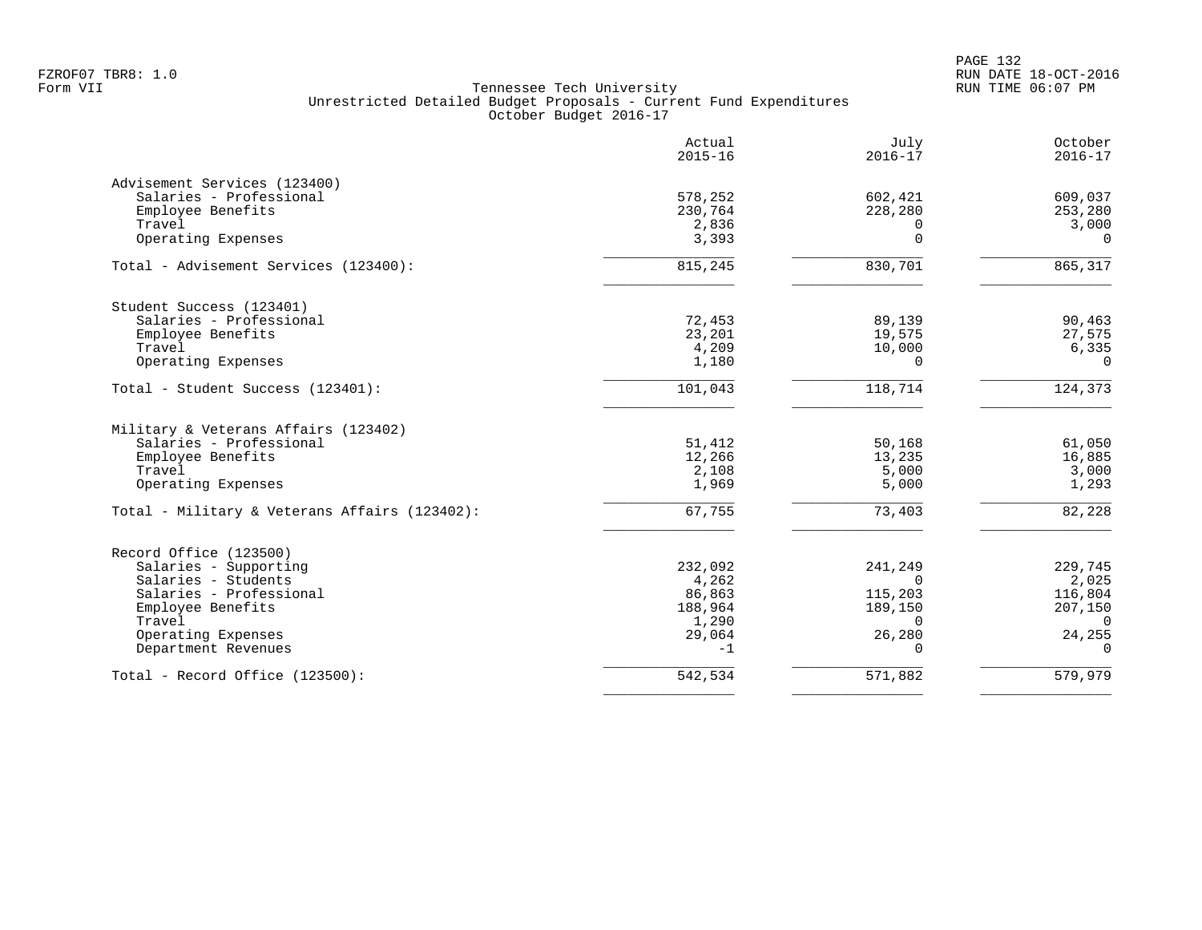FZROF07 TBR8: 1.0
Form VII

Tennessee Tech University
Unrestricted Detailed Budget Proposals - Current Fund Expenditures
October Budget 2016-17

RUN DATE 18-OCT-2016
RUN TIME 06:07 PM

| | Actual 2015-16 | July 2016-17 | October 2016-17 |
|---|---|---|---|
| **Advisement Services (123400)** | | | |
| Salaries - Professional | 578,252 | 602,421 | 609,037 |
| Employee Benefits | 230,764 | 228,280 | 253,280 |
| Travel | 2,836 | 0 | 3,000 |
| Operating Expenses | 3,393 | 0 | 0 |
| Total - Advisement Services (123400): | 815,245 | 830,701 | 865,317 |
| **Student Success (123401)** | | | |
| Salaries - Professional | 72,453 | 89,139 | 90,463 |
| Employee Benefits | 23,201 | 19,575 | 27,575 |
| Travel | 4,209 | 10,000 | 6,335 |
| Operating Expenses | 1,180 | 0 | 0 |
| Total - Student Success (123401): | 101,043 | 118,714 | 124,373 |
| **Military & Veterans Affairs (123402)** | | | |
| Salaries - Professional | 51,412 | 50,168 | 61,050 |
| Employee Benefits | 12,266 | 13,235 | 16,885 |
| Travel | 2,108 | 5,000 | 3,000 |
| Operating Expenses | 1,969 | 5,000 | 1,293 |
| Total - Military & Veterans Affairs (123402): | 67,755 | 73,403 | 82,228 |
| **Record Office (123500)** | | | |
| Salaries - Supporting | 232,092 | 241,249 | 229,745 |
| Salaries - Students | 4,262 | 0 | 2,025 |
| Salaries - Professional | 86,863 | 115,203 | 116,804 |
| Employee Benefits | 188,964 | 189,150 | 207,150 |
| Travel | 1,290 | 0 | 0 |
| Operating Expenses | 29,064 | 26,280 | 24,255 |
| Department Revenues | -1 | 0 | 0 |
| Total - Record Office (123500): | 542,534 | 571,882 | 579,979 |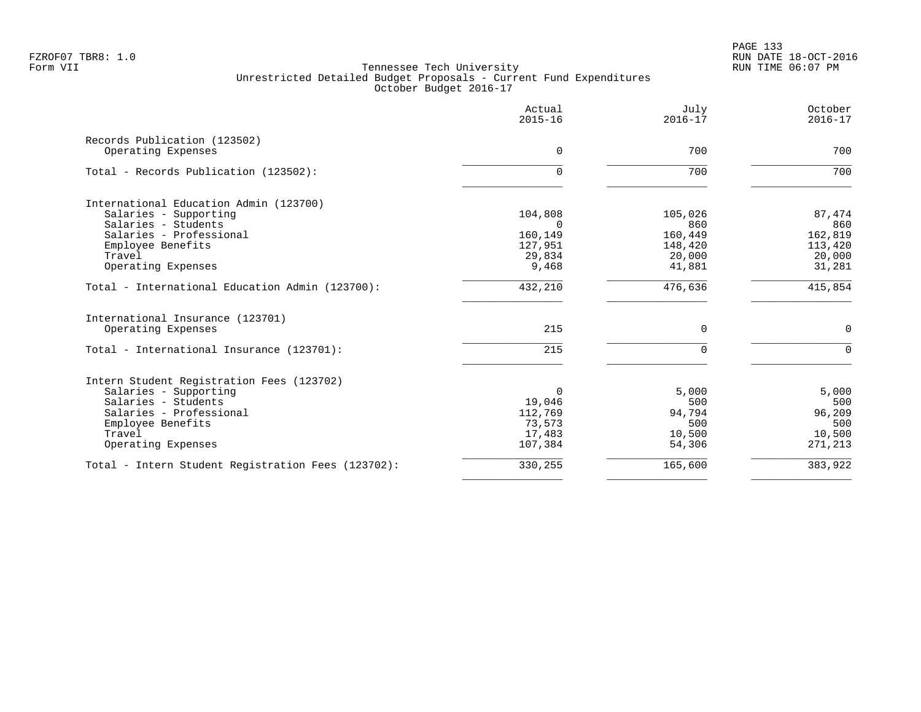FZROF07 TBR8: 1.0
Form VII

Tennessee Tech University
Unrestricted Detailed Budget Proposals - Current Fund Expenditures
October Budget 2016-17

RUN DATE 18-OCT-2016
RUN TIME 06:07 PM

| | Actual 2015-16 | July 2016-17 | October 2016-17 |
|---|---|---|---|
| Records Publication (123502) | | | |
| Operating Expenses | 0 | 700 | 700 |
| Total - Records Publication (123502): | 0 | 700 | 700 |
| International Education Admin (123700) | | | |
| Salaries - Supporting | 104,808 | 105,026 | 87,474 |
| Salaries - Students | 0 | 860 | 860 |
| Salaries - Professional | 160,149 | 160,449 | 162,819 |
| Employee Benefits | 127,951 | 148,420 | 113,420 |
| Travel | 29,834 | 20,000 | 20,000 |
| Operating Expenses | 9,468 | 41,881 | 31,281 |
| Total - International Education Admin (123700): | 432,210 | 476,636 | 415,854 |
| International Insurance (123701) | | | |
| Operating Expenses | 215 | 0 | 0 |
| Total - International Insurance (123701): | 215 | 0 | 0 |
| Intern Student Registration Fees (123702) | | | |
| Salaries - Supporting | 0 | 5,000 | 5,000 |
| Salaries - Students | 19,046 | 500 | 500 |
| Salaries - Professional | 112,769 | 94,794 | 96,209 |
| Employee Benefits | 73,573 | 500 | 500 |
| Travel | 17,483 | 10,500 | 10,500 |
| Operating Expenses | 107,384 | 54,306 | 271,213 |
| Total - Intern Student Registration Fees (123702): | 330,255 | 165,600 | 383,922 |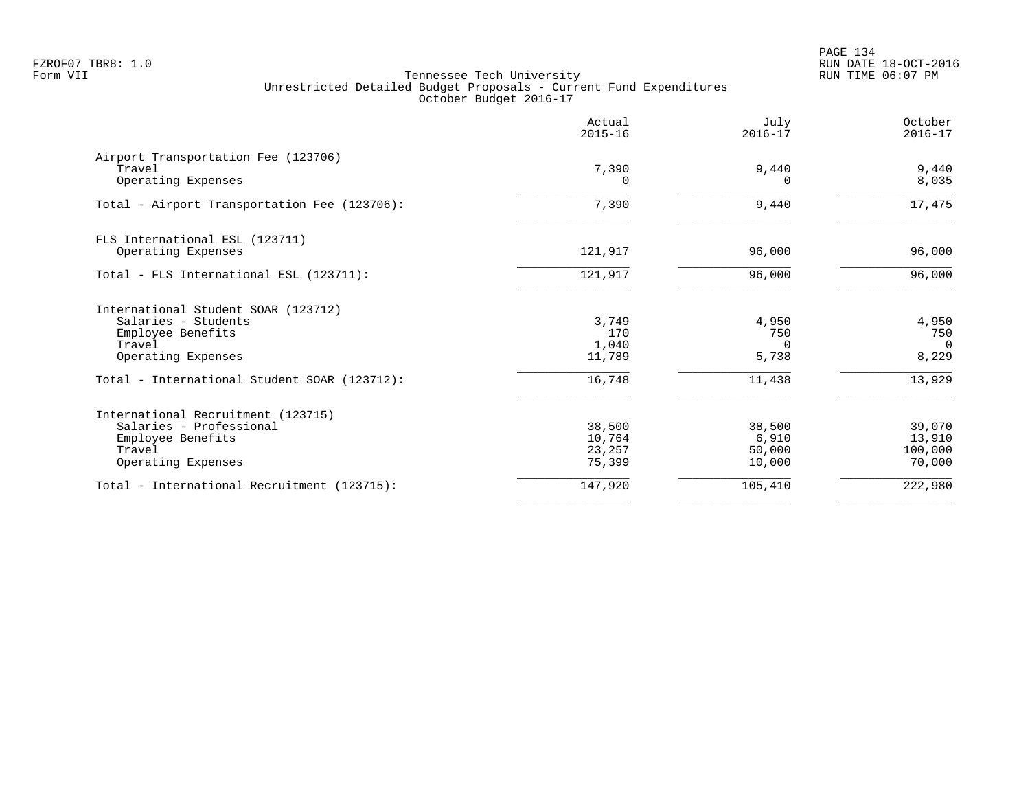FZROF07 TBR8: 1.0
Form VII

# Tennessee Tech University
## Unrestricted Detailed Budget Proposals - Current Fund Expenditures
### October Budget 2016-17

RUN DATE 18-OCT-2016
RUN TIME 06:07 PM

| | Actual 2015-16 | July 2016-17 | October 2016-17 |
|---|---|---|---|
| **Airport Transportation Fee (123706)** | | | |
| Travel | 7,390 | 9,440 | 9,440 |
| Operating Expenses | 0 | 0 | 8,035 |
| Total - Airport Transportation Fee (123706): | 7,390 | 9,440 | 17,475 |
| **FLS International ESL (123711)** | | | |
| Operating Expenses | 121,917 | 96,000 | 96,000 |
| Total - FLS International ESL (123711): | 121,917 | 96,000 | 96,000 |
| **International Student SOAR (123712)** | | | |
| Salaries - Students | 3,749 | 4,950 | 4,950 |
| Employee Benefits | 170 | 750 | 750 |
| Travel | 1,040 | 0 | 0 |
| Operating Expenses | 11,789 | 5,738 | 8,229 |
| Total - International Student SOAR (123712): | 16,748 | 11,438 | 13,929 |
| **International Recruitment (123715)** | | | |
| Salaries - Professional | 38,500 | 38,500 | 39,070 |
| Employee Benefits | 10,764 | 6,910 | 13,910 |
| Travel | 23,257 | 50,000 | 100,000 |
| Operating Expenses | 75,399 | 10,000 | 70,000 |
| Total - International Recruitment (123715): | 147,920 | 105,410 | 222,980 |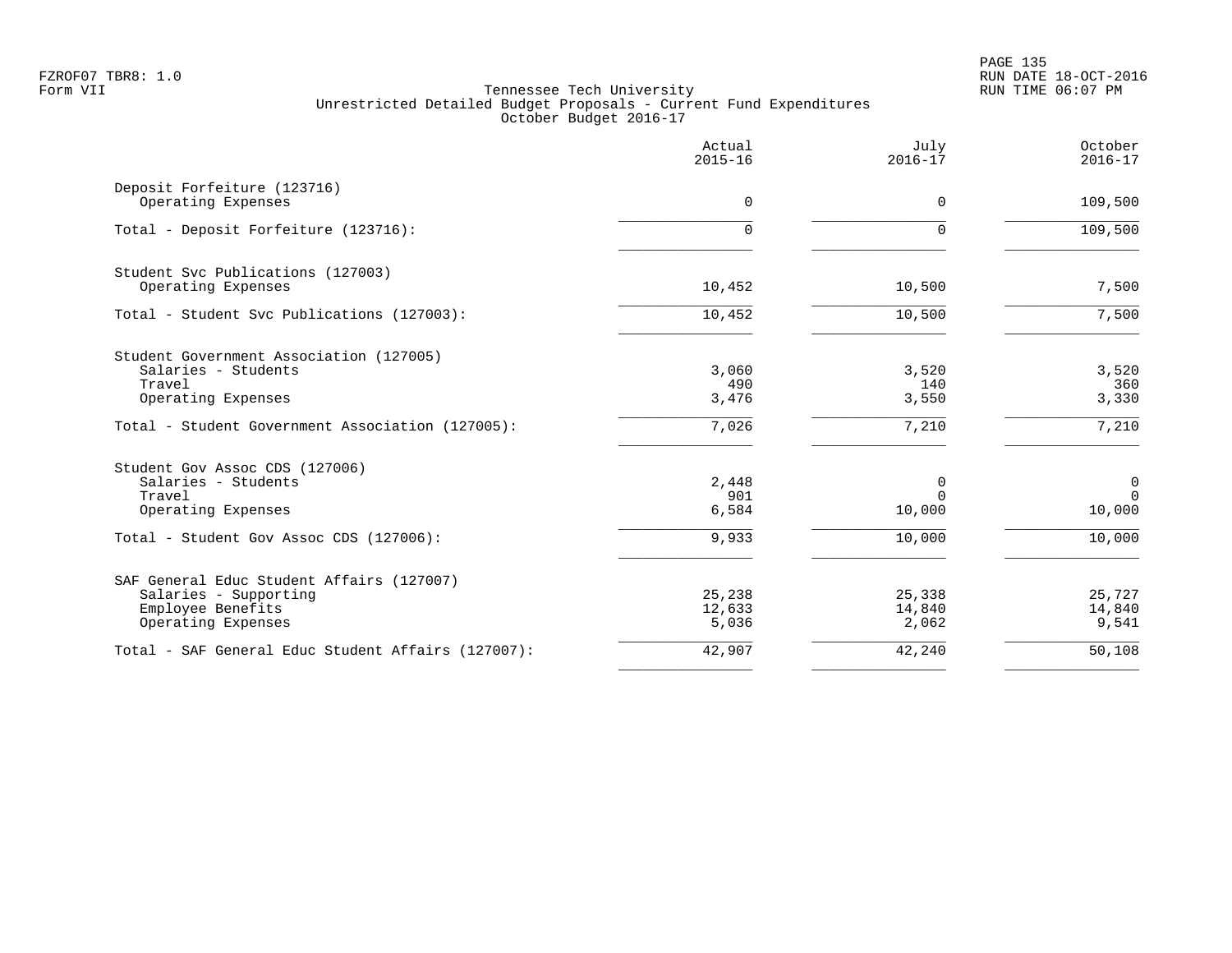Tennessee Tech University
Unrestricted Detailed Budget Proposals - Current Fund Expenditures
October Budget 2016-17

| | Actual 2015-16 | July 2016-17 | October 2016-17 |
|---|---|---|---|
| Deposit Forfeiture (123716) | | | |
| Operating Expenses | 0 | 0 | 109,500 |
| Total - Deposit Forfeiture (123716): | 0 | 0 | 109,500 |
| Student Svc Publications (127003) | | | |
| Operating Expenses | 10,452 | 10,500 | 7,500 |
| Total - Student Svc Publications (127003): | 10,452 | 10,500 | 7,500 |
| Student Government Association (127005) | | | |
| Salaries - Students | 3,060 | 3,520 | 3,520 |
| Travel | 490 | 140 | 360 |
| Operating Expenses | 3,476 | 3,550 | 3,330 |
| Total - Student Government Association (127005): | 7,026 | 7,210 | 7,210 |
| Student Gov Assoc CDS (127006) | | | |
| Salaries - Students | 2,448 | 0 | 0 |
| Travel | 901 | 0 | 0 |
| Operating Expenses | 6,584 | 10,000 | 10,000 |
| Total - Student Gov Assoc CDS (127006): | 9,933 | 10,000 | 10,000 |
| SAF General Educ Student Affairs (127007) | | | |
| Salaries - Supporting | 25,238 | 25,338 | 25,727 |
| Employee Benefits | 12,633 | 14,840 | 14,840 |
| Operating Expenses | 5,036 | 2,062 | 9,541 |
| Total - SAF General Educ Student Affairs (127007): | 42,907 | 42,240 | 50,108 |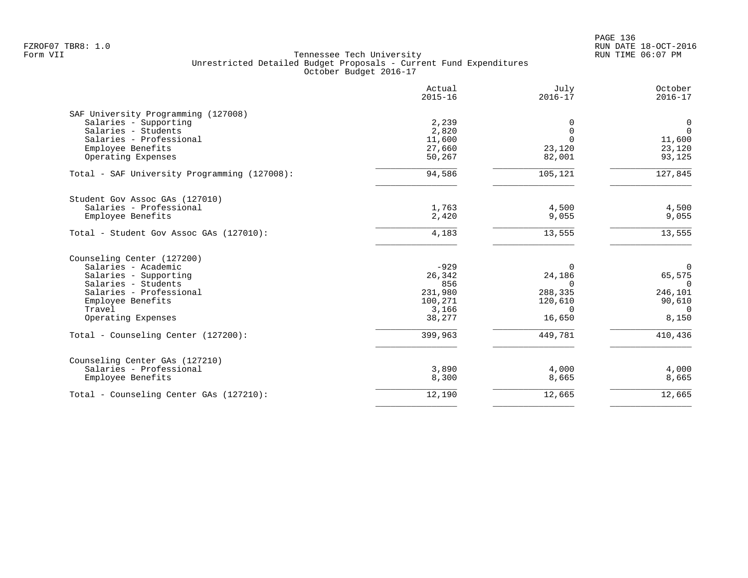FZROF07 TBR8: 1.0
Form VII

Tennessee Tech University
Unrestricted Detailed Budget Proposals - Current Fund Expenditures
October Budget 2016-17

RUN DATE 18-OCT-2016
RUN TIME 06:07 PM

| | Actual 2015-16 | July 2016-17 | October 2016-17 |
|---|---|---|---|
| **SAF University Programming (127008)** | | | |
| Salaries - Supporting | 2,239 | 0 | 0 |
| Salaries - Students | 2,820 | 0 | 0 |
| Salaries - Professional | 11,600 | 0 | 11,600 |
| Employee Benefits | 27,660 | 23,120 | 23,120 |
| Operating Expenses | 50,267 | 82,001 | 93,125 |
| Total - SAF University Programming (127008): | 94,586 | 105,121 | 127,845 |
| **Student Gov Assoc GAs (127010)** | | | |
| Salaries - Professional | 1,763 | 4,500 | 4,500 |
| Employee Benefits | 2,420 | 9,055 | 9,055 |
| Total - Student Gov Assoc GAs (127010): | 4,183 | 13,555 | 13,555 |
| **Counseling Center (127200)** | | | |
| Salaries - Academic | -929 | 0 | 0 |
| Salaries - Supporting | 26,342 | 24,186 | 65,575 |
| Salaries - Students | 856 | 0 | 0 |
| Salaries - Professional | 231,980 | 288,335 | 246,101 |
| Employee Benefits | 100,271 | 120,610 | 90,610 |
| Travel | 3,166 | 0 | 0 |
| Operating Expenses | 38,277 | 16,650 | 8,150 |
| Total - Counseling Center (127200): | 399,963 | 449,781 | 410,436 |
| **Counseling Center GAs (127210)** | | | |
| Salaries - Professional | 3,890 | 4,000 | 4,000 |
| Employee Benefits | 8,300 | 8,665 | 8,665 |
| Total - Counseling Center GAs (127210): | 12,190 | 12,665 | 12,665 |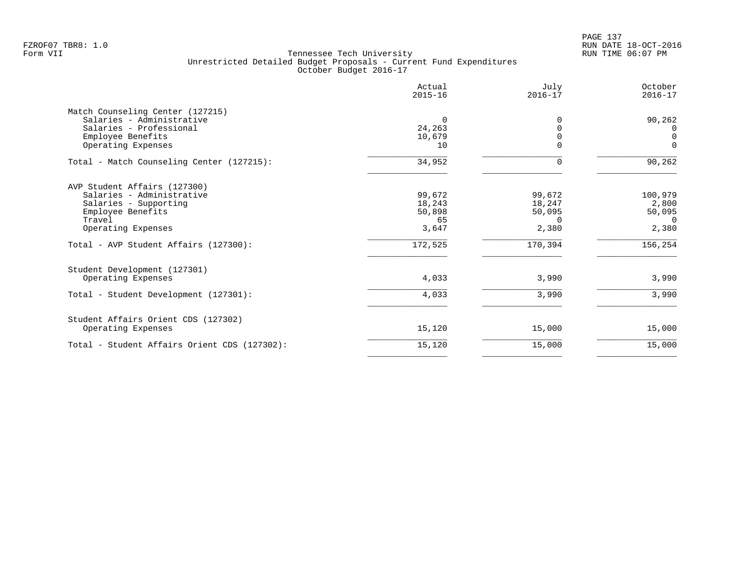FZROF07 TBR8: 1.0
Form VII

Tennessee Tech University
Unrestricted Detailed Budget Proposals - Current Fund Expenditures
October Budget 2016-17

RUN DATE 18-OCT-2016
RUN TIME 06:07 PM

| | Actual 2015-16 | July 2016-17 | October 2016-17 |
|---|---|---|---|
| **Match Counseling Center (127215)** | | | |
| Salaries - Administrative | 0 | 0 | 90,262 |
| Salaries - Professional | 24,263 | 0 | 0 |
| Employee Benefits | 10,679 | 0 | 0 |
| Operating Expenses | 10 | 0 | 0 |
| Total - Match Counseling Center (127215): | 34,952 | 0 | 90,262 |
| **AVP Student Affairs (127300)** | | | |
| Salaries - Administrative | 99,672 | 99,672 | 100,979 |
| Salaries - Supporting | 18,243 | 18,247 | 2,800 |
| Employee Benefits | 50,898 | 50,095 | 50,095 |
| Travel | 65 | 0 | 0 |
| Operating Expenses | 3,647 | 2,380 | 2,380 |
| Total - AVP Student Affairs (127300): | 172,525 | 170,394 | 156,254 |
| **Student Development (127301)** | | | |
| Operating Expenses | 4,033 | 3,990 | 3,990 |
| Total - Student Development (127301): | 4,033 | 3,990 | 3,990 |
| **Student Affairs Orient CDS (127302)** | | | |
| Operating Expenses | 15,120 | 15,000 | 15,000 |
| Total - Student Affairs Orient CDS (127302): | 15,120 | 15,000 | 15,000 |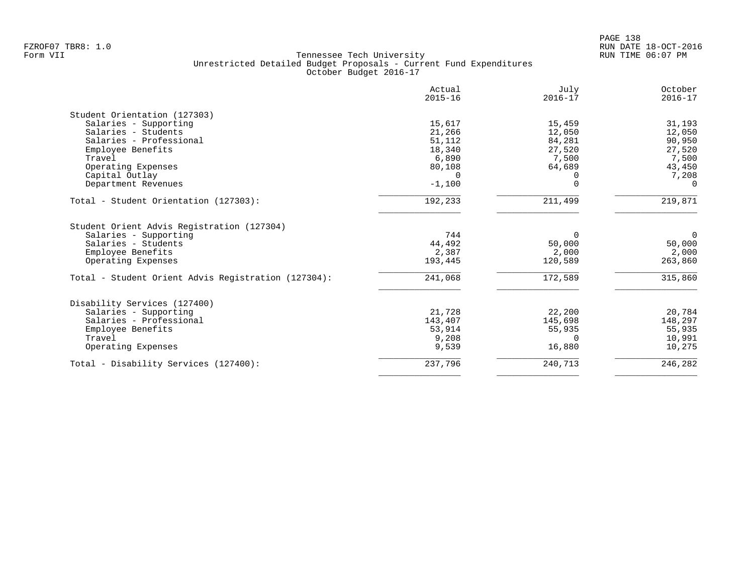FZROF07 TBR8: 1.0
Form VII

Tennessee Tech University
Unrestricted Detailed Budget Proposals - Current Fund Expenditures
October Budget 2016-17

RUN DATE 18-OCT-2016
RUN TIME 06:07 PM

| | Actual 2015-16 | July 2016-17 | October 2016-17 |
|---|---|---|---|
| **Student Orientation (127303)** | | | |
| Salaries - Supporting | 15,617 | 15,459 | 31,193 |
| Salaries - Students | 21,266 | 12,050 | 12,050 |
| Salaries - Professional | 51,112 | 84,281 | 90,950 |
| Employee Benefits | 18,340 | 27,520 | 27,520 |
| Travel | 6,890 | 7,500 | 7,500 |
| Operating Expenses | 80,108 | 64,689 | 43,450 |
| Capital Outlay | 0 | 0 | 7,208 |
| Department Revenues | -1,100 | 0 | 0 |
| Total - Student Orientation (127303): | 192,233 | 211,499 | 219,871 |
| **Student Orient Advis Registration (127304)** | | | |
| Salaries - Supporting | 744 | 0 | 0 |
| Salaries - Students | 44,492 | 50,000 | 50,000 |
| Employee Benefits | 2,387 | 2,000 | 2,000 |
| Operating Expenses | 193,445 | 120,589 | 263,860 |
| Total - Student Orient Advis Registration (127304): | 241,068 | 172,589 | 315,860 |
| **Disability Services (127400)** | | | |
| Salaries - Supporting | 21,728 | 22,200 | 20,784 |
| Salaries - Professional | 143,407 | 145,698 | 148,297 |
| Employee Benefits | 53,914 | 55,935 | 55,935 |
| Travel | 9,208 | 0 | 10,991 |
| Operating Expenses | 9,539 | 16,880 | 10,275 |
| Total - Disability Services (127400): | 237,796 | 240,713 | 246,282 |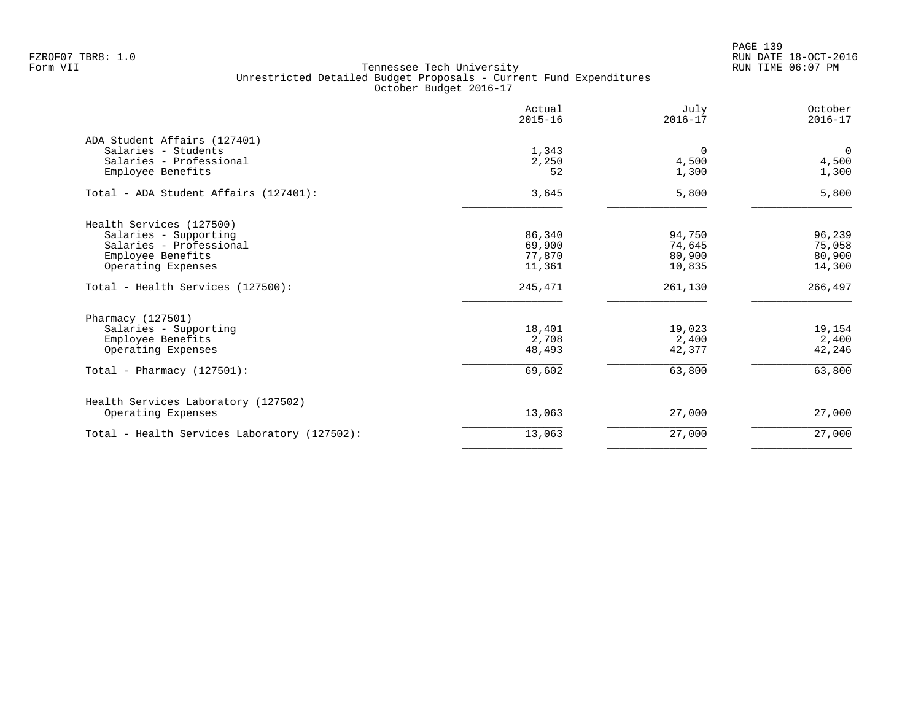FZROF07 TBR8: 1.0
Form VII

# Tennessee Tech University
## Unrestricted Detailed Budget Proposals - Current Fund Expenditures
### October Budget 2016-17

|  | Actual 2015-16 | July 2016-17 | October 2016-17 |
|---|---|---|---|
| ADA Student Affairs (127401) | | | |
| Salaries - Students | 1,343 | 0 | 0 |
| Salaries - Professional | 2,250 | 4,500 | 4,500 |
| Employee Benefits | 52 | 1,300 | 1,300 |
| Total - ADA Student Affairs (127401): | 3,645 | 5,800 | 5,800 |
| Health Services (127500) | | | |
| Salaries - Supporting | 86,340 | 94,750 | 96,239 |
| Salaries - Professional | 69,900 | 74,645 | 75,058 |
| Employee Benefits | 77,870 | 80,900 | 80,900 |
| Operating Expenses | 11,361 | 10,835 | 14,300 |
| Total - Health Services (127500): | 245,471 | 261,130 | 266,497 |
| Pharmacy (127501) | | | |
| Salaries - Supporting | 18,401 | 19,023 | 19,154 |
| Employee Benefits | 2,708 | 2,400 | 2,400 |
| Operating Expenses | 48,493 | 42,377 | 42,246 |
| Total - Pharmacy (127501): | 69,602 | 63,800 | 63,800 |
| Health Services Laboratory (127502) | | | |
| Operating Expenses | 13,063 | 27,000 | 27,000 |
| Total - Health Services Laboratory (127502): | 13,063 | 27,000 | 27,000 |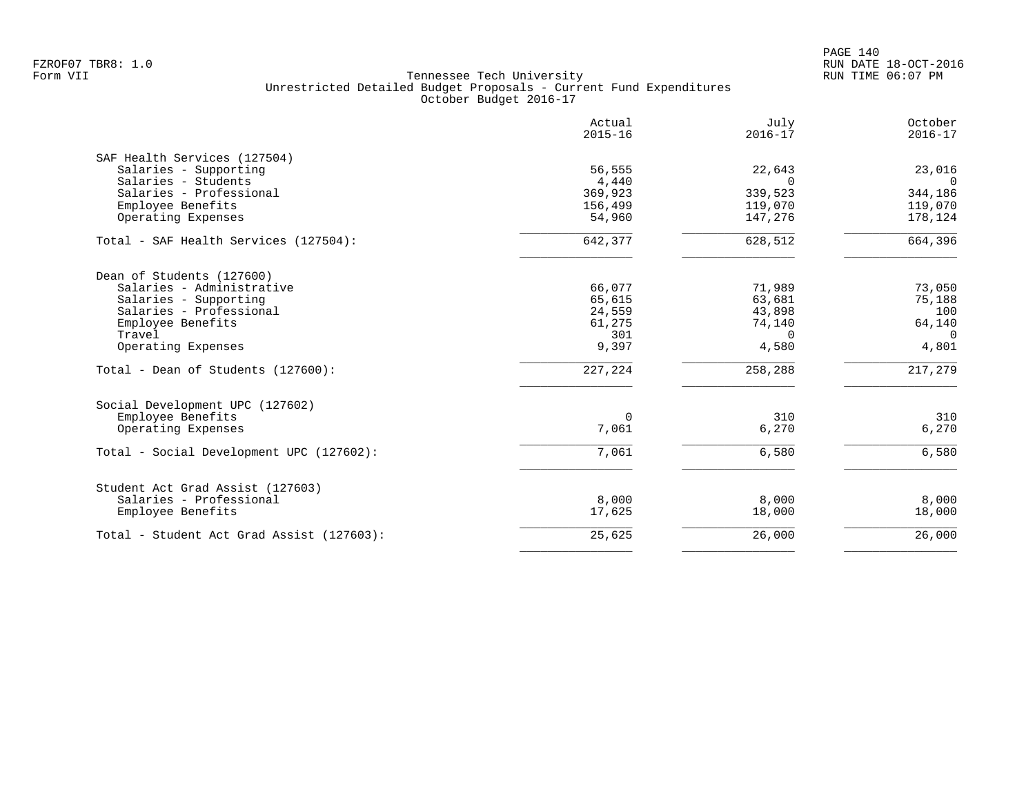FZROF07 TBR8: 1.0
Form VII

Tennessee Tech University
Unrestricted Detailed Budget Proposals - Current Fund Expenditures
October Budget 2016-17

RUN DATE 18-OCT-2016
RUN TIME 06:07 PM

| | Actual 2015-16 | July 2016-17 | October 2016-17 |
|---|---|---|---|
| **SAF Health Services (127504)** | | | |
| Salaries - Supporting | 56,555 | 22,643 | 23,016 |
| Salaries - Students | 4,440 | 0 | 0 |
| Salaries - Professional | 369,923 | 339,523 | 344,186 |
| Employee Benefits | 156,499 | 119,070 | 119,070 |
| Operating Expenses | 54,960 | 147,276 | 178,124 |
| Total - SAF Health Services (127504): | 642,377 | 628,512 | 664,396 |
| **Dean of Students (127600)** | | | |
| Salaries - Administrative | 66,077 | 71,989 | 73,050 |
| Salaries - Supporting | 65,615 | 63,681 | 75,188 |
| Salaries - Professional | 24,559 | 43,898 | 100 |
| Employee Benefits | 61,275 | 74,140 | 64,140 |
| Travel | 301 | 0 | 0 |
| Operating Expenses | 9,397 | 4,580 | 4,801 |
| Total - Dean of Students (127600): | 227,224 | 258,288 | 217,279 |
| **Social Development UPC (127602)** | | | |
| Employee Benefits | 0 | 310 | 310 |
| Operating Expenses | 7,061 | 6,270 | 6,270 |
| Total - Social Development UPC (127602): | 7,061 | 6,580 | 6,580 |
| **Student Act Grad Assist (127603)** | | | |
| Salaries - Professional | 8,000 | 8,000 | 8,000 |
| Employee Benefits | 17,625 | 18,000 | 18,000 |
| Total - Student Act Grad Assist (127603): | 25,625 | 26,000 | 26,000 |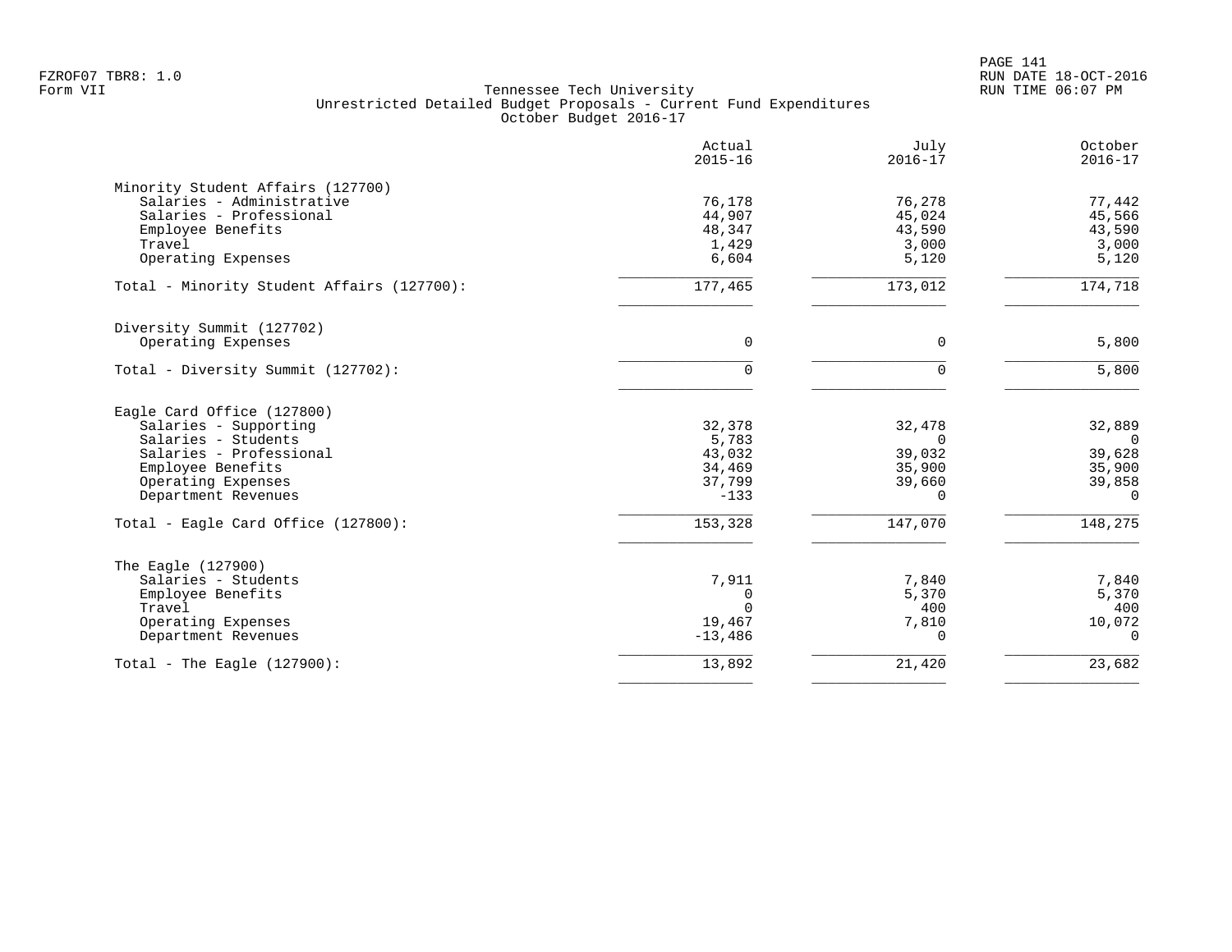FZROF07 TBR8: 1.0
Form VII

# Tennessee Tech University
## Unrestricted Detailed Budget Proposals - Current Fund Expenditures
### October Budget 2016-17

| | Actual 2015-16 | July 2016-17 | October 2016-17 |
|---|---|---|---|
| **Minority Student Affairs (127700)** | | | |
| Salaries - Administrative | 76,178 | 76,278 | 77,442 |
| Salaries - Professional | 44,907 | 45,024 | 45,566 |
| Employee Benefits | 48,347 | 43,590 | 43,590 |
| Travel | 1,429 | 3,000 | 3,000 |
| Operating Expenses | 6,604 | 5,120 | 5,120 |
| Total - Minority Student Affairs (127700): | 177,465 | 173,012 | 174,718 |
| **Diversity Summit (127702)** | | | |
| Operating Expenses | 0 | 0 | 5,800 |
| Total - Diversity Summit (127702): | 0 | 0 | 5,800 |
| **Eagle Card Office (127800)** | | | |
| Salaries - Supporting | 32,378 | 32,478 | 32,889 |
| Salaries - Students | 5,783 | 0 | 0 |
| Salaries - Professional | 43,032 | 39,032 | 39,628 |
| Employee Benefits | 34,469 | 35,900 | 35,900 |
| Operating Expenses | 37,799 | 39,660 | 39,858 |
| Department Revenues | -133 | 0 | 0 |
| Total - Eagle Card Office (127800): | 153,328 | 147,070 | 148,275 |
| **The Eagle (127900)** | | | |
| Salaries - Students | 7,911 | 7,840 | 7,840 |
| Employee Benefits | 0 | 5,370 | 5,370 |
| Travel | 0 | 400 | 400 |
| Operating Expenses | 19,467 | 7,810 | 10,072 |
| Department Revenues | -13,486 | 0 | 0 |
| Total - The Eagle (127900): | 13,892 | 21,420 | 23,682 |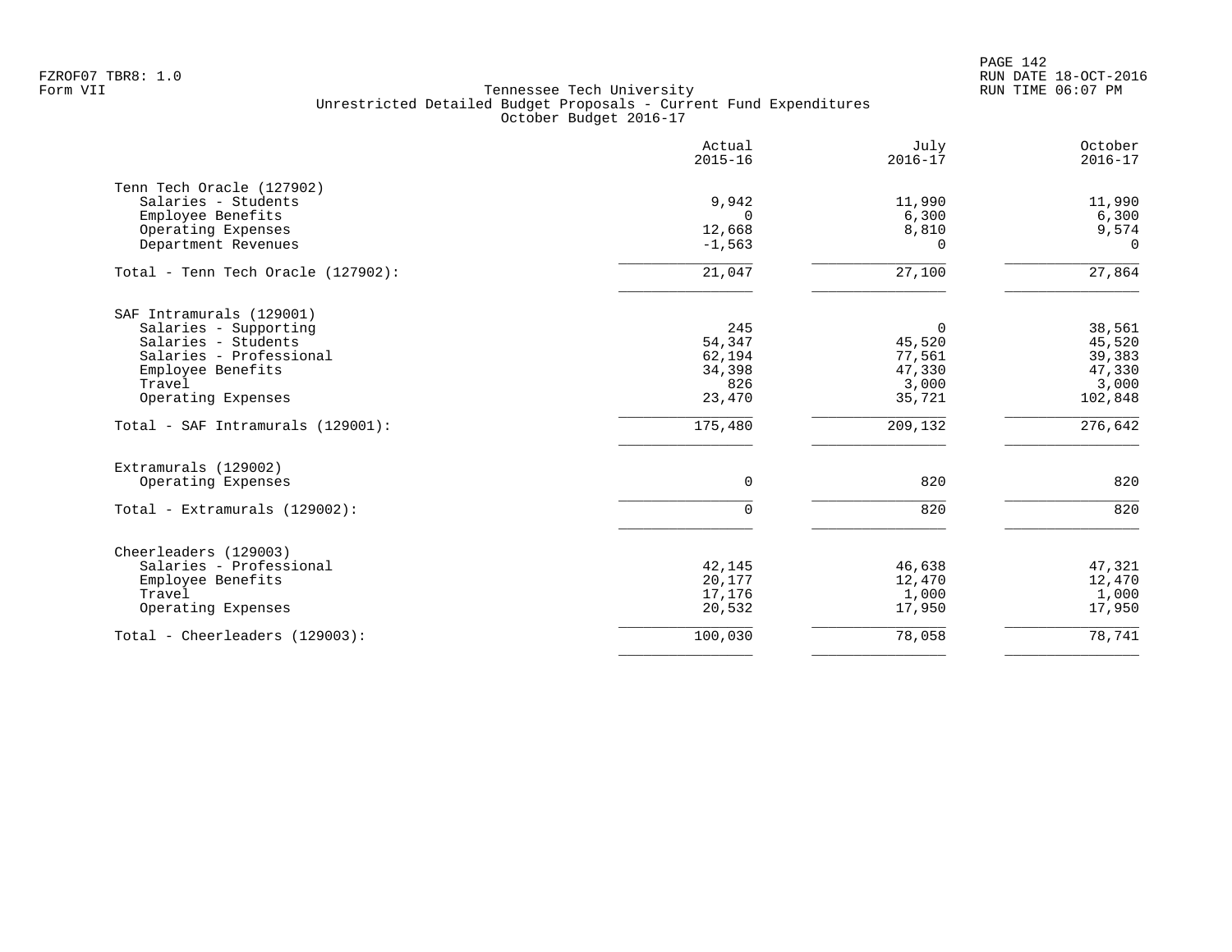FZROF07 TBR8: 1.0
Form VII

Tennessee Tech University
Unrestricted Detailed Budget Proposals - Current Fund Expenditures
October Budget 2016-17

RUN DATE 18-OCT-2016
RUN TIME 06:07 PM

| | Actual 2015-16 | July 2016-17 | October 2016-17 |
|---|---|---|---|
| **Tenn Tech Oracle (127902)** | | | |
| Salaries - Students | 9,942 | 11,990 | 11,990 |
| Employee Benefits | 0 | 6,300 | 6,300 |
| Operating Expenses | 12,668 | 8,810 | 9,574 |
| Department Revenues | -1,563 | 0 | 0 |
| Total - Tenn Tech Oracle (127902): | 21,047 | 27,100 | 27,864 |
| **SAF Intramurals (129001)** | | | |
| Salaries - Supporting | 245 | 0 | 38,561 |
| Salaries - Students | 54,347 | 45,520 | 45,520 |
| Salaries - Professional | 62,194 | 77,561 | 39,383 |
| Employee Benefits | 34,398 | 47,330 | 47,330 |
| Travel | 826 | 3,000 | 3,000 |
| Operating Expenses | 23,470 | 35,721 | 102,848 |
| Total - SAF Intramurals (129001): | 175,480 | 209,132 | 276,642 |
| **Extramurals (129002)** | | | |
| Operating Expenses | 0 | 820 | 820 |
| Total - Extramurals (129002): | 0 | 820 | 820 |
| **Cheerleaders (129003)** | | | |
| Salaries - Professional | 42,145 | 46,638 | 47,321 |
| Employee Benefits | 20,177 | 12,470 | 12,470 |
| Travel | 17,176 | 1,000 | 1,000 |
| Operating Expenses | 20,532 | 17,950 | 17,950 |
| Total - Cheerleaders (129003): | 100,030 | 78,058 | 78,741 |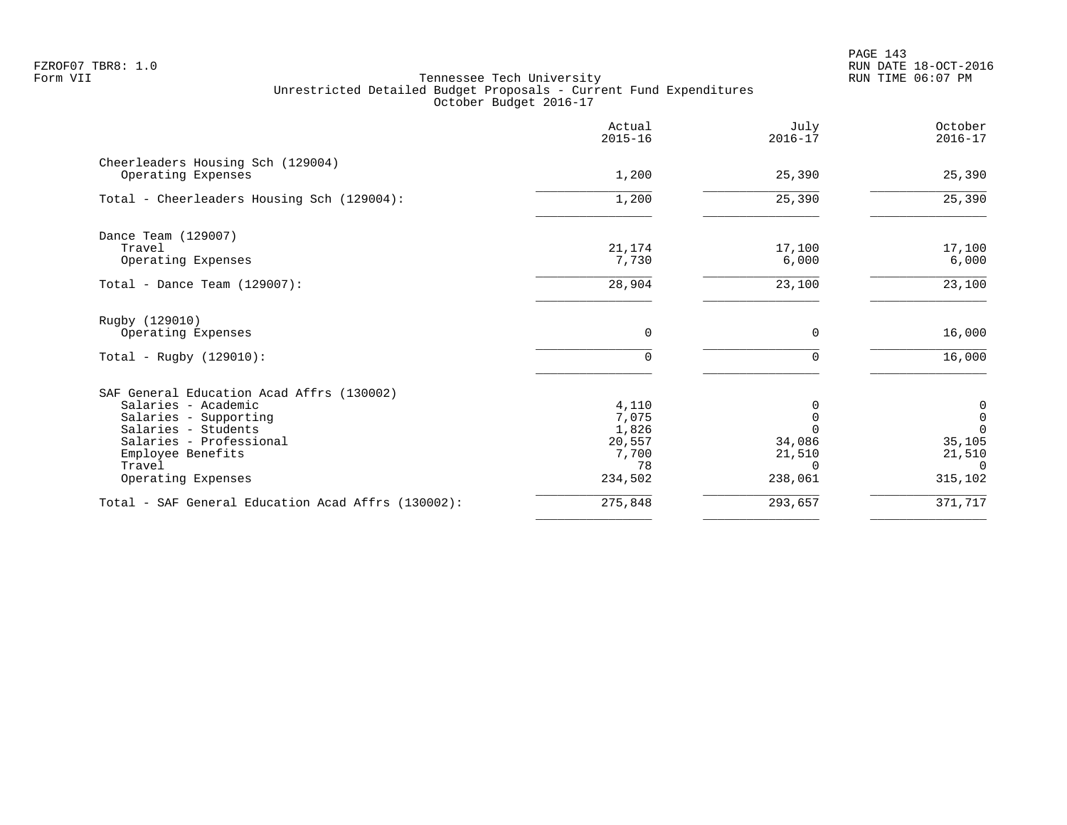Tennessee Tech University
Unrestricted Detailed Budget Proposals - Current Fund Expenditures
October Budget 2016-17

| | Actual 2015-16 | July 2016-17 | October 2016-17 |
|---|---|---|---|
| **Cheerleaders Housing Sch (129004)** | | | |
| Operating Expenses | 1,200 | 25,390 | 25,390 |
| Total - Cheerleaders Housing Sch (129004): | 1,200 | 25,390 | 25,390 |
| **Dance Team (129007)** | | | |
| Travel | 21,174 | 17,100 | 17,100 |
| Operating Expenses | 7,730 | 6,000 | 6,000 |
| Total - Dance Team (129007): | 28,904 | 23,100 | 23,100 |
| **Rugby (129010)** | | | |
| Operating Expenses | 0 | 0 | 16,000 |
| Total - Rugby (129010): | 0 | 0 | 16,000 |
| **SAF General Education Acad Affrs (130002)** | | | |
| Salaries - Academic | 4,110 | 0 | 0 |
| Salaries - Supporting | 7,075 | 0 | 0 |
| Salaries - Students | 1,826 | 0 | 0 |
| Salaries - Professional | 20,557 | 34,086 | 35,105 |
| Employee Benefits | 7,700 | 21,510 | 21,510 |
| Travel | 78 | 0 | 0 |
| Operating Expenses | 234,502 | 238,061 | 315,102 |
| Total - SAF General Education Acad Affrs (130002): | 275,848 | 293,657 | 371,717 |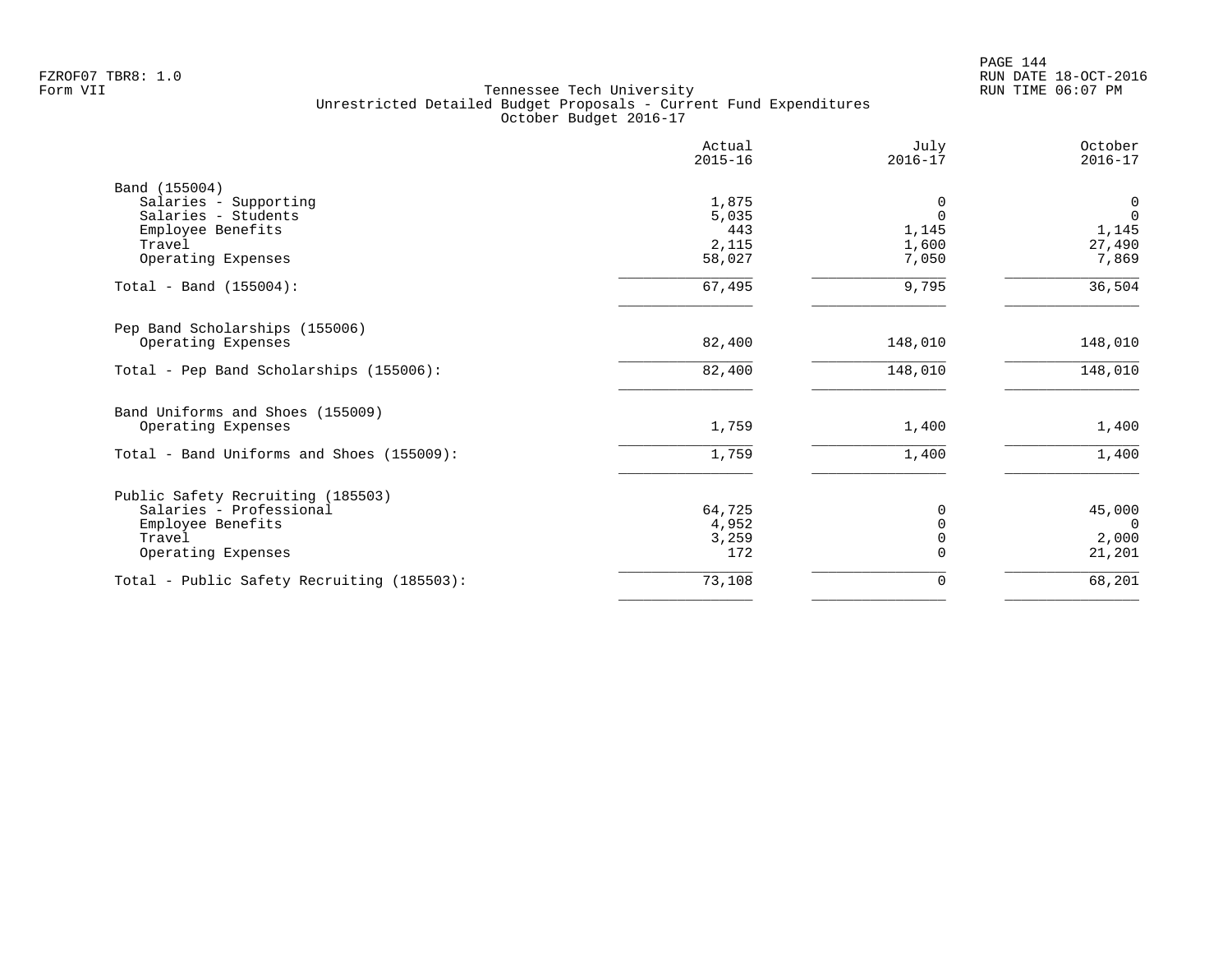FZROF07 TBR8: 1.0
Form VII

Tennessee Tech University
Unrestricted Detailed Budget Proposals - Current Fund Expenditures
October Budget 2016-17

RUN DATE 18-OCT-2016
RUN TIME 06:07 PM

| | Actual 2015-16 | July 2016-17 | October 2016-17 |
|---|---|---|---|
| **Band (155004)** | | | |
| Salaries - Supporting | 1,875 | 0 | 0 |
| Salaries - Students | 5,035 | 0 | 0 |
| Employee Benefits | 443 | 1,145 | 1,145 |
| Travel | 2,115 | 1,600 | 27,490 |
| Operating Expenses | 58,027 | 7,050 | 7,869 |
| Total - Band (155004): | 67,495 | 9,795 | 36,504 |
| **Pep Band Scholarships (155006)** | | | |
| Operating Expenses | 82,400 | 148,010 | 148,010 |
| Total - Pep Band Scholarships (155006): | 82,400 | 148,010 | 148,010 |
| **Band Uniforms and Shoes (155009)** | | | |
| Operating Expenses | 1,759 | 1,400 | 1,400 |
| Total - Band Uniforms and Shoes (155009): | 1,759 | 1,400 | 1,400 |
| **Public Safety Recruiting (185503)** | | | |
| Salaries - Professional | 64,725 | 0 | 45,000 |
| Employee Benefits | 4,952 | 0 | 0 |
| Travel | 3,259 | 0 | 2,000 |
| Operating Expenses | 172 | 0 | 21,201 |
| Total - Public Safety Recruiting (185503): | 73,108 | 0 | 68,201 |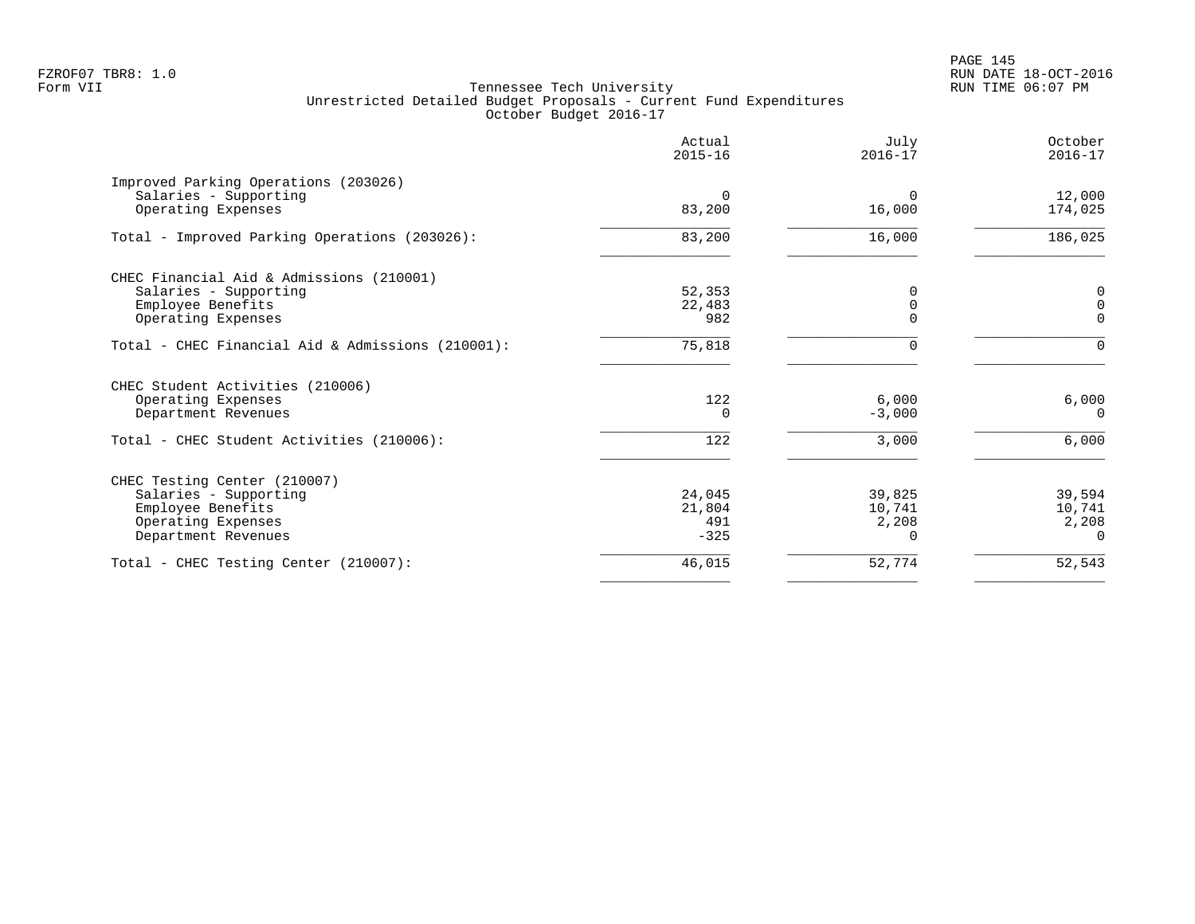FZROF07 TBR8: 1.0
Form VII

Tennessee Tech University
Unrestricted Detailed Budget Proposals - Current Fund Expenditures
October Budget 2016-17

RUN DATE 18-OCT-2016
RUN TIME 06:07 PM

| | Actual 2015-16 | July 2016-17 | October 2016-17 |
|---|---|---|---|
| Improved Parking Operations (203026) | | | |
| Salaries - Supporting | 0 | 0 | 12,000 |
| Operating Expenses | 83,200 | 16,000 | 174,025 |
| Total - Improved Parking Operations (203026): | 83,200 | 16,000 | 186,025 |
| CHEC Financial Aid & Admissions (210001) | | | |
| Salaries - Supporting | 52,353 | 0 | 0 |
| Employee Benefits | 22,483 | 0 | 0 |
| Operating Expenses | 982 | 0 | 0 |
| Total - CHEC Financial Aid & Admissions (210001): | 75,818 | 0 | 0 |
| CHEC Student Activities (210006) | | | |
| Operating Expenses | 122 | 6,000 | 6,000 |
| Department Revenues | 0 | -3,000 | 0 |
| Total - CHEC Student Activities (210006): | 122 | 3,000 | 6,000 |
| CHEC Testing Center (210007) | | | |
| Salaries - Supporting | 24,045 | 39,825 | 39,594 |
| Employee Benefits | 21,804 | 10,741 | 10,741 |
| Operating Expenses | 491 | 2,208 | 2,208 |
| Department Revenues | -325 | 0 | 0 |
| Total - CHEC Testing Center (210007): | 46,015 | 52,774 | 52,543 |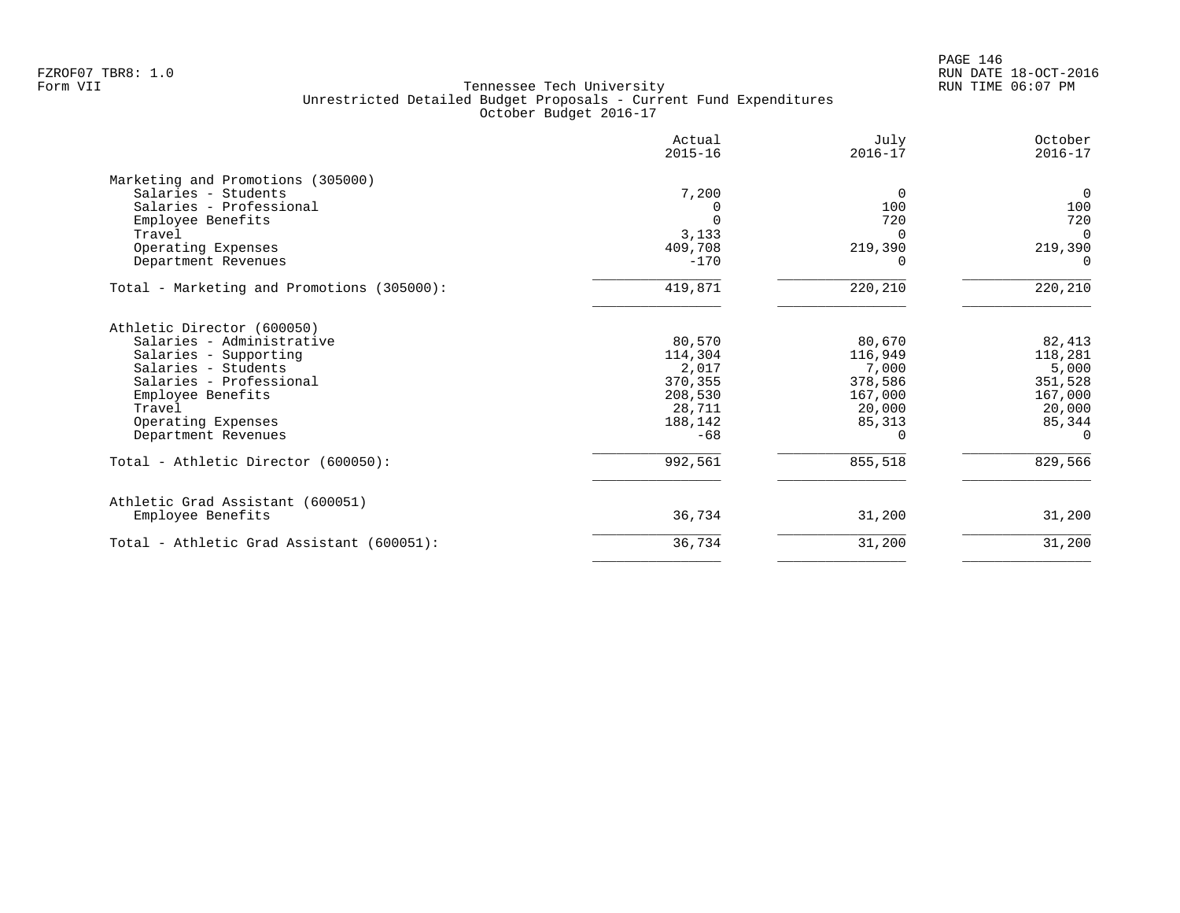FZROF07 TBR8: 1.0
Form VII

Tennessee Tech University
Unrestricted Detailed Budget Proposals - Current Fund Expenditures
October Budget 2016-17

RUN DATE 18-OCT-2016
RUN TIME 06:07 PM

| | Actual 2015-16 | July 2016-17 | October 2016-17 |
|---|---|---|---|
| **Marketing and Promotions (305000)** | | | |
| Salaries - Students | 7,200 | 0 | 0 |
| Salaries - Professional | 0 | 100 | 100 |
| Employee Benefits | 0 | 720 | 720 |
| Travel | 3,133 | 0 | 0 |
| Operating Expenses | 409,708 | 219,390 | 219,390 |
| Department Revenues | -170 | 0 | 0 |
| Total - Marketing and Promotions (305000): | 419,871 | 220,210 | 220,210 |
| **Athletic Director (600050)** | | | |
| Salaries - Administrative | 80,570 | 80,670 | 82,413 |
| Salaries - Supporting | 114,304 | 116,949 | 118,281 |
| Salaries - Students | 2,017 | 7,000 | 5,000 |
| Salaries - Professional | 370,355 | 378,586 | 351,528 |
| Employee Benefits | 208,530 | 167,000 | 167,000 |
| Travel | 28,711 | 20,000 | 20,000 |
| Operating Expenses | 188,142 | 85,313 | 85,344 |
| Department Revenues | -68 | 0 | 0 |
| Total - Athletic Director (600050): | 992,561 | 855,518 | 829,566 |
| **Athletic Grad Assistant (600051)** | | | |
| Employee Benefits | 36,734 | 31,200 | 31,200 |
| Total - Athletic Grad Assistant (600051): | 36,734 | 31,200 | 31,200 |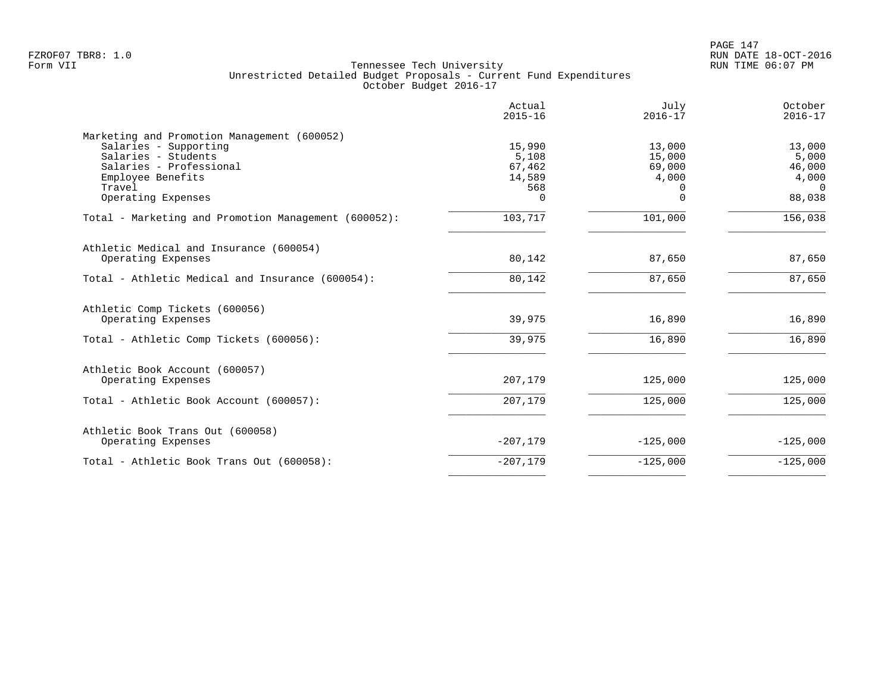FZROF07 TBR8: 1.0
Form VII

Tennessee Tech University
Unrestricted Detailed Budget Proposals - Current Fund Expenditures
October Budget 2016-17

RUN DATE 18-OCT-2016
RUN TIME 06:07 PM

| | Actual 2015-16 | July 2016-17 | October 2016-17 |
|---|---|---|---|
| **Marketing and Promotion Management (600052)** | | | |
| Salaries - Supporting | 15,990 | 13,000 | 13,000 |
| Salaries - Students | 5,108 | 15,000 | 5,000 |
| Salaries - Professional | 67,462 | 69,000 | 46,000 |
| Employee Benefits | 14,589 | 4,000 | 4,000 |
| Travel | 568 | 0 | 0 |
| Operating Expenses | 0 | 0 | 88,038 |
| Total - Marketing and Promotion Management (600052): | 103,717 | 101,000 | 156,038 |
| **Athletic Medical and Insurance (600054)** | | | |
| Operating Expenses | 80,142 | 87,650 | 87,650 |
| Total - Athletic Medical and Insurance (600054): | 80,142 | 87,650 | 87,650 |
| **Athletic Comp Tickets (600056)** | | | |
| Operating Expenses | 39,975 | 16,890 | 16,890 |
| Total - Athletic Comp Tickets (600056): | 39,975 | 16,890 | 16,890 |
| **Athletic Book Account (600057)** | | | |
| Operating Expenses | 207,179 | 125,000 | 125,000 |
| Total - Athletic Book Account (600057): | 207,179 | 125,000 | 125,000 |
| **Athletic Book Trans Out (600058)** | | | |
| Operating Expenses | -207,179 | -125,000 | -125,000 |
| Total - Athletic Book Trans Out (600058): | -207,179 | -125,000 | -125,000 |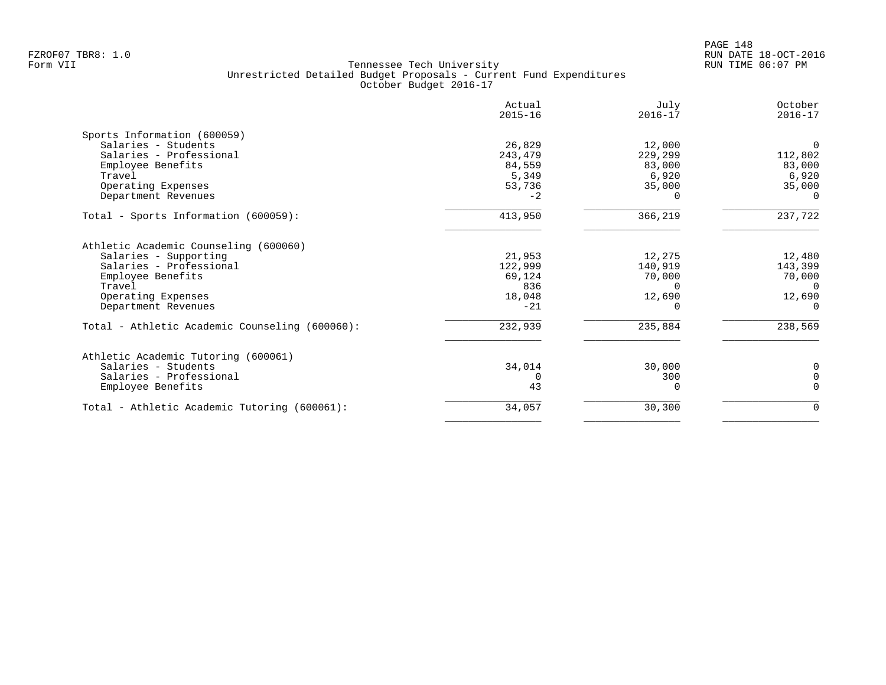FZROF07 TBR8: 1.0
Form VII

Tennessee Tech University
Unrestricted Detailed Budget Proposals - Current Fund Expenditures
October Budget 2016-17

RUN DATE 18-OCT-2016
RUN TIME 06:07 PM

| | Actual 2015-16 | July 2016-17 | October 2016-17 |
|---|---|---|---|
| **Sports Information (600059)** | | | |
| Salaries - Students | 26,829 | 12,000 | 0 |
| Salaries - Professional | 243,479 | 229,299 | 112,802 |
| Employee Benefits | 84,559 | 83,000 | 83,000 |
| Travel | 5,349 | 6,920 | 6,920 |
| Operating Expenses | 53,736 | 35,000 | 35,000 |
| Department Revenues | -2 | 0 | 0 |
| Total - Sports Information (600059): | 413,950 | 366,219 | 237,722 |
| **Athletic Academic Counseling (600060)** | | | |
| Salaries - Supporting | 21,953 | 12,275 | 12,480 |
| Salaries - Professional | 122,999 | 140,919 | 143,399 |
| Employee Benefits | 69,124 | 70,000 | 70,000 |
| Travel | 836 | 0 | 0 |
| Operating Expenses | 18,048 | 12,690 | 12,690 |
| Department Revenues | -21 | 0 | 0 |
| Total - Athletic Academic Counseling (600060): | 232,939 | 235,884 | 238,569 |
| **Athletic Academic Tutoring (600061)** | | | |
| Salaries - Students | 34,014 | 30,000 | 0 |
| Salaries - Professional | 0 | 300 | 0 |
| Employee Benefits | 43 | 0 | 0 |
| Total - Athletic Academic Tutoring (600061): | 34,057 | 30,300 | 0 |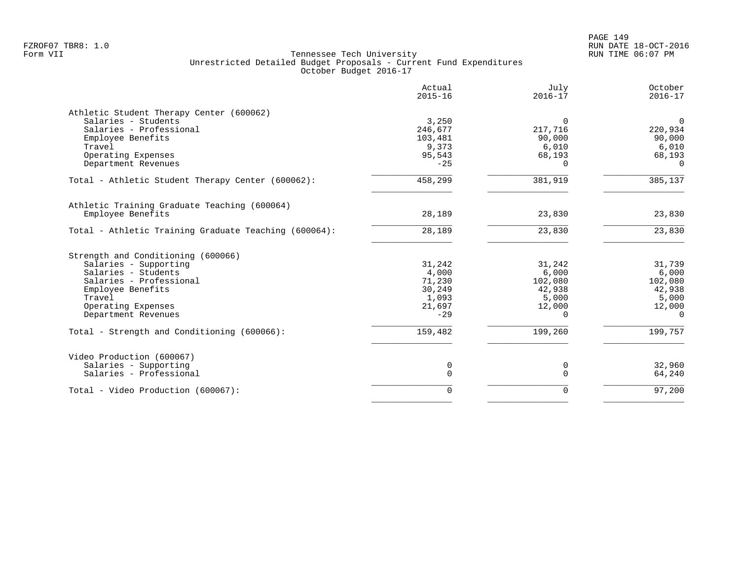# Tennessee Tech University

## Unrestricted Detailed Budget Proposals - Current Fund Expenditures

### October Budget 2016-17

| | Actual 2015-16 | July 2016-17 | October 2016-17 |
|---|---|---|---|
| **Athletic Student Therapy Center (600062)** | | | |
| Salaries - Students | 3,250 | 0 | 0 |
| Salaries - Professional | 246,677 | 217,716 | 220,934 |
| Employee Benefits | 103,481 | 90,000 | 90,000 |
| Travel | 9,373 | 6,010 | 6,010 |
| Operating Expenses | 95,543 | 68,193 | 68,193 |
| Department Revenues | -25 | 0 | 0 |
| Total - Athletic Student Therapy Center (600062): | 458,299 | 381,919 | 385,137 |
| **Athletic Training Graduate Teaching (600064)** | | | |
| Employee Benefits | 28,189 | 23,830 | 23,830 |
| Total - Athletic Training Graduate Teaching (600064): | 28,189 | 23,830 | 23,830 |
| **Strength and Conditioning (600066)** | | | |
| Salaries - Supporting | 31,242 | 31,242 | 31,739 |
| Salaries - Students | 4,000 | 6,000 | 6,000 |
| Salaries - Professional | 71,230 | 102,080 | 102,080 |
| Employee Benefits | 30,249 | 42,938 | 42,938 |
| Travel | 1,093 | 5,000 | 5,000 |
| Operating Expenses | 21,697 | 12,000 | 12,000 |
| Department Revenues | -29 | 0 | 0 |
| Total - Strength and Conditioning (600066): | 159,482 | 199,260 | 199,757 |
| **Video Production (600067)** | | | |
| Salaries - Supporting | 0 | 0 | 32,960 |
| Salaries - Professional | 0 | 0 | 64,240 |
| Total - Video Production (600067): | 0 | 0 | 97,200 |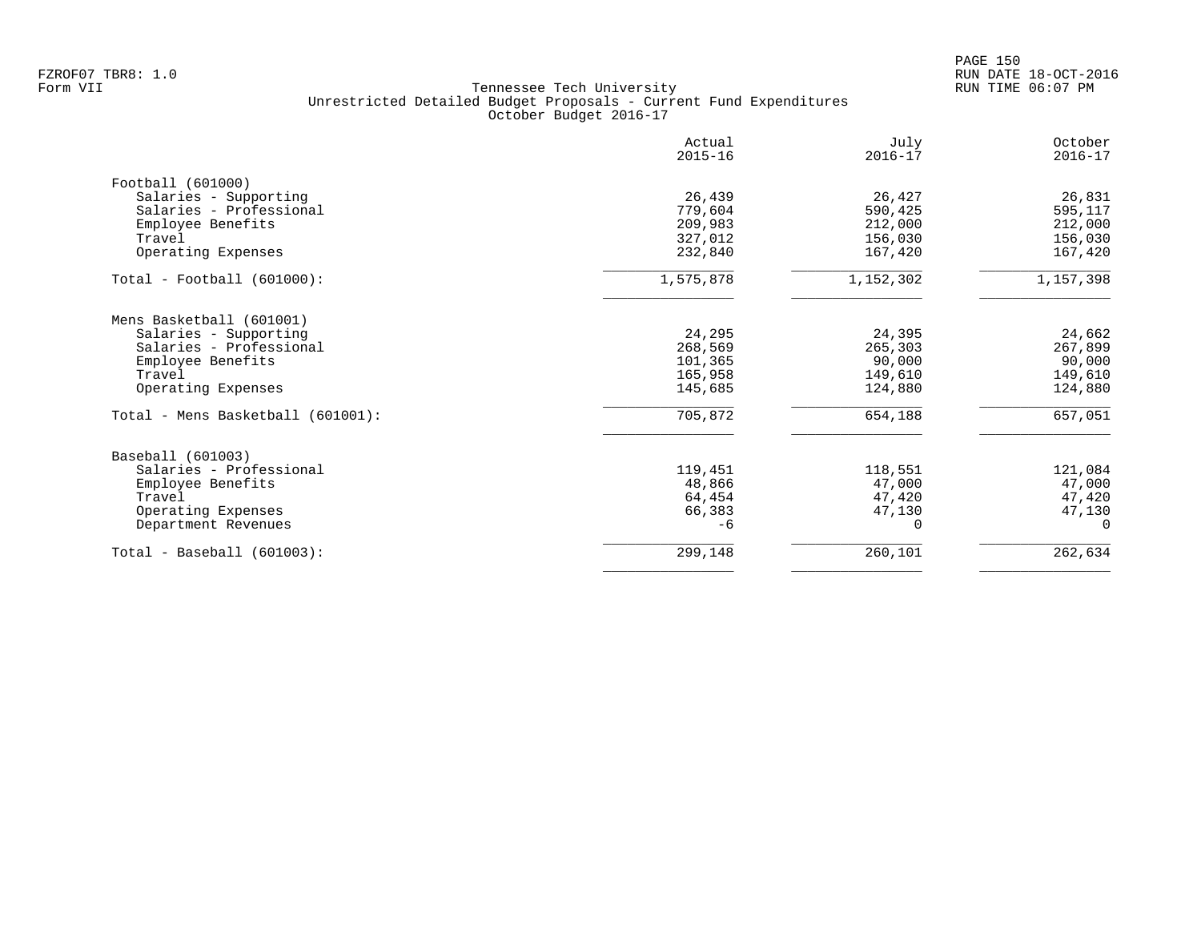FZROF07 TBR8: 1.0
Form VII

Tennessee Tech University
Unrestricted Detailed Budget Proposals - Current Fund Expenditures
October Budget 2016-17

RUN DATE 18-OCT-2016
RUN TIME 06:07 PM

| | Actual 2015-16 | July 2016-17 | October 2016-17 |
|---|---|---|---|
| **Football (601000)** | | | |
| Salaries - Supporting | 26,439 | 26,427 | 26,831 |
| Salaries - Professional | 779,604 | 590,425 | 595,117 |
| Employee Benefits | 209,983 | 212,000 | 212,000 |
| Travel | 327,012 | 156,030 | 156,030 |
| Operating Expenses | 232,840 | 167,420 | 167,420 |
| Total - Football (601000): | 1,575,878 | 1,152,302 | 1,157,398 |
| **Mens Basketball (601001)** | | | |
| Salaries - Supporting | 24,295 | 24,395 | 24,662 |
| Salaries - Professional | 268,569 | 265,303 | 267,899 |
| Employee Benefits | 101,365 | 90,000 | 90,000 |
| Travel | 165,958 | 149,610 | 149,610 |
| Operating Expenses | 145,685 | 124,880 | 124,880 |
| Total - Mens Basketball (601001): | 705,872 | 654,188 | 657,051 |
| **Baseball (601003)** | | | |
| Salaries - Professional | 119,451 | 118,551 | 121,084 |
| Employee Benefits | 48,866 | 47,000 | 47,000 |
| Travel | 64,454 | 47,420 | 47,420 |
| Operating Expenses | 66,383 | 47,130 | 47,130 |
| Department Revenues | -6 | 0 | 0 |
| Total - Baseball (601003): | 299,148 | 260,101 | 262,634 |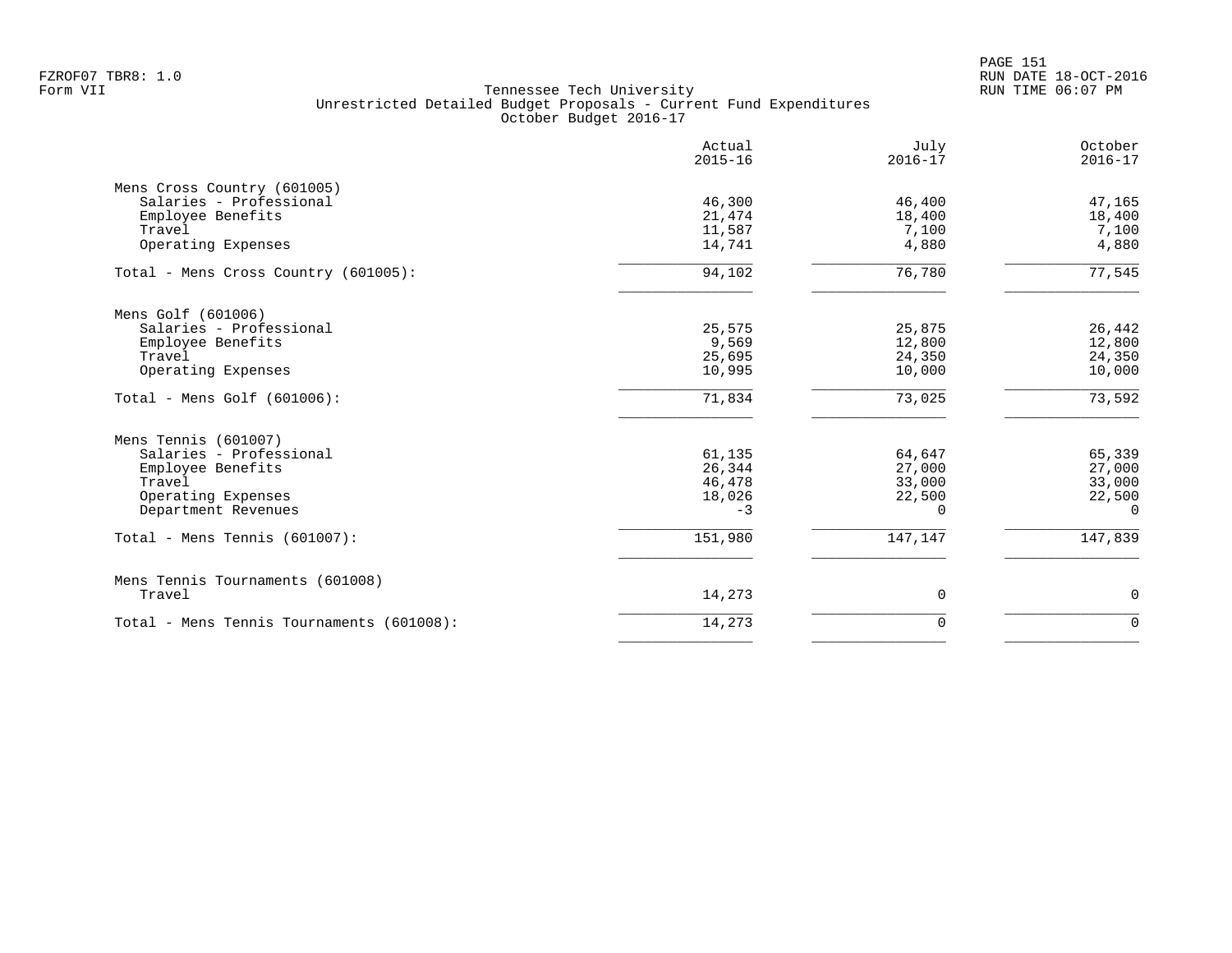Tennessee Tech University
Unrestricted Detailed Budget Proposals - Current Fund Expenditures
October Budget 2016-17

| | Actual 2015-16 | July 2016-17 | October 2016-17 |
|---|---|---|---|
| **Mens Cross Country (601005)** | | | |
| Salaries - Professional | 46,300 | 46,400 | 47,165 |
| Employee Benefits | 21,474 | 18,400 | 18,400 |
| Travel | 11,587 | 7,100 | 7,100 |
| Operating Expenses | 14,741 | 4,880 | 4,880 |
| Total - Mens Cross Country (601005): | 94,102 | 76,780 | 77,545 |
| **Mens Golf (601006)** | | | |
| Salaries - Professional | 25,575 | 25,875 | 26,442 |
| Employee Benefits | 9,569 | 12,800 | 12,800 |
| Travel | 25,695 | 24,350 | 24,350 |
| Operating Expenses | 10,995 | 10,000 | 10,000 |
| Total - Mens Golf (601006): | 71,834 | 73,025 | 73,592 |
| **Mens Tennis (601007)** | | | |
| Salaries - Professional | 61,135 | 64,647 | 65,339 |
| Employee Benefits | 26,344 | 27,000 | 27,000 |
| Travel | 46,478 | 33,000 | 33,000 |
| Operating Expenses | 18,026 | 22,500 | 22,500 |
| Department Revenues | -3 | 0 | 0 |
| Total - Mens Tennis (601007): | 151,980 | 147,147 | 147,839 |
| **Mens Tennis Tournaments (601008)** | | | |
| Travel | 14,273 | 0 | 0 |
| Total - Mens Tennis Tournaments (601008): | 14,273 | 0 | 0 |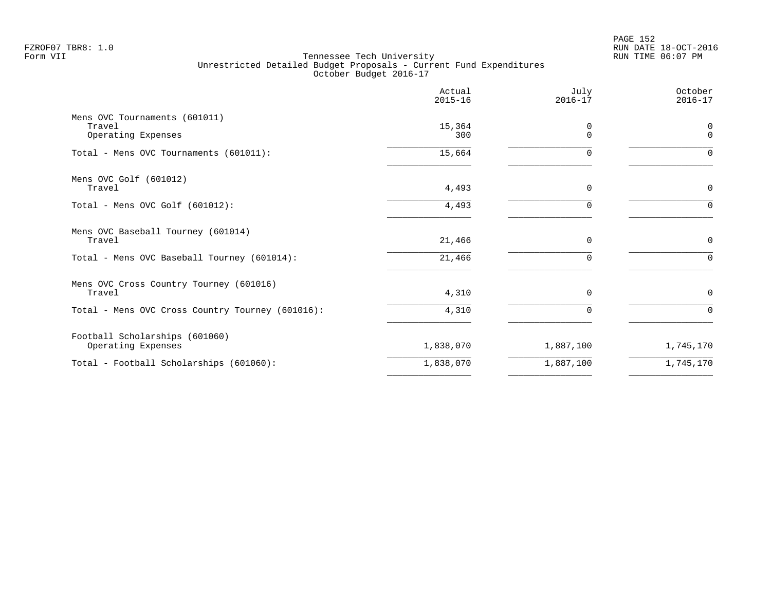FZROF07 TBR8: 1.0
Form VII

Tennessee Tech University
Unrestricted Detailed Budget Proposals - Current Fund Expenditures
October Budget 2016-17

RUN DATE 18-OCT-2016
RUN TIME 06:07 PM

| | Actual 2015-16 | July 2016-17 | October 2016-17 |
|---|---|---|---|
| Mens OVC Tournaments (601011) | | | |
| Travel | 15,364 | 0 | 0 |
| Operating Expenses | 300 | 0 | 0 |
| Total - Mens OVC Tournaments (601011): | 15,664 | 0 | 0 |
| Mens OVC Golf (601012) | | | |
| Travel | 4,493 | 0 | 0 |
| Total - Mens OVC Golf (601012): | 4,493 | 0 | 0 |
| Mens OVC Baseball Tourney (601014) | | | |
| Travel | 21,466 | 0 | 0 |
| Total - Mens OVC Baseball Tourney (601014): | 21,466 | 0 | 0 |
| Mens OVC Cross Country Tourney (601016) | | | |
| Travel | 4,310 | 0 | 0 |
| Total - Mens OVC Cross Country Tourney (601016): | 4,310 | 0 | 0 |
| Football Scholarships (601060) | | | |
| Operating Expenses | 1,838,070 | 1,887,100 | 1,745,170 |
| Total - Football Scholarships (601060): | 1,838,070 | 1,887,100 | 1,745,170 |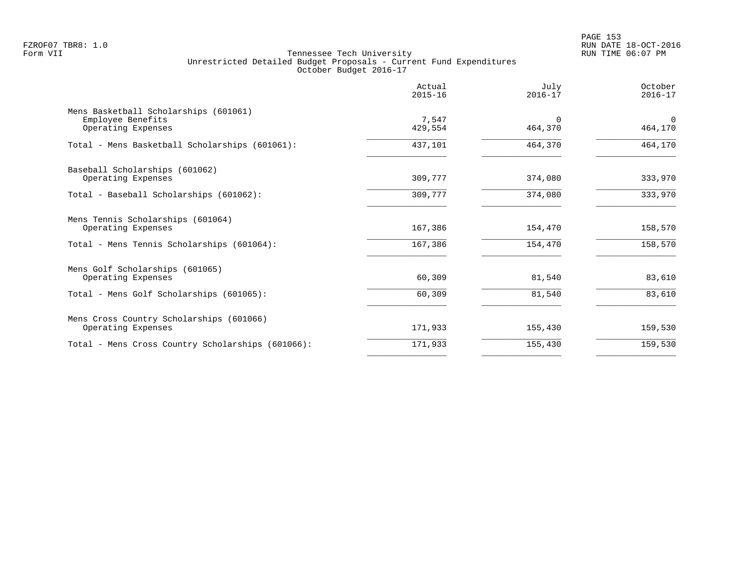Tennessee Tech University
Unrestricted Detailed Budget Proposals - Current Fund Expenditures
October Budget 2016-17

| | Actual 2015-16 | July 2016-17 | October 2016-17 |
|---|---|---|---|
| **Mens Basketball Scholarships (601061)** | | | |
| Employee Benefits | 7,547 | 0 | 0 |
| Operating Expenses | 429,554 | 464,370 | 464,170 |
| Total - Mens Basketball Scholarships (601061): | 437,101 | 464,370 | 464,170 |
| **Baseball Scholarships (601062)** | | | |
| Operating Expenses | 309,777 | 374,080 | 333,970 |
| Total - Baseball Scholarships (601062): | 309,777 | 374,080 | 333,970 |
| **Mens Tennis Scholarships (601064)** | | | |
| Operating Expenses | 167,386 | 154,470 | 158,570 |
| Total - Mens Tennis Scholarships (601064): | 167,386 | 154,470 | 158,570 |
| **Mens Golf Scholarships (601065)** | | | |
| Operating Expenses | 60,309 | 81,540 | 83,610 |
| Total - Mens Golf Scholarships (601065): | 60,309 | 81,540 | 83,610 |
| **Mens Cross Country Scholarships (601066)** | | | |
| Operating Expenses | 171,933 | 155,430 | 159,530 |
| Total - Mens Cross Country Scholarships (601066): | 171,933 | 155,430 | 159,530 |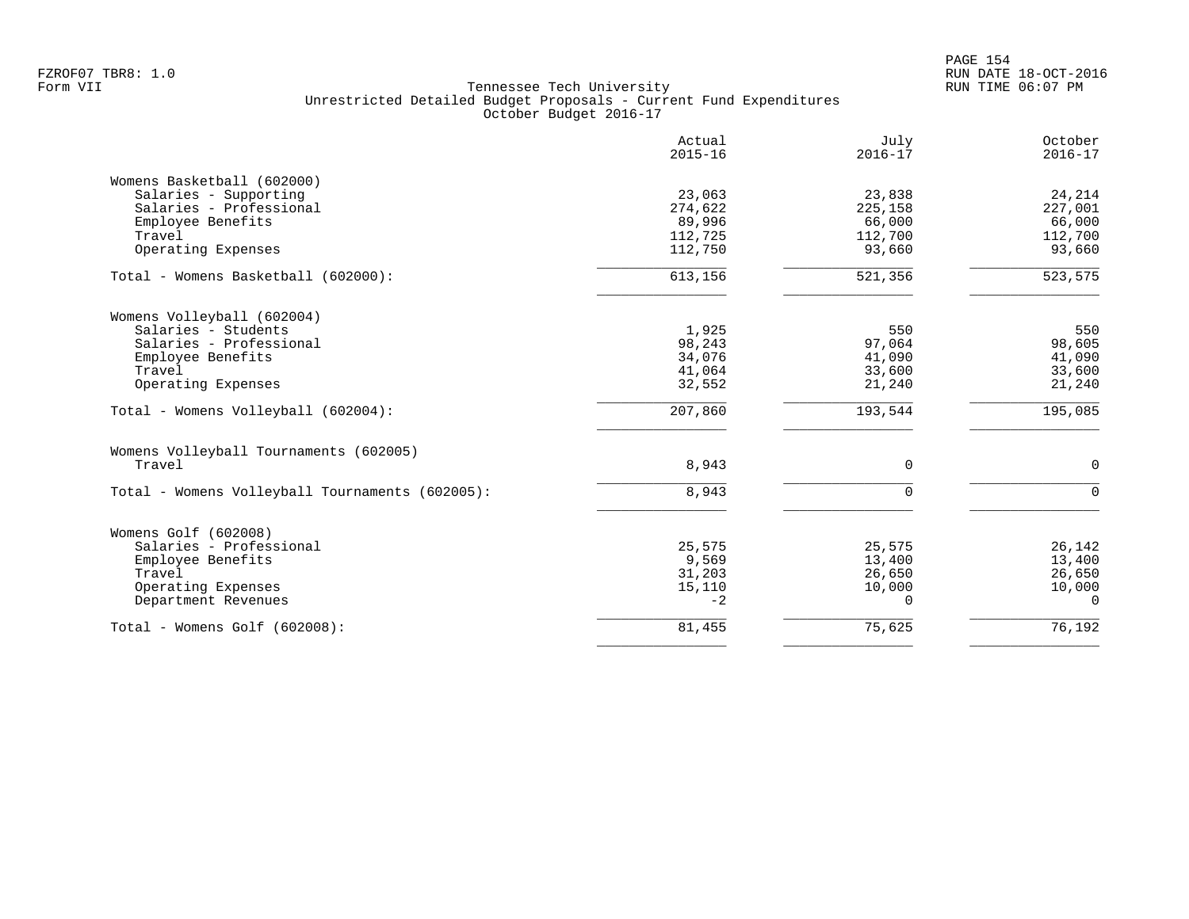FZROF07 TBR8: 1.0
Form VII

Tennessee Tech University
Unrestricted Detailed Budget Proposals - Current Fund Expenditures
October Budget 2016-17

RUN DATE 18-OCT-2016
RUN TIME 06:07 PM

| | Actual 2015-16 | July 2016-17 | October 2016-17 |
|---|---|---|---|
| **Womens Basketball (602000)** | | | |
| Salaries - Supporting | 23,063 | 23,838 | 24,214 |
| Salaries - Professional | 274,622 | 225,158 | 227,001 |
| Employee Benefits | 89,996 | 66,000 | 66,000 |
| Travel | 112,725 | 112,700 | 112,700 |
| Operating Expenses | 112,750 | 93,660 | 93,660 |
| Total - Womens Basketball (602000): | 613,156 | 521,356 | 523,575 |
| **Womens Volleyball (602004)** | | | |
| Salaries - Students | 1,925 | 550 | 550 |
| Salaries - Professional | 98,243 | 97,064 | 98,605 |
| Employee Benefits | 34,076 | 41,090 | 41,090 |
| Travel | 41,064 | 33,600 | 33,600 |
| Operating Expenses | 32,552 | 21,240 | 21,240 |
| Total - Womens Volleyball (602004): | 207,860 | 193,544 | 195,085 |
| **Womens Volleyball Tournaments (602005)** | | | |
| Travel | 8,943 | 0 | 0 |
| Total - Womens Volleyball Tournaments (602005): | 8,943 | 0 | 0 |
| **Womens Golf (602008)** | | | |
| Salaries - Professional | 25,575 | 25,575 | 26,142 |
| Employee Benefits | 9,569 | 13,400 | 13,400 |
| Travel | 31,203 | 26,650 | 26,650 |
| Operating Expenses | 15,110 | 10,000 | 10,000 |
| Department Revenues | -2 | 0 | 0 |
| Total - Womens Golf (602008): | 81,455 | 75,625 | 76,192 |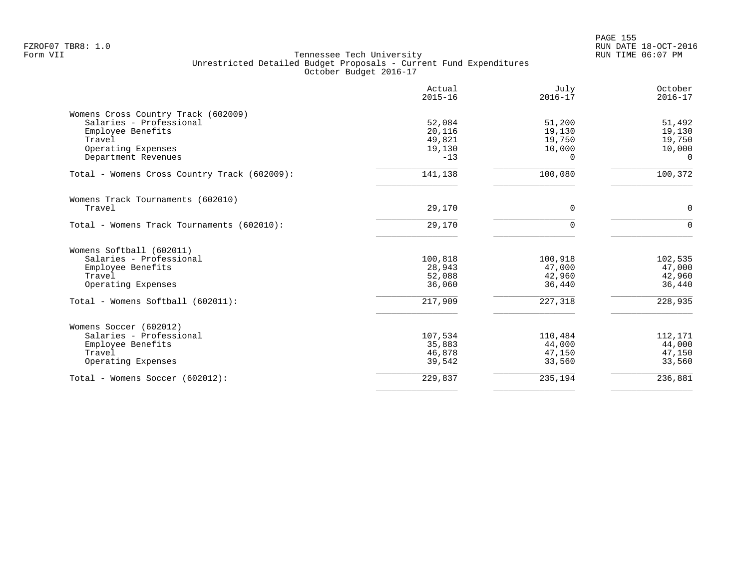FZROF07 TBR8: 1.0
Form VII

Tennessee Tech University
Unrestricted Detailed Budget Proposals - Current Fund Expenditures
October Budget 2016-17

RUN DATE 18-OCT-2016
RUN TIME 06:07 PM

| | Actual 2015-16 | July 2016-17 | October 2016-17 |
|---|---|---|---|
| **Womens Cross Country Track (602009)** | | | |
| Salaries - Professional | 52,084 | 51,200 | 51,492 |
| Employee Benefits | 20,116 | 19,130 | 19,130 |
| Travel | 49,821 | 19,750 | 19,750 |
| Operating Expenses | 19,130 | 10,000 | 10,000 |
| Department Revenues | -13 | 0 | 0 |
| Total - Womens Cross Country Track (602009): | 141,138 | 100,080 | 100,372 |
| **Womens Track Tournaments (602010)** | | | |
| Travel | 29,170 | 0 | 0 |
| Total - Womens Track Tournaments (602010): | 29,170 | 0 | 0 |
| **Womens Softball (602011)** | | | |
| Salaries - Professional | 100,818 | 100,918 | 102,535 |
| Employee Benefits | 28,943 | 47,000 | 47,000 |
| Travel | 52,088 | 42,960 | 42,960 |
| Operating Expenses | 36,060 | 36,440 | 36,440 |
| Total - Womens Softball (602011): | 217,909 | 227,318 | 228,935 |
| **Womens Soccer (602012)** | | | |
| Salaries - Professional | 107,534 | 110,484 | 112,171 |
| Employee Benefits | 35,883 | 44,000 | 44,000 |
| Travel | 46,878 | 47,150 | 47,150 |
| Operating Expenses | 39,542 | 33,560 | 33,560 |
| Total - Womens Soccer (602012): | 229,837 | 235,194 | 236,881 |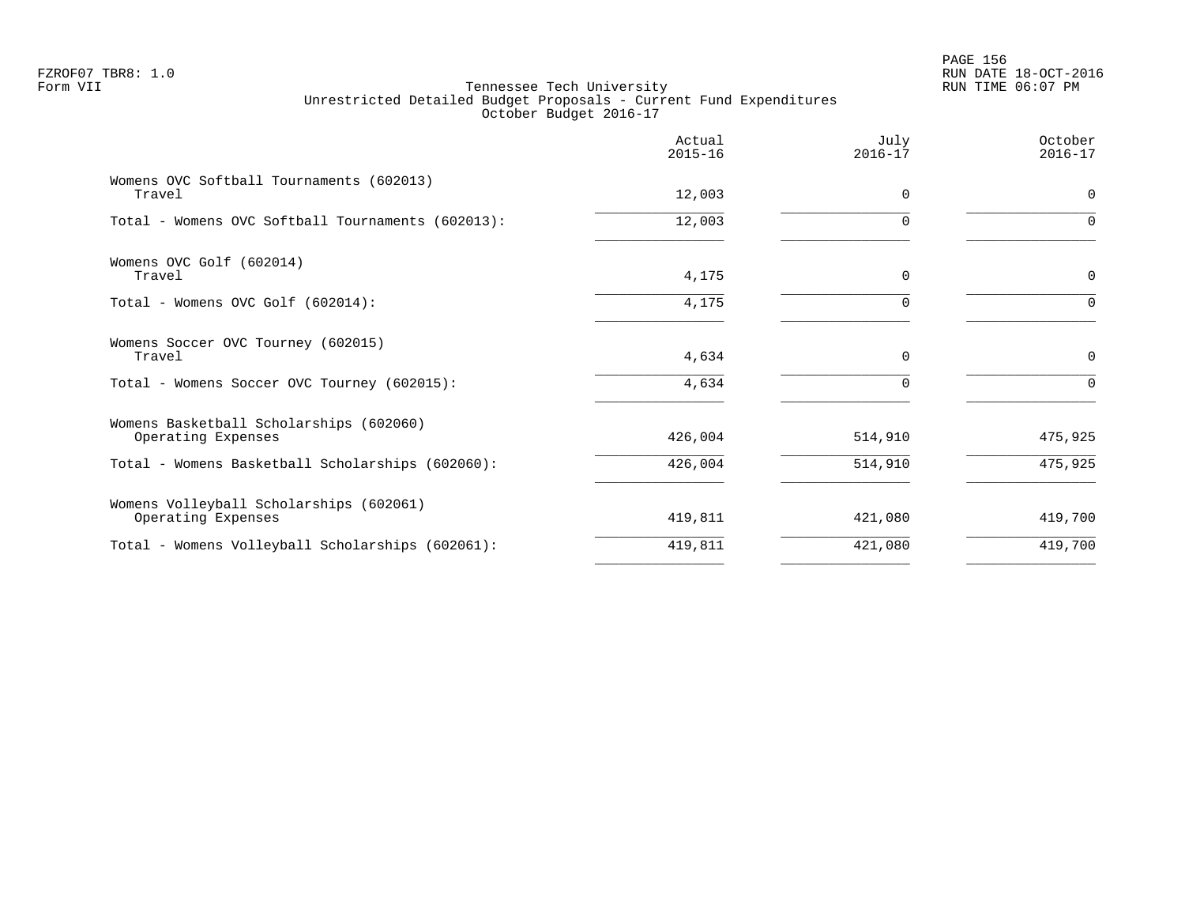FZROF07 TBR8: 1.0
Form VII

Tennessee Tech University
Unrestricted Detailed Budget Proposals - Current Fund Expenditures
October Budget 2016-17

| | Actual 2015-16 | July 2016-17 | October 2016-17 |
|---|---|---|---|
| **Womens OVC Softball Tournaments (602013)** | | | |
| Travel | 12,003 | 0 | 0 |
| Total - Womens OVC Softball Tournaments (602013): | 12,003 | 0 | 0 |
| **Womens OVC Golf (602014)** | | | |
| Travel | 4,175 | 0 | 0 |
| Total - Womens OVC Golf (602014): | 4,175 | 0 | 0 |
| **Womens Soccer OVC Tourney (602015)** | | | |
| Travel | 4,634 | 0 | 0 |
| Total - Womens Soccer OVC Tourney (602015): | 4,634 | 0 | 0 |
| **Womens Basketball Scholarships (602060)** | | | |
| Operating Expenses | 426,004 | 514,910 | 475,925 |
| Total - Womens Basketball Scholarships (602060): | 426,004 | 514,910 | 475,925 |
| **Womens Volleyball Scholarships (602061)** | | | |
| Operating Expenses | 419,811 | 421,080 | 419,700 |
| Total - Womens Volleyball Scholarships (602061): | 419,811 | 421,080 | 419,700 |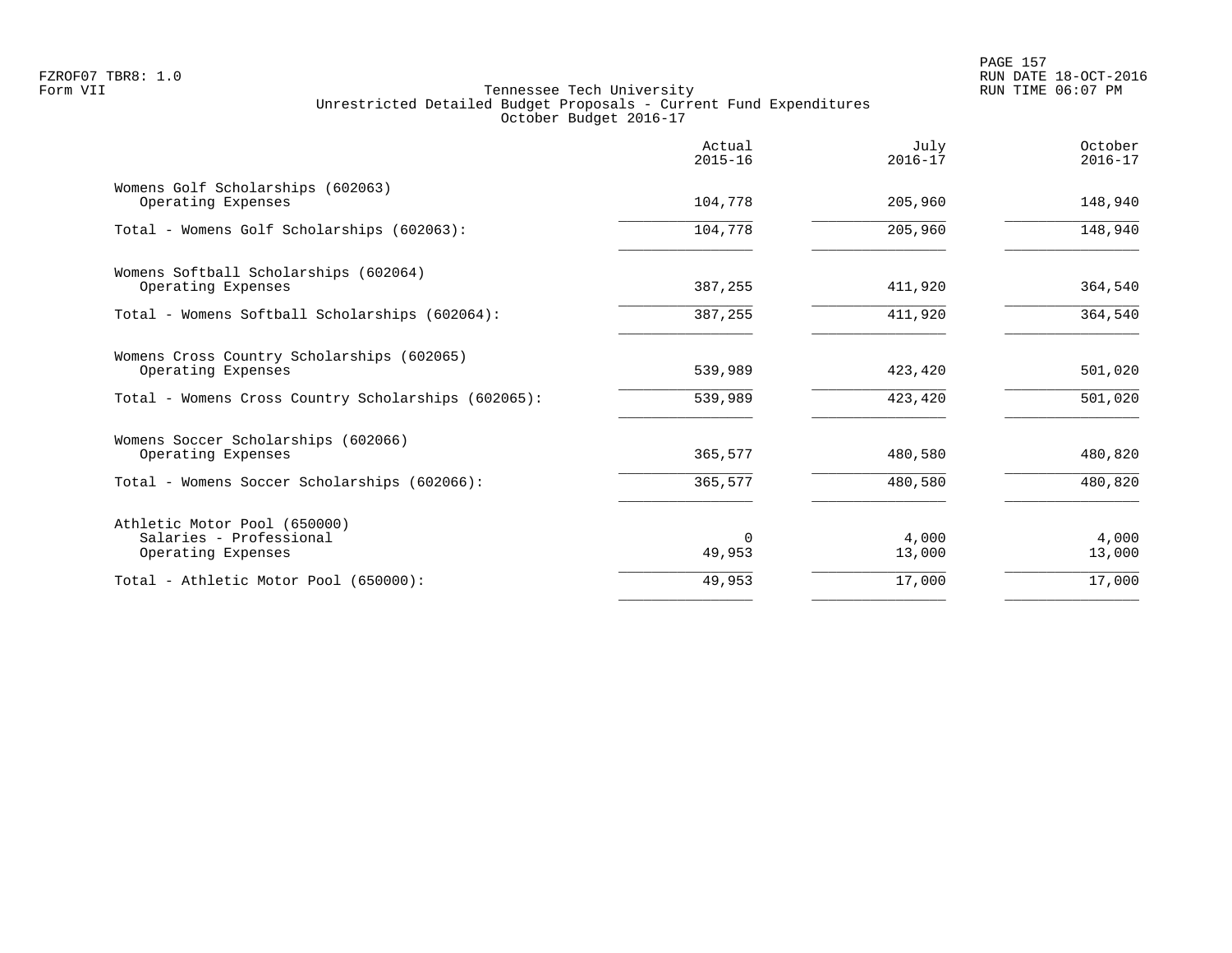FZROF07 TBR8: 1.0
Form VII

Tennessee Tech University
Unrestricted Detailed Budget Proposals - Current Fund Expenditures
October Budget 2016-17

RUN DATE 18-OCT-2016
RUN TIME 06:07 PM

| | Actual 2015-16 | July 2016-17 | October 2016-17 |
|---|---|---|---|
| Womens Golf Scholarships (602063) | | | |
| Operating Expenses | 104,778 | 205,960 | 148,940 |
| Total - Womens Golf Scholarships (602063): | 104,778 | 205,960 | 148,940 |
| Womens Softball Scholarships (602064) | | | |
| Operating Expenses | 387,255 | 411,920 | 364,540 |
| Total - Womens Softball Scholarships (602064): | 387,255 | 411,920 | 364,540 |
| Womens Cross Country Scholarships (602065) | | | |
| Operating Expenses | 539,989 | 423,420 | 501,020 |
| Total - Womens Cross Country Scholarships (602065): | 539,989 | 423,420 | 501,020 |
| Womens Soccer Scholarships (602066) | | | |
| Operating Expenses | 365,577 | 480,580 | 480,820 |
| Total - Womens Soccer Scholarships (602066): | 365,577 | 480,580 | 480,820 |
| Athletic Motor Pool (650000) | | | |
| Salaries - Professional | 0 | 4,000 | 4,000 |
| Operating Expenses | 49,953 | 13,000 | 13,000 |
| Total - Athletic Motor Pool (650000): | 49,953 | 17,000 | 17,000 |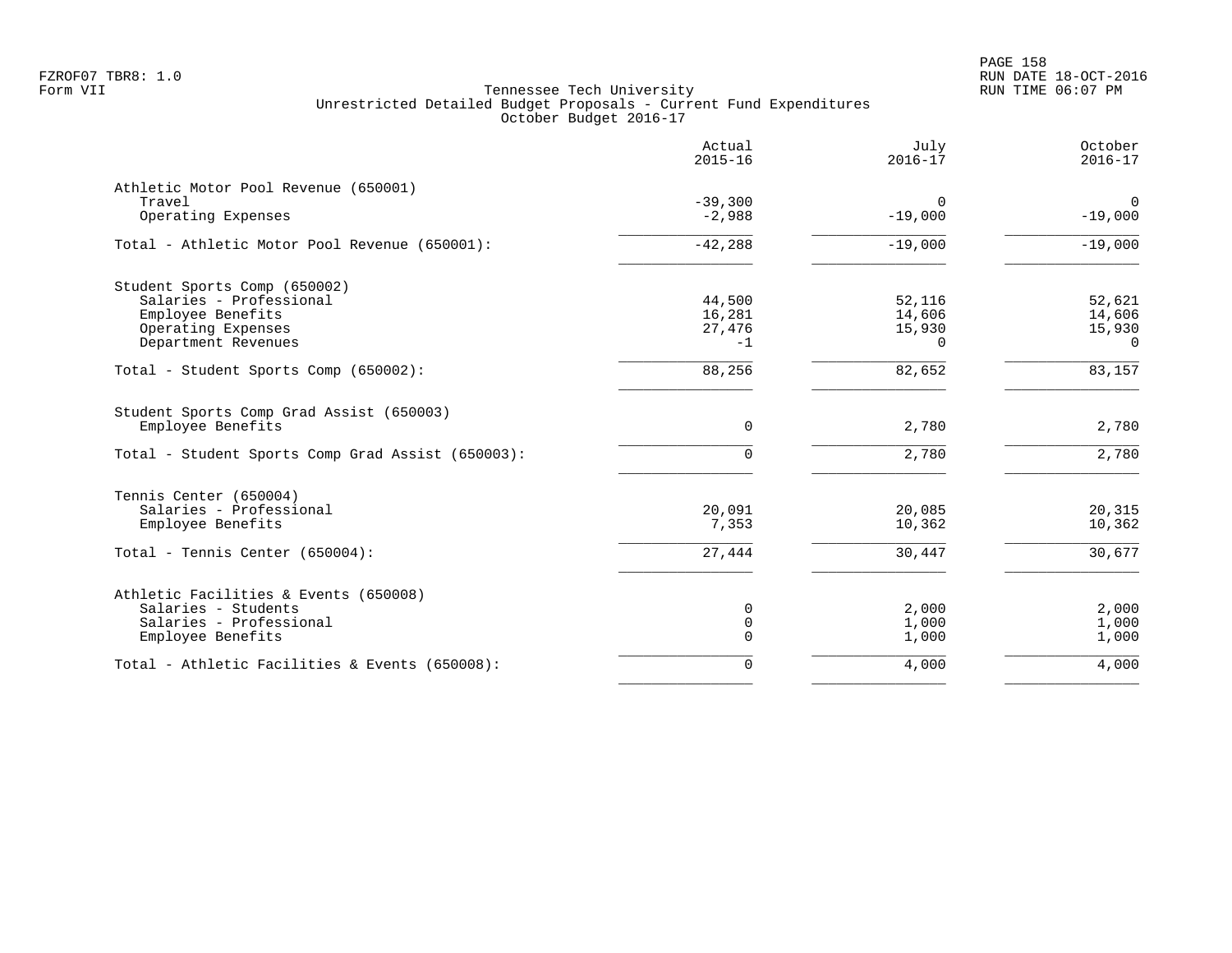FZROF07 TBR8: 1.0
Form VII

Tennessee Tech University
Unrestricted Detailed Budget Proposals - Current Fund Expenditures
October Budget 2016-17

RUN DATE 18-OCT-2016
RUN TIME 06:07 PM

| | Actual 2015-16 | July 2016-17 | October 2016-17 |
|---|---|---|---|
| **Athletic Motor Pool Revenue (650001)** | | | |
| Travel | -39,300 | 0 | 0 |
| Operating Expenses | -2,988 | -19,000 | -19,000 |
| Total - Athletic Motor Pool Revenue (650001): | -42,288 | -19,000 | -19,000 |
| **Student Sports Comp (650002)** | | | |
| Salaries - Professional | 44,500 | 52,116 | 52,621 |
| Employee Benefits | 16,281 | 14,606 | 14,606 |
| Operating Expenses | 27,476 | 15,930 | 15,930 |
| Department Revenues | -1 | 0 | 0 |
| Total - Student Sports Comp (650002): | 88,256 | 82,652 | 83,157 |
| **Student Sports Comp Grad Assist (650003)** | | | |
| Employee Benefits | 0 | 2,780 | 2,780 |
| Total - Student Sports Comp Grad Assist (650003): | 0 | 2,780 | 2,780 |
| **Tennis Center (650004)** | | | |
| Salaries - Professional | 20,091 | 20,085 | 20,315 |
| Employee Benefits | 7,353 | 10,362 | 10,362 |
| Total - Tennis Center (650004): | 27,444 | 30,447 | 30,677 |
| **Athletic Facilities & Events (650008)** | | | |
| Salaries - Students | 0 | 2,000 | 2,000 |
| Salaries - Professional | 0 | 1,000 | 1,000 |
| Employee Benefits | 0 | 1,000 | 1,000 |
| Total - Athletic Facilities & Events (650008): | 0 | 4,000 | 4,000 |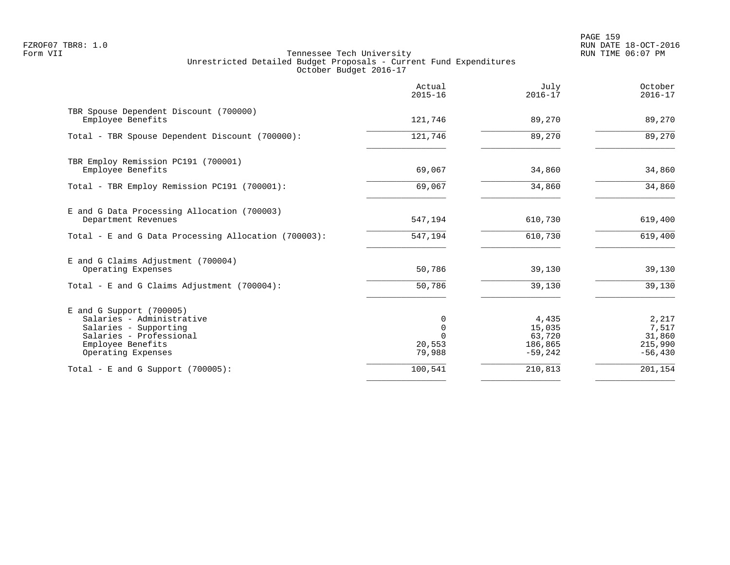Tennessee Tech University
Unrestricted Detailed Budget Proposals - Current Fund Expenditures
October Budget 2016-17

FZROF07 TBR8: 1.0
Form VII

RUN DATE 18-OCT-2016
RUN TIME 06:07 PM

| | Actual 2015-16 | July 2016-17 | October 2016-17 |
|---|---|---|---|
| TBR Spouse Dependent Discount (700000) | | | |
| Employee Benefits | 121,746 | 89,270 | 89,270 |
| Total - TBR Spouse Dependent Discount (700000): | 121,746 | 89,270 | 89,270 |
| TBR Employ Remission PC191 (700001) | | | |
| Employee Benefits | 69,067 | 34,860 | 34,860 |
| Total - TBR Employ Remission PC191 (700001): | 69,067 | 34,860 | 34,860 |
| E and G Data Processing Allocation (700003) | | | |
| Department Revenues | 547,194 | 610,730 | 619,400 |
| Total - E and G Data Processing Allocation (700003): | 547,194 | 610,730 | 619,400 |
| E and G Claims Adjustment (700004) | | | |
| Operating Expenses | 50,786 | 39,130 | 39,130 |
| Total - E and G Claims Adjustment (700004): | 50,786 | 39,130 | 39,130 |
| E and G Support (700005) | | | |
| Salaries - Administrative | 0 | 4,435 | 2,217 |
| Salaries - Supporting | 0 | 15,035 | 7,517 |
| Salaries - Professional | 0 | 63,720 | 31,860 |
| Employee Benefits | 20,553 | 186,865 | 215,990 |
| Operating Expenses | 79,988 | -59,242 | -56,430 |
| Total - E and G Support (700005): | 100,541 | 210,813 | 201,154 |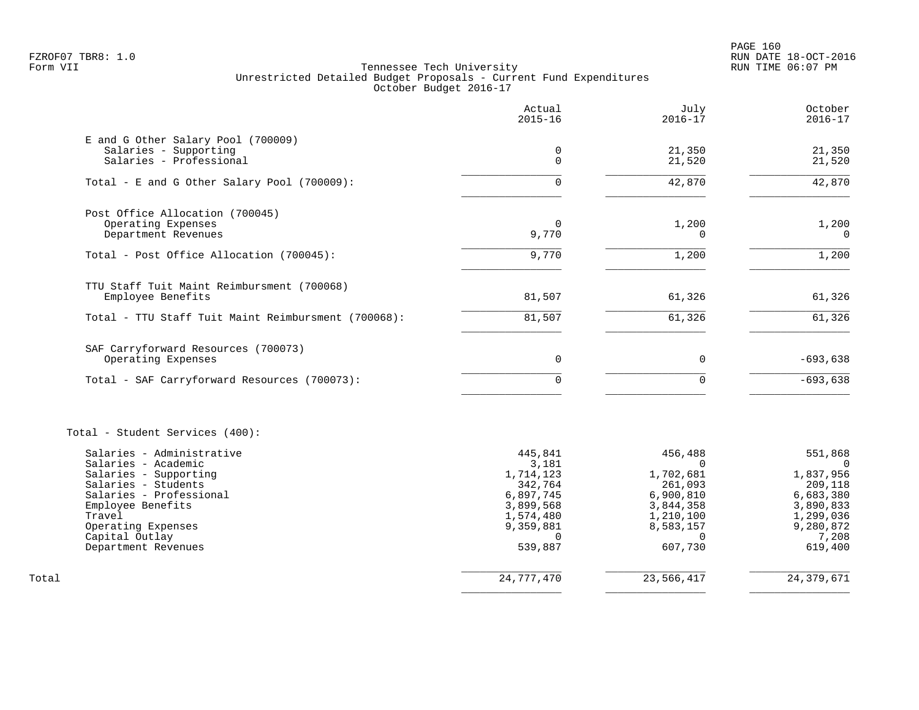FZROF07 TBR8: 1.0
Form VII

Tennessee Tech University
Unrestricted Detailed Budget Proposals - Current Fund Expenditures
October Budget 2016-17

| | Actual 2015-16 | July 2016-17 | October 2016-17 |
|---|---:|---:|---:|
| **E and G Other Salary Pool (700009)** | | | |
| Salaries - Supporting | 0 | 21,350 | 21,350 |
| Salaries - Professional | 0 | 21,520 | 21,520 |
| Total - E and G Other Salary Pool (700009): | 0 | 42,870 | 42,870 |
| **Post Office Allocation (700045)** | | | |
| Operating Expenses | 0 | 1,200 | 1,200 |
| Department Revenues | 9,770 | 0 | 0 |
| Total - Post Office Allocation (700045): | 9,770 | 1,200 | 1,200 |
| **TTU Staff Tuit Maint Reimbursment (700068)** | | | |
| Employee Benefits | 81,507 | 61,326 | 61,326 |
| Total - TTU Staff Tuit Maint Reimbursment (700068): | 81,507 | 61,326 | 61,326 |
| **SAF Carryforward Resources (700073)** | | | |
| Operating Expenses | 0 | 0 | -693,638 |
| Total - SAF Carryforward Resources (700073): | 0 | 0 | -693,638 |
| **Total - Student Services (400):** | | | |
| Salaries - Administrative | 445,841 | 456,488 | 551,868 |
| Salaries - Academic | 3,181 | 0 | 0 |
| Salaries - Supporting | 1,714,123 | 1,702,681 | 1,837,956 |
| Salaries - Students | 342,764 | 261,093 | 209,118 |
| Salaries - Professional | 6,897,745 | 6,900,810 | 6,683,380 |
| Employee Benefits | 3,899,568 | 3,844,358 | 3,890,833 |
| Travel | 1,574,480 | 1,210,100 | 1,299,036 |
| Operating Expenses | 9,359,881 | 8,583,157 | 9,280,872 |
| Capital Outlay | 0 | 0 | 7,208 |
| Department Revenues | 539,887 | 607,730 | 619,400 |
| **Total** | 24,777,470 | 23,566,417 | 24,379,671 |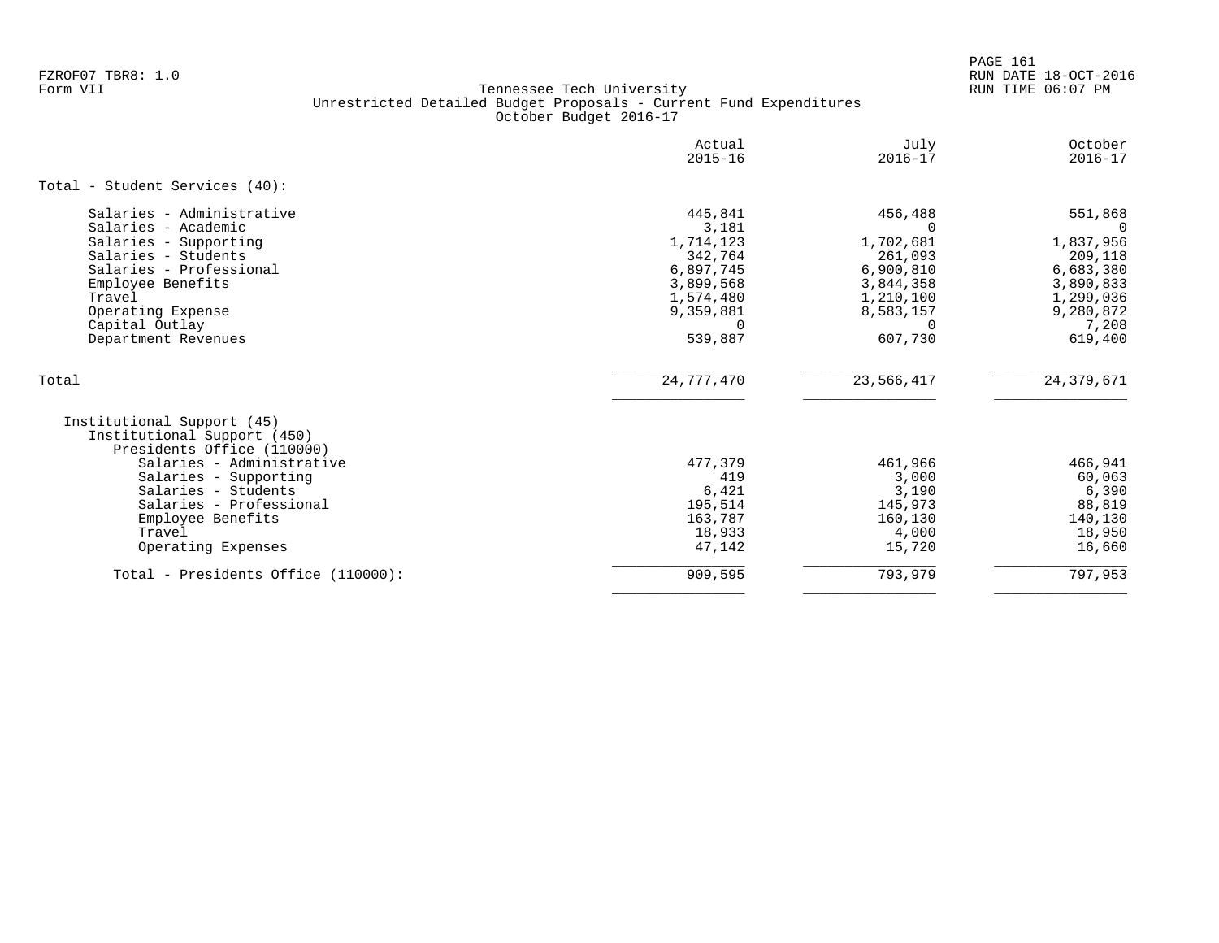FZROF07 TBR8: 1.0
Form VII

Tennessee Tech University
Unrestricted Detailed Budget Proposals - Current Fund Expenditures
October Budget 2016-17

RUN DATE 18-OCT-2016
RUN TIME 06:07 PM

| | Actual 2015-16 | July 2016-17 | October 2016-17 |
|---|---|---|---|
| **Total - Student Services (40):** | | | |
| Salaries - Administrative | 445,841 | 456,488 | 551,868 |
| Salaries - Academic | 3,181 | 0 | 0 |
| Salaries - Supporting | 1,714,123 | 1,702,681 | 1,837,956 |
| Salaries - Students | 342,764 | 261,093 | 209,118 |
| Salaries - Professional | 6,897,745 | 6,900,810 | 6,683,380 |
| Employee Benefits | 3,899,568 | 3,844,358 | 3,890,833 |
| Travel | 1,574,480 | 1,210,100 | 1,299,036 |
| Operating Expense | 9,359,881 | 8,583,157 | 9,280,872 |
| Capital Outlay | 0 | 0 | 7,208 |
| Department Revenues | 539,887 | 607,730 | 619,400 |
| Total | 24,777,470 | 23,566,417 | 24,379,671 |
| Institutional Support (45) | | | |
| Institutional Support (450) | | | |
| Presidents Office (110000) | | | |
| Salaries - Administrative | 477,379 | 461,966 | 466,941 |
| Salaries - Supporting | 419 | 3,000 | 60,063 |
| Salaries - Students | 6,421 | 3,190 | 6,390 |
| Salaries - Professional | 195,514 | 145,973 | 88,819 |
| Employee Benefits | 163,787 | 160,130 | 140,130 |
| Travel | 18,933 | 4,000 | 18,950 |
| Operating Expenses | 47,142 | 15,720 | 16,660 |
| Total - Presidents Office (110000): | 909,595 | 793,979 | 797,953 |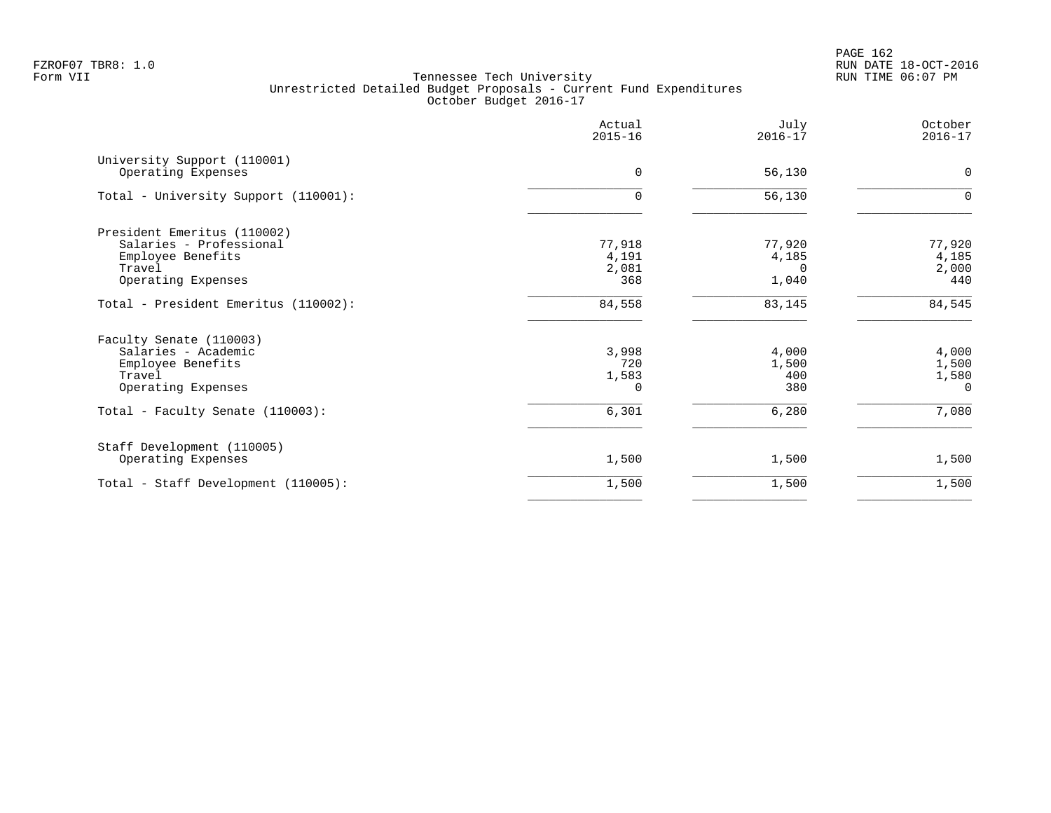FZROF07 TBR8: 1.0
Form VII

Tennessee Tech University
Unrestricted Detailed Budget Proposals - Current Fund Expenditures
October Budget 2016-17

RUN DATE 18-OCT-2016
RUN TIME 06:07 PM

| | Actual 2015-16 | July 2016-17 | October 2016-17 |
|---|---|---|---|
| **University Support (110001)** | | | |
| Operating Expenses | 0 | 56,130 | 0 |
| Total - University Support (110001): | 0 | 56,130 | 0 |
| **President Emeritus (110002)** | | | |
| Salaries - Professional | 77,918 | 77,920 | 77,920 |
| Employee Benefits | 4,191 | 4,185 | 4,185 |
| Travel | 2,081 | 0 | 2,000 |
| Operating Expenses | 368 | 1,040 | 440 |
| Total - President Emeritus (110002): | 84,558 | 83,145 | 84,545 |
| **Faculty Senate (110003)** | | | |
| Salaries - Academic | 3,998 | 4,000 | 4,000 |
| Employee Benefits | 720 | 1,500 | 1,500 |
| Travel | 1,583 | 400 | 1,580 |
| Operating Expenses | 0 | 380 | 0 |
| Total - Faculty Senate (110003): | 6,301 | 6,280 | 7,080 |
| **Staff Development (110005)** | | | |
| Operating Expenses | 1,500 | 1,500 | 1,500 |
| Total - Staff Development (110005): | 1,500 | 1,500 | 1,500 |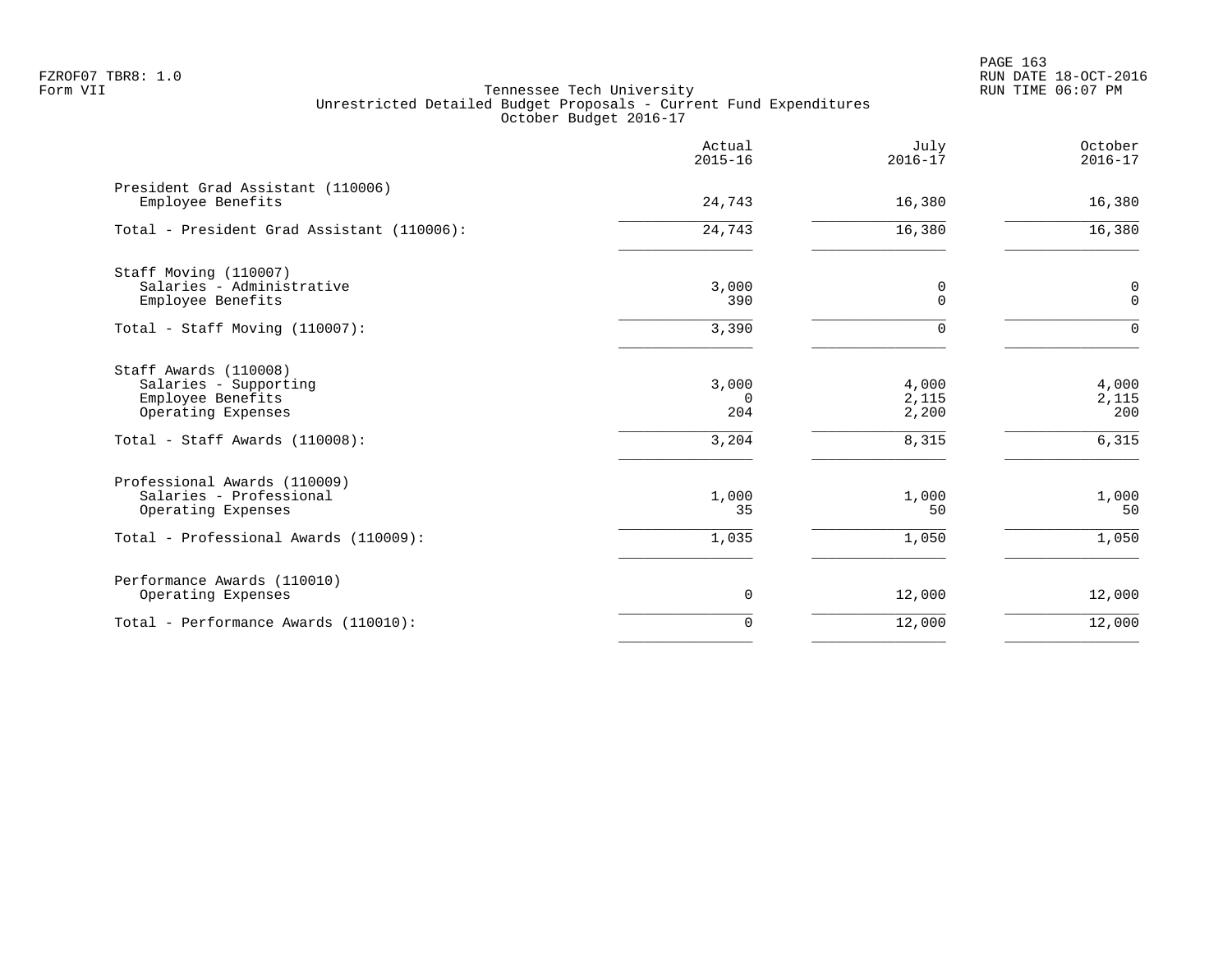FZROF07 TBR8: 1.0
Form VII

Tennessee Tech University
Unrestricted Detailed Budget Proposals - Current Fund Expenditures
October Budget 2016-17

RUN DATE 18-OCT-2016
RUN TIME 06:07 PM

| | Actual 2015-16 | July 2016-17 | October 2016-17 |
|---|---|---|---|
| President Grad Assistant (110006) | | | |
| Employee Benefits | 24,743 | 16,380 | 16,380 |
| Total - President Grad Assistant (110006): | 24,743 | 16,380 | 16,380 |
| Staff Moving (110007) | | | |
| Salaries - Administrative | 3,000 | 0 | 0 |
| Employee Benefits | 390 | 0 | 0 |
| Total - Staff Moving (110007): | 3,390 | 0 | 0 |
| Staff Awards (110008) | | | |
| Salaries - Supporting | 3,000 | 4,000 | 4,000 |
| Employee Benefits | 0 | 2,115 | 2,115 |
| Operating Expenses | 204 | 2,200 | 200 |
| Total - Staff Awards (110008): | 3,204 | 8,315 | 6,315 |
| Professional Awards (110009) | | | |
| Salaries - Professional | 1,000 | 1,000 | 1,000 |
| Operating Expenses | 35 | 50 | 50 |
| Total - Professional Awards (110009): | 1,035 | 1,050 | 1,050 |
| Performance Awards (110010) | | | |
| Operating Expenses | 0 | 12,000 | 12,000 |
| Total - Performance Awards (110010): | 0 | 12,000 | 12,000 |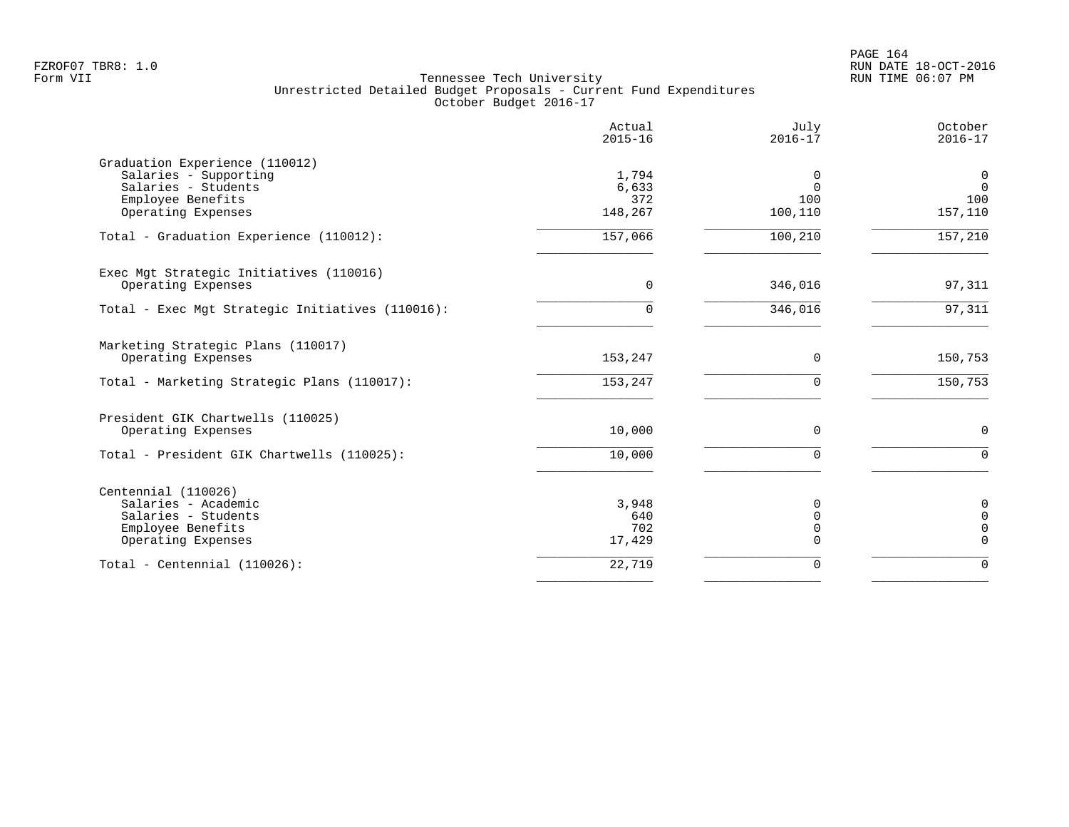FZROF07 TBR8: 1.0
Form VII

Tennessee Tech University
Unrestricted Detailed Budget Proposals - Current Fund Expenditures
October Budget 2016-17

RUN DATE 18-OCT-2016
RUN TIME 06:07 PM

| | Actual 2015-16 | July 2016-17 | October 2016-17 |
|---|---|---|---|
| Graduation Experience (110012) | | | |
| Salaries - Supporting | 1,794 | 0 | 0 |
| Salaries - Students | 6,633 | 0 | 0 |
| Employee Benefits | 372 | 100 | 100 |
| Operating Expenses | 148,267 | 100,110 | 157,110 |
| Total - Graduation Experience (110012): | 157,066 | 100,210 | 157,210 |
| Exec Mgt Strategic Initiatives (110016) | | | |
| Operating Expenses | 0 | 346,016 | 97,311 |
| Total - Exec Mgt Strategic Initiatives (110016): | 0 | 346,016 | 97,311 |
| Marketing Strategic Plans (110017) | | | |
| Operating Expenses | 153,247 | 0 | 150,753 |
| Total - Marketing Strategic Plans (110017): | 153,247 | 0 | 150,753 |
| President GIK Chartwells (110025) | | | |
| Operating Expenses | 10,000 | 0 | 0 |
| Total - President GIK Chartwells (110025): | 10,000 | 0 | 0 |
| Centennial (110026) | | | |
| Salaries - Academic | 3,948 | 0 | 0 |
| Salaries - Students | 640 | 0 | 0 |
| Employee Benefits | 702 | 0 | 0 |
| Operating Expenses | 17,429 | 0 | 0 |
| Total - Centennial (110026): | 22,719 | 0 | 0 |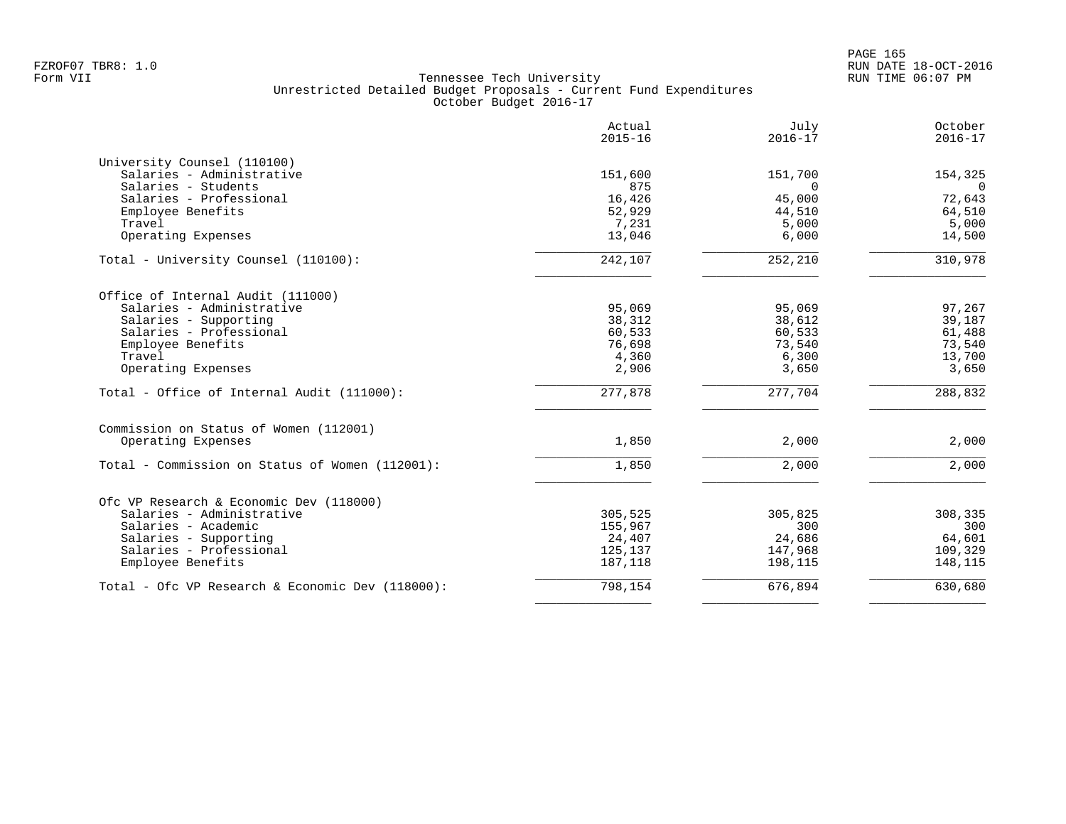FZROF07 TBR8: 1.0
Form VII

Tennessee Tech University
Unrestricted Detailed Budget Proposals - Current Fund Expenditures
October Budget 2016-17

RUN DATE 18-OCT-2016
RUN TIME 06:07 PM

| | Actual 2015-16 | July 2016-17 | October 2016-17 |
|---|---|---|---|
| **University Counsel (110100)** | | | |
| Salaries - Administrative | 151,600 | 151,700 | 154,325 |
| Salaries - Students | 875 | 0 | 0 |
| Salaries - Professional | 16,426 | 45,000 | 72,643 |
| Employee Benefits | 52,929 | 44,510 | 64,510 |
| Travel | 7,231 | 5,000 | 5,000 |
| Operating Expenses | 13,046 | 6,000 | 14,500 |
| Total - University Counsel (110100): | 242,107 | 252,210 | 310,978 |
| **Office of Internal Audit (111000)** | | | |
| Salaries - Administrative | 95,069 | 95,069 | 97,267 |
| Salaries - Supporting | 38,312 | 38,612 | 39,187 |
| Salaries - Professional | 60,533 | 60,533 | 61,488 |
| Employee Benefits | 76,698 | 73,540 | 73,540 |
| Travel | 4,360 | 6,300 | 13,700 |
| Operating Expenses | 2,906 | 3,650 | 3,650 |
| Total - Office of Internal Audit (111000): | 277,878 | 277,704 | 288,832 |
| **Commission on Status of Women (112001)** | | | |
| Operating Expenses | 1,850 | 2,000 | 2,000 |
| Total - Commission on Status of Women (112001): | 1,850 | 2,000 | 2,000 |
| **Ofc VP Research & Economic Dev (118000)** | | | |
| Salaries - Administrative | 305,525 | 305,825 | 308,335 |
| Salaries - Academic | 155,967 | 300 | 300 |
| Salaries - Supporting | 24,407 | 24,686 | 64,601 |
| Salaries - Professional | 125,137 | 147,968 | 109,329 |
| Employee Benefits | 187,118 | 198,115 | 148,115 |
| Total - Ofc VP Research & Economic Dev (118000): | 798,154 | 676,894 | 630,680 |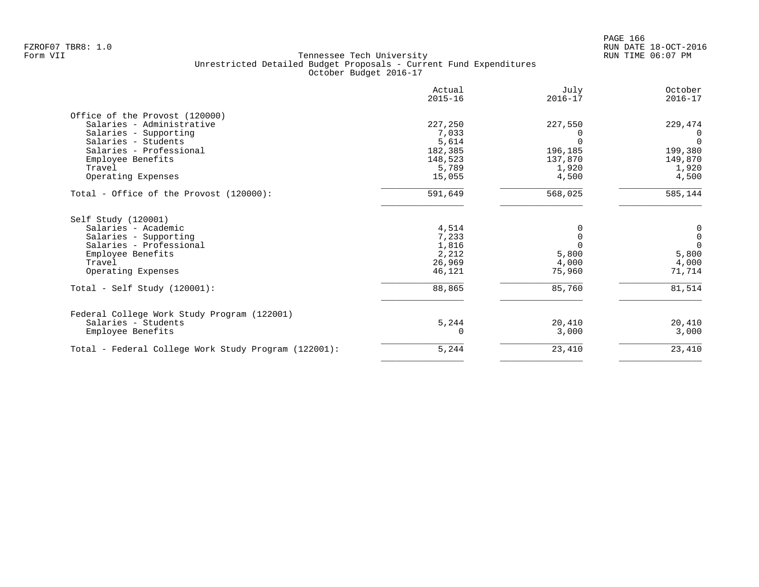FZROF07 TBR8: 1.0
Form VII

Tennessee Tech University
Unrestricted Detailed Budget Proposals - Current Fund Expenditures
October Budget 2016-17

RUN DATE 18-OCT-2016
RUN TIME 06:07 PM

| | Actual 2015-16 | July 2016-17 | October 2016-17 |
|---|---|---|---|
| **Office of the Provost (120000)** | | | |
| Salaries - Administrative | 227,250 | 227,550 | 229,474 |
| Salaries - Supporting | 7,033 | 0 | 0 |
| Salaries - Students | 5,614 | 0 | 0 |
| Salaries - Professional | 182,385 | 196,185 | 199,380 |
| Employee Benefits | 148,523 | 137,870 | 149,870 |
| Travel | 5,789 | 1,920 | 1,920 |
| Operating Expenses | 15,055 | 4,500 | 4,500 |
| Total - Office of the Provost (120000): | 591,649 | 568,025 | 585,144 |
| **Self Study (120001)** | | | |
| Salaries - Academic | 4,514 | 0 | 0 |
| Salaries - Supporting | 7,233 | 0 | 0 |
| Salaries - Professional | 1,816 | 0 | 0 |
| Employee Benefits | 2,212 | 5,800 | 5,800 |
| Travel | 26,969 | 4,000 | 4,000 |
| Operating Expenses | 46,121 | 75,960 | 71,714 |
| Total - Self Study (120001): | 88,865 | 85,760 | 81,514 |
| **Federal College Work Study Program (122001)** | | | |
| Salaries - Students | 5,244 | 20,410 | 20,410 |
| Employee Benefits | 0 | 3,000 | 3,000 |
| Total - Federal College Work Study Program (122001): | 5,244 | 23,410 | 23,410 |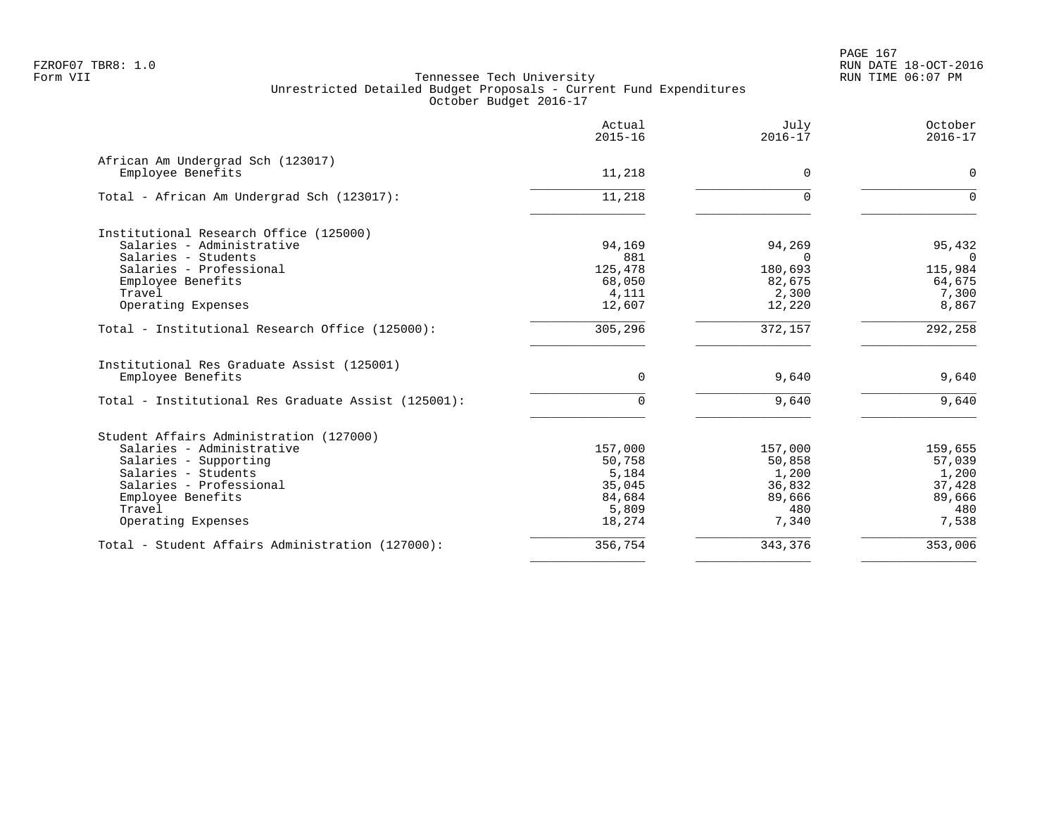Tennessee Tech University
Unrestricted Detailed Budget Proposals - Current Fund Expenditures
October Budget 2016-17

FZROF07 TBR8: 1.0
Form VII

RUN DATE 18-OCT-2016
RUN TIME 06:07 PM

| | Actual 2015-16 | July 2016-17 | October 2016-17 |
|---|---|---|---|
| **African Am Undergrad Sch (123017)** | | | |
| Employee Benefits | 11,218 | 0 | 0 |
| Total - African Am Undergrad Sch (123017): | 11,218 | 0 | 0 |
| **Institutional Research Office (125000)** | | | |
| Salaries - Administrative | 94,169 | 94,269 | 95,432 |
| Salaries - Students | 881 | 0 | 0 |
| Salaries - Professional | 125,478 | 180,693 | 115,984 |
| Employee Benefits | 68,050 | 82,675 | 64,675 |
| Travel | 4,111 | 2,300 | 7,300 |
| Operating Expenses | 12,607 | 12,220 | 8,867 |
| Total - Institutional Research Office (125000): | 305,296 | 372,157 | 292,258 |
| **Institutional Res Graduate Assist (125001)** | | | |
| Employee Benefits | 0 | 9,640 | 9,640 |
| Total - Institutional Res Graduate Assist (125001): | 0 | 9,640 | 9,640 |
| **Student Affairs Administration (127000)** | | | |
| Salaries - Administrative | 157,000 | 157,000 | 159,655 |
| Salaries - Supporting | 50,758 | 50,858 | 57,039 |
| Salaries - Students | 5,184 | 1,200 | 1,200 |
| Salaries - Professional | 35,045 | 36,832 | 37,428 |
| Employee Benefits | 84,684 | 89,666 | 89,666 |
| Travel | 5,809 | 480 | 480 |
| Operating Expenses | 18,274 | 7,340 | 7,538 |
| Total - Student Affairs Administration (127000): | 356,754 | 343,376 | 353,006 |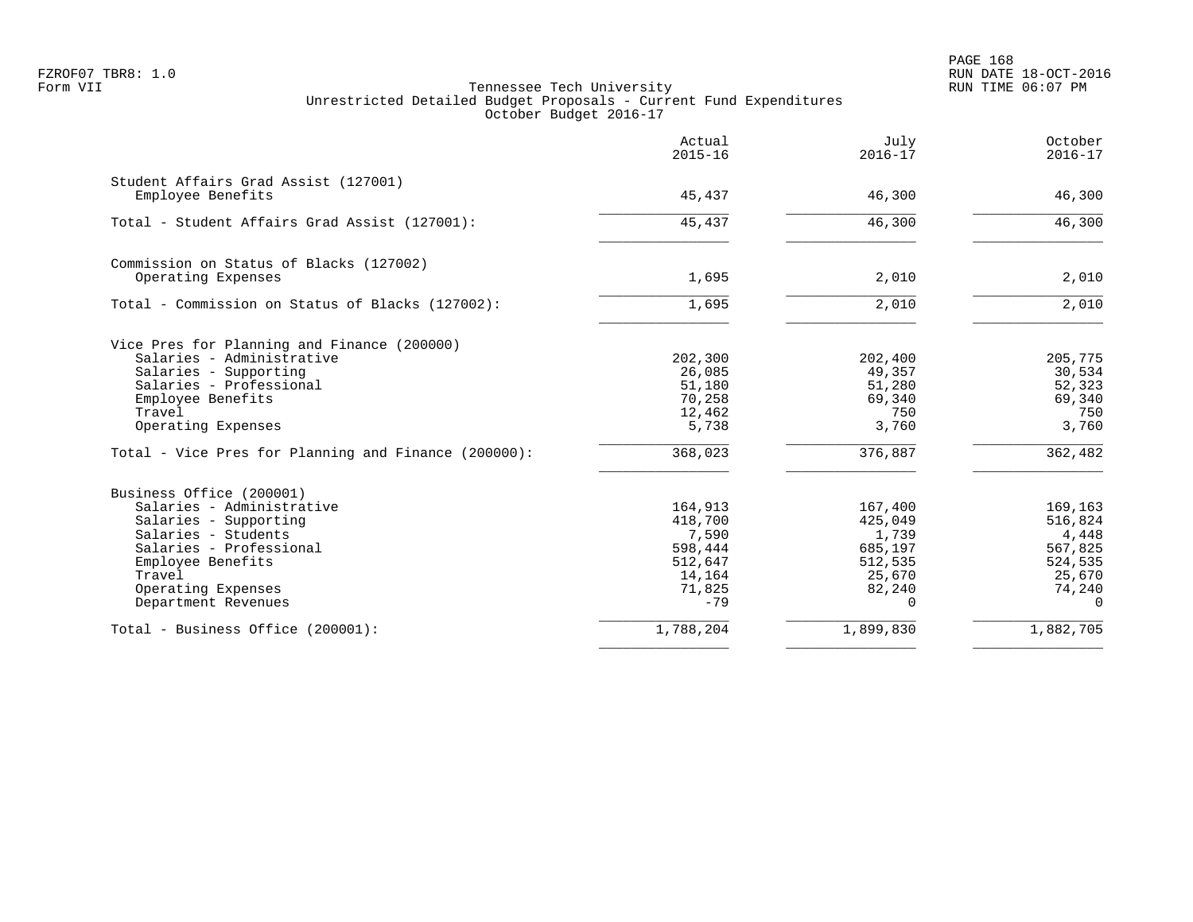FZROF07 TBR8: 1.0
Form VII

Tennessee Tech University
Unrestricted Detailed Budget Proposals - Current Fund Expenditures
October Budget 2016-17

RUN DATE 18-OCT-2016
RUN TIME 06:07 PM

| | Actual 2015-16 | July 2016-17 | October 2016-17 |
|---|---|---|---|
| **Student Affairs Grad Assist (127001)** | | | |
| Employee Benefits | 45,437 | 46,300 | 46,300 |
| Total - Student Affairs Grad Assist (127001): | 45,437 | 46,300 | 46,300 |
| **Commission on Status of Blacks (127002)** | | | |
| Operating Expenses | 1,695 | 2,010 | 2,010 |
| Total - Commission on Status of Blacks (127002): | 1,695 | 2,010 | 2,010 |
| **Vice Pres for Planning and Finance (200000)** | | | |
| Salaries - Administrative | 202,300 | 202,400 | 205,775 |
| Salaries - Supporting | 26,085 | 49,357 | 30,534 |
| Salaries - Professional | 51,180 | 51,280 | 52,323 |
| Employee Benefits | 70,258 | 69,340 | 69,340 |
| Travel | 12,462 | 750 | 750 |
| Operating Expenses | 5,738 | 3,760 | 3,760 |
| Total - Vice Pres for Planning and Finance (200000): | 368,023 | 376,887 | 362,482 |
| **Business Office (200001)** | | | |
| Salaries - Administrative | 164,913 | 167,400 | 169,163 |
| Salaries - Supporting | 418,700 | 425,049 | 516,824 |
| Salaries - Students | 7,590 | 1,739 | 4,448 |
| Salaries - Professional | 598,444 | 685,197 | 567,825 |
| Employee Benefits | 512,647 | 512,535 | 524,535 |
| Travel | 14,164 | 25,670 | 25,670 |
| Operating Expenses | 71,825 | 82,240 | 74,240 |
| Department Revenues | -79 | 0 | 0 |
| Total - Business Office (200001): | 1,788,204 | 1,899,830 | 1,882,705 |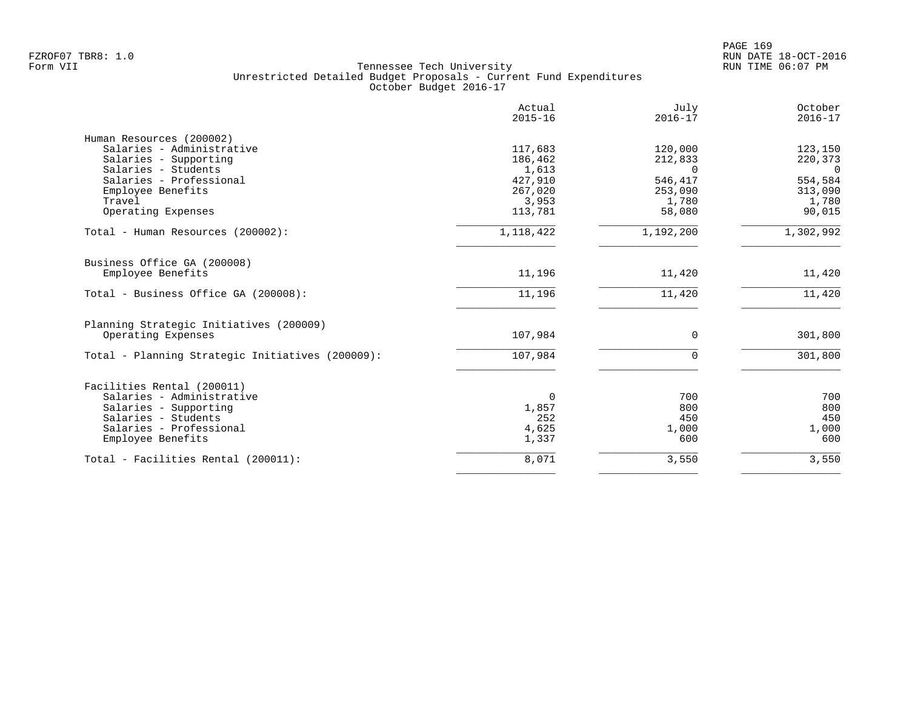FZROF07 TBR8: 1.0
Form VII

# Tennessee Tech University
## Unrestricted Detailed Budget Proposals - Current Fund Expenditures
### October Budget 2016-17

RUN DATE 18-OCT-2016
RUN TIME 06:07 PM

| | Actual 2015-16 | July 2016-17 | October 2016-17 |
|---|---|---|---|
| **Human Resources (200002)** | | | |
| Salaries - Administrative | 117,683 | 120,000 | 123,150 |
| Salaries - Supporting | 186,462 | 212,833 | 220,373 |
| Salaries - Students | 1,613 | 0 | 0 |
| Salaries - Professional | 427,910 | 546,417 | 554,584 |
| Employee Benefits | 267,020 | 253,090 | 313,090 |
| Travel | 3,953 | 1,780 | 1,780 |
| Operating Expenses | 113,781 | 58,080 | 90,015 |
| Total - Human Resources (200002): | 1,118,422 | 1,192,200 | 1,302,992 |
| **Business Office GA (200008)** | | | |
| Employee Benefits | 11,196 | 11,420 | 11,420 |
| Total - Business Office GA (200008): | 11,196 | 11,420 | 11,420 |
| **Planning Strategic Initiatives (200009)** | | | |
| Operating Expenses | 107,984 | 0 | 301,800 |
| Total - Planning Strategic Initiatives (200009): | 107,984 | 0 | 301,800 |
| **Facilities Rental (200011)** | | | |
| Salaries - Administrative | 0 | 700 | 700 |
| Salaries - Supporting | 1,857 | 800 | 800 |
| Salaries - Students | 252 | 450 | 450 |
| Salaries - Professional | 4,625 | 1,000 | 1,000 |
| Employee Benefits | 1,337 | 600 | 600 |
| Total - Facilities Rental (200011): | 8,071 | 3,550 | 3,550 |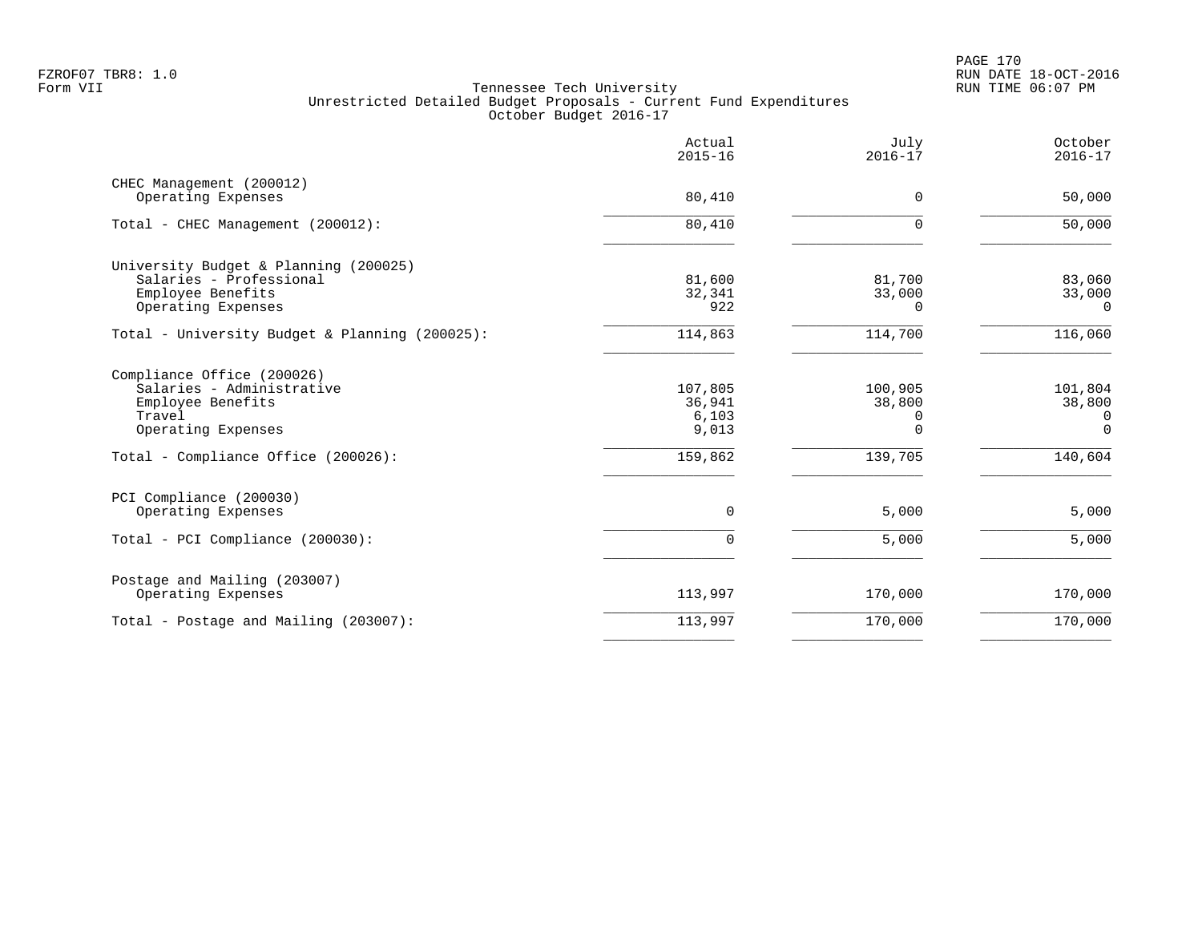FZROF07 TBR8: 1.0
Form VII

Tennessee Tech University
Unrestricted Detailed Budget Proposals - Current Fund Expenditures
October Budget 2016-17

RUN DATE 18-OCT-2016
RUN TIME 06:07 PM

| | Actual 2015-16 | July 2016-17 | October 2016-17 |
|---|---|---|---|
| **CHEC Management (200012)** | | | |
| Operating Expenses | 80,410 | 0 | 50,000 |
| Total - CHEC Management (200012): | 80,410 | 0 | 50,000 |
| **University Budget & Planning (200025)** | | | |
| Salaries - Professional | 81,600 | 81,700 | 83,060 |
| Employee Benefits | 32,341 | 33,000 | 33,000 |
| Operating Expenses | 922 | 0 | 0 |
| Total - University Budget & Planning (200025): | 114,863 | 114,700 | 116,060 |
| **Compliance Office (200026)** | | | |
| Salaries - Administrative | 107,805 | 100,905 | 101,804 |
| Employee Benefits | 36,941 | 38,800 | 38,800 |
| Travel | 6,103 | 0 | 0 |
| Operating Expenses | 9,013 | 0 | 0 |
| Total - Compliance Office (200026): | 159,862 | 139,705 | 140,604 |
| **PCI Compliance (200030)** | | | |
| Operating Expenses | 0 | 5,000 | 5,000 |
| Total - PCI Compliance (200030): | 0 | 5,000 | 5,000 |
| **Postage and Mailing (203007)** | | | |
| Operating Expenses | 113,997 | 170,000 | 170,000 |
| Total - Postage and Mailing (203007): | 113,997 | 170,000 | 170,000 |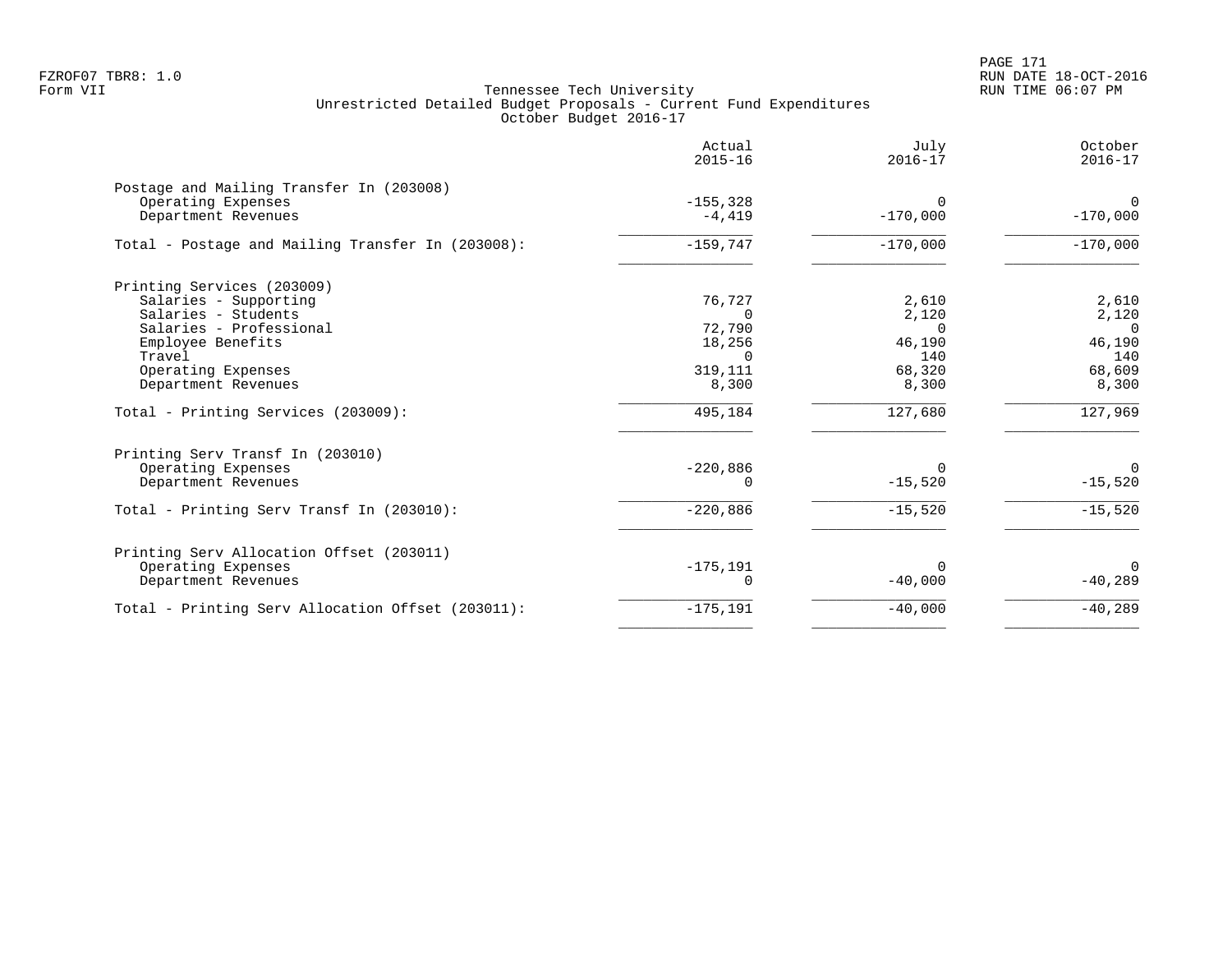FZROF07 TBR8: 1.0
Form VII

Tennessee Tech University
Unrestricted Detailed Budget Proposals - Current Fund Expenditures
October Budget 2016-17

RUN DATE 18-OCT-2016
RUN TIME 06:07 PM

| | Actual 2015-16 | July 2016-17 | October 2016-17 |
|---|---|---|---|
| **Postage and Mailing Transfer In (203008)** | | | |
| Operating Expenses | -155,328 | 0 | 0 |
| Department Revenues | -4,419 | -170,000 | -170,000 |
| Total - Postage and Mailing Transfer In (203008): | -159,747 | -170,000 | -170,000 |
| **Printing Services (203009)** | | | |
| Salaries - Supporting | 76,727 | 2,610 | 2,610 |
| Salaries - Students | 0 | 2,120 | 2,120 |
| Salaries - Professional | 72,790 | 0 | 0 |
| Employee Benefits | 18,256 | 46,190 | 46,190 |
| Travel | 0 | 140 | 140 |
| Operating Expenses | 319,111 | 68,320 | 68,609 |
| Department Revenues | 8,300 | 8,300 | 8,300 |
| Total - Printing Services (203009): | 495,184 | 127,680 | 127,969 |
| **Printing Serv Transf In (203010)** | | | |
| Operating Expenses | -220,886 | 0 | 0 |
| Department Revenues | 0 | -15,520 | -15,520 |
| Total - Printing Serv Transf In (203010): | -220,886 | -15,520 | -15,520 |
| **Printing Serv Allocation Offset (203011)** | | | |
| Operating Expenses | -175,191 | 0 | 0 |
| Department Revenues | 0 | -40,000 | -40,289 |
| Total - Printing Serv Allocation Offset (203011): | -175,191 | -40,000 | -40,289 |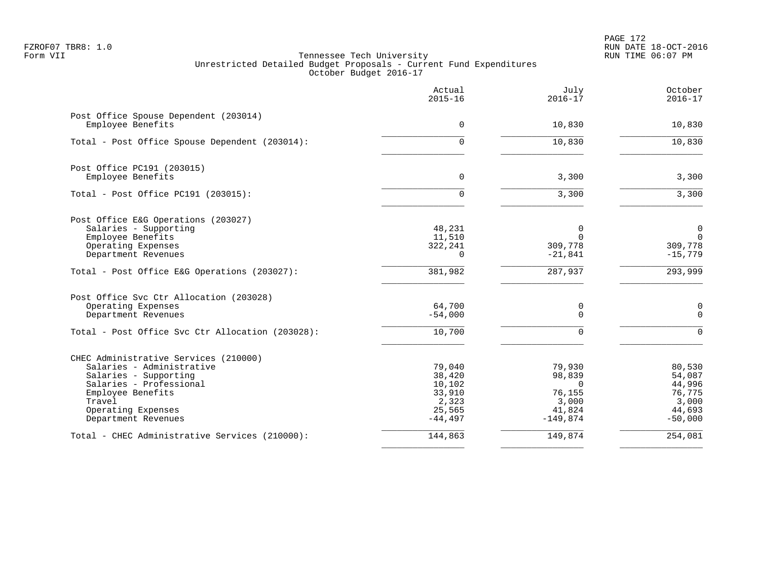FZROF07 TBR8: 1.0
Form VII

Tennessee Tech University
Unrestricted Detailed Budget Proposals - Current Fund Expenditures
October Budget 2016-17

RUN DATE 18-OCT-2016
RUN TIME 06:07 PM

| | Actual 2015-16 | July 2016-17 | October 2016-17 |
|---|---|---|---|
| **Post Office Spouse Dependent (203014)** | | | |
| Employee Benefits | 0 | 10,830 | 10,830 |
| Total - Post Office Spouse Dependent (203014): | 0 | 10,830 | 10,830 |
| **Post Office PC191 (203015)** | | | |
| Employee Benefits | 0 | 3,300 | 3,300 |
| Total - Post Office PC191 (203015): | 0 | 3,300 | 3,300 |
| **Post Office E&G Operations (203027)** | | | |
| Salaries - Supporting | 48,231 | 0 | 0 |
| Employee Benefits | 11,510 | 0 | 0 |
| Operating Expenses | 322,241 | 309,778 | 309,778 |
| Department Revenues | 0 | -21,841 | -15,779 |
| Total - Post Office E&G Operations (203027): | 381,982 | 287,937 | 293,999 |
| **Post Office Svc Ctr Allocation (203028)** | | | |
| Operating Expenses | 64,700 | 0 | 0 |
| Department Revenues | -54,000 | 0 | 0 |
| Total - Post Office Svc Ctr Allocation (203028): | 10,700 | 0 | 0 |
| **CHEC Administrative Services (210000)** | | | |
| Salaries - Administrative | 79,040 | 79,930 | 80,530 |
| Salaries - Supporting | 38,420 | 98,839 | 54,087 |
| Salaries - Professional | 10,102 | 0 | 44,996 |
| Employee Benefits | 33,910 | 76,155 | 76,775 |
| Travel | 2,323 | 3,000 | 3,000 |
| Operating Expenses | 25,565 | 41,824 | 44,693 |
| Department Revenues | -44,497 | -149,874 | -50,000 |
| Total - CHEC Administrative Services (210000): | 144,863 | 149,874 | 254,081 |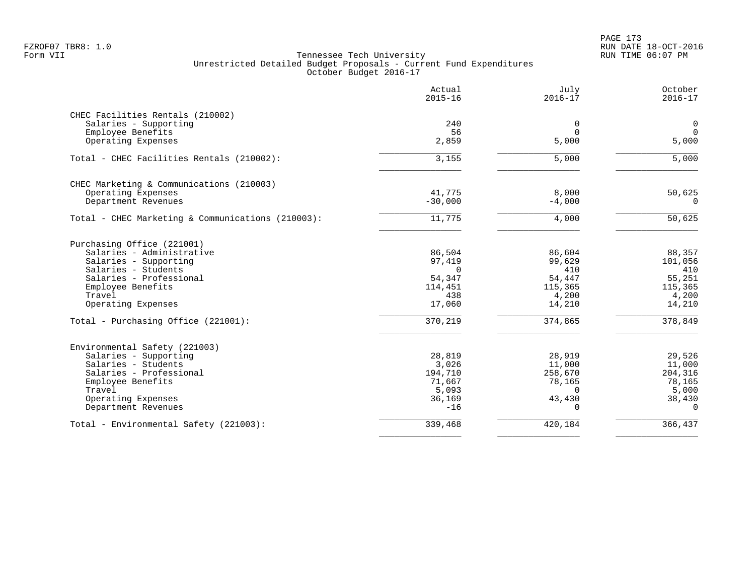Tennessee Tech University
Unrestricted Detailed Budget Proposals - Current Fund Expenditures
October Budget 2016-17

| | Actual 2015-16 | July 2016-17 | October 2016-17 |
|---|---|---|---|
| **CHEC Facilities Rentals (210002)** | | | |
| Salaries - Supporting | 240 | 0 | 0 |
| Employee Benefits | 56 | 0 | 0 |
| Operating Expenses | 2,859 | 5,000 | 5,000 |
| Total - CHEC Facilities Rentals (210002): | 3,155 | 5,000 | 5,000 |
| **CHEC Marketing & Communications (210003)** | | | |
| Operating Expenses | 41,775 | 8,000 | 50,625 |
| Department Revenues | -30,000 | -4,000 | 0 |
| Total - CHEC Marketing & Communications (210003): | 11,775 | 4,000 | 50,625 |
| **Purchasing Office (221001)** | | | |
| Salaries - Administrative | 86,504 | 86,604 | 88,357 |
| Salaries - Supporting | 97,419 | 99,629 | 101,056 |
| Salaries - Students | 0 | 410 | 410 |
| Salaries - Professional | 54,347 | 54,447 | 55,251 |
| Employee Benefits | 114,451 | 115,365 | 115,365 |
| Travel | 438 | 4,200 | 4,200 |
| Operating Expenses | 17,060 | 14,210 | 14,210 |
| Total - Purchasing Office (221001): | 370,219 | 374,865 | 378,849 |
| **Environmental Safety (221003)** | | | |
| Salaries - Supporting | 28,819 | 28,919 | 29,526 |
| Salaries - Students | 3,026 | 11,000 | 11,000 |
| Salaries - Professional | 194,710 | 258,670 | 204,316 |
| Employee Benefits | 71,667 | 78,165 | 78,165 |
| Travel | 5,093 | 0 | 5,000 |
| Operating Expenses | 36,169 | 43,430 | 38,430 |
| Department Revenues | -16 | 0 | 0 |
| Total - Environmental Safety (221003): | 339,468 | 420,184 | 366,437 |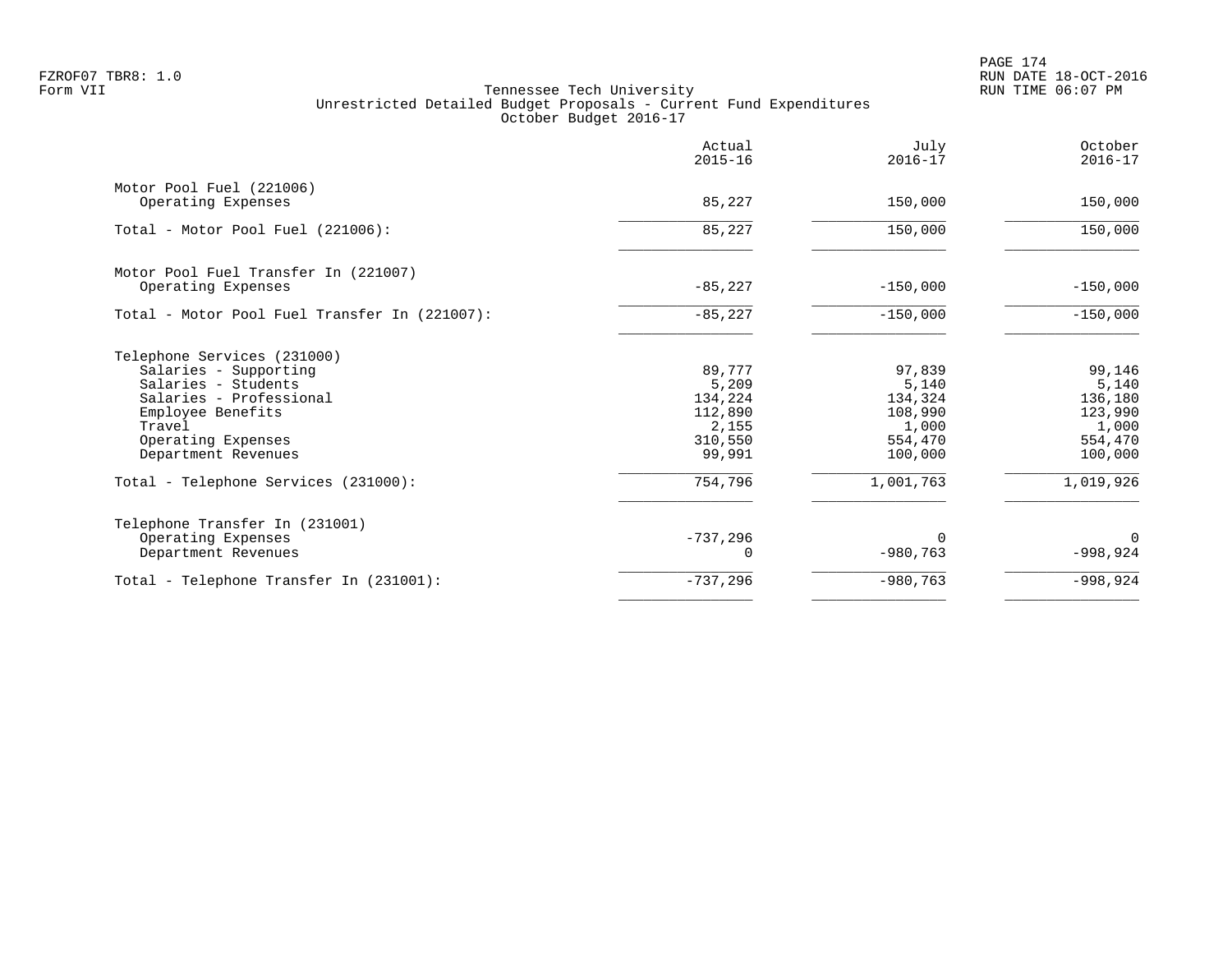Tennessee Tech University
Unrestricted Detailed Budget Proposals - Current Fund Expenditures
October Budget 2016-17

| | Actual 2015-16 | July 2016-17 | October 2016-17 |
|---|---|---|---|
| **Motor Pool Fuel (221006)** | | | |
| Operating Expenses | 85,227 | 150,000 | 150,000 |
| Total - Motor Pool Fuel (221006): | 85,227 | 150,000 | 150,000 |
| **Motor Pool Fuel Transfer In (221007)** | | | |
| Operating Expenses | -85,227 | -150,000 | -150,000 |
| Total - Motor Pool Fuel Transfer In (221007): | -85,227 | -150,000 | -150,000 |
| **Telephone Services (231000)** | | | |
| Salaries - Supporting | 89,777 | 97,839 | 99,146 |
| Salaries - Students | 5,209 | 5,140 | 5,140 |
| Salaries - Professional | 134,224 | 134,324 | 136,180 |
| Employee Benefits | 112,890 | 108,990 | 123,990 |
| Travel | 2,155 | 1,000 | 1,000 |
| Operating Expenses | 310,550 | 554,470 | 554,470 |
| Department Revenues | 99,991 | 100,000 | 100,000 |
| Total - Telephone Services (231000): | 754,796 | 1,001,763 | 1,019,926 |
| **Telephone Transfer In (231001)** | | | |
| Operating Expenses | -737,296 | 0 | 0 |
| Department Revenues | 0 | -980,763 | -998,924 |
| Total - Telephone Transfer In (231001): | -737,296 | -980,763 | -998,924 |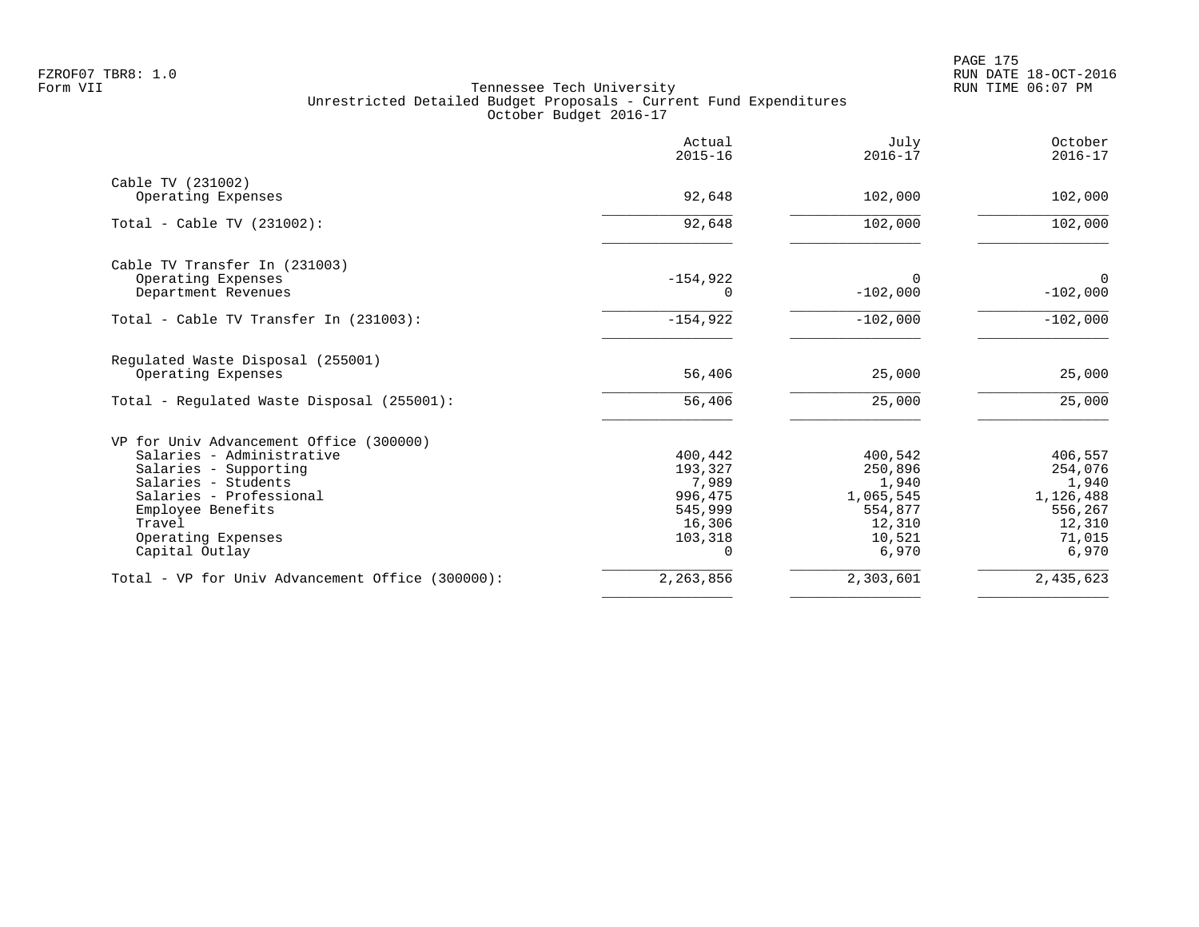Tennessee Tech University
Unrestricted Detailed Budget Proposals - Current Fund Expenditures
October Budget 2016-17

| | Actual 2015-16 | July 2016-17 | October 2016-17 |
|---|---|---|---|
| **Cable TV (231002)** | | | |
| Operating Expenses | 92,648 | 102,000 | 102,000 |
| Total - Cable TV (231002): | 92,648 | 102,000 | 102,000 |
| **Cable TV Transfer In (231003)** | | | |
| Operating Expenses | -154,922 | 0 | 0 |
| Department Revenues | 0 | -102,000 | -102,000 |
| Total - Cable TV Transfer In (231003): | -154,922 | -102,000 | -102,000 |
| **Regulated Waste Disposal (255001)** | | | |
| Operating Expenses | 56,406 | 25,000 | 25,000 |
| Total - Regulated Waste Disposal (255001): | 56,406 | 25,000 | 25,000 |
| **VP for Univ Advancement Office (300000)** | | | |
| Salaries - Administrative | 400,442 | 400,542 | 406,557 |
| Salaries - Supporting | 193,327 | 250,896 | 254,076 |
| Salaries - Students | 7,989 | 1,940 | 1,940 |
| Salaries - Professional | 996,475 | 1,065,545 | 1,126,488 |
| Employee Benefits | 545,999 | 554,877 | 556,267 |
| Travel | 16,306 | 12,310 | 12,310 |
| Operating Expenses | 103,318 | 10,521 | 71,015 |
| Capital Outlay | 0 | 6,970 | 6,970 |
| Total - VP for Univ Advancement Office (300000): | 2,263,856 | 2,303,601 | 2,435,623 |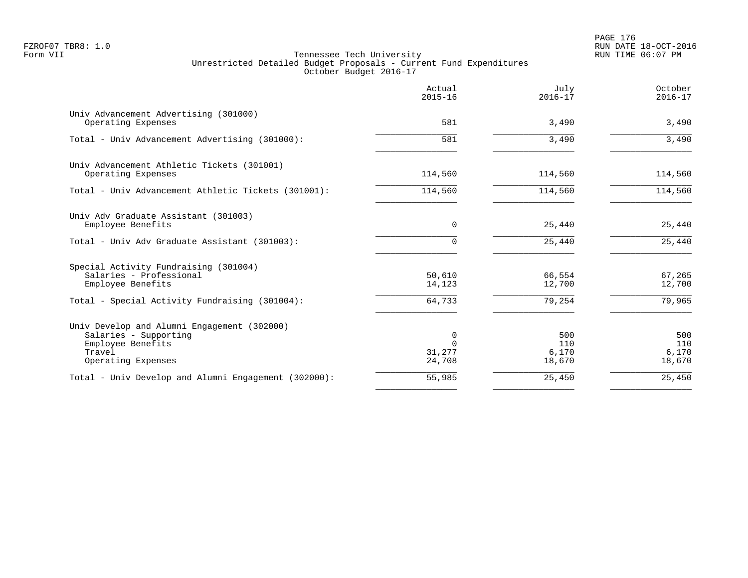FZROF07 TBR8: 1.0
Form VII

Tennessee Tech University
Unrestricted Detailed Budget Proposals - Current Fund Expenditures
October Budget 2016-17

RUN DATE 18-OCT-2016
RUN TIME 06:07 PM

| | Actual 2015-16 | July 2016-17 | October 2016-17 |
|---|---|---|---|
| **Univ Advancement Advertising (301000)** | | | |
| Operating Expenses | 581 | 3,490 | 3,490 |
| Total - Univ Advancement Advertising (301000): | 581 | 3,490 | 3,490 |
| **Univ Advancement Athletic Tickets (301001)** | | | |
| Operating Expenses | 114,560 | 114,560 | 114,560 |
| Total - Univ Advancement Athletic Tickets (301001): | 114,560 | 114,560 | 114,560 |
| **Univ Adv Graduate Assistant (301003)** | | | |
| Employee Benefits | 0 | 25,440 | 25,440 |
| Total - Univ Adv Graduate Assistant (301003): | 0 | 25,440 | 25,440 |
| **Special Activity Fundraising (301004)** | | | |
| Salaries - Professional | 50,610 | 66,554 | 67,265 |
| Employee Benefits | 14,123 | 12,700 | 12,700 |
| Total - Special Activity Fundraising (301004): | 64,733 | 79,254 | 79,965 |
| **Univ Develop and Alumni Engagement (302000)** | | | |
| Salaries - Supporting | 0 | 500 | 500 |
| Employee Benefits | 0 | 110 | 110 |
| Travel | 31,277 | 6,170 | 6,170 |
| Operating Expenses | 24,708 | 18,670 | 18,670 |
| Total - Univ Develop and Alumni Engagement (302000): | 55,985 | 25,450 | 25,450 |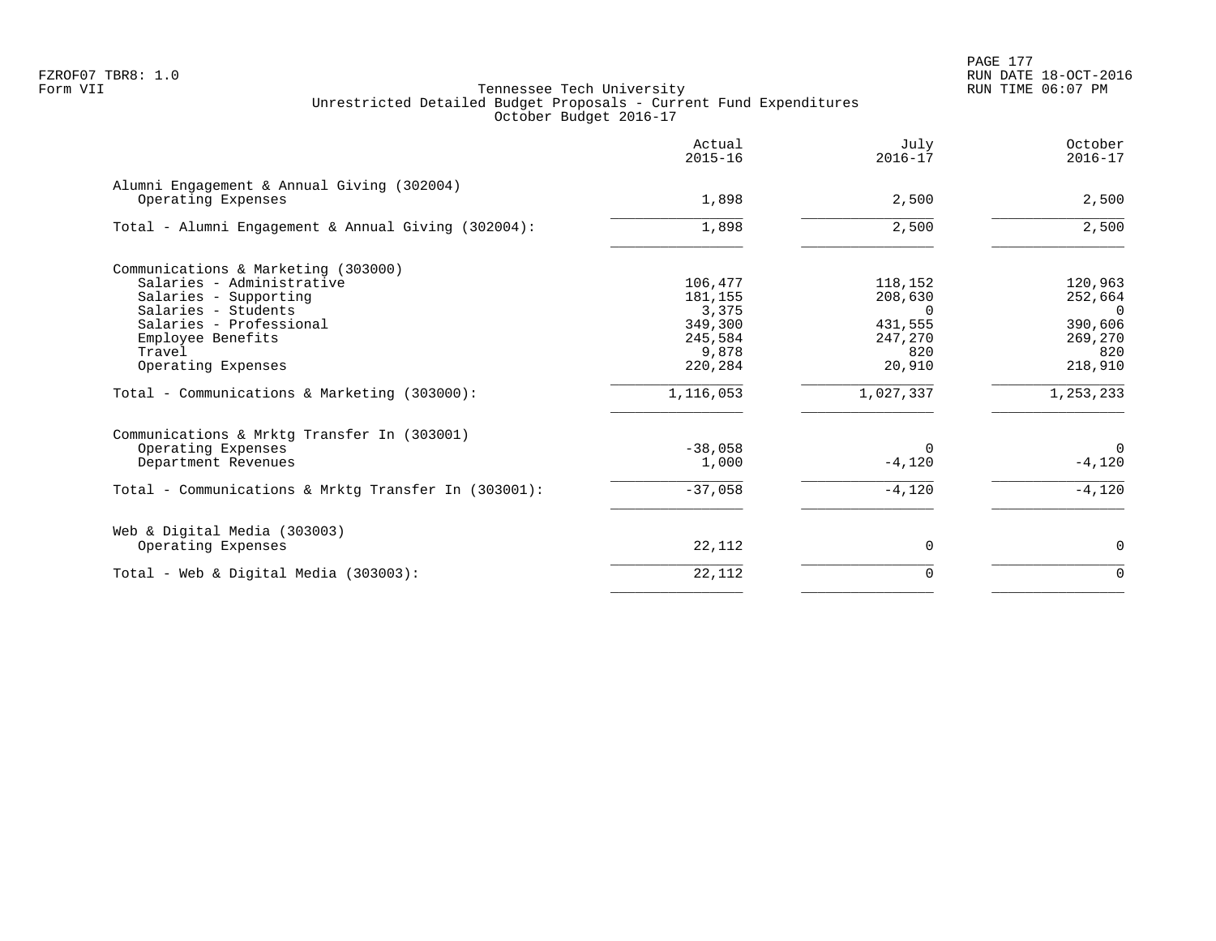Tennessee Tech University
Unrestricted Detailed Budget Proposals - Current Fund Expenditures
October Budget 2016-17

| | Actual 2015-16 | July 2016-17 | October 2016-17 |
|---|---|---|---|
| **Alumni Engagement & Annual Giving (302004)** | | | |
| Operating Expenses | 1,898 | 2,500 | 2,500 |
| Total - Alumni Engagement & Annual Giving (302004): | 1,898 | 2,500 | 2,500 |
| **Communications & Marketing (303000)** | | | |
| Salaries - Administrative | 106,477 | 118,152 | 120,963 |
| Salaries - Supporting | 181,155 | 208,630 | 252,664 |
| Salaries - Students | 3,375 | 0 | 0 |
| Salaries - Professional | 349,300 | 431,555 | 390,606 |
| Employee Benefits | 245,584 | 247,270 | 269,270 |
| Travel | 9,878 | 820 | 820 |
| Operating Expenses | 220,284 | 20,910 | 218,910 |
| Total - Communications & Marketing (303000): | 1,116,053 | 1,027,337 | 1,253,233 |
| **Communications & Mrktg Transfer In (303001)** | | | |
| Operating Expenses | -38,058 | 0 | 0 |
| Department Revenues | 1,000 | -4,120 | -4,120 |
| Total - Communications & Mrktg Transfer In (303001): | -37,058 | -4,120 | -4,120 |
| **Web & Digital Media (303003)** | | | |
| Operating Expenses | 22,112 | 0 | 0 |
| Total - Web & Digital Media (303003): | 22,112 | 0 | 0 |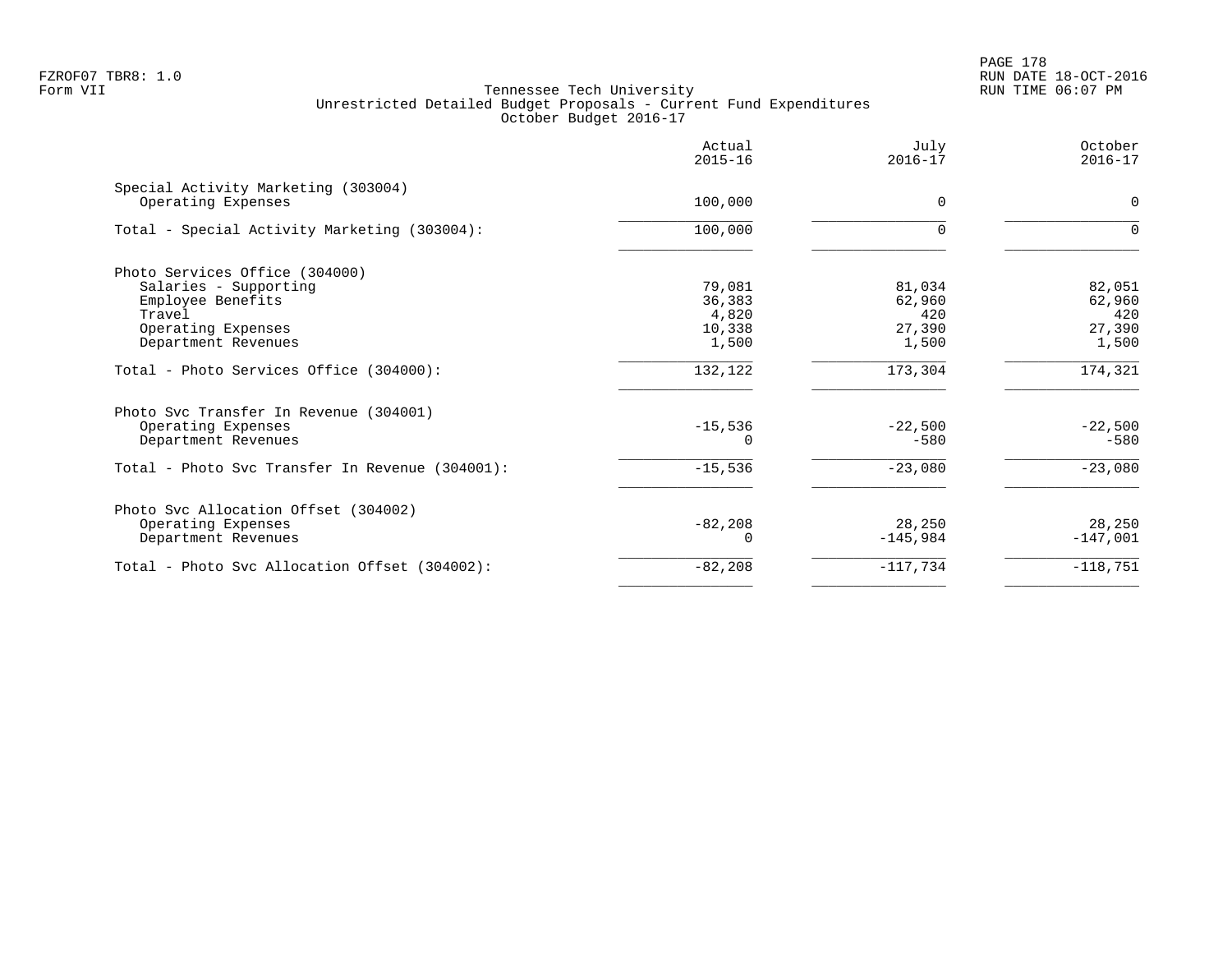FZROF07 TBR8: 1.0
Form VII

Tennessee Tech University
Unrestricted Detailed Budget Proposals - Current Fund Expenditures
October Budget 2016-17

RUN DATE 18-OCT-2016
RUN TIME 06:07 PM

| | Actual 2015-16 | July 2016-17 | October 2016-17 |
|---|---|---|---|
| **Special Activity Marketing (303004)** | | | |
| Operating Expenses | 100,000 | 0 | 0 |
| Total - Special Activity Marketing (303004): | 100,000 | 0 | 0 |
| **Photo Services Office (304000)** | | | |
| Salaries - Supporting | 79,081 | 81,034 | 82,051 |
| Employee Benefits | 36,383 | 62,960 | 62,960 |
| Travel | 4,820 | 420 | 420 |
| Operating Expenses | 10,338 | 27,390 | 27,390 |
| Department Revenues | 1,500 | 1,500 | 1,500 |
| Total - Photo Services Office (304000): | 132,122 | 173,304 | 174,321 |
| **Photo Svc Transfer In Revenue (304001)** | | | |
| Operating Expenses | -15,536 | -22,500 | -22,500 |
| Department Revenues | 0 | -580 | -580 |
| Total - Photo Svc Transfer In Revenue (304001): | -15,536 | -23,080 | -23,080 |
| **Photo Svc Allocation Offset (304002)** | | | |
| Operating Expenses | -82,208 | 28,250 | 28,250 |
| Department Revenues | 0 | -145,984 | -147,001 |
| Total - Photo Svc Allocation Offset (304002): | -82,208 | -117,734 | -118,751 |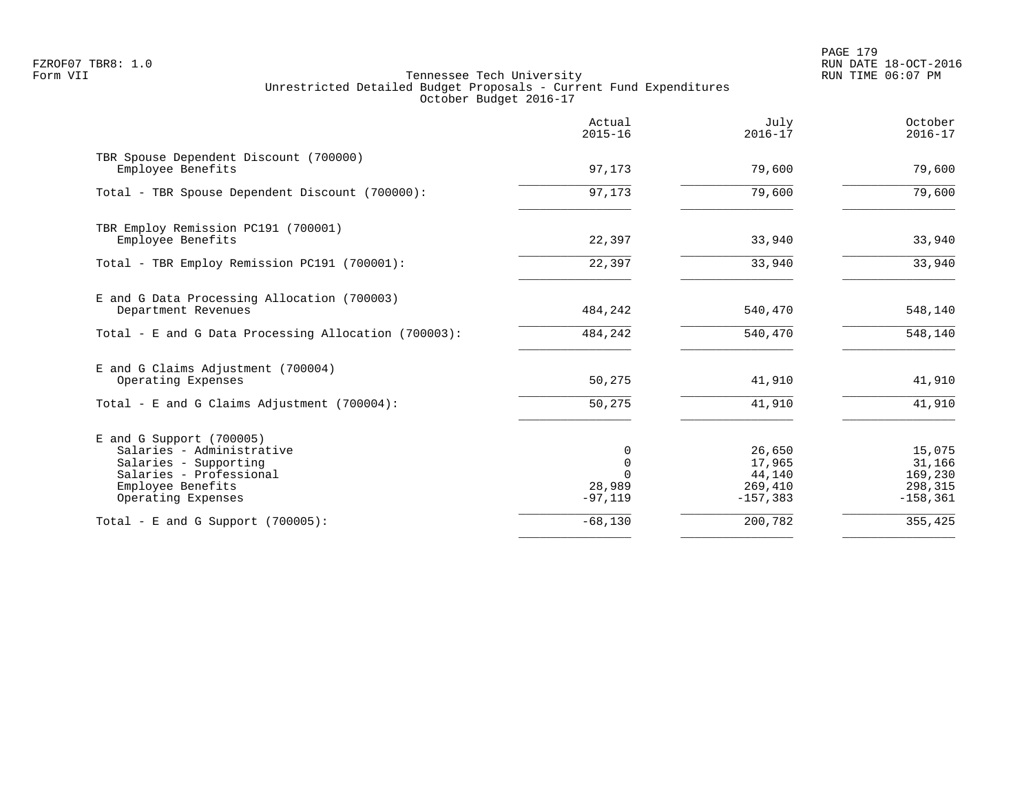FZROF07 TBR8: 1.0
Form VII

Tennessee Tech University
Unrestricted Detailed Budget Proposals - Current Fund Expenditures
October Budget 2016-17

RUN DATE 18-OCT-2016
RUN TIME 06:07 PM

| | Actual 2015-16 | July 2016-17 | October 2016-17 |
|---|---|---|---|
| TBR Spouse Dependent Discount (700000) | | | |
| Employee Benefits | 97,173 | 79,600 | 79,600 |
| Total - TBR Spouse Dependent Discount (700000): | 97,173 | 79,600 | 79,600 |
| TBR Employ Remission PC191 (700001) | | | |
| Employee Benefits | 22,397 | 33,940 | 33,940 |
| Total - TBR Employ Remission PC191 (700001): | 22,397 | 33,940 | 33,940 |
| E and G Data Processing Allocation (700003) | | | |
| Department Revenues | 484,242 | 540,470 | 548,140 |
| Total - E and G Data Processing Allocation (700003): | 484,242 | 540,470 | 548,140 |
| E and G Claims Adjustment (700004) | | | |
| Operating Expenses | 50,275 | 41,910 | 41,910 |
| Total - E and G Claims Adjustment (700004): | 50,275 | 41,910 | 41,910 |
| E and G Support (700005) | | | |
| Salaries - Administrative | 0 | 26,650 | 15,075 |
| Salaries - Supporting | 0 | 17,965 | 31,166 |
| Salaries - Professional | 0 | 44,140 | 169,230 |
| Employee Benefits | 28,989 | 269,410 | 298,315 |
| Operating Expenses | -97,119 | -157,383 | -158,361 |
| Total - E and G Support (700005): | -68,130 | 200,782 | 355,425 |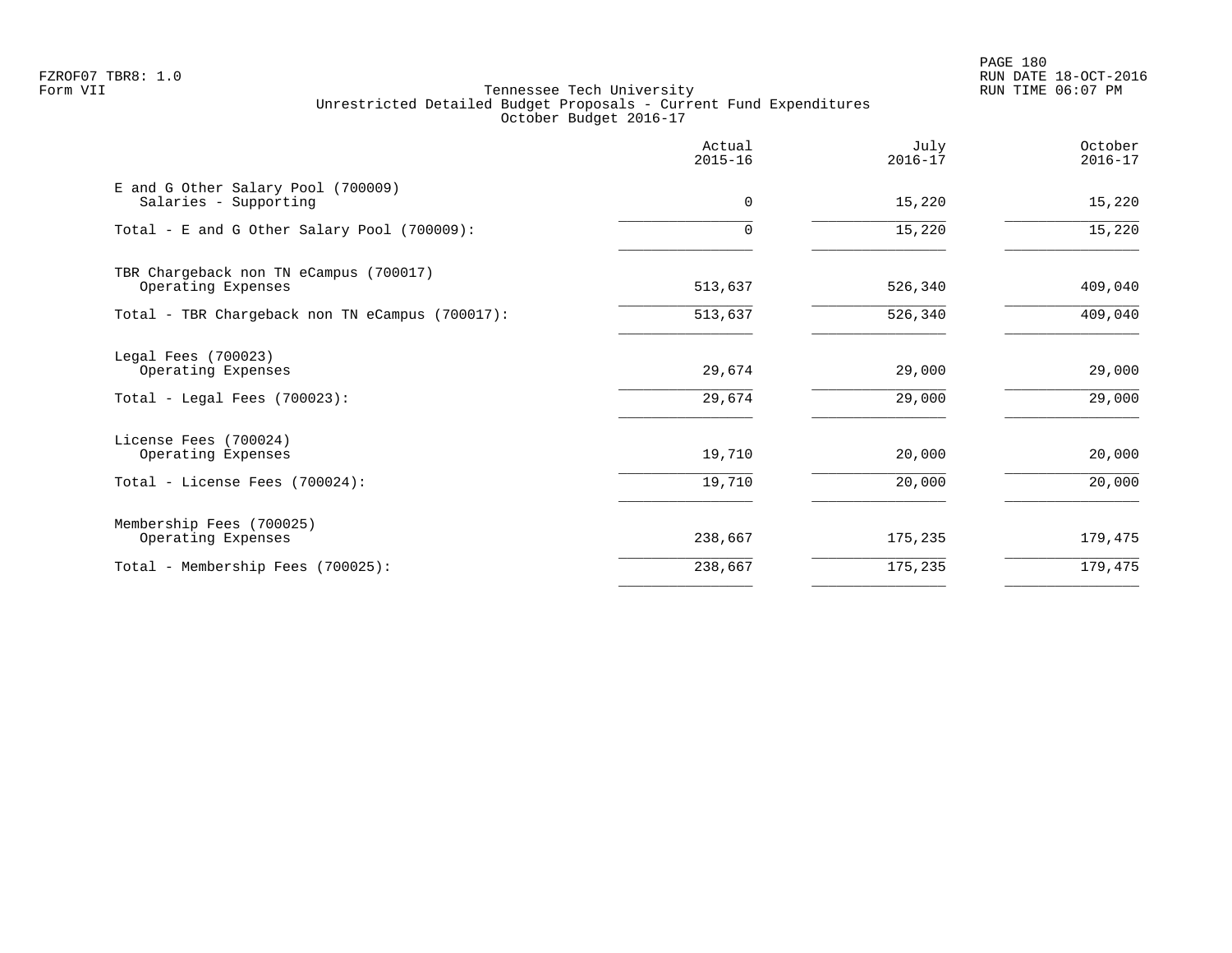Tennessee Tech University
Unrestricted Detailed Budget Proposals - Current Fund Expenditures
October Budget 2016-17

| | Actual 2015-16 | July 2016-17 | October 2016-17 |
|---|---|---|---|
| E and G Other Salary Pool (700009) | | | |
| Salaries - Supporting | 0 | 15,220 | 15,220 |
| Total - E and G Other Salary Pool (700009): | 0 | 15,220 | 15,220 |
| TBR Chargeback non TN eCampus (700017) | | | |
| Operating Expenses | 513,637 | 526,340 | 409,040 |
| Total - TBR Chargeback non TN eCampus (700017): | 513,637 | 526,340 | 409,040 |
| Legal Fees (700023) | | | |
| Operating Expenses | 29,674 | 29,000 | 29,000 |
| Total - Legal Fees (700023): | 29,674 | 29,000 | 29,000 |
| License Fees (700024) | | | |
| Operating Expenses | 19,710 | 20,000 | 20,000 |
| Total - License Fees (700024): | 19,710 | 20,000 | 20,000 |
| Membership Fees (700025) | | | |
| Operating Expenses | 238,667 | 175,235 | 179,475 |
| Total - Membership Fees (700025): | 238,667 | 175,235 | 179,475 |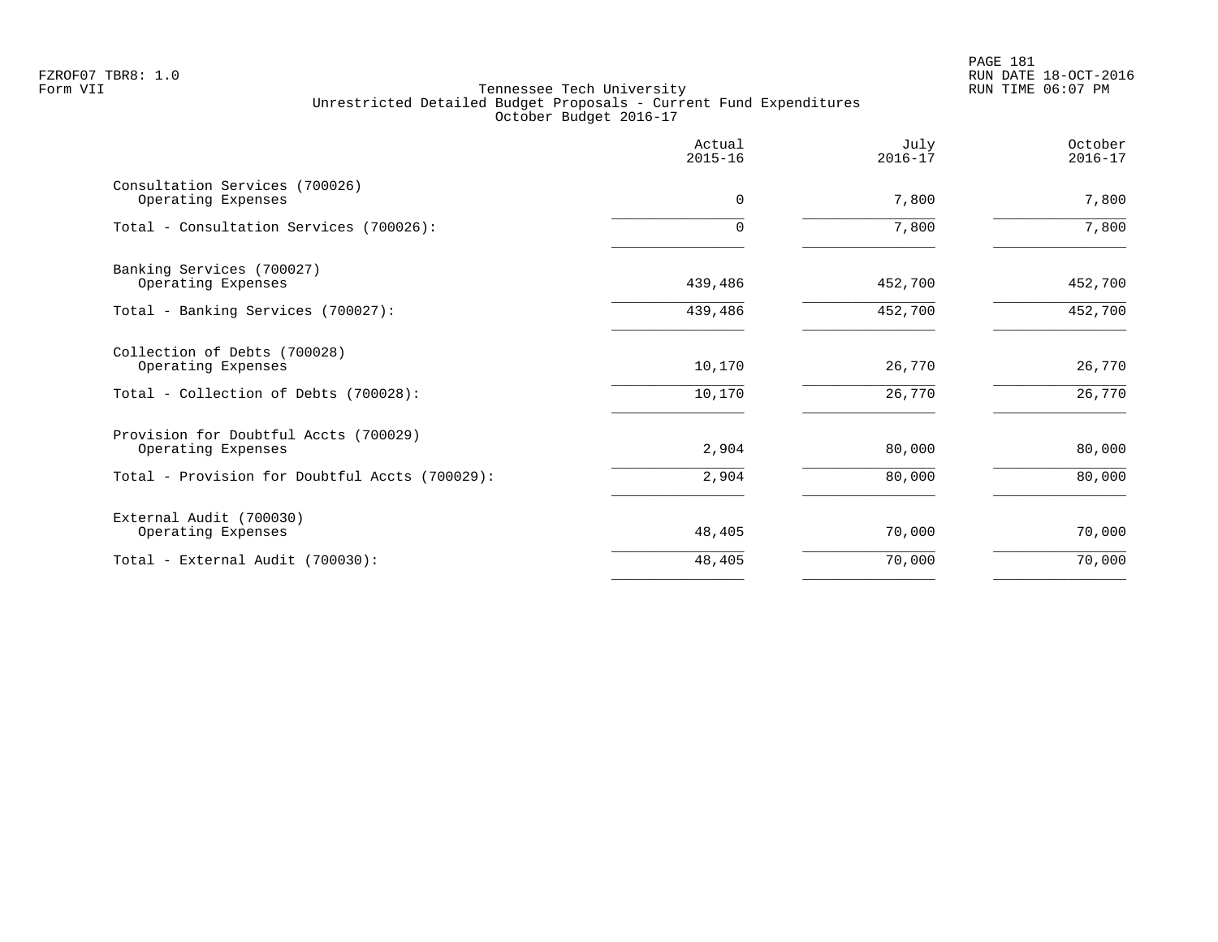FZROF07 TBR8: 1.0
Form VII

Tennessee Tech University
Unrestricted Detailed Budget Proposals - Current Fund Expenditures
October Budget 2016-17

RUN DATE 18-OCT-2016
RUN TIME 06:07 PM

| | Actual 2015-16 | July 2016-17 | October 2016-17 |
|---|---|---|---|
| Consultation Services (700026) | | | |
| Operating Expenses | 0 | 7,800 | 7,800 |
| Total - Consultation Services (700026): | 0 | 7,800 | 7,800 |
| Banking Services (700027) | | | |
| Operating Expenses | 439,486 | 452,700 | 452,700 |
| Total - Banking Services (700027): | 439,486 | 452,700 | 452,700 |
| Collection of Debts (700028) | | | |
| Operating Expenses | 10,170 | 26,770 | 26,770 |
| Total - Collection of Debts (700028): | 10,170 | 26,770 | 26,770 |
| Provision for Doubtful Accts (700029) | | | |
| Operating Expenses | 2,904 | 80,000 | 80,000 |
| Total - Provision for Doubtful Accts (700029): | 2,904 | 80,000 | 80,000 |
| External Audit (700030) | | | |
| Operating Expenses | 48,405 | 70,000 | 70,000 |
| Total - External Audit (700030): | 48,405 | 70,000 | 70,000 |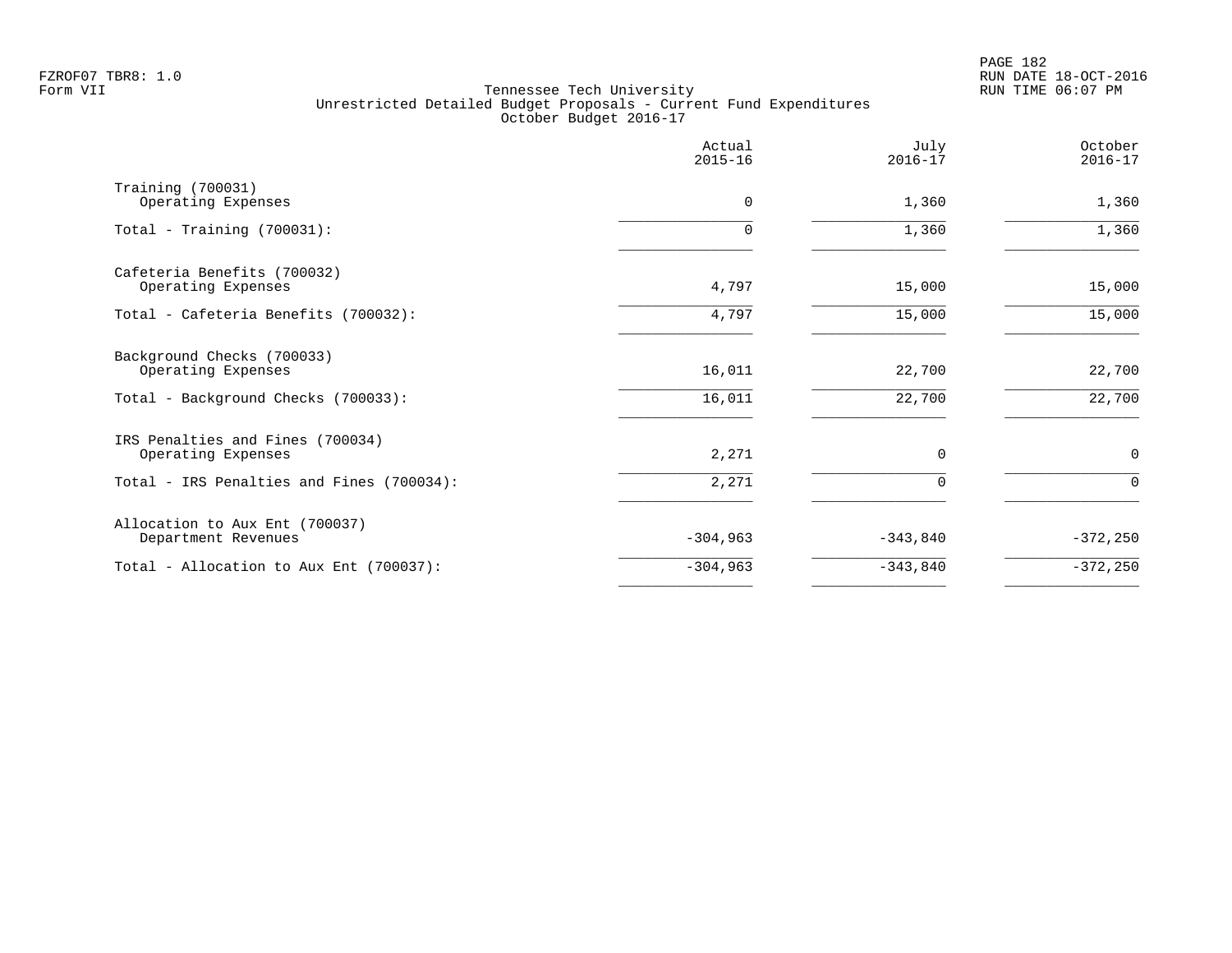FZROF07 TBR8: 1.0
Form VII

Tennessee Tech University
Unrestricted Detailed Budget Proposals - Current Fund Expenditures
October Budget 2016-17

RUN DATE 18-OCT-2016
RUN TIME 06:07 PM

| | Actual 2015-16 | July 2016-17 | October 2016-17 |
|---|---|---|---|
| Training (700031) | | | |
| Operating Expenses | 0 | 1,360 | 1,360 |
| Total - Training (700031): | 0 | 1,360 | 1,360 |
| Cafeteria Benefits (700032) | | | |
| Operating Expenses | 4,797 | 15,000 | 15,000 |
| Total - Cafeteria Benefits (700032): | 4,797 | 15,000 | 15,000 |
| Background Checks (700033) | | | |
| Operating Expenses | 16,011 | 22,700 | 22,700 |
| Total - Background Checks (700033): | 16,011 | 22,700 | 22,700 |
| IRS Penalties and Fines (700034) | | | |
| Operating Expenses | 2,271 | 0 | 0 |
| Total - IRS Penalties and Fines (700034): | 2,271 | 0 | 0 |
| Allocation to Aux Ent (700037) | | | |
| Department Revenues | -304,963 | -343,840 | -372,250 |
| Total - Allocation to Aux Ent (700037): | -304,963 | -343,840 | -372,250 |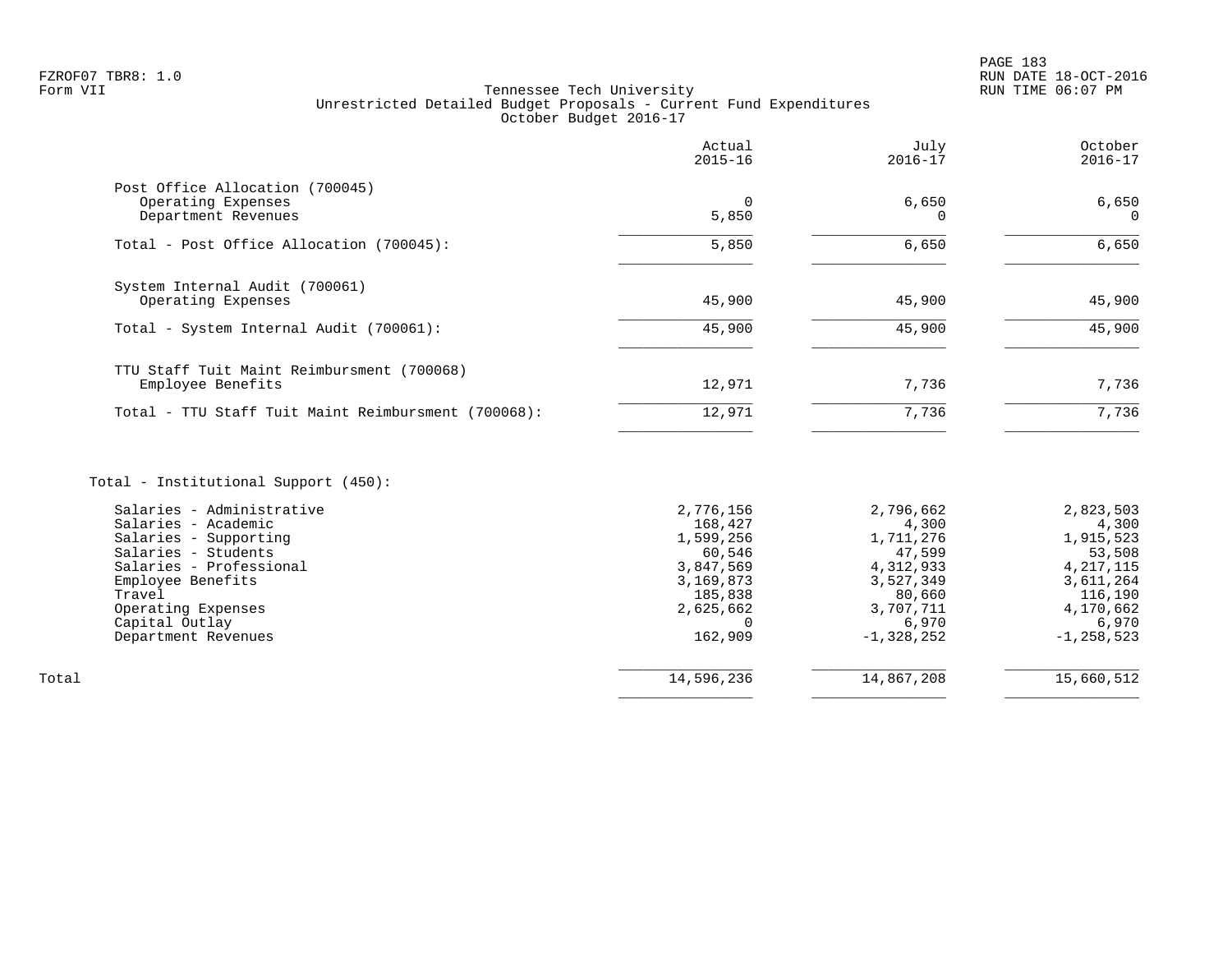Tennessee Tech University
Unrestricted Detailed Budget Proposals - Current Fund Expenditures
October Budget 2016-17

| | Actual 2015-16 | July 2016-17 | October 2016-17 |
|---|---|---|---|
| **Post Office Allocation (700045)** | | | |
| Operating Expenses | 0 | 6,650 | 6,650 |
| Department Revenues | 5,850 | 0 | 0 |
| Total - Post Office Allocation (700045): | 5,850 | 6,650 | 6,650 |
| **System Internal Audit (700061)** | | | |
| Operating Expenses | 45,900 | 45,900 | 45,900 |
| Total - System Internal Audit (700061): | 45,900 | 45,900 | 45,900 |
| **TTU Staff Tuit Maint Reimbursment (700068)** | | | |
| Employee Benefits | 12,971 | 7,736 | 7,736 |
| Total - TTU Staff Tuit Maint Reimbursment (700068): | 12,971 | 7,736 | 7,736 |
| **Total - Institutional Support (450):** | | | |
| Salaries - Administrative | 2,776,156 | 2,796,662 | 2,823,503 |
| Salaries - Academic | 168,427 | 4,300 | 4,300 |
| Salaries - Supporting | 1,599,256 | 1,711,276 | 1,915,523 |
| Salaries - Students | 60,546 | 47,599 | 53,508 |
| Salaries - Professional | 3,847,569 | 4,312,933 | 4,217,115 |
| Employee Benefits | 3,169,873 | 3,527,349 | 3,611,264 |
| Travel | 185,838 | 80,660 | 116,190 |
| Operating Expenses | 2,625,662 | 3,707,711 | 4,170,662 |
| Capital Outlay | 0 | 6,970 | 6,970 |
| Department Revenues | 162,909 | -1,328,252 | -1,258,523 |
| **Total** | 14,596,236 | 14,867,208 | 15,660,512 |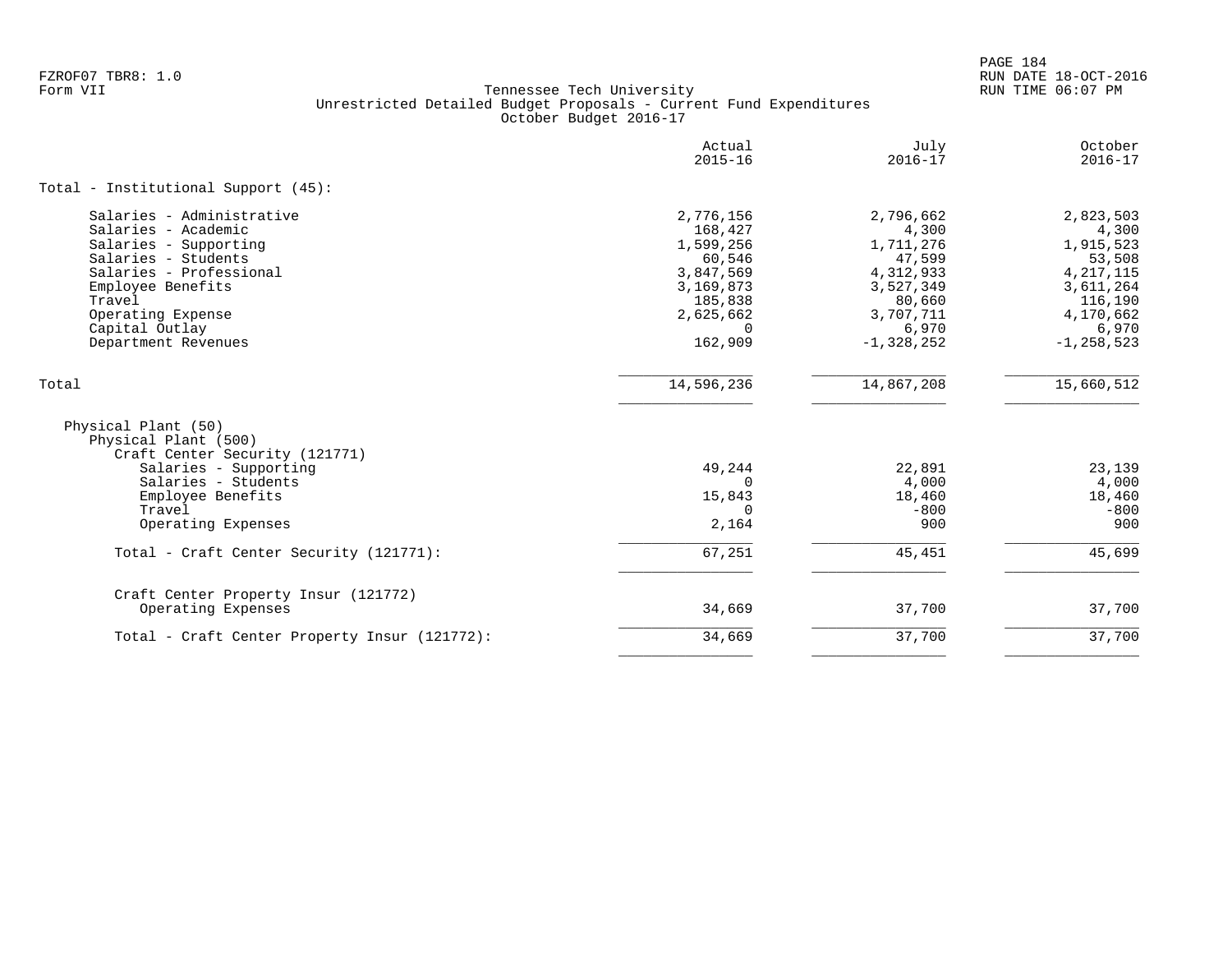Tennessee Tech University
Unrestricted Detailed Budget Proposals - Current Fund Expenditures
October Budget 2016-17

| | Actual 2015-16 | July 2016-17 | October 2016-17 |
|---|---|---|---|
| **Total - Institutional Support (45):** | | | |
| Salaries - Administrative | 2,776,156 | 2,796,662 | 2,823,503 |
| Salaries - Academic | 168,427 | 4,300 | 4,300 |
| Salaries - Supporting | 1,599,256 | 1,711,276 | 1,915,523 |
| Salaries - Students | 60,546 | 47,599 | 53,508 |
| Salaries - Professional | 3,847,569 | 4,312,933 | 4,217,115 |
| Employee Benefits | 3,169,873 | 3,527,349 | 3,611,264 |
| Travel | 185,838 | 80,660 | 116,190 |
| Operating Expense | 2,625,662 | 3,707,711 | 4,170,662 |
| Capital Outlay | 0 | 6,970 | 6,970 |
| Department Revenues | 162,909 | -1,328,252 | -1,258,523 |
| **Total** | 14,596,236 | 14,867,208 | 15,660,512 |
| Physical Plant (50) | | | |
| Physical Plant (500) | | | |
| Craft Center Security (121771) | | | |
| Salaries - Supporting | 49,244 | 22,891 | 23,139 |
| Salaries - Students | 0 | 4,000 | 4,000 |
| Employee Benefits | 15,843 | 18,460 | 18,460 |
| Travel | 0 | -800 | -800 |
| Operating Expenses | 2,164 | 900 | 900 |
| Total - Craft Center Security (121771): | 67,251 | 45,451 | 45,699 |
| Craft Center Property Insur (121772) | | | |
| Operating Expenses | 34,669 | 37,700 | 37,700 |
| Total - Craft Center Property Insur (121772): | 34,669 | 37,700 | 37,700 |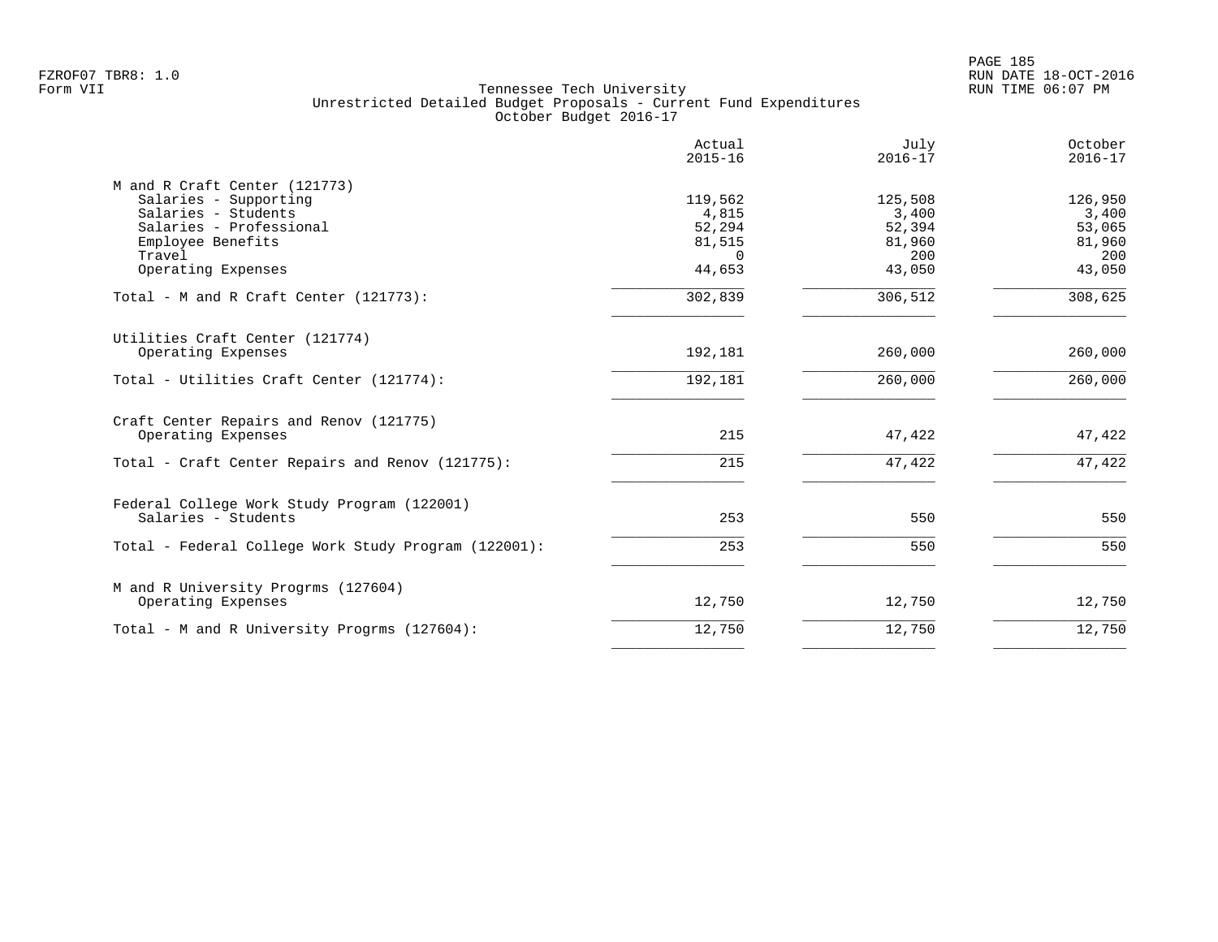FZROF07 TBR8: 1.0
Form VII

Tennessee Tech University
Unrestricted Detailed Budget Proposals - Current Fund Expenditures
October Budget 2016-17

RUN DATE 18-OCT-2016
RUN TIME 06:07 PM

| | Actual 2015-16 | July 2016-17 | October 2016-17 |
|---|---|---|---|
| **M and R Craft Center (121773)** | | | |
| Salaries - Supporting | 119,562 | 125,508 | 126,950 |
| Salaries - Students | 4,815 | 3,400 | 3,400 |
| Salaries - Professional | 52,294 | 52,394 | 53,065 |
| Employee Benefits | 81,515 | 81,960 | 81,960 |
| Travel | 0 | 200 | 200 |
| Operating Expenses | 44,653 | 43,050 | 43,050 |
| Total - M and R Craft Center (121773): | 302,839 | 306,512 | 308,625 |
| **Utilities Craft Center (121774)** | | | |
| Operating Expenses | 192,181 | 260,000 | 260,000 |
| Total - Utilities Craft Center (121774): | 192,181 | 260,000 | 260,000 |
| **Craft Center Repairs and Renov (121775)** | | | |
| Operating Expenses | 215 | 47,422 | 47,422 |
| Total - Craft Center Repairs and Renov (121775): | 215 | 47,422 | 47,422 |
| **Federal College Work Study Program (122001)** | | | |
| Salaries - Students | 253 | 550 | 550 |
| Total - Federal College Work Study Program (122001): | 253 | 550 | 550 |
| **M and R University Progrms (127604)** | | | |
| Operating Expenses | 12,750 | 12,750 | 12,750 |
| Total - M and R University Progrms (127604): | 12,750 | 12,750 | 12,750 |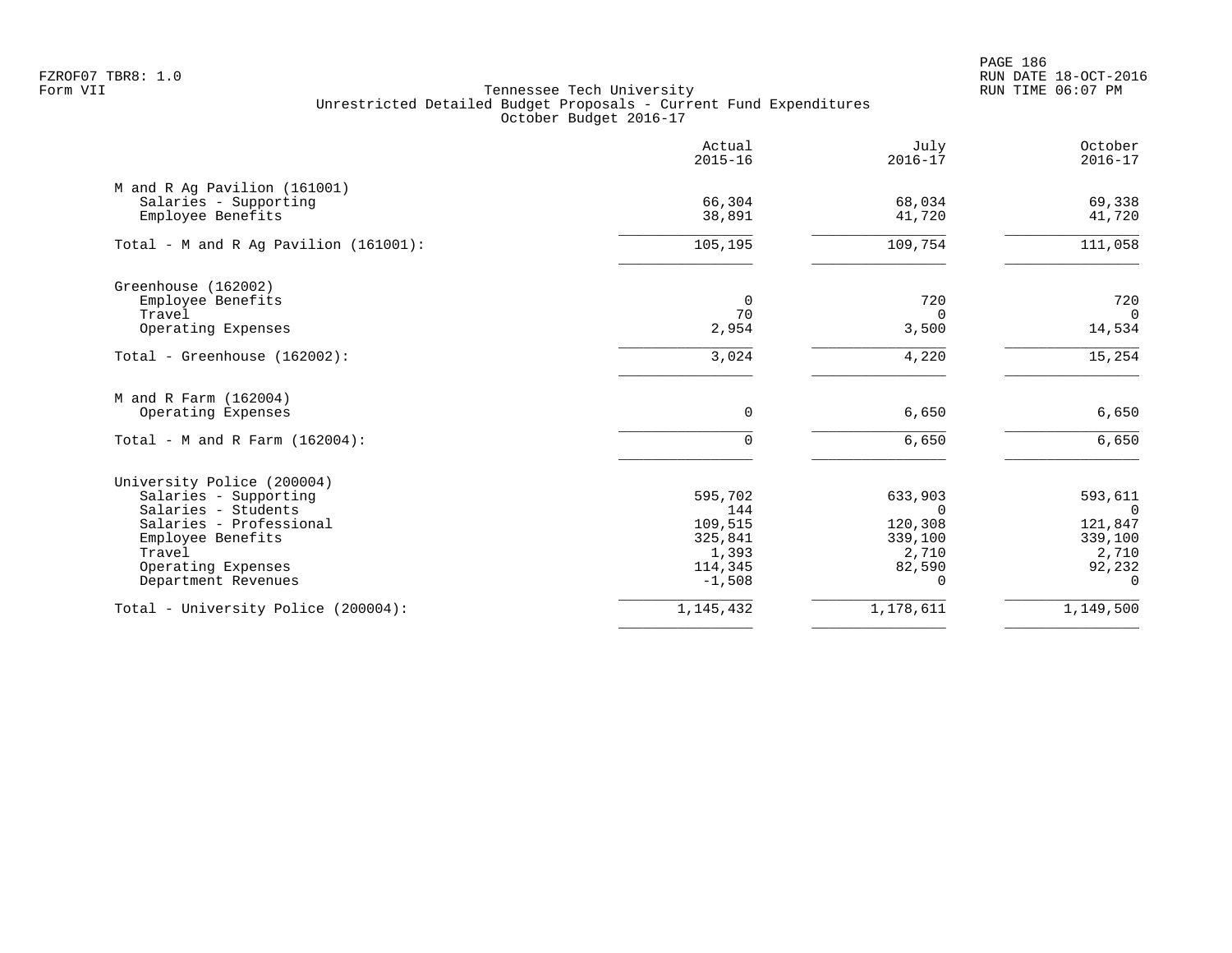Tennessee Tech University
Unrestricted Detailed Budget Proposals - Current Fund Expenditures
October Budget 2016-17

| | Actual 2015-16 | July 2016-17 | October 2016-17 |
|---|---|---|---|
| **M and R Ag Pavilion (161001)** | | | |
| Salaries - Supporting | 66,304 | 68,034 | 69,338 |
| Employee Benefits | 38,891 | 41,720 | 41,720 |
| Total - M and R Ag Pavilion (161001): | 105,195 | 109,754 | 111,058 |
| **Greenhouse (162002)** | | | |
| Employee Benefits | 0 | 720 | 720 |
| Travel | 70 | 0 | 0 |
| Operating Expenses | 2,954 | 3,500 | 14,534 |
| Total - Greenhouse (162002): | 3,024 | 4,220 | 15,254 |
| **M and R Farm (162004)** | | | |
| Operating Expenses | 0 | 6,650 | 6,650 |
| Total - M and R Farm (162004): | 0 | 6,650 | 6,650 |
| **University Police (200004)** | | | |
| Salaries - Supporting | 595,702 | 633,903 | 593,611 |
| Salaries - Students | 144 | 0 | 0 |
| Salaries - Professional | 109,515 | 120,308 | 121,847 |
| Employee Benefits | 325,841 | 339,100 | 339,100 |
| Travel | 1,393 | 2,710 | 2,710 |
| Operating Expenses | 114,345 | 82,590 | 92,232 |
| Department Revenues | -1,508 | 0 | 0 |
| Total - University Police (200004): | 1,145,432 | 1,178,611 | 1,149,500 |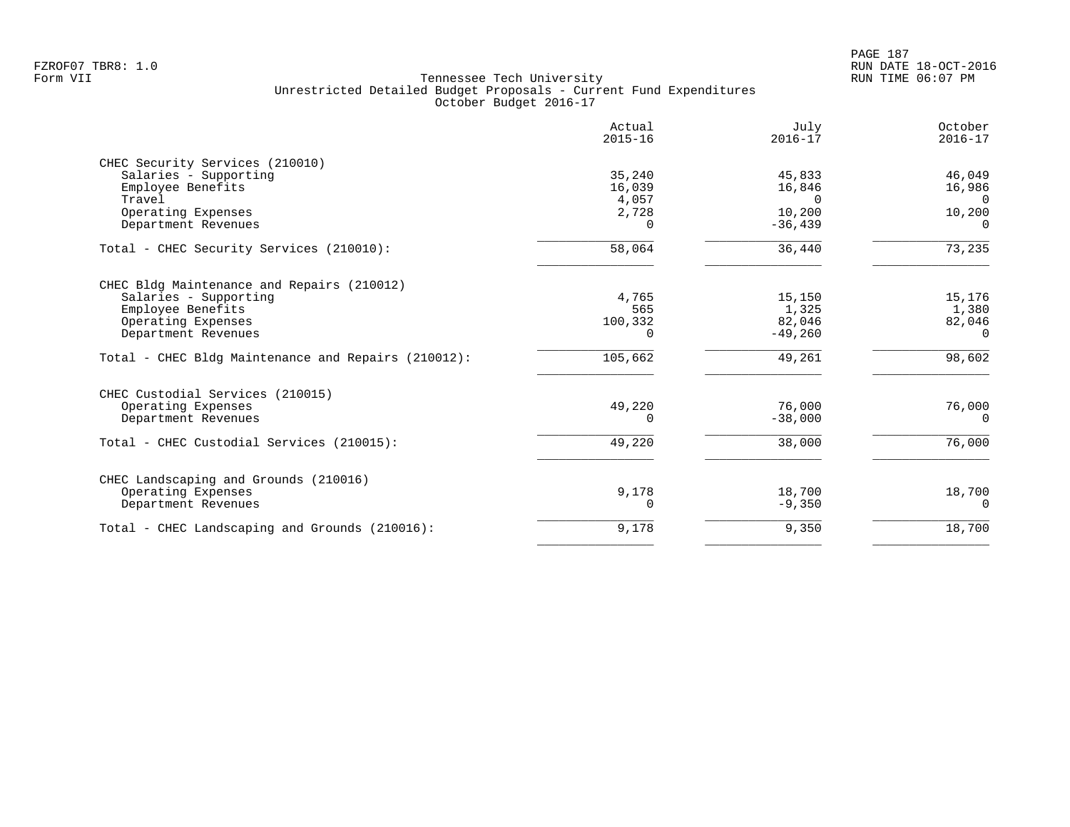Tennessee Tech University
Unrestricted Detailed Budget Proposals - Current Fund Expenditures
October Budget 2016-17

| | Actual 2015-16 | July 2016-17 | October 2016-17 |
|---|---|---|---|
| **CHEC Security Services (210010)** | | | |
| Salaries - Supporting | 35,240 | 45,833 | 46,049 |
| Employee Benefits | 16,039 | 16,846 | 16,986 |
| Travel | 4,057 | 0 | 0 |
| Operating Expenses | 2,728 | 10,200 | 10,200 |
| Department Revenues | 0 | -36,439 | 0 |
| Total - CHEC Security Services (210010): | 58,064 | 36,440 | 73,235 |
| **CHEC Bldg Maintenance and Repairs (210012)** | | | |
| Salaries - Supporting | 4,765 | 15,150 | 15,176 |
| Employee Benefits | 565 | 1,325 | 1,380 |
| Operating Expenses | 100,332 | 82,046 | 82,046 |
| Department Revenues | 0 | -49,260 | 0 |
| Total - CHEC Bldg Maintenance and Repairs (210012): | 105,662 | 49,261 | 98,602 |
| **CHEC Custodial Services (210015)** | | | |
| Operating Expenses | 49,220 | 76,000 | 76,000 |
| Department Revenues | 0 | -38,000 | 0 |
| Total - CHEC Custodial Services (210015): | 49,220 | 38,000 | 76,000 |
| **CHEC Landscaping and Grounds (210016)** | | | |
| Operating Expenses | 9,178 | 18,700 | 18,700 |
| Department Revenues | 0 | -9,350 | 0 |
| Total - CHEC Landscaping and Grounds (210016): | 9,178 | 9,350 | 18,700 |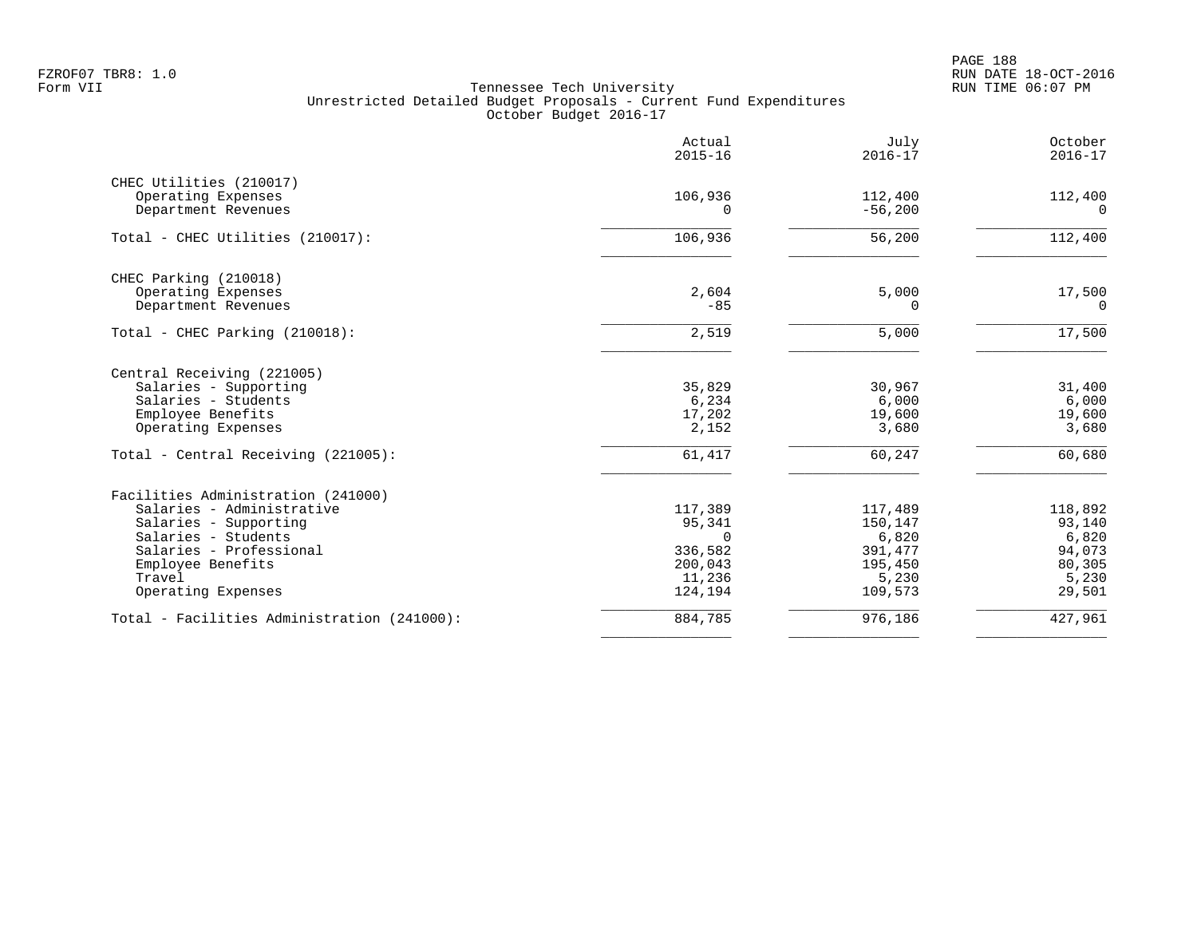FZROF07 TBR8: 1.0
Form VII

Tennessee Tech University
Unrestricted Detailed Budget Proposals - Current Fund Expenditures
October Budget 2016-17

RUN DATE 18-OCT-2016
RUN TIME 06:07 PM

| | Actual 2015-16 | July 2016-17 | October 2016-17 |
|---|---|---|---|
| **CHEC Utilities (210017)** | | | |
| Operating Expenses | 106,936 | 112,400 | 112,400 |
| Department Revenues | 0 | -56,200 | 0 |
| Total - CHEC Utilities (210017): | 106,936 | 56,200 | 112,400 |
| **CHEC Parking (210018)** | | | |
| Operating Expenses | 2,604 | 5,000 | 17,500 |
| Department Revenues | -85 | 0 | 0 |
| Total - CHEC Parking (210018): | 2,519 | 5,000 | 17,500 |
| **Central Receiving (221005)** | | | |
| Salaries - Supporting | 35,829 | 30,967 | 31,400 |
| Salaries - Students | 6,234 | 6,000 | 6,000 |
| Employee Benefits | 17,202 | 19,600 | 19,600 |
| Operating Expenses | 2,152 | 3,680 | 3,680 |
| Total - Central Receiving (221005): | 61,417 | 60,247 | 60,680 |
| **Facilities Administration (241000)** | | | |
| Salaries - Administrative | 117,389 | 117,489 | 118,892 |
| Salaries - Supporting | 95,341 | 150,147 | 93,140 |
| Salaries - Students | 0 | 6,820 | 6,820 |
| Salaries - Professional | 336,582 | 391,477 | 94,073 |
| Employee Benefits | 200,043 | 195,450 | 80,305 |
| Travel | 11,236 | 5,230 | 5,230 |
| Operating Expenses | 124,194 | 109,573 | 29,501 |
| Total - Facilities Administration (241000): | 884,785 | 976,186 | 427,961 |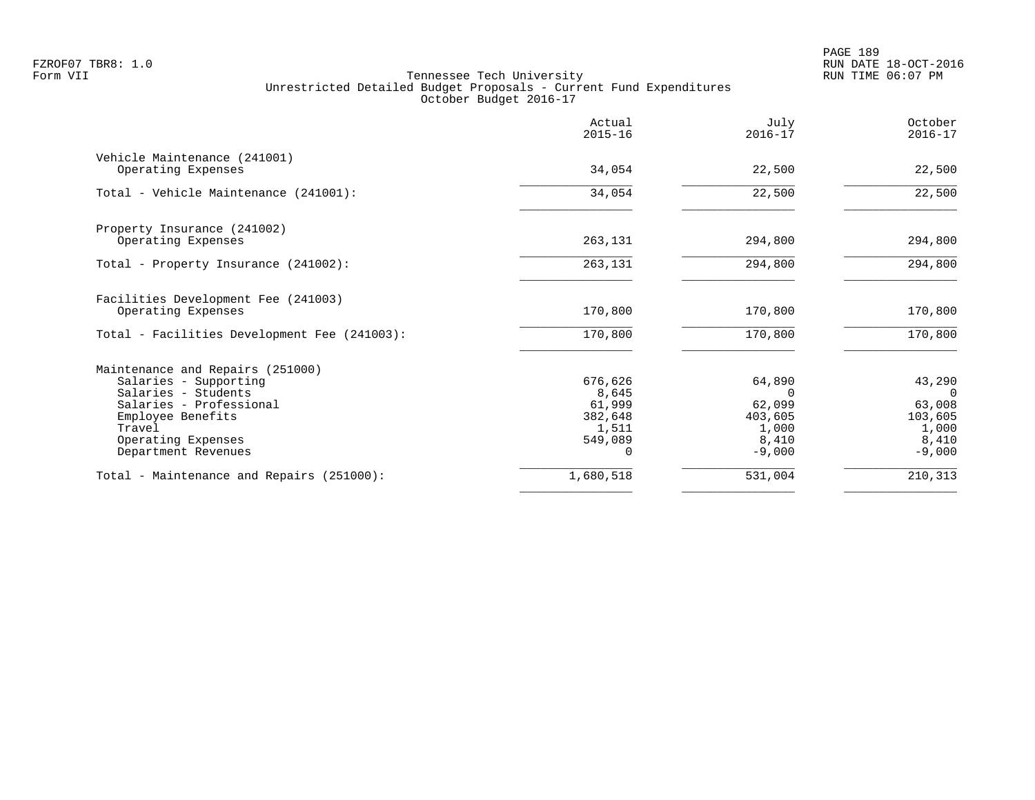FZROF07 TBR8: 1.0
Form VII

Tennessee Tech University
Unrestricted Detailed Budget Proposals - Current Fund Expenditures
October Budget 2016-17

RUN DATE 18-OCT-2016
RUN TIME 06:07 PM

| | Actual 2015-16 | July 2016-17 | October 2016-17 |
|---|---|---|---|
| **Vehicle Maintenance (241001)** | | | |
| Operating Expenses | 34,054 | 22,500 | 22,500 |
| Total - Vehicle Maintenance (241001): | 34,054 | 22,500 | 22,500 |
| **Property Insurance (241002)** | | | |
| Operating Expenses | 263,131 | 294,800 | 294,800 |
| Total - Property Insurance (241002): | 263,131 | 294,800 | 294,800 |
| **Facilities Development Fee (241003)** | | | |
| Operating Expenses | 170,800 | 170,800 | 170,800 |
| Total - Facilities Development Fee (241003): | 170,800 | 170,800 | 170,800 |
| **Maintenance and Repairs (251000)** | | | |
| Salaries - Supporting | 676,626 | 64,890 | 43,290 |
| Salaries - Students | 8,645 | 0 | 0 |
| Salaries - Professional | 61,999 | 62,099 | 63,008 |
| Employee Benefits | 382,648 | 403,605 | 103,605 |
| Travel | 1,511 | 1,000 | 1,000 |
| Operating Expenses | 549,089 | 8,410 | 8,410 |
| Department Revenues | 0 | -9,000 | -9,000 |
| Total - Maintenance and Repairs (251000): | 1,680,518 | 531,004 | 210,313 |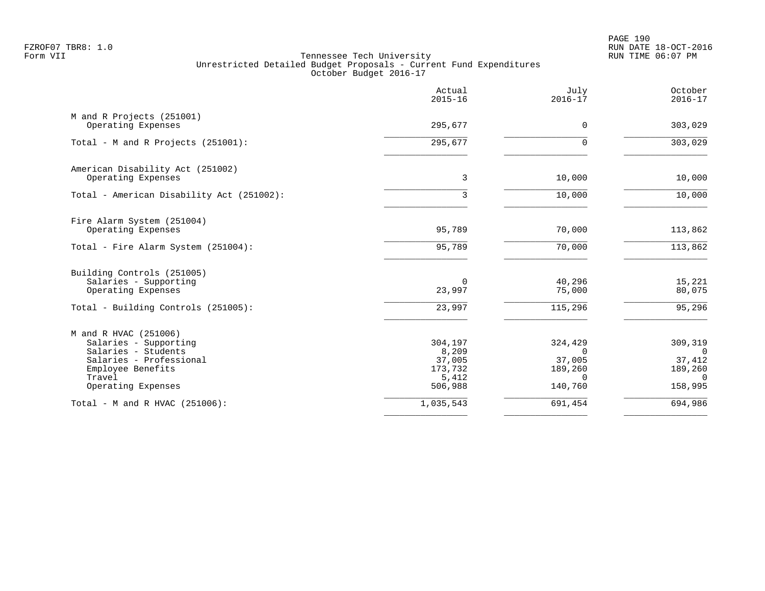Tennessee Tech University
Unrestricted Detailed Budget Proposals - Current Fund Expenditures
October Budget 2016-17

| | Actual 2015-16 | July 2016-17 | October 2016-17 |
|---|---|---|---|
| **M and R Projects (251001)** | | | |
| Operating Expenses | 295,677 | 0 | 303,029 |
| Total - M and R Projects (251001): | 295,677 | 0 | 303,029 |
| **American Disability Act (251002)** | | | |
| Operating Expenses | 3 | 10,000 | 10,000 |
| Total - American Disability Act (251002): | 3 | 10,000 | 10,000 |
| **Fire Alarm System (251004)** | | | |
| Operating Expenses | 95,789 | 70,000 | 113,862 |
| Total - Fire Alarm System (251004): | 95,789 | 70,000 | 113,862 |
| **Building Controls (251005)** | | | |
| Salaries - Supporting | 0 | 40,296 | 15,221 |
| Operating Expenses | 23,997 | 75,000 | 80,075 |
| Total - Building Controls (251005): | 23,997 | 115,296 | 95,296 |
| **M and R HVAC (251006)** | | | |
| Salaries - Supporting | 304,197 | 324,429 | 309,319 |
| Salaries - Students | 8,209 | 0 | 0 |
| Salaries - Professional | 37,005 | 37,005 | 37,412 |
| Employee Benefits | 173,732 | 189,260 | 189,260 |
| Travel | 5,412 | 0 | 0 |
| Operating Expenses | 506,988 | 140,760 | 158,995 |
| Total - M and R HVAC (251006): | 1,035,543 | 691,454 | 694,986 |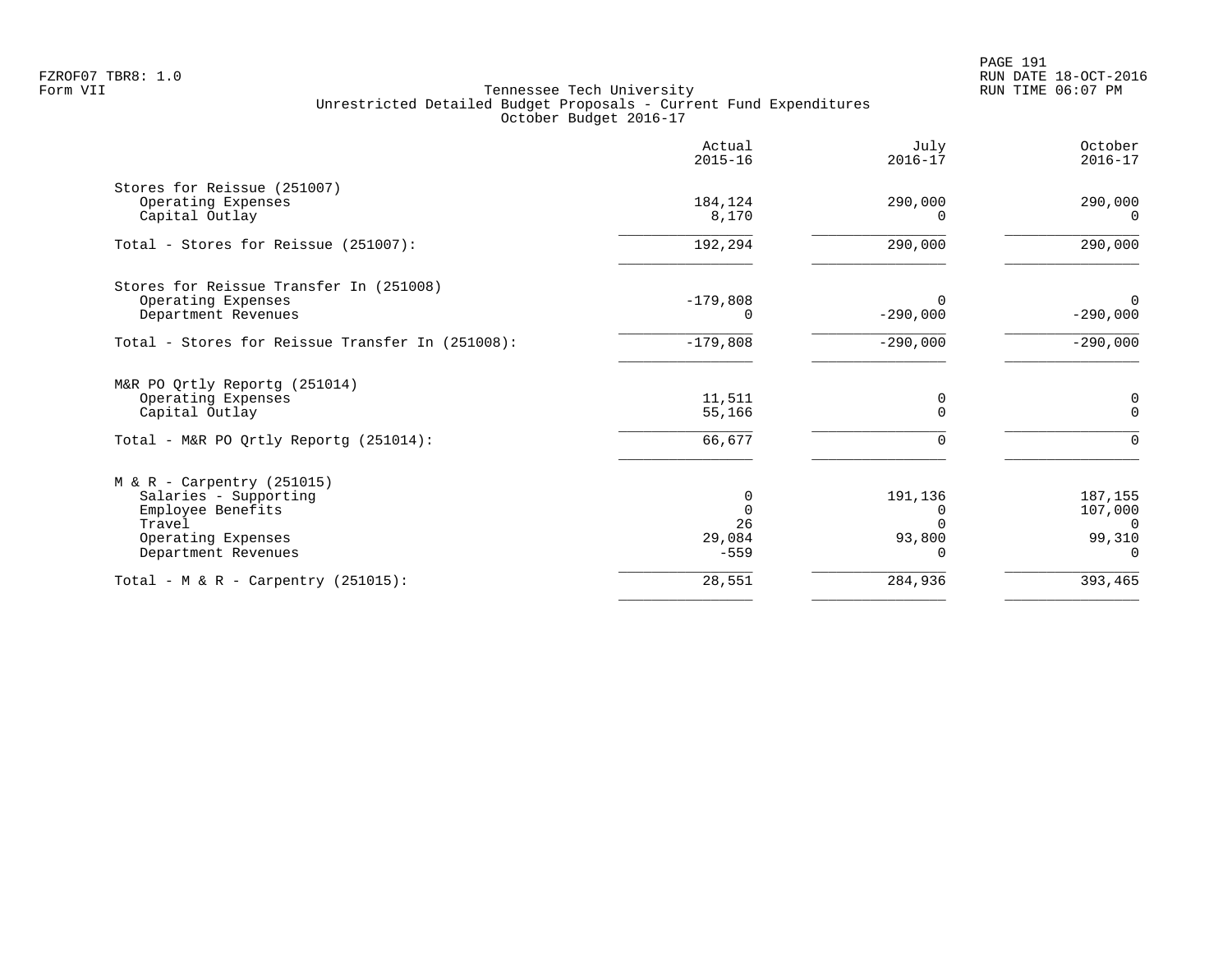FZROF07 TBR8: 1.0
Form VII

# Tennessee Tech University
## Unrestricted Detailed Budget Proposals - Current Fund Expenditures
### October Budget 2016-17

| | Actual 2015-16 | July 2016-17 | October 2016-17 |
|---|---|---|---|
| **Stores for Reissue (251007)** | | | |
| Operating Expenses | 184,124 | 290,000 | 290,000 |
| Capital Outlay | 8,170 | 0 | 0 |
| Total - Stores for Reissue (251007): | 192,294 | 290,000 | 290,000 |
| **Stores for Reissue Transfer In (251008)** | | | |
| Operating Expenses | -179,808 | 0 | 0 |
| Department Revenues | 0 | -290,000 | -290,000 |
| Total - Stores for Reissue Transfer In (251008): | -179,808 | -290,000 | -290,000 |
| **M&R PO Qrtly Reportg (251014)** | | | |
| Operating Expenses | 11,511 | 0 | 0 |
| Capital Outlay | 55,166 | 0 | 0 |
| Total - M&R PO Qrtly Reportg (251014): | 66,677 | 0 | 0 |
| **M & R - Carpentry (251015)** | | | |
| Salaries - Supporting | 0 | 191,136 | 187,155 |
| Employee Benefits | 0 | 0 | 107,000 |
| Travel | 26 | 0 | 0 |
| Operating Expenses | 29,084 | 93,800 | 99,310 |
| Department Revenues | -559 | 0 | 0 |
| Total - M & R - Carpentry (251015): | 28,551 | 284,936 | 393,465 |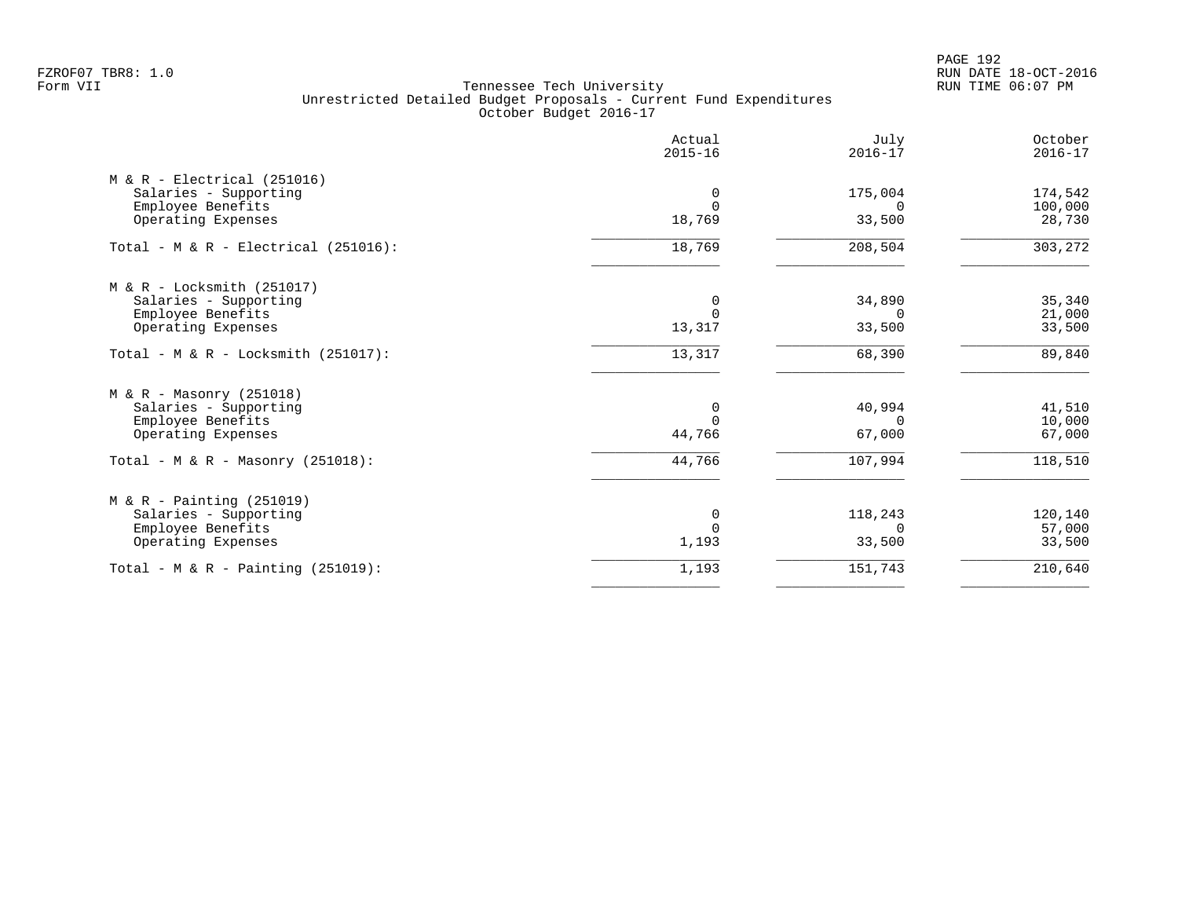FZROF07 TBR8: 1.0
Form VII

Tennessee Tech University
Unrestricted Detailed Budget Proposals - Current Fund Expenditures
October Budget 2016-17

RUN DATE 18-OCT-2016
RUN TIME 06:07 PM

| | Actual 2015-16 | July 2016-17 | October 2016-17 |
|---|---|---|---|
| **M & R - Electrical (251016)** | | | |
| Salaries - Supporting | 0 | 175,004 | 174,542 |
| Employee Benefits | 0 | 0 | 100,000 |
| Operating Expenses | 18,769 | 33,500 | 28,730 |
| Total - M & R - Electrical (251016): | 18,769 | 208,504 | 303,272 |
| **M & R - Locksmith (251017)** | | | |
| Salaries - Supporting | 0 | 34,890 | 35,340 |
| Employee Benefits | 0 | 0 | 21,000 |
| Operating Expenses | 13,317 | 33,500 | 33,500 |
| Total - M & R - Locksmith (251017): | 13,317 | 68,390 | 89,840 |
| **M & R - Masonry (251018)** | | | |
| Salaries - Supporting | 0 | 40,994 | 41,510 |
| Employee Benefits | 0 | 0 | 10,000 |
| Operating Expenses | 44,766 | 67,000 | 67,000 |
| Total - M & R - Masonry (251018): | 44,766 | 107,994 | 118,510 |
| **M & R - Painting (251019)** | | | |
| Salaries - Supporting | 0 | 118,243 | 120,140 |
| Employee Benefits | 0 | 0 | 57,000 |
| Operating Expenses | 1,193 | 33,500 | 33,500 |
| Total - M & R - Painting (251019): | 1,193 | 151,743 | 210,640 |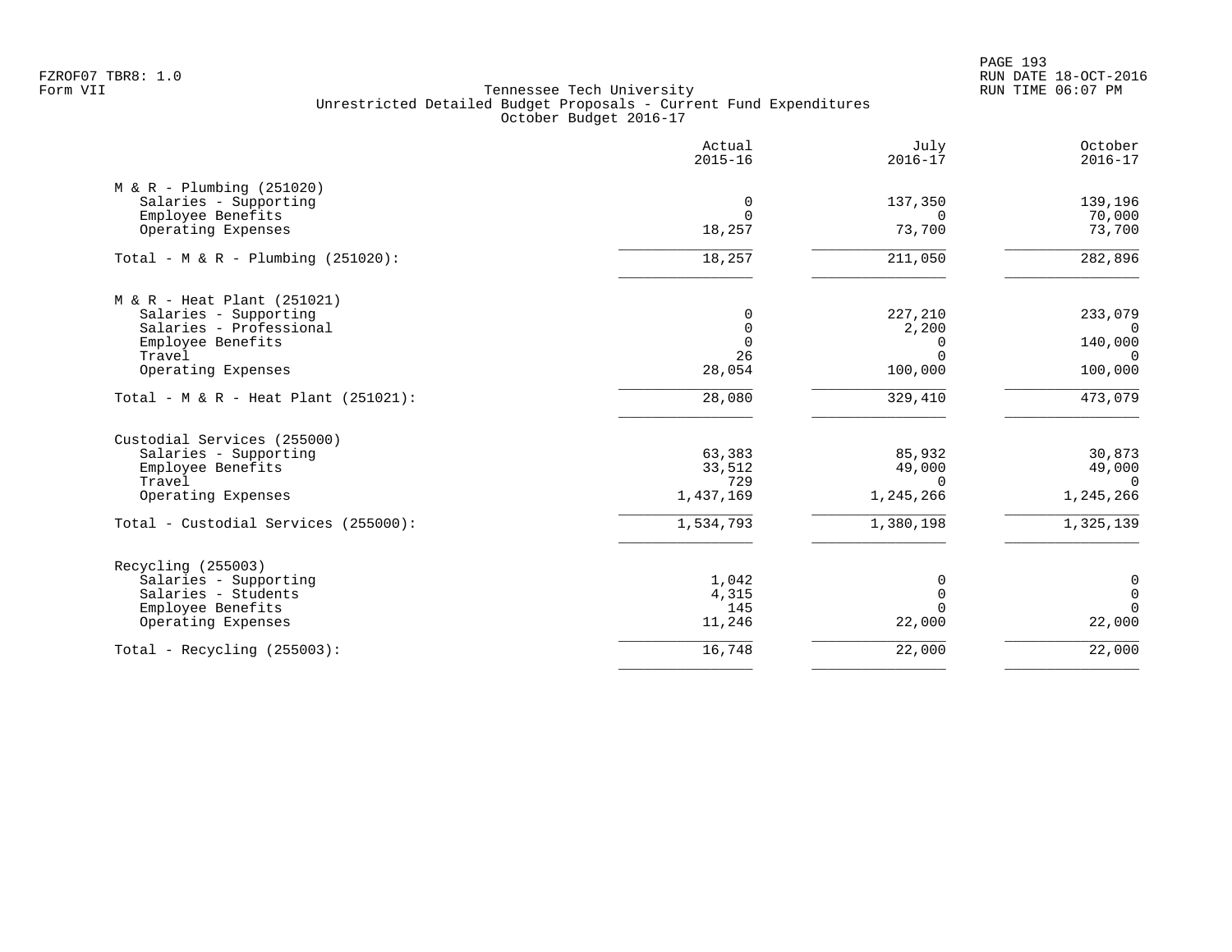Tennessee Tech University
Unrestricted Detailed Budget Proposals - Current Fund Expenditures
October Budget 2016-17

FZROF07 TBR8: 1.0
Form VII

RUN DATE 18-OCT-2016
RUN TIME 06:07 PM

| | Actual 2015-16 | July 2016-17 | October 2016-17 |
|---|---|---|---|
| **M & R - Plumbing (251020)** | | | |
| Salaries - Supporting | 0 | 137,350 | 139,196 |
| Employee Benefits | 0 | 0 | 70,000 |
| Operating Expenses | 18,257 | 73,700 | 73,700 |
| Total - M & R - Plumbing (251020): | 18,257 | 211,050 | 282,896 |
| **M & R - Heat Plant (251021)** | | | |
| Salaries - Supporting | 0 | 227,210 | 233,079 |
| Salaries - Professional | 0 | 2,200 | 0 |
| Employee Benefits | 0 | 0 | 140,000 |
| Travel | 26 | 0 | 0 |
| Operating Expenses | 28,054 | 100,000 | 100,000 |
| Total - M & R - Heat Plant (251021): | 28,080 | 329,410 | 473,079 |
| **Custodial Services (255000)** | | | |
| Salaries - Supporting | 63,383 | 85,932 | 30,873 |
| Employee Benefits | 33,512 | 49,000 | 49,000 |
| Travel | 729 | 0 | 0 |
| Operating Expenses | 1,437,169 | 1,245,266 | 1,245,266 |
| Total - Custodial Services (255000): | 1,534,793 | 1,380,198 | 1,325,139 |
| **Recycling (255003)** | | | |
| Salaries - Supporting | 1,042 | 0 | 0 |
| Salaries - Students | 4,315 | 0 | 0 |
| Employee Benefits | 145 | 0 | 0 |
| Operating Expenses | 11,246 | 22,000 | 22,000 |
| Total - Recycling (255003): | 16,748 | 22,000 | 22,000 |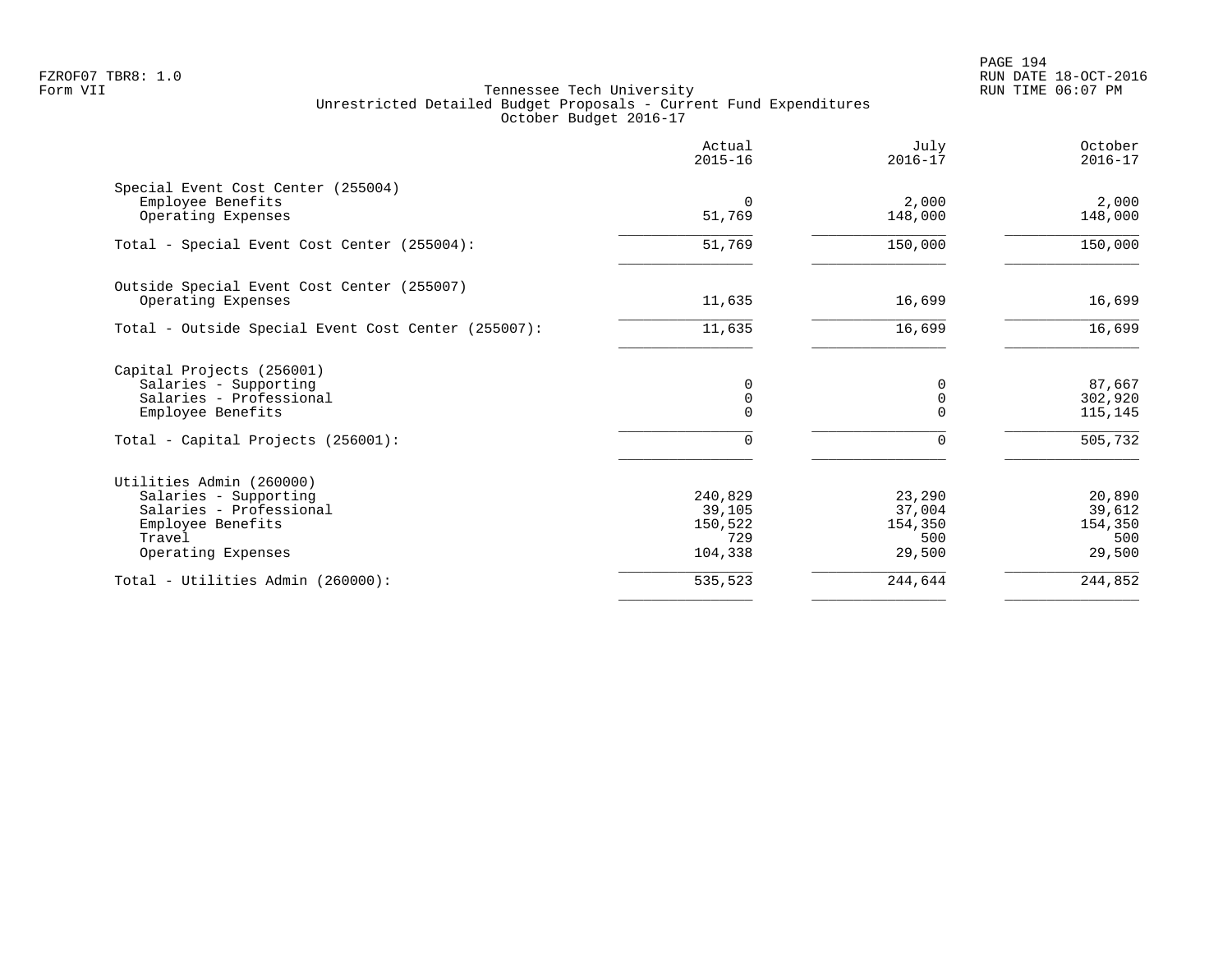Tennessee Tech University
Unrestricted Detailed Budget Proposals - Current Fund Expenditures
October Budget 2016-17

| | Actual 2015-16 | July 2016-17 | October 2016-17 |
|---|---|---|---|
| Special Event Cost Center (255004) | | | |
| Employee Benefits | 0 | 2,000 | 2,000 |
| Operating Expenses | 51,769 | 148,000 | 148,000 |
| Total - Special Event Cost Center (255004): | 51,769 | 150,000 | 150,000 |
| Outside Special Event Cost Center (255007) | | | |
| Operating Expenses | 11,635 | 16,699 | 16,699 |
| Total - Outside Special Event Cost Center (255007): | 11,635 | 16,699 | 16,699 |
| Capital Projects (256001) | | | |
| Salaries - Supporting | 0 | 0 | 87,667 |
| Salaries - Professional | 0 | 0 | 302,920 |
| Employee Benefits | 0 | 0 | 115,145 |
| Total - Capital Projects (256001): | 0 | 0 | 505,732 |
| Utilities Admin (260000) | | | |
| Salaries - Supporting | 240,829 | 23,290 | 20,890 |
| Salaries - Professional | 39,105 | 37,004 | 39,612 |
| Employee Benefits | 150,522 | 154,350 | 154,350 |
| Travel | 729 | 500 | 500 |
| Operating Expenses | 104,338 | 29,500 | 29,500 |
| Total - Utilities Admin (260000): | 535,523 | 244,644 | 244,852 |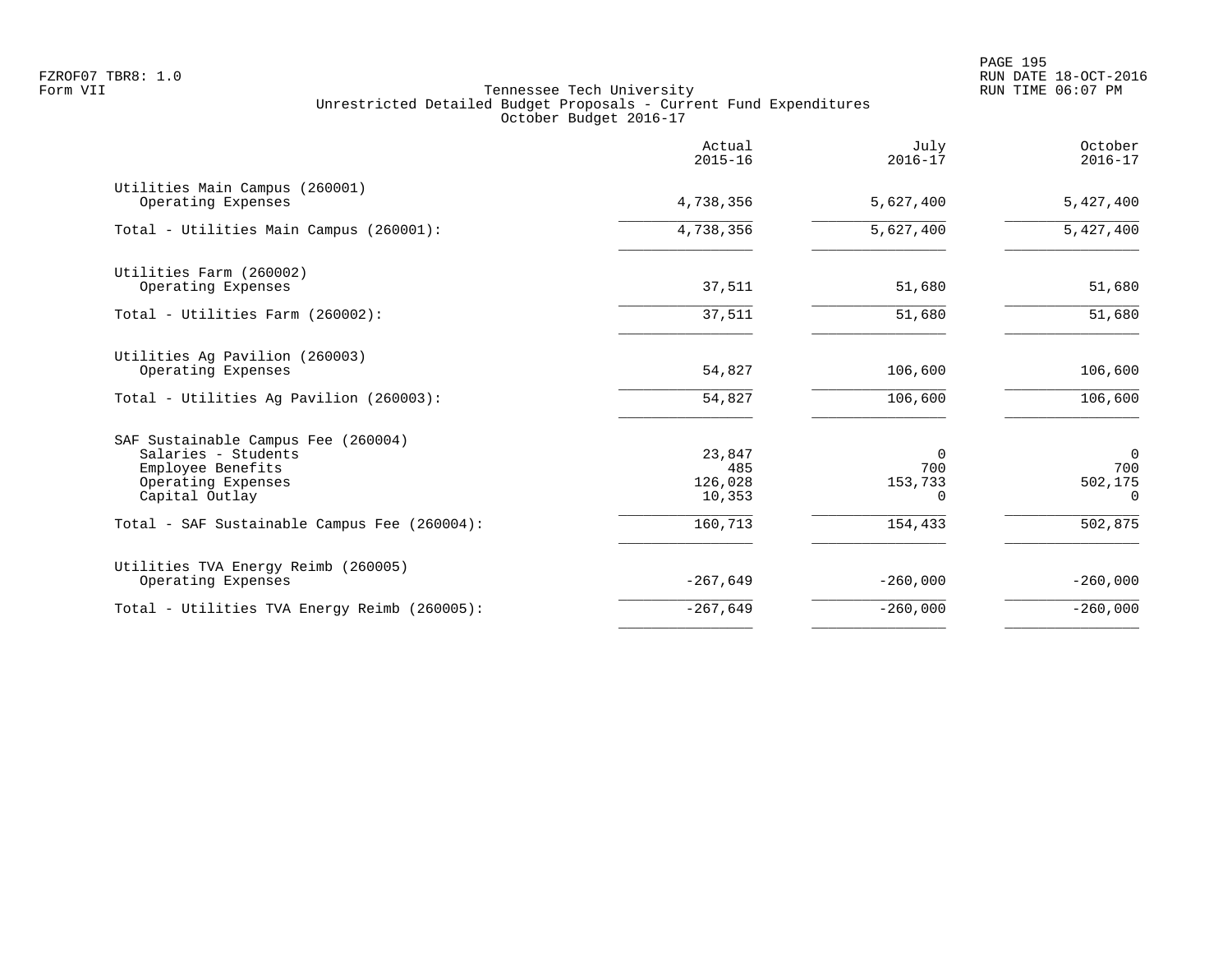Tennessee Tech University
Unrestricted Detailed Budget Proposals - Current Fund Expenditures
October Budget 2016-17

| | Actual 2015-16 | July 2016-17 | October 2016-17 |
|---|---|---|---|
| Utilities Main Campus (260001) | | | |
| Operating Expenses | 4,738,356 | 5,627,400 | 5,427,400 |
| Total - Utilities Main Campus (260001): | 4,738,356 | 5,627,400 | 5,427,400 |
| Utilities Farm (260002) | | | |
| Operating Expenses | 37,511 | 51,680 | 51,680 |
| Total - Utilities Farm (260002): | 37,511 | 51,680 | 51,680 |
| Utilities Ag Pavilion (260003) | | | |
| Operating Expenses | 54,827 | 106,600 | 106,600 |
| Total - Utilities Ag Pavilion (260003): | 54,827 | 106,600 | 106,600 |
| SAF Sustainable Campus Fee (260004) | | | |
| Salaries - Students | 23,847 | 0 | 0 |
| Employee Benefits | 485 | 700 | 700 |
| Operating Expenses | 126,028 | 153,733 | 502,175 |
| Capital Outlay | 10,353 | 0 | 0 |
| Total - SAF Sustainable Campus Fee (260004): | 160,713 | 154,433 | 502,875 |
| Utilities TVA Energy Reimb (260005) | | | |
| Operating Expenses | -267,649 | -260,000 | -260,000 |
| Total - Utilities TVA Energy Reimb (260005): | -267,649 | -260,000 | -260,000 |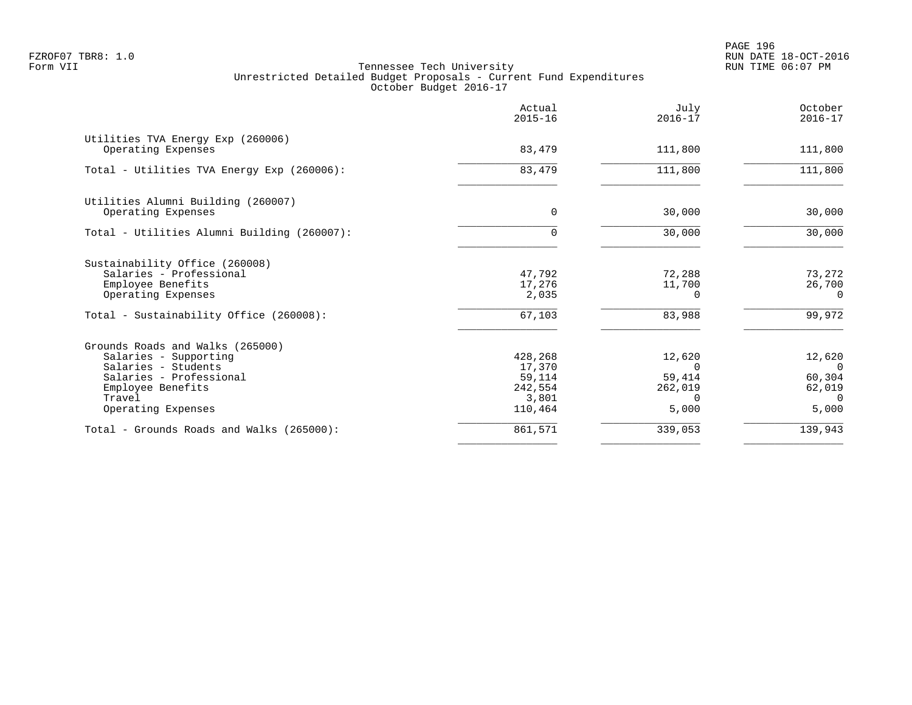Tennessee Tech University
Unrestricted Detailed Budget Proposals - Current Fund Expenditures
October Budget 2016-17

| | Actual 2015-16 | July 2016-17 | October 2016-17 |
|---|---|---|---|
| Utilities TVA Energy Exp (260006) | | | |
| Operating Expenses | 83,479 | 111,800 | 111,800 |
| Total - Utilities TVA Energy Exp (260006): | 83,479 | 111,800 | 111,800 |
| Utilities Alumni Building (260007) | | | |
| Operating Expenses | 0 | 30,000 | 30,000 |
| Total - Utilities Alumni Building (260007): | 0 | 30,000 | 30,000 |
| Sustainability Office (260008) | | | |
| Salaries - Professional | 47,792 | 72,288 | 73,272 |
| Employee Benefits | 17,276 | 11,700 | 26,700 |
| Operating Expenses | 2,035 | 0 | 0 |
| Total - Sustainability Office (260008): | 67,103 | 83,988 | 99,972 |
| Grounds Roads and Walks (265000) | | | |
| Salaries - Supporting | 428,268 | 12,620 | 12,620 |
| Salaries - Students | 17,370 | 0 | 0 |
| Salaries - Professional | 59,114 | 59,414 | 60,304 |
| Employee Benefits | 242,554 | 262,019 | 62,019 |
| Travel | 3,801 | 0 | 0 |
| Operating Expenses | 110,464 | 5,000 | 5,000 |
| Total - Grounds Roads and Walks (265000): | 861,571 | 339,053 | 139,943 |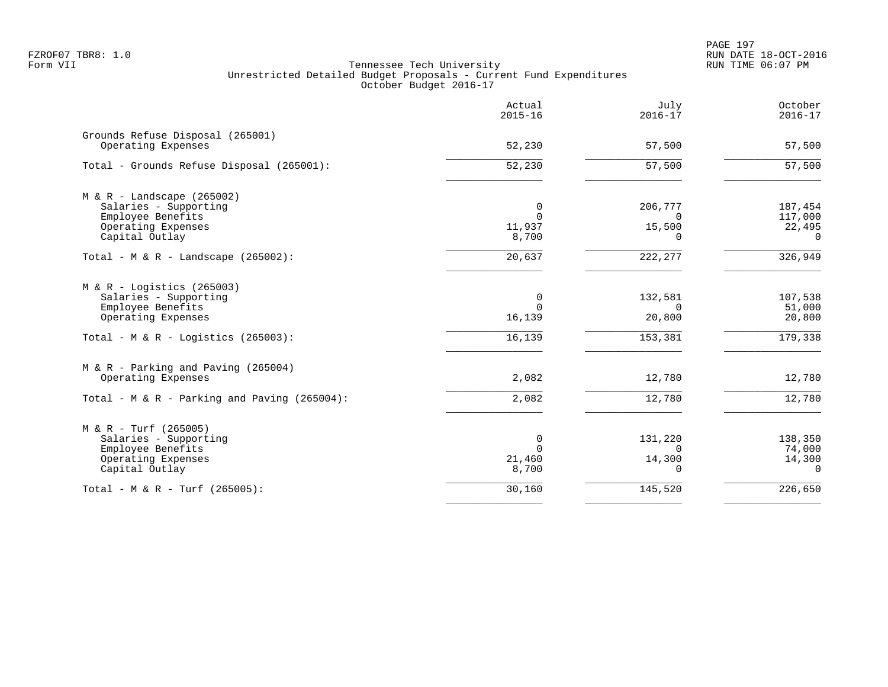FZROF07 TBR8: 1.0
Form VII

# Tennessee Tech University
## Unrestricted Detailed Budget Proposals - Current Fund Expenditures
### October Budget 2016-17

RUN DATE 18-OCT-2016
RUN TIME 06:07 PM

| | Actual 2015-16 | July 2016-17 | October 2016-17 |
|---|---:|---:|---:|
| **Grounds Refuse Disposal (265001)** | | | |
| Operating Expenses | 52,230 | 57,500 | 57,500 |
| Total - Grounds Refuse Disposal (265001): | 52,230 | 57,500 | 57,500 |
| **M & R - Landscape (265002)** | | | |
| Salaries - Supporting | 0 | 206,777 | 187,454 |
| Employee Benefits | 0 | 0 | 117,000 |
| Operating Expenses | 11,937 | 15,500 | 22,495 |
| Capital Outlay | 8,700 | 0 | 0 |
| Total - M & R - Landscape (265002): | 20,637 | 222,277 | 326,949 |
| **M & R - Logistics (265003)** | | | |
| Salaries - Supporting | 0 | 132,581 | 107,538 |
| Employee Benefits | 0 | 0 | 51,000 |
| Operating Expenses | 16,139 | 20,800 | 20,800 |
| Total - M & R - Logistics (265003): | 16,139 | 153,381 | 179,338 |
| **M & R - Parking and Paving (265004)** | | | |
| Operating Expenses | 2,082 | 12,780 | 12,780 |
| Total - M & R - Parking and Paving (265004): | 2,082 | 12,780 | 12,780 |
| **M & R - Turf (265005)** | | | |
| Salaries - Supporting | 0 | 131,220 | 138,350 |
| Employee Benefits | 0 | 0 | 74,000 |
| Operating Expenses | 21,460 | 14,300 | 14,300 |
| Capital Outlay | 8,700 | 0 | 0 |
| Total - M & R - Turf (265005): | 30,160 | 145,520 | 226,650 |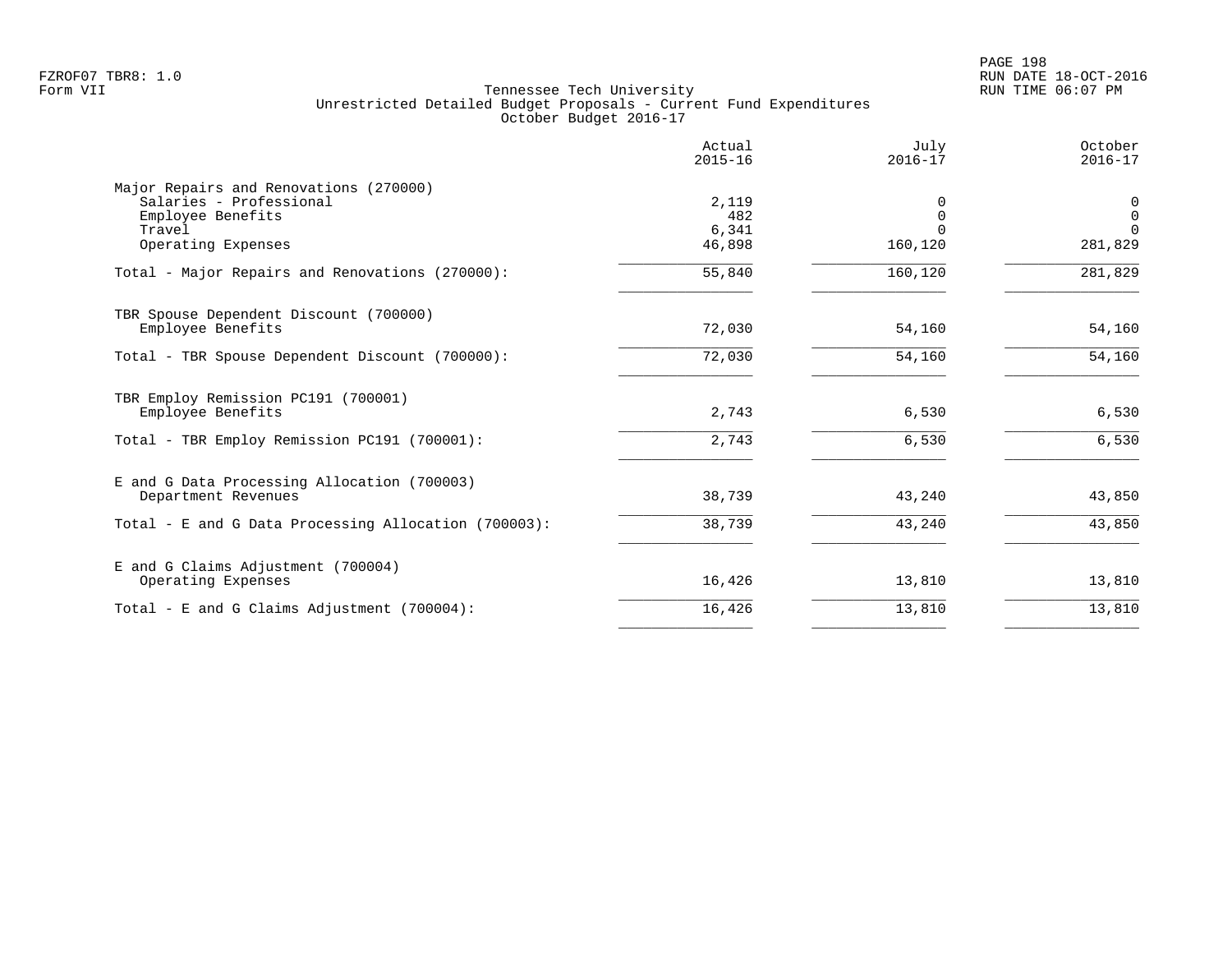FZROF07 TBR8: 1.0
Form VII

Tennessee Tech University
Unrestricted Detailed Budget Proposals - Current Fund Expenditures
October Budget 2016-17

RUN DATE 18-OCT-2016
RUN TIME 06:07 PM

| | Actual 2015-16 | July 2016-17 | October 2016-17 |
|---|---|---|---|
| **Major Repairs and Renovations (270000)** | | | |
| Salaries - Professional | 2,119 | 0 | 0 |
| Employee Benefits | 482 | 0 | 0 |
| Travel | 6,341 | 0 | 0 |
| Operating Expenses | 46,898 | 160,120 | 281,829 |
| Total - Major Repairs and Renovations (270000): | 55,840 | 160,120 | 281,829 |
| **TBR Spouse Dependent Discount (700000)** | | | |
| Employee Benefits | 72,030 | 54,160 | 54,160 |
| Total - TBR Spouse Dependent Discount (700000): | 72,030 | 54,160 | 54,160 |
| **TBR Employ Remission PC191 (700001)** | | | |
| Employee Benefits | 2,743 | 6,530 | 6,530 |
| Total - TBR Employ Remission PC191 (700001): | 2,743 | 6,530 | 6,530 |
| **E and G Data Processing Allocation (700003)** | | | |
| Department Revenues | 38,739 | 43,240 | 43,850 |
| Total - E and G Data Processing Allocation (700003): | 38,739 | 43,240 | 43,850 |
| **E and G Claims Adjustment (700004)** | | | |
| Operating Expenses | 16,426 | 13,810 | 13,810 |
| Total - E and G Claims Adjustment (700004): | 16,426 | 13,810 | 13,810 |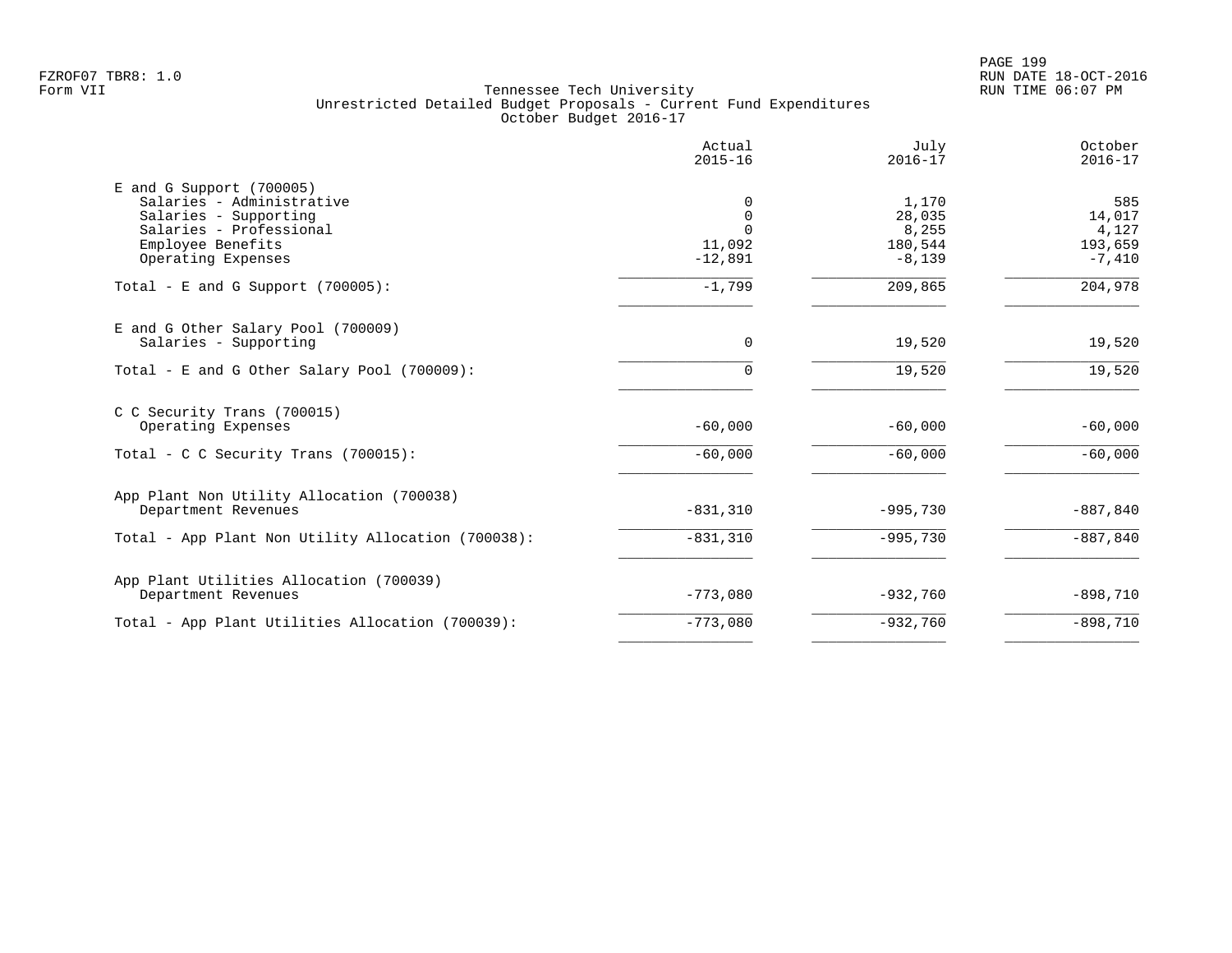FZROF07 TBR8: 1.0
Form VII

# Tennessee Tech University
## Unrestricted Detailed Budget Proposals - Current Fund Expenditures
### October Budget 2016-17

| | Actual 2015-16 | July 2016-17 | October 2016-17 |
|---|---|---|---|
| **E and G Support (700005)** | | | |
| Salaries - Administrative | 0 | 1,170 | 585 |
| Salaries - Supporting | 0 | 28,035 | 14,017 |
| Salaries - Professional | 0 | 8,255 | 4,127 |
| Employee Benefits | 11,092 | 180,544 | 193,659 |
| Operating Expenses | -12,891 | -8,139 | -7,410 |
| Total - E and G Support (700005): | -1,799 | 209,865 | 204,978 |
| **E and G Other Salary Pool (700009)** | | | |
| Salaries - Supporting | 0 | 19,520 | 19,520 |
| Total - E and G Other Salary Pool (700009): | 0 | 19,520 | 19,520 |
| **C C Security Trans (700015)** | | | |
| Operating Expenses | -60,000 | -60,000 | -60,000 |
| Total - C C Security Trans (700015): | -60,000 | -60,000 | -60,000 |
| **App Plant Non Utility Allocation (700038)** | | | |
| Department Revenues | -831,310 | -995,730 | -887,840 |
| Total - App Plant Non Utility Allocation (700038): | -831,310 | -995,730 | -887,840 |
| **App Plant Utilities Allocation (700039)** | | | |
| Department Revenues | -773,080 | -932,760 | -898,710 |
| Total - App Plant Utilities Allocation (700039): | -773,080 | -932,760 | -898,710 |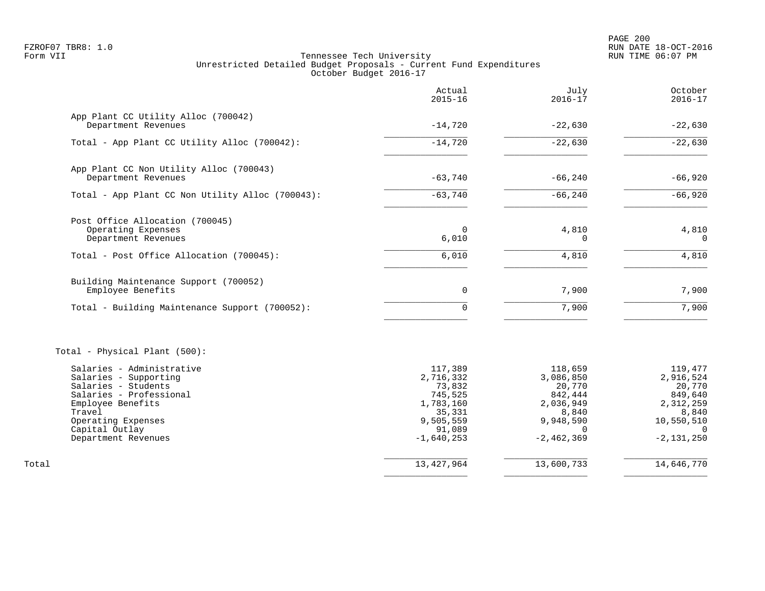FZROF07 TBR8: 1.0
Form VII

# Tennessee Tech University
## Unrestricted Detailed Budget Proposals - Current Fund Expenditures
### October Budget 2016-17

| | Actual 2015-16 | July 2016-17 | October 2016-17 |
|---|---|---|---|
| **App Plant CC Utility Alloc (700042)** | | | |
| Department Revenues | -14,720 | -22,630 | -22,630 |
| Total - App Plant CC Utility Alloc (700042): | -14,720 | -22,630 | -22,630 |
| **App Plant CC Non Utility Alloc (700043)** | | | |
| Department Revenues | -63,740 | -66,240 | -66,920 |
| Total - App Plant CC Non Utility Alloc (700043): | -63,740 | -66,240 | -66,920 |
| **Post Office Allocation (700045)** | | | |
| Operating Expenses | 0 | 4,810 | 4,810 |
| Department Revenues | 6,010 | 0 | 0 |
| Total - Post Office Allocation (700045): | 6,010 | 4,810 | 4,810 |
| **Building Maintenance Support (700052)** | | | |
| Employee Benefits | 0 | 7,900 | 7,900 |
| Total - Building Maintenance Support (700052): | 0 | 7,900 | 7,900 |
| **Total - Physical Plant (500):** | | | |
| Salaries - Administrative | 117,389 | 118,659 | 119,477 |
| Salaries - Supporting | 2,716,332 | 3,086,850 | 2,916,524 |
| Salaries - Students | 73,832 | 20,770 | 20,770 |
| Salaries - Professional | 745,525 | 842,444 | 849,640 |
| Employee Benefits | 1,783,160 | 2,036,949 | 2,312,259 |
| Travel | 35,331 | 8,840 | 8,840 |
| Operating Expenses | 9,505,559 | 9,948,590 | 10,550,510 |
| Capital Outlay | 91,089 | 0 | 0 |
| Department Revenues | -1,640,253 | -2,462,369 | -2,131,250 |
| **Total** | 13,427,964 | 13,600,733 | 14,646,770 |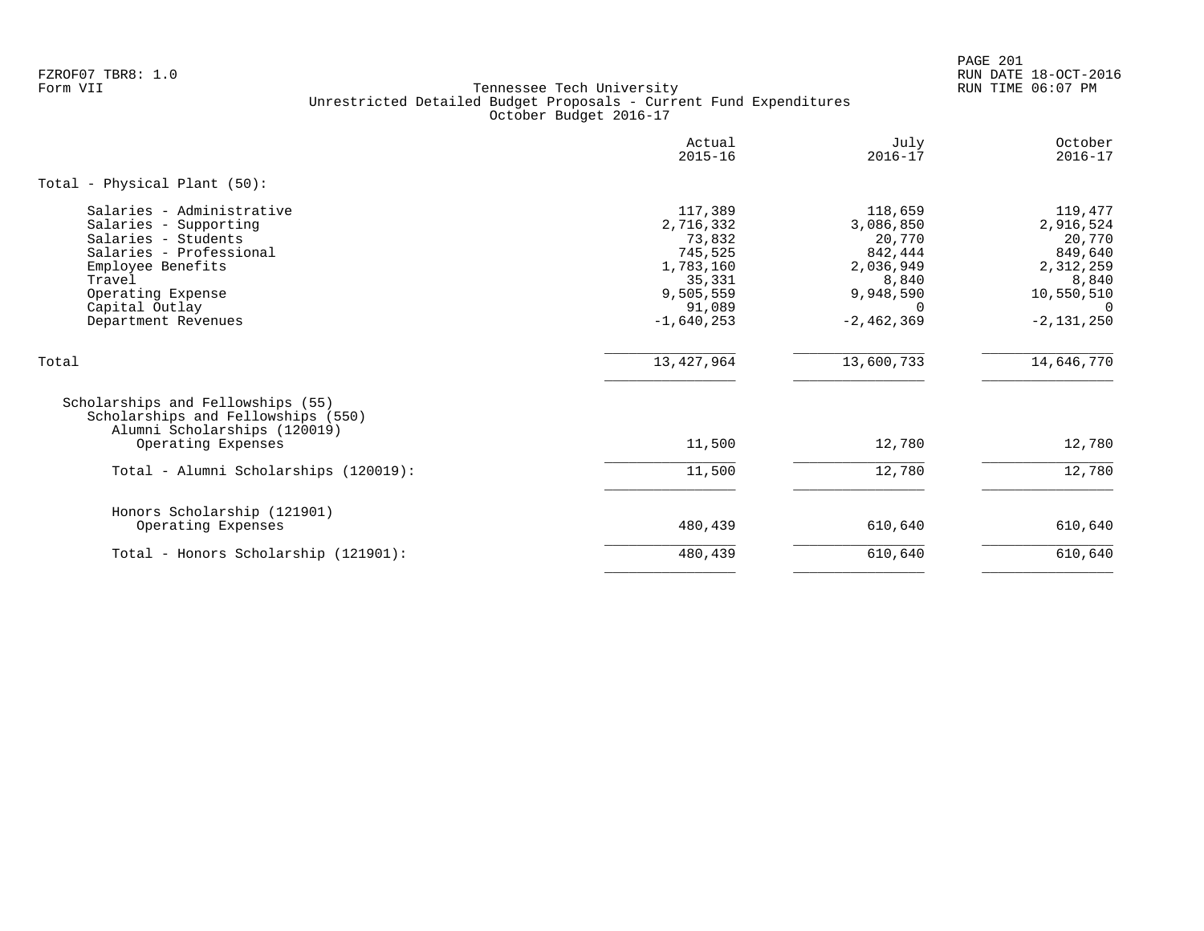FZROF07 TBR8: 1.0
Form VII

Tennessee Tech University
Unrestricted Detailed Budget Proposals - Current Fund Expenditures
October Budget 2016-17

RUN DATE 18-OCT-2016
RUN TIME 06:07 PM

| | Actual 2015-16 | July 2016-17 | October 2016-17 |
|---|---|---|---|
| Total - Physical Plant (50): | | | |
| Salaries - Administrative | 117,389 | 118,659 | 119,477 |
| Salaries - Supporting | 2,716,332 | 3,086,850 | 2,916,524 |
| Salaries - Students | 73,832 | 20,770 | 20,770 |
| Salaries - Professional | 745,525 | 842,444 | 849,640 |
| Employee Benefits | 1,783,160 | 2,036,949 | 2,312,259 |
| Travel | 35,331 | 8,840 | 8,840 |
| Operating Expense | 9,505,559 | 9,948,590 | 10,550,510 |
| Capital Outlay | 91,089 | 0 | 0 |
| Department Revenues | -1,640,253 | -2,462,369 | -2,131,250 |
| Total | 13,427,964 | 13,600,733 | 14,646,770 |
| Scholarships and Fellowships (55) | | | |
| Scholarships and Fellowships (550) | | | |
| Alumni Scholarships (120019) | | | |
| Operating Expenses | 11,500 | 12,780 | 12,780 |
| Total - Alumni Scholarships (120019): | 11,500 | 12,780 | 12,780 |
| Honors Scholarship (121901) | | | |
| Operating Expenses | 480,439 | 610,640 | 610,640 |
| Total - Honors Scholarship (121901): | 480,439 | 610,640 | 610,640 |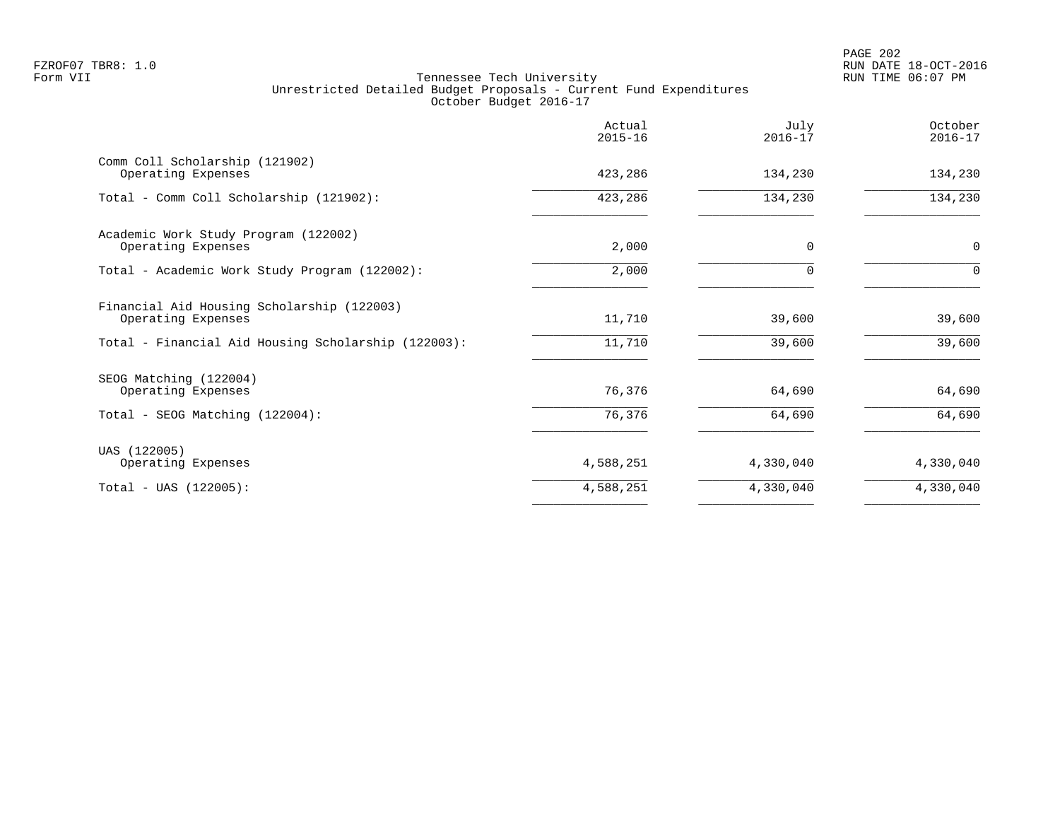FZROF07 TBR8: 1.0
Form VII

Tennessee Tech University
Unrestricted Detailed Budget Proposals - Current Fund Expenditures
October Budget 2016-17

RUN DATE 18-OCT-2016
RUN TIME 06:07 PM

| | Actual 2015-16 | July 2016-17 | October 2016-17 |
|---|---|---|---|
| Comm Coll Scholarship (121902) | | | |
| Operating Expenses | 423,286 | 134,230 | 134,230 |
| Total - Comm Coll Scholarship (121902): | 423,286 | 134,230 | 134,230 |
| Academic Work Study Program (122002) | | | |
| Operating Expenses | 2,000 | 0 | 0 |
| Total - Academic Work Study Program (122002): | 2,000 | 0 | 0 |
| Financial Aid Housing Scholarship (122003) | | | |
| Operating Expenses | 11,710 | 39,600 | 39,600 |
| Total - Financial Aid Housing Scholarship (122003): | 11,710 | 39,600 | 39,600 |
| SEOG Matching (122004) | | | |
| Operating Expenses | 76,376 | 64,690 | 64,690 |
| Total - SEOG Matching (122004): | 76,376 | 64,690 | 64,690 |
| UAS (122005) | | | |
| Operating Expenses | 4,588,251 | 4,330,040 | 4,330,040 |
| Total - UAS (122005): | 4,588,251 | 4,330,040 | 4,330,040 |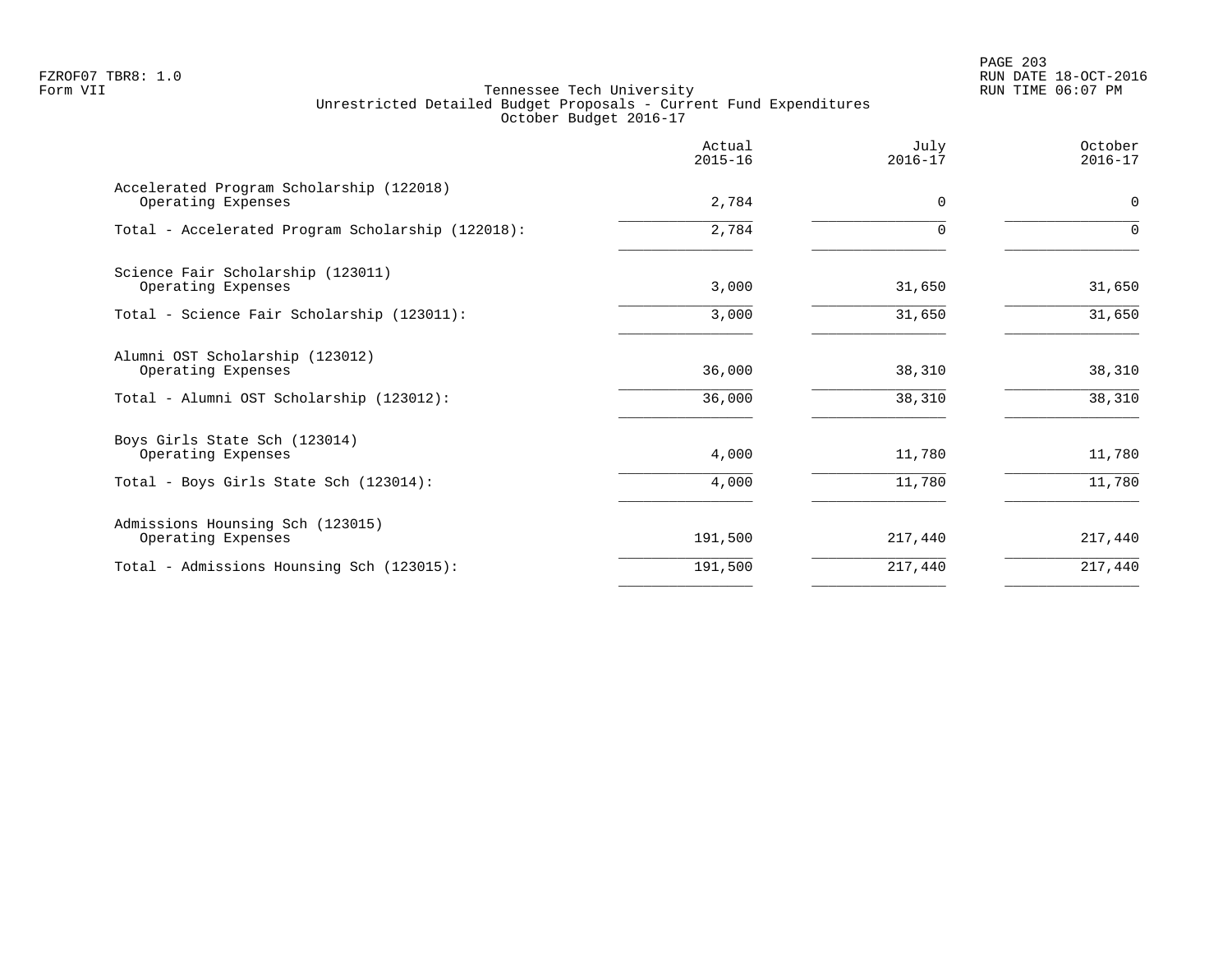FZROF07 TBR8: 1.0
Form VII

Tennessee Tech University
Unrestricted Detailed Budget Proposals - Current Fund Expenditures
October Budget 2016-17

RUN DATE 18-OCT-2016
RUN TIME 06:07 PM

| | Actual 2015-16 | July 2016-17 | October 2016-17 |
|---|---|---|---|
| Accelerated Program Scholarship (122018) | | | |
| Operating Expenses | 2,784 | 0 | 0 |
| Total - Accelerated Program Scholarship (122018): | 2,784 | 0 | 0 |
| Science Fair Scholarship (123011) | | | |
| Operating Expenses | 3,000 | 31,650 | 31,650 |
| Total - Science Fair Scholarship (123011): | 3,000 | 31,650 | 31,650 |
| Alumni OST Scholarship (123012) | | | |
| Operating Expenses | 36,000 | 38,310 | 38,310 |
| Total - Alumni OST Scholarship (123012): | 36,000 | 38,310 | 38,310 |
| Boys Girls State Sch (123014) | | | |
| Operating Expenses | 4,000 | 11,780 | 11,780 |
| Total - Boys Girls State Sch (123014): | 4,000 | 11,780 | 11,780 |
| Admissions Hounsing Sch (123015) | | | |
| Operating Expenses | 191,500 | 217,440 | 217,440 |
| Total - Admissions Hounsing Sch (123015): | 191,500 | 217,440 | 217,440 |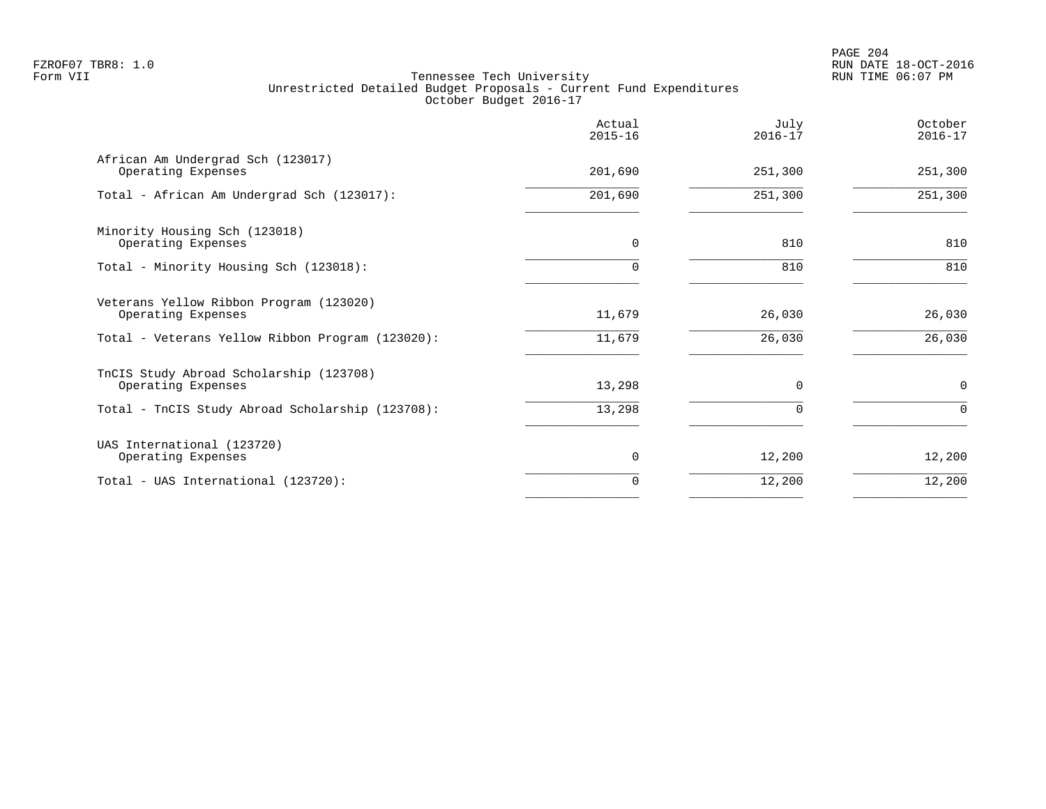FZROF07 TBR8: 1.0
Form VII

RUN DATE 18-OCT-2016
RUN TIME 06:07 PM

Tennessee Tech University
Unrestricted Detailed Budget Proposals - Current Fund Expenditures
October Budget 2016-17

| | Actual 2015-16 | July 2016-17 | October 2016-17 |
|---|---|---|---|
| **African Am Undergrad Sch (123017)** | | | |
| Operating Expenses | 201,690 | 251,300 | 251,300 |
| Total - African Am Undergrad Sch (123017): | 201,690 | 251,300 | 251,300 |
| **Minority Housing Sch (123018)** | | | |
| Operating Expenses | 0 | 810 | 810 |
| Total - Minority Housing Sch (123018): | 0 | 810 | 810 |
| **Veterans Yellow Ribbon Program (123020)** | | | |
| Operating Expenses | 11,679 | 26,030 | 26,030 |
| Total - Veterans Yellow Ribbon Program (123020): | 11,679 | 26,030 | 26,030 |
| **TnCIS Study Abroad Scholarship (123708)** | | | |
| Operating Expenses | 13,298 | 0 | 0 |
| Total - TnCIS Study Abroad Scholarship (123708): | 13,298 | 0 | 0 |
| **UAS International (123720)** | | | |
| Operating Expenses | 0 | 12,200 | 12,200 |
| Total - UAS International (123720): | 0 | 12,200 | 12,200 |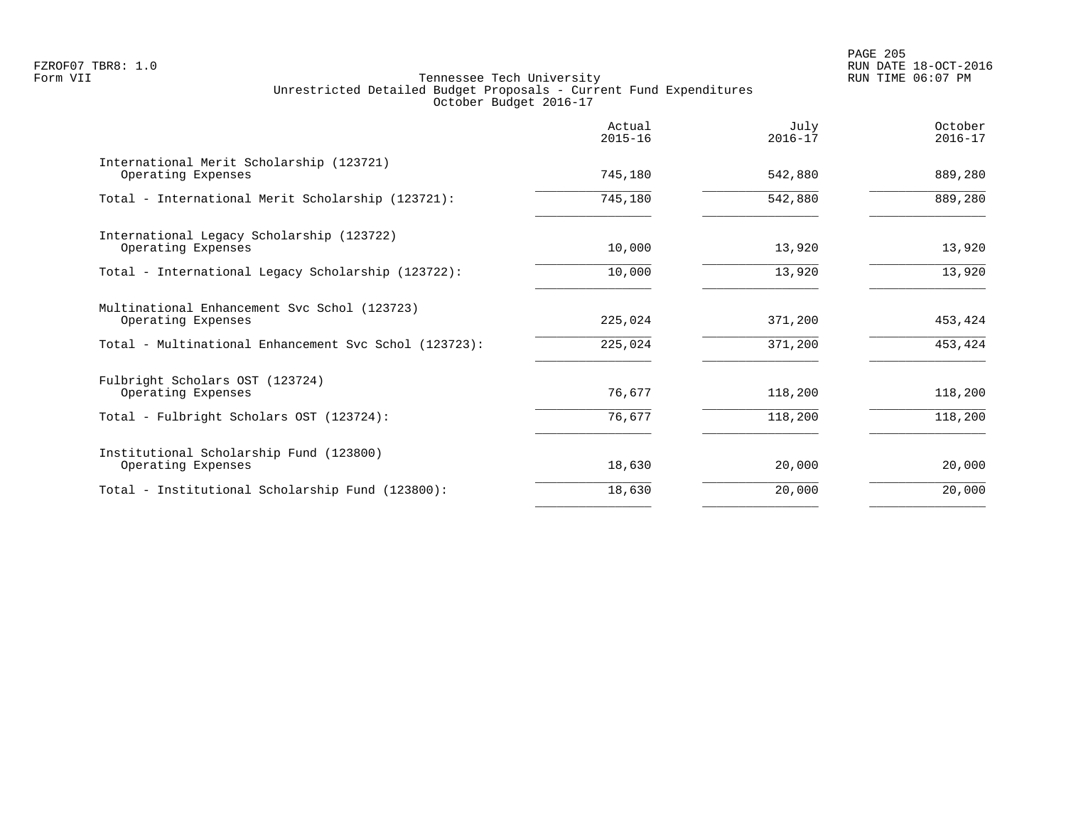FZROF07 TBR8: 1.0
Form VII

Tennessee Tech University
Unrestricted Detailed Budget Proposals - Current Fund Expenditures
October Budget 2016-17

RUN DATE 18-OCT-2016
RUN TIME 06:07 PM

| | Actual 2015-16 | July 2016-17 | October 2016-17 |
|---|---|---|---|
| International Merit Scholarship (123721) | | | |
| Operating Expenses | 745,180 | 542,880 | 889,280 |
| Total - International Merit Scholarship (123721): | 745,180 | 542,880 | 889,280 |
| International Legacy Scholarship (123722) | | | |
| Operating Expenses | 10,000 | 13,920 | 13,920 |
| Total - International Legacy Scholarship (123722): | 10,000 | 13,920 | 13,920 |
| Multinational Enhancement Svc Schol (123723) | | | |
| Operating Expenses | 225,024 | 371,200 | 453,424 |
| Total - Multinational Enhancement Svc Schol (123723): | 225,024 | 371,200 | 453,424 |
| Fulbright Scholars OST (123724) | | | |
| Operating Expenses | 76,677 | 118,200 | 118,200 |
| Total - Fulbright Scholars OST (123724): | 76,677 | 118,200 | 118,200 |
| Institutional Scholarship Fund (123800) | | | |
| Operating Expenses | 18,630 | 20,000 | 20,000 |
| Total - Institutional Scholarship Fund (123800): | 18,630 | 20,000 | 20,000 |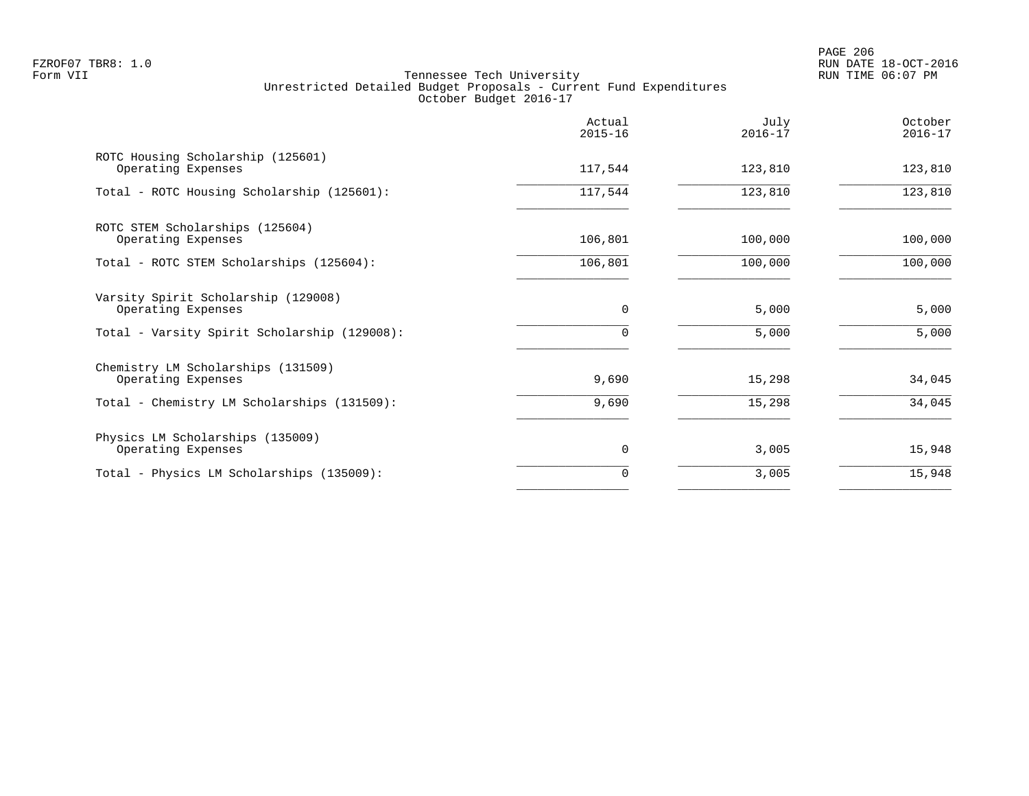FZROF07 TBR8: 1.0
Form VII

Tennessee Tech University
Unrestricted Detailed Budget Proposals - Current Fund Expenditures
October Budget 2016-17

RUN DATE 18-OCT-2016
RUN TIME 06:07 PM

| | Actual 2015-16 | July 2016-17 | October 2016-17 |
|---|---|---|---|
| ROTC Housing Scholarship (125601) | | | |
| Operating Expenses | 117,544 | 123,810 | 123,810 |
| Total - ROTC Housing Scholarship (125601): | 117,544 | 123,810 | 123,810 |
| ROTC STEM Scholarships (125604) | | | |
| Operating Expenses | 106,801 | 100,000 | 100,000 |
| Total - ROTC STEM Scholarships (125604): | 106,801 | 100,000 | 100,000 |
| Varsity Spirit Scholarship (129008) | | | |
| Operating Expenses | 0 | 5,000 | 5,000 |
| Total - Varsity Spirit Scholarship (129008): | 0 | 5,000 | 5,000 |
| Chemistry LM Scholarships (131509) | | | |
| Operating Expenses | 9,690 | 15,298 | 34,045 |
| Total - Chemistry LM Scholarships (131509): | 9,690 | 15,298 | 34,045 |
| Physics LM Scholarships (135009) | | | |
| Operating Expenses | 0 | 3,005 | 15,948 |
| Total - Physics LM Scholarships (135009): | 0 | 3,005 | 15,948 |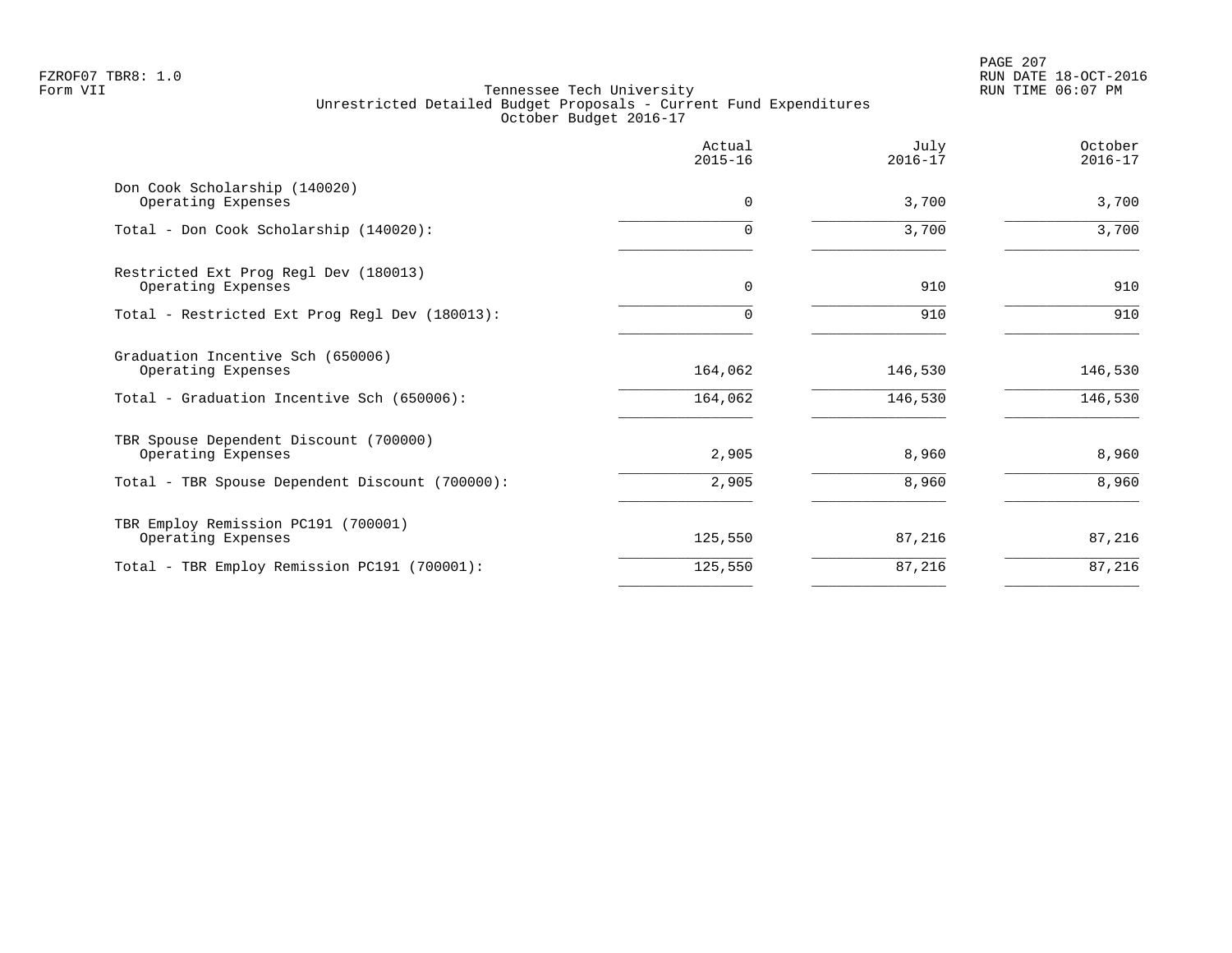FZROF07 TBR8: 1.0
Form VII

RUN DATE 18-OCT-2016
RUN TIME 06:07 PM

Tennessee Tech University
Unrestricted Detailed Budget Proposals - Current Fund Expenditures
October Budget 2016-17

| | Actual 2015-16 | July 2016-17 | October 2016-17 |
|---|---|---|---|
| Don Cook Scholarship (140020) | | | |
| Operating Expenses | 0 | 3,700 | 3,700 |
| Total - Don Cook Scholarship (140020): | 0 | 3,700 | 3,700 |
| Restricted Ext Prog Regl Dev (180013) | | | |
| Operating Expenses | 0 | 910 | 910 |
| Total - Restricted Ext Prog Regl Dev (180013): | 0 | 910 | 910 |
| Graduation Incentive Sch (650006) | | | |
| Operating Expenses | 164,062 | 146,530 | 146,530 |
| Total - Graduation Incentive Sch (650006): | 164,062 | 146,530 | 146,530 |
| TBR Spouse Dependent Discount (700000) | | | |
| Operating Expenses | 2,905 | 8,960 | 8,960 |
| Total - TBR Spouse Dependent Discount (700000): | 2,905 | 8,960 | 8,960 |
| TBR Employ Remission PC191 (700001) | | | |
| Operating Expenses | 125,550 | 87,216 | 87,216 |
| Total - TBR Employ Remission PC191 (700001): | 125,550 | 87,216 | 87,216 |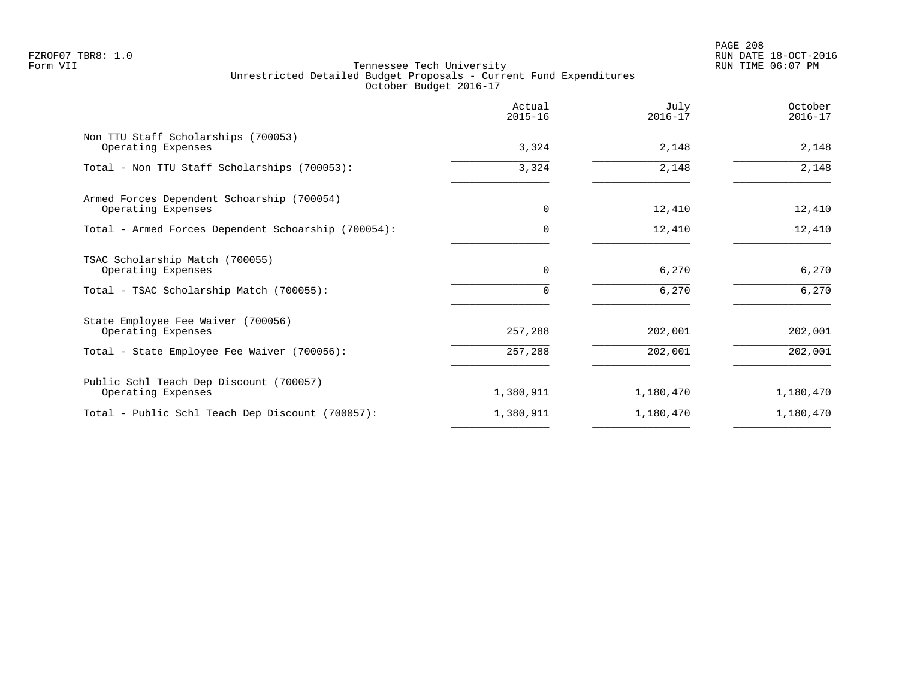FZROF07 TBR8: 1.0
Form VII

Tennessee Tech University
Unrestricted Detailed Budget Proposals - Current Fund Expenditures
October Budget 2016-17

RUN DATE 18-OCT-2016
RUN TIME 06:07 PM

| | Actual 2015-16 | July 2016-17 | October 2016-17 |
|---|---|---|---|
| Non TTU Staff Scholarships (700053) | | | |
| Operating Expenses | 3,324 | 2,148 | 2,148 |
| Total - Non TTU Staff Scholarships (700053): | 3,324 | 2,148 | 2,148 |
| Armed Forces Dependent Schoarship (700054) | | | |
| Operating Expenses | 0 | 12,410 | 12,410 |
| Total - Armed Forces Dependent Schoarship (700054): | 0 | 12,410 | 12,410 |
| TSAC Scholarship Match (700055) | | | |
| Operating Expenses | 0 | 6,270 | 6,270 |
| Total - TSAC Scholarship Match (700055): | 0 | 6,270 | 6,270 |
| State Employee Fee Waiver (700056) | | | |
| Operating Expenses | 257,288 | 202,001 | 202,001 |
| Total - State Employee Fee Waiver (700056): | 257,288 | 202,001 | 202,001 |
| Public Schl Teach Dep Discount (700057) | | | |
| Operating Expenses | 1,380,911 | 1,180,470 | 1,180,470 |
| Total - Public Schl Teach Dep Discount (700057): | 1,380,911 | 1,180,470 | 1,180,470 |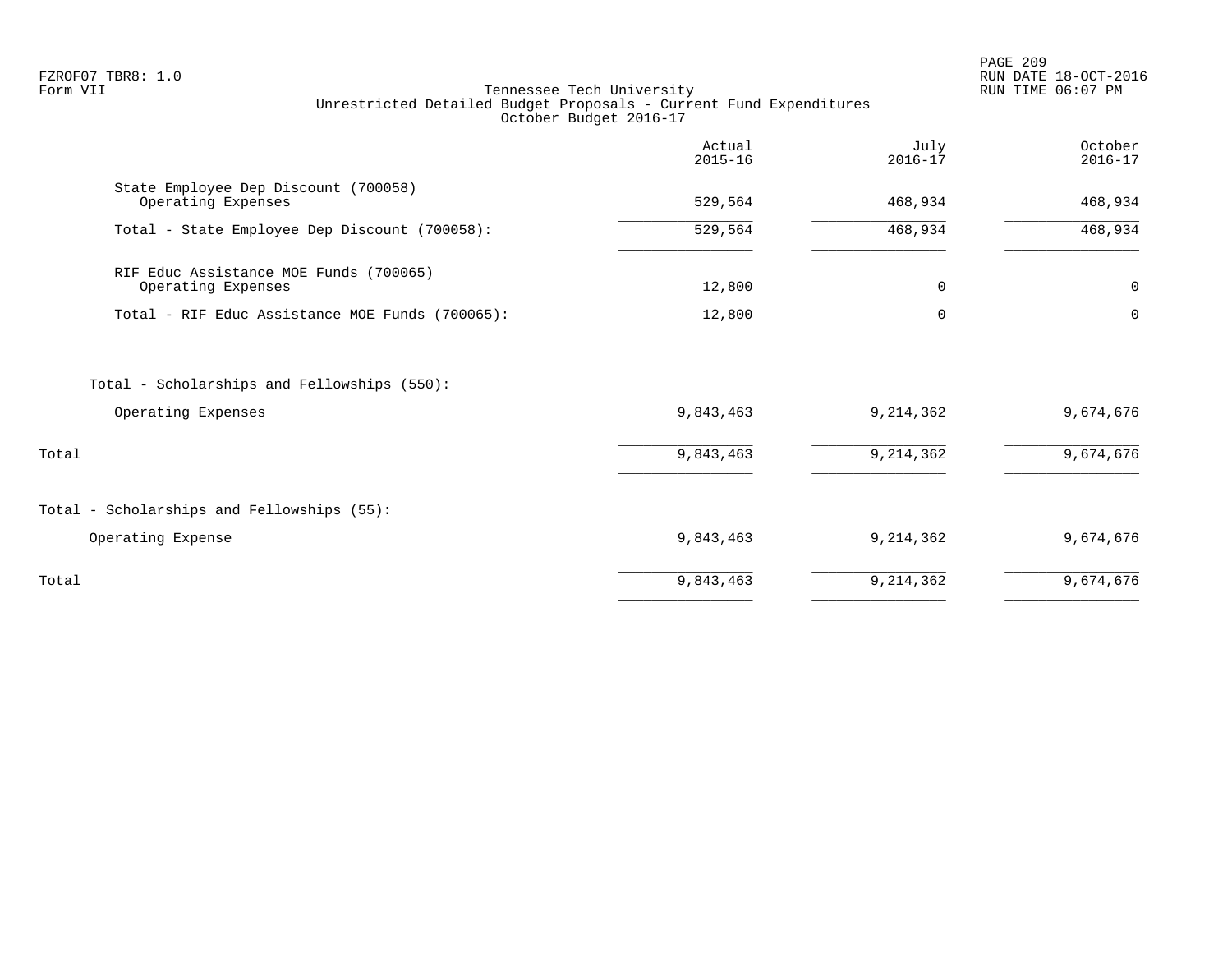FZROF07 TBR8: 1.0
Form VII

Tennessee Tech University
Unrestricted Detailed Budget Proposals - Current Fund Expenditures
October Budget 2016-17

RUN DATE 18-OCT-2016
RUN TIME 06:07 PM

| | Actual 2015-16 | July 2016-17 | October 2016-17 |
|---|---|---|---|
| State Employee Dep Discount (700058) | | | |
| Operating Expenses | 529,564 | 468,934 | 468,934 |
| Total - State Employee Dep Discount (700058): | 529,564 | 468,934 | 468,934 |
| RIF Educ Assistance MOE Funds (700065) | | | |
| Operating Expenses | 12,800 | 0 | 0 |
| Total - RIF Educ Assistance MOE Funds (700065): | 12,800 | 0 | 0 |
| Total - Scholarships and Fellowships (550): | | | |
| Operating Expenses | 9,843,463 | 9,214,362 | 9,674,676 |
| Total | 9,843,463 | 9,214,362 | 9,674,676 |
| Total - Scholarships and Fellowships (55): | | | |
| Operating Expense | 9,843,463 | 9,214,362 | 9,674,676 |
| Total | 9,843,463 | 9,214,362 | 9,674,676 |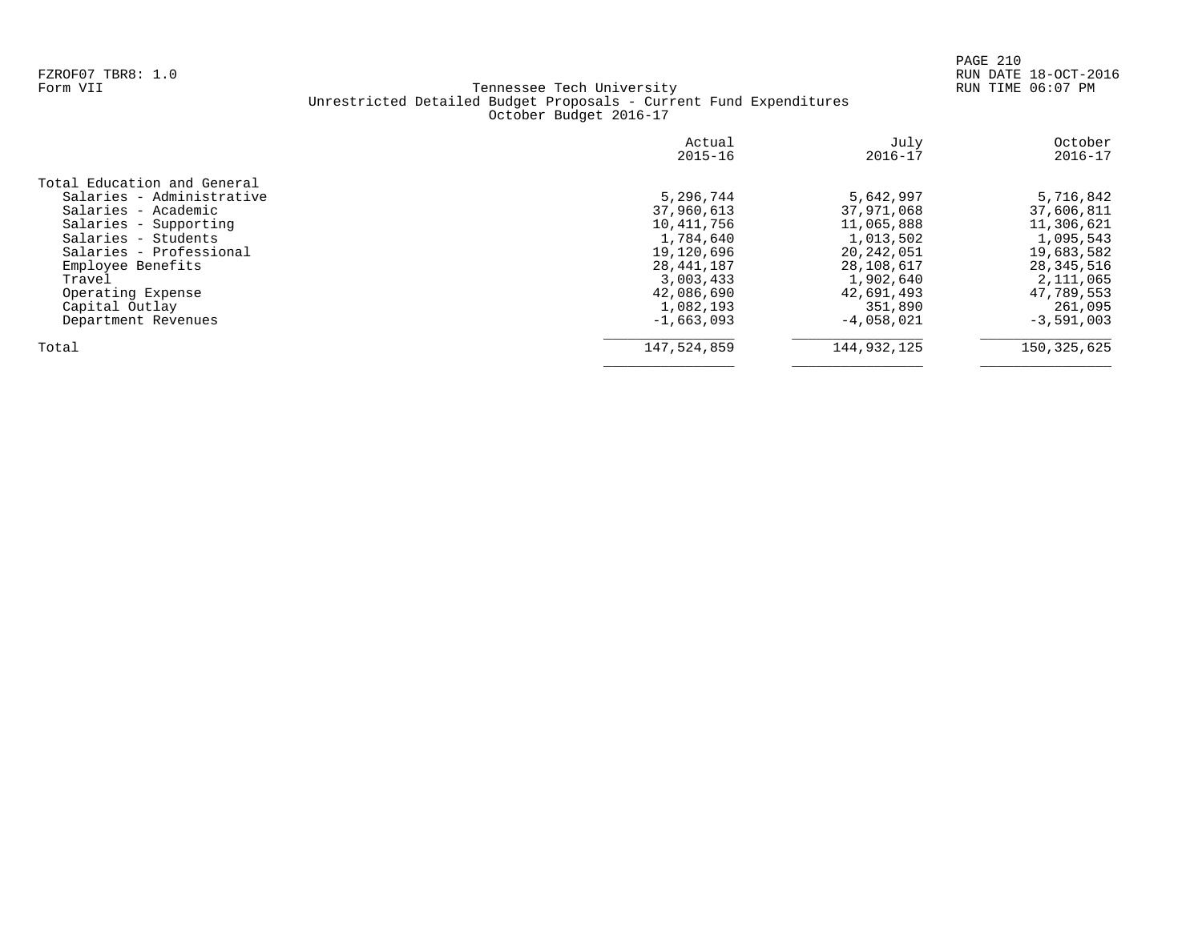FZROF07 TBR8: 1.0
Form VII

Tennessee Tech University
Unrestricted Detailed Budget Proposals - Current Fund Expenditures
October Budget 2016-17

RUN DATE 18-OCT-2016
RUN TIME 06:07 PM

| | Actual 2015-16 | July 2016-17 | October 2016-17 |
|---|---|---|---|
| Total Education and General | | | |
| Salaries - Administrative | 5,296,744 | 5,642,997 | 5,716,842 |
| Salaries - Academic | 37,960,613 | 37,971,068 | 37,606,811 |
| Salaries - Supporting | 10,411,756 | 11,065,888 | 11,306,621 |
| Salaries - Students | 1,784,640 | 1,013,502 | 1,095,543 |
| Salaries - Professional | 19,120,696 | 20,242,051 | 19,683,582 |
| Employee Benefits | 28,441,187 | 28,108,617 | 28,345,516 |
| Travel | 3,003,433 | 1,902,640 | 2,111,065 |
| Operating Expense | 42,086,690 | 42,691,493 | 47,789,553 |
| Capital Outlay | 1,082,193 | 351,890 | 261,095 |
| Department Revenues | -1,663,093 | -4,058,021 | -3,591,003 |
| Total | 147,524,859 | 144,932,125 | 150,325,625 |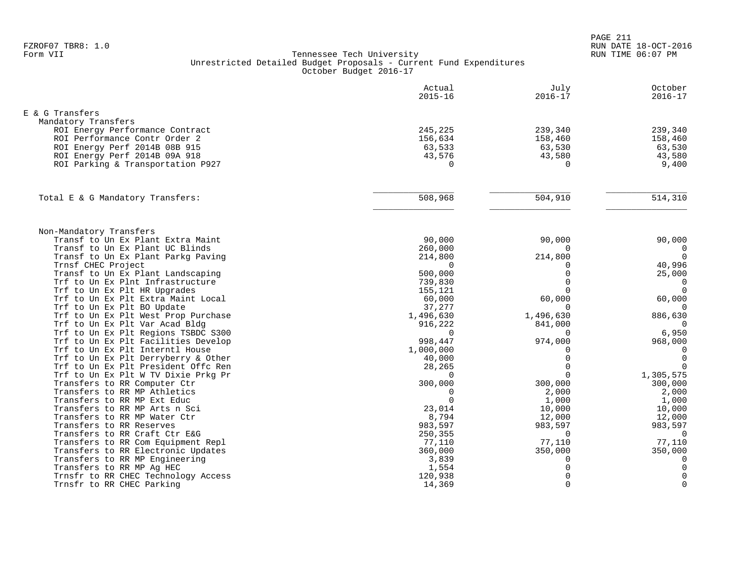FZROF07 TBR8: 1.0
Form VII

# Tennessee Tech University
## Unrestricted Detailed Budget Proposals - Current Fund Expenditures
### October Budget 2016-17

RUN DATE 18-OCT-2016
RUN TIME 06:07 PM

| | Actual 2015-16 | July 2016-17 | October 2016-17 |
|---|---|---|---|
| **E & G Transfers** | | | |
| Mandatory Transfers | | | |
| ROI Energy Performance Contract | 245,225 | 239,340 | 239,340 |
| ROI Performance Contr Order 2 | 156,634 | 158,460 | 158,460 |
| ROI Energy Perf 2014B 08B 915 | 63,533 | 63,530 | 63,530 |
| ROI Energy Perf 2014B 09A 918 | 43,576 | 43,580 | 43,580 |
| ROI Parking & Transportation P927 | 0 | 0 | 9,400 |
| Total E & G Mandatory Transfers: | 508,968 | 504,910 | 514,310 |
| Non-Mandatory Transfers | | | |
| Transf to Un Ex Plant Extra Maint | 90,000 | 90,000 | 90,000 |
| Transf to Un Ex Plant UC Blinds | 260,000 | 0 | 0 |
| Transf to Un Ex Plant Parkg Paving | 214,800 | 214,800 | 0 |
| Trnsf CHEC Project | 0 | 0 | 40,996 |
| Transf to Un Ex Plant Landscaping | 500,000 | 0 | 25,000 |
| Trf to Un Ex Plnt Infrastructure | 739,830 | 0 | 0 |
| Trf to Un Ex Plt HR Upgrades | 155,121 | 0 | 0 |
| Trf to Un Ex Plt Extra Maint Local | 60,000 | 60,000 | 60,000 |
| Trf to Un Ex Plt BO Update | 37,277 | 0 | 0 |
| Trf to Un Ex Plt West Prop Purchase | 1,496,630 | 1,496,630 | 886,630 |
| Trf to Un Ex Plt Var Acad Bldg | 916,222 | 841,000 | 0 |
| Trf to Un Ex Plt Regions TSBDC S300 | 0 | 0 | 6,950 |
| Trf to Un Ex Plt Facilities Develop | 998,447 | 974,000 | 968,000 |
| Trf to Un Ex Plt Interntl House | 1,000,000 | 0 | 0 |
| Trf to Un Ex Plt Derryberry & Other | 40,000 | 0 | 0 |
| Trf to Un Ex Plt President Offc Ren | 28,265 | 0 | 0 |
| Trf to Un Ex Plt W TV Dixie Prkg Pr | 0 | 0 | 1,305,575 |
| Transfers to RR Computer Ctr | 300,000 | 300,000 | 300,000 |
| Transfers to RR MP Athletics | 0 | 2,000 | 2,000 |
| Transfers to RR MP Ext Educ | 0 | 1,000 | 1,000 |
| Transfers to RR MP Arts n Sci | 23,014 | 10,000 | 10,000 |
| Transfers to RR MP Water Ctr | 8,794 | 12,000 | 12,000 |
| Transfers to RR Reserves | 983,597 | 983,597 | 983,597 |
| Transfers to RR Craft Ctr E&G | 250,355 | 0 | 0 |
| Transfers to RR Com Equipment Repl | 77,110 | 77,110 | 77,110 |
| Transfers to RR Electronic Updates | 360,000 | 350,000 | 350,000 |
| Transfers to RR MP Engineering | 3,839 | 0 | 0 |
| Transfers to RR MP Ag HEC | 1,554 | 0 | 0 |
| Trnsfr to RR CHEC Technology Access | 120,938 | 0 | 0 |
| Trnsfr to RR CHEC Parking | 14,369 | 0 | 0 |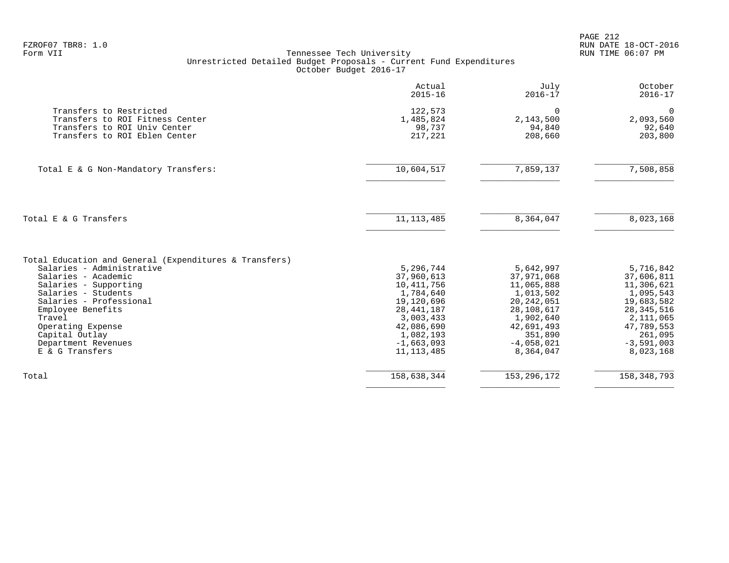FZROF07 TBR8: 1.0
Form VII

Tennessee Tech University
Unrestricted Detailed Budget Proposals - Current Fund Expenditures
October Budget 2016-17

RUN DATE 18-OCT-2016
RUN TIME 06:07 PM

| | Actual 2015-16 | July 2016-17 | October 2016-17 |
|---|---|---|---|
| Transfers to Restricted | 122,573 | 0 | 0 |
| Transfers to ROI Fitness Center | 1,485,824 | 2,143,500 | 2,093,560 |
| Transfers to ROI Univ Center | 98,737 | 94,840 | 92,640 |
| Transfers to ROI Eblen Center | 217,221 | 208,660 | 203,800 |
| Total E & G Non-Mandatory Transfers: | 10,604,517 | 7,859,137 | 7,508,858 |
| Total E & G Transfers | 11,113,485 | 8,364,047 | 8,023,168 |
| Total Education and General (Expenditures & Transfers) | | | |
| Salaries - Administrative | 5,296,744 | 5,642,997 | 5,716,842 |
| Salaries - Academic | 37,960,613 | 37,971,068 | 37,606,811 |
| Salaries - Supporting | 10,411,756 | 11,065,888 | 11,306,621 |
| Salaries - Students | 1,784,640 | 1,013,502 | 1,095,543 |
| Salaries - Professional | 19,120,696 | 20,242,051 | 19,683,582 |
| Employee Benefits | 28,441,187 | 28,108,617 | 28,345,516 |
| Travel | 3,003,433 | 1,902,640 | 2,111,065 |
| Operating Expense | 42,086,690 | 42,691,493 | 47,789,553 |
| Capital Outlay | 1,082,193 | 351,890 | 261,095 |
| Department Revenues | -1,663,093 | -4,058,021 | -3,591,003 |
| E & G Transfers | 11,113,485 | 8,364,047 | 8,023,168 |
| Total | 158,638,344 | 153,296,172 | 158,348,793 |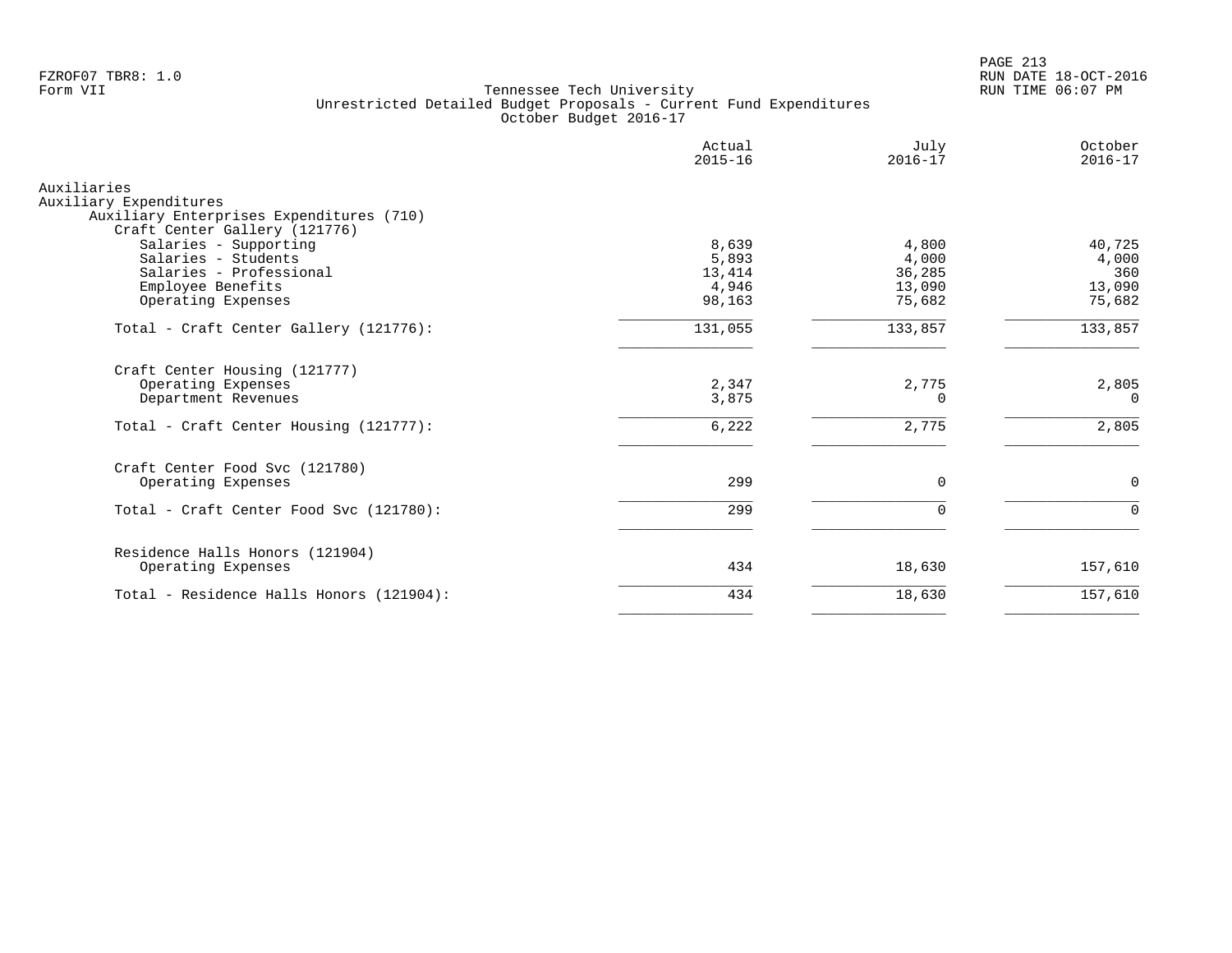Tennessee Tech University
Unrestricted Detailed Budget Proposals - Current Fund Expenditures
October Budget 2016-17

| | Actual 2015-16 | July 2016-17 | October 2016-17 |
|---|---:|---:|---:|
| **Auxiliaries** | | | |
| **Auxiliary Expenditures** | | | |
| **Auxiliary Enterprises Expenditures (710)** | | | |
| **Craft Center Gallery (121776)** | | | |
| Salaries - Supporting | 8,639 | 4,800 | 40,725 |
| Salaries - Students | 5,893 | 4,000 | 4,000 |
| Salaries - Professional | 13,414 | 36,285 | 360 |
| Employee Benefits | 4,946 | 13,090 | 13,090 |
| Operating Expenses | 98,163 | 75,682 | 75,682 |
| Total - Craft Center Gallery (121776): | 131,055 | 133,857 | 133,857 |
| **Craft Center Housing (121777)** | | | |
| Operating Expenses | 2,347 | 2,775 | 2,805 |
| Department Revenues | 3,875 | 0 | 0 |
| Total - Craft Center Housing (121777): | 6,222 | 2,775 | 2,805 |
| **Craft Center Food Svc (121780)** | | | |
| Operating Expenses | 299 | 0 | 0 |
| Total - Craft Center Food Svc (121780): | 299 | 0 | 0 |
| **Residence Halls Honors (121904)** | | | |
| Operating Expenses | 434 | 18,630 | 157,610 |
| Total - Residence Halls Honors (121904): | 434 | 18,630 | 157,610 |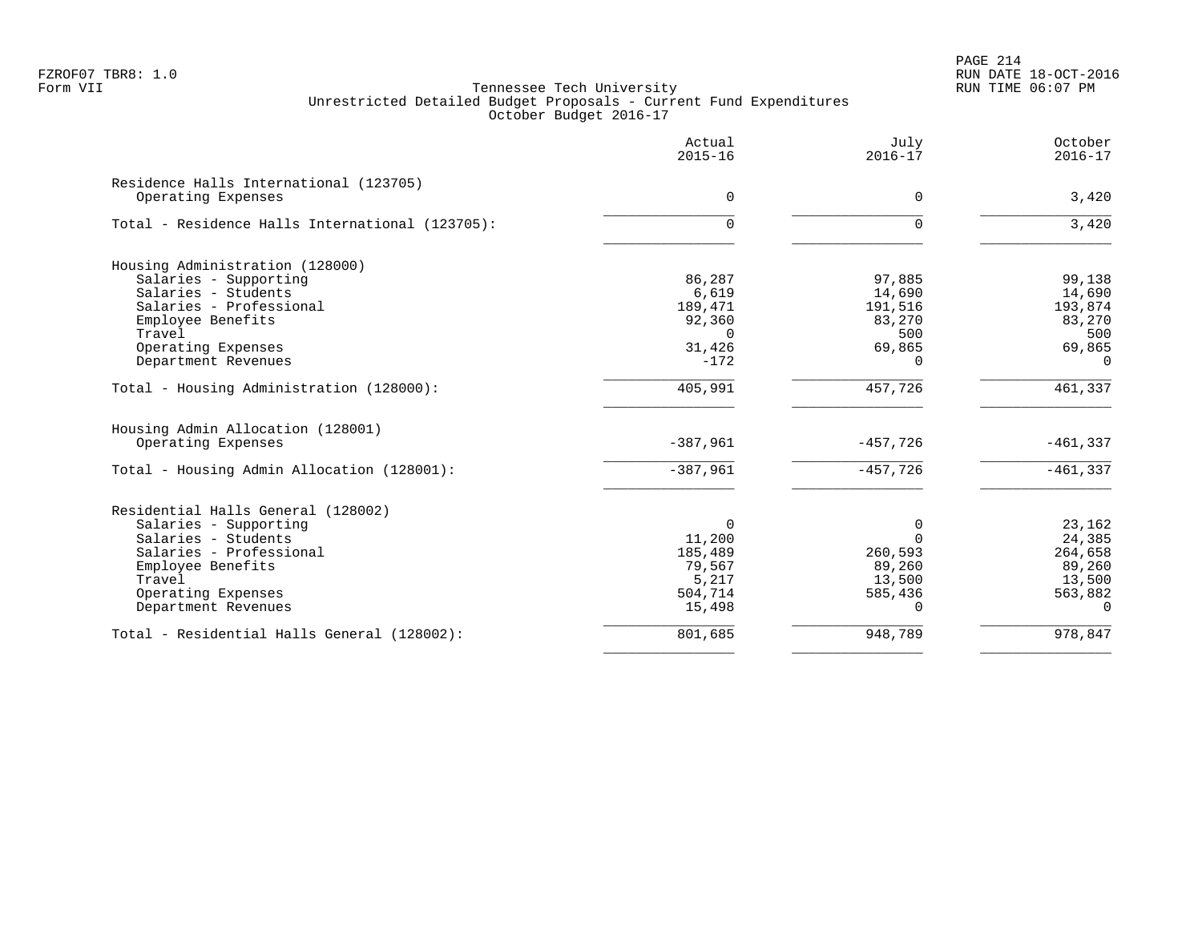FZROF07 TBR8: 1.0
Form VII

Tennessee Tech University
Unrestricted Detailed Budget Proposals - Current Fund Expenditures
October Budget 2016-17

RUN DATE 18-OCT-2016
RUN TIME 06:07 PM

| | Actual 2015-16 | July 2016-17 | October 2016-17 |
|---|---|---|---|
| **Residence Halls International (123705)** | | | |
| Operating Expenses | 0 | 0 | 3,420 |
| **Total - Residence Halls International (123705):** | 0 | 0 | 3,420 |
| **Housing Administration (128000)** | | | |
| Salaries - Supporting | 86,287 | 97,885 | 99,138 |
| Salaries - Students | 6,619 | 14,690 | 14,690 |
| Salaries - Professional | 189,471 | 191,516 | 193,874 |
| Employee Benefits | 92,360 | 83,270 | 83,270 |
| Travel | 0 | 500 | 500 |
| Operating Expenses | 31,426 | 69,865 | 69,865 |
| Department Revenues | -172 | 0 | 0 |
| **Total - Housing Administration (128000):** | 405,991 | 457,726 | 461,337 |
| **Housing Admin Allocation (128001)** | | | |
| Operating Expenses | -387,961 | -457,726 | -461,337 |
| **Total - Housing Admin Allocation (128001):** | -387,961 | -457,726 | -461,337 |
| **Residential Halls General (128002)** | | | |
| Salaries - Supporting | 0 | 0 | 23,162 |
| Salaries - Students | 11,200 | 0 | 24,385 |
| Salaries - Professional | 185,489 | 260,593 | 264,658 |
| Employee Benefits | 79,567 | 89,260 | 89,260 |
| Travel | 5,217 | 13,500 | 13,500 |
| Operating Expenses | 504,714 | 585,436 | 563,882 |
| Department Revenues | 15,498 | 0 | 0 |
| **Total - Residential Halls General (128002):** | 801,685 | 948,789 | 978,847 |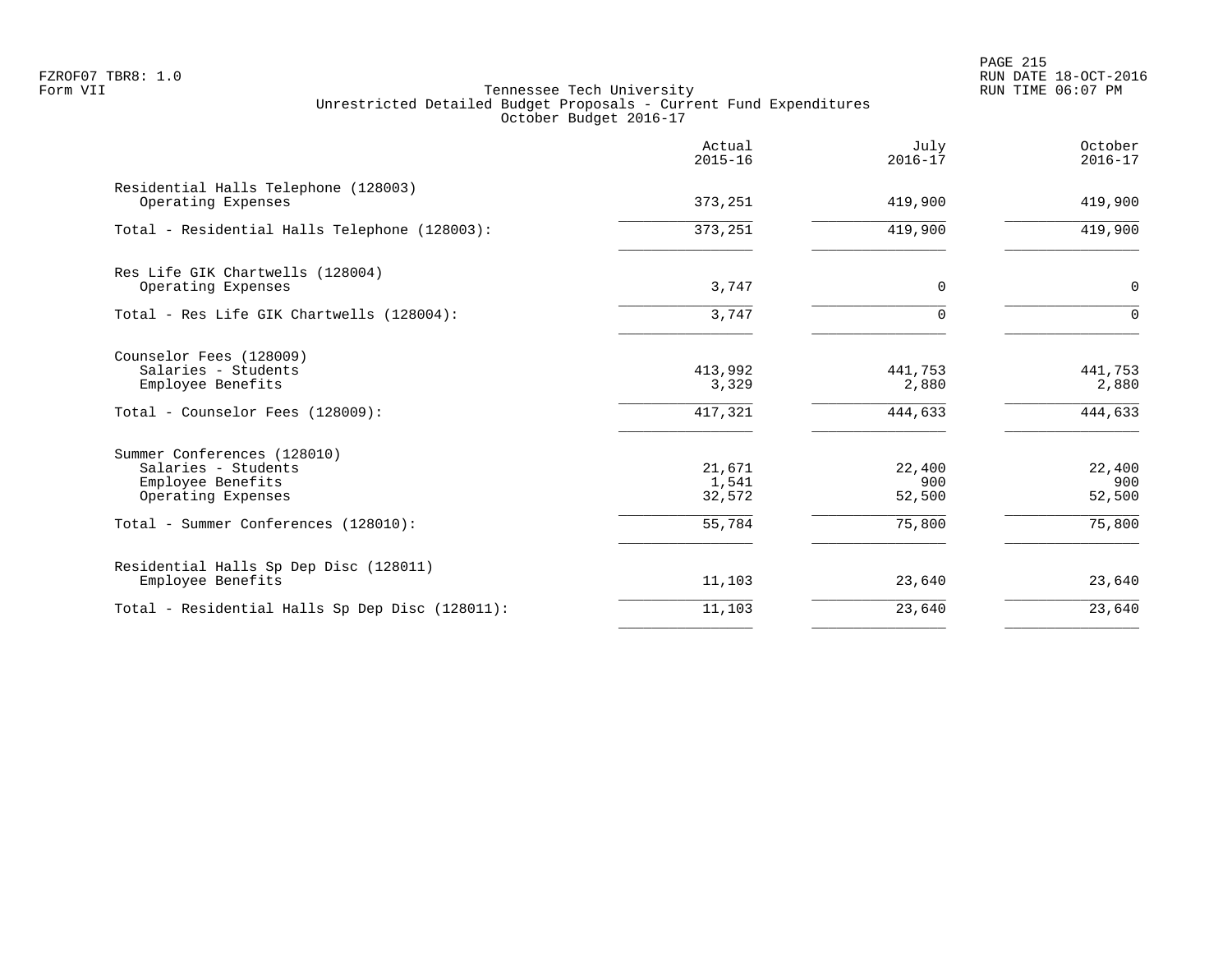FZROF07 TBR8: 1.0
Form VII

Tennessee Tech University
Unrestricted Detailed Budget Proposals - Current Fund Expenditures
October Budget 2016-17

RUN DATE 18-OCT-2016
RUN TIME 06:07 PM

| | Actual 2015-16 | July 2016-17 | October 2016-17 |
|---|---|---|---|
| Residential Halls Telephone (128003) | | | |
| Operating Expenses | 373,251 | 419,900 | 419,900 |
| Total - Residential Halls Telephone (128003): | 373,251 | 419,900 | 419,900 |
| Res Life GIK Chartwells (128004) | | | |
| Operating Expenses | 3,747 | 0 | 0 |
| Total - Res Life GIK Chartwells (128004): | 3,747 | 0 | 0 |
| Counselor Fees (128009) | | | |
| Salaries - Students | 413,992 | 441,753 | 441,753 |
| Employee Benefits | 3,329 | 2,880 | 2,880 |
| Total - Counselor Fees (128009): | 417,321 | 444,633 | 444,633 |
| Summer Conferences (128010) | | | |
| Salaries - Students | 21,671 | 22,400 | 22,400 |
| Employee Benefits | 1,541 | 900 | 900 |
| Operating Expenses | 32,572 | 52,500 | 52,500 |
| Total - Summer Conferences (128010): | 55,784 | 75,800 | 75,800 |
| Residential Halls Sp Dep Disc (128011) | | | |
| Employee Benefits | 11,103 | 23,640 | 23,640 |
| Total - Residential Halls Sp Dep Disc (128011): | 11,103 | 23,640 | 23,640 |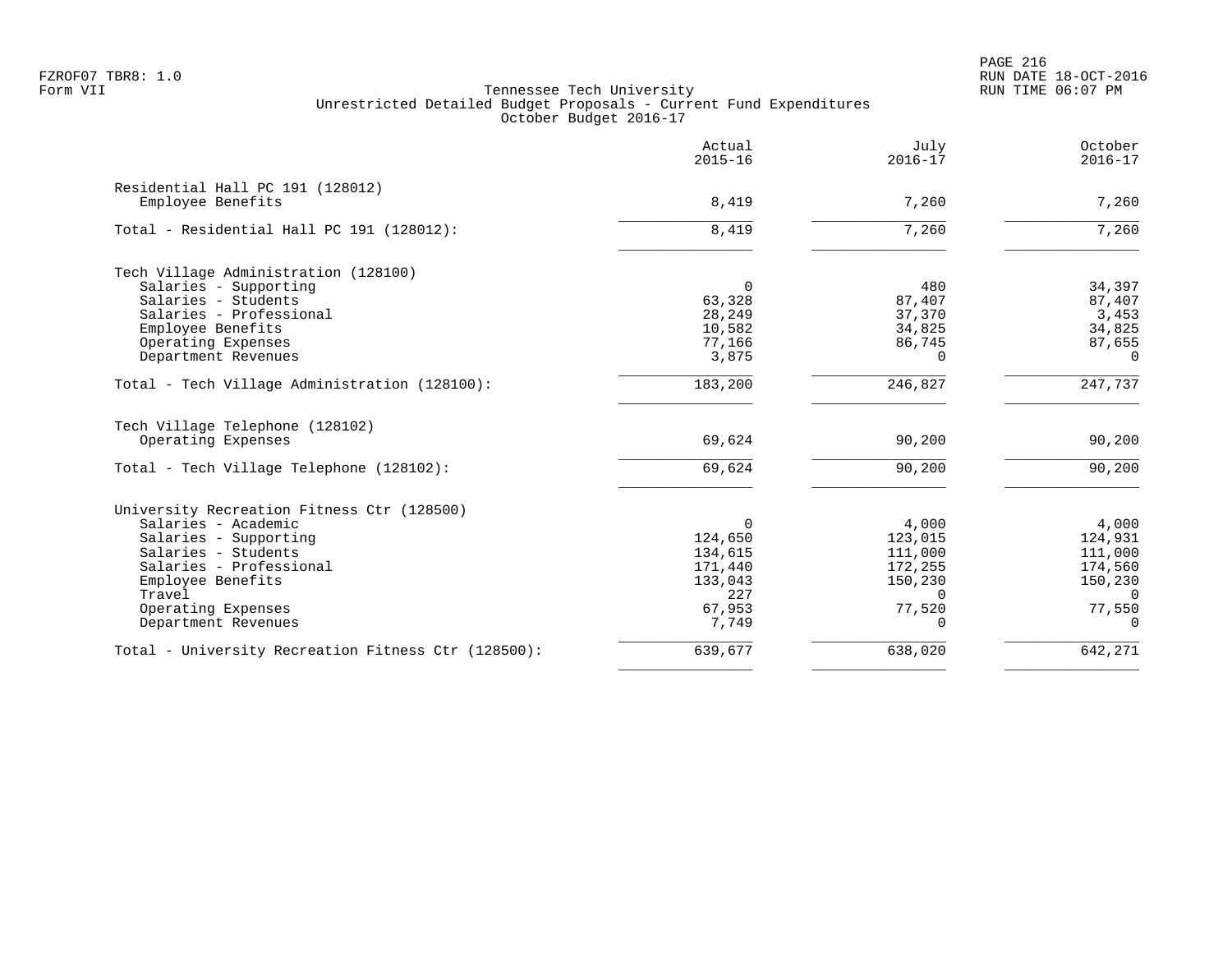FZROF07 TBR8: 1.0
Form VII

Tennessee Tech University
Unrestricted Detailed Budget Proposals - Current Fund Expenditures
October Budget 2016-17

RUN DATE 18-OCT-2016
RUN TIME 06:07 PM

| | Actual 2015-16 | July 2016-17 | October 2016-17 |
|---|---|---|---|
| **Residential Hall PC 191 (128012)** | | | |
| Employee Benefits | 8,419 | 7,260 | 7,260 |
| Total - Residential Hall PC 191 (128012): | 8,419 | 7,260 | 7,260 |
| **Tech Village Administration (128100)** | | | |
| Salaries - Supporting | 0 | 480 | 34,397 |
| Salaries - Students | 63,328 | 87,407 | 87,407 |
| Salaries - Professional | 28,249 | 37,370 | 3,453 |
| Employee Benefits | 10,582 | 34,825 | 34,825 |
| Operating Expenses | 77,166 | 86,745 | 87,655 |
| Department Revenues | 3,875 | 0 | 0 |
| Total - Tech Village Administration (128100): | 183,200 | 246,827 | 247,737 |
| **Tech Village Telephone (128102)** | | | |
| Operating Expenses | 69,624 | 90,200 | 90,200 |
| Total - Tech Village Telephone (128102): | 69,624 | 90,200 | 90,200 |
| **University Recreation Fitness Ctr (128500)** | | | |
| Salaries - Academic | 0 | 4,000 | 4,000 |
| Salaries - Supporting | 124,650 | 123,015 | 124,931 |
| Salaries - Students | 134,615 | 111,000 | 111,000 |
| Salaries - Professional | 171,440 | 172,255 | 174,560 |
| Employee Benefits | 133,043 | 150,230 | 150,230 |
| Travel | 227 | 0 | 0 |
| Operating Expenses | 67,953 | 77,520 | 77,550 |
| Department Revenues | 7,749 | 0 | 0 |
| Total - University Recreation Fitness Ctr (128500): | 639,677 | 638,020 | 642,271 |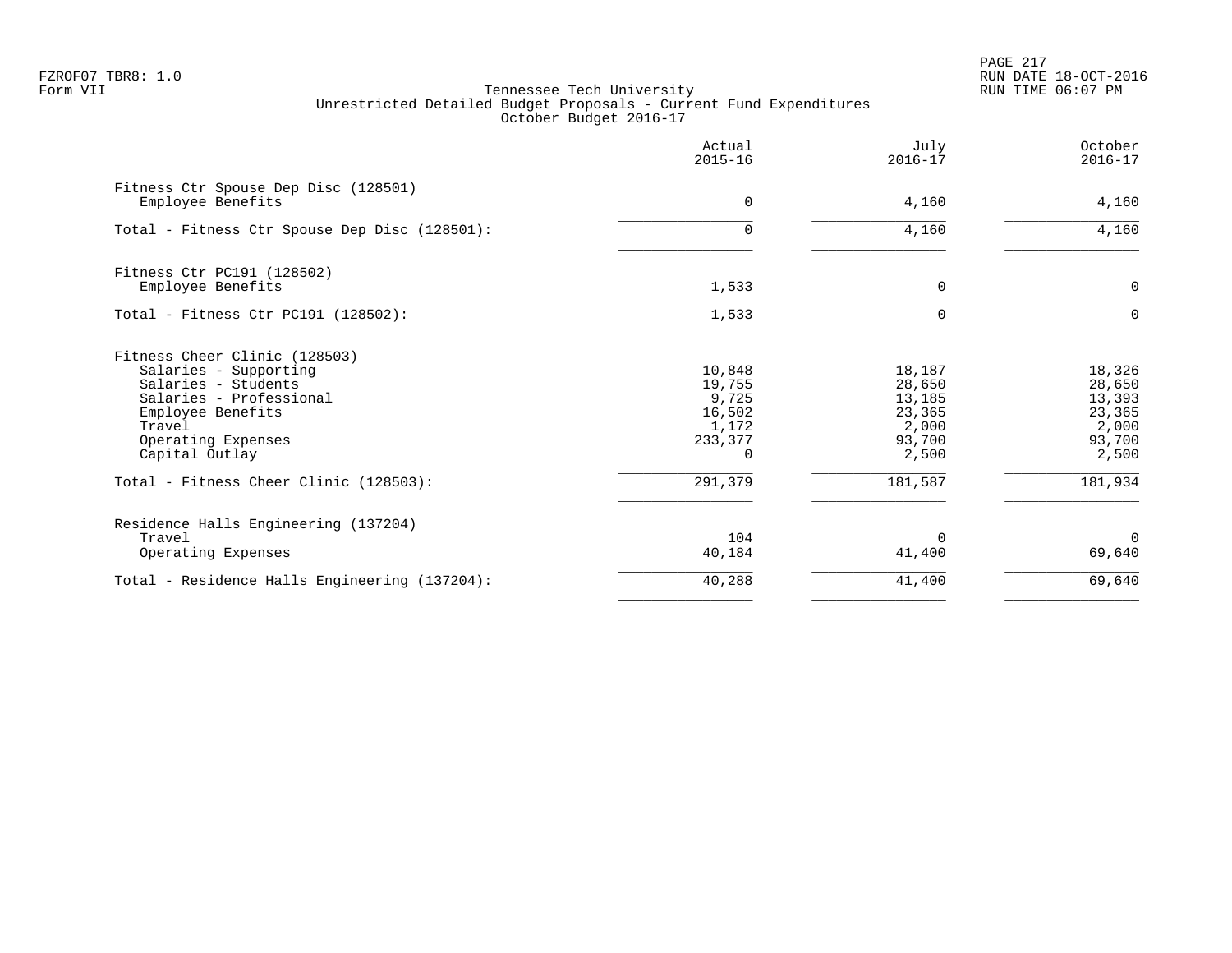FZROF07 TBR8: 1.0
Form VII

Tennessee Tech University
Unrestricted Detailed Budget Proposals - Current Fund Expenditures
October Budget 2016-17

RUN DATE 18-OCT-2016
RUN TIME 06:07 PM

| | Actual 2015-16 | July 2016-17 | October 2016-17 |
|---|---|---|---|
| **Fitness Ctr Spouse Dep Disc (128501)** | | | |
| Employee Benefits | 0 | 4,160 | 4,160 |
| Total - Fitness Ctr Spouse Dep Disc (128501): | 0 | 4,160 | 4,160 |
| **Fitness Ctr PC191 (128502)** | | | |
| Employee Benefits | 1,533 | 0 | 0 |
| Total - Fitness Ctr PC191 (128502): | 1,533 | 0 | 0 |
| **Fitness Cheer Clinic (128503)** | | | |
| Salaries - Supporting | 10,848 | 18,187 | 18,326 |
| Salaries - Students | 19,755 | 28,650 | 28,650 |
| Salaries - Professional | 9,725 | 13,185 | 13,393 |
| Employee Benefits | 16,502 | 23,365 | 23,365 |
| Travel | 1,172 | 2,000 | 2,000 |
| Operating Expenses | 233,377 | 93,700 | 93,700 |
| Capital Outlay | 0 | 2,500 | 2,500 |
| Total - Fitness Cheer Clinic (128503): | 291,379 | 181,587 | 181,934 |
| **Residence Halls Engineering (137204)** | | | |
| Travel | 104 | 0 | 0 |
| Operating Expenses | 40,184 | 41,400 | 69,640 |
| Total - Residence Halls Engineering (137204): | 40,288 | 41,400 | 69,640 |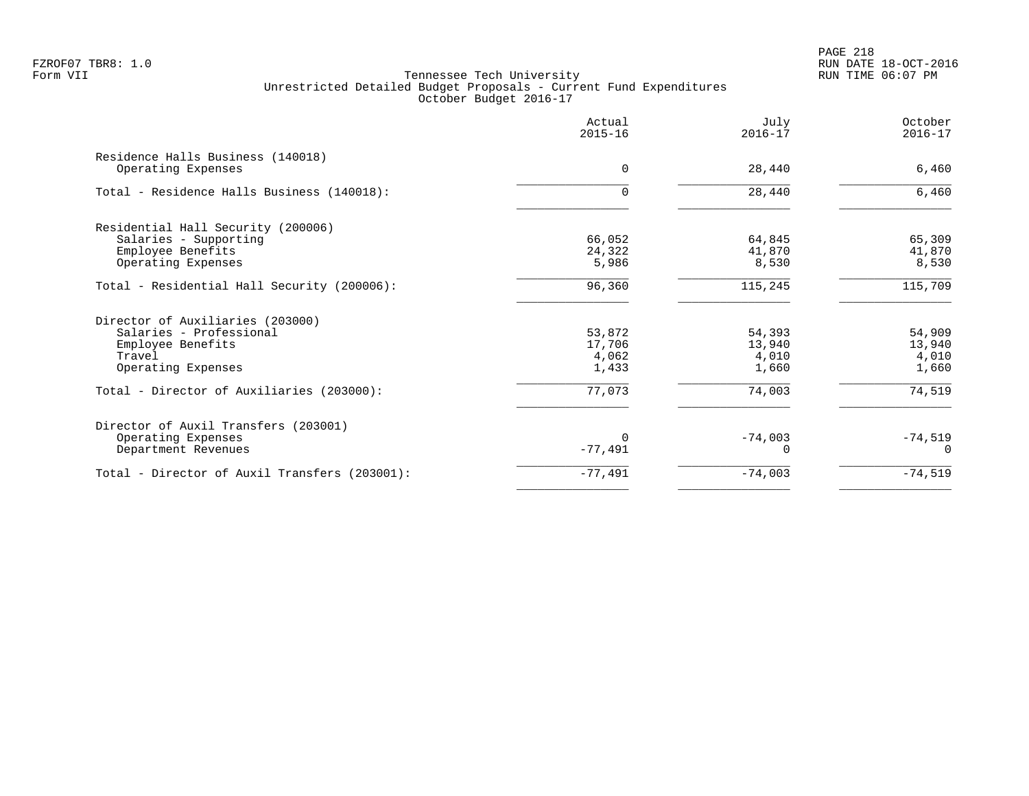Tennessee Tech University
Unrestricted Detailed Budget Proposals - Current Fund Expenditures
October Budget 2016-17

| | Actual 2015-16 | July 2016-17 | October 2016-17 |
|---|---|---|---|
| **Residence Halls Business (140018)** | | | |
| Operating Expenses | 0 | 28,440 | 6,460 |
| Total - Residence Halls Business (140018): | 0 | 28,440 | 6,460 |
| **Residential Hall Security (200006)** | | | |
| Salaries - Supporting | 66,052 | 64,845 | 65,309 |
| Employee Benefits | 24,322 | 41,870 | 41,870 |
| Operating Expenses | 5,986 | 8,530 | 8,530 |
| Total - Residential Hall Security (200006): | 96,360 | 115,245 | 115,709 |
| **Director of Auxiliaries (203000)** | | | |
| Salaries - Professional | 53,872 | 54,393 | 54,909 |
| Employee Benefits | 17,706 | 13,940 | 13,940 |
| Travel | 4,062 | 4,010 | 4,010 |
| Operating Expenses | 1,433 | 1,660 | 1,660 |
| Total - Director of Auxiliaries (203000): | 77,073 | 74,003 | 74,519 |
| **Director of Auxil Transfers (203001)** | | | |
| Operating Expenses | 0 | -74,003 | -74,519 |
| Department Revenues | -77,491 | 0 | 0 |
| Total - Director of Auxil Transfers (203001): | -77,491 | -74,003 | -74,519 |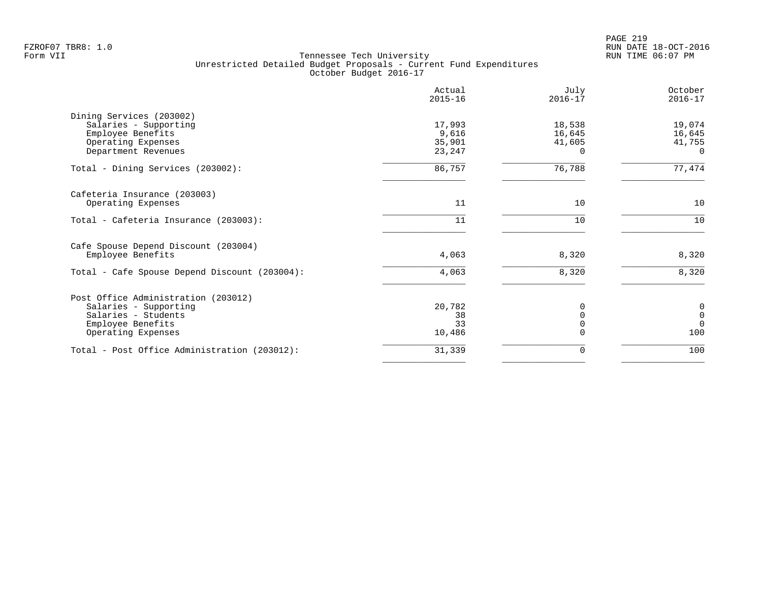Tennessee Tech University
Unrestricted Detailed Budget Proposals - Current Fund Expenditures
October Budget 2016-17

| | Actual 2015-16 | July 2016-17 | October 2016-17 |
|---|---|---|---|
| **Dining Services (203002)** | | | |
| Salaries - Supporting | 17,993 | 18,538 | 19,074 |
| Employee Benefits | 9,616 | 16,645 | 16,645 |
| Operating Expenses | 35,901 | 41,605 | 41,755 |
| Department Revenues | 23,247 | 0 | 0 |
| Total - Dining Services (203002): | 86,757 | 76,788 | 77,474 |
| **Cafeteria Insurance (203003)** | | | |
| Operating Expenses | 11 | 10 | 10 |
| Total - Cafeteria Insurance (203003): | 11 | 10 | 10 |
| **Cafe Spouse Depend Discount (203004)** | | | |
| Employee Benefits | 4,063 | 8,320 | 8,320 |
| Total - Cafe Spouse Depend Discount (203004): | 4,063 | 8,320 | 8,320 |
| **Post Office Administration (203012)** | | | |
| Salaries - Supporting | 20,782 | 0 | 0 |
| Salaries - Students | 38 | 0 | 0 |
| Employee Benefits | 33 | 0 | 0 |
| Operating Expenses | 10,486 | 0 | 100 |
| Total - Post Office Administration (203012): | 31,339 | 0 | 100 |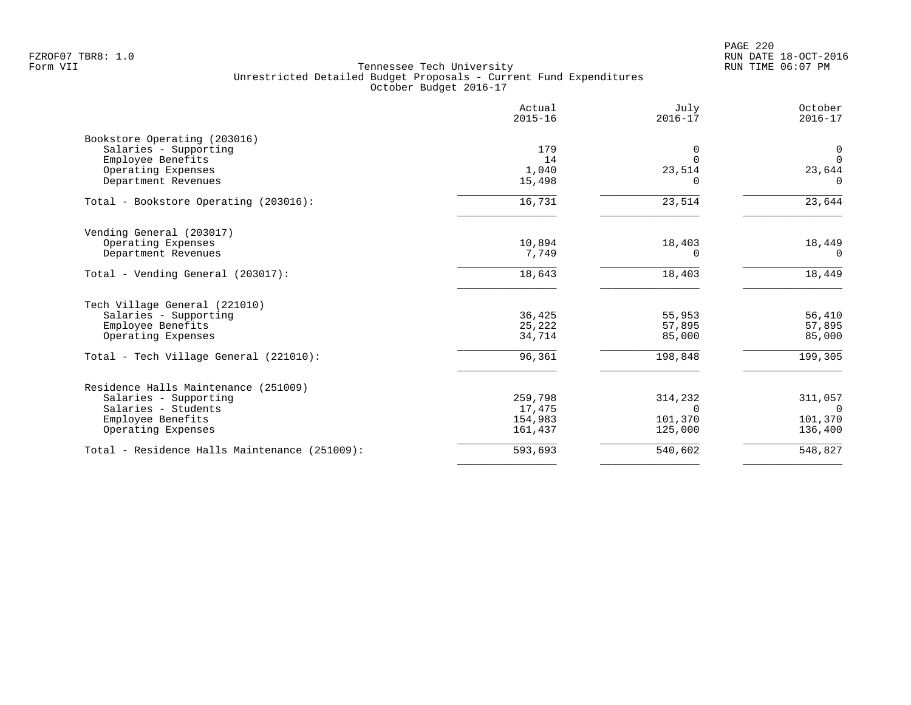Tennessee Tech University
Unrestricted Detailed Budget Proposals - Current Fund Expenditures
October Budget 2016-17

| | Actual 2015-16 | July 2016-17 | October 2016-17 |
|---|---:|---:|---:|
| **Bookstore Operating (203016)** | | | |
| Salaries - Supporting | 179 | 0 | 0 |
| Employee Benefits | 14 | 0 | 0 |
| Operating Expenses | 1,040 | 23,514 | 23,644 |
| Department Revenues | 15,498 | 0 | 0 |
| Total - Bookstore Operating (203016): | 16,731 | 23,514 | 23,644 |
| **Vending General (203017)** | | | |
| Operating Expenses | 10,894 | 18,403 | 18,449 |
| Department Revenues | 7,749 | 0 | 0 |
| Total - Vending General (203017): | 18,643 | 18,403 | 18,449 |
| **Tech Village General (221010)** | | | |
| Salaries - Supporting | 36,425 | 55,953 | 56,410 |
| Employee Benefits | 25,222 | 57,895 | 57,895 |
| Operating Expenses | 34,714 | 85,000 | 85,000 |
| Total - Tech Village General (221010): | 96,361 | 198,848 | 199,305 |
| **Residence Halls Maintenance (251009)** | | | |
| Salaries - Supporting | 259,798 | 314,232 | 311,057 |
| Salaries - Students | 17,475 | 0 | 0 |
| Employee Benefits | 154,983 | 101,370 | 101,370 |
| Operating Expenses | 161,437 | 125,000 | 136,400 |
| Total - Residence Halls Maintenance (251009): | 593,693 | 540,602 | 548,827 |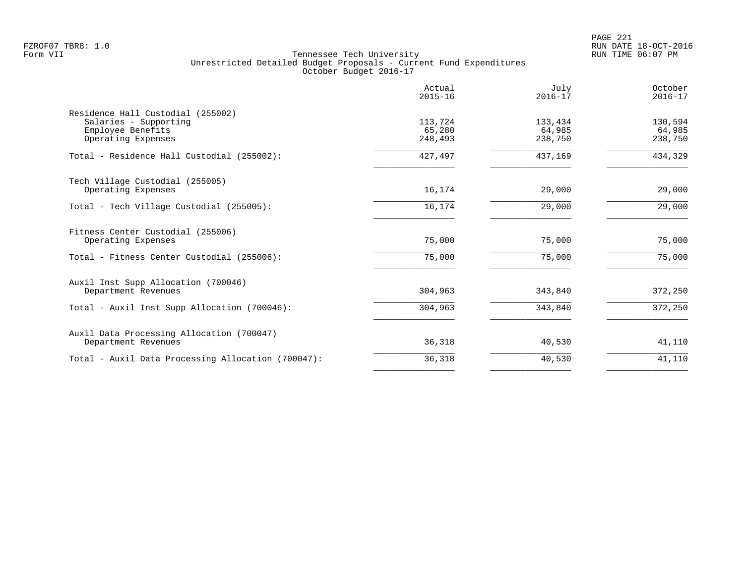Tennessee Tech University
Unrestricted Detailed Budget Proposals - Current Fund Expenditures
October Budget 2016-17

| | Actual 2015-16 | July 2016-17 | October 2016-17 |
|---|---|---|---|
| **Residence Hall Custodial (255002)** | | | |
| Salaries - Supporting | 113,724 | 133,434 | 130,594 |
| Employee Benefits | 65,280 | 64,985 | 64,985 |
| Operating Expenses | 248,493 | 238,750 | 238,750 |
| Total - Residence Hall Custodial (255002): | 427,497 | 437,169 | 434,329 |
| **Tech Village Custodial (255005)** | | | |
| Operating Expenses | 16,174 | 29,000 | 29,000 |
| Total - Tech Village Custodial (255005): | 16,174 | 29,000 | 29,000 |
| **Fitness Center Custodial (255006)** | | | |
| Operating Expenses | 75,000 | 75,000 | 75,000 |
| Total - Fitness Center Custodial (255006): | 75,000 | 75,000 | 75,000 |
| **Auxil Inst Supp Allocation (700046)** | | | |
| Department Revenues | 304,963 | 343,840 | 372,250 |
| Total - Auxil Inst Supp Allocation (700046): | 304,963 | 343,840 | 372,250 |
| **Auxil Data Processing Allocation (700047)** | | | |
| Department Revenues | 36,318 | 40,530 | 41,110 |
| Total - Auxil Data Processing Allocation (700047): | 36,318 | 40,530 | 41,110 |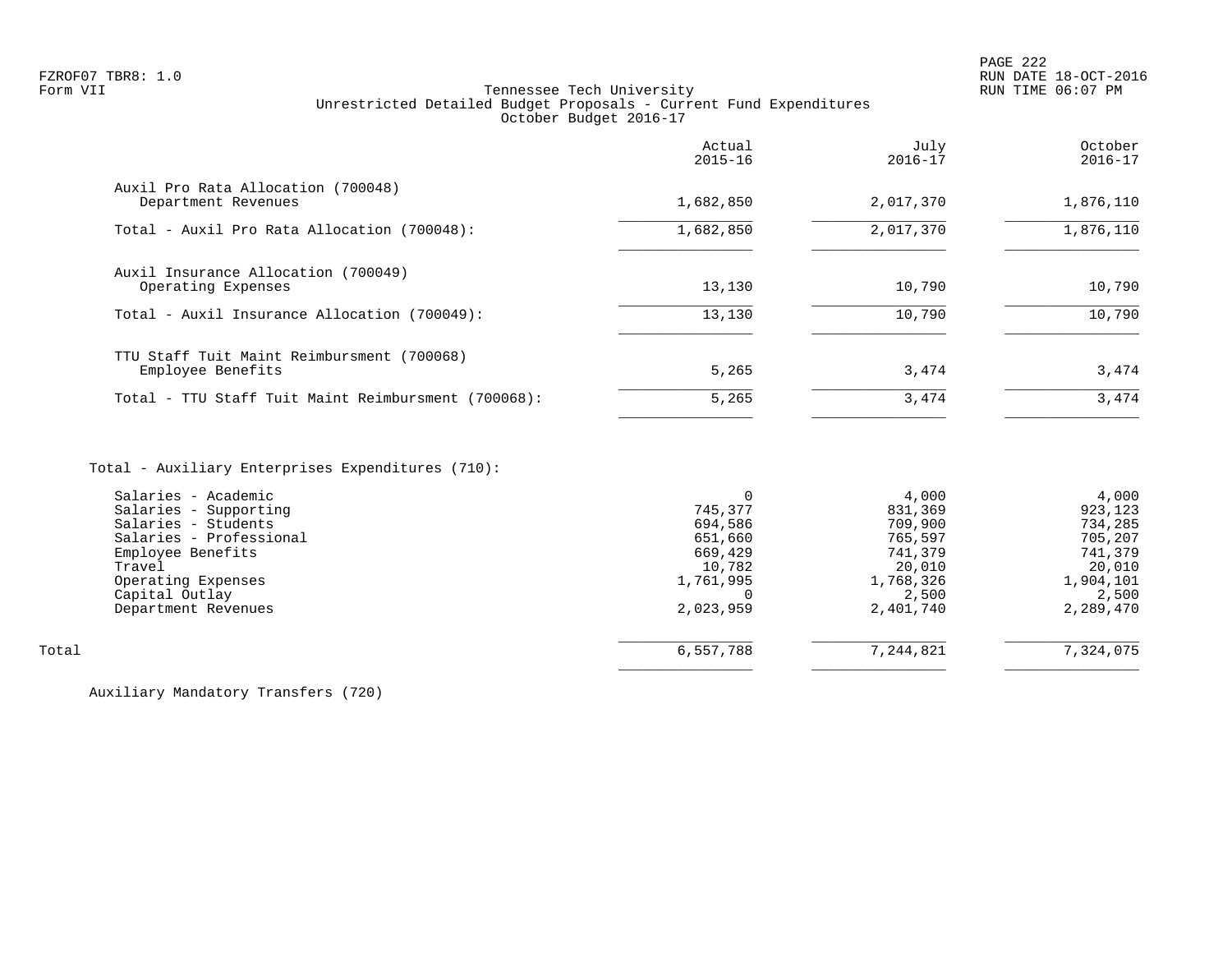Tennessee Tech University
Unrestricted Detailed Budget Proposals - Current Fund Expenditures
October Budget 2016-17

| | Actual 2015-16 | July 2016-17 | October 2016-17 |
|---|---|---|---|
| Auxil Pro Rata Allocation (700048) | | | |
| Department Revenues | 1,682,850 | 2,017,370 | 1,876,110 |
| Total - Auxil Pro Rata Allocation (700048): | 1,682,850 | 2,017,370 | 1,876,110 |
| Auxil Insurance Allocation (700049) | | | |
| Operating Expenses | 13,130 | 10,790 | 10,790 |
| Total - Auxil Insurance Allocation (700049): | 13,130 | 10,790 | 10,790 |
| TTU Staff Tuit Maint Reimbursment (700068) | | | |
| Employee Benefits | 5,265 | 3,474 | 3,474 |
| Total - TTU Staff Tuit Maint Reimbursment (700068): | 5,265 | 3,474 | 3,474 |
| Total - Auxiliary Enterprises Expenditures (710): | | | |
| Salaries - Academic | 0 | 4,000 | 4,000 |
| Salaries - Supporting | 745,377 | 831,369 | 923,123 |
| Salaries - Students | 694,586 | 709,900 | 734,285 |
| Salaries - Professional | 651,660 | 765,597 | 705,207 |
| Employee Benefits | 669,429 | 741,379 | 741,379 |
| Travel | 10,782 | 20,010 | 20,010 |
| Operating Expenses | 1,761,995 | 1,768,326 | 1,904,101 |
| Capital Outlay | 0 | 2,500 | 2,500 |
| Department Revenues | 2,023,959 | 2,401,740 | 2,289,470 |
| Total | 6,557,788 | 7,244,821 | 7,324,075 |

Auxiliary Mandatory Transfers (720)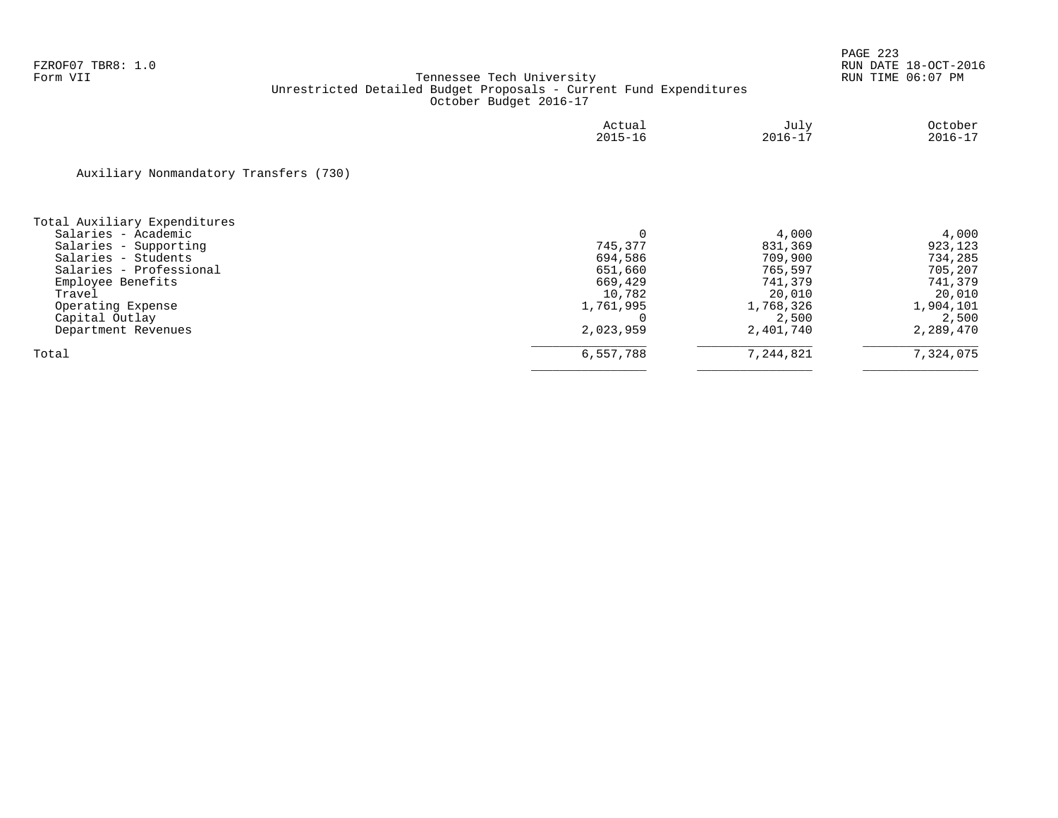FZROF07 TBR8: 1.0
Form VII

Tennessee Tech University
Unrestricted Detailed Budget Proposals - Current Fund Expenditures
October Budget 2016-17

RUN DATE 18-OCT-2016
RUN TIME 06:07 PM

Auxiliary Nonmandatory Transfers (730)

| | Actual 2015-16 | July 2016-17 | October 2016-17 |
|---|---|---|---|
| **Total Auxiliary Expenditures** | | | |
| Salaries - Academic | 0 | 4,000 | 4,000 |
| Salaries - Supporting | 745,377 | 831,369 | 923,123 |
| Salaries - Students | 694,586 | 709,900 | 734,285 |
| Salaries - Professional | 651,660 | 765,597 | 705,207 |
| Employee Benefits | 669,429 | 741,379 | 741,379 |
| Travel | 10,782 | 20,010 | 20,010 |
| Operating Expense | 1,761,995 | 1,768,326 | 1,904,101 |
| Capital Outlay | 0 | 2,500 | 2,500 |
| Department Revenues | 2,023,959 | 2,401,740 | 2,289,470 |
| Total | 6,557,788 | 7,244,821 | 7,324,075 |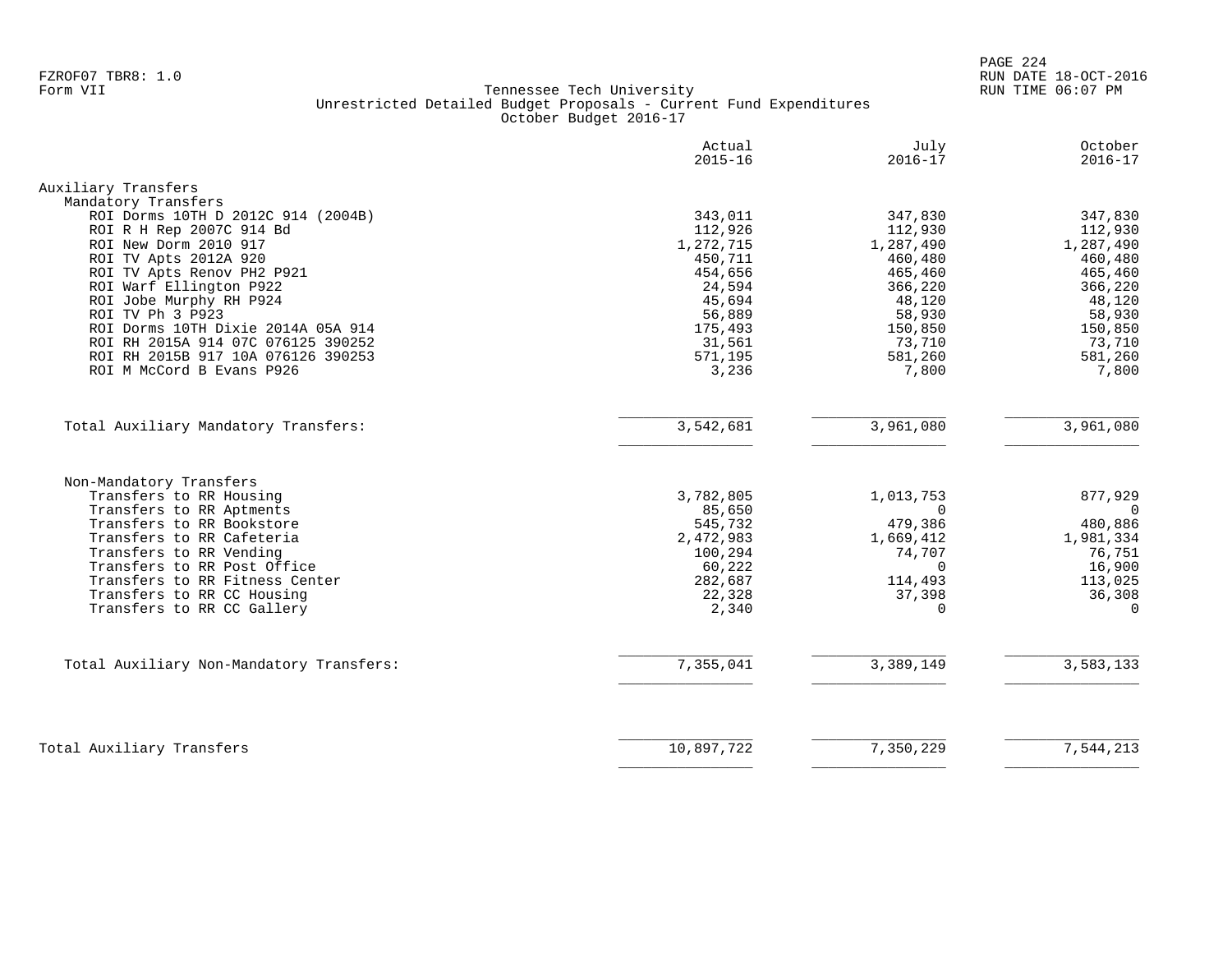FZROF07 TBR8: 1.0
Form VII

Tennessee Tech University
Unrestricted Detailed Budget Proposals - Current Fund Expenditures
October Budget 2016-17

| | Actual 2015-16 | July 2016-17 | October 2016-17 |
|---|---|---|---|
| **Auxiliary Transfers** | | | |
| Mandatory Transfers | | | |
| ROI Dorms 10TH D 2012C 914 (2004B) | 343,011 | 347,830 | 347,830 |
| ROI R H Rep 2007C 914 Bd | 112,926 | 112,930 | 112,930 |
| ROI New Dorm 2010 917 | 1,272,715 | 1,287,490 | 1,287,490 |
| ROI TV Apts 2012A 920 | 450,711 | 460,480 | 460,480 |
| ROI TV Apts Renov PH2 P921 | 454,656 | 465,460 | 465,460 |
| ROI Warf Ellington P922 | 24,594 | 366,220 | 366,220 |
| ROI Jobe Murphy RH P924 | 45,694 | 48,120 | 48,120 |
| ROI TV Ph 3 P923 | 56,889 | 58,930 | 58,930 |
| ROI Dorms 10TH Dixie 2014A 05A 914 | 175,493 | 150,850 | 150,850 |
| ROI RH 2015A 914 07C 076125 390252 | 31,561 | 73,710 | 73,710 |
| ROI RH 2015B 917 10A 076126 390253 | 571,195 | 581,260 | 581,260 |
| ROI M McCord B Evans P926 | 3,236 | 7,800 | 7,800 |
| Total Auxiliary Mandatory Transfers: | 3,542,681 | 3,961,080 | 3,961,080 |
| Non-Mandatory Transfers | | | |
| Transfers to RR Housing | 3,782,805 | 1,013,753 | 877,929 |
| Transfers to RR Aptments | 85,650 | 0 | 0 |
| Transfers to RR Bookstore | 545,732 | 479,386 | 480,886 |
| Transfers to RR Cafeteria | 2,472,983 | 1,669,412 | 1,981,334 |
| Transfers to RR Vending | 100,294 | 74,707 | 76,751 |
| Transfers to RR Post Office | 60,222 | 0 | 16,900 |
| Transfers to RR Fitness Center | 282,687 | 114,493 | 113,025 |
| Transfers to RR CC Housing | 22,328 | 37,398 | 36,308 |
| Transfers to RR CC Gallery | 2,340 | 0 | 0 |
| Total Auxiliary Non-Mandatory Transfers: | 7,355,041 | 3,389,149 | 3,583,133 |
| **Total Auxiliary Transfers** | 10,897,722 | 7,350,229 | 7,544,213 |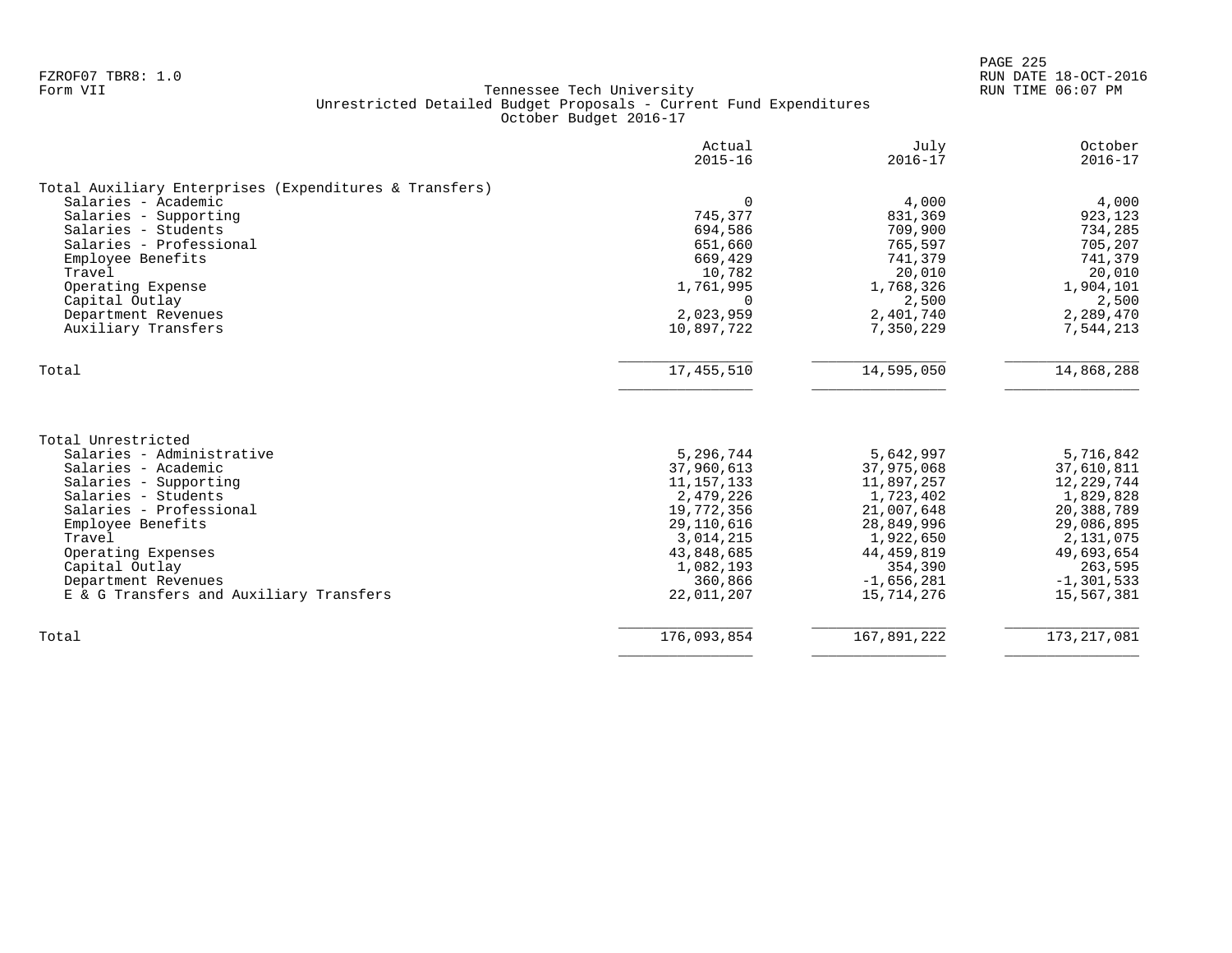FZROF07 TBR8: 1.0
Form VII

# Tennessee Tech University
## Unrestricted Detailed Budget Proposals - Current Fund Expenditures
### October Budget 2016-17

RUN DATE 18-OCT-2016
RUN TIME 06:07 PM

| | Actual 2015-16 | July 2016-17 | October 2016-17 |
|---|---|---|---|
| **Total Auxiliary Enterprises (Expenditures & Transfers)** | | | |
| Salaries - Academic | 0 | 4,000 | 4,000 |
| Salaries - Supporting | 745,377 | 831,369 | 923,123 |
| Salaries - Students | 694,586 | 709,900 | 734,285 |
| Salaries - Professional | 651,660 | 765,597 | 705,207 |
| Employee Benefits | 669,429 | 741,379 | 741,379 |
| Travel | 10,782 | 20,010 | 20,010 |
| Operating Expense | 1,761,995 | 1,768,326 | 1,904,101 |
| Capital Outlay | 0 | 2,500 | 2,500 |
| Department Revenues | 2,023,959 | 2,401,740 | 2,289,470 |
| Auxiliary Transfers | 10,897,722 | 7,350,229 | 7,544,213 |
| Total | 17,455,510 | 14,595,050 | 14,868,288 |
| **Total Unrestricted** | | | |
| Salaries - Administrative | 5,296,744 | 5,642,997 | 5,716,842 |
| Salaries - Academic | 37,960,613 | 37,975,068 | 37,610,811 |
| Salaries - Supporting | 11,157,133 | 11,897,257 | 12,229,744 |
| Salaries - Students | 2,479,226 | 1,723,402 | 1,829,828 |
| Salaries - Professional | 19,772,356 | 21,007,648 | 20,388,789 |
| Employee Benefits | 29,110,616 | 28,849,996 | 29,086,895 |
| Travel | 3,014,215 | 1,922,650 | 2,131,075 |
| Operating Expenses | 43,848,685 | 44,459,819 | 49,693,654 |
| Capital Outlay | 1,082,193 | 354,390 | 263,595 |
| Department Revenues | 360,866 | -1,656,281 | -1,301,533 |
| E & G Transfers and Auxiliary Transfers | 22,011,207 | 15,714,276 | 15,567,381 |
| Total | 176,093,854 | 167,891,222 | 173,217,081 |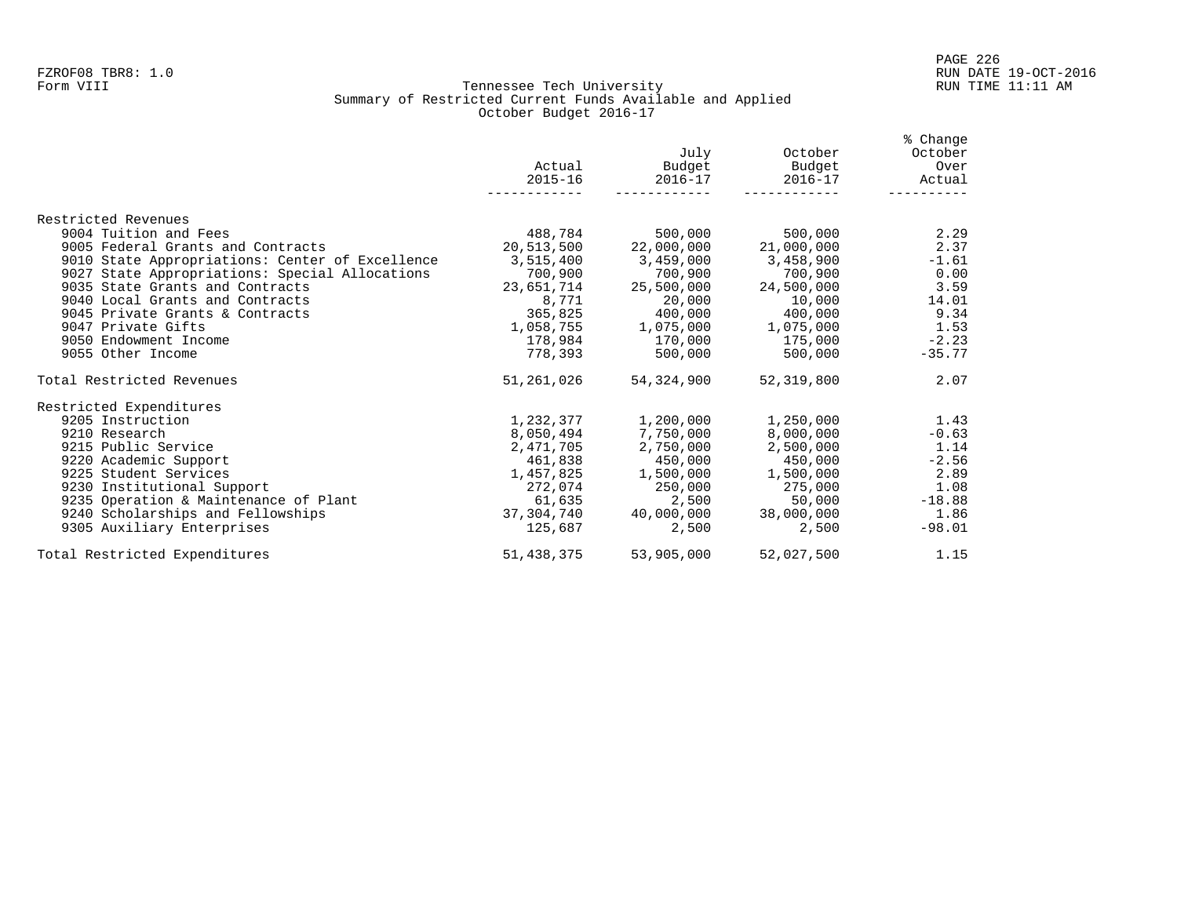FZROF08 TBR8: 1.0
Form VIII

# Tennessee Tech University
## Summary of Restricted Current Funds Available and Applied
### October Budget 2016-17

RUN DATE 19-OCT-2016
RUN TIME 11:11 AM

| | Actual 2015-16 | July Budget 2016-17 | October Budget 2016-17 | % Change October Over Actual |
|---|---|---|---|---|
| **Restricted Revenues** | | | | |
| 9004 Tuition and Fees | 488,784 | 500,000 | 500,000 | 2.29 |
| 9005 Federal Grants and Contracts | 20,513,500 | 22,000,000 | 21,000,000 | 2.37 |
| 9010 State Appropriations: Center of Excellence | 3,515,400 | 3,459,000 | 3,458,900 | -1.61 |
| 9027 State Appropriations: Special Allocations | 700,900 | 700,900 | 700,900 | 0.00 |
| 9035 State Grants and Contracts | 23,651,714 | 25,500,000 | 24,500,000 | 3.59 |
| 9040 Local Grants and Contracts | 8,771 | 20,000 | 10,000 | 14.01 |
| 9045 Private Grants & Contracts | 365,825 | 400,000 | 400,000 | 9.34 |
| 9047 Private Gifts | 1,058,755 | 1,075,000 | 1,075,000 | 1.53 |
| 9050 Endowment Income | 178,984 | 170,000 | 175,000 | -2.23 |
| 9055 Other Income | 778,393 | 500,000 | 500,000 | -35.77 |
| Total Restricted Revenues | 51,261,026 | 54,324,900 | 52,319,800 | 2.07 |
| **Restricted Expenditures** | | | | |
| 9205 Instruction | 1,232,377 | 1,200,000 | 1,250,000 | 1.43 |
| 9210 Research | 8,050,494 | 7,750,000 | 8,000,000 | -0.63 |
| 9215 Public Service | 2,471,705 | 2,750,000 | 2,500,000 | 1.14 |
| 9220 Academic Support | 461,838 | 450,000 | 450,000 | -2.56 |
| 9225 Student Services | 1,457,825 | 1,500,000 | 1,500,000 | 2.89 |
| 9230 Institutional Support | 272,074 | 250,000 | 275,000 | 1.08 |
| 9235 Operation & Maintenance of Plant | 61,635 | 2,500 | 50,000 | -18.88 |
| 9240 Scholarships and Fellowships | 37,304,740 | 40,000,000 | 38,000,000 | 1.86 |
| 9305 Auxiliary Enterprises | 125,687 | 2,500 | 2,500 | -98.01 |
| Total Restricted Expenditures | 51,438,375 | 53,905,000 | 52,027,500 | 1.15 |